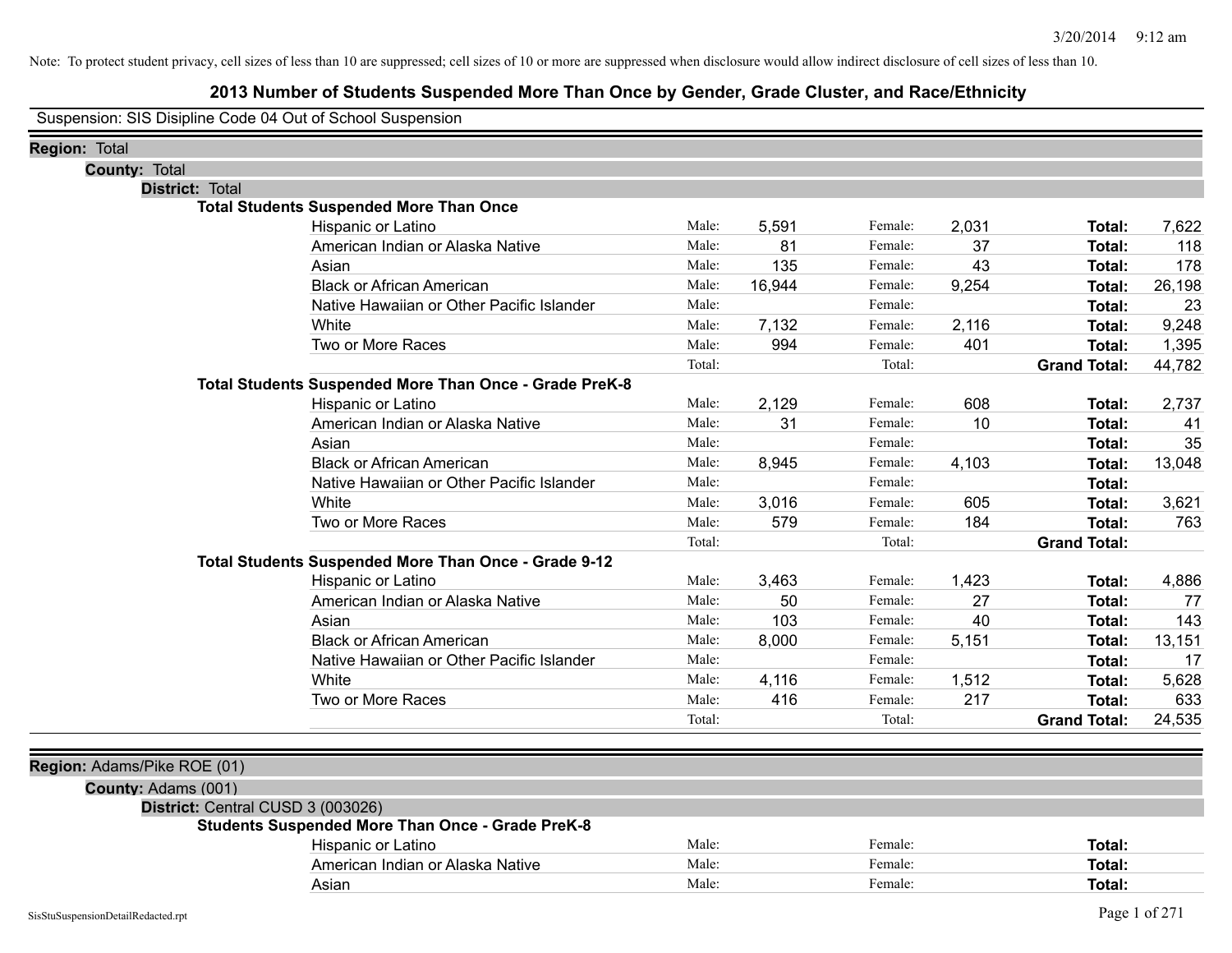Note: To protect student privacy, cell sizes of less than 10 are suppressed; cell sizes of 10 or more are suppressed when disclosure would allow indirect disclosure of cell sizes of less than 10.

# 2013 Number of Students Suspended More Than Once by Gender, Grade Cluster, and Race/Ethnicity

Suspension: SIS Disipline Code 04 Out of School Suspension

**Region:** Total

**County:** Total

**District:** Total

**Total Students Suspended More Than Once**

| Race/Ethnicity | | Male | | Female | | Total |
|---|---|---|---|---|---|---|
| Hispanic or Latino | Male: | 5,591 | Female: | 2,031 | **Total:** | 7,622 |
| American Indian or Alaska Native | Male: | 81 | Female: | 37 | **Total:** | 118 |
| Asian | Male: | 135 | Female: | 43 | **Total:** | 178 |
| Black or African American | Male: | 16,944 | Female: | 9,254 | **Total:** | 26,198 |
| Native Hawaiian or Other Pacific Islander | Male: | | Female: | | **Total:** | 23 |
| White | Male: | 7,132 | Female: | 2,116 | **Total:** | 9,248 |
| Two or More Races | Male: | 994 | Female: | 401 | **Total:** | 1,395 |
| | Total: | | Total: | | **Grand Total:** | 44,782 |

**Total Students Suspended More Than Once - Grade PreK-8**

| Race/Ethnicity | | Male | | Female | | Total |
|---|---|---|---|---|---|---|
| Hispanic or Latino | Male: | 2,129 | Female: | 608 | **Total:** | 2,737 |
| American Indian or Alaska Native | Male: | 31 | Female: | 10 | **Total:** | 41 |
| Asian | Male: | | Female: | | **Total:** | 35 |
| Black or African American | Male: | 8,945 | Female: | 4,103 | **Total:** | 13,048 |
| Native Hawaiian or Other Pacific Islander | Male: | | Female: | | **Total:** | |
| White | Male: | 3,016 | Female: | 605 | **Total:** | 3,621 |
| Two or More Races | Male: | 579 | Female: | 184 | **Total:** | 763 |
| | Total: | | Total: | | **Grand Total:** | |

**Total Students Suspended More Than Once - Grade 9-12**

| Race/Ethnicity | | Male | | Female | | Total |
|---|---|---|---|---|---|---|
| Hispanic or Latino | Male: | 3,463 | Female: | 1,423 | **Total:** | 4,886 |
| American Indian or Alaska Native | Male: | 50 | Female: | 27 | **Total:** | 77 |
| Asian | Male: | 103 | Female: | 40 | **Total:** | 143 |
| Black or African American | Male: | 8,000 | Female: | 5,151 | **Total:** | 13,151 |
| Native Hawaiian or Other Pacific Islander | Male: | | Female: | | **Total:** | 17 |
| White | Male: | 4,116 | Female: | 1,512 | **Total:** | 5,628 |
| Two or More Races | Male: | 416 | Female: | 217 | **Total:** | 633 |
| | Total: | | Total: | | **Grand Total:** | 24,535 |

**Region:** Adams/Pike ROE (01)

**County:** Adams (001)

**District:** Central CUSD 3 (003026)

**Students Suspended More Than Once - Grade PreK-8**

| Race/Ethnicity | | Male | | Female | | Total |
|---|---|---|---|---|---|---|
| Hispanic or Latino | Male: | | Female: | | **Total:** | |
| American Indian or Alaska Native | Male: | | Female: | | **Total:** | |
| Asian | Male: | | Female: | | **Total:** | |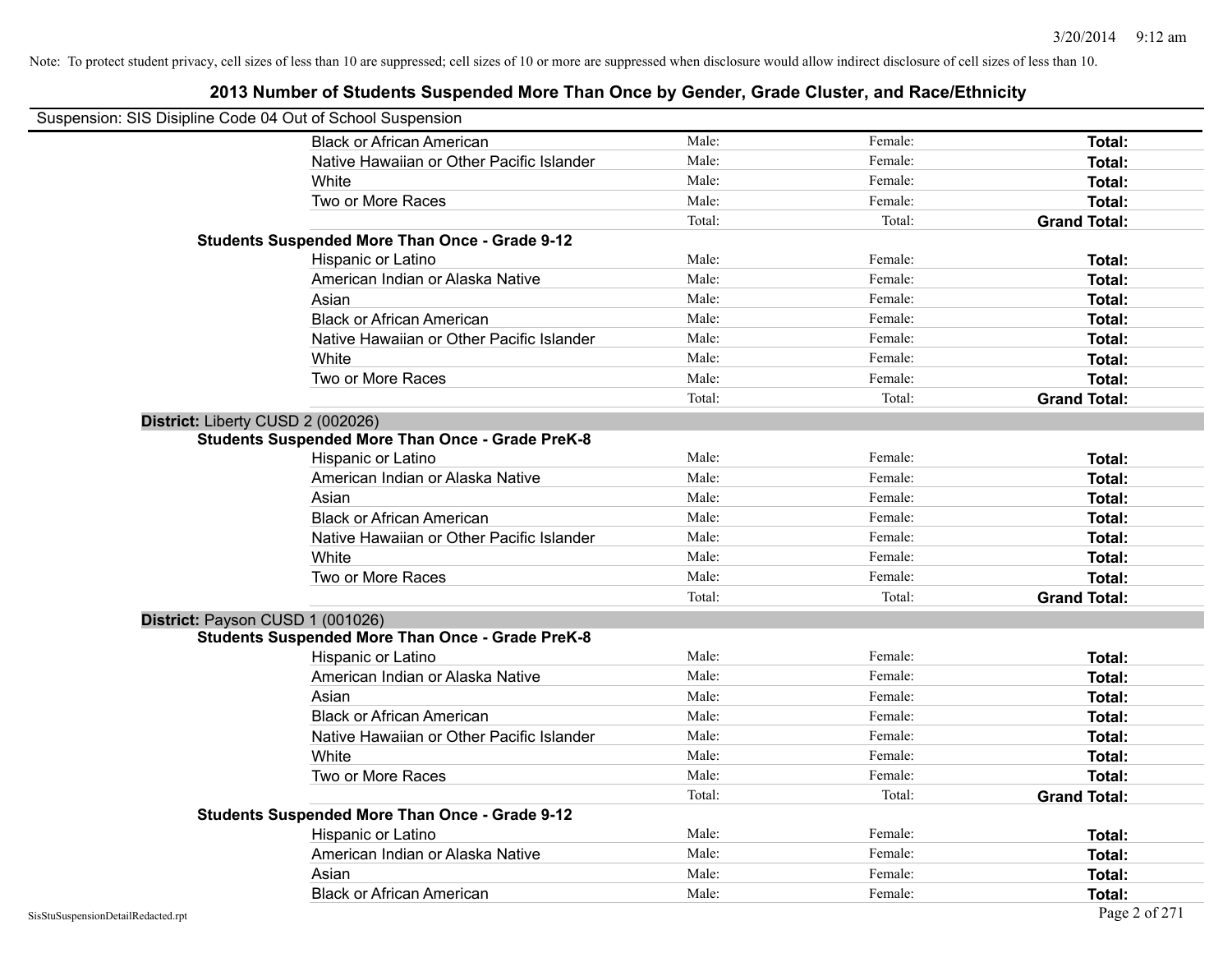Note: To protect student privacy, cell sizes of less than 10 are suppressed; cell sizes of 10 or more are suppressed when disclosure would allow indirect disclosure of cell sizes of less than 10.

## 2013 Number of Students Suspended More Than Once by Gender, Grade Cluster, and Race/Ethnicity

Suspension: SIS Disipline Code 04 Out of School Suspension

| | | | |
|---|---|---|---|
| Black or African American | Male: | Female: | **Total:** |
| Native Hawaiian or Other Pacific Islander | Male: | Female: | **Total:** |
| White | Male: | Female: | **Total:** |
| Two or More Races | Male: | Female: | **Total:** |
| | Total: | Total: | **Grand Total:** |

**Students Suspended More Than Once - Grade 9-12**

| | | | |
|---|---|---|---|
| Hispanic or Latino | Male: | Female: | **Total:** |
| American Indian or Alaska Native | Male: | Female: | **Total:** |
| Asian | Male: | Female: | **Total:** |
| Black or African American | Male: | Female: | **Total:** |
| Native Hawaiian or Other Pacific Islander | Male: | Female: | **Total:** |
| White | Male: | Female: | **Total:** |
| Two or More Races | Male: | Female: | **Total:** |
| | Total: | Total: | **Grand Total:** |

**District:** Liberty CUSD 2 (002026)

**Students Suspended More Than Once - Grade PreK-8**

| | | | |
|---|---|---|---|
| Hispanic or Latino | Male: | Female: | **Total:** |
| American Indian or Alaska Native | Male: | Female: | **Total:** |
| Asian | Male: | Female: | **Total:** |
| Black or African American | Male: | Female: | **Total:** |
| Native Hawaiian or Other Pacific Islander | Male: | Female: | **Total:** |
| White | Male: | Female: | **Total:** |
| Two or More Races | Male: | Female: | **Total:** |
| | Total: | Total: | **Grand Total:** |

**District:** Payson CUSD 1 (001026)

**Students Suspended More Than Once - Grade PreK-8**

| | | | |
|---|---|---|---|
| Hispanic or Latino | Male: | Female: | **Total:** |
| American Indian or Alaska Native | Male: | Female: | **Total:** |
| Asian | Male: | Female: | **Total:** |
| Black or African American | Male: | Female: | **Total:** |
| Native Hawaiian or Other Pacific Islander | Male: | Female: | **Total:** |
| White | Male: | Female: | **Total:** |
| Two or More Races | Male: | Female: | **Total:** |
| | Total: | Total: | **Grand Total:** |

**Students Suspended More Than Once - Grade 9-12**

| | | | |
|---|---|---|---|
| Hispanic or Latino | Male: | Female: | **Total:** |
| American Indian or Alaska Native | Male: | Female: | **Total:** |
| Asian | Male: | Female: | **Total:** |
| Black or African American | Male: | Female: | **Total:** |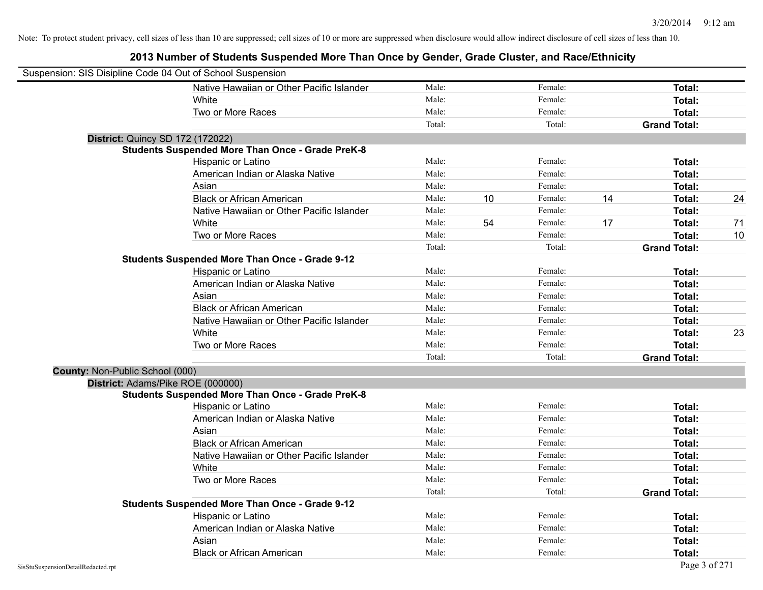Note: To protect student privacy, cell sizes of less than 10 are suppressed; cell sizes of 10 or more are suppressed when disclosure would allow indirect disclosure of cell sizes of less than 10.

# 2013 Number of Students Suspended More Than Once by Gender, Grade Cluster, and Race/Ethnicity

Suspension: SIS Disipline Code 04 Out of School Suspension

| | | | | | | |
|---|---|---|---|---|---|---|
| Native Hawaiian or Other Pacific Islander | Male: | | Female: | | **Total:** | |
| White | Male: | | Female: | | **Total:** | |
| Two or More Races | Male: | | Female: | | **Total:** | |
| | Total: | | Total: | | **Grand Total:** | |

**District:** Quincy SD 172 (172022)

**Students Suspended More Than Once - Grade PreK-8**

| | | | | | | |
|---|---|---|---|---|---|---|
| Hispanic or Latino | Male: | | Female: | | **Total:** | |
| American Indian or Alaska Native | Male: | | Female: | | **Total:** | |
| Asian | Male: | | Female: | | **Total:** | |
| Black or African American | Male: | 10 | Female: | 14 | **Total:** | 24 |
| Native Hawaiian or Other Pacific Islander | Male: | | Female: | | **Total:** | |
| White | Male: | 54 | Female: | 17 | **Total:** | 71 |
| Two or More Races | Male: | | Female: | | **Total:** | 10 |
| | Total: | | Total: | | **Grand Total:** | |

**Students Suspended More Than Once - Grade 9-12**

| | | | | | | |
|---|---|---|---|---|---|---|
| Hispanic or Latino | Male: | | Female: | | **Total:** | |
| American Indian or Alaska Native | Male: | | Female: | | **Total:** | |
| Asian | Male: | | Female: | | **Total:** | |
| Black or African American | Male: | | Female: | | **Total:** | |
| Native Hawaiian or Other Pacific Islander | Male: | | Female: | | **Total:** | |
| White | Male: | | Female: | | **Total:** | 23 |
| Two or More Races | Male: | | Female: | | **Total:** | |
| | Total: | | Total: | | **Grand Total:** | |

**County:** Non-Public School (000)

**District:** Adams/Pike ROE (000000)

**Students Suspended More Than Once - Grade PreK-8**

| | | | | | | |
|---|---|---|---|---|---|---|
| Hispanic or Latino | Male: | | Female: | | **Total:** | |
| American Indian or Alaska Native | Male: | | Female: | | **Total:** | |
| Asian | Male: | | Female: | | **Total:** | |
| Black or African American | Male: | | Female: | | **Total:** | |
| Native Hawaiian or Other Pacific Islander | Male: | | Female: | | **Total:** | |
| White | Male: | | Female: | | **Total:** | |
| Two or More Races | Male: | | Female: | | **Total:** | |
| | Total: | | Total: | | **Grand Total:** | |

**Students Suspended More Than Once - Grade 9-12**

| | | | | | | |
|---|---|---|---|---|---|---|
| Hispanic or Latino | Male: | | Female: | | **Total:** | |
| American Indian or Alaska Native | Male: | | Female: | | **Total:** | |
| Asian | Male: | | Female: | | **Total:** | |
| Black or African American | Male: | | Female: | | **Total:** | |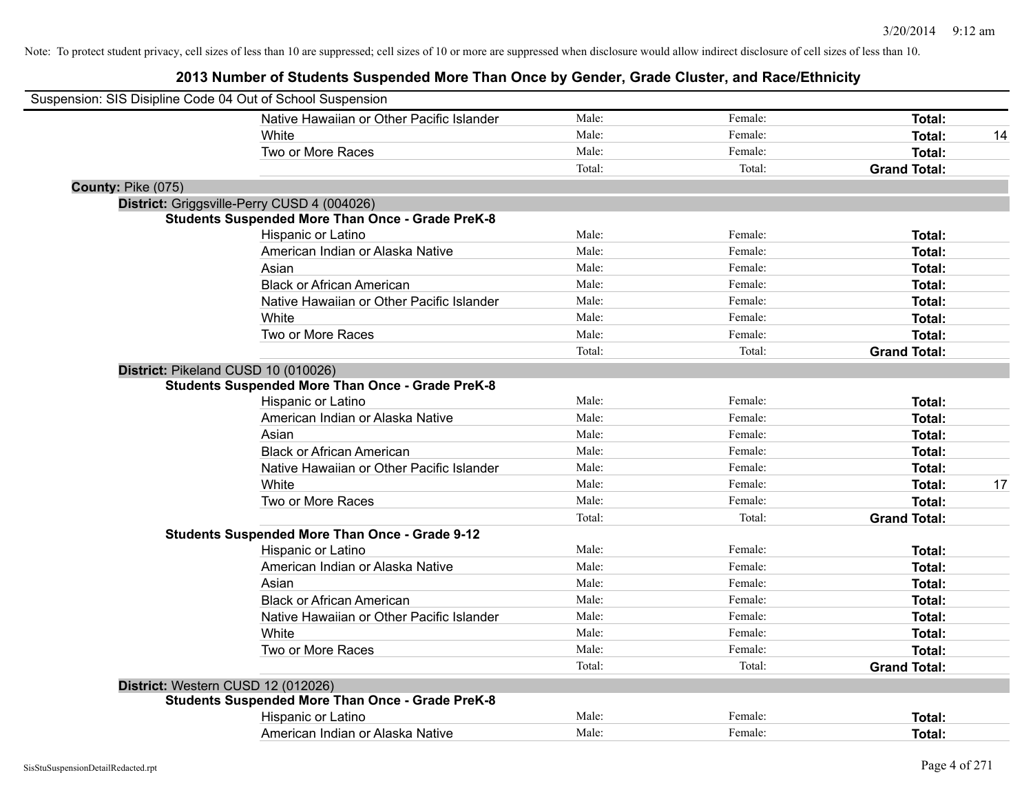Note: To protect student privacy, cell sizes of less than 10 are suppressed; cell sizes of 10 or more are suppressed when disclosure would allow indirect disclosure of cell sizes of less than 10.

## 2013 Number of Students Suspended More Than Once by Gender, Grade Cluster, and Race/Ethnicity

Suspension: SIS Disipline Code 04 Out of School Suspension

| | Male | Female | Total | |
|---|---|---|---|---|
| Native Hawaiian or Other Pacific Islander | Male: | Female: | **Total:** | |
| White | Male: | Female: | **Total:** | 14 |
| Two or More Races | Male: | Female: | **Total:** | |
| | Total: | Total: | **Grand Total:** | |

**County:** Pike (075)

**District:** Griggsville-Perry CUSD 4 (004026)

**Students Suspended More Than Once - Grade PreK-8**

| | Male | Female | Total | |
|---|---|---|---|---|
| Hispanic or Latino | Male: | Female: | **Total:** | |
| American Indian or Alaska Native | Male: | Female: | **Total:** | |
| Asian | Male: | Female: | **Total:** | |
| Black or African American | Male: | Female: | **Total:** | |
| Native Hawaiian or Other Pacific Islander | Male: | Female: | **Total:** | |
| White | Male: | Female: | **Total:** | |
| Two or More Races | Male: | Female: | **Total:** | |
| | Total: | Total: | **Grand Total:** | |

**District:** Pikeland CUSD 10 (010026)

**Students Suspended More Than Once - Grade PreK-8**

| | Male | Female | Total | |
|---|---|---|---|---|
| Hispanic or Latino | Male: | Female: | **Total:** | |
| American Indian or Alaska Native | Male: | Female: | **Total:** | |
| Asian | Male: | Female: | **Total:** | |
| Black or African American | Male: | Female: | **Total:** | |
| Native Hawaiian or Other Pacific Islander | Male: | Female: | **Total:** | |
| White | Male: | Female: | **Total:** | 17 |
| Two or More Races | Male: | Female: | **Total:** | |
| | Total: | Total: | **Grand Total:** | |

**Students Suspended More Than Once - Grade 9-12**

| | Male | Female | Total | |
|---|---|---|---|---|
| Hispanic or Latino | Male: | Female: | **Total:** | |
| American Indian or Alaska Native | Male: | Female: | **Total:** | |
| Asian | Male: | Female: | **Total:** | |
| Black or African American | Male: | Female: | **Total:** | |
| Native Hawaiian or Other Pacific Islander | Male: | Female: | **Total:** | |
| White | Male: | Female: | **Total:** | |
| Two or More Races | Male: | Female: | **Total:** | |
| | Total: | Total: | **Grand Total:** | |

**District:** Western CUSD 12 (012026)

**Students Suspended More Than Once - Grade PreK-8**

| | Male | Female | Total | |
|---|---|---|---|---|
| Hispanic or Latino | Male: | Female: | **Total:** | |
| American Indian or Alaska Native | Male: | Female: | **Total:** | |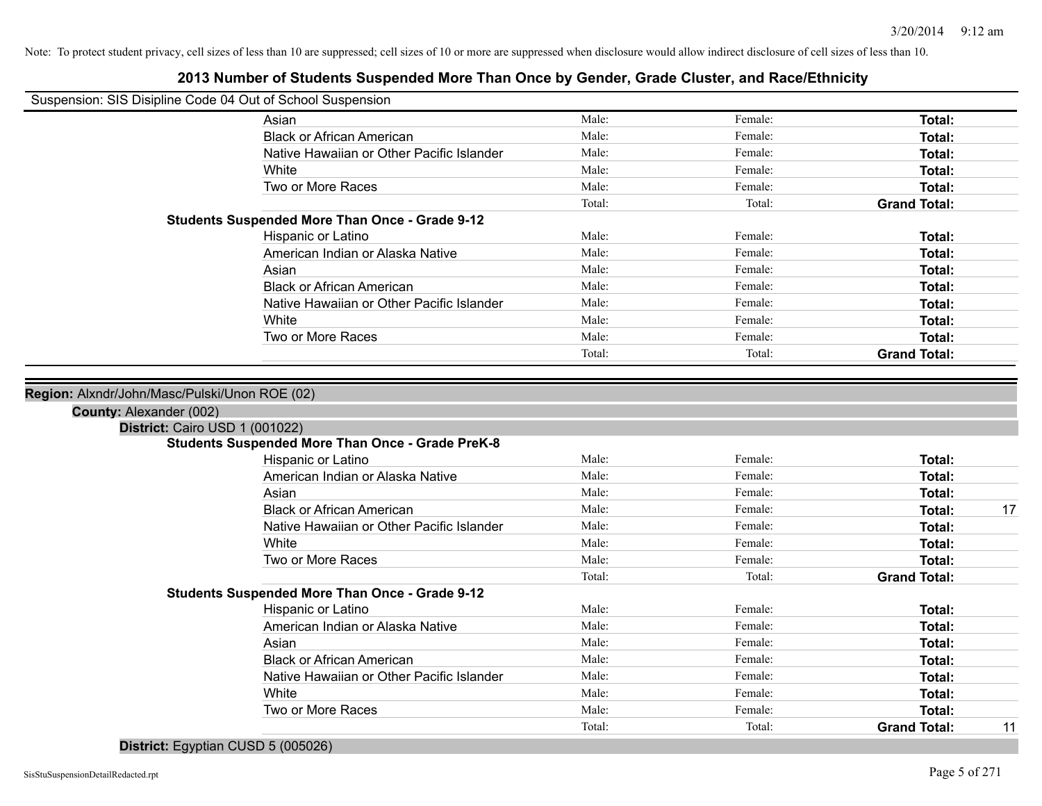Note: To protect student privacy, cell sizes of less than 10 are suppressed; cell sizes of 10 or more are suppressed when disclosure would allow indirect disclosure of cell sizes of less than 10.

# 2013 Number of Students Suspended More Than Once by Gender, Grade Cluster, and Race/Ethnicity

Suspension: SIS Disipline Code 04 Out of School Suspension

| | | | | |
|---|---|---|---|---|
| Asian | Male: | Female: | **Total:** | |
| Black or African American | Male: | Female: | **Total:** | |
| Native Hawaiian or Other Pacific Islander | Male: | Female: | **Total:** | |
| White | Male: | Female: | **Total:** | |
| Two or More Races | Male: | Female: | **Total:** | |
| | Total: | Total: | **Grand Total:** | |

**Students Suspended More Than Once - Grade 9-12**

| | | | | |
|---|---|---|---|---|
| Hispanic or Latino | Male: | Female: | **Total:** | |
| American Indian or Alaska Native | Male: | Female: | **Total:** | |
| Asian | Male: | Female: | **Total:** | |
| Black or African American | Male: | Female: | **Total:** | |
| Native Hawaiian or Other Pacific Islander | Male: | Female: | **Total:** | |
| White | Male: | Female: | **Total:** | |
| Two or More Races | Male: | Female: | **Total:** | |
| | Total: | Total: | **Grand Total:** | |

**Region:** Alxndr/John/Masc/Pulski/Unon ROE (02)

**County:** Alexander (002)

**District:** Cairo USD 1 (001022)

**Students Suspended More Than Once - Grade PreK-8**

| | | | | |
|---|---|---|---|---|
| Hispanic or Latino | Male: | Female: | **Total:** | |
| American Indian or Alaska Native | Male: | Female: | **Total:** | |
| Asian | Male: | Female: | **Total:** | |
| Black or African American | Male: | Female: | **Total:** | 17 |
| Native Hawaiian or Other Pacific Islander | Male: | Female: | **Total:** | |
| White | Male: | Female: | **Total:** | |
| Two or More Races | Male: | Female: | **Total:** | |
| | Total: | Total: | **Grand Total:** | |

**Students Suspended More Than Once - Grade 9-12**

| | | | | |
|---|---|---|---|---|
| Hispanic or Latino | Male: | Female: | **Total:** | |
| American Indian or Alaska Native | Male: | Female: | **Total:** | |
| Asian | Male: | Female: | **Total:** | |
| Black or African American | Male: | Female: | **Total:** | |
| Native Hawaiian or Other Pacific Islander | Male: | Female: | **Total:** | |
| White | Male: | Female: | **Total:** | |
| Two or More Races | Male: | Female: | **Total:** | |
| | Total: | Total: | **Grand Total:** | 11 |

**District:** Egyptian CUSD 5 (005026)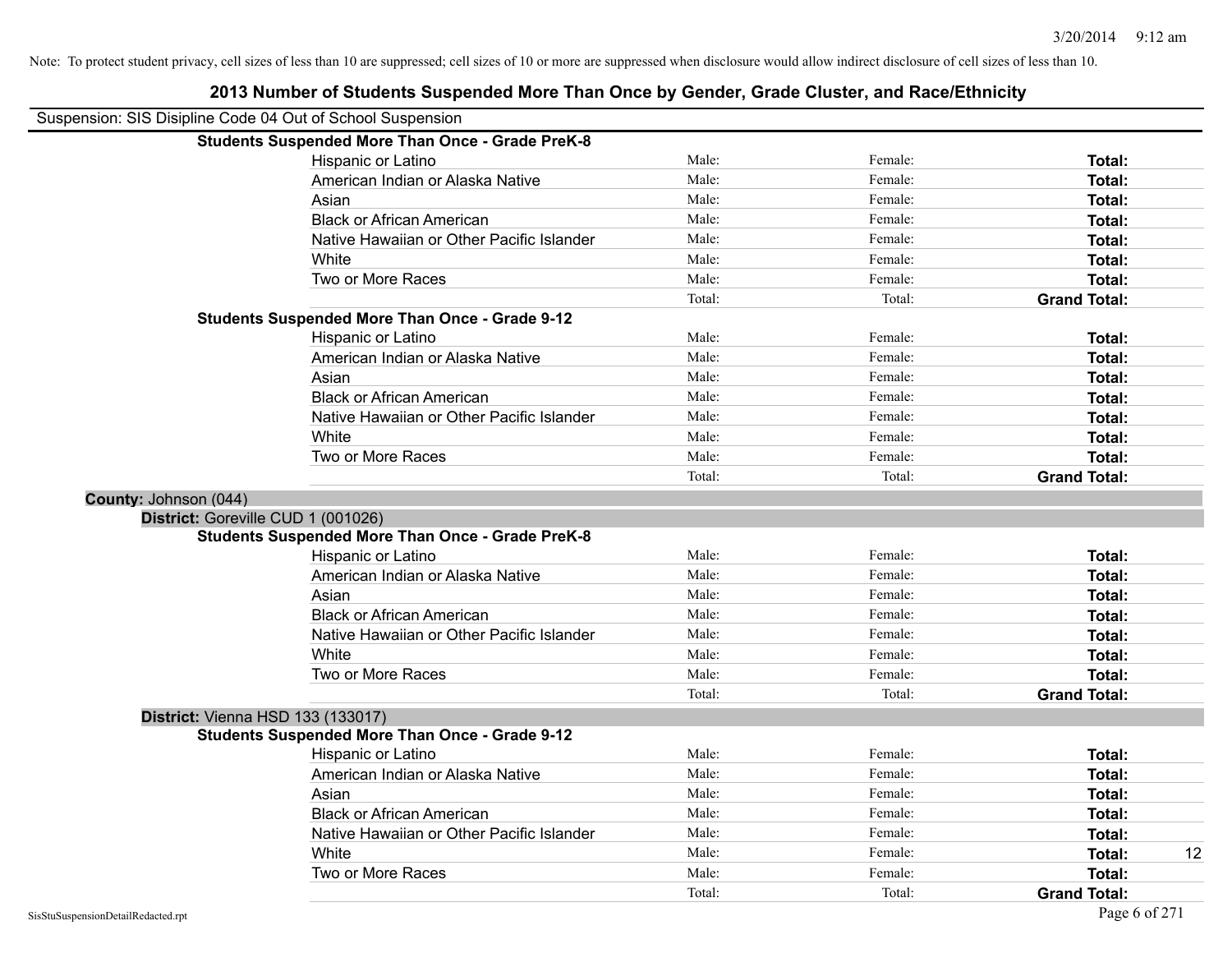Note: To protect student privacy, cell sizes of less than 10 are suppressed; cell sizes of 10 or more are suppressed when disclosure would allow indirect disclosure of cell sizes of less than 10.

## 2013 Number of Students Suspended More Than Once by Gender, Grade Cluster, and Race/Ethnicity

Suspension: SIS Disipline Code 04 Out of School Suspension

**Students Suspended More Than Once - Grade PreK-8**

| | | | | |
|---|---|---|---|---|
| Hispanic or Latino | Male: | Female: | **Total:** | |
| American Indian or Alaska Native | Male: | Female: | **Total:** | |
| Asian | Male: | Female: | **Total:** | |
| Black or African American | Male: | Female: | **Total:** | |
| Native Hawaiian or Other Pacific Islander | Male: | Female: | **Total:** | |
| White | Male: | Female: | **Total:** | |
| Two or More Races | Male: | Female: | **Total:** | |
| | Total: | Total: | **Grand Total:** | |

**Students Suspended More Than Once - Grade 9-12**

| | | | | |
|---|---|---|---|---|
| Hispanic or Latino | Male: | Female: | **Total:** | |
| American Indian or Alaska Native | Male: | Female: | **Total:** | |
| Asian | Male: | Female: | **Total:** | |
| Black or African American | Male: | Female: | **Total:** | |
| Native Hawaiian or Other Pacific Islander | Male: | Female: | **Total:** | |
| White | Male: | Female: | **Total:** | |
| Two or More Races | Male: | Female: | **Total:** | |
| | Total: | Total: | **Grand Total:** | |

**County:** Johnson (044)

**District:** Goreville CUD 1 (001026)

**Students Suspended More Than Once - Grade PreK-8**

| | | | | |
|---|---|---|---|---|
| Hispanic or Latino | Male: | Female: | **Total:** | |
| American Indian or Alaska Native | Male: | Female: | **Total:** | |
| Asian | Male: | Female: | **Total:** | |
| Black or African American | Male: | Female: | **Total:** | |
| Native Hawaiian or Other Pacific Islander | Male: | Female: | **Total:** | |
| White | Male: | Female: | **Total:** | |
| Two or More Races | Male: | Female: | **Total:** | |
| | Total: | Total: | **Grand Total:** | |

**District:** Vienna HSD 133 (133017)

**Students Suspended More Than Once - Grade 9-12**

| | | | | |
|---|---|---|---|---|
| Hispanic or Latino | Male: | Female: | **Total:** | |
| American Indian or Alaska Native | Male: | Female: | **Total:** | |
| Asian | Male: | Female: | **Total:** | |
| Black or African American | Male: | Female: | **Total:** | |
| Native Hawaiian or Other Pacific Islander | Male: | Female: | **Total:** | |
| White | Male: | Female: | **Total:** | 12 |
| Two or More Races | Male: | Female: | **Total:** | |
| | Total: | Total: | **Grand Total:** | |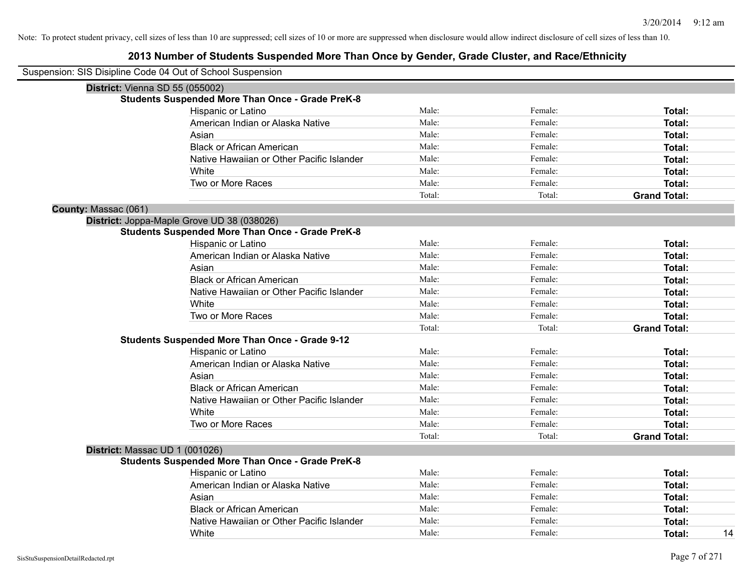Note: To protect student privacy, cell sizes of less than 10 are suppressed; cell sizes of 10 or more are suppressed when disclosure would allow indirect disclosure of cell sizes of less than 10.

## 2013 Number of Students Suspended More Than Once by Gender, Grade Cluster, and Race/Ethnicity

Suspension: SIS Disipline Code 04 Out of School Suspension

**District:** Vienna SD 55 (055002)

**Students Suspended More Than Once - Grade PreK-8**

| Race/Ethnicity | Male | Female | Total |
|---|---|---|---|
| Hispanic or Latino | Male: | Female: | **Total:** |
| American Indian or Alaska Native | Male: | Female: | **Total:** |
| Asian | Male: | Female: | **Total:** |
| Black or African American | Male: | Female: | **Total:** |
| Native Hawaiian or Other Pacific Islander | Male: | Female: | **Total:** |
| White | Male: | Female: | **Total:** |
| Two or More Races | Male: | Female: | **Total:** |
| | Total: | Total: | **Grand Total:** |

**County:** Massac (061)

**District:** Joppa-Maple Grove UD 38 (038026)

**Students Suspended More Than Once - Grade PreK-8**

| Race/Ethnicity | Male | Female | Total |
|---|---|---|---|
| Hispanic or Latino | Male: | Female: | **Total:** |
| American Indian or Alaska Native | Male: | Female: | **Total:** |
| Asian | Male: | Female: | **Total:** |
| Black or African American | Male: | Female: | **Total:** |
| Native Hawaiian or Other Pacific Islander | Male: | Female: | **Total:** |
| White | Male: | Female: | **Total:** |
| Two or More Races | Male: | Female: | **Total:** |
| | Total: | Total: | **Grand Total:** |

**Students Suspended More Than Once - Grade 9-12**

| Race/Ethnicity | Male | Female | Total |
|---|---|---|---|
| Hispanic or Latino | Male: | Female: | **Total:** |
| American Indian or Alaska Native | Male: | Female: | **Total:** |
| Asian | Male: | Female: | **Total:** |
| Black or African American | Male: | Female: | **Total:** |
| Native Hawaiian or Other Pacific Islander | Male: | Female: | **Total:** |
| White | Male: | Female: | **Total:** |
| Two or More Races | Male: | Female: | **Total:** |
| | Total: | Total: | **Grand Total:** |

**District:** Massac UD 1 (001026)

**Students Suspended More Than Once - Grade PreK-8**

| Race/Ethnicity | Male | Female | Total |
|---|---|---|---|
| Hispanic or Latino | Male: | Female: | **Total:** |
| American Indian or Alaska Native | Male: | Female: | **Total:** |
| Asian | Male: | Female: | **Total:** |
| Black or African American | Male: | Female: | **Total:** |
| Native Hawaiian or Other Pacific Islander | Male: | Female: | **Total:** |
| White | Male: | Female: | **Total:** 14 |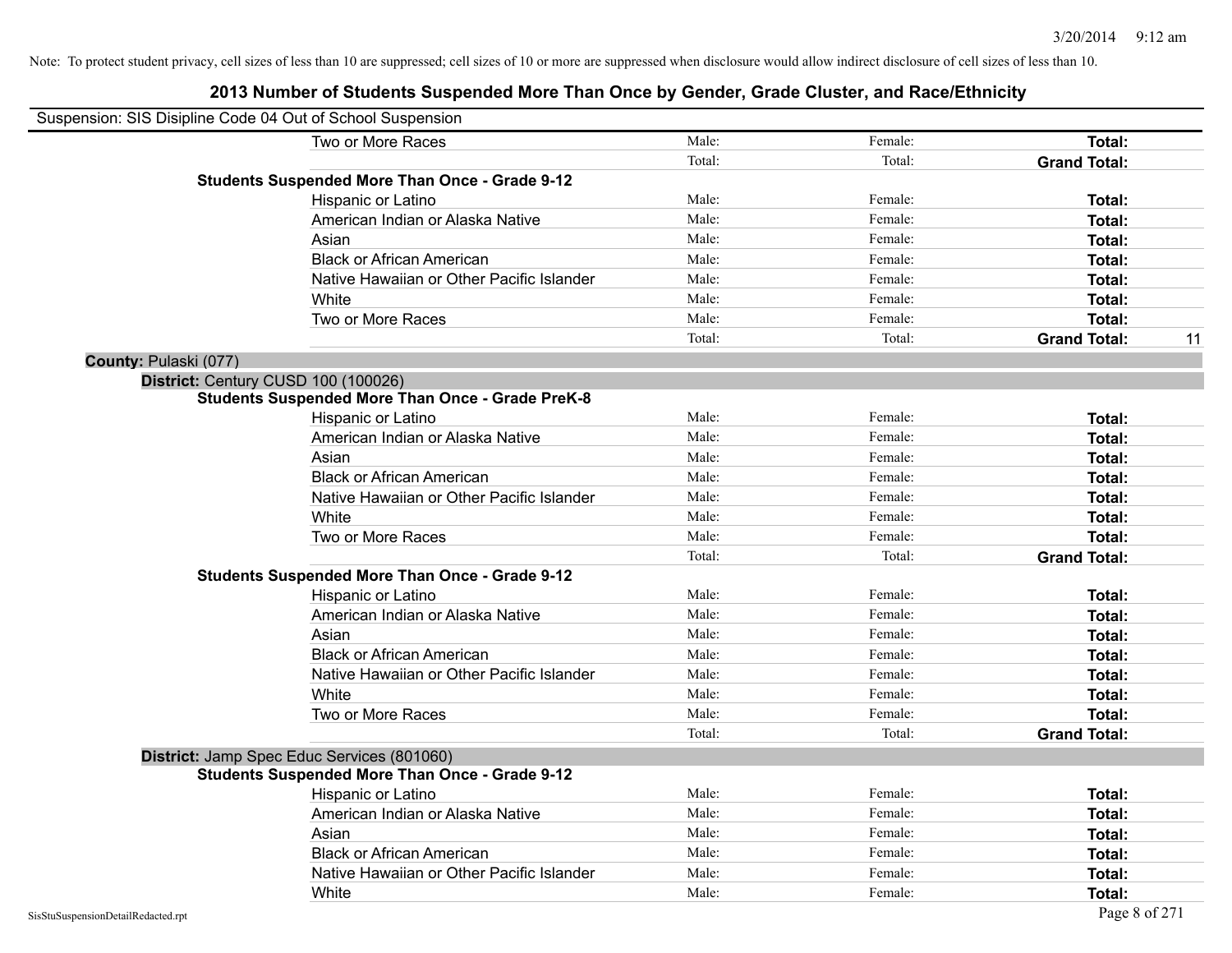Note: To protect student privacy, cell sizes of less than 10 are suppressed; cell sizes of 10 or more are suppressed when disclosure would allow indirect disclosure of cell sizes of less than 10.

# 2013 Number of Students Suspended More Than Once by Gender, Grade Cluster, and Race/Ethnicity

Suspension: SIS Disipline Code 04 Out of School Suspension

| | | | | |
|---|---|---|---|---|
| Two or More Races | Male: | Female: | **Total:** | |
| | Total: | Total: | **Grand Total:** | |
| **Students Suspended More Than Once - Grade 9-12** | | | | |
| Hispanic or Latino | Male: | Female: | **Total:** | |
| American Indian or Alaska Native | Male: | Female: | **Total:** | |
| Asian | Male: | Female: | **Total:** | |
| Black or African American | Male: | Female: | **Total:** | |
| Native Hawaiian or Other Pacific Islander | Male: | Female: | **Total:** | |
| White | Male: | Female: | **Total:** | |
| Two or More Races | Male: | Female: | **Total:** | |
| | Total: | Total: | **Grand Total:** | 11 |

**County:** Pulaski (077)

**District:** Century CUSD 100 (100026)

| | | | | |
|---|---|---|---|---|
| **Students Suspended More Than Once - Grade PreK-8** | | | | |
| Hispanic or Latino | Male: | Female: | **Total:** | |
| American Indian or Alaska Native | Male: | Female: | **Total:** | |
| Asian | Male: | Female: | **Total:** | |
| Black or African American | Male: | Female: | **Total:** | |
| Native Hawaiian or Other Pacific Islander | Male: | Female: | **Total:** | |
| White | Male: | Female: | **Total:** | |
| Two or More Races | Male: | Female: | **Total:** | |
| | Total: | Total: | **Grand Total:** | |
| **Students Suspended More Than Once - Grade 9-12** | | | | |
| Hispanic or Latino | Male: | Female: | **Total:** | |
| American Indian or Alaska Native | Male: | Female: | **Total:** | |
| Asian | Male: | Female: | **Total:** | |
| Black or African American | Male: | Female: | **Total:** | |
| Native Hawaiian or Other Pacific Islander | Male: | Female: | **Total:** | |
| White | Male: | Female: | **Total:** | |
| Two or More Races | Male: | Female: | **Total:** | |
| | Total: | Total: | **Grand Total:** | |

**District:** Jamp Spec Educ Services (801060)

| | | | | |
|---|---|---|---|---|
| **Students Suspended More Than Once - Grade 9-12** | | | | |
| Hispanic or Latino | Male: | Female: | **Total:** | |
| American Indian or Alaska Native | Male: | Female: | **Total:** | |
| Asian | Male: | Female: | **Total:** | |
| Black or African American | Male: | Female: | **Total:** | |
| Native Hawaiian or Other Pacific Islander | Male: | Female: | **Total:** | |
| White | Male: | Female: | **Total:** | |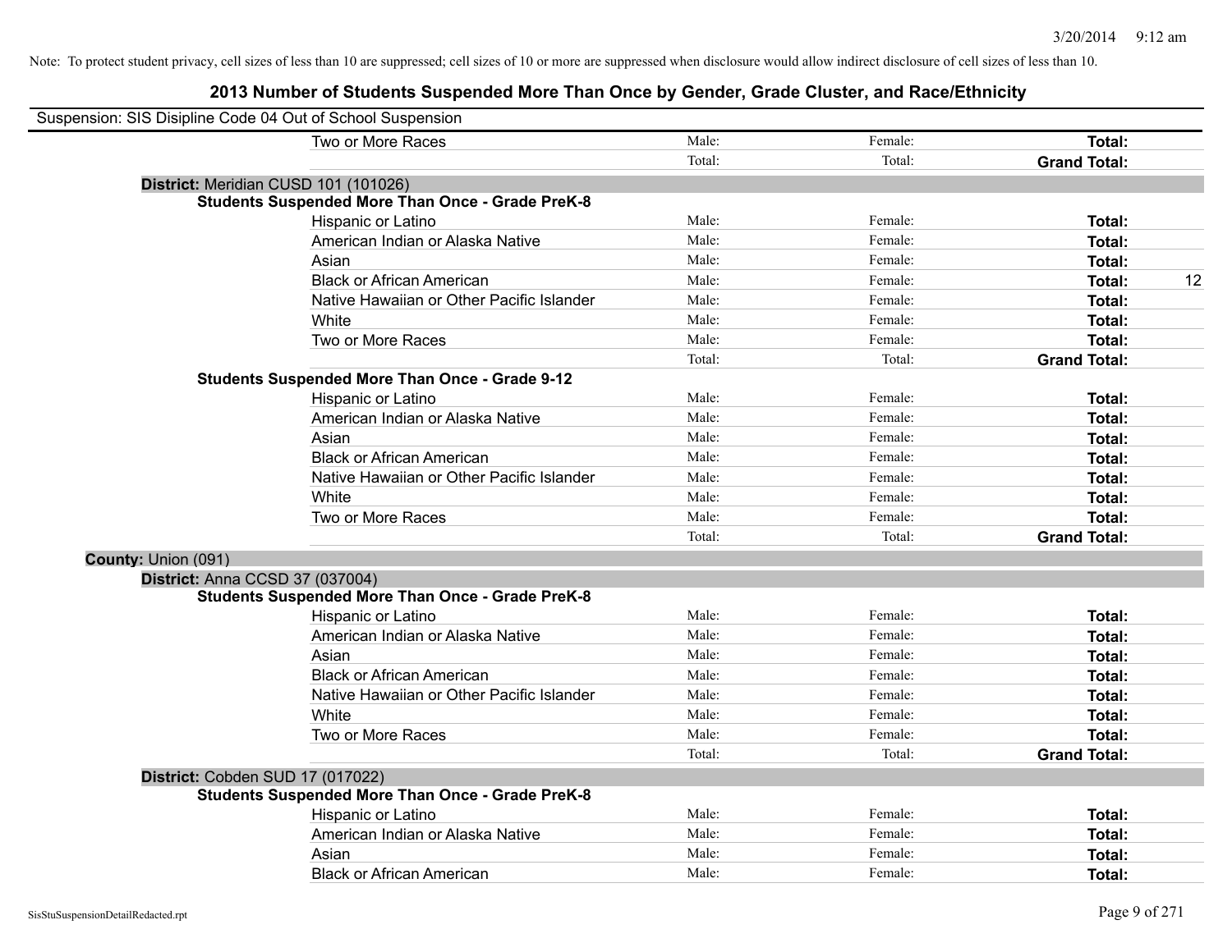Note: To protect student privacy, cell sizes of less than 10 are suppressed; cell sizes of 10 or more are suppressed when disclosure would allow indirect disclosure of cell sizes of less than 10.

## 2013 Number of Students Suspended More Than Once by Gender, Grade Cluster, and Race/Ethnicity

Suspension: SIS Disipline Code 04 Out of School Suspension

| | | | | | |
|---|---|---|---|---|---|
| | Two or More Races | Male: | Female: | **Total:** | |
| | | Total: | Total: | **Grand Total:** | |
| **District:** Meridian CUSD 101 (101026) | | | | | |
| **Students Suspended More Than Once - Grade PreK-8** | | | | | |
| | Hispanic or Latino | Male: | Female: | **Total:** | |
| | American Indian or Alaska Native | Male: | Female: | **Total:** | |
| | Asian | Male: | Female: | **Total:** | |
| | Black or African American | Male: | Female: | **Total:** | 12 |
| | Native Hawaiian or Other Pacific Islander | Male: | Female: | **Total:** | |
| | White | Male: | Female: | **Total:** | |
| | Two or More Races | Male: | Female: | **Total:** | |
| | | Total: | Total: | **Grand Total:** | |
| **Students Suspended More Than Once - Grade 9-12** | | | | | |
| | Hispanic or Latino | Male: | Female: | **Total:** | |
| | American Indian or Alaska Native | Male: | Female: | **Total:** | |
| | Asian | Male: | Female: | **Total:** | |
| | Black or African American | Male: | Female: | **Total:** | |
| | Native Hawaiian or Other Pacific Islander | Male: | Female: | **Total:** | |
| | White | Male: | Female: | **Total:** | |
| | Two or More Races | Male: | Female: | **Total:** | |
| | | Total: | Total: | **Grand Total:** | |
| **County:** Union (091) | | | | | |
| **District:** Anna CCSD 37 (037004) | | | | | |
| **Students Suspended More Than Once - Grade PreK-8** | | | | | |
| | Hispanic or Latino | Male: | Female: | **Total:** | |
| | American Indian or Alaska Native | Male: | Female: | **Total:** | |
| | Asian | Male: | Female: | **Total:** | |
| | Black or African American | Male: | Female: | **Total:** | |
| | Native Hawaiian or Other Pacific Islander | Male: | Female: | **Total:** | |
| | White | Male: | Female: | **Total:** | |
| | Two or More Races | Male: | Female: | **Total:** | |
| | | Total: | Total: | **Grand Total:** | |
| **District:** Cobden SUD 17 (017022) | | | | | |
| **Students Suspended More Than Once - Grade PreK-8** | | | | | |
| | Hispanic or Latino | Male: | Female: | **Total:** | |
| | American Indian or Alaska Native | Male: | Female: | **Total:** | |
| | Asian | Male: | Female: | **Total:** | |
| | Black or African American | Male: | Female: | **Total:** | |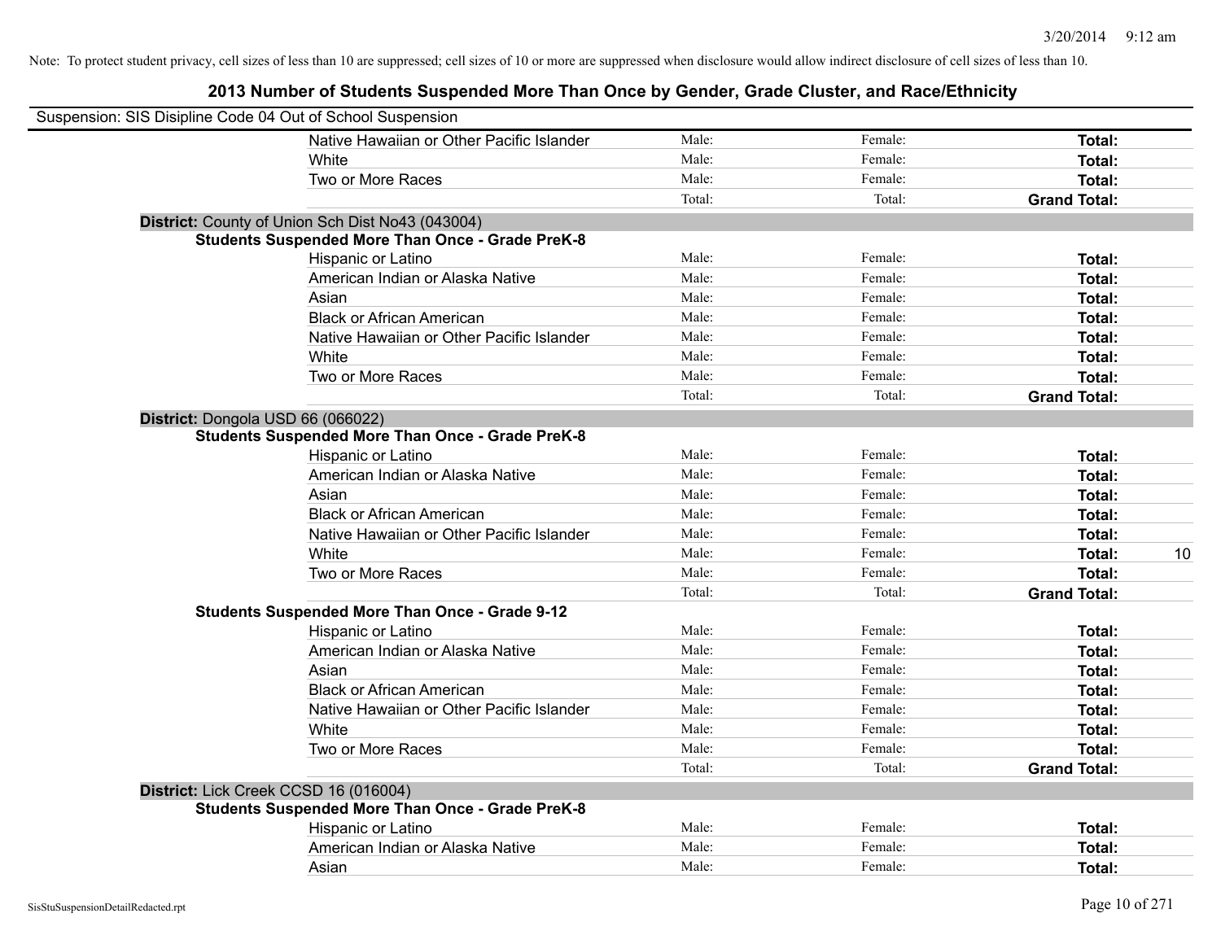Note: To protect student privacy, cell sizes of less than 10 are suppressed; cell sizes of 10 or more are suppressed when disclosure would allow indirect disclosure of cell sizes of less than 10.

## 2013 Number of Students Suspended More Than Once by Gender, Grade Cluster, and Race/Ethnicity

Suspension: SIS Disipline Code 04 Out of School Suspension

| | | | | |
|---|---|---|---|---|
| Native Hawaiian or Other Pacific Islander | Male: | Female: | **Total:** | |
| White | Male: | Female: | **Total:** | |
| Two or More Races | Male: | Female: | **Total:** | |
| | Total: | Total: | **Grand Total:** | |

**District:** County of Union Sch Dist No43 (043004)

**Students Suspended More Than Once - Grade PreK-8**

| | | | | |
|---|---|---|---|---|
| Hispanic or Latino | Male: | Female: | **Total:** | |
| American Indian or Alaska Native | Male: | Female: | **Total:** | |
| Asian | Male: | Female: | **Total:** | |
| Black or African American | Male: | Female: | **Total:** | |
| Native Hawaiian or Other Pacific Islander | Male: | Female: | **Total:** | |
| White | Male: | Female: | **Total:** | |
| Two or More Races | Male: | Female: | **Total:** | |
| | Total: | Total: | **Grand Total:** | |

**District:** Dongola USD 66 (066022)

**Students Suspended More Than Once - Grade PreK-8**

| | | | | |
|---|---|---|---|---|
| Hispanic or Latino | Male: | Female: | **Total:** | |
| American Indian or Alaska Native | Male: | Female: | **Total:** | |
| Asian | Male: | Female: | **Total:** | |
| Black or African American | Male: | Female: | **Total:** | |
| Native Hawaiian or Other Pacific Islander | Male: | Female: | **Total:** | |
| White | Male: | Female: | **Total:** | 10 |
| Two or More Races | Male: | Female: | **Total:** | |
| | Total: | Total: | **Grand Total:** | |

**Students Suspended More Than Once - Grade 9-12**

| | | | | |
|---|---|---|---|---|
| Hispanic or Latino | Male: | Female: | **Total:** | |
| American Indian or Alaska Native | Male: | Female: | **Total:** | |
| Asian | Male: | Female: | **Total:** | |
| Black or African American | Male: | Female: | **Total:** | |
| Native Hawaiian or Other Pacific Islander | Male: | Female: | **Total:** | |
| White | Male: | Female: | **Total:** | |
| Two or More Races | Male: | Female: | **Total:** | |
| | Total: | Total: | **Grand Total:** | |

**District:** Lick Creek CCSD 16 (016004)

**Students Suspended More Than Once - Grade PreK-8**

| | | | | |
|---|---|---|---|---|
| Hispanic or Latino | Male: | Female: | **Total:** | |
| American Indian or Alaska Native | Male: | Female: | **Total:** | |
| Asian | Male: | Female: | **Total:** | |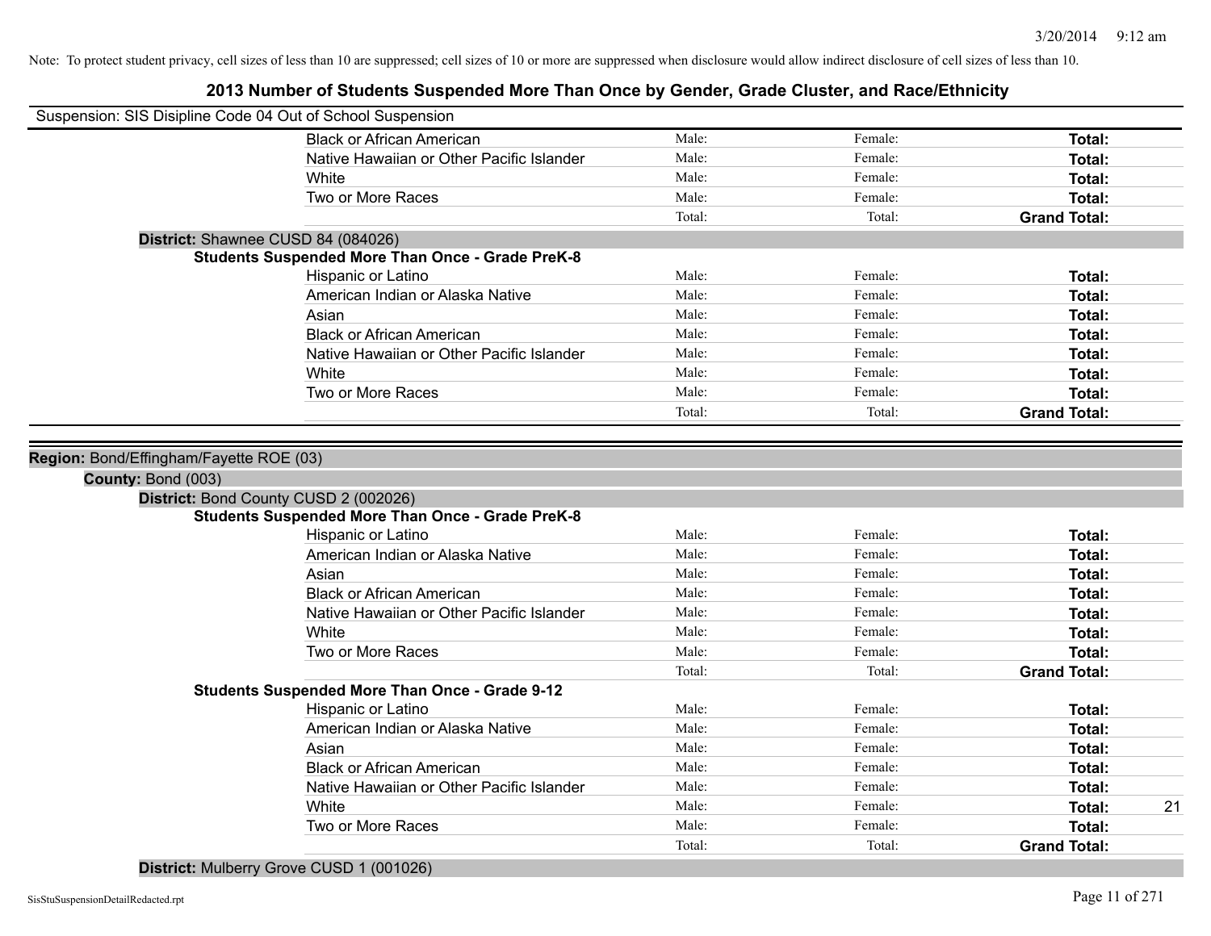Note: To protect student privacy, cell sizes of less than 10 are suppressed; cell sizes of 10 or more are suppressed when disclosure would allow indirect disclosure of cell sizes of less than 10.

# 2013 Number of Students Suspended More Than Once by Gender, Grade Cluster, and Race/Ethnicity

Suspension: SIS Disipline Code 04 Out of School Suspension

| | | | | |
|---|---|---|---|---|
| Black or African American | Male: | Female: | **Total:** | |
| Native Hawaiian or Other Pacific Islander | Male: | Female: | **Total:** | |
| White | Male: | Female: | **Total:** | |
| Two or More Races | Male: | Female: | **Total:** | |
| | Total: | Total: | **Grand Total:** | |

**District:** Shawnee CUSD 84 (084026)

**Students Suspended More Than Once - Grade PreK-8**

| | | | | |
|---|---|---|---|---|
| Hispanic or Latino | Male: | Female: | **Total:** | |
| American Indian or Alaska Native | Male: | Female: | **Total:** | |
| Asian | Male: | Female: | **Total:** | |
| Black or African American | Male: | Female: | **Total:** | |
| Native Hawaiian or Other Pacific Islander | Male: | Female: | **Total:** | |
| White | Male: | Female: | **Total:** | |
| Two or More Races | Male: | Female: | **Total:** | |
| | Total: | Total: | **Grand Total:** | |

**Region:** Bond/Effingham/Fayette ROE (03)

**County:** Bond (003)

**District:** Bond County CUSD 2 (002026)

**Students Suspended More Than Once - Grade PreK-8**

| | | | | |
|---|---|---|---|---|
| Hispanic or Latino | Male: | Female: | **Total:** | |
| American Indian or Alaska Native | Male: | Female: | **Total:** | |
| Asian | Male: | Female: | **Total:** | |
| Black or African American | Male: | Female: | **Total:** | |
| Native Hawaiian or Other Pacific Islander | Male: | Female: | **Total:** | |
| White | Male: | Female: | **Total:** | |
| Two or More Races | Male: | Female: | **Total:** | |
| | Total: | Total: | **Grand Total:** | |

**Students Suspended More Than Once - Grade 9-12**

| | | | | |
|---|---|---|---|---|
| Hispanic or Latino | Male: | Female: | **Total:** | |
| American Indian or Alaska Native | Male: | Female: | **Total:** | |
| Asian | Male: | Female: | **Total:** | |
| Black or African American | Male: | Female: | **Total:** | |
| Native Hawaiian or Other Pacific Islander | Male: | Female: | **Total:** | |
| White | Male: | Female: | **Total:** | 21 |
| Two or More Races | Male: | Female: | **Total:** | |
| | Total: | Total: | **Grand Total:** | |

**District:** Mulberry Grove CUSD 1 (001026)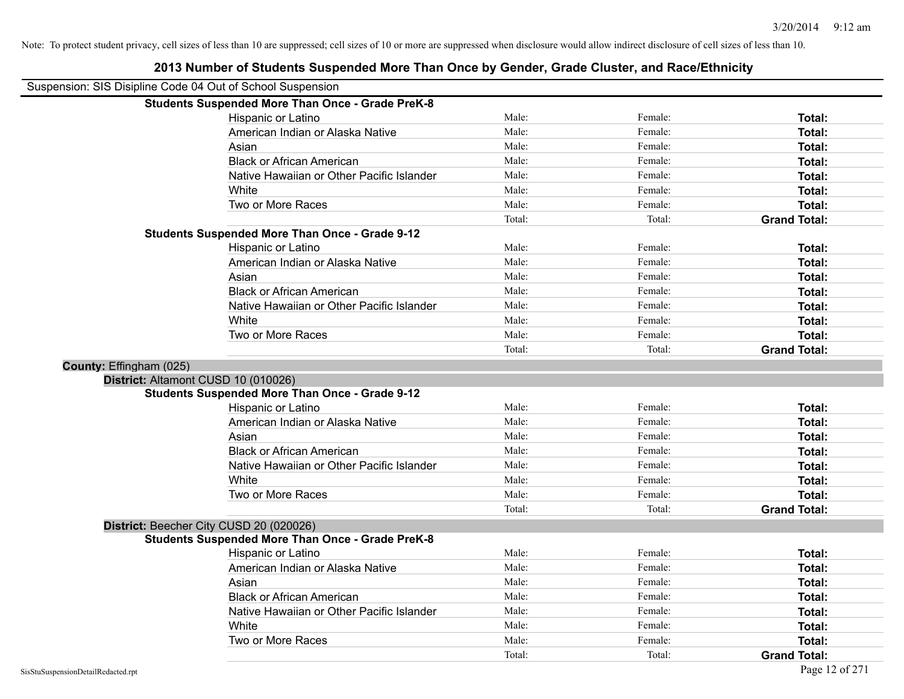Note: To protect student privacy, cell sizes of less than 10 are suppressed; cell sizes of 10 or more are suppressed when disclosure would allow indirect disclosure of cell sizes of less than 10.

# 2013 Number of Students Suspended More Than Once by Gender, Grade Cluster, and Race/Ethnicity

Suspension: SIS Disipline Code 04 Out of School Suspension

**Students Suspended More Than Once - Grade PreK-8**

| | | | |
|---|---|---|---|
| Hispanic or Latino | Male: | Female: | **Total:** |
| American Indian or Alaska Native | Male: | Female: | **Total:** |
| Asian | Male: | Female: | **Total:** |
| Black or African American | Male: | Female: | **Total:** |
| Native Hawaiian or Other Pacific Islander | Male: | Female: | **Total:** |
| White | Male: | Female: | **Total:** |
| Two or More Races | Male: | Female: | **Total:** |
| | Total: | Total: | **Grand Total:** |

**Students Suspended More Than Once - Grade 9-12**

| | | | |
|---|---|---|---|
| Hispanic or Latino | Male: | Female: | **Total:** |
| American Indian or Alaska Native | Male: | Female: | **Total:** |
| Asian | Male: | Female: | **Total:** |
| Black or African American | Male: | Female: | **Total:** |
| Native Hawaiian or Other Pacific Islander | Male: | Female: | **Total:** |
| White | Male: | Female: | **Total:** |
| Two or More Races | Male: | Female: | **Total:** |
| | Total: | Total: | **Grand Total:** |

**County:** Effingham (025)

**District:** Altamont CUSD 10 (010026)

**Students Suspended More Than Once - Grade 9-12**

| | | | |
|---|---|---|---|
| Hispanic or Latino | Male: | Female: | **Total:** |
| American Indian or Alaska Native | Male: | Female: | **Total:** |
| Asian | Male: | Female: | **Total:** |
| Black or African American | Male: | Female: | **Total:** |
| Native Hawaiian or Other Pacific Islander | Male: | Female: | **Total:** |
| White | Male: | Female: | **Total:** |
| Two or More Races | Male: | Female: | **Total:** |
| | Total: | Total: | **Grand Total:** |

**District:** Beecher City CUSD 20 (020026)

**Students Suspended More Than Once - Grade PreK-8**

| | | | |
|---|---|---|---|
| Hispanic or Latino | Male: | Female: | **Total:** |
| American Indian or Alaska Native | Male: | Female: | **Total:** |
| Asian | Male: | Female: | **Total:** |
| Black or African American | Male: | Female: | **Total:** |
| Native Hawaiian or Other Pacific Islander | Male: | Female: | **Total:** |
| White | Male: | Female: | **Total:** |
| Two or More Races | Male: | Female: | **Total:** |
| | Total: | Total: | **Grand Total:** |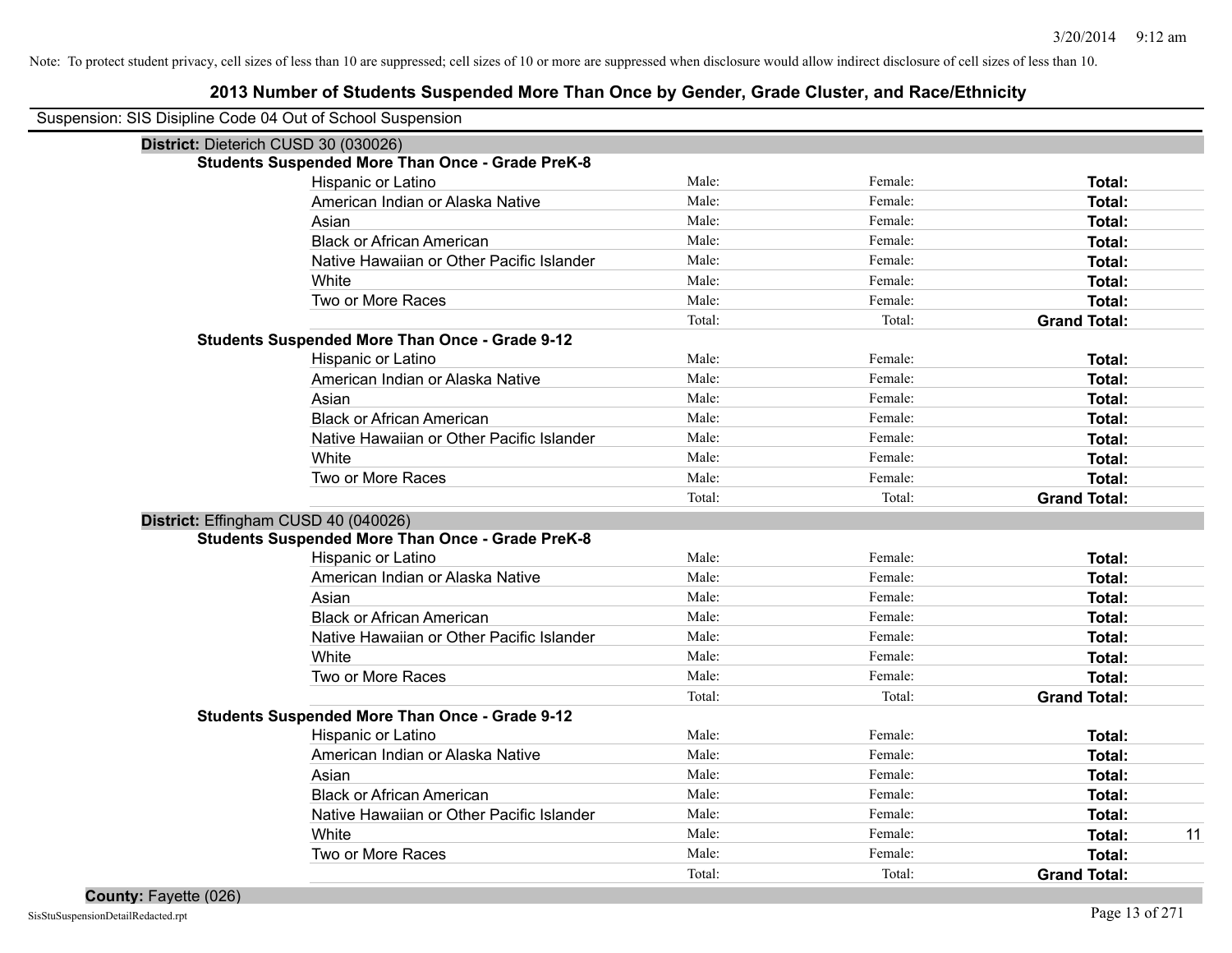Note: To protect student privacy, cell sizes of less than 10 are suppressed; cell sizes of 10 or more are suppressed when disclosure would allow indirect disclosure of cell sizes of less than 10.

# 2013 Number of Students Suspended More Than Once by Gender, Grade Cluster, and Race/Ethnicity

Suspension: SIS Disipline Code 04 Out of School Suspension

**District:** Dieterich CUSD 30 (030026)

**Students Suspended More Than Once - Grade PreK-8**

| Race/Ethnicity | Male | Female | Total |
|---|---|---|---|
| Hispanic or Latino | Male: | Female: | **Total:** |
| American Indian or Alaska Native | Male: | Female: | **Total:** |
| Asian | Male: | Female: | **Total:** |
| Black or African American | Male: | Female: | **Total:** |
| Native Hawaiian or Other Pacific Islander | Male: | Female: | **Total:** |
| White | Male: | Female: | **Total:** |
| Two or More Races | Male: | Female: | **Total:** |
| | Total: | Total: | **Grand Total:** |

**Students Suspended More Than Once - Grade 9-12**

| Race/Ethnicity | Male | Female | Total |
|---|---|---|---|
| Hispanic or Latino | Male: | Female: | **Total:** |
| American Indian or Alaska Native | Male: | Female: | **Total:** |
| Asian | Male: | Female: | **Total:** |
| Black or African American | Male: | Female: | **Total:** |
| Native Hawaiian or Other Pacific Islander | Male: | Female: | **Total:** |
| White | Male: | Female: | **Total:** |
| Two or More Races | Male: | Female: | **Total:** |
| | Total: | Total: | **Grand Total:** |

**District:** Effingham CUSD 40 (040026)

**Students Suspended More Than Once - Grade PreK-8**

| Race/Ethnicity | Male | Female | Total |
|---|---|---|---|
| Hispanic or Latino | Male: | Female: | **Total:** |
| American Indian or Alaska Native | Male: | Female: | **Total:** |
| Asian | Male: | Female: | **Total:** |
| Black or African American | Male: | Female: | **Total:** |
| Native Hawaiian or Other Pacific Islander | Male: | Female: | **Total:** |
| White | Male: | Female: | **Total:** |
| Two or More Races | Male: | Female: | **Total:** |
| | Total: | Total: | **Grand Total:** |

**Students Suspended More Than Once - Grade 9-12**

| Race/Ethnicity | Male | Female | Total |
|---|---|---|---|
| Hispanic or Latino | Male: | Female: | **Total:** |
| American Indian or Alaska Native | Male: | Female: | **Total:** |
| Asian | Male: | Female: | **Total:** |
| Black or African American | Male: | Female: | **Total:** |
| Native Hawaiian or Other Pacific Islander | Male: | Female: | **Total:** |
| White | Male: | Female: | **Total:** 11 |
| Two or More Races | Male: | Female: | **Total:** |
| | Total: | Total: | **Grand Total:** |

**County:** Fayette (026)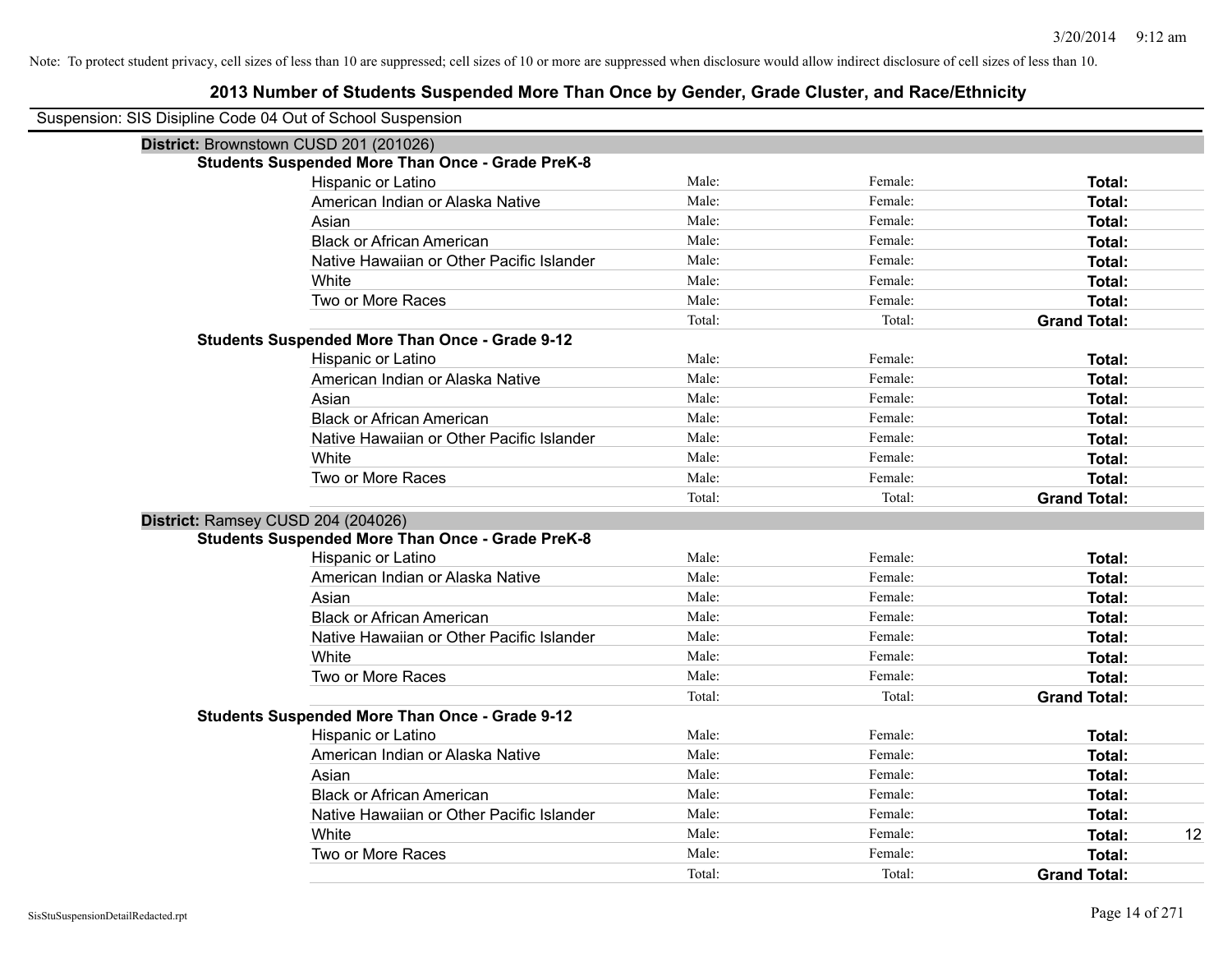Note: To protect student privacy, cell sizes of less than 10 are suppressed; cell sizes of 10 or more are suppressed when disclosure would allow indirect disclosure of cell sizes of less than 10.

# 2013 Number of Students Suspended More Than Once by Gender, Grade Cluster, and Race/Ethnicity

Suspension: SIS Disipline Code 04 Out of School Suspension

## District: Brownstown CUSD 201 (201026)

### Students Suspended More Than Once - Grade PreK-8

| Race/Ethnicity | Male | Female | Total |
|---|---|---|---|
| Hispanic or Latino | Male: | Female: | **Total:** |
| American Indian or Alaska Native | Male: | Female: | **Total:** |
| Asian | Male: | Female: | **Total:** |
| Black or African American | Male: | Female: | **Total:** |
| Native Hawaiian or Other Pacific Islander | Male: | Female: | **Total:** |
| White | Male: | Female: | **Total:** |
| Two or More Races | Male: | Female: | **Total:** |
| | Total: | Total: | **Grand Total:** |

### Students Suspended More Than Once - Grade 9-12

| Race/Ethnicity | Male | Female | Total |
|---|---|---|---|
| Hispanic or Latino | Male: | Female: | **Total:** |
| American Indian or Alaska Native | Male: | Female: | **Total:** |
| Asian | Male: | Female: | **Total:** |
| Black or African American | Male: | Female: | **Total:** |
| Native Hawaiian or Other Pacific Islander | Male: | Female: | **Total:** |
| White | Male: | Female: | **Total:** |
| Two or More Races | Male: | Female: | **Total:** |
| | Total: | Total: | **Grand Total:** |

## District: Ramsey CUSD 204 (204026)

### Students Suspended More Than Once - Grade PreK-8

| Race/Ethnicity | Male | Female | Total |
|---|---|---|---|
| Hispanic or Latino | Male: | Female: | **Total:** |
| American Indian or Alaska Native | Male: | Female: | **Total:** |
| Asian | Male: | Female: | **Total:** |
| Black or African American | Male: | Female: | **Total:** |
| Native Hawaiian or Other Pacific Islander | Male: | Female: | **Total:** |
| White | Male: | Female: | **Total:** |
| Two or More Races | Male: | Female: | **Total:** |
| | Total: | Total: | **Grand Total:** |

### Students Suspended More Than Once - Grade 9-12

| Race/Ethnicity | Male | Female | Total |
|---|---|---|---|
| Hispanic or Latino | Male: | Female: | **Total:** |
| American Indian or Alaska Native | Male: | Female: | **Total:** |
| Asian | Male: | Female: | **Total:** |
| Black or African American | Male: | Female: | **Total:** |
| Native Hawaiian or Other Pacific Islander | Male: | Female: | **Total:** |
| White | Male: | Female: | **Total:** 12 |
| Two or More Races | Male: | Female: | **Total:** |
| | Total: | Total: | **Grand Total:** |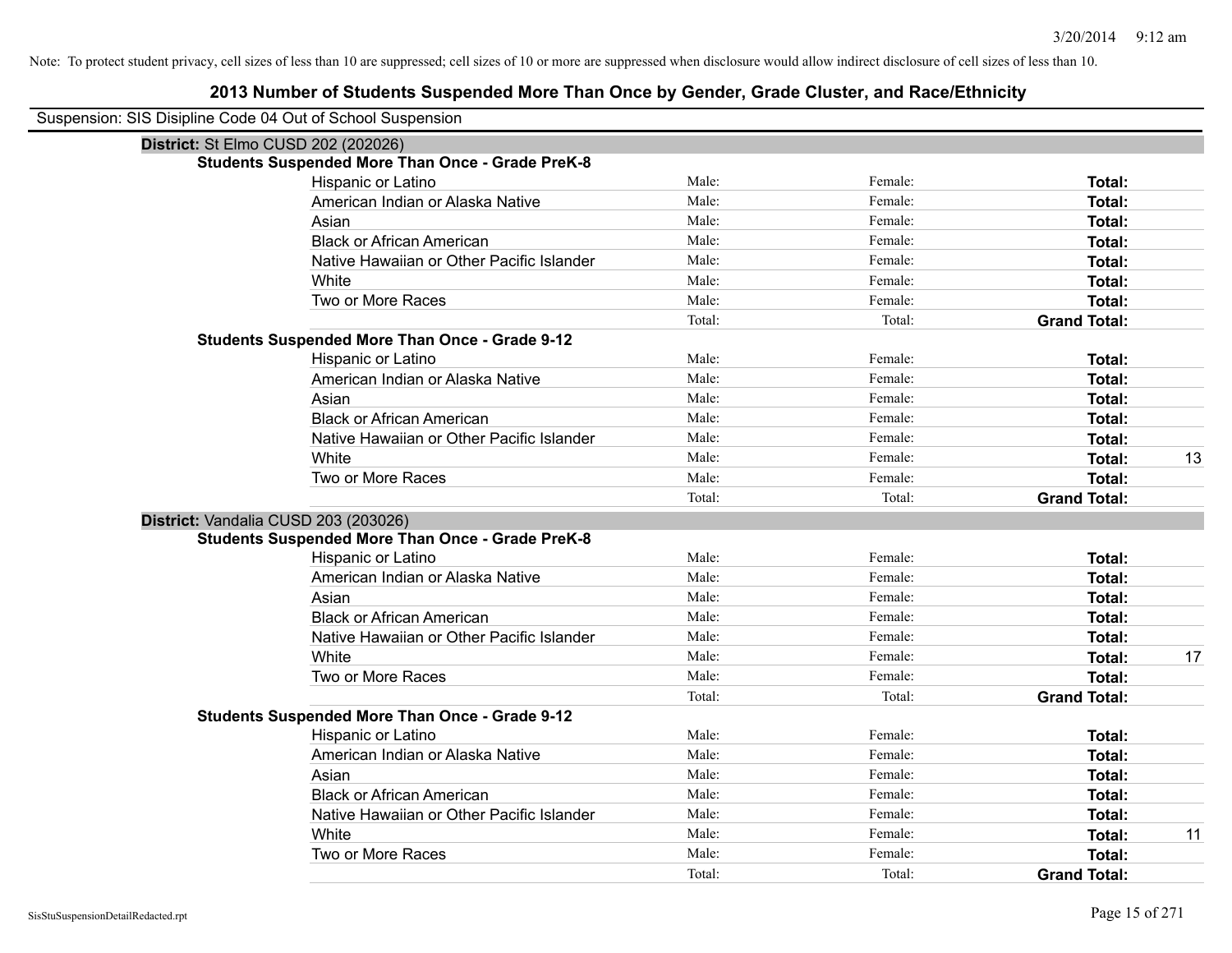Note: To protect student privacy, cell sizes of less than 10 are suppressed; cell sizes of 10 or more are suppressed when disclosure would allow indirect disclosure of cell sizes of less than 10.

# 2013 Number of Students Suspended More Than Once by Gender, Grade Cluster, and Race/Ethnicity

Suspension: SIS Disipline Code 04 Out of School Suspension

**District:** St Elmo CUSD 202 (202026)

**Students Suspended More Than Once - Grade PreK-8**

| | | | | |
|---|---|---|---|---|
| Hispanic or Latino | Male: | Female: | **Total:** | |
| American Indian or Alaska Native | Male: | Female: | **Total:** | |
| Asian | Male: | Female: | **Total:** | |
| Black or African American | Male: | Female: | **Total:** | |
| Native Hawaiian or Other Pacific Islander | Male: | Female: | **Total:** | |
| White | Male: | Female: | **Total:** | |
| Two or More Races | Male: | Female: | **Total:** | |
| | Total: | Total: | **Grand Total:** | |

**Students Suspended More Than Once - Grade 9-12**

| | | | | |
|---|---|---|---|---|
| Hispanic or Latino | Male: | Female: | **Total:** | |
| American Indian or Alaska Native | Male: | Female: | **Total:** | |
| Asian | Male: | Female: | **Total:** | |
| Black or African American | Male: | Female: | **Total:** | |
| Native Hawaiian or Other Pacific Islander | Male: | Female: | **Total:** | |
| White | Male: | Female: | **Total:** | 13 |
| Two or More Races | Male: | Female: | **Total:** | |
| | Total: | Total: | **Grand Total:** | |

**District:** Vandalia CUSD 203 (203026)

**Students Suspended More Than Once - Grade PreK-8**

| | | | | |
|---|---|---|---|---|
| Hispanic or Latino | Male: | Female: | **Total:** | |
| American Indian or Alaska Native | Male: | Female: | **Total:** | |
| Asian | Male: | Female: | **Total:** | |
| Black or African American | Male: | Female: | **Total:** | |
| Native Hawaiian or Other Pacific Islander | Male: | Female: | **Total:** | |
| White | Male: | Female: | **Total:** | 17 |
| Two or More Races | Male: | Female: | **Total:** | |
| | Total: | Total: | **Grand Total:** | |

**Students Suspended More Than Once - Grade 9-12**

| | | | | |
|---|---|---|---|---|
| Hispanic or Latino | Male: | Female: | **Total:** | |
| American Indian or Alaska Native | Male: | Female: | **Total:** | |
| Asian | Male: | Female: | **Total:** | |
| Black or African American | Male: | Female: | **Total:** | |
| Native Hawaiian or Other Pacific Islander | Male: | Female: | **Total:** | |
| White | Male: | Female: | **Total:** | 11 |
| Two or More Races | Male: | Female: | **Total:** | |
| | Total: | Total: | **Grand Total:** | |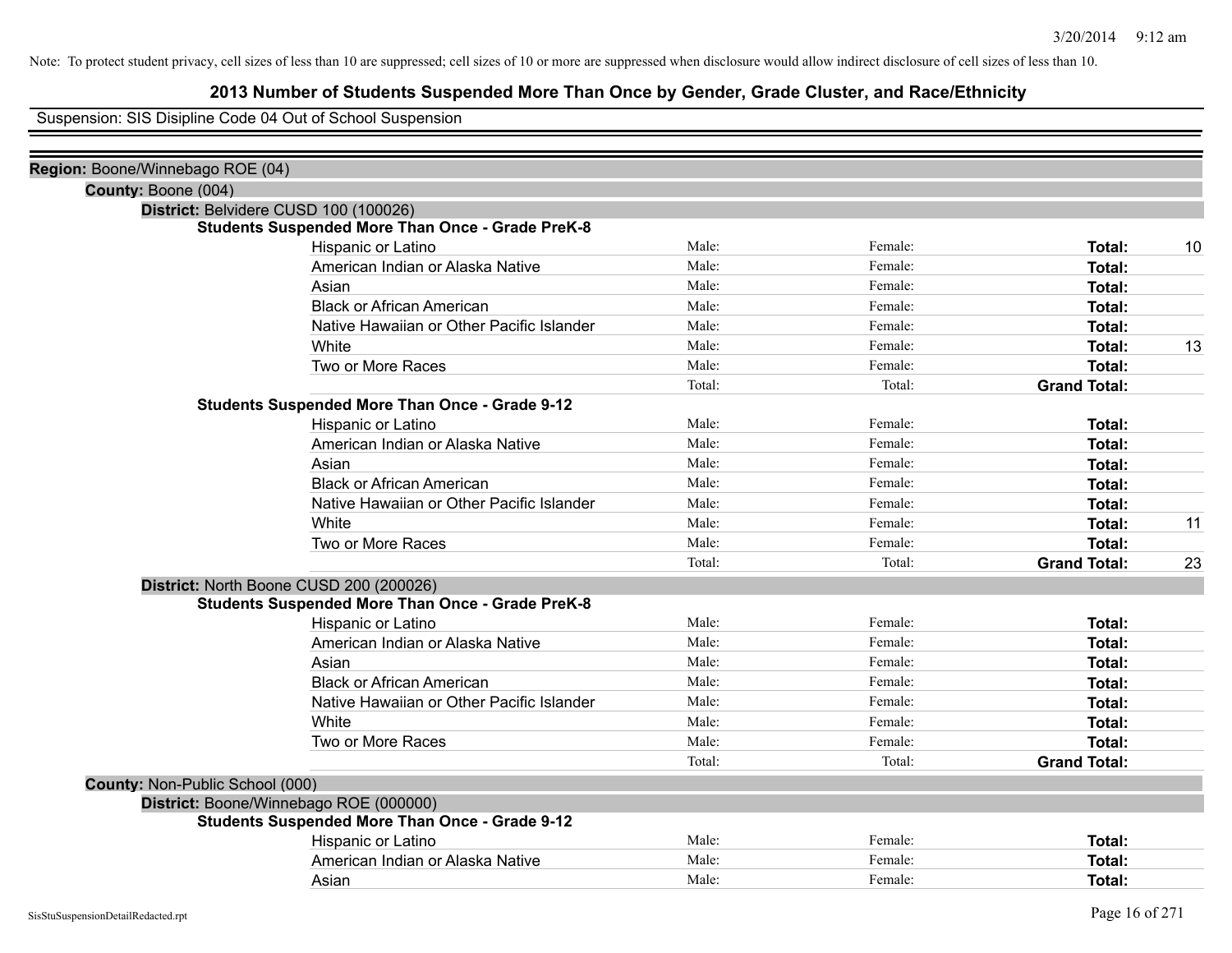Note: To protect student privacy, cell sizes of less than 10 are suppressed; cell sizes of 10 or more are suppressed when disclosure would allow indirect disclosure of cell sizes of less than 10.

## 2013 Number of Students Suspended More Than Once by Gender, Grade Cluster, and Race/Ethnicity

Suspension: SIS Disipline Code 04 Out of School Suspension

**Region:** Boone/Winnebago ROE (04)

**County:** Boone (004)

**District:** Belvidere CUSD 100 (100026)

**Students Suspended More Than Once - Grade PreK-8**

| | Male: | Female: | Total: | |
|---|---|---|---|---|
| Hispanic or Latino | Male: | Female: | **Total:** | 10 |
| American Indian or Alaska Native | Male: | Female: | **Total:** | |
| Asian | Male: | Female: | **Total:** | |
| Black or African American | Male: | Female: | **Total:** | |
| Native Hawaiian or Other Pacific Islander | Male: | Female: | **Total:** | |
| White | Male: | Female: | **Total:** | 13 |
| Two or More Races | Male: | Female: | **Total:** | |
| | Total: | Total: | **Grand Total:** | |

**Students Suspended More Than Once - Grade 9-12**

| | Male: | Female: | Total: | |
|---|---|---|---|---|
| Hispanic or Latino | Male: | Female: | **Total:** | |
| American Indian or Alaska Native | Male: | Female: | **Total:** | |
| Asian | Male: | Female: | **Total:** | |
| Black or African American | Male: | Female: | **Total:** | |
| Native Hawaiian or Other Pacific Islander | Male: | Female: | **Total:** | |
| White | Male: | Female: | **Total:** | 11 |
| Two or More Races | Male: | Female: | **Total:** | |
| | Total: | Total: | **Grand Total:** | 23 |

**District:** North Boone CUSD 200 (200026)

**Students Suspended More Than Once - Grade PreK-8**

| | Male: | Female: | Total: | |
|---|---|---|---|---|
| Hispanic or Latino | Male: | Female: | **Total:** | |
| American Indian or Alaska Native | Male: | Female: | **Total:** | |
| Asian | Male: | Female: | **Total:** | |
| Black or African American | Male: | Female: | **Total:** | |
| Native Hawaiian or Other Pacific Islander | Male: | Female: | **Total:** | |
| White | Male: | Female: | **Total:** | |
| Two or More Races | Male: | Female: | **Total:** | |
| | Total: | Total: | **Grand Total:** | |

**County:** Non-Public School (000)

**District:** Boone/Winnebago ROE (000000)

**Students Suspended More Than Once - Grade 9-12**

| | Male: | Female: | Total: | |
|---|---|---|---|---|
| Hispanic or Latino | Male: | Female: | **Total:** | |
| American Indian or Alaska Native | Male: | Female: | **Total:** | |
| Asian | Male: | Female: | **Total:** | |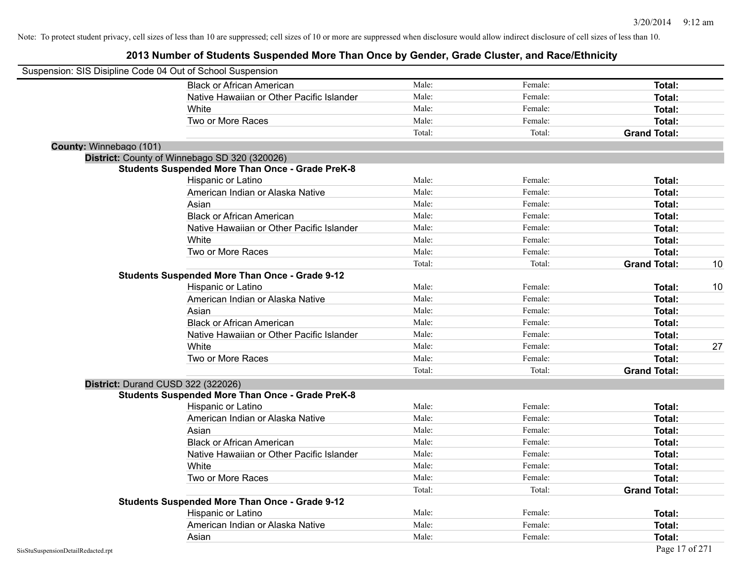Note: To protect student privacy, cell sizes of less than 10 are suppressed; cell sizes of 10 or more are suppressed when disclosure would allow indirect disclosure of cell sizes of less than 10.

# 2013 Number of Students Suspended More Than Once by Gender, Grade Cluster, and Race/Ethnicity

Suspension: SIS Disipline Code 04 Out of School Suspension

| | | | | |
|---|---|---|---|---|
| Black or African American | Male: | Female: | **Total:** | |
| Native Hawaiian or Other Pacific Islander | Male: | Female: | **Total:** | |
| White | Male: | Female: | **Total:** | |
| Two or More Races | Male: | Female: | **Total:** | |
| | Total: | Total: | **Grand Total:** | |

**County:** Winnebago (101)

**District:** County of Winnebago SD 320 (320026)

**Students Suspended More Than Once - Grade PreK-8**

| | | | | |
|---|---|---|---|---|
| Hispanic or Latino | Male: | Female: | **Total:** | |
| American Indian or Alaska Native | Male: | Female: | **Total:** | |
| Asian | Male: | Female: | **Total:** | |
| Black or African American | Male: | Female: | **Total:** | |
| Native Hawaiian or Other Pacific Islander | Male: | Female: | **Total:** | |
| White | Male: | Female: | **Total:** | |
| Two or More Races | Male: | Female: | **Total:** | |
| | Total: | Total: | **Grand Total:** | 10 |

**Students Suspended More Than Once - Grade 9-12**

| | | | | |
|---|---|---|---|---|
| Hispanic or Latino | Male: | Female: | **Total:** | 10 |
| American Indian or Alaska Native | Male: | Female: | **Total:** | |
| Asian | Male: | Female: | **Total:** | |
| Black or African American | Male: | Female: | **Total:** | |
| Native Hawaiian or Other Pacific Islander | Male: | Female: | **Total:** | |
| White | Male: | Female: | **Total:** | 27 |
| Two or More Races | Male: | Female: | **Total:** | |
| | Total: | Total: | **Grand Total:** | |

**District:** Durand CUSD 322 (322026)

**Students Suspended More Than Once - Grade PreK-8**

| | | | | |
|---|---|---|---|---|
| Hispanic or Latino | Male: | Female: | **Total:** | |
| American Indian or Alaska Native | Male: | Female: | **Total:** | |
| Asian | Male: | Female: | **Total:** | |
| Black or African American | Male: | Female: | **Total:** | |
| Native Hawaiian or Other Pacific Islander | Male: | Female: | **Total:** | |
| White | Male: | Female: | **Total:** | |
| Two or More Races | Male: | Female: | **Total:** | |
| | Total: | Total: | **Grand Total:** | |

**Students Suspended More Than Once - Grade 9-12**

| | | | | |
|---|---|---|---|---|
| Hispanic or Latino | Male: | Female: | **Total:** | |
| American Indian or Alaska Native | Male: | Female: | **Total:** | |
| Asian | Male: | Female: | **Total:** | |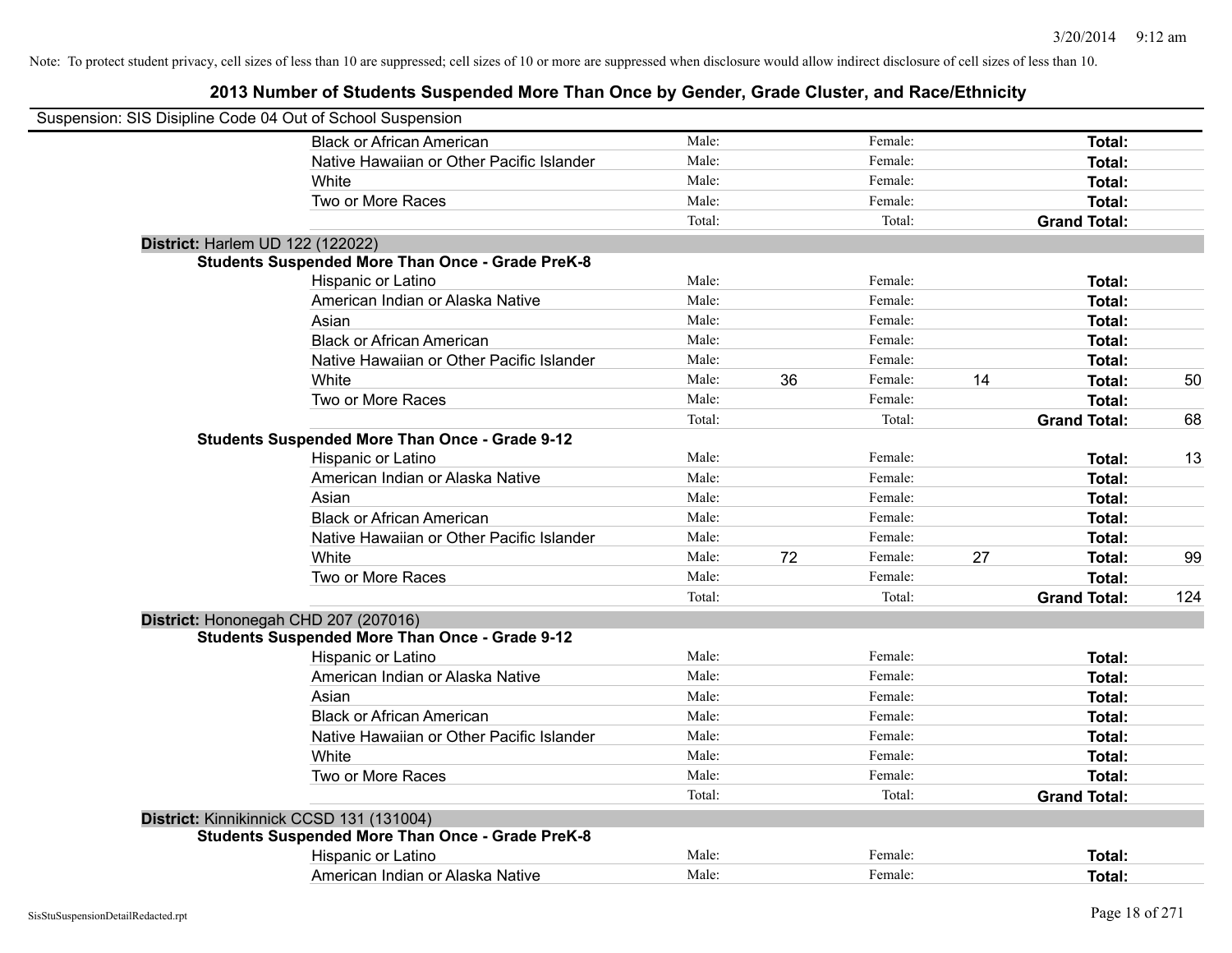Note: To protect student privacy, cell sizes of less than 10 are suppressed; cell sizes of 10 or more are suppressed when disclosure would allow indirect disclosure of cell sizes of less than 10.

# 2013 Number of Students Suspended More Than Once by Gender, Grade Cluster, and Race/Ethnicity

Suspension: SIS Disipline Code 04 Out of School Suspension

| | | | | | | |
|---|---|---|---|---|---|---|
| Black or African American | Male: | | Female: | | **Total:** | |
| Native Hawaiian or Other Pacific Islander | Male: | | Female: | | **Total:** | |
| White | Male: | | Female: | | **Total:** | |
| Two or More Races | Male: | | Female: | | **Total:** | |
| | Total: | | Total: | | **Grand Total:** | |

**District:** Harlem UD 122 (122022)

**Students Suspended More Than Once - Grade PreK-8**

| | | | | | | |
|---|---|---|---|---|---|---|
| Hispanic or Latino | Male: | | Female: | | **Total:** | |
| American Indian or Alaska Native | Male: | | Female: | | **Total:** | |
| Asian | Male: | | Female: | | **Total:** | |
| Black or African American | Male: | | Female: | | **Total:** | |
| Native Hawaiian or Other Pacific Islander | Male: | | Female: | | **Total:** | |
| White | Male: | 36 | Female: | 14 | **Total:** | 50 |
| Two or More Races | Male: | | Female: | | **Total:** | |
| | Total: | | Total: | | **Grand Total:** | 68 |

**Students Suspended More Than Once - Grade 9-12**

| | | | | | | |
|---|---|---|---|---|---|---|
| Hispanic or Latino | Male: | | Female: | | **Total:** | 13 |
| American Indian or Alaska Native | Male: | | Female: | | **Total:** | |
| Asian | Male: | | Female: | | **Total:** | |
| Black or African American | Male: | | Female: | | **Total:** | |
| Native Hawaiian or Other Pacific Islander | Male: | | Female: | | **Total:** | |
| White | Male: | 72 | Female: | 27 | **Total:** | 99 |
| Two or More Races | Male: | | Female: | | **Total:** | |
| | Total: | | Total: | | **Grand Total:** | 124 |

**District:** Hononegah CHD 207 (207016)

**Students Suspended More Than Once - Grade 9-12**

| | | | | | | |
|---|---|---|---|---|---|---|
| Hispanic or Latino | Male: | | Female: | | **Total:** | |
| American Indian or Alaska Native | Male: | | Female: | | **Total:** | |
| Asian | Male: | | Female: | | **Total:** | |
| Black or African American | Male: | | Female: | | **Total:** | |
| Native Hawaiian or Other Pacific Islander | Male: | | Female: | | **Total:** | |
| White | Male: | | Female: | | **Total:** | |
| Two or More Races | Male: | | Female: | | **Total:** | |
| | Total: | | Total: | | **Grand Total:** | |

**District:** Kinnikinnick CCSD 131 (131004)

**Students Suspended More Than Once - Grade PreK-8**

| | | | | | | |
|---|---|---|---|---|---|---|
| Hispanic or Latino | Male: | | Female: | | **Total:** | |
| American Indian or Alaska Native | Male: | | Female: | | **Total:** | |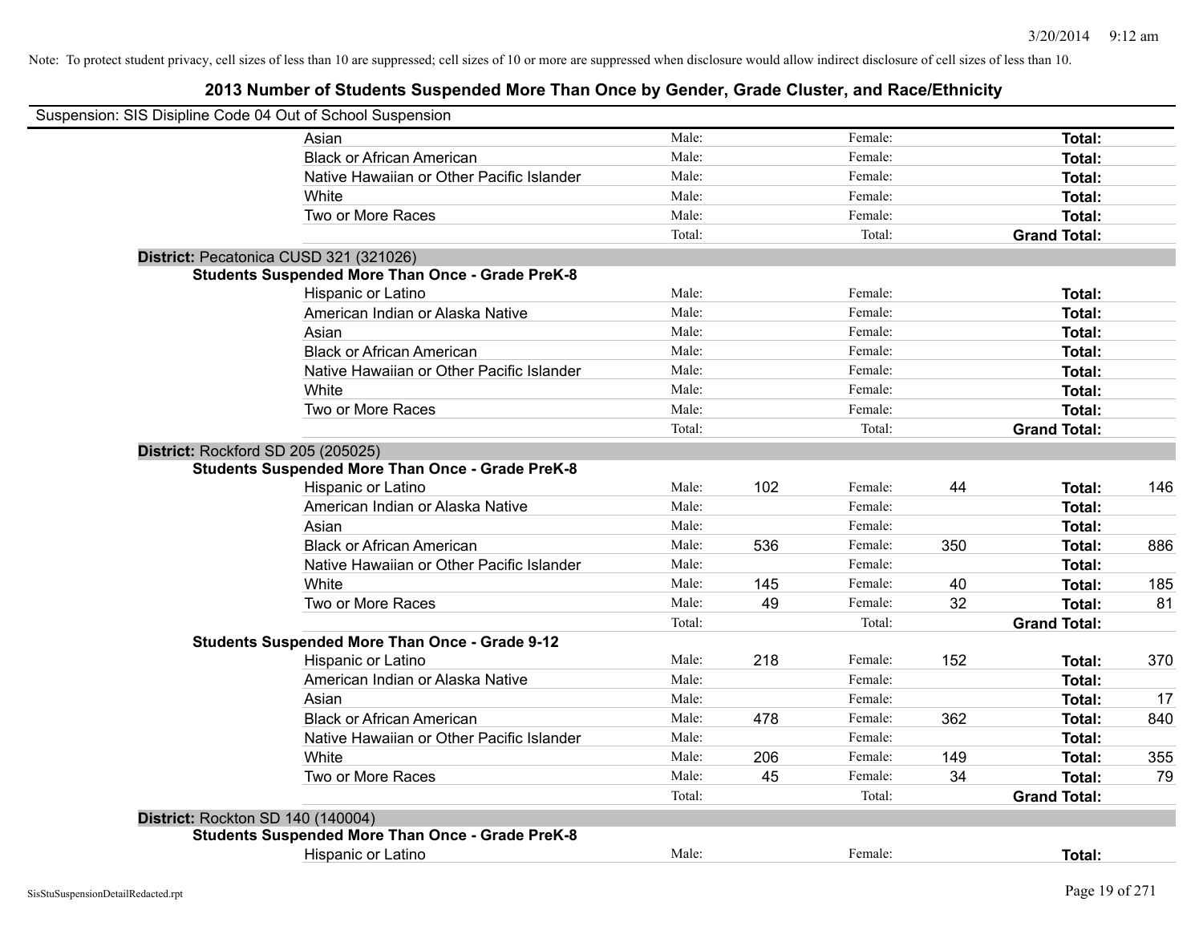Note: To protect student privacy, cell sizes of less than 10 are suppressed; cell sizes of 10 or more are suppressed when disclosure would allow indirect disclosure of cell sizes of less than 10.

## 2013 Number of Students Suspended More Than Once by Gender, Grade Cluster, and Race/Ethnicity

Suspension: SIS Disipline Code 04 Out of School Suspension

| | | | | | | |
|---|---|---|---|---|---|---|
| Asian | Male: | | Female: | | **Total:** | |
| Black or African American | Male: | | Female: | | **Total:** | |
| Native Hawaiian or Other Pacific Islander | Male: | | Female: | | **Total:** | |
| White | Male: | | Female: | | **Total:** | |
| Two or More Races | Male: | | Female: | | **Total:** | |
| | Total: | | Total: | | **Grand Total:** | |

**District:** Pecatonica CUSD 321 (321026)

**Students Suspended More Than Once - Grade PreK-8**

| | | | | | | |
|---|---|---|---|---|---|---|
| Hispanic or Latino | Male: | | Female: | | **Total:** | |
| American Indian or Alaska Native | Male: | | Female: | | **Total:** | |
| Asian | Male: | | Female: | | **Total:** | |
| Black or African American | Male: | | Female: | | **Total:** | |
| Native Hawaiian or Other Pacific Islander | Male: | | Female: | | **Total:** | |
| White | Male: | | Female: | | **Total:** | |
| Two or More Races | Male: | | Female: | | **Total:** | |
| | Total: | | Total: | | **Grand Total:** | |

**District:** Rockford SD 205 (205025)

**Students Suspended More Than Once - Grade PreK-8**

| | | | | | | |
|---|---|---|---|---|---|---|
| Hispanic or Latino | Male: | 102 | Female: | 44 | **Total:** | 146 |
| American Indian or Alaska Native | Male: | | Female: | | **Total:** | |
| Asian | Male: | | Female: | | **Total:** | |
| Black or African American | Male: | 536 | Female: | 350 | **Total:** | 886 |
| Native Hawaiian or Other Pacific Islander | Male: | | Female: | | **Total:** | |
| White | Male: | 145 | Female: | 40 | **Total:** | 185 |
| Two or More Races | Male: | 49 | Female: | 32 | **Total:** | 81 |
| | Total: | | Total: | | **Grand Total:** | |

**Students Suspended More Than Once - Grade 9-12**

| | | | | | | |
|---|---|---|---|---|---|---|
| Hispanic or Latino | Male: | 218 | Female: | 152 | **Total:** | 370 |
| American Indian or Alaska Native | Male: | | Female: | | **Total:** | |
| Asian | Male: | | Female: | | **Total:** | 17 |
| Black or African American | Male: | 478 | Female: | 362 | **Total:** | 840 |
| Native Hawaiian or Other Pacific Islander | Male: | | Female: | | **Total:** | |
| White | Male: | 206 | Female: | 149 | **Total:** | 355 |
| Two or More Races | Male: | 45 | Female: | 34 | **Total:** | 79 |
| | Total: | | Total: | | **Grand Total:** | |

**District:** Rockton SD 140 (140004)

**Students Suspended More Than Once - Grade PreK-8**

| | | | | | | |
|---|---|---|---|---|---|---|
| Hispanic or Latino | Male: | | Female: | | **Total:** | |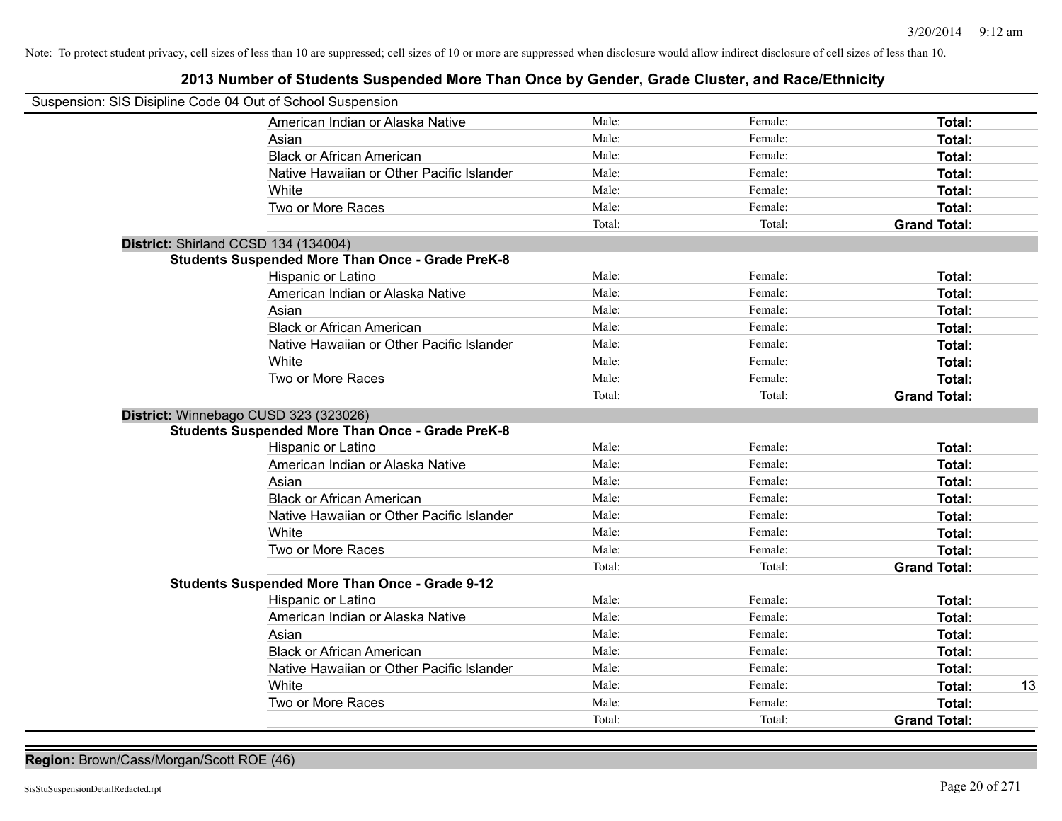Note: To protect student privacy, cell sizes of less than 10 are suppressed; cell sizes of 10 or more are suppressed when disclosure would allow indirect disclosure of cell sizes of less than 10.

## 2013 Number of Students Suspended More Than Once by Gender, Grade Cluster, and Race/Ethnicity

Suspension: SIS Disipline Code 04 Out of School Suspension

| | Male | Female | Total | |
|---|---|---|---|---|
| American Indian or Alaska Native | Male: | Female: | **Total:** | |
| Asian | Male: | Female: | **Total:** | |
| Black or African American | Male: | Female: | **Total:** | |
| Native Hawaiian or Other Pacific Islander | Male: | Female: | **Total:** | |
| White | Male: | Female: | **Total:** | |
| Two or More Races | Male: | Female: | **Total:** | |
| | Total: | Total: | **Grand Total:** | |

**District:** Shirland CCSD 134 (134004)

**Students Suspended More Than Once - Grade PreK-8**

| | Male | Female | Total | |
|---|---|---|---|---|
| Hispanic or Latino | Male: | Female: | **Total:** | |
| American Indian or Alaska Native | Male: | Female: | **Total:** | |
| Asian | Male: | Female: | **Total:** | |
| Black or African American | Male: | Female: | **Total:** | |
| Native Hawaiian or Other Pacific Islander | Male: | Female: | **Total:** | |
| White | Male: | Female: | **Total:** | |
| Two or More Races | Male: | Female: | **Total:** | |
| | Total: | Total: | **Grand Total:** | |

**District:** Winnebago CUSD 323 (323026)

**Students Suspended More Than Once - Grade PreK-8**

| | Male | Female | Total | |
|---|---|---|---|---|
| Hispanic or Latino | Male: | Female: | **Total:** | |
| American Indian or Alaska Native | Male: | Female: | **Total:** | |
| Asian | Male: | Female: | **Total:** | |
| Black or African American | Male: | Female: | **Total:** | |
| Native Hawaiian or Other Pacific Islander | Male: | Female: | **Total:** | |
| White | Male: | Female: | **Total:** | |
| Two or More Races | Male: | Female: | **Total:** | |
| | Total: | Total: | **Grand Total:** | |

**Students Suspended More Than Once - Grade 9-12**

| | Male | Female | Total | |
|---|---|---|---|---|
| Hispanic or Latino | Male: | Female: | **Total:** | |
| American Indian or Alaska Native | Male: | Female: | **Total:** | |
| Asian | Male: | Female: | **Total:** | |
| Black or African American | Male: | Female: | **Total:** | |
| Native Hawaiian or Other Pacific Islander | Male: | Female: | **Total:** | |
| White | Male: | Female: | **Total:** | 13 |
| Two or More Races | Male: | Female: | **Total:** | |
| | Total: | Total: | **Grand Total:** | |

**Region:** Brown/Cass/Morgan/Scott ROE (46)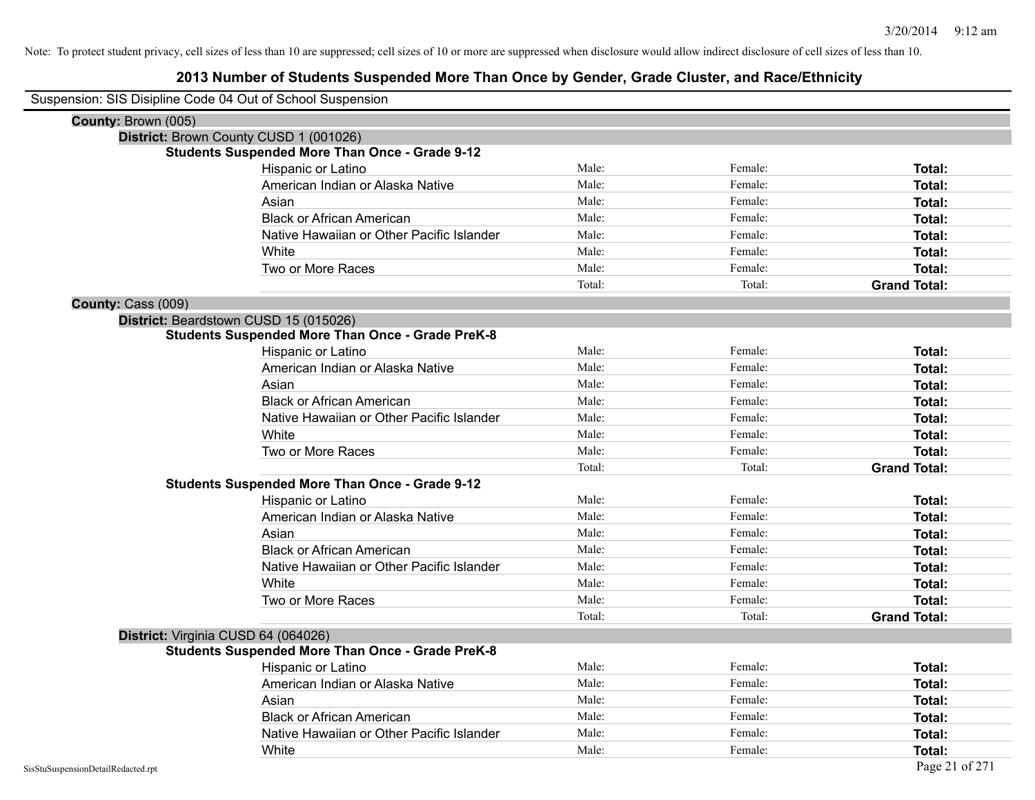Note: To protect student privacy, cell sizes of less than 10 are suppressed; cell sizes of 10 or more are suppressed when disclosure would allow indirect disclosure of cell sizes of less than 10.

# 2013 Number of Students Suspended More Than Once by Gender, Grade Cluster, and Race/Ethnicity

Suspension: SIS Disipline Code 04 Out of School Suspension

**County:** Brown (005)

**District:** Brown County CUSD 1 (001026)

**Students Suspended More Than Once - Grade 9-12**

| | | | |
|---|---|---|---|
| Hispanic or Latino | Male: | Female: | **Total:** |
| American Indian or Alaska Native | Male: | Female: | **Total:** |
| Asian | Male: | Female: | **Total:** |
| Black or African American | Male: | Female: | **Total:** |
| Native Hawaiian or Other Pacific Islander | Male: | Female: | **Total:** |
| White | Male: | Female: | **Total:** |
| Two or More Races | Male: | Female: | **Total:** |
| | Total: | Total: | **Grand Total:** |

**County:** Cass (009)

**District:** Beardstown CUSD 15 (015026)

**Students Suspended More Than Once - Grade PreK-8**

| | | | |
|---|---|---|---|
| Hispanic or Latino | Male: | Female: | **Total:** |
| American Indian or Alaska Native | Male: | Female: | **Total:** |
| Asian | Male: | Female: | **Total:** |
| Black or African American | Male: | Female: | **Total:** |
| Native Hawaiian or Other Pacific Islander | Male: | Female: | **Total:** |
| White | Male: | Female: | **Total:** |
| Two or More Races | Male: | Female: | **Total:** |
| | Total: | Total: | **Grand Total:** |

**Students Suspended More Than Once - Grade 9-12**

| | | | |
|---|---|---|---|
| Hispanic or Latino | Male: | Female: | **Total:** |
| American Indian or Alaska Native | Male: | Female: | **Total:** |
| Asian | Male: | Female: | **Total:** |
| Black or African American | Male: | Female: | **Total:** |
| Native Hawaiian or Other Pacific Islander | Male: | Female: | **Total:** |
| White | Male: | Female: | **Total:** |
| Two or More Races | Male: | Female: | **Total:** |
| | Total: | Total: | **Grand Total:** |

**District:** Virginia CUSD 64 (064026)

**Students Suspended More Than Once - Grade PreK-8**

| | | | |
|---|---|---|---|
| Hispanic or Latino | Male: | Female: | **Total:** |
| American Indian or Alaska Native | Male: | Female: | **Total:** |
| Asian | Male: | Female: | **Total:** |
| Black or African American | Male: | Female: | **Total:** |
| Native Hawaiian or Other Pacific Islander | Male: | Female: | **Total:** |
| White | Male: | Female: | **Total:** |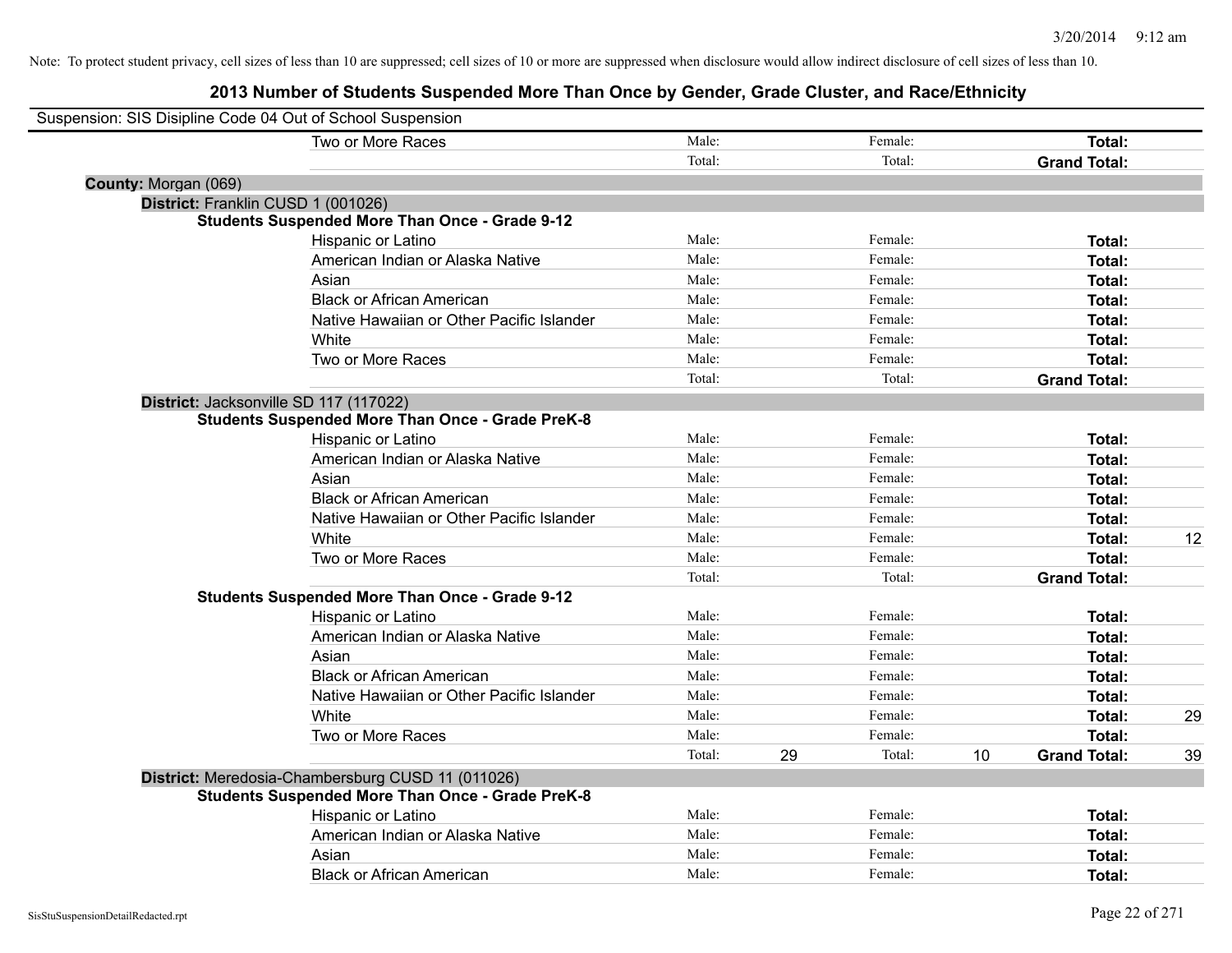Note: To protect student privacy, cell sizes of less than 10 are suppressed; cell sizes of 10 or more are suppressed when disclosure would allow indirect disclosure of cell sizes of less than 10.

## 2013 Number of Students Suspended More Than Once by Gender, Grade Cluster, and Race/Ethnicity

Suspension: SIS Disipline Code 04 Out of School Suspension

| | | | | | | |
|---|---|---|---|---|---|---|
| Two or More Races | Male: | | Female: | | **Total:** | |
| | Total: | | Total: | | **Grand Total:** | |

**County:** Morgan (069)

**District:** Franklin CUSD 1 (001026)

**Students Suspended More Than Once - Grade 9-12**

| | | | | | | |
|---|---|---|---|---|---|---|
| Hispanic or Latino | Male: | | Female: | | **Total:** | |
| American Indian or Alaska Native | Male: | | Female: | | **Total:** | |
| Asian | Male: | | Female: | | **Total:** | |
| Black or African American | Male: | | Female: | | **Total:** | |
| Native Hawaiian or Other Pacific Islander | Male: | | Female: | | **Total:** | |
| White | Male: | | Female: | | **Total:** | |
| Two or More Races | Male: | | Female: | | **Total:** | |
| | Total: | | Total: | | **Grand Total:** | |

**District:** Jacksonville SD 117 (117022)

**Students Suspended More Than Once - Grade PreK-8**

| | | | | | | |
|---|---|---|---|---|---|---|
| Hispanic or Latino | Male: | | Female: | | **Total:** | |
| American Indian or Alaska Native | Male: | | Female: | | **Total:** | |
| Asian | Male: | | Female: | | **Total:** | |
| Black or African American | Male: | | Female: | | **Total:** | |
| Native Hawaiian or Other Pacific Islander | Male: | | Female: | | **Total:** | |
| White | Male: | | Female: | | **Total:** | 12 |
| Two or More Races | Male: | | Female: | | **Total:** | |
| | Total: | | Total: | | **Grand Total:** | |

**Students Suspended More Than Once - Grade 9-12**

| | | | | | | |
|---|---|---|---|---|---|---|
| Hispanic or Latino | Male: | | Female: | | **Total:** | |
| American Indian or Alaska Native | Male: | | Female: | | **Total:** | |
| Asian | Male: | | Female: | | **Total:** | |
| Black or African American | Male: | | Female: | | **Total:** | |
| Native Hawaiian or Other Pacific Islander | Male: | | Female: | | **Total:** | |
| White | Male: | | Female: | | **Total:** | 29 |
| Two or More Races | Male: | | Female: | | **Total:** | |
| | Total: | 29 | Total: | 10 | **Grand Total:** | 39 |

**District:** Meredosia-Chambersburg CUSD 11 (011026)

**Students Suspended More Than Once - Grade PreK-8**

| | | | | | | |
|---|---|---|---|---|---|---|
| Hispanic or Latino | Male: | | Female: | | **Total:** | |
| American Indian or Alaska Native | Male: | | Female: | | **Total:** | |
| Asian | Male: | | Female: | | **Total:** | |
| Black or African American | Male: | | Female: | | **Total:** | |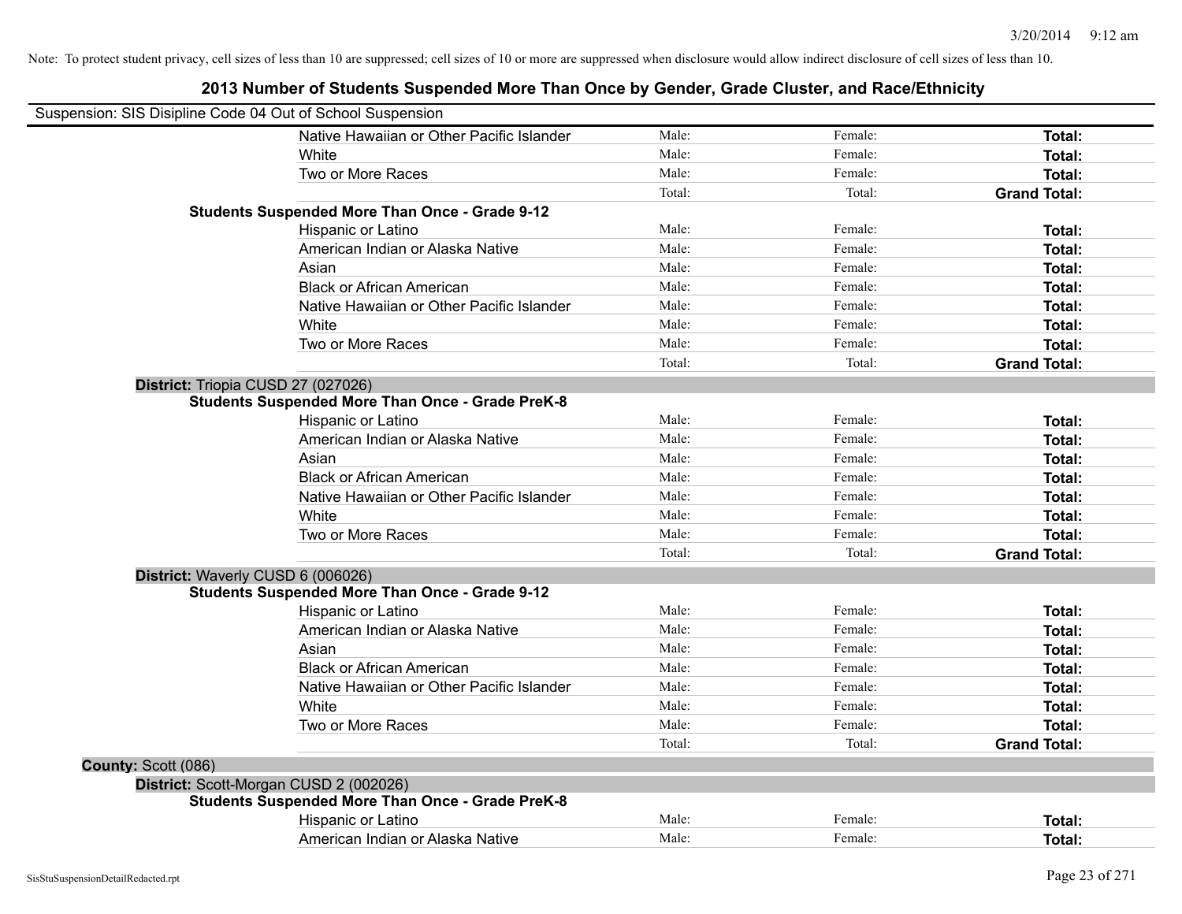Note: To protect student privacy, cell sizes of less than 10 are suppressed; cell sizes of 10 or more are suppressed when disclosure would allow indirect disclosure of cell sizes of less than 10.

## 2013 Number of Students Suspended More Than Once by Gender, Grade Cluster, and Race/Ethnicity

Suspension: SIS Disipline Code 04 Out of School Suspension

| | | | | |
|---|---|---|---|---|
| | Native Hawaiian or Other Pacific Islander | Male: | Female: | **Total:** |
| | White | Male: | Female: | **Total:** |
| | Two or More Races | Male: | Female: | **Total:** |
| | | Total: | Total: | **Grand Total:** |
| **Students Suspended More Than Once - Grade 9-12** | | | | |
| | Hispanic or Latino | Male: | Female: | **Total:** |
| | American Indian or Alaska Native | Male: | Female: | **Total:** |
| | Asian | Male: | Female: | **Total:** |
| | Black or African American | Male: | Female: | **Total:** |
| | Native Hawaiian or Other Pacific Islander | Male: | Female: | **Total:** |
| | White | Male: | Female: | **Total:** |
| | Two or More Races | Male: | Female: | **Total:** |
| | | Total: | Total: | **Grand Total:** |
| **District:** Triopia CUSD 27 (027026) | | | | |
| **Students Suspended More Than Once - Grade PreK-8** | | | | |
| | Hispanic or Latino | Male: | Female: | **Total:** |
| | American Indian or Alaska Native | Male: | Female: | **Total:** |
| | Asian | Male: | Female: | **Total:** |
| | Black or African American | Male: | Female: | **Total:** |
| | Native Hawaiian or Other Pacific Islander | Male: | Female: | **Total:** |
| | White | Male: | Female: | **Total:** |
| | Two or More Races | Male: | Female: | **Total:** |
| | | Total: | Total: | **Grand Total:** |
| **District:** Waverly CUSD 6 (006026) | | | | |
| **Students Suspended More Than Once - Grade 9-12** | | | | |
| | Hispanic or Latino | Male: | Female: | **Total:** |
| | American Indian or Alaska Native | Male: | Female: | **Total:** |
| | Asian | Male: | Female: | **Total:** |
| | Black or African American | Male: | Female: | **Total:** |
| | Native Hawaiian or Other Pacific Islander | Male: | Female: | **Total:** |
| | White | Male: | Female: | **Total:** |
| | Two or More Races | Male: | Female: | **Total:** |
| | | Total: | Total: | **Grand Total:** |
| **County:** Scott (086) | | | | |
| **District:** Scott-Morgan CUSD 2 (002026) | | | | |
| **Students Suspended More Than Once - Grade PreK-8** | | | | |
| | Hispanic or Latino | Male: | Female: | **Total:** |
| | American Indian or Alaska Native | Male: | Female: | **Total:** |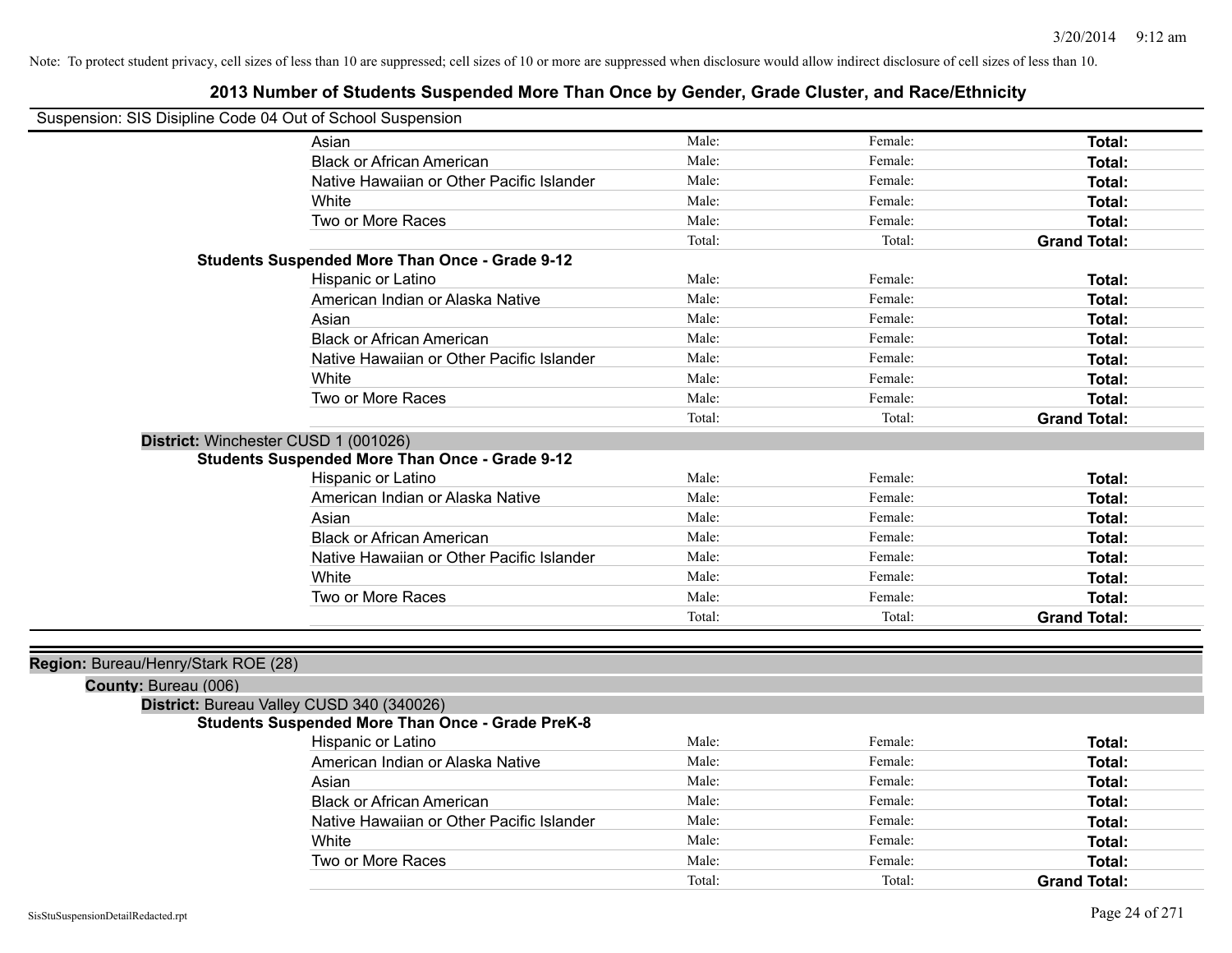Note: To protect student privacy, cell sizes of less than 10 are suppressed; cell sizes of 10 or more are suppressed when disclosure would allow indirect disclosure of cell sizes of less than 10.

# 2013 Number of Students Suspended More Than Once by Gender, Grade Cluster, and Race/Ethnicity

Suspension: SIS Disipline Code 04 Out of School Suspension

| | | | |
|---|---|---|---|
| Asian | Male: | Female: | **Total:** |
| Black or African American | Male: | Female: | **Total:** |
| Native Hawaiian or Other Pacific Islander | Male: | Female: | **Total:** |
| White | Male: | Female: | **Total:** |
| Two or More Races | Male: | Female: | **Total:** |
| | Total: | Total: | **Grand Total:** |

**Students Suspended More Than Once - Grade 9-12**

| | | | |
|---|---|---|---|
| Hispanic or Latino | Male: | Female: | **Total:** |
| American Indian or Alaska Native | Male: | Female: | **Total:** |
| Asian | Male: | Female: | **Total:** |
| Black or African American | Male: | Female: | **Total:** |
| Native Hawaiian or Other Pacific Islander | Male: | Female: | **Total:** |
| White | Male: | Female: | **Total:** |
| Two or More Races | Male: | Female: | **Total:** |
| | Total: | Total: | **Grand Total:** |

**District:** Winchester CUSD 1 (001026)

**Students Suspended More Than Once - Grade 9-12**

| | | | |
|---|---|---|---|
| Hispanic or Latino | Male: | Female: | **Total:** |
| American Indian or Alaska Native | Male: | Female: | **Total:** |
| Asian | Male: | Female: | **Total:** |
| Black or African American | Male: | Female: | **Total:** |
| Native Hawaiian or Other Pacific Islander | Male: | Female: | **Total:** |
| White | Male: | Female: | **Total:** |
| Two or More Races | Male: | Female: | **Total:** |
| | Total: | Total: | **Grand Total:** |

**Region:** Bureau/Henry/Stark ROE (28)

**County:** Bureau (006)

**District:** Bureau Valley CUSD 340 (340026)

**Students Suspended More Than Once - Grade PreK-8**

| | | | |
|---|---|---|---|
| Hispanic or Latino | Male: | Female: | **Total:** |
| American Indian or Alaska Native | Male: | Female: | **Total:** |
| Asian | Male: | Female: | **Total:** |
| Black or African American | Male: | Female: | **Total:** |
| Native Hawaiian or Other Pacific Islander | Male: | Female: | **Total:** |
| White | Male: | Female: | **Total:** |
| Two or More Races | Male: | Female: | **Total:** |
| | Total: | Total: | **Grand Total:** |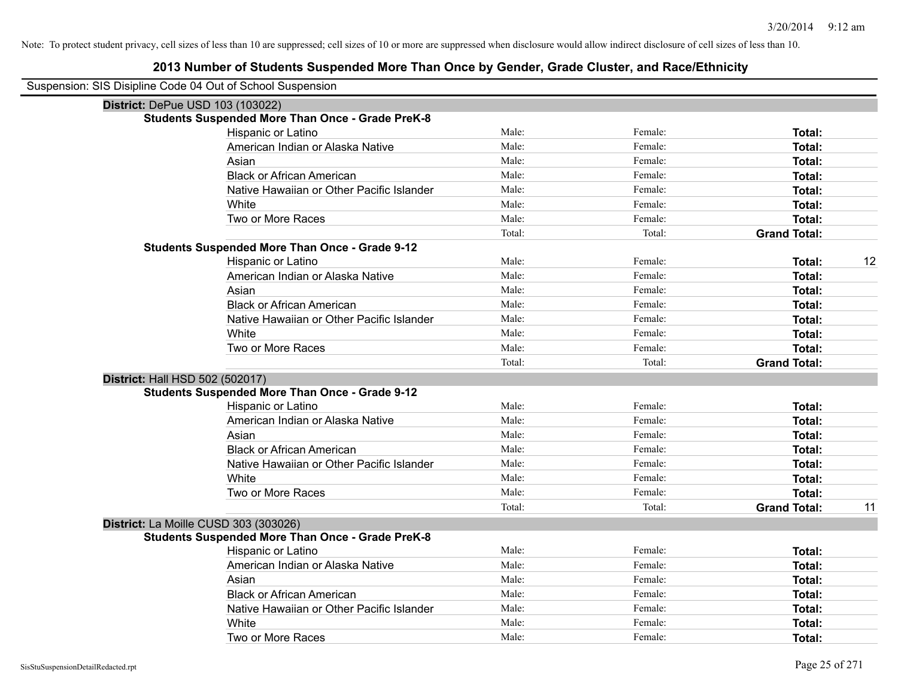Note: To protect student privacy, cell sizes of less than 10 are suppressed; cell sizes of 10 or more are suppressed when disclosure would allow indirect disclosure of cell sizes of less than 10.

# 2013 Number of Students Suspended More Than Once by Gender, Grade Cluster, and Race/Ethnicity

Suspension: SIS Disipline Code 04 Out of School Suspension

**District:** DePue USD 103 (103022)

**Students Suspended More Than Once - Grade PreK-8**

| | | | | |
|---|---|---|---|---|
| Hispanic or Latino | Male: | Female: | **Total:** | |
| American Indian or Alaska Native | Male: | Female: | **Total:** | |
| Asian | Male: | Female: | **Total:** | |
| Black or African American | Male: | Female: | **Total:** | |
| Native Hawaiian or Other Pacific Islander | Male: | Female: | **Total:** | |
| White | Male: | Female: | **Total:** | |
| Two or More Races | Male: | Female: | **Total:** | |
| | Total: | Total: | **Grand Total:** | |

**Students Suspended More Than Once - Grade 9-12**

| | | | | |
|---|---|---|---|---|
| Hispanic or Latino | Male: | Female: | **Total:** | 12 |
| American Indian or Alaska Native | Male: | Female: | **Total:** | |
| Asian | Male: | Female: | **Total:** | |
| Black or African American | Male: | Female: | **Total:** | |
| Native Hawaiian or Other Pacific Islander | Male: | Female: | **Total:** | |
| White | Male: | Female: | **Total:** | |
| Two or More Races | Male: | Female: | **Total:** | |
| | Total: | Total: | **Grand Total:** | |

**District:** Hall HSD 502 (502017)

**Students Suspended More Than Once - Grade 9-12**

| | | | | |
|---|---|---|---|---|
| Hispanic or Latino | Male: | Female: | **Total:** | |
| American Indian or Alaska Native | Male: | Female: | **Total:** | |
| Asian | Male: | Female: | **Total:** | |
| Black or African American | Male: | Female: | **Total:** | |
| Native Hawaiian or Other Pacific Islander | Male: | Female: | **Total:** | |
| White | Male: | Female: | **Total:** | |
| Two or More Races | Male: | Female: | **Total:** | |
| | Total: | Total: | **Grand Total:** | 11 |

**District:** La Moille CUSD 303 (303026)

**Students Suspended More Than Once - Grade PreK-8**

| | | | | |
|---|---|---|---|---|
| Hispanic or Latino | Male: | Female: | **Total:** | |
| American Indian or Alaska Native | Male: | Female: | **Total:** | |
| Asian | Male: | Female: | **Total:** | |
| Black or African American | Male: | Female: | **Total:** | |
| Native Hawaiian or Other Pacific Islander | Male: | Female: | **Total:** | |
| White | Male: | Female: | **Total:** | |
| Two or More Races | Male: | Female: | **Total:** | |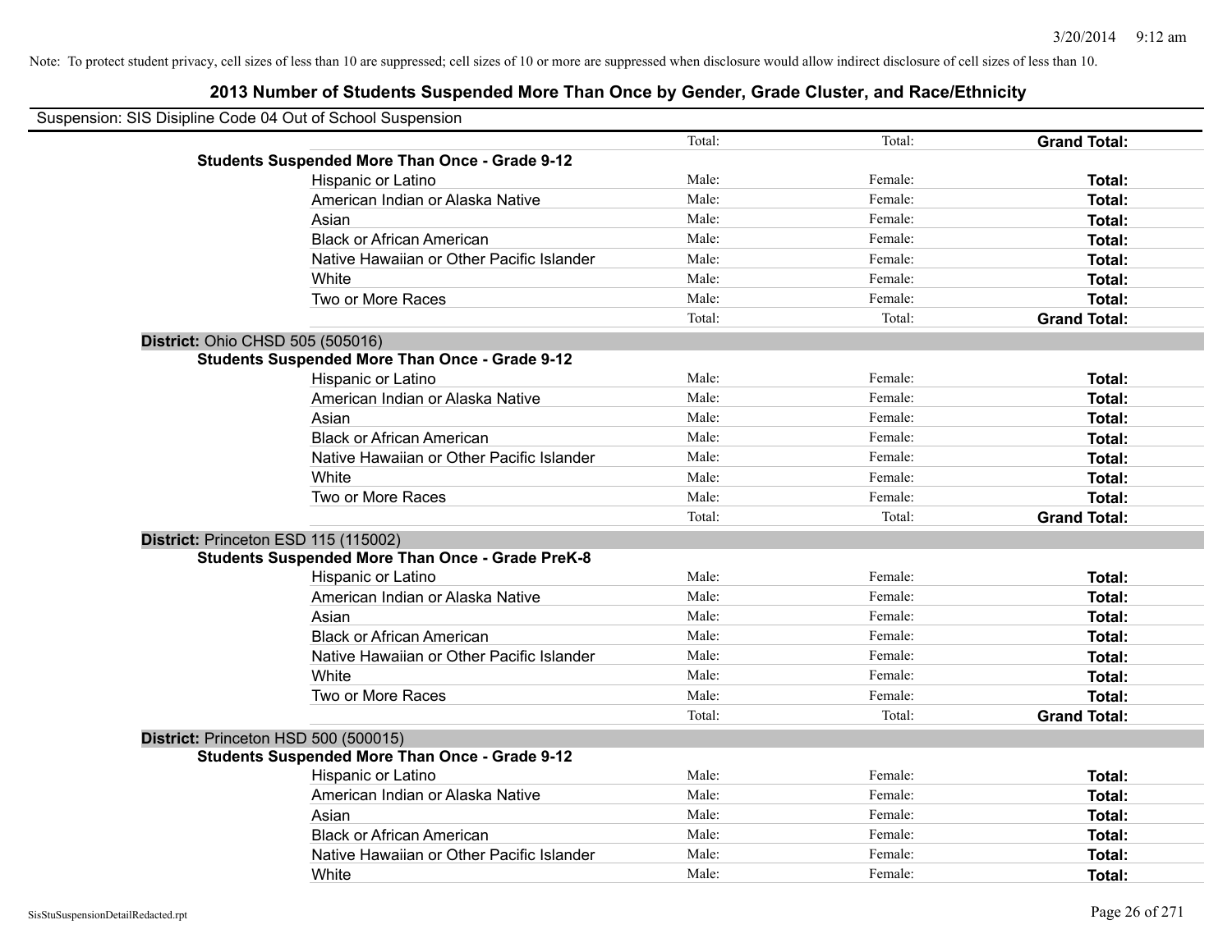Note: To protect student privacy, cell sizes of less than 10 are suppressed; cell sizes of 10 or more are suppressed when disclosure would allow indirect disclosure of cell sizes of less than 10.

## 2013 Number of Students Suspended More Than Once by Gender, Grade Cluster, and Race/Ethnicity

Suspension: SIS Disipline Code 04 Out of School Suspension

| | | | | |
|---|---|---|---|---|
| | | Total: | Total: | **Grand Total:** |
| **Students Suspended More Than Once - Grade 9-12** | | | | |
| | Hispanic or Latino | Male: | Female: | **Total:** |
| | American Indian or Alaska Native | Male: | Female: | **Total:** |
| | Asian | Male: | Female: | **Total:** |
| | Black or African American | Male: | Female: | **Total:** |
| | Native Hawaiian or Other Pacific Islander | Male: | Female: | **Total:** |
| | White | Male: | Female: | **Total:** |
| | Two or More Races | Male: | Female: | **Total:** |
| | | Total: | Total: | **Grand Total:** |
| **District:** Ohio CHSD 505 (505016) | | | | |
| **Students Suspended More Than Once - Grade 9-12** | | | | |
| | Hispanic or Latino | Male: | Female: | **Total:** |
| | American Indian or Alaska Native | Male: | Female: | **Total:** |
| | Asian | Male: | Female: | **Total:** |
| | Black or African American | Male: | Female: | **Total:** |
| | Native Hawaiian or Other Pacific Islander | Male: | Female: | **Total:** |
| | White | Male: | Female: | **Total:** |
| | Two or More Races | Male: | Female: | **Total:** |
| | | Total: | Total: | **Grand Total:** |
| **District:** Princeton ESD 115 (115002) | | | | |
| **Students Suspended More Than Once - Grade PreK-8** | | | | |
| | Hispanic or Latino | Male: | Female: | **Total:** |
| | American Indian or Alaska Native | Male: | Female: | **Total:** |
| | Asian | Male: | Female: | **Total:** |
| | Black or African American | Male: | Female: | **Total:** |
| | Native Hawaiian or Other Pacific Islander | Male: | Female: | **Total:** |
| | White | Male: | Female: | **Total:** |
| | Two or More Races | Male: | Female: | **Total:** |
| | | Total: | Total: | **Grand Total:** |
| **District:** Princeton HSD 500 (500015) | | | | |
| **Students Suspended More Than Once - Grade 9-12** | | | | |
| | Hispanic or Latino | Male: | Female: | **Total:** |
| | American Indian or Alaska Native | Male: | Female: | **Total:** |
| | Asian | Male: | Female: | **Total:** |
| | Black or African American | Male: | Female: | **Total:** |
| | Native Hawaiian or Other Pacific Islander | Male: | Female: | **Total:** |
| | White | Male: | Female: | **Total:** |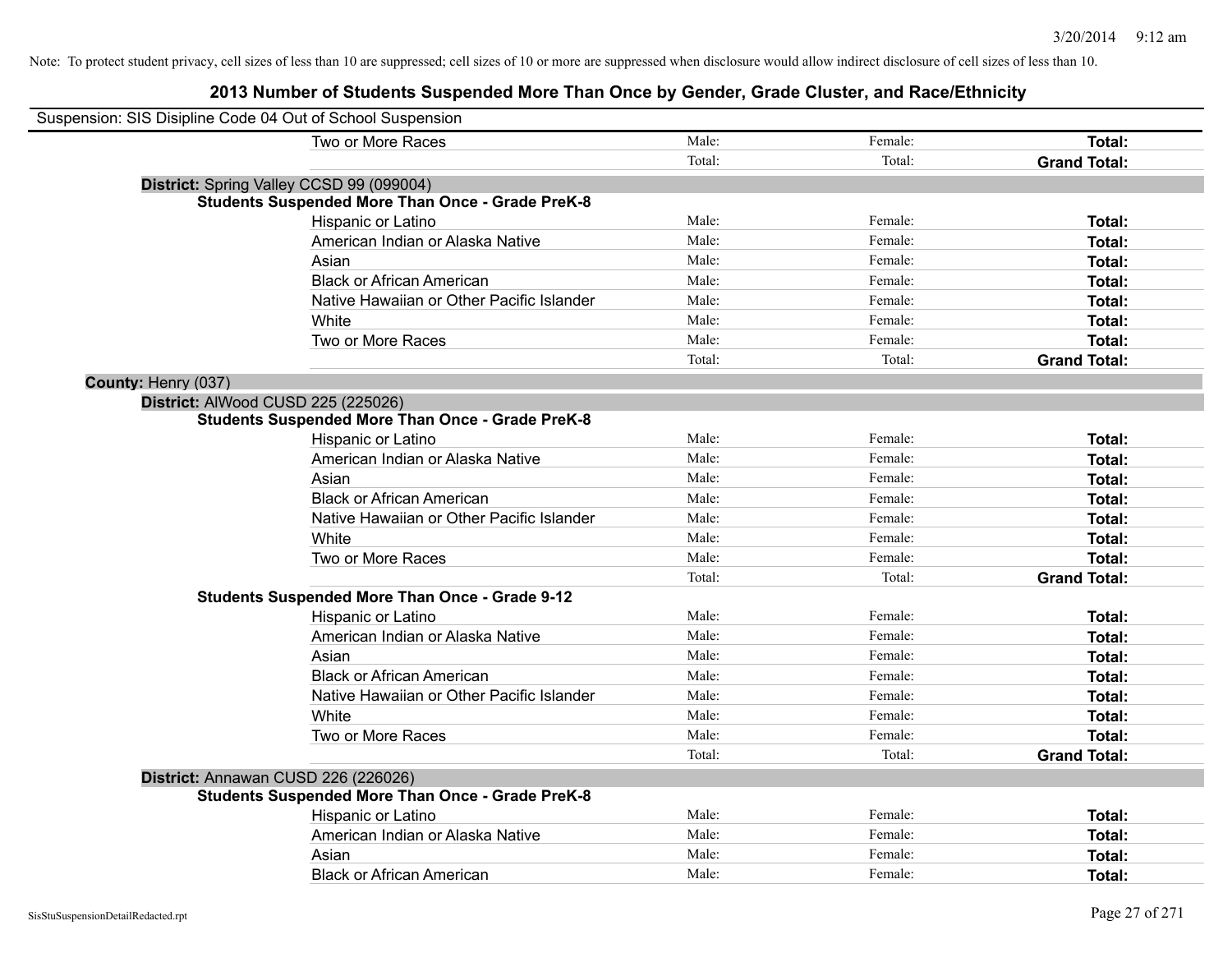Note: To protect student privacy, cell sizes of less than 10 are suppressed; cell sizes of 10 or more are suppressed when disclosure would allow indirect disclosure of cell sizes of less than 10.

## 2013 Number of Students Suspended More Than Once by Gender, Grade Cluster, and Race/Ethnicity

Suspension: SIS Disipline Code 04 Out of School Suspension

| | | | |
|---|---|---|---|
| Two or More Races | Male: | Female: | **Total:** |
| | Total: | Total: | **Grand Total:** |

**District:** Spring Valley CCSD 99 (099004)

**Students Suspended More Than Once - Grade PreK-8**

| | | | |
|---|---|---|---|
| Hispanic or Latino | Male: | Female: | **Total:** |
| American Indian or Alaska Native | Male: | Female: | **Total:** |
| Asian | Male: | Female: | **Total:** |
| Black or African American | Male: | Female: | **Total:** |
| Native Hawaiian or Other Pacific Islander | Male: | Female: | **Total:** |
| White | Male: | Female: | **Total:** |
| Two or More Races | Male: | Female: | **Total:** |
| | Total: | Total: | **Grand Total:** |

**County:** Henry (037)

**District:** AlWood CUSD 225 (225026)

**Students Suspended More Than Once - Grade PreK-8**

| | | | |
|---|---|---|---|
| Hispanic or Latino | Male: | Female: | **Total:** |
| American Indian or Alaska Native | Male: | Female: | **Total:** |
| Asian | Male: | Female: | **Total:** |
| Black or African American | Male: | Female: | **Total:** |
| Native Hawaiian or Other Pacific Islander | Male: | Female: | **Total:** |
| White | Male: | Female: | **Total:** |
| Two or More Races | Male: | Female: | **Total:** |
| | Total: | Total: | **Grand Total:** |

**Students Suspended More Than Once - Grade 9-12**

| | | | |
|---|---|---|---|
| Hispanic or Latino | Male: | Female: | **Total:** |
| American Indian or Alaska Native | Male: | Female: | **Total:** |
| Asian | Male: | Female: | **Total:** |
| Black or African American | Male: | Female: | **Total:** |
| Native Hawaiian or Other Pacific Islander | Male: | Female: | **Total:** |
| White | Male: | Female: | **Total:** |
| Two or More Races | Male: | Female: | **Total:** |
| | Total: | Total: | **Grand Total:** |

**District:** Annawan CUSD 226 (226026)

**Students Suspended More Than Once - Grade PreK-8**

| | | | |
|---|---|---|---|
| Hispanic or Latino | Male: | Female: | **Total:** |
| American Indian or Alaska Native | Male: | Female: | **Total:** |
| Asian | Male: | Female: | **Total:** |
| Black or African American | Male: | Female: | **Total:** |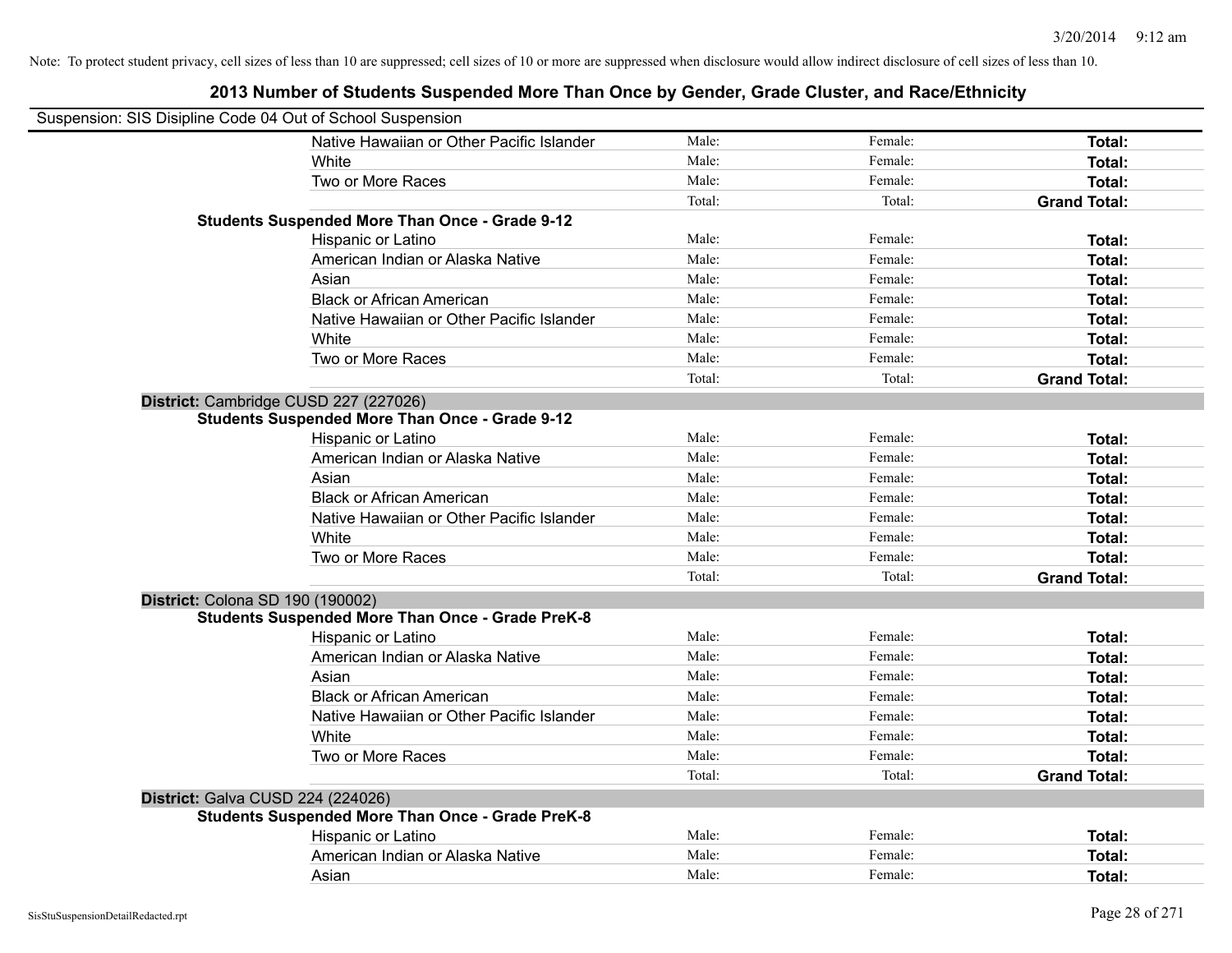Note: To protect student privacy, cell sizes of less than 10 are suppressed; cell sizes of 10 or more are suppressed when disclosure would allow indirect disclosure of cell sizes of less than 10.

## 2013 Number of Students Suspended More Than Once by Gender, Grade Cluster, and Race/Ethnicity

Suspension: SIS Disipline Code 04 Out of School Suspension

| | | | |
|---|---|---|---|
| Native Hawaiian or Other Pacific Islander | Male: | Female: | **Total:** |
| White | Male: | Female: | **Total:** |
| Two or More Races | Male: | Female: | **Total:** |
| | Total: | Total: | **Grand Total:** |

**Students Suspended More Than Once - Grade 9-12**

| | | | |
|---|---|---|---|
| Hispanic or Latino | Male: | Female: | **Total:** |
| American Indian or Alaska Native | Male: | Female: | **Total:** |
| Asian | Male: | Female: | **Total:** |
| Black or African American | Male: | Female: | **Total:** |
| Native Hawaiian or Other Pacific Islander | Male: | Female: | **Total:** |
| White | Male: | Female: | **Total:** |
| Two or More Races | Male: | Female: | **Total:** |
| | Total: | Total: | **Grand Total:** |

**District:** Cambridge CUSD 227 (227026)

**Students Suspended More Than Once - Grade 9-12**

| | | | |
|---|---|---|---|
| Hispanic or Latino | Male: | Female: | **Total:** |
| American Indian or Alaska Native | Male: | Female: | **Total:** |
| Asian | Male: | Female: | **Total:** |
| Black or African American | Male: | Female: | **Total:** |
| Native Hawaiian or Other Pacific Islander | Male: | Female: | **Total:** |
| White | Male: | Female: | **Total:** |
| Two or More Races | Male: | Female: | **Total:** |
| | Total: | Total: | **Grand Total:** |

**District:** Colona SD 190 (190002)

**Students Suspended More Than Once - Grade PreK-8**

| | | | |
|---|---|---|---|
| Hispanic or Latino | Male: | Female: | **Total:** |
| American Indian or Alaska Native | Male: | Female: | **Total:** |
| Asian | Male: | Female: | **Total:** |
| Black or African American | Male: | Female: | **Total:** |
| Native Hawaiian or Other Pacific Islander | Male: | Female: | **Total:** |
| White | Male: | Female: | **Total:** |
| Two or More Races | Male: | Female: | **Total:** |
| | Total: | Total: | **Grand Total:** |

**District:** Galva CUSD 224 (224026)

**Students Suspended More Than Once - Grade PreK-8**

| | | | |
|---|---|---|---|
| Hispanic or Latino | Male: | Female: | **Total:** |
| American Indian or Alaska Native | Male: | Female: | **Total:** |
| Asian | Male: | Female: | **Total:** |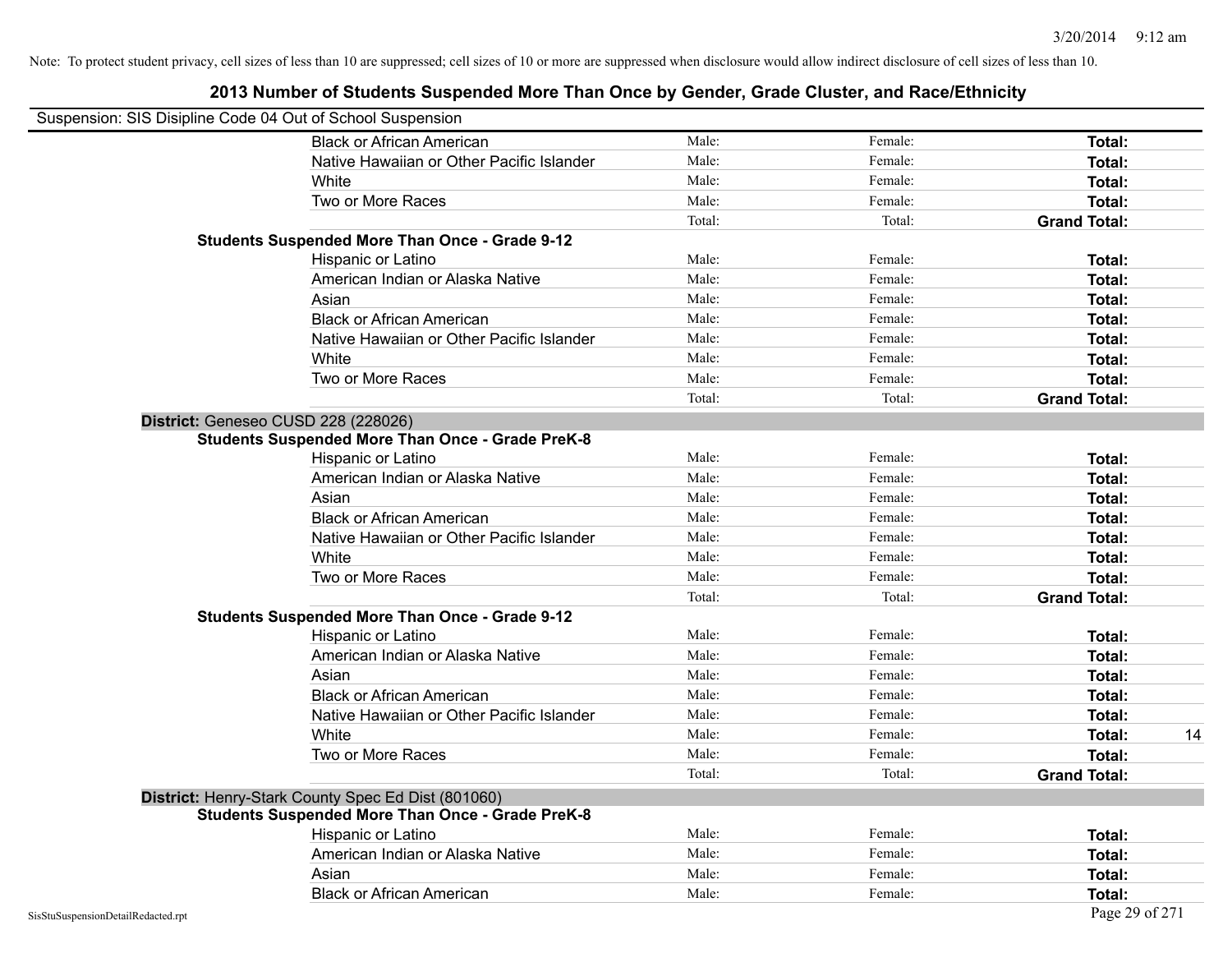Note: To protect student privacy, cell sizes of less than 10 are suppressed; cell sizes of 10 or more are suppressed when disclosure would allow indirect disclosure of cell sizes of less than 10.

## 2013 Number of Students Suspended More Than Once by Gender, Grade Cluster, and Race/Ethnicity

Suspension: SIS Disipline Code 04 Out of School Suspension

| | | | | |
|---|---|---|---|---|
| Black or African American | Male: | Female: | **Total:** | |
| Native Hawaiian or Other Pacific Islander | Male: | Female: | **Total:** | |
| White | Male: | Female: | **Total:** | |
| Two or More Races | Male: | Female: | **Total:** | |
| | Total: | Total: | **Grand Total:** | |

**Students Suspended More Than Once - Grade 9-12**

| | | | | |
|---|---|---|---|---|
| Hispanic or Latino | Male: | Female: | **Total:** | |
| American Indian or Alaska Native | Male: | Female: | **Total:** | |
| Asian | Male: | Female: | **Total:** | |
| Black or African American | Male: | Female: | **Total:** | |
| Native Hawaiian or Other Pacific Islander | Male: | Female: | **Total:** | |
| White | Male: | Female: | **Total:** | |
| Two or More Races | Male: | Female: | **Total:** | |
| | Total: | Total: | **Grand Total:** | |

**District:** Geneseo CUSD 228 (228026)

**Students Suspended More Than Once - Grade PreK-8**

| | | | | |
|---|---|---|---|---|
| Hispanic or Latino | Male: | Female: | **Total:** | |
| American Indian or Alaska Native | Male: | Female: | **Total:** | |
| Asian | Male: | Female: | **Total:** | |
| Black or African American | Male: | Female: | **Total:** | |
| Native Hawaiian or Other Pacific Islander | Male: | Female: | **Total:** | |
| White | Male: | Female: | **Total:** | |
| Two or More Races | Male: | Female: | **Total:** | |
| | Total: | Total: | **Grand Total:** | |

**Students Suspended More Than Once - Grade 9-12**

| | | | | |
|---|---|---|---|---|
| Hispanic or Latino | Male: | Female: | **Total:** | |
| American Indian or Alaska Native | Male: | Female: | **Total:** | |
| Asian | Male: | Female: | **Total:** | |
| Black or African American | Male: | Female: | **Total:** | |
| Native Hawaiian or Other Pacific Islander | Male: | Female: | **Total:** | |
| White | Male: | Female: | **Total:** | 14 |
| Two or More Races | Male: | Female: | **Total:** | |
| | Total: | Total: | **Grand Total:** | |

**District:** Henry-Stark County Spec Ed Dist (801060)

**Students Suspended More Than Once - Grade PreK-8**

| | | | | |
|---|---|---|---|---|
| Hispanic or Latino | Male: | Female: | **Total:** | |
| American Indian or Alaska Native | Male: | Female: | **Total:** | |
| Asian | Male: | Female: | **Total:** | |
| Black or African American | Male: | Female: | **Total:** | |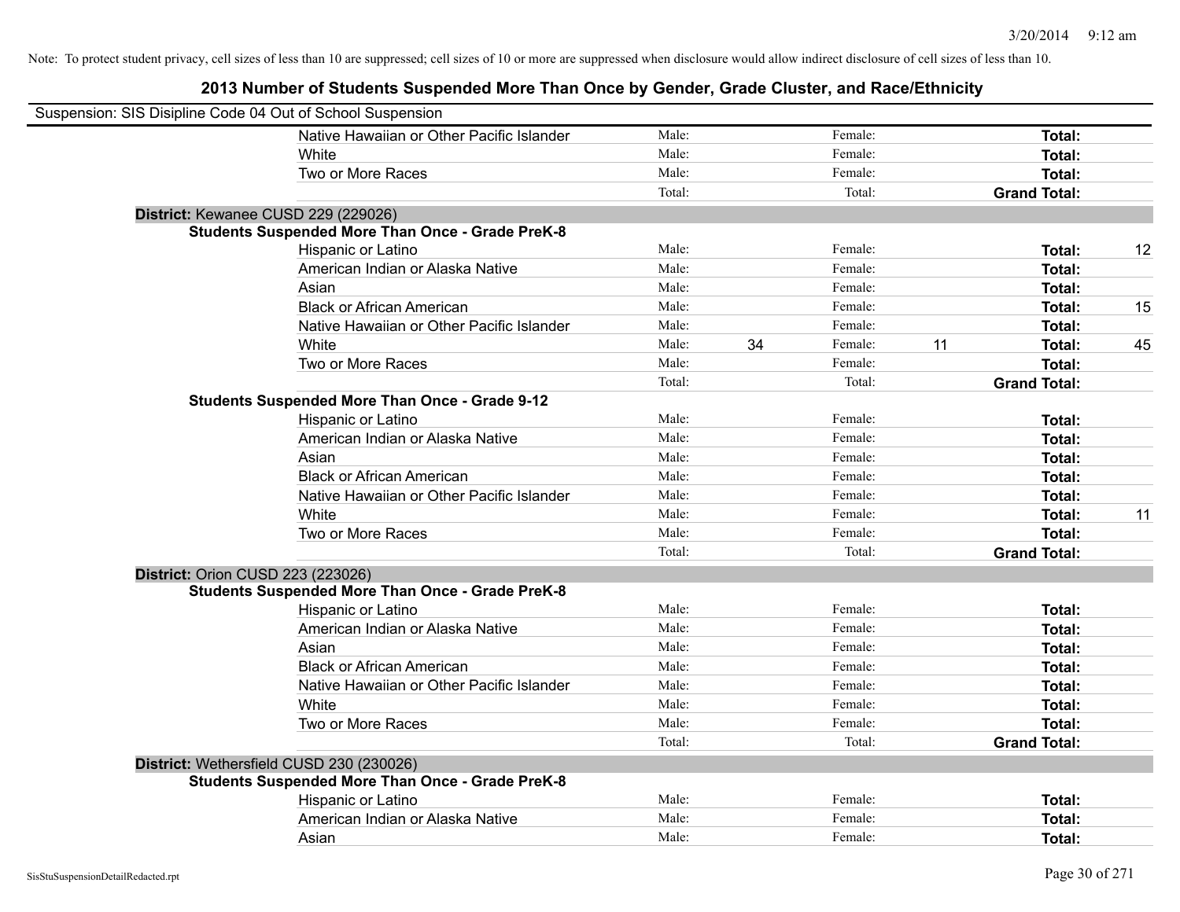Note: To protect student privacy, cell sizes of less than 10 are suppressed; cell sizes of 10 or more are suppressed when disclosure would allow indirect disclosure of cell sizes of less than 10.

## 2013 Number of Students Suspended More Than Once by Gender, Grade Cluster, and Race/Ethnicity

Suspension: SIS Disipline Code 04 Out of School Suspension

| | | | | | | |
|---|---|---|---|---|---|---|
| Native Hawaiian or Other Pacific Islander | Male: | | Female: | | **Total:** | |
| White | Male: | | Female: | | **Total:** | |
| Two or More Races | Male: | | Female: | | **Total:** | |
| | Total: | | Total: | | **Grand Total:** | |

**District:** Kewanee CUSD 229 (229026)

**Students Suspended More Than Once - Grade PreK-8**

| | | | | | | |
|---|---|---|---|---|---|---|
| Hispanic or Latino | Male: | | Female: | | **Total:** | 12 |
| American Indian or Alaska Native | Male: | | Female: | | **Total:** | |
| Asian | Male: | | Female: | | **Total:** | |
| Black or African American | Male: | | Female: | | **Total:** | 15 |
| Native Hawaiian or Other Pacific Islander | Male: | | Female: | | **Total:** | |
| White | Male: | 34 | Female: | 11 | **Total:** | 45 |
| Two or More Races | Male: | | Female: | | **Total:** | |
| | Total: | | Total: | | **Grand Total:** | |

**Students Suspended More Than Once - Grade 9-12**

| | | | | | | |
|---|---|---|---|---|---|---|
| Hispanic or Latino | Male: | | Female: | | **Total:** | |
| American Indian or Alaska Native | Male: | | Female: | | **Total:** | |
| Asian | Male: | | Female: | | **Total:** | |
| Black or African American | Male: | | Female: | | **Total:** | |
| Native Hawaiian or Other Pacific Islander | Male: | | Female: | | **Total:** | |
| White | Male: | | Female: | | **Total:** | 11 |
| Two or More Races | Male: | | Female: | | **Total:** | |
| | Total: | | Total: | | **Grand Total:** | |

**District:** Orion CUSD 223 (223026)

**Students Suspended More Than Once - Grade PreK-8**

| | | | | | | |
|---|---|---|---|---|---|---|
| Hispanic or Latino | Male: | | Female: | | **Total:** | |
| American Indian or Alaska Native | Male: | | Female: | | **Total:** | |
| Asian | Male: | | Female: | | **Total:** | |
| Black or African American | Male: | | Female: | | **Total:** | |
| Native Hawaiian or Other Pacific Islander | Male: | | Female: | | **Total:** | |
| White | Male: | | Female: | | **Total:** | |
| Two or More Races | Male: | | Female: | | **Total:** | |
| | Total: | | Total: | | **Grand Total:** | |

**District:** Wethersfield CUSD 230 (230026)

**Students Suspended More Than Once - Grade PreK-8**

| | | | | | | |
|---|---|---|---|---|---|---|
| Hispanic or Latino | Male: | | Female: | | **Total:** | |
| American Indian or Alaska Native | Male: | | Female: | | **Total:** | |
| Asian | Male: | | Female: | | **Total:** | |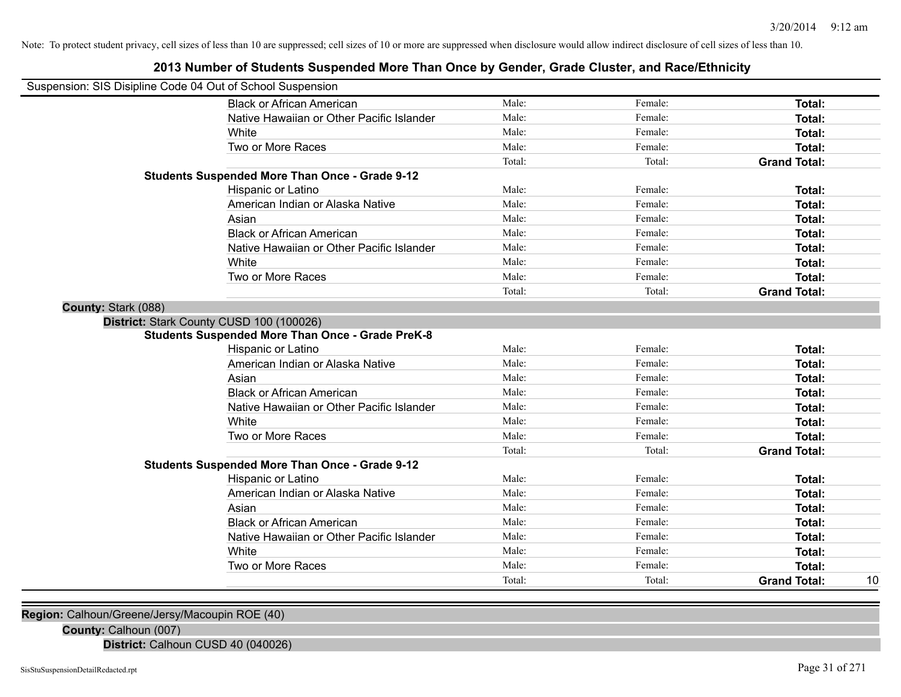Note: To protect student privacy, cell sizes of less than 10 are suppressed; cell sizes of 10 or more are suppressed when disclosure would allow indirect disclosure of cell sizes of less than 10.

## 2013 Number of Students Suspended More Than Once by Gender, Grade Cluster, and Race/Ethnicity

Suspension: SIS Disipline Code 04 Out of School Suspension

| | | | | |
|---|---|---|---|---|
| Black or African American | Male: | Female: | **Total:** | |
| Native Hawaiian or Other Pacific Islander | Male: | Female: | **Total:** | |
| White | Male: | Female: | **Total:** | |
| Two or More Races | Male: | Female: | **Total:** | |
| | Total: | Total: | **Grand Total:** | |

**Students Suspended More Than Once - Grade 9-12**

| | | | | |
|---|---|---|---|---|
| Hispanic or Latino | Male: | Female: | **Total:** | |
| American Indian or Alaska Native | Male: | Female: | **Total:** | |
| Asian | Male: | Female: | **Total:** | |
| Black or African American | Male: | Female: | **Total:** | |
| Native Hawaiian or Other Pacific Islander | Male: | Female: | **Total:** | |
| White | Male: | Female: | **Total:** | |
| Two or More Races | Male: | Female: | **Total:** | |
| | Total: | Total: | **Grand Total:** | |

**County:** Stark (088)

**District:** Stark County CUSD 100 (100026)

**Students Suspended More Than Once - Grade PreK-8**

| | | | | |
|---|---|---|---|---|
| Hispanic or Latino | Male: | Female: | **Total:** | |
| American Indian or Alaska Native | Male: | Female: | **Total:** | |
| Asian | Male: | Female: | **Total:** | |
| Black or African American | Male: | Female: | **Total:** | |
| Native Hawaiian or Other Pacific Islander | Male: | Female: | **Total:** | |
| White | Male: | Female: | **Total:** | |
| Two or More Races | Male: | Female: | **Total:** | |
| | Total: | Total: | **Grand Total:** | |

**Students Suspended More Than Once - Grade 9-12**

| | | | | |
|---|---|---|---|---|
| Hispanic or Latino | Male: | Female: | **Total:** | |
| American Indian or Alaska Native | Male: | Female: | **Total:** | |
| Asian | Male: | Female: | **Total:** | |
| Black or African American | Male: | Female: | **Total:** | |
| Native Hawaiian or Other Pacific Islander | Male: | Female: | **Total:** | |
| White | Male: | Female: | **Total:** | |
| Two or More Races | Male: | Female: | **Total:** | |
| | Total: | Total: | **Grand Total:** | 10 |

**Region:** Calhoun/Greene/Jersy/Macoupin ROE (40)

**County:** Calhoun (007)

**District:** Calhoun CUSD 40 (040026)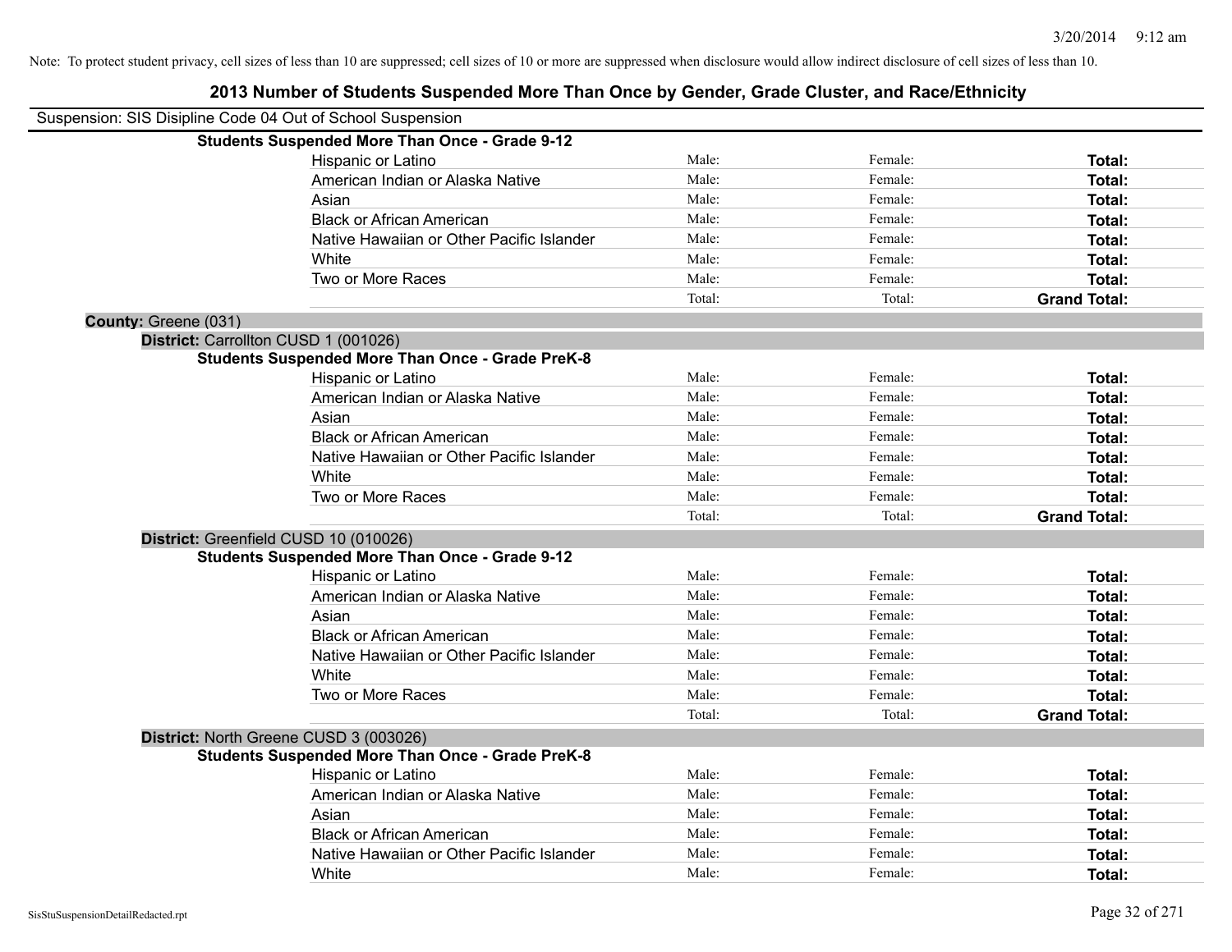Note: To protect student privacy, cell sizes of less than 10 are suppressed; cell sizes of 10 or more are suppressed when disclosure would allow indirect disclosure of cell sizes of less than 10.

# 2013 Number of Students Suspended More Than Once by Gender, Grade Cluster, and Race/Ethnicity

Suspension: SIS Disipline Code 04 Out of School Suspension

**Students Suspended More Than Once - Grade 9-12**

| | | | |
|---|---|---|---|
| Hispanic or Latino | Male: | Female: | **Total:** |
| American Indian or Alaska Native | Male: | Female: | **Total:** |
| Asian | Male: | Female: | **Total:** |
| Black or African American | Male: | Female: | **Total:** |
| Native Hawaiian or Other Pacific Islander | Male: | Female: | **Total:** |
| White | Male: | Female: | **Total:** |
| Two or More Races | Male: | Female: | **Total:** |
| | Total: | Total: | **Grand Total:** |

**County:** Greene (031)

**District:** Carrollton CUSD 1 (001026)

**Students Suspended More Than Once - Grade PreK-8**

| | | | |
|---|---|---|---|
| Hispanic or Latino | Male: | Female: | **Total:** |
| American Indian or Alaska Native | Male: | Female: | **Total:** |
| Asian | Male: | Female: | **Total:** |
| Black or African American | Male: | Female: | **Total:** |
| Native Hawaiian or Other Pacific Islander | Male: | Female: | **Total:** |
| White | Male: | Female: | **Total:** |
| Two or More Races | Male: | Female: | **Total:** |
| | Total: | Total: | **Grand Total:** |

**District:** Greenfield CUSD 10 (010026)

**Students Suspended More Than Once - Grade 9-12**

| | | | |
|---|---|---|---|
| Hispanic or Latino | Male: | Female: | **Total:** |
| American Indian or Alaska Native | Male: | Female: | **Total:** |
| Asian | Male: | Female: | **Total:** |
| Black or African American | Male: | Female: | **Total:** |
| Native Hawaiian or Other Pacific Islander | Male: | Female: | **Total:** |
| White | Male: | Female: | **Total:** |
| Two or More Races | Male: | Female: | **Total:** |
| | Total: | Total: | **Grand Total:** |

**District:** North Greene CUSD 3 (003026)

**Students Suspended More Than Once - Grade PreK-8**

| | | | |
|---|---|---|---|
| Hispanic or Latino | Male: | Female: | **Total:** |
| American Indian or Alaska Native | Male: | Female: | **Total:** |
| Asian | Male: | Female: | **Total:** |
| Black or African American | Male: | Female: | **Total:** |
| Native Hawaiian or Other Pacific Islander | Male: | Female: | **Total:** |
| White | Male: | Female: | **Total:** |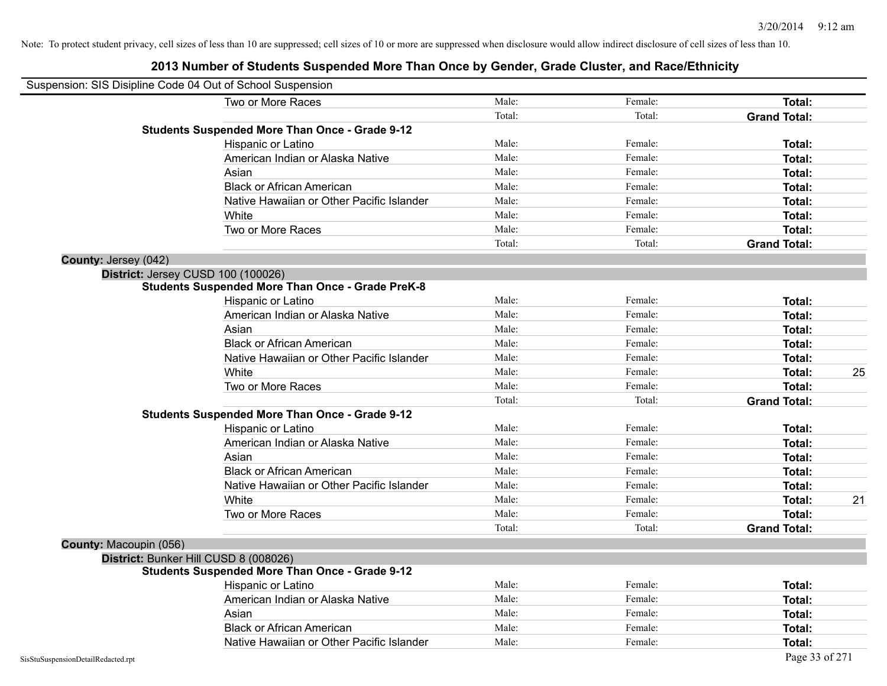Note: To protect student privacy, cell sizes of less than 10 are suppressed; cell sizes of 10 or more are suppressed when disclosure would allow indirect disclosure of cell sizes of less than 10.

# 2013 Number of Students Suspended More Than Once by Gender, Grade Cluster, and Race/Ethnicity

Suspension: SIS Disipline Code 04 Out of School Suspension

| | Male | Female | Total | |
|---|---|---|---|---|
| Two or More Races | Male: | Female: | **Total:** | |
| | Total: | Total: | **Grand Total:** | |

**Students Suspended More Than Once - Grade 9-12**

| | Male | Female | Total | |
|---|---|---|---|---|
| Hispanic or Latino | Male: | Female: | **Total:** | |
| American Indian or Alaska Native | Male: | Female: | **Total:** | |
| Asian | Male: | Female: | **Total:** | |
| Black or African American | Male: | Female: | **Total:** | |
| Native Hawaiian or Other Pacific Islander | Male: | Female: | **Total:** | |
| White | Male: | Female: | **Total:** | |
| Two or More Races | Male: | Female: | **Total:** | |
| | Total: | Total: | **Grand Total:** | |

**County:** Jersey (042)

**District:** Jersey CUSD 100 (100026)

**Students Suspended More Than Once - Grade PreK-8**

| | Male | Female | Total | |
|---|---|---|---|---|
| Hispanic or Latino | Male: | Female: | **Total:** | |
| American Indian or Alaska Native | Male: | Female: | **Total:** | |
| Asian | Male: | Female: | **Total:** | |
| Black or African American | Male: | Female: | **Total:** | |
| Native Hawaiian or Other Pacific Islander | Male: | Female: | **Total:** | |
| White | Male: | Female: | **Total:** | 25 |
| Two or More Races | Male: | Female: | **Total:** | |
| | Total: | Total: | **Grand Total:** | |

**Students Suspended More Than Once - Grade 9-12**

| | Male | Female | Total | |
|---|---|---|---|---|
| Hispanic or Latino | Male: | Female: | **Total:** | |
| American Indian or Alaska Native | Male: | Female: | **Total:** | |
| Asian | Male: | Female: | **Total:** | |
| Black or African American | Male: | Female: | **Total:** | |
| Native Hawaiian or Other Pacific Islander | Male: | Female: | **Total:** | |
| White | Male: | Female: | **Total:** | 21 |
| Two or More Races | Male: | Female: | **Total:** | |
| | Total: | Total: | **Grand Total:** | |

**County:** Macoupin (056)

**District:** Bunker Hill CUSD 8 (008026)

**Students Suspended More Than Once - Grade 9-12**

| | Male | Female | Total | |
|---|---|---|---|---|
| Hispanic or Latino | Male: | Female: | **Total:** | |
| American Indian or Alaska Native | Male: | Female: | **Total:** | |
| Asian | Male: | Female: | **Total:** | |
| Black or African American | Male: | Female: | **Total:** | |
| Native Hawaiian or Other Pacific Islander | Male: | Female: | **Total:** | |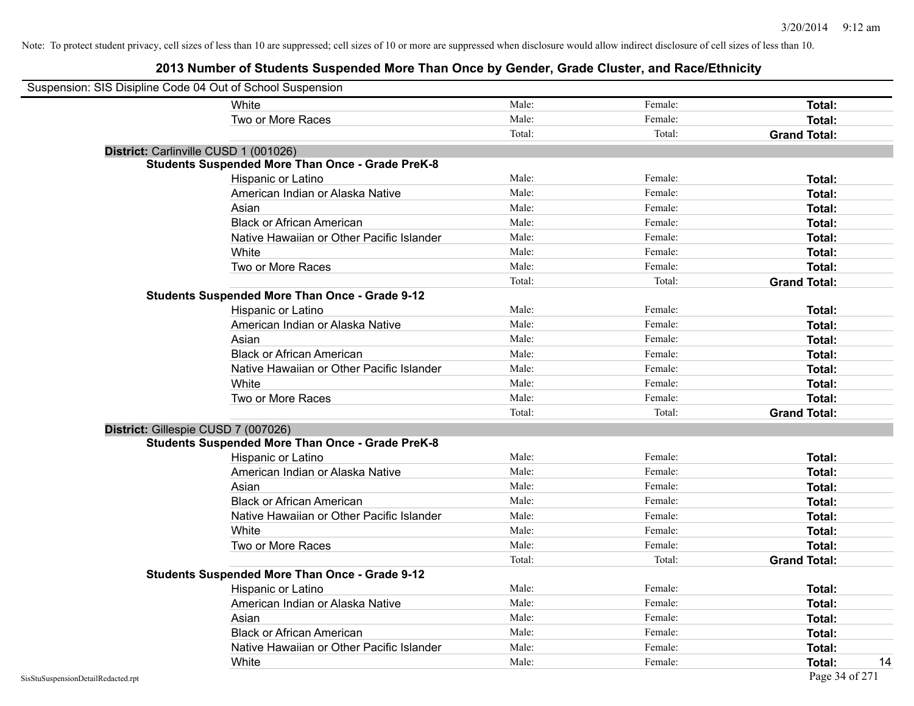Note: To protect student privacy, cell sizes of less than 10 are suppressed; cell sizes of 10 or more are suppressed when disclosure would allow indirect disclosure of cell sizes of less than 10.

# 2013 Number of Students Suspended More Than Once by Gender, Grade Cluster, and Race/Ethnicity

Suspension: SIS Disipline Code 04 Out of School Suspension

| | | | |
|---|---|---|---|
| White | Male: | Female: | **Total:** |
| Two or More Races | Male: | Female: | **Total:** |
| | Total: | Total: | **Grand Total:** |

**District:** Carlinville CUSD 1 (001026)

**Students Suspended More Than Once - Grade PreK-8**

| | | | |
|---|---|---|---|
| Hispanic or Latino | Male: | Female: | **Total:** |
| American Indian or Alaska Native | Male: | Female: | **Total:** |
| Asian | Male: | Female: | **Total:** |
| Black or African American | Male: | Female: | **Total:** |
| Native Hawaiian or Other Pacific Islander | Male: | Female: | **Total:** |
| White | Male: | Female: | **Total:** |
| Two or More Races | Male: | Female: | **Total:** |
| | Total: | Total: | **Grand Total:** |

**Students Suspended More Than Once - Grade 9-12**

| | | | |
|---|---|---|---|
| Hispanic or Latino | Male: | Female: | **Total:** |
| American Indian or Alaska Native | Male: | Female: | **Total:** |
| Asian | Male: | Female: | **Total:** |
| Black or African American | Male: | Female: | **Total:** |
| Native Hawaiian or Other Pacific Islander | Male: | Female: | **Total:** |
| White | Male: | Female: | **Total:** |
| Two or More Races | Male: | Female: | **Total:** |
| | Total: | Total: | **Grand Total:** |

**District:** Gillespie CUSD 7 (007026)

**Students Suspended More Than Once - Grade PreK-8**

| | | | |
|---|---|---|---|
| Hispanic or Latino | Male: | Female: | **Total:** |
| American Indian or Alaska Native | Male: | Female: | **Total:** |
| Asian | Male: | Female: | **Total:** |
| Black or African American | Male: | Female: | **Total:** |
| Native Hawaiian or Other Pacific Islander | Male: | Female: | **Total:** |
| White | Male: | Female: | **Total:** |
| Two or More Races | Male: | Female: | **Total:** |
| | Total: | Total: | **Grand Total:** |

**Students Suspended More Than Once - Grade 9-12**

| | | | |
|---|---|---|---|
| Hispanic or Latino | Male: | Female: | **Total:** |
| American Indian or Alaska Native | Male: | Female: | **Total:** |
| Asian | Male: | Female: | **Total:** |
| Black or African American | Male: | Female: | **Total:** |
| Native Hawaiian or Other Pacific Islander | Male: | Female: | **Total:** |
| White | Male: | Female: | **Total:** 14 |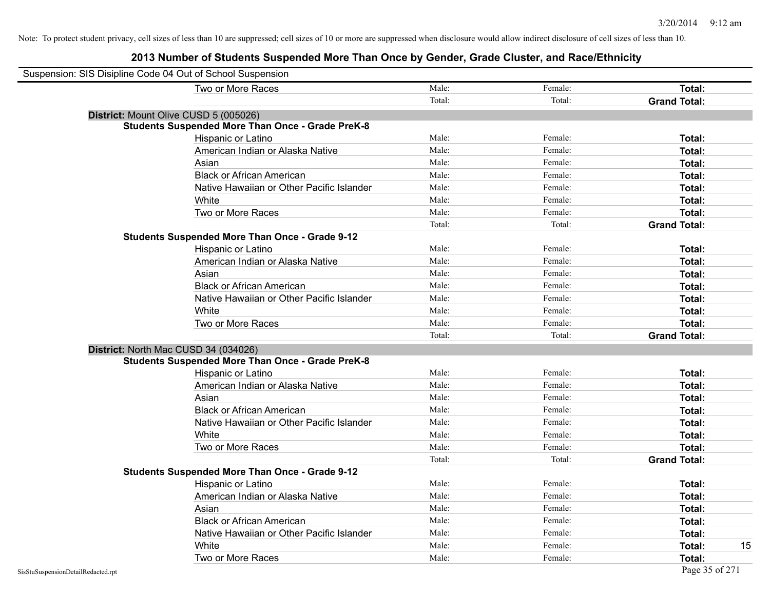Note: To protect student privacy, cell sizes of less than 10 are suppressed; cell sizes of 10 or more are suppressed when disclosure would allow indirect disclosure of cell sizes of less than 10.

## 2013 Number of Students Suspended More Than Once by Gender, Grade Cluster, and Race/Ethnicity

Suspension: SIS Disipline Code 04 Out of School Suspension

| | | | | |
|---|---|---|---|---|
| Two or More Races | Male: | Female: | **Total:** | |
| | Total: | Total: | **Grand Total:** | |

**District:** Mount Olive CUSD 5 (005026)

**Students Suspended More Than Once - Grade PreK-8**

| | | | | |
|---|---|---|---|---|
| Hispanic or Latino | Male: | Female: | **Total:** | |
| American Indian or Alaska Native | Male: | Female: | **Total:** | |
| Asian | Male: | Female: | **Total:** | |
| Black or African American | Male: | Female: | **Total:** | |
| Native Hawaiian or Other Pacific Islander | Male: | Female: | **Total:** | |
| White | Male: | Female: | **Total:** | |
| Two or More Races | Male: | Female: | **Total:** | |
| | Total: | Total: | **Grand Total:** | |

**Students Suspended More Than Once - Grade 9-12**

| | | | | |
|---|---|---|---|---|
| Hispanic or Latino | Male: | Female: | **Total:** | |
| American Indian or Alaska Native | Male: | Female: | **Total:** | |
| Asian | Male: | Female: | **Total:** | |
| Black or African American | Male: | Female: | **Total:** | |
| Native Hawaiian or Other Pacific Islander | Male: | Female: | **Total:** | |
| White | Male: | Female: | **Total:** | |
| Two or More Races | Male: | Female: | **Total:** | |
| | Total: | Total: | **Grand Total:** | |

**District:** North Mac CUSD 34 (034026)

**Students Suspended More Than Once - Grade PreK-8**

| | | | | |
|---|---|---|---|---|
| Hispanic or Latino | Male: | Female: | **Total:** | |
| American Indian or Alaska Native | Male: | Female: | **Total:** | |
| Asian | Male: | Female: | **Total:** | |
| Black or African American | Male: | Female: | **Total:** | |
| Native Hawaiian or Other Pacific Islander | Male: | Female: | **Total:** | |
| White | Male: | Female: | **Total:** | |
| Two or More Races | Male: | Female: | **Total:** | |
| | Total: | Total: | **Grand Total:** | |

**Students Suspended More Than Once - Grade 9-12**

| | | | | |
|---|---|---|---|---|
| Hispanic or Latino | Male: | Female: | **Total:** | |
| American Indian or Alaska Native | Male: | Female: | **Total:** | |
| Asian | Male: | Female: | **Total:** | |
| Black or African American | Male: | Female: | **Total:** | |
| Native Hawaiian or Other Pacific Islander | Male: | Female: | **Total:** | |
| White | Male: | Female: | **Total:** | 15 |
| Two or More Races | Male: | Female: | **Total:** | |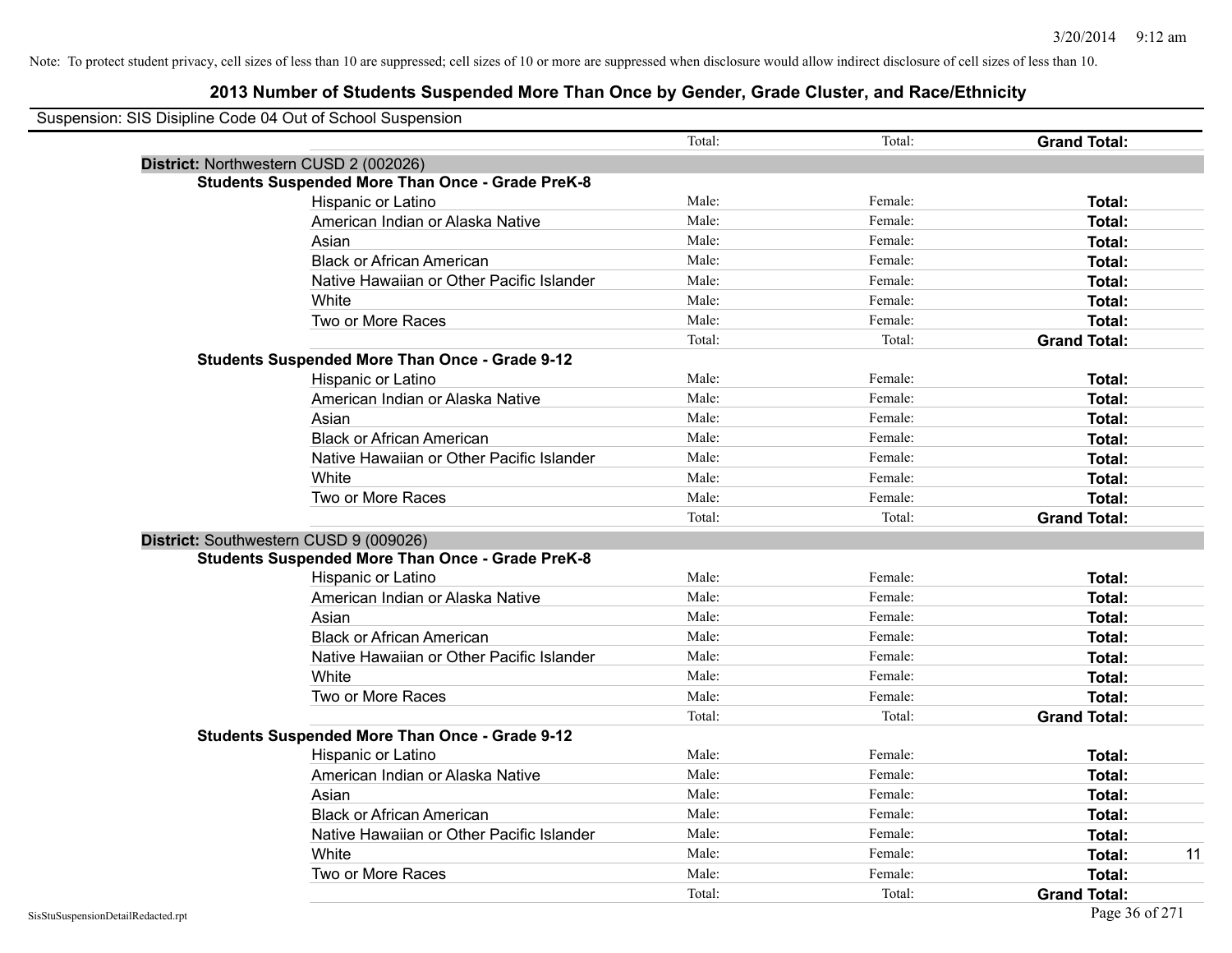Note: To protect student privacy, cell sizes of less than 10 are suppressed; cell sizes of 10 or more are suppressed when disclosure would allow indirect disclosure of cell sizes of less than 10.

## 2013 Number of Students Suspended More Than Once by Gender, Grade Cluster, and Race/Ethnicity

Suspension: SIS Disipline Code 04 Out of School Suspension

| | | | | |
|---|---|---|---|---|
| | Total: | Total: | **Grand Total:** | |
| **District:** Northwestern CUSD 2 (002026) | | | | |
| **Students Suspended More Than Once - Grade PreK-8** | | | | |
| Hispanic or Latino | Male: | Female: | **Total:** | |
| American Indian or Alaska Native | Male: | Female: | **Total:** | |
| Asian | Male: | Female: | **Total:** | |
| Black or African American | Male: | Female: | **Total:** | |
| Native Hawaiian or Other Pacific Islander | Male: | Female: | **Total:** | |
| White | Male: | Female: | **Total:** | |
| Two or More Races | Male: | Female: | **Total:** | |
| | Total: | Total: | **Grand Total:** | |
| **Students Suspended More Than Once - Grade 9-12** | | | | |
| Hispanic or Latino | Male: | Female: | **Total:** | |
| American Indian or Alaska Native | Male: | Female: | **Total:** | |
| Asian | Male: | Female: | **Total:** | |
| Black or African American | Male: | Female: | **Total:** | |
| Native Hawaiian or Other Pacific Islander | Male: | Female: | **Total:** | |
| White | Male: | Female: | **Total:** | |
| Two or More Races | Male: | Female: | **Total:** | |
| | Total: | Total: | **Grand Total:** | |
| **District:** Southwestern CUSD 9 (009026) | | | | |
| **Students Suspended More Than Once - Grade PreK-8** | | | | |
| Hispanic or Latino | Male: | Female: | **Total:** | |
| American Indian or Alaska Native | Male: | Female: | **Total:** | |
| Asian | Male: | Female: | **Total:** | |
| Black or African American | Male: | Female: | **Total:** | |
| Native Hawaiian or Other Pacific Islander | Male: | Female: | **Total:** | |
| White | Male: | Female: | **Total:** | |
| Two or More Races | Male: | Female: | **Total:** | |
| | Total: | Total: | **Grand Total:** | |
| **Students Suspended More Than Once - Grade 9-12** | | | | |
| Hispanic or Latino | Male: | Female: | **Total:** | |
| American Indian or Alaska Native | Male: | Female: | **Total:** | |
| Asian | Male: | Female: | **Total:** | |
| Black or African American | Male: | Female: | **Total:** | |
| Native Hawaiian or Other Pacific Islander | Male: | Female: | **Total:** | |
| White | Male: | Female: | **Total:** | 11 |
| Two or More Races | Male: | Female: | **Total:** | |
| | Total: | Total: | **Grand Total:** | |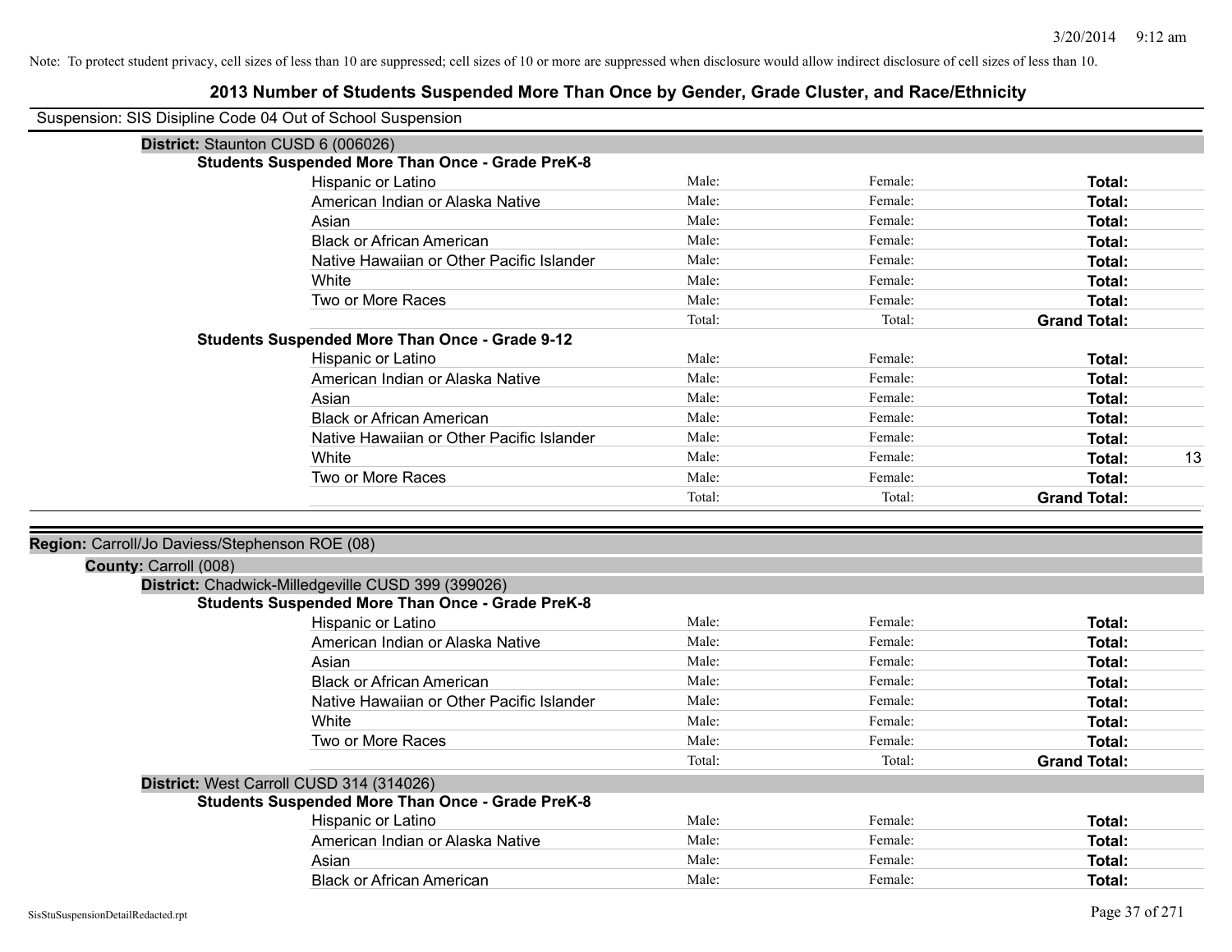Note: To protect student privacy, cell sizes of less than 10 are suppressed; cell sizes of 10 or more are suppressed when disclosure would allow indirect disclosure of cell sizes of less than 10.

# 2013 Number of Students Suspended More Than Once by Gender, Grade Cluster, and Race/Ethnicity

Suspension: SIS Disipline Code 04 Out of School Suspension

**District:** Staunton CUSD 6 (006026)

**Students Suspended More Than Once - Grade PreK-8**

| | | | | |
|---|---|---|---|---|
| Hispanic or Latino | Male: | Female: | **Total:** | |
| American Indian or Alaska Native | Male: | Female: | **Total:** | |
| Asian | Male: | Female: | **Total:** | |
| Black or African American | Male: | Female: | **Total:** | |
| Native Hawaiian or Other Pacific Islander | Male: | Female: | **Total:** | |
| White | Male: | Female: | **Total:** | |
| Two or More Races | Male: | Female: | **Total:** | |
| | Total: | Total: | **Grand Total:** | |

**Students Suspended More Than Once - Grade 9-12**

| | | | | |
|---|---|---|---|---|
| Hispanic or Latino | Male: | Female: | **Total:** | |
| American Indian or Alaska Native | Male: | Female: | **Total:** | |
| Asian | Male: | Female: | **Total:** | |
| Black or African American | Male: | Female: | **Total:** | |
| Native Hawaiian or Other Pacific Islander | Male: | Female: | **Total:** | |
| White | Male: | Female: | **Total:** | 13 |
| Two or More Races | Male: | Female: | **Total:** | |
| | Total: | Total: | **Grand Total:** | |

**Region:** Carroll/Jo Daviess/Stephenson ROE (08)

**County:** Carroll (008)

**District:** Chadwick-Milledgeville CUSD 399 (399026)

**Students Suspended More Than Once - Grade PreK-8**

| | | | | |
|---|---|---|---|---|
| Hispanic or Latino | Male: | Female: | **Total:** | |
| American Indian or Alaska Native | Male: | Female: | **Total:** | |
| Asian | Male: | Female: | **Total:** | |
| Black or African American | Male: | Female: | **Total:** | |
| Native Hawaiian or Other Pacific Islander | Male: | Female: | **Total:** | |
| White | Male: | Female: | **Total:** | |
| Two or More Races | Male: | Female: | **Total:** | |
| | Total: | Total: | **Grand Total:** | |

**District:** West Carroll CUSD 314 (314026)

**Students Suspended More Than Once - Grade PreK-8**

| | | | | |
|---|---|---|---|---|
| Hispanic or Latino | Male: | Female: | **Total:** | |
| American Indian or Alaska Native | Male: | Female: | **Total:** | |
| Asian | Male: | Female: | **Total:** | |
| Black or African American | Male: | Female: | **Total:** | |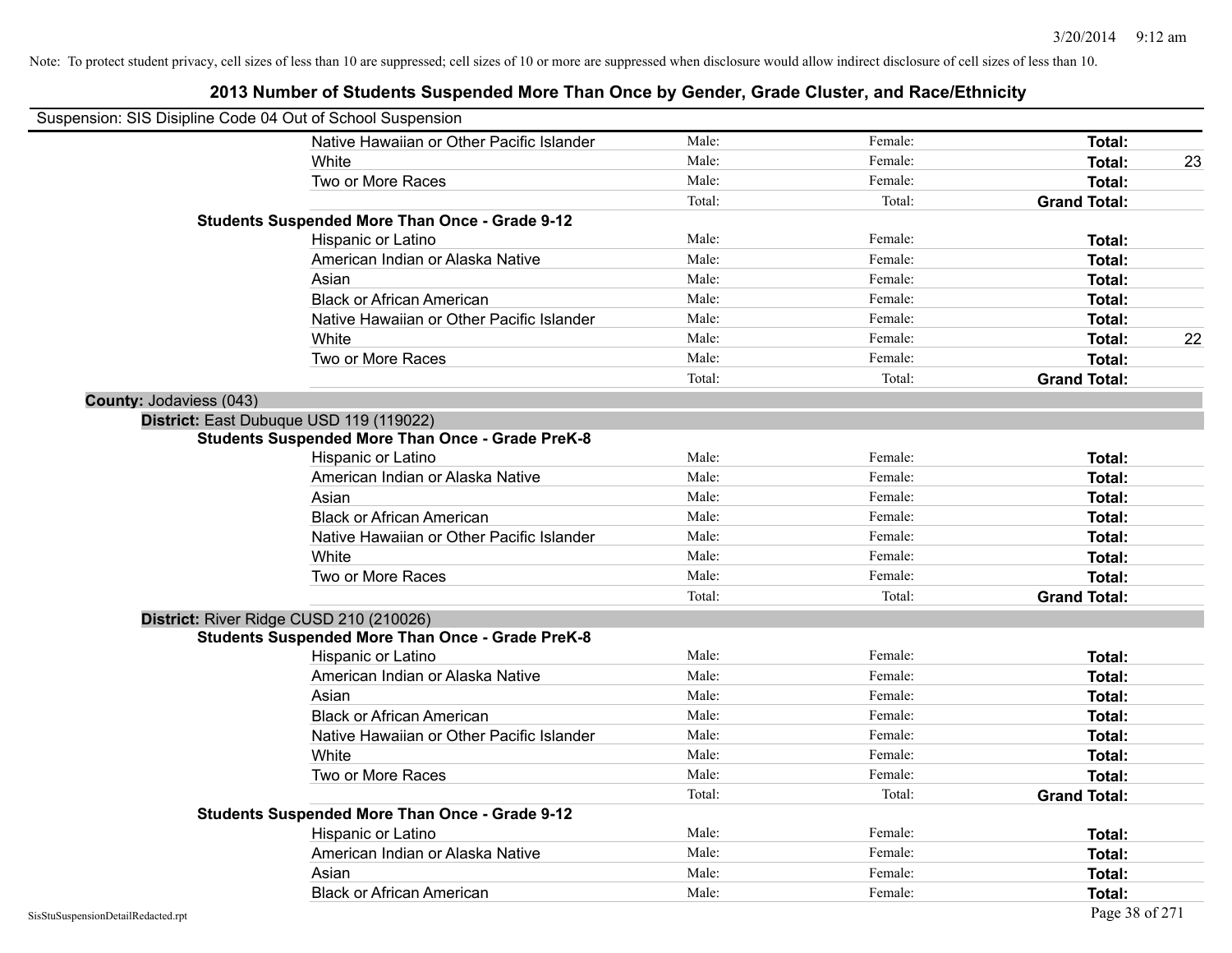Note: To protect student privacy, cell sizes of less than 10 are suppressed; cell sizes of 10 or more are suppressed when disclosure would allow indirect disclosure of cell sizes of less than 10.

# 2013 Number of Students Suspended More Than Once by Gender, Grade Cluster, and Race/Ethnicity

Suspension: SIS Disipline Code 04 Out of School Suspension

| | Male: | Female: | Total: | |
|---|---|---|---|---|
| Native Hawaiian or Other Pacific Islander | Male: | Female: | **Total:** | |
| White | Male: | Female: | **Total:** | 23 |
| Two or More Races | Male: | Female: | **Total:** | |
| | Total: | Total: | **Grand Total:** | |

**Students Suspended More Than Once - Grade 9-12**

| | | | | |
|---|---|---|---|---|
| Hispanic or Latino | Male: | Female: | **Total:** | |
| American Indian or Alaska Native | Male: | Female: | **Total:** | |
| Asian | Male: | Female: | **Total:** | |
| Black or African American | Male: | Female: | **Total:** | |
| Native Hawaiian or Other Pacific Islander | Male: | Female: | **Total:** | |
| White | Male: | Female: | **Total:** | 22 |
| Two or More Races | Male: | Female: | **Total:** | |
| | Total: | Total: | **Grand Total:** | |

**County:** Jodaviess (043)

**District:** East Dubuque USD 119 (119022)

**Students Suspended More Than Once - Grade PreK-8**

| | | | | |
|---|---|---|---|---|
| Hispanic or Latino | Male: | Female: | **Total:** | |
| American Indian or Alaska Native | Male: | Female: | **Total:** | |
| Asian | Male: | Female: | **Total:** | |
| Black or African American | Male: | Female: | **Total:** | |
| Native Hawaiian or Other Pacific Islander | Male: | Female: | **Total:** | |
| White | Male: | Female: | **Total:** | |
| Two or More Races | Male: | Female: | **Total:** | |
| | Total: | Total: | **Grand Total:** | |

**District:** River Ridge CUSD 210 (210026)

**Students Suspended More Than Once - Grade PreK-8**

| | | | | |
|---|---|---|---|---|
| Hispanic or Latino | Male: | Female: | **Total:** | |
| American Indian or Alaska Native | Male: | Female: | **Total:** | |
| Asian | Male: | Female: | **Total:** | |
| Black or African American | Male: | Female: | **Total:** | |
| Native Hawaiian or Other Pacific Islander | Male: | Female: | **Total:** | |
| White | Male: | Female: | **Total:** | |
| Two or More Races | Male: | Female: | **Total:** | |
| | Total: | Total: | **Grand Total:** | |

**Students Suspended More Than Once - Grade 9-12**

| | | | | |
|---|---|---|---|---|
| Hispanic or Latino | Male: | Female: | **Total:** | |
| American Indian or Alaska Native | Male: | Female: | **Total:** | |
| Asian | Male: | Female: | **Total:** | |
| Black or African American | Male: | Female: | **Total:** | |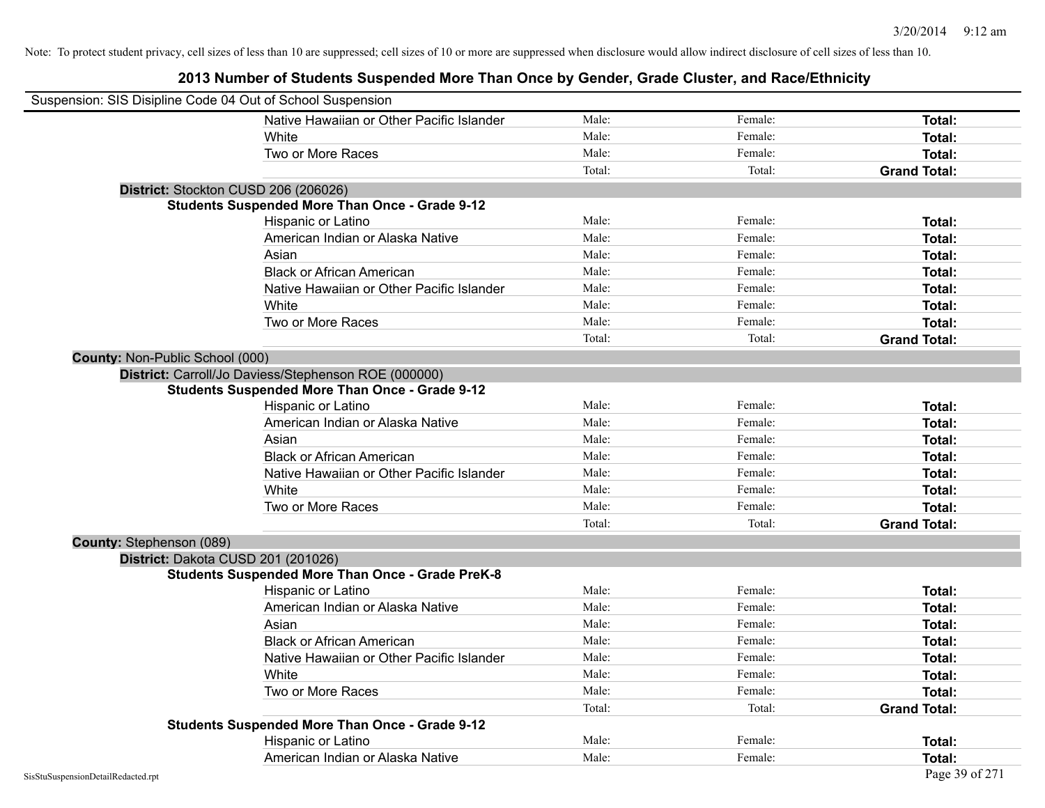Note: To protect student privacy, cell sizes of less than 10 are suppressed; cell sizes of 10 or more are suppressed when disclosure would allow indirect disclosure of cell sizes of less than 10.

# 2013 Number of Students Suspended More Than Once by Gender, Grade Cluster, and Race/Ethnicity

Suspension: SIS Disipline Code 04 Out of School Suspension

| | Male | Female | Total |
|---|---|---|---|
| Native Hawaiian or Other Pacific Islander | Male: | Female: | **Total:** |
| White | Male: | Female: | **Total:** |
| Two or More Races | Male: | Female: | **Total:** |
| | Total: | Total: | **Grand Total:** |

**District:** Stockton CUSD 206 (206026)

**Students Suspended More Than Once - Grade 9-12**

| | Male | Female | Total |
|---|---|---|---|
| Hispanic or Latino | Male: | Female: | **Total:** |
| American Indian or Alaska Native | Male: | Female: | **Total:** |
| Asian | Male: | Female: | **Total:** |
| Black or African American | Male: | Female: | **Total:** |
| Native Hawaiian or Other Pacific Islander | Male: | Female: | **Total:** |
| White | Male: | Female: | **Total:** |
| Two or More Races | Male: | Female: | **Total:** |
| | Total: | Total: | **Grand Total:** |

**County:** Non-Public School (000)

**District:** Carroll/Jo Daviess/Stephenson ROE (000000)

**Students Suspended More Than Once - Grade 9-12**

| | Male | Female | Total |
|---|---|---|---|
| Hispanic or Latino | Male: | Female: | **Total:** |
| American Indian or Alaska Native | Male: | Female: | **Total:** |
| Asian | Male: | Female: | **Total:** |
| Black or African American | Male: | Female: | **Total:** |
| Native Hawaiian or Other Pacific Islander | Male: | Female: | **Total:** |
| White | Male: | Female: | **Total:** |
| Two or More Races | Male: | Female: | **Total:** |
| | Total: | Total: | **Grand Total:** |

**County:** Stephenson (089)

**District:** Dakota CUSD 201 (201026)

**Students Suspended More Than Once - Grade PreK-8**

| | Male | Female | Total |
|---|---|---|---|
| Hispanic or Latino | Male: | Female: | **Total:** |
| American Indian or Alaska Native | Male: | Female: | **Total:** |
| Asian | Male: | Female: | **Total:** |
| Black or African American | Male: | Female: | **Total:** |
| Native Hawaiian or Other Pacific Islander | Male: | Female: | **Total:** |
| White | Male: | Female: | **Total:** |
| Two or More Races | Male: | Female: | **Total:** |
| | Total: | Total: | **Grand Total:** |

**Students Suspended More Than Once - Grade 9-12**

| | Male | Female | Total |
|---|---|---|---|
| Hispanic or Latino | Male: | Female: | **Total:** |
| American Indian or Alaska Native | Male: | Female: | **Total:** |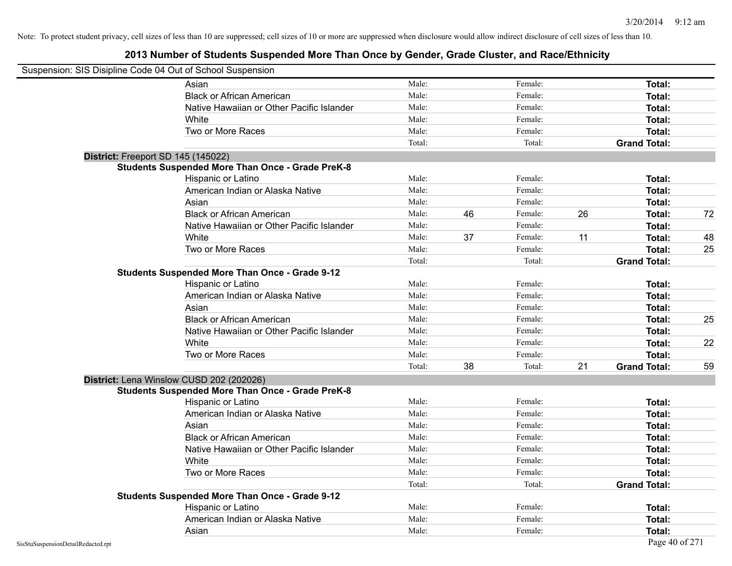Note: To protect student privacy, cell sizes of less than 10 are suppressed; cell sizes of 10 or more are suppressed when disclosure would allow indirect disclosure of cell sizes of less than 10.

## 2013 Number of Students Suspended More Than Once by Gender, Grade Cluster, and Race/Ethnicity

Suspension: SIS Disipline Code 04 Out of School Suspension

| | | | | | | |
|---|---|---|---|---|---|---|
| Asian | Male: | | Female: | | **Total:** | |
| Black or African American | Male: | | Female: | | **Total:** | |
| Native Hawaiian or Other Pacific Islander | Male: | | Female: | | **Total:** | |
| White | Male: | | Female: | | **Total:** | |
| Two or More Races | Male: | | Female: | | **Total:** | |
| | Total: | | Total: | | **Grand Total:** | |

### District: Freeport SD 145 (145022)

**Students Suspended More Than Once - Grade PreK-8**

| | | | | | | |
|---|---|---|---|---|---|---|
| Hispanic or Latino | Male: | | Female: | | **Total:** | |
| American Indian or Alaska Native | Male: | | Female: | | **Total:** | |
| Asian | Male: | | Female: | | **Total:** | |
| Black or African American | Male: | 46 | Female: | 26 | **Total:** | 72 |
| Native Hawaiian or Other Pacific Islander | Male: | | Female: | | **Total:** | |
| White | Male: | 37 | Female: | 11 | **Total:** | 48 |
| Two or More Races | Male: | | Female: | | **Total:** | 25 |
| | Total: | | Total: | | **Grand Total:** | |

**Students Suspended More Than Once - Grade 9-12**

| | | | | | | |
|---|---|---|---|---|---|---|
| Hispanic or Latino | Male: | | Female: | | **Total:** | |
| American Indian or Alaska Native | Male: | | Female: | | **Total:** | |
| Asian | Male: | | Female: | | **Total:** | |
| Black or African American | Male: | | Female: | | **Total:** | 25 |
| Native Hawaiian or Other Pacific Islander | Male: | | Female: | | **Total:** | |
| White | Male: | | Female: | | **Total:** | 22 |
| Two or More Races | Male: | | Female: | | **Total:** | |
| | Total: | 38 | Total: | 21 | **Grand Total:** | 59 |

### District: Lena Winslow CUSD 202 (202026)

**Students Suspended More Than Once - Grade PreK-8**

| | | | | | | |
|---|---|---|---|---|---|---|
| Hispanic or Latino | Male: | | Female: | | **Total:** | |
| American Indian or Alaska Native | Male: | | Female: | | **Total:** | |
| Asian | Male: | | Female: | | **Total:** | |
| Black or African American | Male: | | Female: | | **Total:** | |
| Native Hawaiian or Other Pacific Islander | Male: | | Female: | | **Total:** | |
| White | Male: | | Female: | | **Total:** | |
| Two or More Races | Male: | | Female: | | **Total:** | |
| | Total: | | Total: | | **Grand Total:** | |

**Students Suspended More Than Once - Grade 9-12**

| | | | | | | |
|---|---|---|---|---|---|---|
| Hispanic or Latino | Male: | | Female: | | **Total:** | |
| American Indian or Alaska Native | Male: | | Female: | | **Total:** | |
| Asian | Male: | | Female: | | **Total:** | |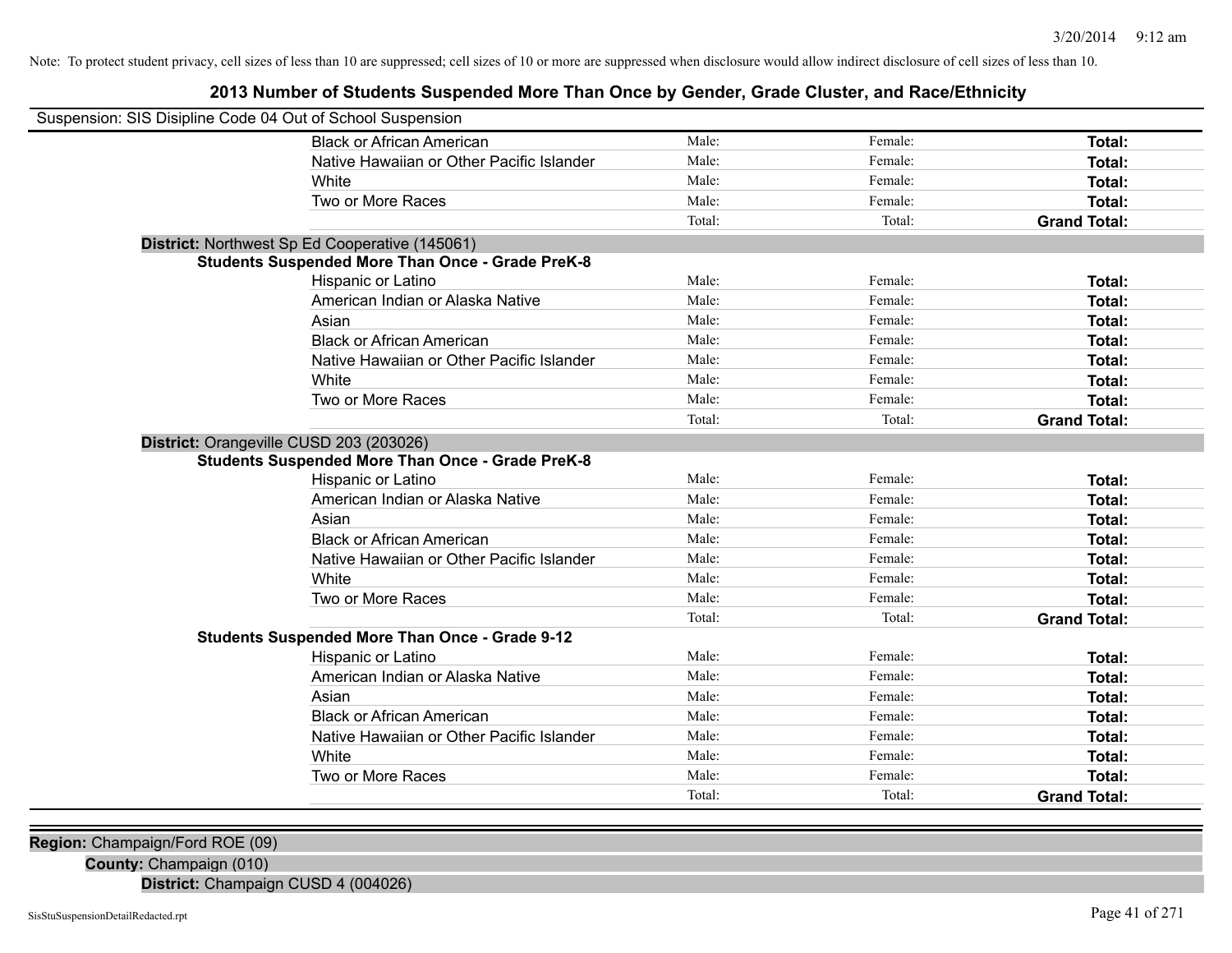Note: To protect student privacy, cell sizes of less than 10 are suppressed; cell sizes of 10 or more are suppressed when disclosure would allow indirect disclosure of cell sizes of less than 10.

# 2013 Number of Students Suspended More Than Once by Gender, Grade Cluster, and Race/Ethnicity

Suspension: SIS Disipline Code 04 Out of School Suspension

| | | | |
|---|---|---|---|
| Black or African American | Male: | Female: | **Total:** |
| Native Hawaiian or Other Pacific Islander | Male: | Female: | **Total:** |
| White | Male: | Female: | **Total:** |
| Two or More Races | Male: | Female: | **Total:** |
| | Total: | Total: | **Grand Total:** |

**District:** Northwest Sp Ed Cooperative (145061)

**Students Suspended More Than Once - Grade PreK-8**

| | | | |
|---|---|---|---|
| Hispanic or Latino | Male: | Female: | **Total:** |
| American Indian or Alaska Native | Male: | Female: | **Total:** |
| Asian | Male: | Female: | **Total:** |
| Black or African American | Male: | Female: | **Total:** |
| Native Hawaiian or Other Pacific Islander | Male: | Female: | **Total:** |
| White | Male: | Female: | **Total:** |
| Two or More Races | Male: | Female: | **Total:** |
| | Total: | Total: | **Grand Total:** |

**District:** Orangeville CUSD 203 (203026)

**Students Suspended More Than Once - Grade PreK-8**

| | | | |
|---|---|---|---|
| Hispanic or Latino | Male: | Female: | **Total:** |
| American Indian or Alaska Native | Male: | Female: | **Total:** |
| Asian | Male: | Female: | **Total:** |
| Black or African American | Male: | Female: | **Total:** |
| Native Hawaiian or Other Pacific Islander | Male: | Female: | **Total:** |
| White | Male: | Female: | **Total:** |
| Two or More Races | Male: | Female: | **Total:** |
| | Total: | Total: | **Grand Total:** |

**Students Suspended More Than Once - Grade 9-12**

| | | | |
|---|---|---|---|
| Hispanic or Latino | Male: | Female: | **Total:** |
| American Indian or Alaska Native | Male: | Female: | **Total:** |
| Asian | Male: | Female: | **Total:** |
| Black or African American | Male: | Female: | **Total:** |
| Native Hawaiian or Other Pacific Islander | Male: | Female: | **Total:** |
| White | Male: | Female: | **Total:** |
| Two or More Races | Male: | Female: | **Total:** |
| | Total: | Total: | **Grand Total:** |

**Region:** Champaign/Ford ROE (09)

**County:** Champaign (010)

**District:** Champaign CUSD 4 (004026)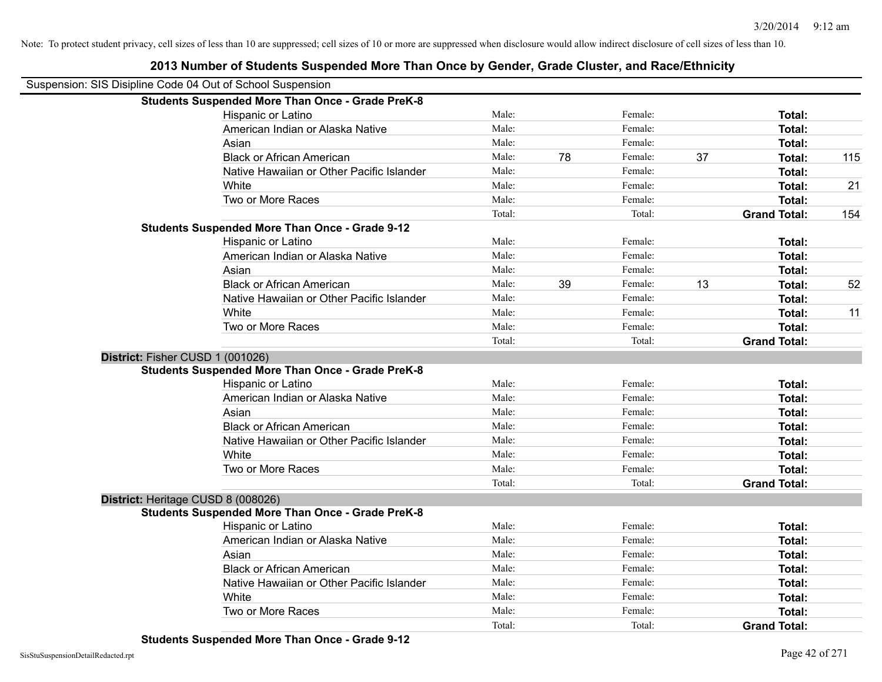Note: To protect student privacy, cell sizes of less than 10 are suppressed; cell sizes of 10 or more are suppressed when disclosure would allow indirect disclosure of cell sizes of less than 10.

# 2013 Number of Students Suspended More Than Once by Gender, Grade Cluster, and Race/Ethnicity

Suspension: SIS Disipline Code 04 Out of School Suspension

**Students Suspended More Than Once - Grade PreK-8**

| Race/Ethnicity | | Male | | Female | | Total |
|---|---|---|---|---|---|---|
| Hispanic or Latino | Male: | | Female: | | **Total:** | |
| American Indian or Alaska Native | Male: | | Female: | | **Total:** | |
| Asian | Male: | | Female: | | **Total:** | |
| Black or African American | Male: | 78 | Female: | 37 | **Total:** | 115 |
| Native Hawaiian or Other Pacific Islander | Male: | | Female: | | **Total:** | |
| White | Male: | | Female: | | **Total:** | 21 |
| Two or More Races | Male: | | Female: | | **Total:** | |
| | Total: | | Total: | | **Grand Total:** | 154 |

**Students Suspended More Than Once - Grade 9-12**

| Race/Ethnicity | | Male | | Female | | Total |
|---|---|---|---|---|---|---|
| Hispanic or Latino | Male: | | Female: | | **Total:** | |
| American Indian or Alaska Native | Male: | | Female: | | **Total:** | |
| Asian | Male: | | Female: | | **Total:** | |
| Black or African American | Male: | 39 | Female: | 13 | **Total:** | 52 |
| Native Hawaiian or Other Pacific Islander | Male: | | Female: | | **Total:** | |
| White | Male: | | Female: | | **Total:** | 11 |
| Two or More Races | Male: | | Female: | | **Total:** | |
| | Total: | | Total: | | **Grand Total:** | |

**District:** Fisher CUSD 1 (001026)

**Students Suspended More Than Once - Grade PreK-8**

| Race/Ethnicity | | Male | | Female | | Total |
|---|---|---|---|---|---|---|
| Hispanic or Latino | Male: | | Female: | | **Total:** | |
| American Indian or Alaska Native | Male: | | Female: | | **Total:** | |
| Asian | Male: | | Female: | | **Total:** | |
| Black or African American | Male: | | Female: | | **Total:** | |
| Native Hawaiian or Other Pacific Islander | Male: | | Female: | | **Total:** | |
| White | Male: | | Female: | | **Total:** | |
| Two or More Races | Male: | | Female: | | **Total:** | |
| | Total: | | Total: | | **Grand Total:** | |

**District:** Heritage CUSD 8 (008026)

**Students Suspended More Than Once - Grade PreK-8**

| Race/Ethnicity | | Male | | Female | | Total |
|---|---|---|---|---|---|---|
| Hispanic or Latino | Male: | | Female: | | **Total:** | |
| American Indian or Alaska Native | Male: | | Female: | | **Total:** | |
| Asian | Male: | | Female: | | **Total:** | |
| Black or African American | Male: | | Female: | | **Total:** | |
| Native Hawaiian or Other Pacific Islander | Male: | | Female: | | **Total:** | |
| White | Male: | | Female: | | **Total:** | |
| Two or More Races | Male: | | Female: | | **Total:** | |
| | Total: | | Total: | | **Grand Total:** | |

**Students Suspended More Than Once - Grade 9-12**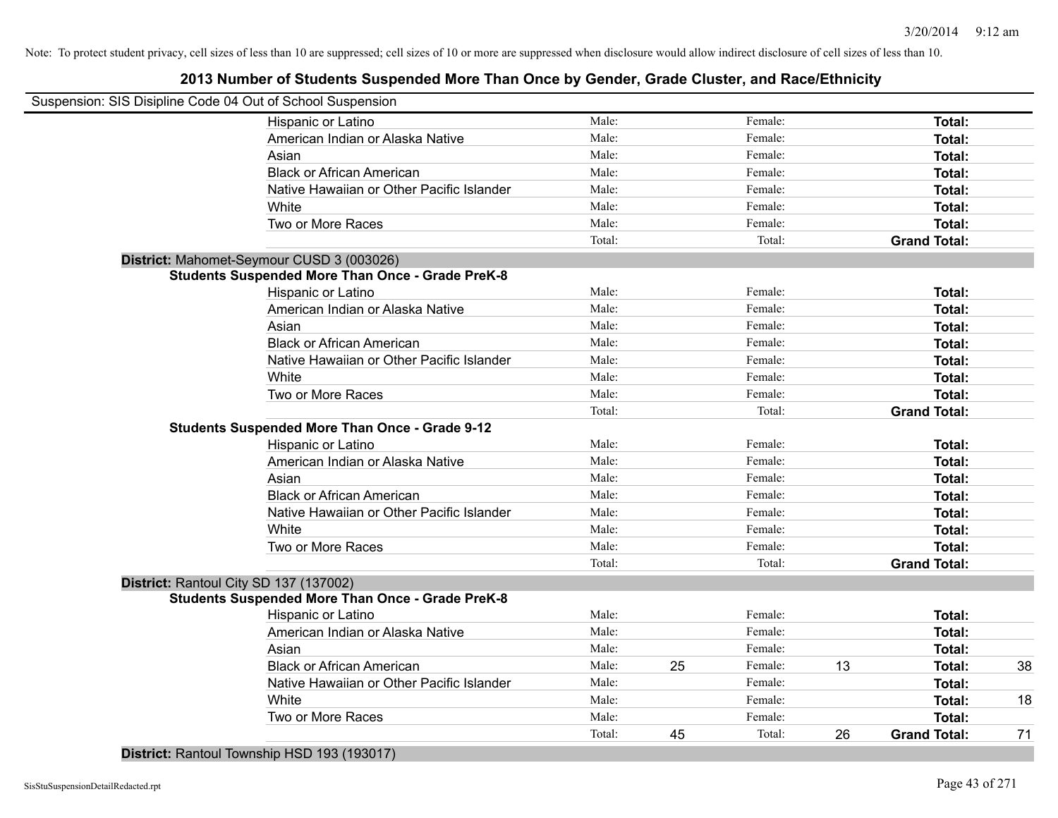Note: To protect student privacy, cell sizes of less than 10 are suppressed; cell sizes of 10 or more are suppressed when disclosure would allow indirect disclosure of cell sizes of less than 10.

## 2013 Number of Students Suspended More Than Once by Gender, Grade Cluster, and Race/Ethnicity

Suspension: SIS Disipline Code 04 Out of School Suspension

| | | | | | | |
|---|---|---|---|---|---|---|
| Hispanic or Latino | Male: | | Female: | | **Total:** | |
| American Indian or Alaska Native | Male: | | Female: | | **Total:** | |
| Asian | Male: | | Female: | | **Total:** | |
| Black or African American | Male: | | Female: | | **Total:** | |
| Native Hawaiian or Other Pacific Islander | Male: | | Female: | | **Total:** | |
| White | Male: | | Female: | | **Total:** | |
| Two or More Races | Male: | | Female: | | **Total:** | |
| | Total: | | Total: | | **Grand Total:** | |

**District:** Mahomet-Seymour CUSD 3 (003026)

**Students Suspended More Than Once - Grade PreK-8**

| | | | | | | |
|---|---|---|---|---|---|---|
| Hispanic or Latino | Male: | | Female: | | **Total:** | |
| American Indian or Alaska Native | Male: | | Female: | | **Total:** | |
| Asian | Male: | | Female: | | **Total:** | |
| Black or African American | Male: | | Female: | | **Total:** | |
| Native Hawaiian or Other Pacific Islander | Male: | | Female: | | **Total:** | |
| White | Male: | | Female: | | **Total:** | |
| Two or More Races | Male: | | Female: | | **Total:** | |
| | Total: | | Total: | | **Grand Total:** | |

**Students Suspended More Than Once - Grade 9-12**

| | | | | | | |
|---|---|---|---|---|---|---|
| Hispanic or Latino | Male: | | Female: | | **Total:** | |
| American Indian or Alaska Native | Male: | | Female: | | **Total:** | |
| Asian | Male: | | Female: | | **Total:** | |
| Black or African American | Male: | | Female: | | **Total:** | |
| Native Hawaiian or Other Pacific Islander | Male: | | Female: | | **Total:** | |
| White | Male: | | Female: | | **Total:** | |
| Two or More Races | Male: | | Female: | | **Total:** | |
| | Total: | | Total: | | **Grand Total:** | |

**District:** Rantoul City SD 137 (137002)

**Students Suspended More Than Once - Grade PreK-8**

| | | | | | | |
|---|---|---|---|---|---|---|
| Hispanic or Latino | Male: | | Female: | | **Total:** | |
| American Indian or Alaska Native | Male: | | Female: | | **Total:** | |
| Asian | Male: | | Female: | | **Total:** | |
| Black or African American | Male: | 25 | Female: | 13 | **Total:** | 38 |
| Native Hawaiian or Other Pacific Islander | Male: | | Female: | | **Total:** | |
| White | Male: | | Female: | | **Total:** | 18 |
| Two or More Races | Male: | | Female: | | **Total:** | |
| | Total: | 45 | Total: | 26 | **Grand Total:** | 71 |

**District:** Rantoul Township HSD 193 (193017)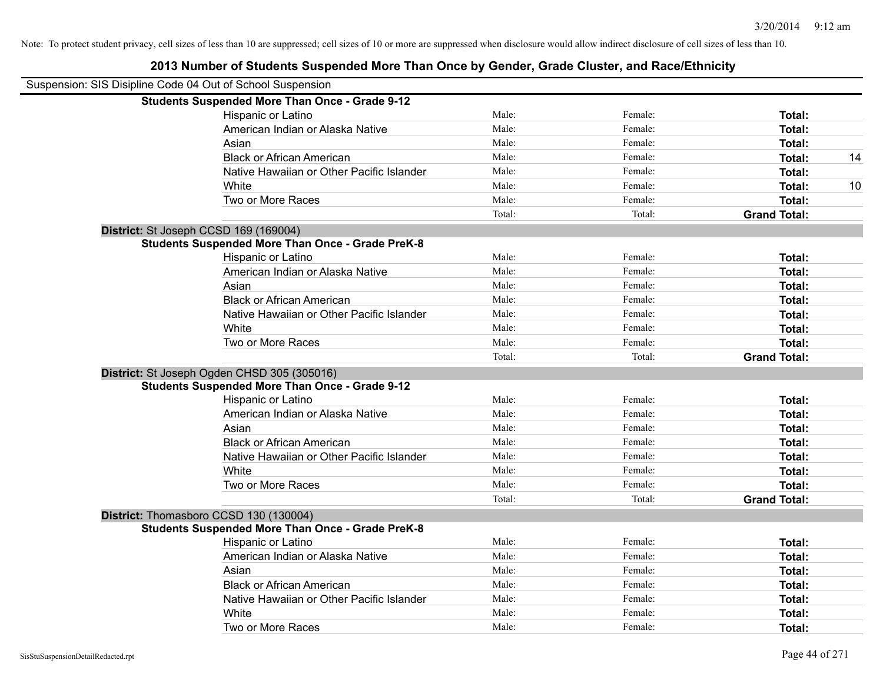Note: To protect student privacy, cell sizes of less than 10 are suppressed; cell sizes of 10 or more are suppressed when disclosure would allow indirect disclosure of cell sizes of less than 10.

## 2013 Number of Students Suspended More Than Once by Gender, Grade Cluster, and Race/Ethnicity

Suspension: SIS Disipline Code 04 Out of School Suspension

**Students Suspended More Than Once - Grade 9-12**

| | | | | |
|---|---|---|---|---|
| Hispanic or Latino | Male: | Female: | **Total:** | |
| American Indian or Alaska Native | Male: | Female: | **Total:** | |
| Asian | Male: | Female: | **Total:** | |
| Black or African American | Male: | Female: | **Total:** | 14 |
| Native Hawaiian or Other Pacific Islander | Male: | Female: | **Total:** | |
| White | Male: | Female: | **Total:** | 10 |
| Two or More Races | Male: | Female: | **Total:** | |
| | Total: | Total: | **Grand Total:** | |

**District:** St Joseph CCSD 169 (169004)

**Students Suspended More Than Once - Grade PreK-8**

| | | | | |
|---|---|---|---|---|
| Hispanic or Latino | Male: | Female: | **Total:** | |
| American Indian or Alaska Native | Male: | Female: | **Total:** | |
| Asian | Male: | Female: | **Total:** | |
| Black or African American | Male: | Female: | **Total:** | |
| Native Hawaiian or Other Pacific Islander | Male: | Female: | **Total:** | |
| White | Male: | Female: | **Total:** | |
| Two or More Races | Male: | Female: | **Total:** | |
| | Total: | Total: | **Grand Total:** | |

**District:** St Joseph Ogden CHSD 305 (305016)

**Students Suspended More Than Once - Grade 9-12**

| | | | | |
|---|---|---|---|---|
| Hispanic or Latino | Male: | Female: | **Total:** | |
| American Indian or Alaska Native | Male: | Female: | **Total:** | |
| Asian | Male: | Female: | **Total:** | |
| Black or African American | Male: | Female: | **Total:** | |
| Native Hawaiian or Other Pacific Islander | Male: | Female: | **Total:** | |
| White | Male: | Female: | **Total:** | |
| Two or More Races | Male: | Female: | **Total:** | |
| | Total: | Total: | **Grand Total:** | |

**District:** Thomasboro CCSD 130 (130004)

**Students Suspended More Than Once - Grade PreK-8**

| | | | | |
|---|---|---|---|---|
| Hispanic or Latino | Male: | Female: | **Total:** | |
| American Indian or Alaska Native | Male: | Female: | **Total:** | |
| Asian | Male: | Female: | **Total:** | |
| Black or African American | Male: | Female: | **Total:** | |
| Native Hawaiian or Other Pacific Islander | Male: | Female: | **Total:** | |
| White | Male: | Female: | **Total:** | |
| Two or More Races | Male: | Female: | **Total:** | |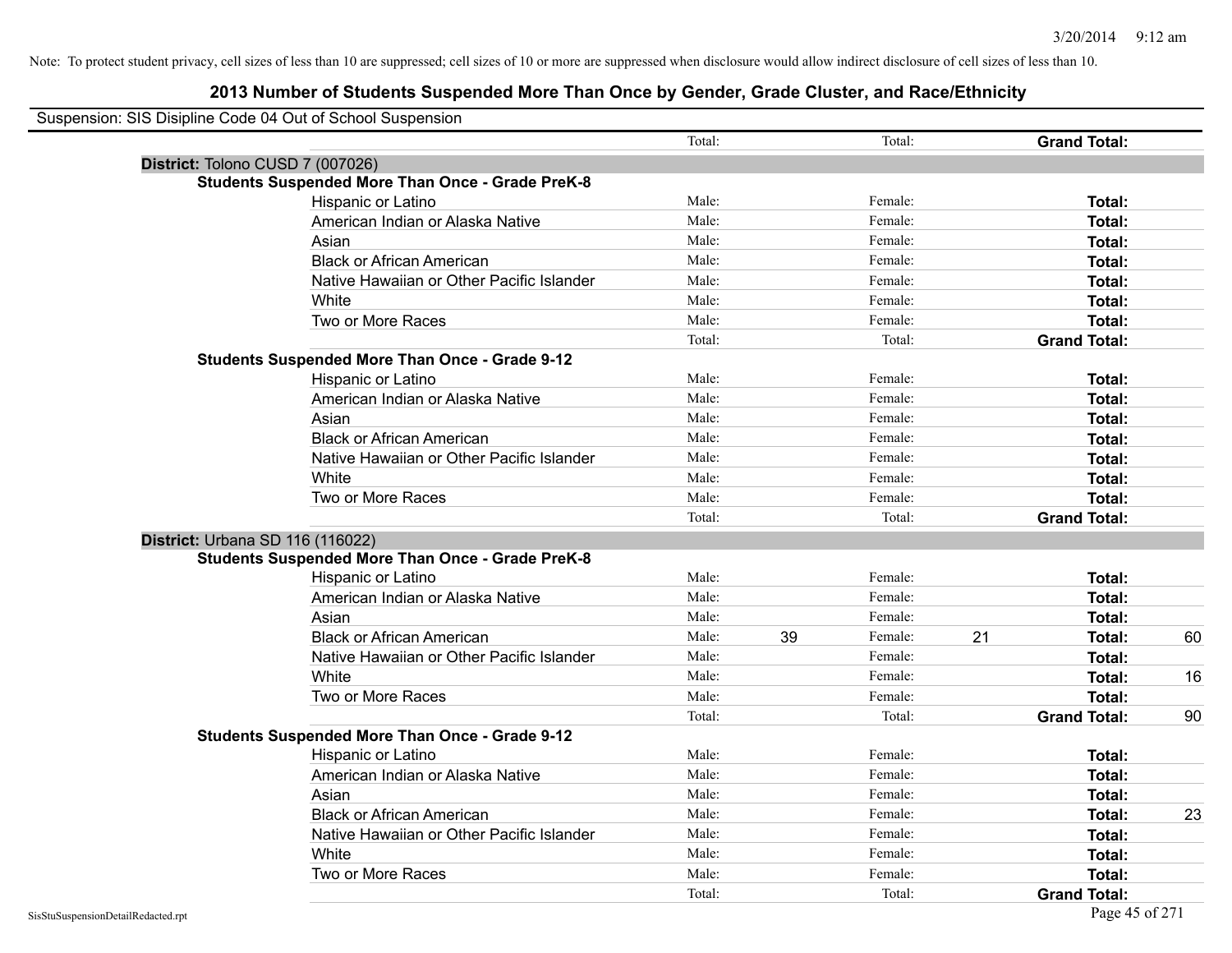Note: To protect student privacy, cell sizes of less than 10 are suppressed; cell sizes of 10 or more are suppressed when disclosure would allow indirect disclosure of cell sizes of less than 10.

# 2013 Number of Students Suspended More Than Once by Gender, Grade Cluster, and Race/Ethnicity

Suspension: SIS Disipline Code 04 Out of School Suspension

| | | | | | | |
|---|---|---|---|---|---|---|
| | Total: | | Total: | | **Grand Total:** | |
| **District:** Tolono CUSD 7 (007026) | | | | | | |
| **Students Suspended More Than Once - Grade PreK-8** | | | | | | |
| Hispanic or Latino | Male: | | Female: | | **Total:** | |
| American Indian or Alaska Native | Male: | | Female: | | **Total:** | |
| Asian | Male: | | Female: | | **Total:** | |
| Black or African American | Male: | | Female: | | **Total:** | |
| Native Hawaiian or Other Pacific Islander | Male: | | Female: | | **Total:** | |
| White | Male: | | Female: | | **Total:** | |
| Two or More Races | Male: | | Female: | | **Total:** | |
| | Total: | | Total: | | **Grand Total:** | |
| **Students Suspended More Than Once - Grade 9-12** | | | | | | |
| Hispanic or Latino | Male: | | Female: | | **Total:** | |
| American Indian or Alaska Native | Male: | | Female: | | **Total:** | |
| Asian | Male: | | Female: | | **Total:** | |
| Black or African American | Male: | | Female: | | **Total:** | |
| Native Hawaiian or Other Pacific Islander | Male: | | Female: | | **Total:** | |
| White | Male: | | Female: | | **Total:** | |
| Two or More Races | Male: | | Female: | | **Total:** | |
| | Total: | | Total: | | **Grand Total:** | |
| **District:** Urbana SD 116 (116022) | | | | | | |
| **Students Suspended More Than Once - Grade PreK-8** | | | | | | |
| Hispanic or Latino | Male: | | Female: | | **Total:** | |
| American Indian or Alaska Native | Male: | | Female: | | **Total:** | |
| Asian | Male: | | Female: | | **Total:** | |
| Black or African American | Male: | 39 | Female: | 21 | **Total:** | 60 |
| Native Hawaiian or Other Pacific Islander | Male: | | Female: | | **Total:** | |
| White | Male: | | Female: | | **Total:** | 16 |
| Two or More Races | Male: | | Female: | | **Total:** | |
| | Total: | | Total: | | **Grand Total:** | 90 |
| **Students Suspended More Than Once - Grade 9-12** | | | | | | |
| Hispanic or Latino | Male: | | Female: | | **Total:** | |
| American Indian or Alaska Native | Male: | | Female: | | **Total:** | |
| Asian | Male: | | Female: | | **Total:** | |
| Black or African American | Male: | | Female: | | **Total:** | 23 |
| Native Hawaiian or Other Pacific Islander | Male: | | Female: | | **Total:** | |
| White | Male: | | Female: | | **Total:** | |
| Two or More Races | Male: | | Female: | | **Total:** | |
| | Total: | | Total: | | **Grand Total:** | |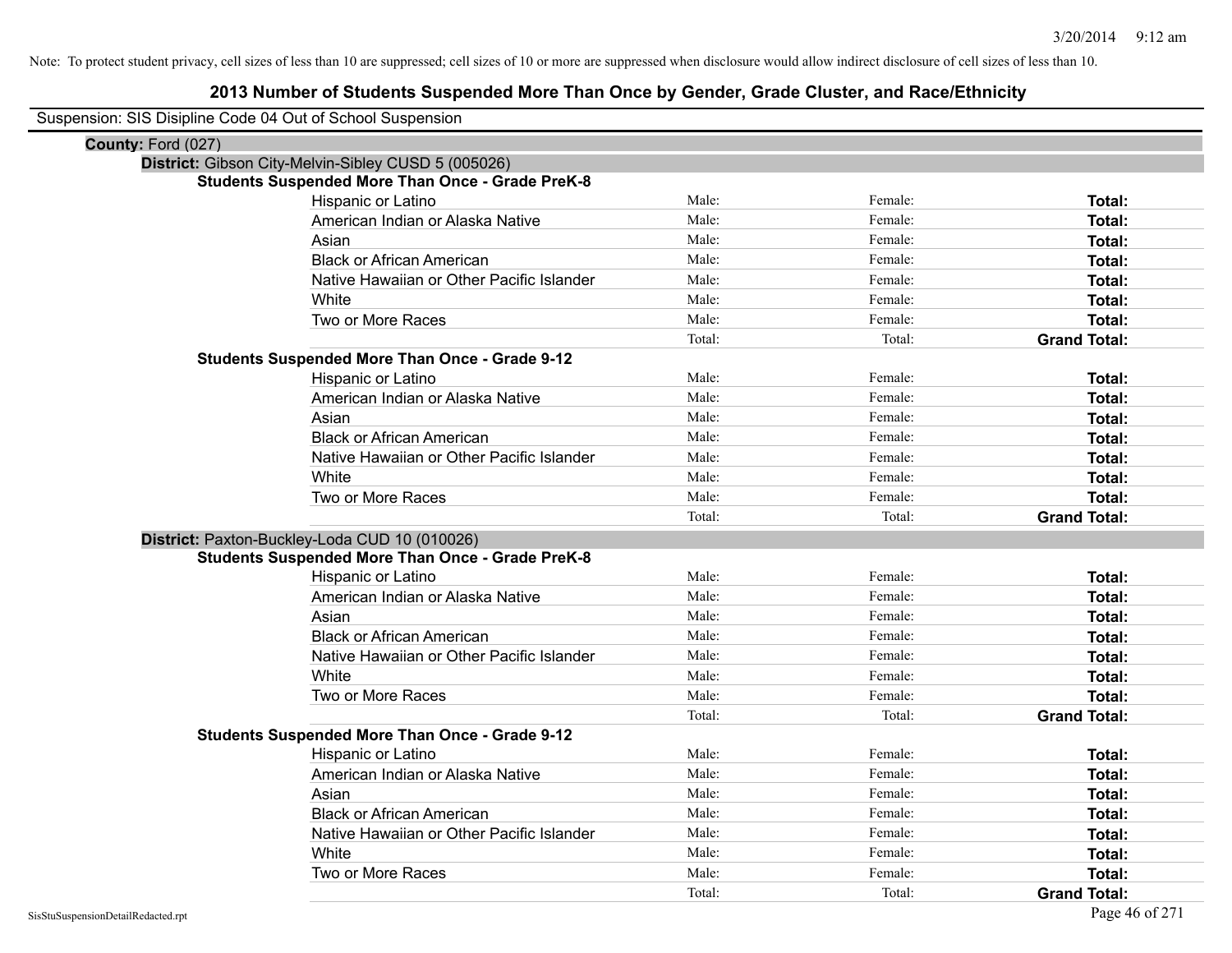Note: To protect student privacy, cell sizes of less than 10 are suppressed; cell sizes of 10 or more are suppressed when disclosure would allow indirect disclosure of cell sizes of less than 10.

# 2013 Number of Students Suspended More Than Once by Gender, Grade Cluster, and Race/Ethnicity

Suspension: SIS Disipline Code 04 Out of School Suspension

**County:** Ford (027)

**District:** Gibson City-Melvin-Sibley CUSD 5 (005026)

### Students Suspended More Than Once - Grade PreK-8

| Race/Ethnicity | Male | Female | Total |
|---|---|---|---|
| Hispanic or Latino | Male: | Female: | **Total:** |
| American Indian or Alaska Native | Male: | Female: | **Total:** |
| Asian | Male: | Female: | **Total:** |
| Black or African American | Male: | Female: | **Total:** |
| Native Hawaiian or Other Pacific Islander | Male: | Female: | **Total:** |
| White | Male: | Female: | **Total:** |
| Two or More Races | Male: | Female: | **Total:** |
| | Total: | Total: | **Grand Total:** |

### Students Suspended More Than Once - Grade 9-12

| Race/Ethnicity | Male | Female | Total |
|---|---|---|---|
| Hispanic or Latino | Male: | Female: | **Total:** |
| American Indian or Alaska Native | Male: | Female: | **Total:** |
| Asian | Male: | Female: | **Total:** |
| Black or African American | Male: | Female: | **Total:** |
| Native Hawaiian or Other Pacific Islander | Male: | Female: | **Total:** |
| White | Male: | Female: | **Total:** |
| Two or More Races | Male: | Female: | **Total:** |
| | Total: | Total: | **Grand Total:** |

**District:** Paxton-Buckley-Loda CUD 10 (010026)

### Students Suspended More Than Once - Grade PreK-8

| Race/Ethnicity | Male | Female | Total |
|---|---|---|---|
| Hispanic or Latino | Male: | Female: | **Total:** |
| American Indian or Alaska Native | Male: | Female: | **Total:** |
| Asian | Male: | Female: | **Total:** |
| Black or African American | Male: | Female: | **Total:** |
| Native Hawaiian or Other Pacific Islander | Male: | Female: | **Total:** |
| White | Male: | Female: | **Total:** |
| Two or More Races | Male: | Female: | **Total:** |
| | Total: | Total: | **Grand Total:** |

### Students Suspended More Than Once - Grade 9-12

| Race/Ethnicity | Male | Female | Total |
|---|---|---|---|
| Hispanic or Latino | Male: | Female: | **Total:** |
| American Indian or Alaska Native | Male: | Female: | **Total:** |
| Asian | Male: | Female: | **Total:** |
| Black or African American | Male: | Female: | **Total:** |
| Native Hawaiian or Other Pacific Islander | Male: | Female: | **Total:** |
| White | Male: | Female: | **Total:** |
| Two or More Races | Male: | Female: | **Total:** |
| | Total: | Total: | **Grand Total:** |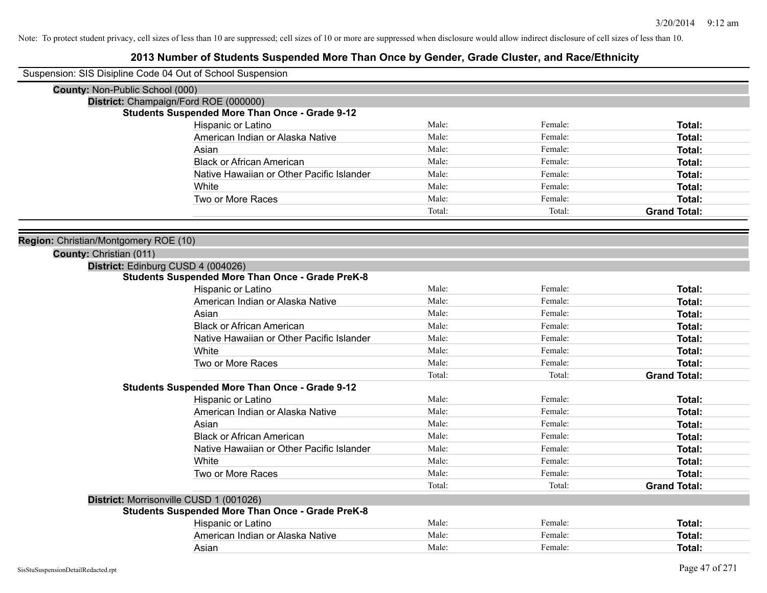Note: To protect student privacy, cell sizes of less than 10 are suppressed; cell sizes of 10 or more are suppressed when disclosure would allow indirect disclosure of cell sizes of less than 10.

# 2013 Number of Students Suspended More Than Once by Gender, Grade Cluster, and Race/Ethnicity

Suspension: SIS Disipline Code 04 Out of School Suspension

**County:** Non-Public School (000)

**District:** Champaign/Ford ROE (000000)

**Students Suspended More Than Once - Grade 9-12**

| | | | |
|---|---|---|---|
| Hispanic or Latino | Male: | Female: | **Total:** |
| American Indian or Alaska Native | Male: | Female: | **Total:** |
| Asian | Male: | Female: | **Total:** |
| Black or African American | Male: | Female: | **Total:** |
| Native Hawaiian or Other Pacific Islander | Male: | Female: | **Total:** |
| White | Male: | Female: | **Total:** |
| Two or More Races | Male: | Female: | **Total:** |
| | Total: | Total: | **Grand Total:** |

**Region:** Christian/Montgomery ROE (10)

**County:** Christian (011)

**District:** Edinburg CUSD 4 (004026)

**Students Suspended More Than Once - Grade PreK-8**

| | | | |
|---|---|---|---|
| Hispanic or Latino | Male: | Female: | **Total:** |
| American Indian or Alaska Native | Male: | Female: | **Total:** |
| Asian | Male: | Female: | **Total:** |
| Black or African American | Male: | Female: | **Total:** |
| Native Hawaiian or Other Pacific Islander | Male: | Female: | **Total:** |
| White | Male: | Female: | **Total:** |
| Two or More Races | Male: | Female: | **Total:** |
| | Total: | Total: | **Grand Total:** |

**Students Suspended More Than Once - Grade 9-12**

| | | | |
|---|---|---|---|
| Hispanic or Latino | Male: | Female: | **Total:** |
| American Indian or Alaska Native | Male: | Female: | **Total:** |
| Asian | Male: | Female: | **Total:** |
| Black or African American | Male: | Female: | **Total:** |
| Native Hawaiian or Other Pacific Islander | Male: | Female: | **Total:** |
| White | Male: | Female: | **Total:** |
| Two or More Races | Male: | Female: | **Total:** |
| | Total: | Total: | **Grand Total:** |

**District:** Morrisonville CUSD 1 (001026)

**Students Suspended More Than Once - Grade PreK-8**

| | | | |
|---|---|---|---|
| Hispanic or Latino | Male: | Female: | **Total:** |
| American Indian or Alaska Native | Male: | Female: | **Total:** |
| Asian | Male: | Female: | **Total:** |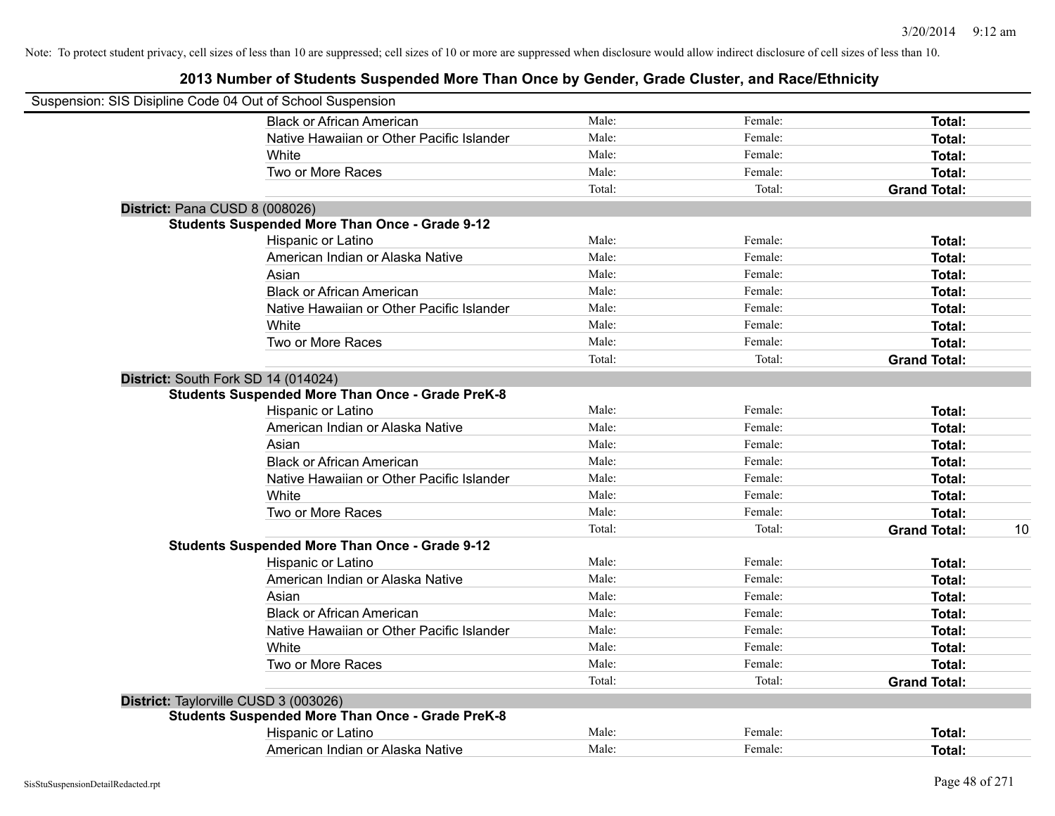Note: To protect student privacy, cell sizes of less than 10 are suppressed; cell sizes of 10 or more are suppressed when disclosure would allow indirect disclosure of cell sizes of less than 10.

## 2013 Number of Students Suspended More Than Once by Gender, Grade Cluster, and Race/Ethnicity

Suspension: SIS Disipline Code 04 Out of School Suspension

| | | | | |
|---|---|---|---|---|
| Black or African American | Male: | Female: | **Total:** | |
| Native Hawaiian or Other Pacific Islander | Male: | Female: | **Total:** | |
| White | Male: | Female: | **Total:** | |
| Two or More Races | Male: | Female: | **Total:** | |
| | Total: | Total: | **Grand Total:** | |

**District:** Pana CUSD 8 (008026)

**Students Suspended More Than Once - Grade 9-12**

| | | | | |
|---|---|---|---|---|
| Hispanic or Latino | Male: | Female: | **Total:** | |
| American Indian or Alaska Native | Male: | Female: | **Total:** | |
| Asian | Male: | Female: | **Total:** | |
| Black or African American | Male: | Female: | **Total:** | |
| Native Hawaiian or Other Pacific Islander | Male: | Female: | **Total:** | |
| White | Male: | Female: | **Total:** | |
| Two or More Races | Male: | Female: | **Total:** | |
| | Total: | Total: | **Grand Total:** | |

**District:** South Fork SD 14 (014024)

**Students Suspended More Than Once - Grade PreK-8**

| | | | | |
|---|---|---|---|---|
| Hispanic or Latino | Male: | Female: | **Total:** | |
| American Indian or Alaska Native | Male: | Female: | **Total:** | |
| Asian | Male: | Female: | **Total:** | |
| Black or African American | Male: | Female: | **Total:** | |
| Native Hawaiian or Other Pacific Islander | Male: | Female: | **Total:** | |
| White | Male: | Female: | **Total:** | |
| Two or More Races | Male: | Female: | **Total:** | |
| | Total: | Total: | **Grand Total:** | 10 |

**Students Suspended More Than Once - Grade 9-12**

| | | | | |
|---|---|---|---|---|
| Hispanic or Latino | Male: | Female: | **Total:** | |
| American Indian or Alaska Native | Male: | Female: | **Total:** | |
| Asian | Male: | Female: | **Total:** | |
| Black or African American | Male: | Female: | **Total:** | |
| Native Hawaiian or Other Pacific Islander | Male: | Female: | **Total:** | |
| White | Male: | Female: | **Total:** | |
| Two or More Races | Male: | Female: | **Total:** | |
| | Total: | Total: | **Grand Total:** | |

**District:** Taylorville CUSD 3 (003026)

**Students Suspended More Than Once - Grade PreK-8**

| | | | | |
|---|---|---|---|---|
| Hispanic or Latino | Male: | Female: | **Total:** | |
| American Indian or Alaska Native | Male: | Female: | **Total:** | |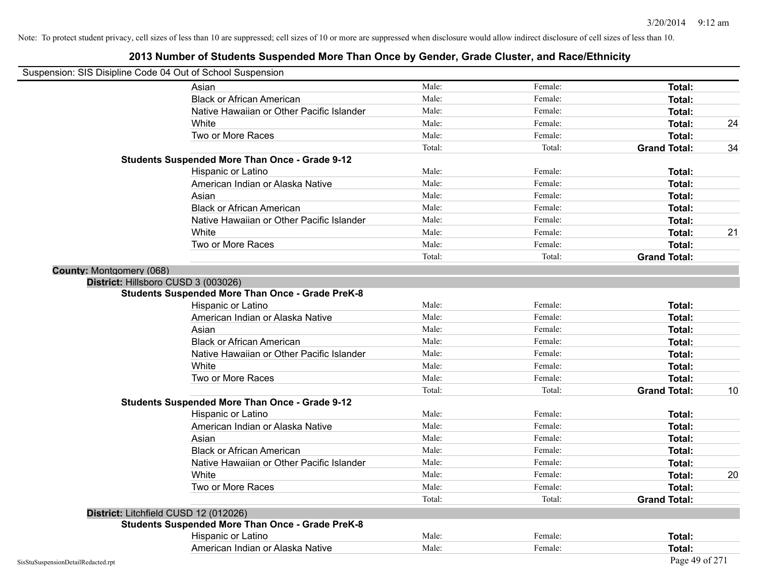Note: To protect student privacy, cell sizes of less than 10 are suppressed; cell sizes of 10 or more are suppressed when disclosure would allow indirect disclosure of cell sizes of less than 10.

# 2013 Number of Students Suspended More Than Once by Gender, Grade Cluster, and Race/Ethnicity

Suspension: SIS Disipline Code 04 Out of School Suspension

| | | | | |
|---|---|---|---|---|
| Asian | Male: | Female: | **Total:** | |
| Black or African American | Male: | Female: | **Total:** | |
| Native Hawaiian or Other Pacific Islander | Male: | Female: | **Total:** | |
| White | Male: | Female: | **Total:** | 24 |
| Two or More Races | Male: | Female: | **Total:** | |
| | Total: | Total: | **Grand Total:** | 34 |

**Students Suspended More Than Once - Grade 9-12**

| | | | | |
|---|---|---|---|---|
| Hispanic or Latino | Male: | Female: | **Total:** | |
| American Indian or Alaska Native | Male: | Female: | **Total:** | |
| Asian | Male: | Female: | **Total:** | |
| Black or African American | Male: | Female: | **Total:** | |
| Native Hawaiian or Other Pacific Islander | Male: | Female: | **Total:** | |
| White | Male: | Female: | **Total:** | 21 |
| Two or More Races | Male: | Female: | **Total:** | |
| | Total: | Total: | **Grand Total:** | |

**County:** Montgomery (068)

**District:** Hillsboro CUSD 3 (003026)

**Students Suspended More Than Once - Grade PreK-8**

| | | | | |
|---|---|---|---|---|
| Hispanic or Latino | Male: | Female: | **Total:** | |
| American Indian or Alaska Native | Male: | Female: | **Total:** | |
| Asian | Male: | Female: | **Total:** | |
| Black or African American | Male: | Female: | **Total:** | |
| Native Hawaiian or Other Pacific Islander | Male: | Female: | **Total:** | |
| White | Male: | Female: | **Total:** | |
| Two or More Races | Male: | Female: | **Total:** | |
| | Total: | Total: | **Grand Total:** | 10 |

**Students Suspended More Than Once - Grade 9-12**

| | | | | |
|---|---|---|---|---|
| Hispanic or Latino | Male: | Female: | **Total:** | |
| American Indian or Alaska Native | Male: | Female: | **Total:** | |
| Asian | Male: | Female: | **Total:** | |
| Black or African American | Male: | Female: | **Total:** | |
| Native Hawaiian or Other Pacific Islander | Male: | Female: | **Total:** | |
| White | Male: | Female: | **Total:** | 20 |
| Two or More Races | Male: | Female: | **Total:** | |
| | Total: | Total: | **Grand Total:** | |

**District:** Litchfield CUSD 12 (012026)

**Students Suspended More Than Once - Grade PreK-8**

| | | | | |
|---|---|---|---|---|
| Hispanic or Latino | Male: | Female: | **Total:** | |
| American Indian or Alaska Native | Male: | Female: | **Total:** | |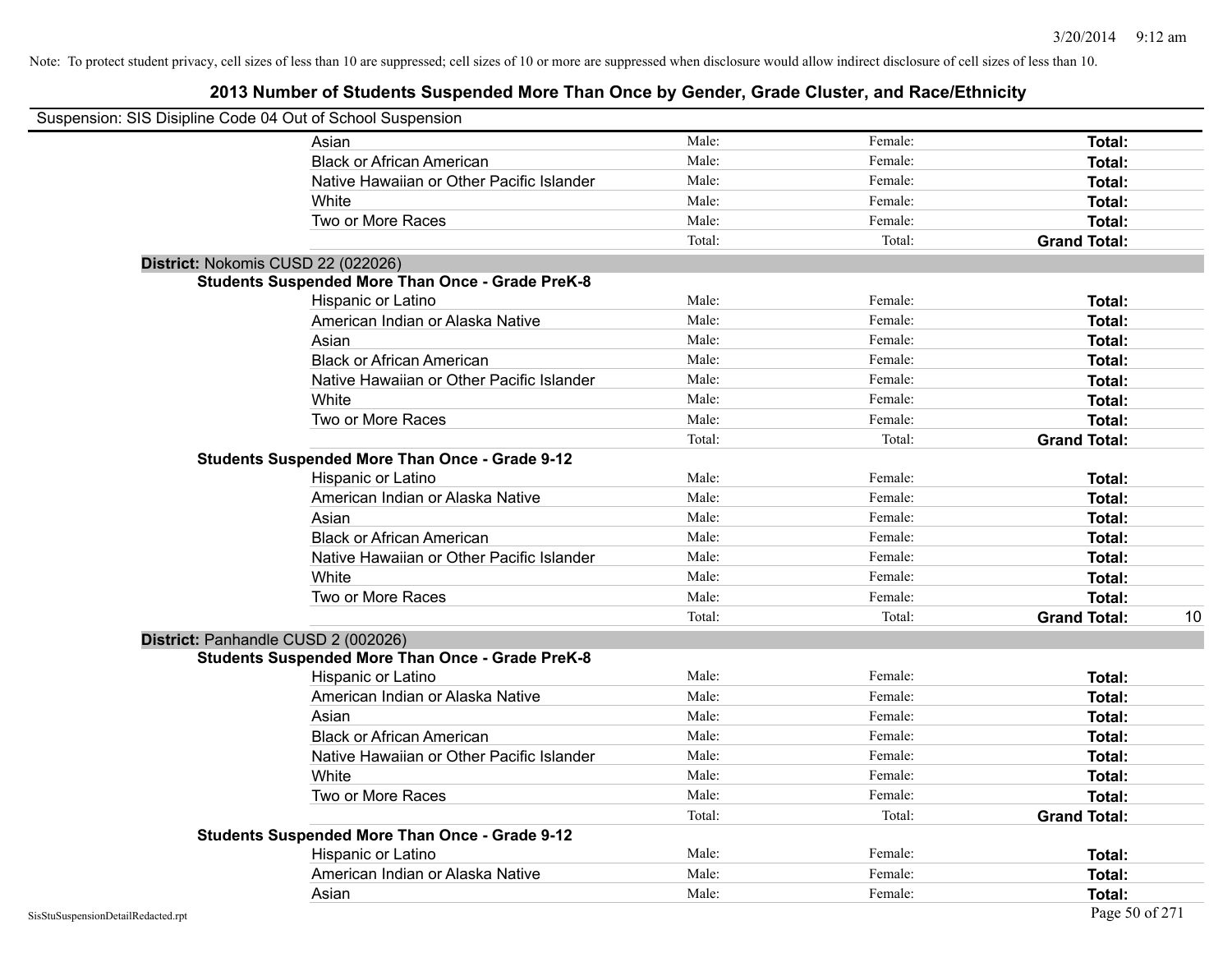Note: To protect student privacy, cell sizes of less than 10 are suppressed; cell sizes of 10 or more are suppressed when disclosure would allow indirect disclosure of cell sizes of less than 10.

# 2013 Number of Students Suspended More Than Once by Gender, Grade Cluster, and Race/Ethnicity

Suspension: SIS Disipline Code 04 Out of School Suspension

| | | | | |
|---|---|---|---|---|
| Asian | Male: | Female: | **Total:** | |
| Black or African American | Male: | Female: | **Total:** | |
| Native Hawaiian or Other Pacific Islander | Male: | Female: | **Total:** | |
| White | Male: | Female: | **Total:** | |
| Two or More Races | Male: | Female: | **Total:** | |
| | Total: | Total: | **Grand Total:** | |

**District:** Nokomis CUSD 22 (022026)

**Students Suspended More Than Once - Grade PreK-8**

| | | | | |
|---|---|---|---|---|
| Hispanic or Latino | Male: | Female: | **Total:** | |
| American Indian or Alaska Native | Male: | Female: | **Total:** | |
| Asian | Male: | Female: | **Total:** | |
| Black or African American | Male: | Female: | **Total:** | |
| Native Hawaiian or Other Pacific Islander | Male: | Female: | **Total:** | |
| White | Male: | Female: | **Total:** | |
| Two or More Races | Male: | Female: | **Total:** | |
| | Total: | Total: | **Grand Total:** | |

**Students Suspended More Than Once - Grade 9-12**

| | | | | |
|---|---|---|---|---|
| Hispanic or Latino | Male: | Female: | **Total:** | |
| American Indian or Alaska Native | Male: | Female: | **Total:** | |
| Asian | Male: | Female: | **Total:** | |
| Black or African American | Male: | Female: | **Total:** | |
| Native Hawaiian or Other Pacific Islander | Male: | Female: | **Total:** | |
| White | Male: | Female: | **Total:** | |
| Two or More Races | Male: | Female: | **Total:** | |
| | Total: | Total: | **Grand Total:** | 10 |

**District:** Panhandle CUSD 2 (002026)

**Students Suspended More Than Once - Grade PreK-8**

| | | | | |
|---|---|---|---|---|
| Hispanic or Latino | Male: | Female: | **Total:** | |
| American Indian or Alaska Native | Male: | Female: | **Total:** | |
| Asian | Male: | Female: | **Total:** | |
| Black or African American | Male: | Female: | **Total:** | |
| Native Hawaiian or Other Pacific Islander | Male: | Female: | **Total:** | |
| White | Male: | Female: | **Total:** | |
| Two or More Races | Male: | Female: | **Total:** | |
| | Total: | Total: | **Grand Total:** | |

**Students Suspended More Than Once - Grade 9-12**

| | | | | |
|---|---|---|---|---|
| Hispanic or Latino | Male: | Female: | **Total:** | |
| American Indian or Alaska Native | Male: | Female: | **Total:** | |
| Asian | Male: | Female: | **Total:** | |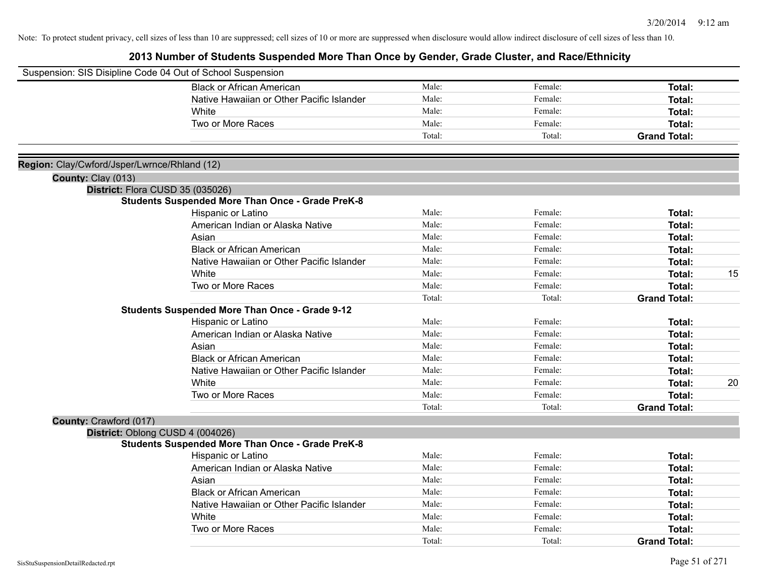Note: To protect student privacy, cell sizes of less than 10 are suppressed; cell sizes of 10 or more are suppressed when disclosure would allow indirect disclosure of cell sizes of less than 10.

# 2013 Number of Students Suspended More Than Once by Gender, Grade Cluster, and Race/Ethnicity

Suspension: SIS Disipline Code 04 Out of School Suspension

| | Male | Female | Total | |
|---|---|---|---|---|
| Black or African American | Male: | Female: | **Total:** | |
| Native Hawaiian or Other Pacific Islander | Male: | Female: | **Total:** | |
| White | Male: | Female: | **Total:** | |
| Two or More Races | Male: | Female: | **Total:** | |
| | Total: | Total: | **Grand Total:** | |

**Region:** Clay/Cwford/Jsper/Lwrnce/Rhland (12)

**County:** Clay (013)

**District:** Flora CUSD 35 (035026)

**Students Suspended More Than Once - Grade PreK-8**

| | Male | Female | Total | |
|---|---|---|---|---|
| Hispanic or Latino | Male: | Female: | **Total:** | |
| American Indian or Alaska Native | Male: | Female: | **Total:** | |
| Asian | Male: | Female: | **Total:** | |
| Black or African American | Male: | Female: | **Total:** | |
| Native Hawaiian or Other Pacific Islander | Male: | Female: | **Total:** | |
| White | Male: | Female: | **Total:** | 15 |
| Two or More Races | Male: | Female: | **Total:** | |
| | Total: | Total: | **Grand Total:** | |

**Students Suspended More Than Once - Grade 9-12**

| | Male | Female | Total | |
|---|---|---|---|---|
| Hispanic or Latino | Male: | Female: | **Total:** | |
| American Indian or Alaska Native | Male: | Female: | **Total:** | |
| Asian | Male: | Female: | **Total:** | |
| Black or African American | Male: | Female: | **Total:** | |
| Native Hawaiian or Other Pacific Islander | Male: | Female: | **Total:** | |
| White | Male: | Female: | **Total:** | 20 |
| Two or More Races | Male: | Female: | **Total:** | |
| | Total: | Total: | **Grand Total:** | |

**County:** Crawford (017)

**District:** Oblong CUSD 4 (004026)

**Students Suspended More Than Once - Grade PreK-8**

| | Male | Female | Total | |
|---|---|---|---|---|
| Hispanic or Latino | Male: | Female: | **Total:** | |
| American Indian or Alaska Native | Male: | Female: | **Total:** | |
| Asian | Male: | Female: | **Total:** | |
| Black or African American | Male: | Female: | **Total:** | |
| Native Hawaiian or Other Pacific Islander | Male: | Female: | **Total:** | |
| White | Male: | Female: | **Total:** | |
| Two or More Races | Male: | Female: | **Total:** | |
| | Total: | Total: | **Grand Total:** | |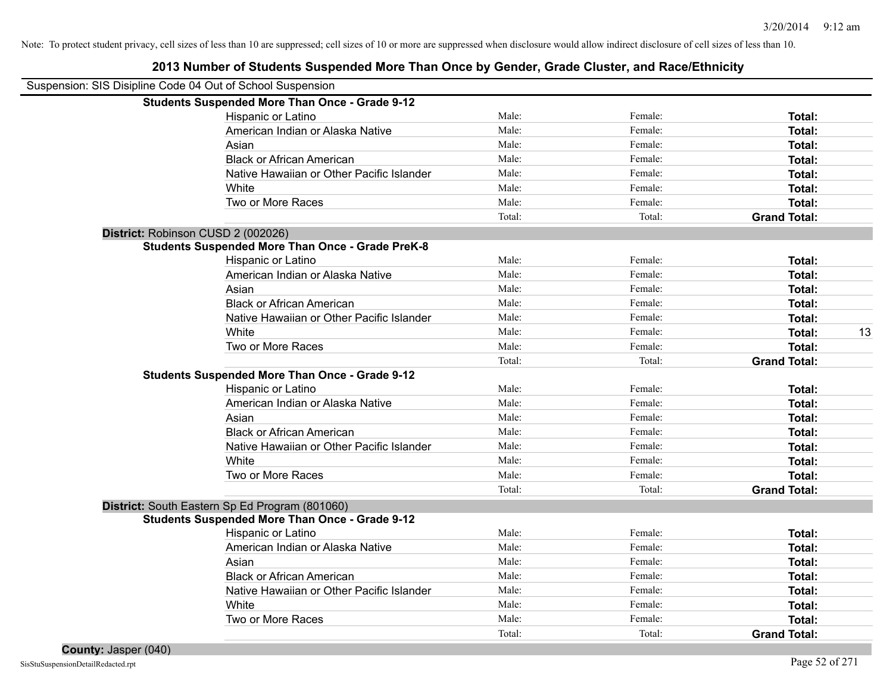Note: To protect student privacy, cell sizes of less than 10 are suppressed; cell sizes of 10 or more are suppressed when disclosure would allow indirect disclosure of cell sizes of less than 10.

# 2013 Number of Students Suspended More Than Once by Gender, Grade Cluster, and Race/Ethnicity

Suspension: SIS Disipline Code 04 Out of School Suspension

**Students Suspended More Than Once - Grade 9-12**

| Race/Ethnicity | Male: | Female: | Total: | |
|---|---|---|---|---|
| Hispanic or Latino | Male: | Female: | **Total:** | |
| American Indian or Alaska Native | Male: | Female: | **Total:** | |
| Asian | Male: | Female: | **Total:** | |
| Black or African American | Male: | Female: | **Total:** | |
| Native Hawaiian or Other Pacific Islander | Male: | Female: | **Total:** | |
| White | Male: | Female: | **Total:** | |
| Two or More Races | Male: | Female: | **Total:** | |
| | Total: | Total: | **Grand Total:** | |

**District:** Robinson CUSD 2 (002026)

**Students Suspended More Than Once - Grade PreK-8**

| Race/Ethnicity | Male: | Female: | Total: | |
|---|---|---|---|---|
| Hispanic or Latino | Male: | Female: | **Total:** | |
| American Indian or Alaska Native | Male: | Female: | **Total:** | |
| Asian | Male: | Female: | **Total:** | |
| Black or African American | Male: | Female: | **Total:** | |
| Native Hawaiian or Other Pacific Islander | Male: | Female: | **Total:** | |
| White | Male: | Female: | **Total:** | 13 |
| Two or More Races | Male: | Female: | **Total:** | |
| | Total: | Total: | **Grand Total:** | |

**Students Suspended More Than Once - Grade 9-12**

| Race/Ethnicity | Male: | Female: | Total: | |
|---|---|---|---|---|
| Hispanic or Latino | Male: | Female: | **Total:** | |
| American Indian or Alaska Native | Male: | Female: | **Total:** | |
| Asian | Male: | Female: | **Total:** | |
| Black or African American | Male: | Female: | **Total:** | |
| Native Hawaiian or Other Pacific Islander | Male: | Female: | **Total:** | |
| White | Male: | Female: | **Total:** | |
| Two or More Races | Male: | Female: | **Total:** | |
| | Total: | Total: | **Grand Total:** | |

**District:** South Eastern Sp Ed Program (801060)

**Students Suspended More Than Once - Grade 9-12**

| Race/Ethnicity | Male: | Female: | Total: | |
|---|---|---|---|---|
| Hispanic or Latino | Male: | Female: | **Total:** | |
| American Indian or Alaska Native | Male: | Female: | **Total:** | |
| Asian | Male: | Female: | **Total:** | |
| Black or African American | Male: | Female: | **Total:** | |
| Native Hawaiian or Other Pacific Islander | Male: | Female: | **Total:** | |
| White | Male: | Female: | **Total:** | |
| Two or More Races | Male: | Female: | **Total:** | |
| | Total: | Total: | **Grand Total:** | |

**County:** Jasper (040)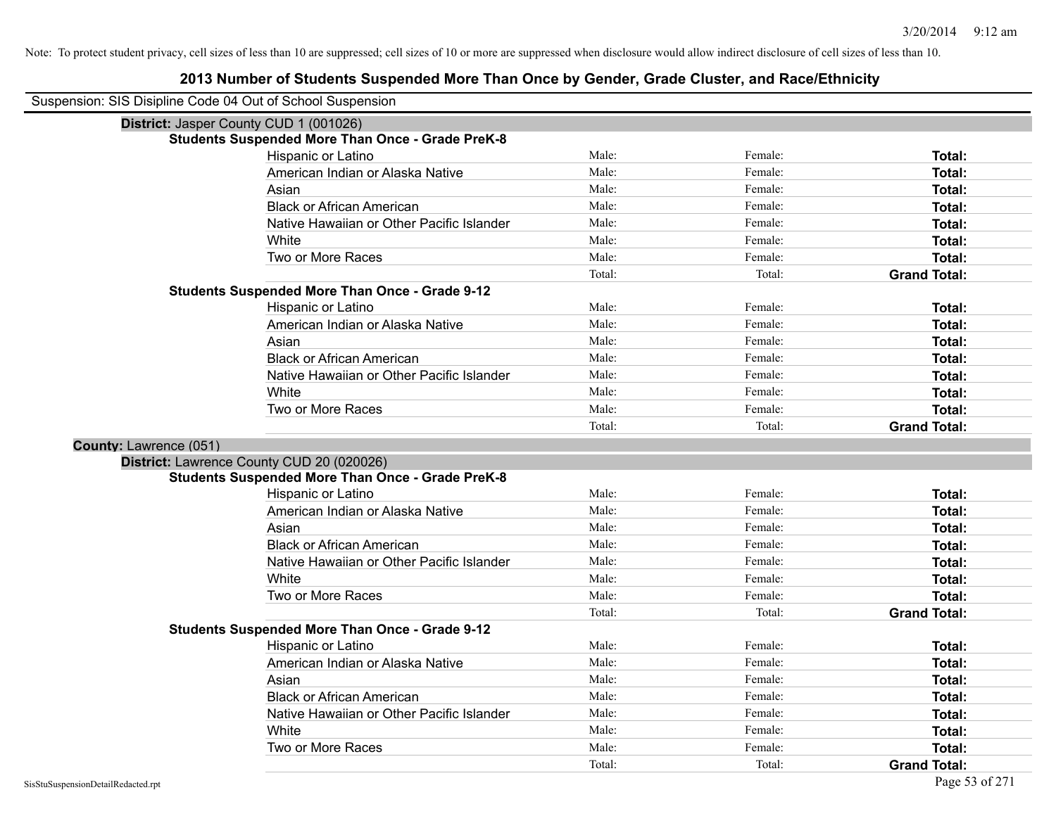Note: To protect student privacy, cell sizes of less than 10 are suppressed; cell sizes of 10 or more are suppressed when disclosure would allow indirect disclosure of cell sizes of less than 10.

# 2013 Number of Students Suspended More Than Once by Gender, Grade Cluster, and Race/Ethnicity

Suspension: SIS Disipline Code 04 Out of School Suspension

**District:** Jasper County CUD 1 (001026)

**Students Suspended More Than Once - Grade PreK-8**

| | | | |
|---|---|---|---|
| Hispanic or Latino | Male: | Female: | **Total:** |
| American Indian or Alaska Native | Male: | Female: | **Total:** |
| Asian | Male: | Female: | **Total:** |
| Black or African American | Male: | Female: | **Total:** |
| Native Hawaiian or Other Pacific Islander | Male: | Female: | **Total:** |
| White | Male: | Female: | **Total:** |
| Two or More Races | Male: | Female: | **Total:** |
| | Total: | Total: | **Grand Total:** |

**Students Suspended More Than Once - Grade 9-12**

| | | | |
|---|---|---|---|
| Hispanic or Latino | Male: | Female: | **Total:** |
| American Indian or Alaska Native | Male: | Female: | **Total:** |
| Asian | Male: | Female: | **Total:** |
| Black or African American | Male: | Female: | **Total:** |
| Native Hawaiian or Other Pacific Islander | Male: | Female: | **Total:** |
| White | Male: | Female: | **Total:** |
| Two or More Races | Male: | Female: | **Total:** |
| | Total: | Total: | **Grand Total:** |

**County:** Lawrence (051)

**District:** Lawrence County CUD 20 (020026)

**Students Suspended More Than Once - Grade PreK-8**

| | | | |
|---|---|---|---|
| Hispanic or Latino | Male: | Female: | **Total:** |
| American Indian or Alaska Native | Male: | Female: | **Total:** |
| Asian | Male: | Female: | **Total:** |
| Black or African American | Male: | Female: | **Total:** |
| Native Hawaiian or Other Pacific Islander | Male: | Female: | **Total:** |
| White | Male: | Female: | **Total:** |
| Two or More Races | Male: | Female: | **Total:** |
| | Total: | Total: | **Grand Total:** |

**Students Suspended More Than Once - Grade 9-12**

| | | | |
|---|---|---|---|
| Hispanic or Latino | Male: | Female: | **Total:** |
| American Indian or Alaska Native | Male: | Female: | **Total:** |
| Asian | Male: | Female: | **Total:** |
| Black or African American | Male: | Female: | **Total:** |
| Native Hawaiian or Other Pacific Islander | Male: | Female: | **Total:** |
| White | Male: | Female: | **Total:** |
| Two or More Races | Male: | Female: | **Total:** |
| | Total: | Total: | **Grand Total:** |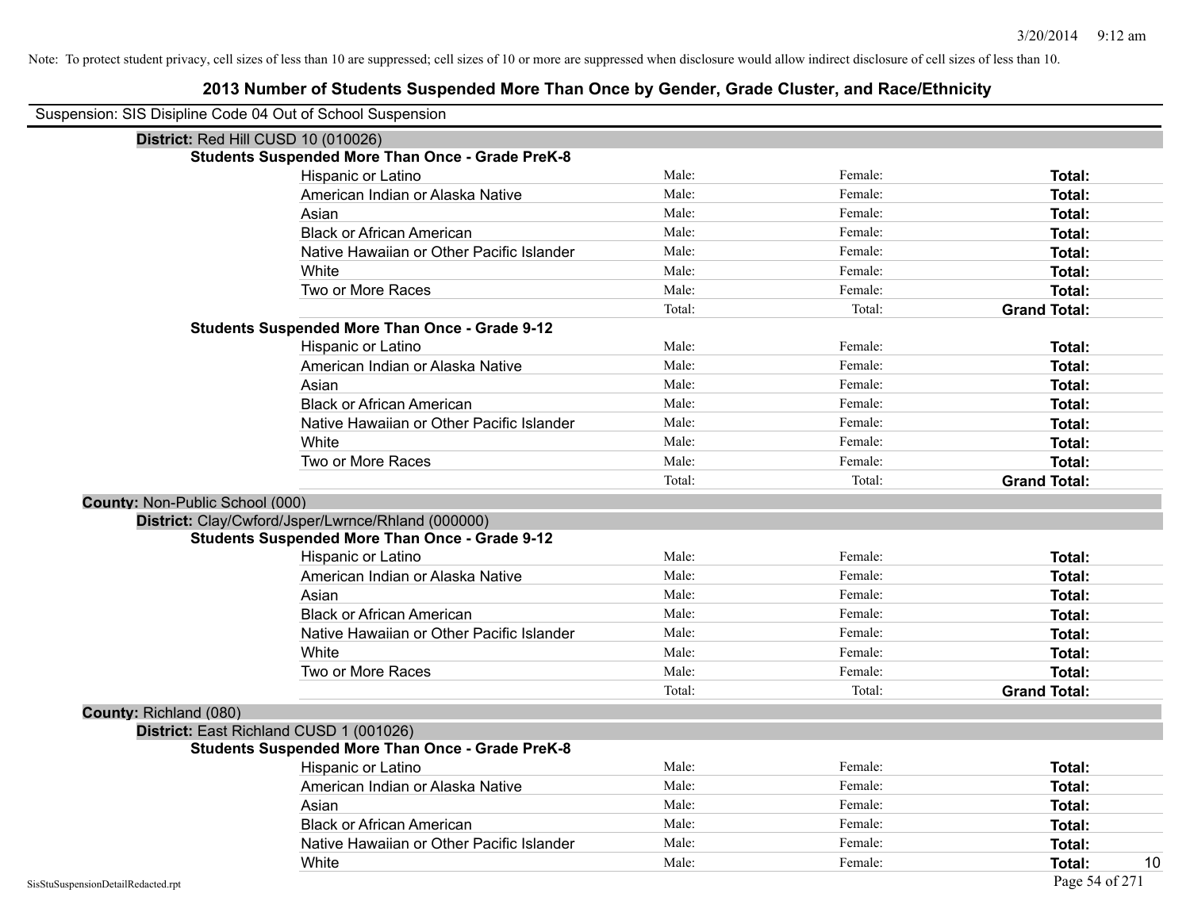Note: To protect student privacy, cell sizes of less than 10 are suppressed; cell sizes of 10 or more are suppressed when disclosure would allow indirect disclosure of cell sizes of less than 10.

# 2013 Number of Students Suspended More Than Once by Gender, Grade Cluster, and Race/Ethnicity

Suspension: SIS Disipline Code 04 Out of School Suspension

**District:** Red Hill CUSD 10 (010026)

**Students Suspended More Than Once - Grade PreK-8**

| | | | | |
|---|---|---|---|---|
| Hispanic or Latino | Male: | Female: | **Total:** | |
| American Indian or Alaska Native | Male: | Female: | **Total:** | |
| Asian | Male: | Female: | **Total:** | |
| Black or African American | Male: | Female: | **Total:** | |
| Native Hawaiian or Other Pacific Islander | Male: | Female: | **Total:** | |
| White | Male: | Female: | **Total:** | |
| Two or More Races | Male: | Female: | **Total:** | |
| | Total: | Total: | **Grand Total:** | |

**Students Suspended More Than Once - Grade 9-12**

| | | | | |
|---|---|---|---|---|
| Hispanic or Latino | Male: | Female: | **Total:** | |
| American Indian or Alaska Native | Male: | Female: | **Total:** | |
| Asian | Male: | Female: | **Total:** | |
| Black or African American | Male: | Female: | **Total:** | |
| Native Hawaiian or Other Pacific Islander | Male: | Female: | **Total:** | |
| White | Male: | Female: | **Total:** | |
| Two or More Races | Male: | Female: | **Total:** | |
| | Total: | Total: | **Grand Total:** | |

**County:** Non-Public School (000)

**District:** Clay/Cwford/Jsper/Lwrnce/Rhland (000000)

**Students Suspended More Than Once - Grade 9-12**

| | | | | |
|---|---|---|---|---|
| Hispanic or Latino | Male: | Female: | **Total:** | |
| American Indian or Alaska Native | Male: | Female: | **Total:** | |
| Asian | Male: | Female: | **Total:** | |
| Black or African American | Male: | Female: | **Total:** | |
| Native Hawaiian or Other Pacific Islander | Male: | Female: | **Total:** | |
| White | Male: | Female: | **Total:** | |
| Two or More Races | Male: | Female: | **Total:** | |
| | Total: | Total: | **Grand Total:** | |

**County:** Richland (080)

**District:** East Richland CUSD 1 (001026)

**Students Suspended More Than Once - Grade PreK-8**

| | | | | |
|---|---|---|---|---|
| Hispanic or Latino | Male: | Female: | **Total:** | |
| American Indian or Alaska Native | Male: | Female: | **Total:** | |
| Asian | Male: | Female: | **Total:** | |
| Black or African American | Male: | Female: | **Total:** | |
| Native Hawaiian or Other Pacific Islander | Male: | Female: | **Total:** | |
| White | Male: | Female: | **Total:** | 10 |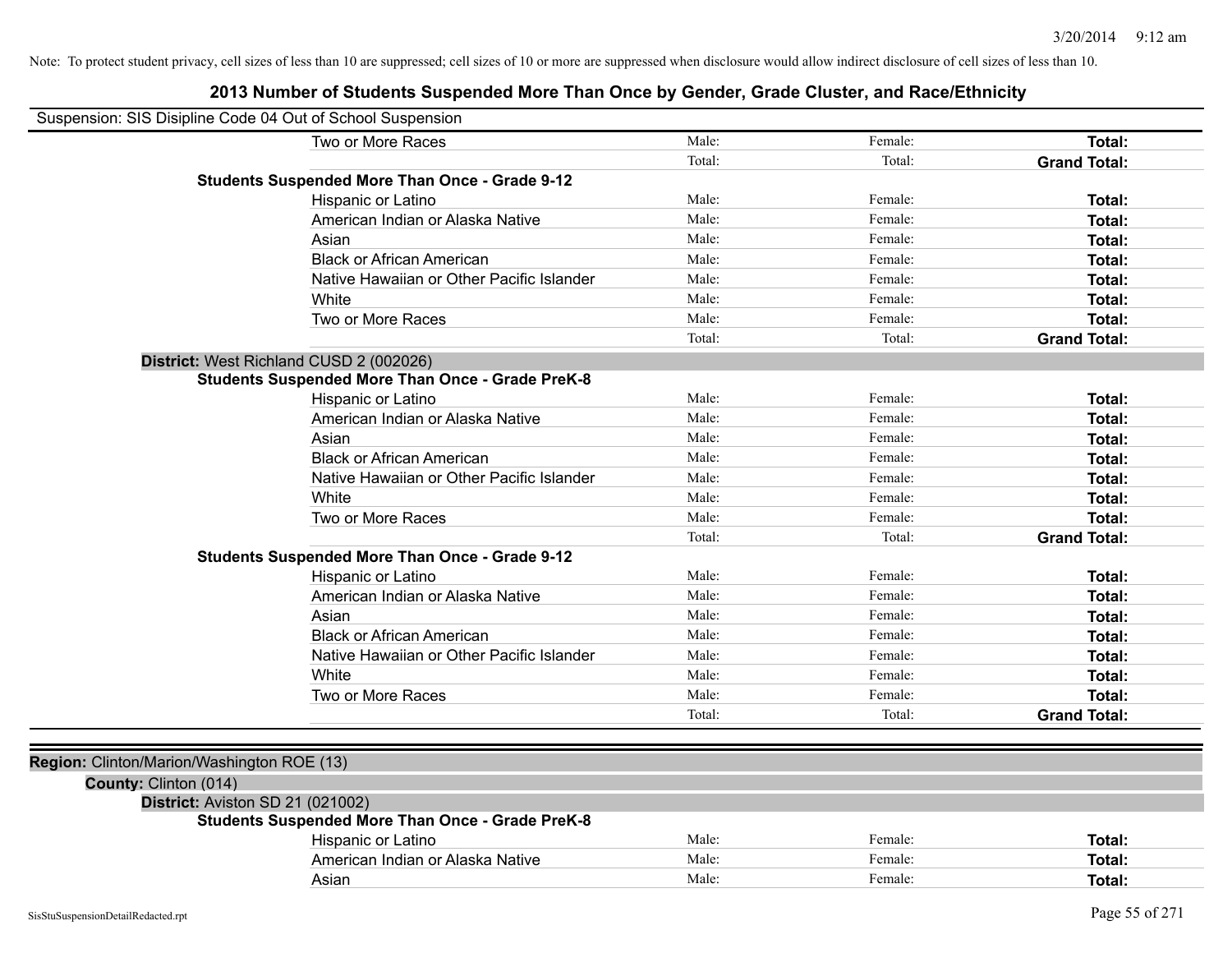Note: To protect student privacy, cell sizes of less than 10 are suppressed; cell sizes of 10 or more are suppressed when disclosure would allow indirect disclosure of cell sizes of less than 10.

## 2013 Number of Students Suspended More Than Once by Gender, Grade Cluster, and Race/Ethnicity

Suspension: SIS Disipline Code 04 Out of School Suspension

| | Male | Female | Total |
|---|---|---|---|
| Two or More Races | Male: | Female: | **Total:** |
| | Total: | Total: | **Grand Total:** |
| **Students Suspended More Than Once - Grade 9-12** | | | |
| Hispanic or Latino | Male: | Female: | **Total:** |
| American Indian or Alaska Native | Male: | Female: | **Total:** |
| Asian | Male: | Female: | **Total:** |
| Black or African American | Male: | Female: | **Total:** |
| Native Hawaiian or Other Pacific Islander | Male: | Female: | **Total:** |
| White | Male: | Female: | **Total:** |
| Two or More Races | Male: | Female: | **Total:** |
| | Total: | Total: | **Grand Total:** |

**District:** West Richland CUSD 2 (002026)

| | Male | Female | Total |
|---|---|---|---|
| **Students Suspended More Than Once - Grade PreK-8** | | | |
| Hispanic or Latino | Male: | Female: | **Total:** |
| American Indian or Alaska Native | Male: | Female: | **Total:** |
| Asian | Male: | Female: | **Total:** |
| Black or African American | Male: | Female: | **Total:** |
| Native Hawaiian or Other Pacific Islander | Male: | Female: | **Total:** |
| White | Male: | Female: | **Total:** |
| Two or More Races | Male: | Female: | **Total:** |
| | Total: | Total: | **Grand Total:** |
| **Students Suspended More Than Once - Grade 9-12** | | | |
| Hispanic or Latino | Male: | Female: | **Total:** |
| American Indian or Alaska Native | Male: | Female: | **Total:** |
| Asian | Male: | Female: | **Total:** |
| Black or African American | Male: | Female: | **Total:** |
| Native Hawaiian or Other Pacific Islander | Male: | Female: | **Total:** |
| White | Male: | Female: | **Total:** |
| Two or More Races | Male: | Female: | **Total:** |
| | Total: | Total: | **Grand Total:** |

**Region:** Clinton/Marion/Washington ROE (13)

**County:** Clinton (014)

**District:** Aviston SD 21 (021002)

| | Male | Female | Total |
|---|---|---|---|
| **Students Suspended More Than Once - Grade PreK-8** | | | |
| Hispanic or Latino | Male: | Female: | **Total:** |
| American Indian or Alaska Native | Male: | Female: | **Total:** |
| Asian | Male: | Female: | **Total:** |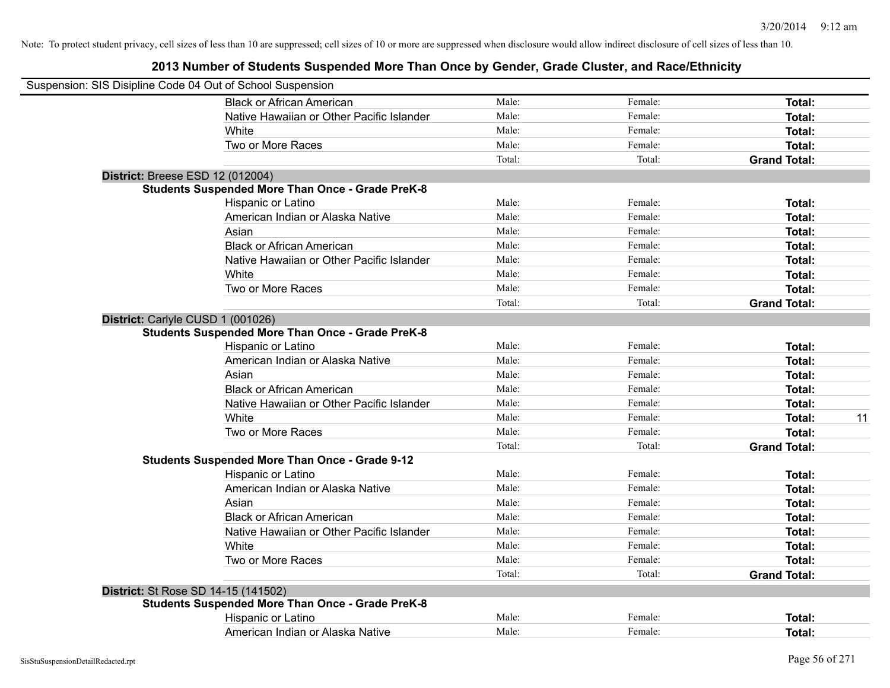Note: To protect student privacy, cell sizes of less than 10 are suppressed; cell sizes of 10 or more are suppressed when disclosure would allow indirect disclosure of cell sizes of less than 10.

# 2013 Number of Students Suspended More Than Once by Gender, Grade Cluster, and Race/Ethnicity

Suspension: SIS Disipline Code 04 Out of School Suspension

| | | | | |
|---|---|---|---|---|
| Black or African American | Male: | Female: | **Total:** | |
| Native Hawaiian or Other Pacific Islander | Male: | Female: | **Total:** | |
| White | Male: | Female: | **Total:** | |
| Two or More Races | Male: | Female: | **Total:** | |
| | Total: | Total: | **Grand Total:** | |

**District:** Breese ESD 12 (012004)

**Students Suspended More Than Once - Grade PreK-8**

| | | | | |
|---|---|---|---|---|
| Hispanic or Latino | Male: | Female: | **Total:** | |
| American Indian or Alaska Native | Male: | Female: | **Total:** | |
| Asian | Male: | Female: | **Total:** | |
| Black or African American | Male: | Female: | **Total:** | |
| Native Hawaiian or Other Pacific Islander | Male: | Female: | **Total:** | |
| White | Male: | Female: | **Total:** | |
| Two or More Races | Male: | Female: | **Total:** | |
| | Total: | Total: | **Grand Total:** | |

**District:** Carlyle CUSD 1 (001026)

**Students Suspended More Than Once - Grade PreK-8**

| | | | | |
|---|---|---|---|---|
| Hispanic or Latino | Male: | Female: | **Total:** | |
| American Indian or Alaska Native | Male: | Female: | **Total:** | |
| Asian | Male: | Female: | **Total:** | |
| Black or African American | Male: | Female: | **Total:** | |
| Native Hawaiian or Other Pacific Islander | Male: | Female: | **Total:** | |
| White | Male: | Female: | **Total:** | 11 |
| Two or More Races | Male: | Female: | **Total:** | |
| | Total: | Total: | **Grand Total:** | |

**Students Suspended More Than Once - Grade 9-12**

| | | | | |
|---|---|---|---|---|
| Hispanic or Latino | Male: | Female: | **Total:** | |
| American Indian or Alaska Native | Male: | Female: | **Total:** | |
| Asian | Male: | Female: | **Total:** | |
| Black or African American | Male: | Female: | **Total:** | |
| Native Hawaiian or Other Pacific Islander | Male: | Female: | **Total:** | |
| White | Male: | Female: | **Total:** | |
| Two or More Races | Male: | Female: | **Total:** | |
| | Total: | Total: | **Grand Total:** | |

**District:** St Rose SD 14-15 (141502)

**Students Suspended More Than Once - Grade PreK-8**

| | | | | |
|---|---|---|---|---|
| Hispanic or Latino | Male: | Female: | **Total:** | |
| American Indian or Alaska Native | Male: | Female: | **Total:** | |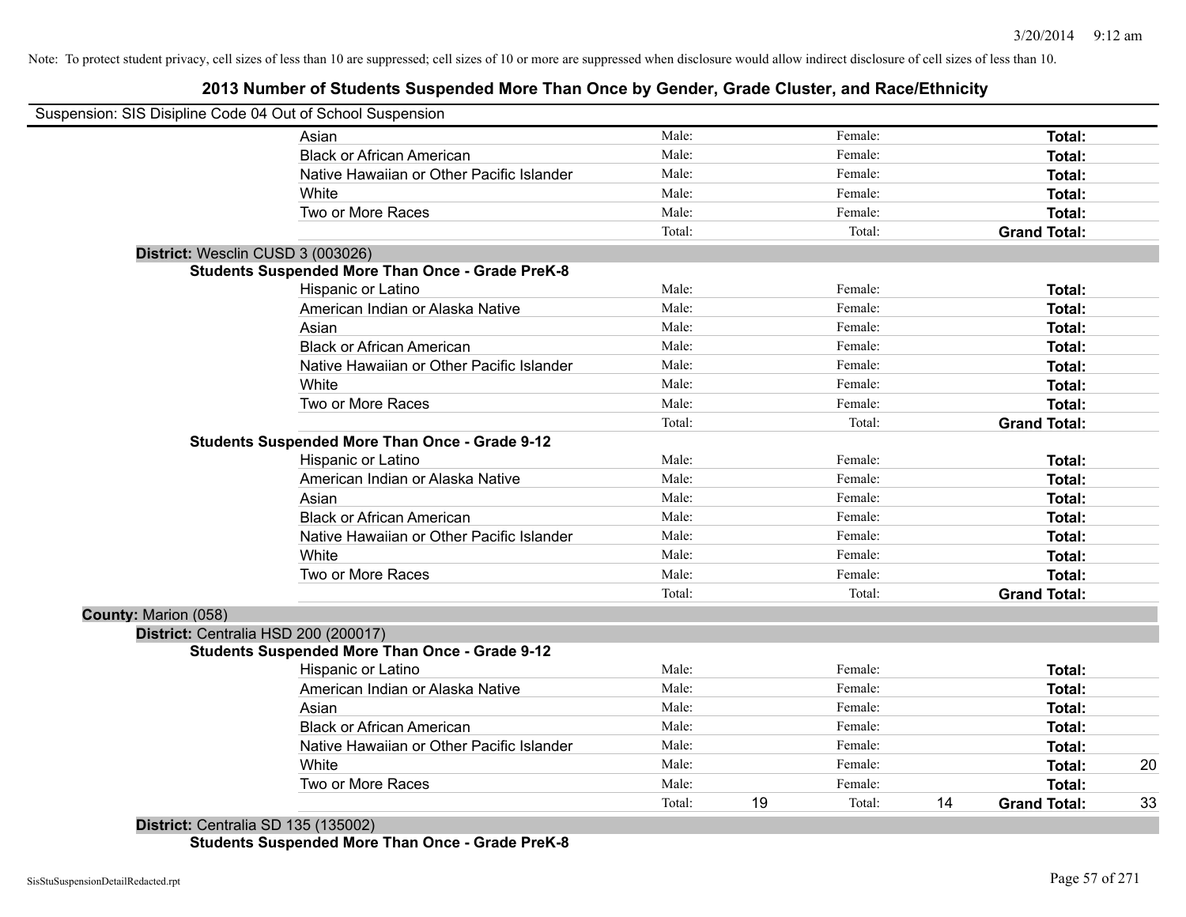Note: To protect student privacy, cell sizes of less than 10 are suppressed; cell sizes of 10 or more are suppressed when disclosure would allow indirect disclosure of cell sizes of less than 10.

# 2013 Number of Students Suspended More Than Once by Gender, Grade Cluster, and Race/Ethnicity

Suspension: SIS Disipline Code 04 Out of School Suspension

| | Male: | | Female: | | | |
|---|---|---|---|---|---|---|
| Asian | Male: | | Female: | | **Total:** | |
| Black or African American | Male: | | Female: | | **Total:** | |
| Native Hawaiian or Other Pacific Islander | Male: | | Female: | | **Total:** | |
| White | Male: | | Female: | | **Total:** | |
| Two or More Races | Male: | | Female: | | **Total:** | |
| | Total: | | Total: | | **Grand Total:** | |

**District:** Wesclin CUSD 3 (003026)

**Students Suspended More Than Once - Grade PreK-8**

| | | | | | | |
|---|---|---|---|---|---|---|
| Hispanic or Latino | Male: | | Female: | | **Total:** | |
| American Indian or Alaska Native | Male: | | Female: | | **Total:** | |
| Asian | Male: | | Female: | | **Total:** | |
| Black or African American | Male: | | Female: | | **Total:** | |
| Native Hawaiian or Other Pacific Islander | Male: | | Female: | | **Total:** | |
| White | Male: | | Female: | | **Total:** | |
| Two or More Races | Male: | | Female: | | **Total:** | |
| | Total: | | Total: | | **Grand Total:** | |

**Students Suspended More Than Once - Grade 9-12**

| | | | | | | |
|---|---|---|---|---|---|---|
| Hispanic or Latino | Male: | | Female: | | **Total:** | |
| American Indian or Alaska Native | Male: | | Female: | | **Total:** | |
| Asian | Male: | | Female: | | **Total:** | |
| Black or African American | Male: | | Female: | | **Total:** | |
| Native Hawaiian or Other Pacific Islander | Male: | | Female: | | **Total:** | |
| White | Male: | | Female: | | **Total:** | |
| Two or More Races | Male: | | Female: | | **Total:** | |
| | Total: | | Total: | | **Grand Total:** | |

**County:** Marion (058)

**District:** Centralia HSD 200 (200017)

**Students Suspended More Than Once - Grade 9-12**

| | | | | | | |
|---|---|---|---|---|---|---|
| Hispanic or Latino | Male: | | Female: | | **Total:** | |
| American Indian or Alaska Native | Male: | | Female: | | **Total:** | |
| Asian | Male: | | Female: | | **Total:** | |
| Black or African American | Male: | | Female: | | **Total:** | |
| Native Hawaiian or Other Pacific Islander | Male: | | Female: | | **Total:** | |
| White | Male: | | Female: | | **Total:** | 20 |
| Two or More Races | Male: | | Female: | | **Total:** | |
| | Total: | 19 | Total: | 14 | **Grand Total:** | 33 |

**District:** Centralia SD 135 (135002)

**Students Suspended More Than Once - Grade PreK-8**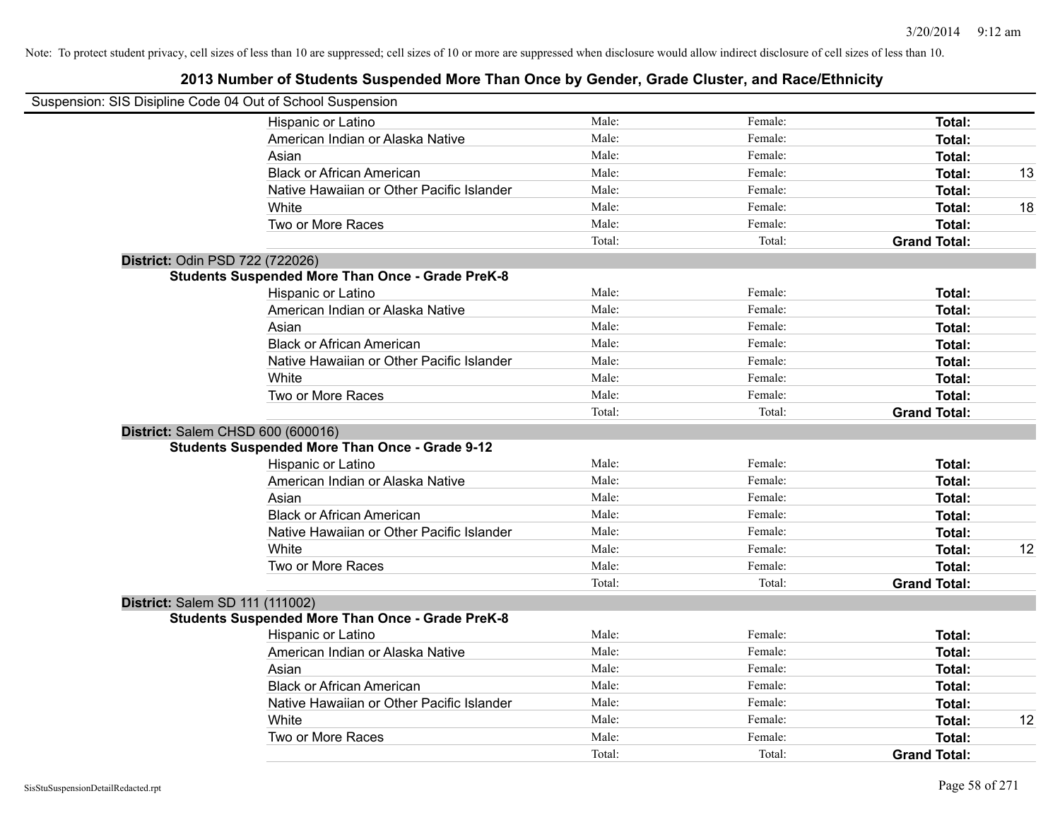Note: To protect student privacy, cell sizes of less than 10 are suppressed; cell sizes of 10 or more are suppressed when disclosure would allow indirect disclosure of cell sizes of less than 10.

## 2013 Number of Students Suspended More Than Once by Gender, Grade Cluster, and Race/Ethnicity

Suspension: SIS Disipline Code 04 Out of School Suspension

| Race/Ethnicity | Male | Female | Total | Value |
|---|---|---|---|---|
| Hispanic or Latino | Male: | Female: | **Total:** | |
| American Indian or Alaska Native | Male: | Female: | **Total:** | |
| Asian | Male: | Female: | **Total:** | |
| Black or African American | Male: | Female: | **Total:** | 13 |
| Native Hawaiian or Other Pacific Islander | Male: | Female: | **Total:** | |
| White | Male: | Female: | **Total:** | 18 |
| Two or More Races | Male: | Female: | **Total:** | |
| | Total: | Total: | **Grand Total:** | |

**District:** Odin PSD 722 (722026)

**Students Suspended More Than Once - Grade PreK-8**

| Race/Ethnicity | Male | Female | Total | Value |
|---|---|---|---|---|
| Hispanic or Latino | Male: | Female: | **Total:** | |
| American Indian or Alaska Native | Male: | Female: | **Total:** | |
| Asian | Male: | Female: | **Total:** | |
| Black or African American | Male: | Female: | **Total:** | |
| Native Hawaiian or Other Pacific Islander | Male: | Female: | **Total:** | |
| White | Male: | Female: | **Total:** | |
| Two or More Races | Male: | Female: | **Total:** | |
| | Total: | Total: | **Grand Total:** | |

**District:** Salem CHSD 600 (600016)

**Students Suspended More Than Once - Grade 9-12**

| Race/Ethnicity | Male | Female | Total | Value |
|---|---|---|---|---|
| Hispanic or Latino | Male: | Female: | **Total:** | |
| American Indian or Alaska Native | Male: | Female: | **Total:** | |
| Asian | Male: | Female: | **Total:** | |
| Black or African American | Male: | Female: | **Total:** | |
| Native Hawaiian or Other Pacific Islander | Male: | Female: | **Total:** | |
| White | Male: | Female: | **Total:** | 12 |
| Two or More Races | Male: | Female: | **Total:** | |
| | Total: | Total: | **Grand Total:** | |

**District:** Salem SD 111 (111002)

**Students Suspended More Than Once - Grade PreK-8**

| Race/Ethnicity | Male | Female | Total | Value |
|---|---|---|---|---|
| Hispanic or Latino | Male: | Female: | **Total:** | |
| American Indian or Alaska Native | Male: | Female: | **Total:** | |
| Asian | Male: | Female: | **Total:** | |
| Black or African American | Male: | Female: | **Total:** | |
| Native Hawaiian or Other Pacific Islander | Male: | Female: | **Total:** | |
| White | Male: | Female: | **Total:** | 12 |
| Two or More Races | Male: | Female: | **Total:** | |
| | Total: | Total: | **Grand Total:** | |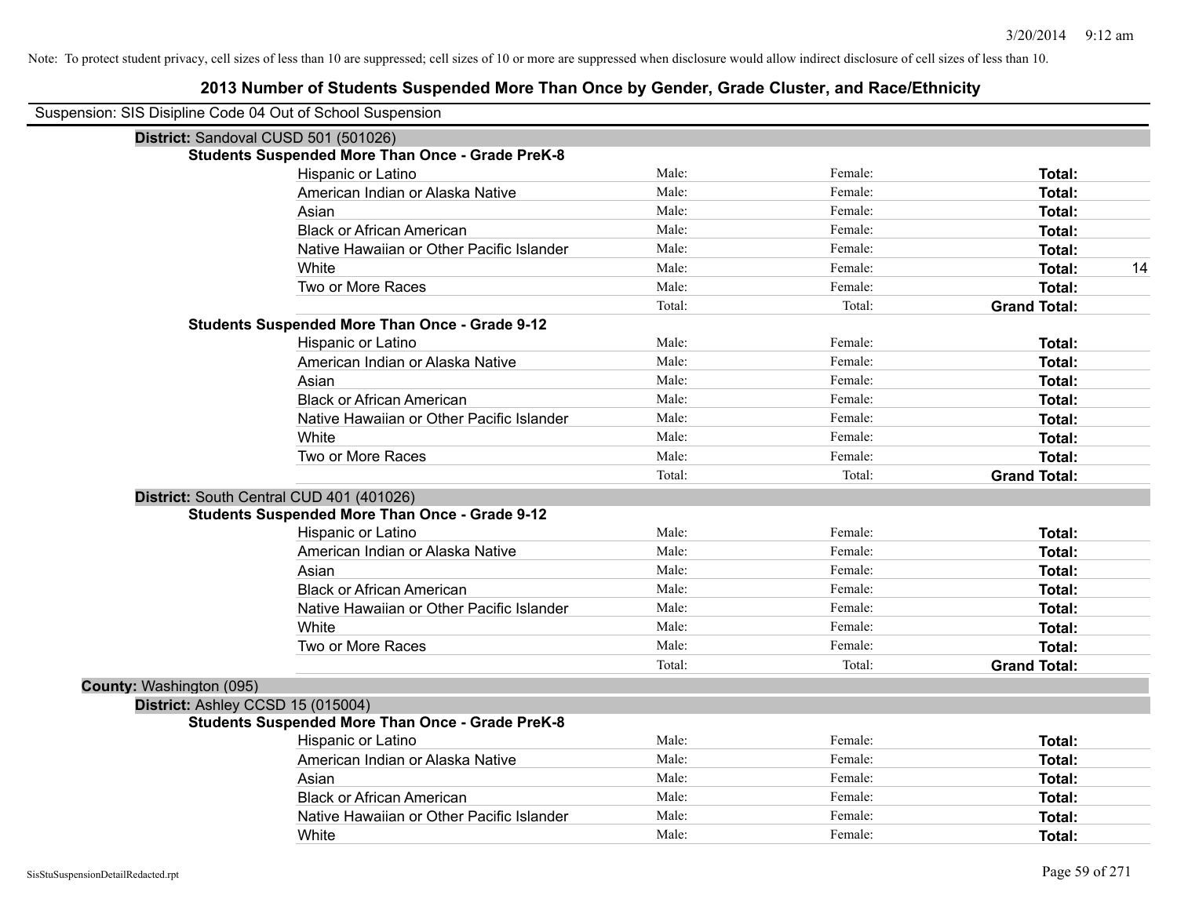Note: To protect student privacy, cell sizes of less than 10 are suppressed; cell sizes of 10 or more are suppressed when disclosure would allow indirect disclosure of cell sizes of less than 10.

## 2013 Number of Students Suspended More Than Once by Gender, Grade Cluster, and Race/Ethnicity

Suspension: SIS Disipline Code 04 Out of School Suspension

**District:** Sandoval CUSD 501 (501026)

**Students Suspended More Than Once - Grade PreK-8**

| Race/Ethnicity | Male | Female | Total |
|---|---|---|---|
| Hispanic or Latino | Male: | Female: | **Total:** |
| American Indian or Alaska Native | Male: | Female: | **Total:** |
| Asian | Male: | Female: | **Total:** |
| Black or African American | Male: | Female: | **Total:** |
| Native Hawaiian or Other Pacific Islander | Male: | Female: | **Total:** |
| White | Male: | Female: | **Total:** 14 |
| Two or More Races | Male: | Female: | **Total:** |
| | Total: | Total: | **Grand Total:** |

**Students Suspended More Than Once - Grade 9-12**

| Race/Ethnicity | Male | Female | Total |
|---|---|---|---|
| Hispanic or Latino | Male: | Female: | **Total:** |
| American Indian or Alaska Native | Male: | Female: | **Total:** |
| Asian | Male: | Female: | **Total:** |
| Black or African American | Male: | Female: | **Total:** |
| Native Hawaiian or Other Pacific Islander | Male: | Female: | **Total:** |
| White | Male: | Female: | **Total:** |
| Two or More Races | Male: | Female: | **Total:** |
| | Total: | Total: | **Grand Total:** |

**District:** South Central CUD 401 (401026)

**Students Suspended More Than Once - Grade 9-12**

| Race/Ethnicity | Male | Female | Total |
|---|---|---|---|
| Hispanic or Latino | Male: | Female: | **Total:** |
| American Indian or Alaska Native | Male: | Female: | **Total:** |
| Asian | Male: | Female: | **Total:** |
| Black or African American | Male: | Female: | **Total:** |
| Native Hawaiian or Other Pacific Islander | Male: | Female: | **Total:** |
| White | Male: | Female: | **Total:** |
| Two or More Races | Male: | Female: | **Total:** |
| | Total: | Total: | **Grand Total:** |

**County:** Washington (095)

**District:** Ashley CCSD 15 (015004)

**Students Suspended More Than Once - Grade PreK-8**

| Race/Ethnicity | Male | Female | Total |
|---|---|---|---|
| Hispanic or Latino | Male: | Female: | **Total:** |
| American Indian or Alaska Native | Male: | Female: | **Total:** |
| Asian | Male: | Female: | **Total:** |
| Black or African American | Male: | Female: | **Total:** |
| Native Hawaiian or Other Pacific Islander | Male: | Female: | **Total:** |
| White | Male: | Female: | **Total:** |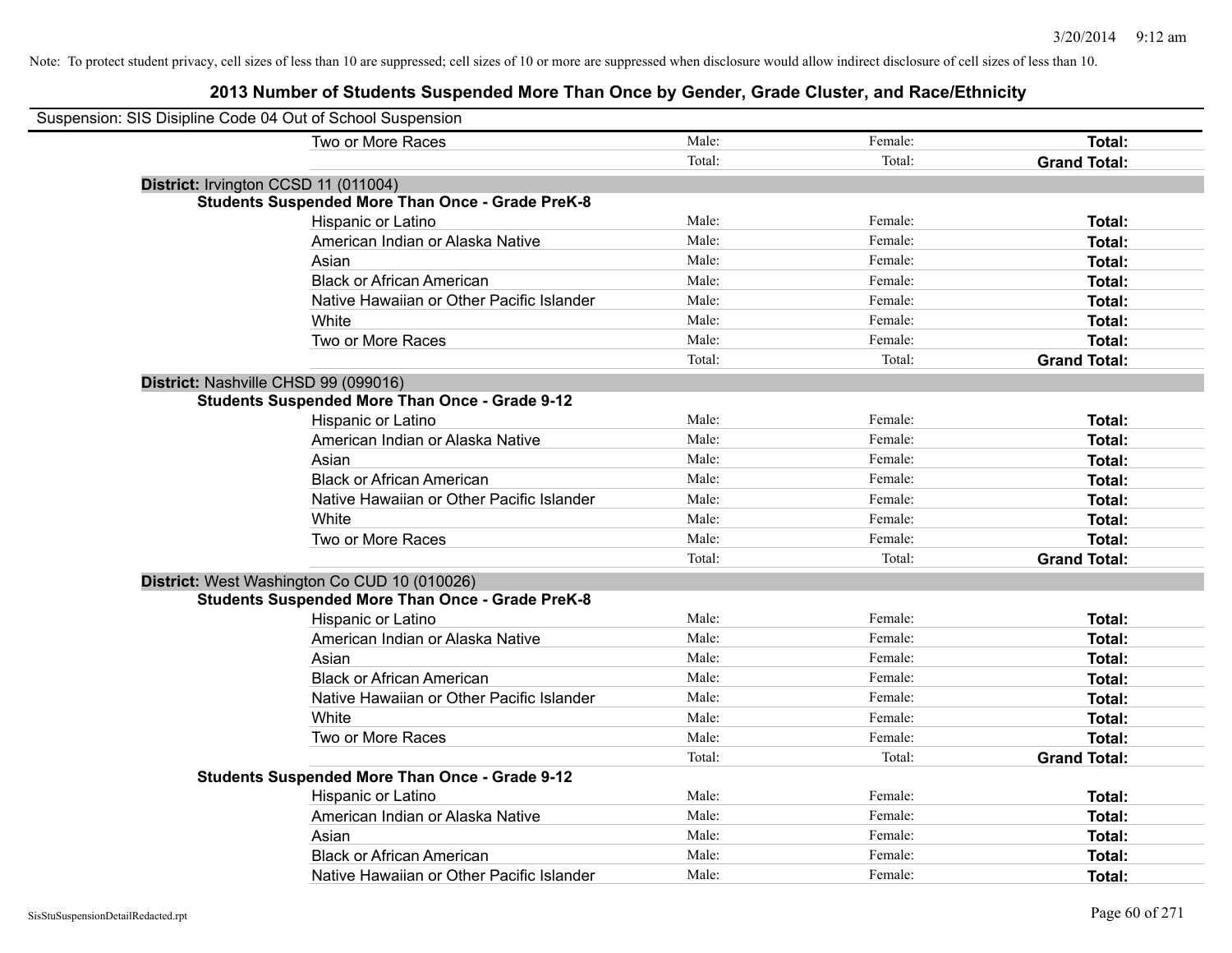Note: To protect student privacy, cell sizes of less than 10 are suppressed; cell sizes of 10 or more are suppressed when disclosure would allow indirect disclosure of cell sizes of less than 10.

# 2013 Number of Students Suspended More Than Once by Gender, Grade Cluster, and Race/Ethnicity

Suspension: SIS Disipline Code 04 Out of School Suspension

| | | | |
|---|---|---|---|
| Two or More Races | Male: | Female: | **Total:** |
| | Total: | Total: | **Grand Total:** |

**District:** Irvington CCSD 11 (011004)

**Students Suspended More Than Once - Grade PreK-8**

| | | | |
|---|---|---|---|
| Hispanic or Latino | Male: | Female: | **Total:** |
| American Indian or Alaska Native | Male: | Female: | **Total:** |
| Asian | Male: | Female: | **Total:** |
| Black or African American | Male: | Female: | **Total:** |
| Native Hawaiian or Other Pacific Islander | Male: | Female: | **Total:** |
| White | Male: | Female: | **Total:** |
| Two or More Races | Male: | Female: | **Total:** |
| | Total: | Total: | **Grand Total:** |

**District:** Nashville CHSD 99 (099016)

**Students Suspended More Than Once - Grade 9-12**

| | | | |
|---|---|---|---|
| Hispanic or Latino | Male: | Female: | **Total:** |
| American Indian or Alaska Native | Male: | Female: | **Total:** |
| Asian | Male: | Female: | **Total:** |
| Black or African American | Male: | Female: | **Total:** |
| Native Hawaiian or Other Pacific Islander | Male: | Female: | **Total:** |
| White | Male: | Female: | **Total:** |
| Two or More Races | Male: | Female: | **Total:** |
| | Total: | Total: | **Grand Total:** |

**District:** West Washington Co CUD 10 (010026)

**Students Suspended More Than Once - Grade PreK-8**

| | | | |
|---|---|---|---|
| Hispanic or Latino | Male: | Female: | **Total:** |
| American Indian or Alaska Native | Male: | Female: | **Total:** |
| Asian | Male: | Female: | **Total:** |
| Black or African American | Male: | Female: | **Total:** |
| Native Hawaiian or Other Pacific Islander | Male: | Female: | **Total:** |
| White | Male: | Female: | **Total:** |
| Two or More Races | Male: | Female: | **Total:** |
| | Total: | Total: | **Grand Total:** |

**Students Suspended More Than Once - Grade 9-12**

| | | | |
|---|---|---|---|
| Hispanic or Latino | Male: | Female: | **Total:** |
| American Indian or Alaska Native | Male: | Female: | **Total:** |
| Asian | Male: | Female: | **Total:** |
| Black or African American | Male: | Female: | **Total:** |
| Native Hawaiian or Other Pacific Islander | Male: | Female: | **Total:** |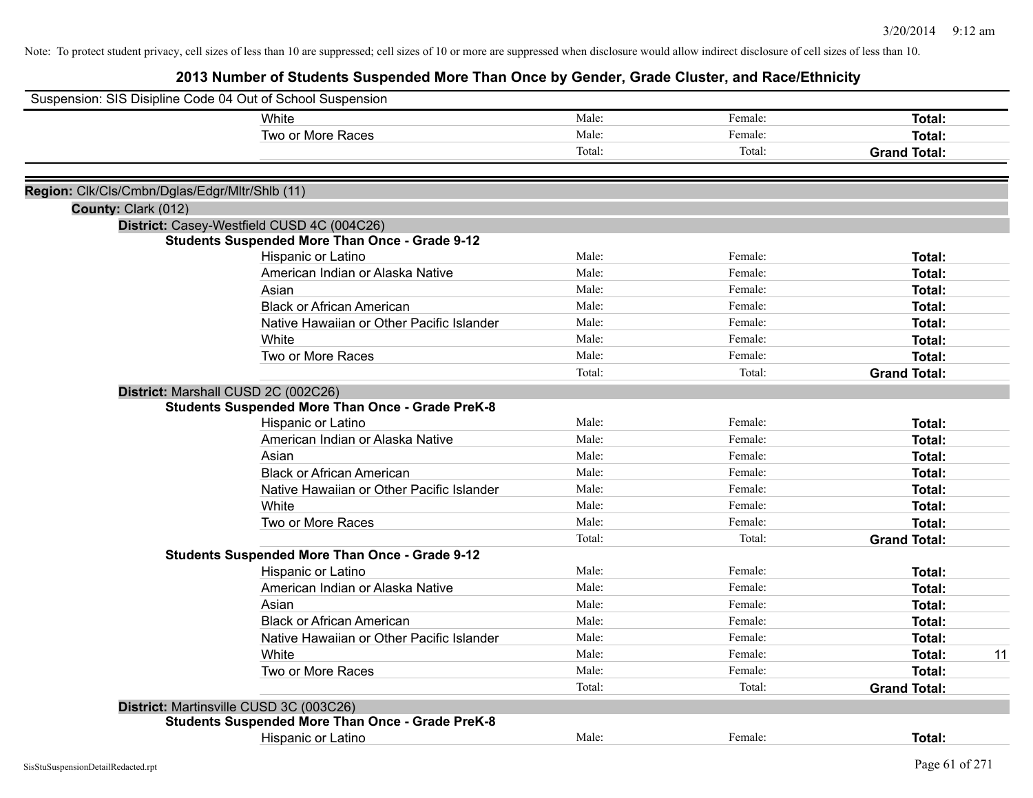Note: To protect student privacy, cell sizes of less than 10 are suppressed; cell sizes of 10 or more are suppressed when disclosure would allow indirect disclosure of cell sizes of less than 10.

# 2013 Number of Students Suspended More Than Once by Gender, Grade Cluster, and Race/Ethnicity

Suspension: SIS Disipline Code 04 Out of School Suspension

| | Male | Female | Total |
|---|---|---|---|
| White | Male: | Female: | Total: |
| Two or More Races | Male: | Female: | Total: |
| | Total: | Total: | Grand Total: |

**Region:** Clk/Cls/Cmbn/Dglas/Edgr/Mltr/Shlb (11)

**County:** Clark (012)

**District:** Casey-Westfield CUSD 4C (004C26)

**Students Suspended More Than Once - Grade 9-12**

| | Male | Female | Total |
|---|---|---|---|
| Hispanic or Latino | Male: | Female: | Total: |
| American Indian or Alaska Native | Male: | Female: | Total: |
| Asian | Male: | Female: | Total: |
| Black or African American | Male: | Female: | Total: |
| Native Hawaiian or Other Pacific Islander | Male: | Female: | Total: |
| White | Male: | Female: | Total: |
| Two or More Races | Male: | Female: | Total: |
| | Total: | Total: | Grand Total: |

**District:** Marshall CUSD 2C (002C26)

**Students Suspended More Than Once - Grade PreK-8**

| | Male | Female | Total |
|---|---|---|---|
| Hispanic or Latino | Male: | Female: | Total: |
| American Indian or Alaska Native | Male: | Female: | Total: |
| Asian | Male: | Female: | Total: |
| Black or African American | Male: | Female: | Total: |
| Native Hawaiian or Other Pacific Islander | Male: | Female: | Total: |
| White | Male: | Female: | Total: |
| Two or More Races | Male: | Female: | Total: |
| | Total: | Total: | Grand Total: |

**Students Suspended More Than Once - Grade 9-12**

| | Male | Female | Total |
|---|---|---|---|
| Hispanic or Latino | Male: | Female: | Total: |
| American Indian or Alaska Native | Male: | Female: | Total: |
| Asian | Male: | Female: | Total: |
| Black or African American | Male: | Female: | Total: |
| Native Hawaiian or Other Pacific Islander | Male: | Female: | Total: |
| White | Male: | Female: | Total: 11 |
| Two or More Races | Male: | Female: | Total: |
| | Total: | Total: | Grand Total: |

**District:** Martinsville CUSD 3C (003C26)

**Students Suspended More Than Once - Grade PreK-8**

| | Male | Female | Total |
|---|---|---|---|
| Hispanic or Latino | Male: | Female: | Total: |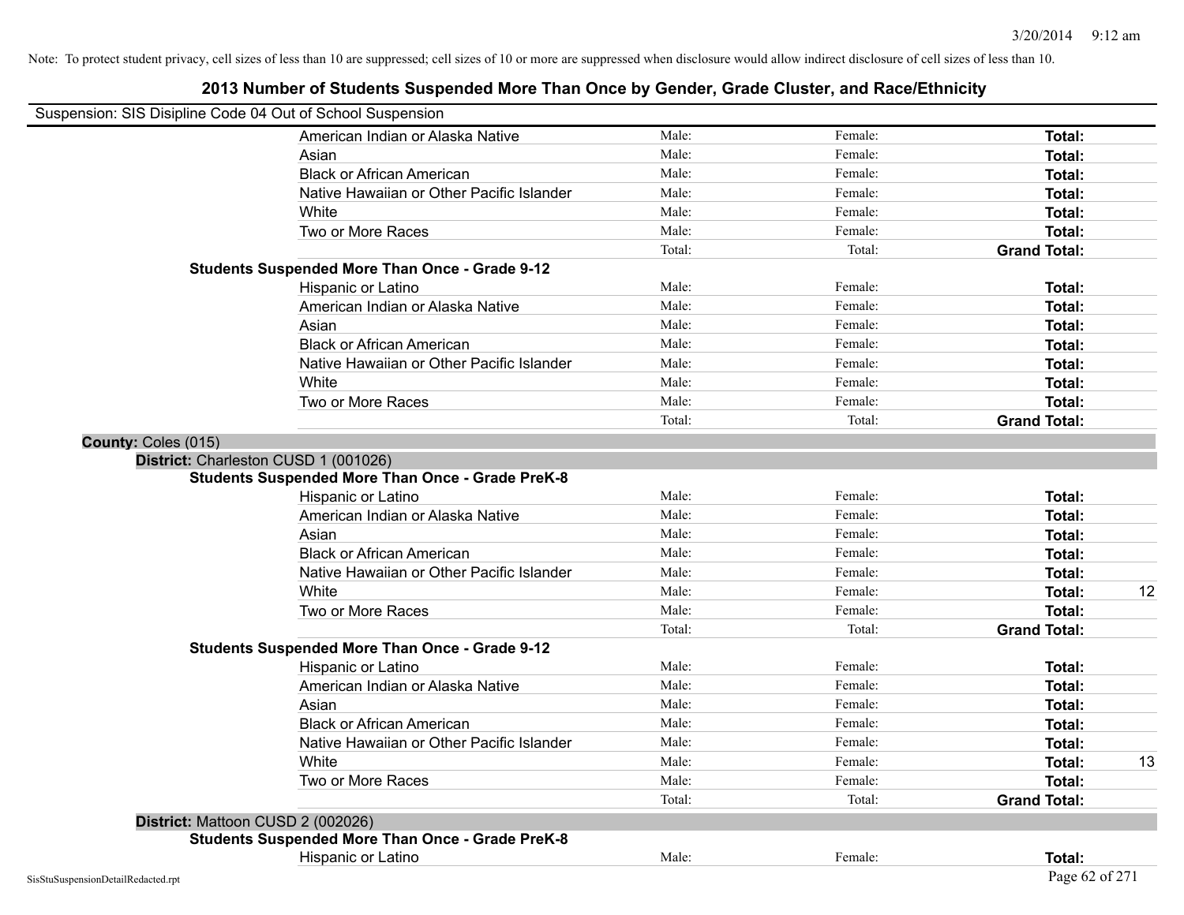Note: To protect student privacy, cell sizes of less than 10 are suppressed; cell sizes of 10 or more are suppressed when disclosure would allow indirect disclosure of cell sizes of less than 10.

# 2013 Number of Students Suspended More Than Once by Gender, Grade Cluster, and Race/Ethnicity

Suspension: SIS Disipline Code 04 Out of School Suspension

| | | | | | |
|---|---|---|---|---|---|
| | American Indian or Alaska Native | Male: | Female: | **Total:** | |
| | Asian | Male: | Female: | **Total:** | |
| | Black or African American | Male: | Female: | **Total:** | |
| | Native Hawaiian or Other Pacific Islander | Male: | Female: | **Total:** | |
| | White | Male: | Female: | **Total:** | |
| | Two or More Races | Male: | Female: | **Total:** | |
| | | Total: | Total: | **Grand Total:** | |
| **Students Suspended More Than Once - Grade 9-12** | | | | | |
| | Hispanic or Latino | Male: | Female: | **Total:** | |
| | American Indian or Alaska Native | Male: | Female: | **Total:** | |
| | Asian | Male: | Female: | **Total:** | |
| | Black or African American | Male: | Female: | **Total:** | |
| | Native Hawaiian or Other Pacific Islander | Male: | Female: | **Total:** | |
| | White | Male: | Female: | **Total:** | |
| | Two or More Races | Male: | Female: | **Total:** | |
| | | Total: | Total: | **Grand Total:** | |
| **County:** Coles (015) | | | | | |
| **District:** Charleston CUSD 1 (001026) | | | | | |
| **Students Suspended More Than Once - Grade PreK-8** | | | | | |
| | Hispanic or Latino | Male: | Female: | **Total:** | |
| | American Indian or Alaska Native | Male: | Female: | **Total:** | |
| | Asian | Male: | Female: | **Total:** | |
| | Black or African American | Male: | Female: | **Total:** | |
| | Native Hawaiian or Other Pacific Islander | Male: | Female: | **Total:** | |
| | White | Male: | Female: | **Total:** | 12 |
| | Two or More Races | Male: | Female: | **Total:** | |
| | | Total: | Total: | **Grand Total:** | |
| **Students Suspended More Than Once - Grade 9-12** | | | | | |
| | Hispanic or Latino | Male: | Female: | **Total:** | |
| | American Indian or Alaska Native | Male: | Female: | **Total:** | |
| | Asian | Male: | Female: | **Total:** | |
| | Black or African American | Male: | Female: | **Total:** | |
| | Native Hawaiian or Other Pacific Islander | Male: | Female: | **Total:** | |
| | White | Male: | Female: | **Total:** | 13 |
| | Two or More Races | Male: | Female: | **Total:** | |
| | | Total: | Total: | **Grand Total:** | |
| **District:** Mattoon CUSD 2 (002026) | | | | | |
| **Students Suspended More Than Once - Grade PreK-8** | | | | | |
| | Hispanic or Latino | Male: | Female: | **Total:** | |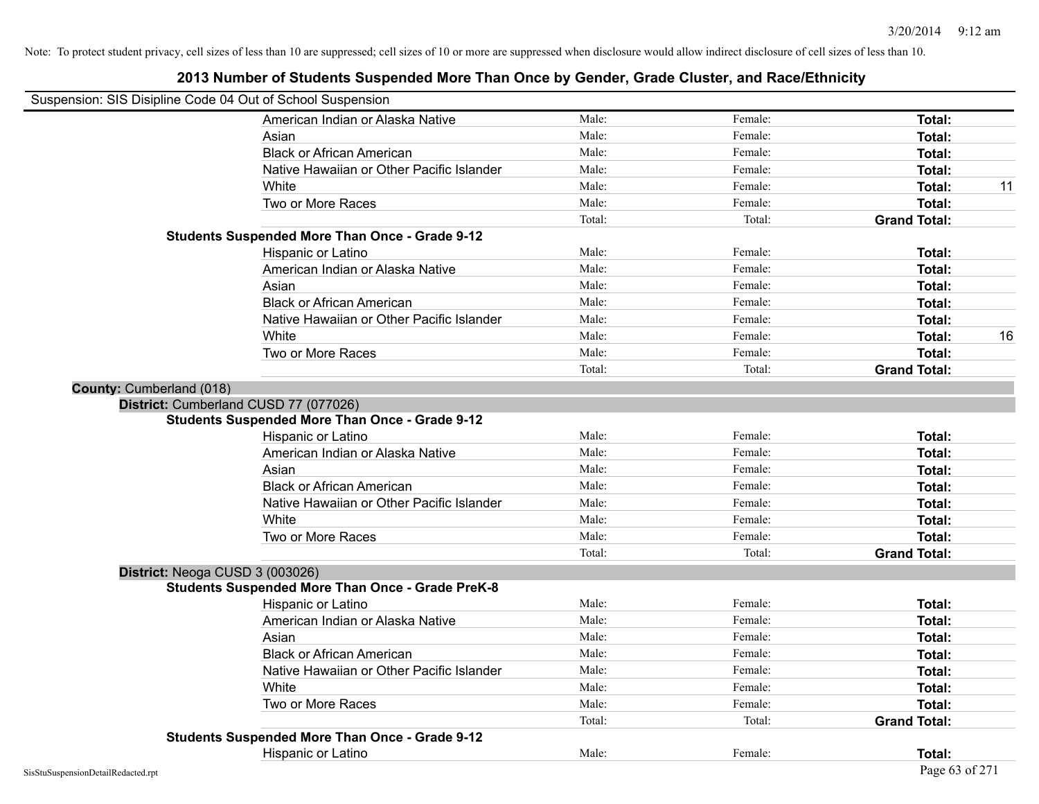Note: To protect student privacy, cell sizes of less than 10 are suppressed; cell sizes of 10 or more are suppressed when disclosure would allow indirect disclosure of cell sizes of less than 10.

## 2013 Number of Students Suspended More Than Once by Gender, Grade Cluster, and Race/Ethnicity

Suspension: SIS Disipline Code 04 Out of School Suspension

| | | | | |
|---|---|---|---|---|
| American Indian or Alaska Native | Male: | Female: | **Total:** | |
| Asian | Male: | Female: | **Total:** | |
| Black or African American | Male: | Female: | **Total:** | |
| Native Hawaiian or Other Pacific Islander | Male: | Female: | **Total:** | |
| White | Male: | Female: | **Total:** | 11 |
| Two or More Races | Male: | Female: | **Total:** | |
| | Total: | Total: | **Grand Total:** | |

**Students Suspended More Than Once - Grade 9-12**

| | | | | |
|---|---|---|---|---|
| Hispanic or Latino | Male: | Female: | **Total:** | |
| American Indian or Alaska Native | Male: | Female: | **Total:** | |
| Asian | Male: | Female: | **Total:** | |
| Black or African American | Male: | Female: | **Total:** | |
| Native Hawaiian or Other Pacific Islander | Male: | Female: | **Total:** | |
| White | Male: | Female: | **Total:** | 16 |
| Two or More Races | Male: | Female: | **Total:** | |
| | Total: | Total: | **Grand Total:** | |

**County:** Cumberland (018)

**District:** Cumberland CUSD 77 (077026)

**Students Suspended More Than Once - Grade 9-12**

| | | | | |
|---|---|---|---|---|
| Hispanic or Latino | Male: | Female: | **Total:** | |
| American Indian or Alaska Native | Male: | Female: | **Total:** | |
| Asian | Male: | Female: | **Total:** | |
| Black or African American | Male: | Female: | **Total:** | |
| Native Hawaiian or Other Pacific Islander | Male: | Female: | **Total:** | |
| White | Male: | Female: | **Total:** | |
| Two or More Races | Male: | Female: | **Total:** | |
| | Total: | Total: | **Grand Total:** | |

**District:** Neoga CUSD 3 (003026)

**Students Suspended More Than Once - Grade PreK-8**

| | | | | |
|---|---|---|---|---|
| Hispanic or Latino | Male: | Female: | **Total:** | |
| American Indian or Alaska Native | Male: | Female: | **Total:** | |
| Asian | Male: | Female: | **Total:** | |
| Black or African American | Male: | Female: | **Total:** | |
| Native Hawaiian or Other Pacific Islander | Male: | Female: | **Total:** | |
| White | Male: | Female: | **Total:** | |
| Two or More Races | Male: | Female: | **Total:** | |
| | Total: | Total: | **Grand Total:** | |

**Students Suspended More Than Once - Grade 9-12**

| | | | | |
|---|---|---|---|---|
| Hispanic or Latino | Male: | Female: | **Total:** | |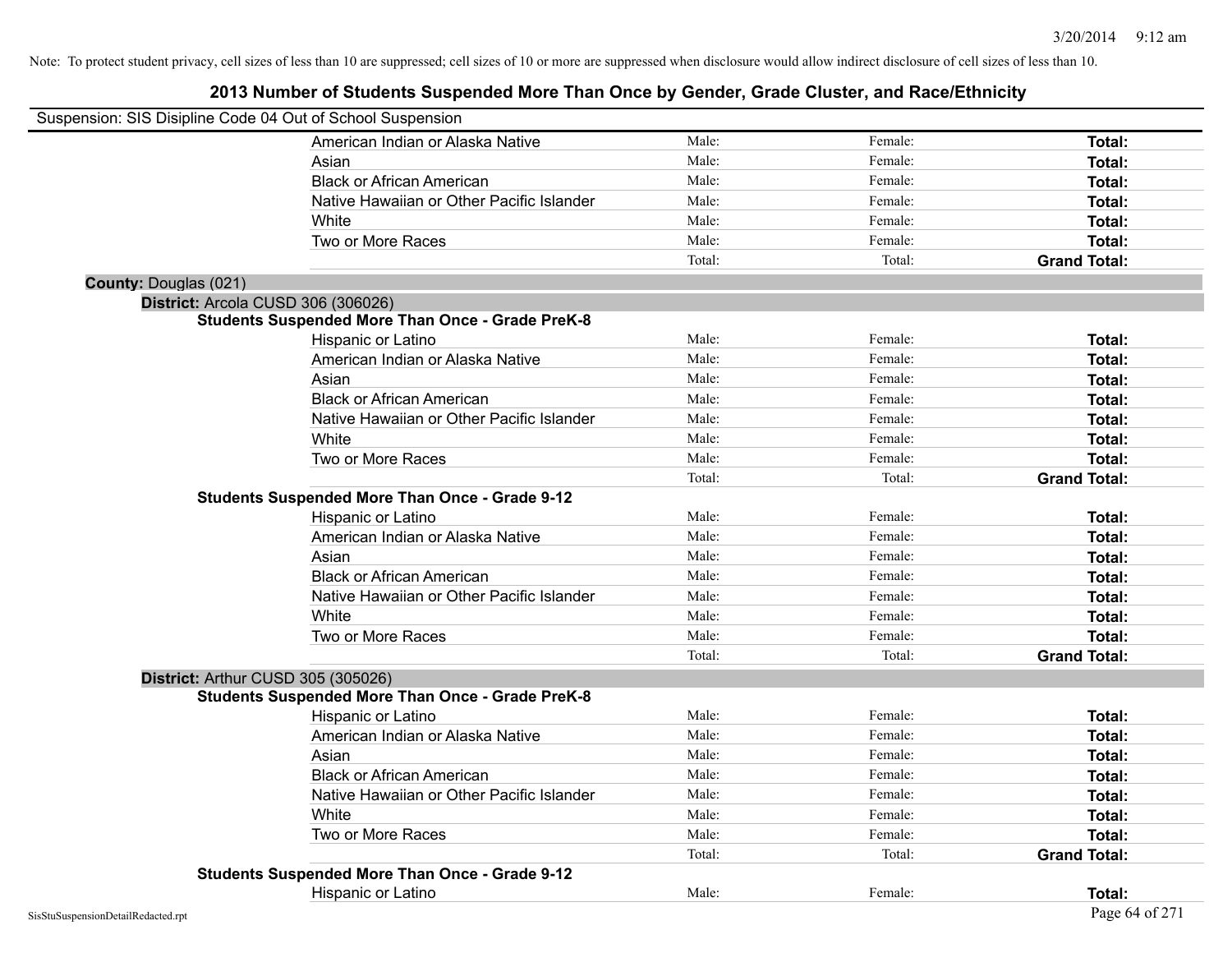Note: To protect student privacy, cell sizes of less than 10 are suppressed; cell sizes of 10 or more are suppressed when disclosure would allow indirect disclosure of cell sizes of less than 10.

# 2013 Number of Students Suspended More Than Once by Gender, Grade Cluster, and Race/Ethnicity

Suspension: SIS Disipline Code 04 Out of School Suspension

| | Male | Female | Total |
|---|---|---|---|
| American Indian or Alaska Native | Male: | Female: | **Total:** |
| Asian | Male: | Female: | **Total:** |
| Black or African American | Male: | Female: | **Total:** |
| Native Hawaiian or Other Pacific Islander | Male: | Female: | **Total:** |
| White | Male: | Female: | **Total:** |
| Two or More Races | Male: | Female: | **Total:** |
| | Total: | Total: | **Grand Total:** |

**County:** Douglas (021)

**District:** Arcola CUSD 306 (306026)

**Students Suspended More Than Once - Grade PreK-8**

| | Male | Female | Total |
|---|---|---|---|
| Hispanic or Latino | Male: | Female: | **Total:** |
| American Indian or Alaska Native | Male: | Female: | **Total:** |
| Asian | Male: | Female: | **Total:** |
| Black or African American | Male: | Female: | **Total:** |
| Native Hawaiian or Other Pacific Islander | Male: | Female: | **Total:** |
| White | Male: | Female: | **Total:** |
| Two or More Races | Male: | Female: | **Total:** |
| | Total: | Total: | **Grand Total:** |

**Students Suspended More Than Once - Grade 9-12**

| | Male | Female | Total |
|---|---|---|---|
| Hispanic or Latino | Male: | Female: | **Total:** |
| American Indian or Alaska Native | Male: | Female: | **Total:** |
| Asian | Male: | Female: | **Total:** |
| Black or African American | Male: | Female: | **Total:** |
| Native Hawaiian or Other Pacific Islander | Male: | Female: | **Total:** |
| White | Male: | Female: | **Total:** |
| Two or More Races | Male: | Female: | **Total:** |
| | Total: | Total: | **Grand Total:** |

**District:** Arthur CUSD 305 (305026)

**Students Suspended More Than Once - Grade PreK-8**

| | Male | Female | Total |
|---|---|---|---|
| Hispanic or Latino | Male: | Female: | **Total:** |
| American Indian or Alaska Native | Male: | Female: | **Total:** |
| Asian | Male: | Female: | **Total:** |
| Black or African American | Male: | Female: | **Total:** |
| Native Hawaiian or Other Pacific Islander | Male: | Female: | **Total:** |
| White | Male: | Female: | **Total:** |
| Two or More Races | Male: | Female: | **Total:** |
| | Total: | Total: | **Grand Total:** |

**Students Suspended More Than Once - Grade 9-12**

| | Male | Female | Total |
|---|---|---|---|
| Hispanic or Latino | Male: | Female: | **Total:** |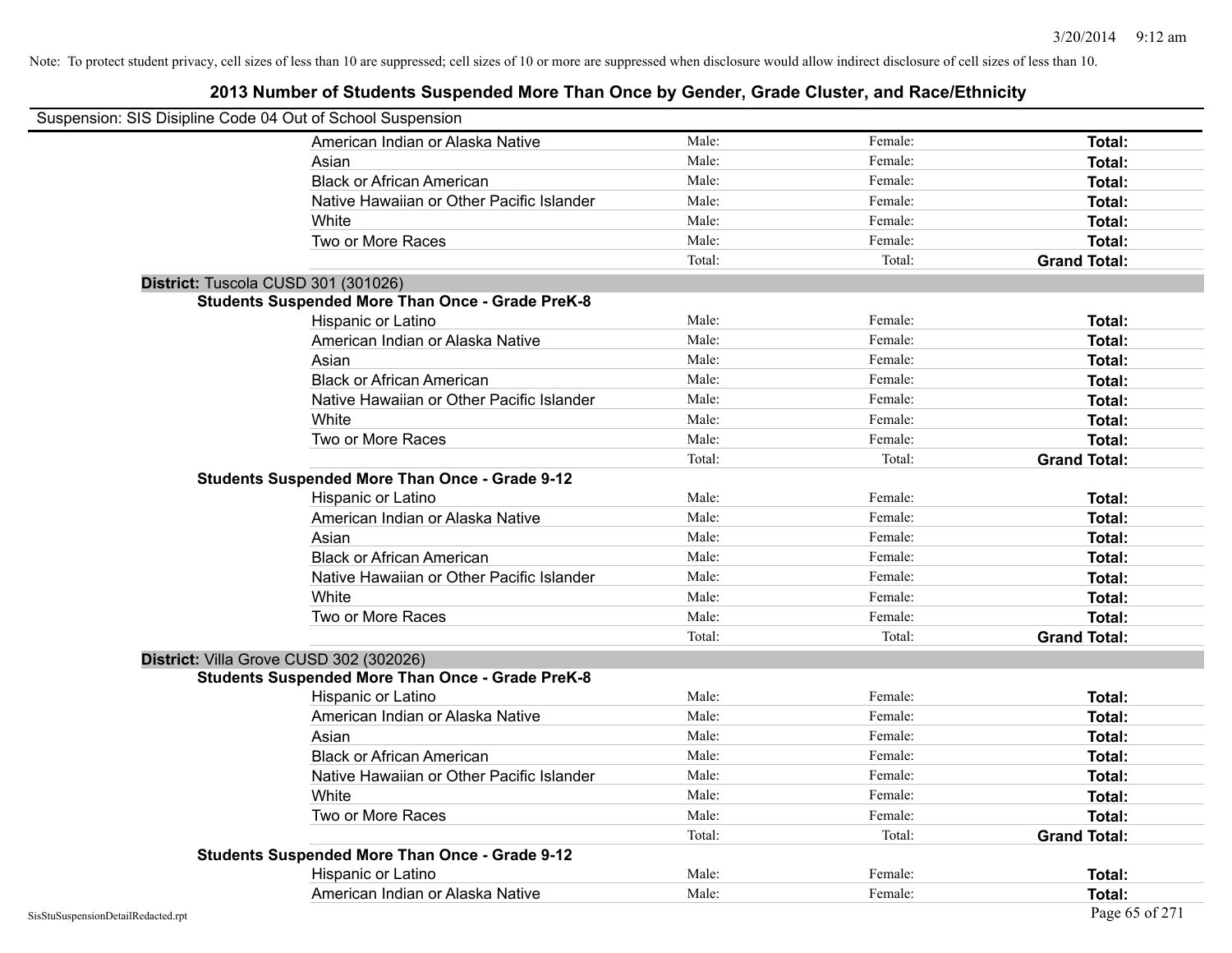Note: To protect student privacy, cell sizes of less than 10 are suppressed; cell sizes of 10 or more are suppressed when disclosure would allow indirect disclosure of cell sizes of less than 10.

## 2013 Number of Students Suspended More Than Once by Gender, Grade Cluster, and Race/Ethnicity

Suspension: SIS Disipline Code 04 Out of School Suspension

| | Male | Female | Total |
|---|---|---|---|
| American Indian or Alaska Native | Male: | Female: | **Total:** |
| Asian | Male: | Female: | **Total:** |
| Black or African American | Male: | Female: | **Total:** |
| Native Hawaiian or Other Pacific Islander | Male: | Female: | **Total:** |
| White | Male: | Female: | **Total:** |
| Two or More Races | Male: | Female: | **Total:** |
| | Total: | Total: | **Grand Total:** |

**District:** Tuscola CUSD 301 (301026)

**Students Suspended More Than Once - Grade PreK-8**

| | Male | Female | Total |
|---|---|---|---|
| Hispanic or Latino | Male: | Female: | **Total:** |
| American Indian or Alaska Native | Male: | Female: | **Total:** |
| Asian | Male: | Female: | **Total:** |
| Black or African American | Male: | Female: | **Total:** |
| Native Hawaiian or Other Pacific Islander | Male: | Female: | **Total:** |
| White | Male: | Female: | **Total:** |
| Two or More Races | Male: | Female: | **Total:** |
| | Total: | Total: | **Grand Total:** |

**Students Suspended More Than Once - Grade 9-12**

| | Male | Female | Total |
|---|---|---|---|
| Hispanic or Latino | Male: | Female: | **Total:** |
| American Indian or Alaska Native | Male: | Female: | **Total:** |
| Asian | Male: | Female: | **Total:** |
| Black or African American | Male: | Female: | **Total:** |
| Native Hawaiian or Other Pacific Islander | Male: | Female: | **Total:** |
| White | Male: | Female: | **Total:** |
| Two or More Races | Male: | Female: | **Total:** |
| | Total: | Total: | **Grand Total:** |

**District:** Villa Grove CUSD 302 (302026)

**Students Suspended More Than Once - Grade PreK-8**

| | Male | Female | Total |
|---|---|---|---|
| Hispanic or Latino | Male: | Female: | **Total:** |
| American Indian or Alaska Native | Male: | Female: | **Total:** |
| Asian | Male: | Female: | **Total:** |
| Black or African American | Male: | Female: | **Total:** |
| Native Hawaiian or Other Pacific Islander | Male: | Female: | **Total:** |
| White | Male: | Female: | **Total:** |
| Two or More Races | Male: | Female: | **Total:** |
| | Total: | Total: | **Grand Total:** |

**Students Suspended More Than Once - Grade 9-12**

| | Male | Female | Total |
|---|---|---|---|
| Hispanic or Latino | Male: | Female: | **Total:** |
| American Indian or Alaska Native | Male: | Female: | **Total:** |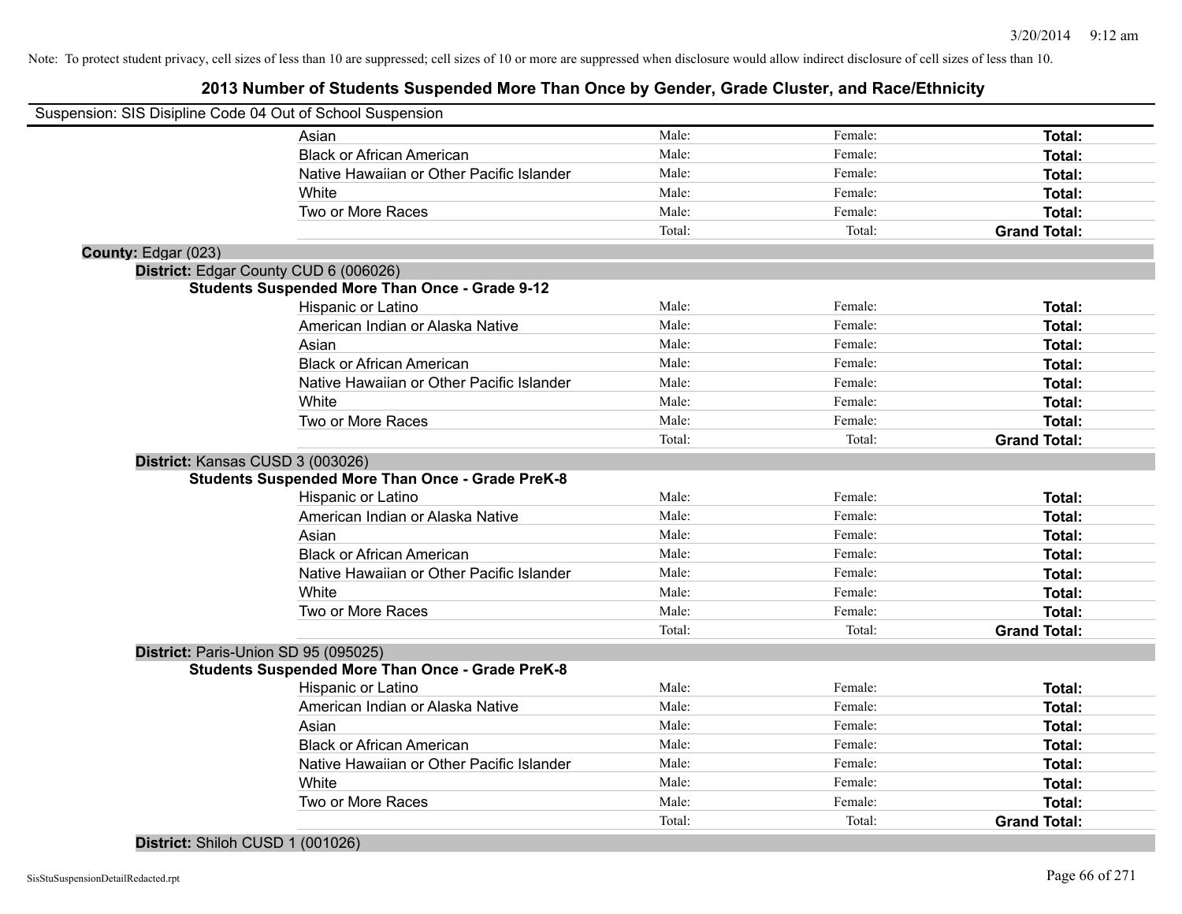Note: To protect student privacy, cell sizes of less than 10 are suppressed; cell sizes of 10 or more are suppressed when disclosure would allow indirect disclosure of cell sizes of less than 10.

## 2013 Number of Students Suspended More Than Once by Gender, Grade Cluster, and Race/Ethnicity

Suspension: SIS Disipline Code 04 Out of School Suspension

| | Male | Female | Total |
|---|---|---|---|
| Asian | Male: | Female: | **Total:** |
| Black or African American | Male: | Female: | **Total:** |
| Native Hawaiian or Other Pacific Islander | Male: | Female: | **Total:** |
| White | Male: | Female: | **Total:** |
| Two or More Races | Male: | Female: | **Total:** |
| | Total: | Total: | **Grand Total:** |

**County:** Edgar (023)

**District:** Edgar County CUD 6 (006026)

**Students Suspended More Than Once - Grade 9-12**

| | Male | Female | Total |
|---|---|---|---|
| Hispanic or Latino | Male: | Female: | **Total:** |
| American Indian or Alaska Native | Male: | Female: | **Total:** |
| Asian | Male: | Female: | **Total:** |
| Black or African American | Male: | Female: | **Total:** |
| Native Hawaiian or Other Pacific Islander | Male: | Female: | **Total:** |
| White | Male: | Female: | **Total:** |
| Two or More Races | Male: | Female: | **Total:** |
| | Total: | Total: | **Grand Total:** |

**District:** Kansas CUSD 3 (003026)

**Students Suspended More Than Once - Grade PreK-8**

| | Male | Female | Total |
|---|---|---|---|
| Hispanic or Latino | Male: | Female: | **Total:** |
| American Indian or Alaska Native | Male: | Female: | **Total:** |
| Asian | Male: | Female: | **Total:** |
| Black or African American | Male: | Female: | **Total:** |
| Native Hawaiian or Other Pacific Islander | Male: | Female: | **Total:** |
| White | Male: | Female: | **Total:** |
| Two or More Races | Male: | Female: | **Total:** |
| | Total: | Total: | **Grand Total:** |

**District:** Paris-Union SD 95 (095025)

**Students Suspended More Than Once - Grade PreK-8**

| | Male | Female | Total |
|---|---|---|---|
| Hispanic or Latino | Male: | Female: | **Total:** |
| American Indian or Alaska Native | Male: | Female: | **Total:** |
| Asian | Male: | Female: | **Total:** |
| Black or African American | Male: | Female: | **Total:** |
| Native Hawaiian or Other Pacific Islander | Male: | Female: | **Total:** |
| White | Male: | Female: | **Total:** |
| Two or More Races | Male: | Female: | **Total:** |
| | Total: | Total: | **Grand Total:** |

**District:** Shiloh CUSD 1 (001026)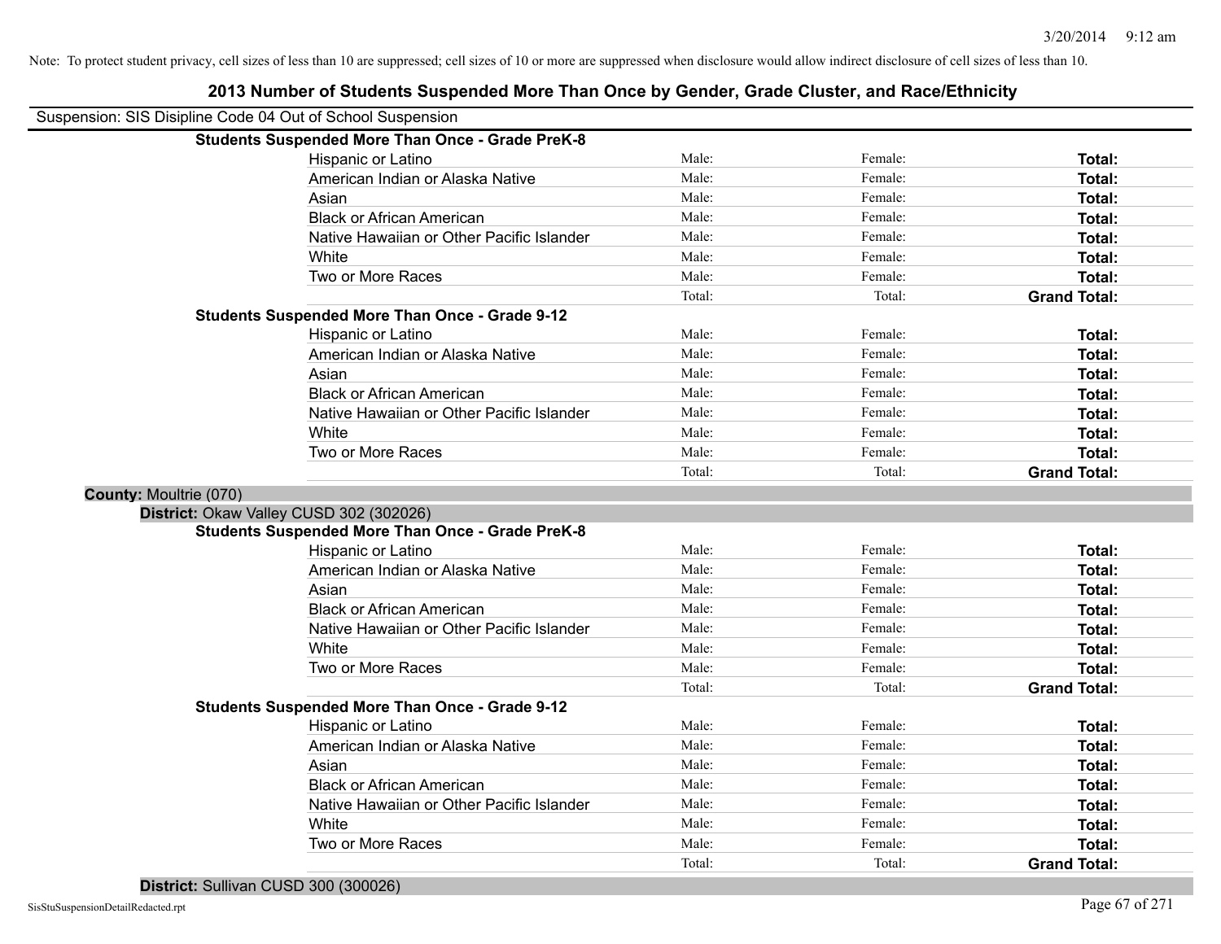Note: To protect student privacy, cell sizes of less than 10 are suppressed; cell sizes of 10 or more are suppressed when disclosure would allow indirect disclosure of cell sizes of less than 10.

# 2013 Number of Students Suspended More Than Once by Gender, Grade Cluster, and Race/Ethnicity

Suspension: SIS Disipline Code 04 Out of School Suspension

**Students Suspended More Than Once - Grade PreK-8**

| | | | |
|---|---|---|---|
| Hispanic or Latino | Male: | Female: | **Total:** |
| American Indian or Alaska Native | Male: | Female: | **Total:** |
| Asian | Male: | Female: | **Total:** |
| Black or African American | Male: | Female: | **Total:** |
| Native Hawaiian or Other Pacific Islander | Male: | Female: | **Total:** |
| White | Male: | Female: | **Total:** |
| Two or More Races | Male: | Female: | **Total:** |
| | Total: | Total: | **Grand Total:** |

**Students Suspended More Than Once - Grade 9-12**

| | | | |
|---|---|---|---|
| Hispanic or Latino | Male: | Female: | **Total:** |
| American Indian or Alaska Native | Male: | Female: | **Total:** |
| Asian | Male: | Female: | **Total:** |
| Black or African American | Male: | Female: | **Total:** |
| Native Hawaiian or Other Pacific Islander | Male: | Female: | **Total:** |
| White | Male: | Female: | **Total:** |
| Two or More Races | Male: | Female: | **Total:** |
| | Total: | Total: | **Grand Total:** |

**County:** Moultrie (070)

**District:** Okaw Valley CUSD 302 (302026)

**Students Suspended More Than Once - Grade PreK-8**

| | | | |
|---|---|---|---|
| Hispanic or Latino | Male: | Female: | **Total:** |
| American Indian or Alaska Native | Male: | Female: | **Total:** |
| Asian | Male: | Female: | **Total:** |
| Black or African American | Male: | Female: | **Total:** |
| Native Hawaiian or Other Pacific Islander | Male: | Female: | **Total:** |
| White | Male: | Female: | **Total:** |
| Two or More Races | Male: | Female: | **Total:** |
| | Total: | Total: | **Grand Total:** |

**Students Suspended More Than Once - Grade 9-12**

| | | | |
|---|---|---|---|
| Hispanic or Latino | Male: | Female: | **Total:** |
| American Indian or Alaska Native | Male: | Female: | **Total:** |
| Asian | Male: | Female: | **Total:** |
| Black or African American | Male: | Female: | **Total:** |
| Native Hawaiian or Other Pacific Islander | Male: | Female: | **Total:** |
| White | Male: | Female: | **Total:** |
| Two or More Races | Male: | Female: | **Total:** |
| | Total: | Total: | **Grand Total:** |

**District:** Sullivan CUSD 300 (300026)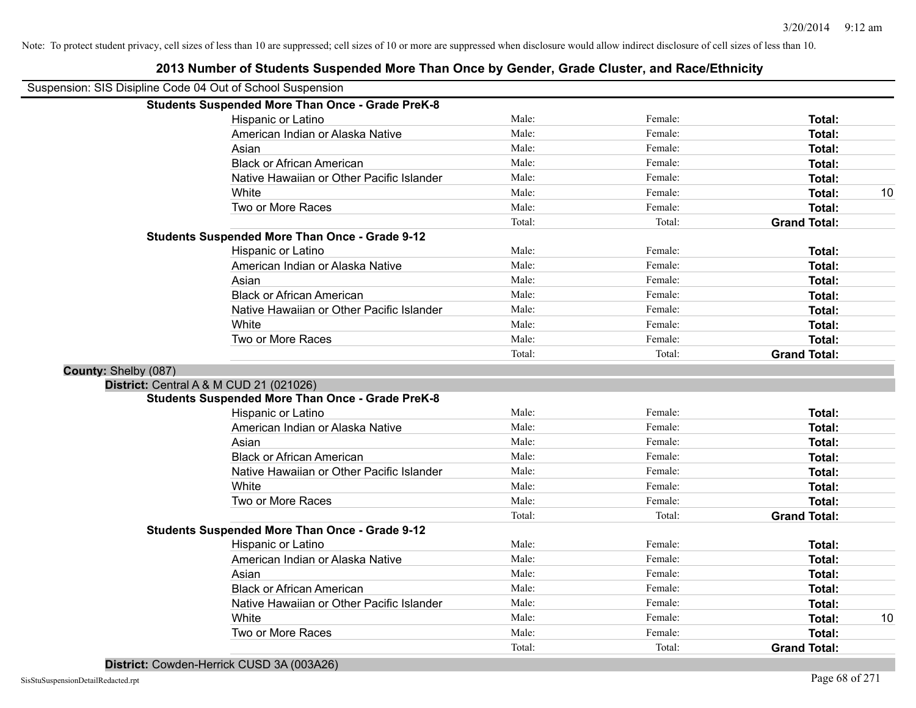Note: To protect student privacy, cell sizes of less than 10 are suppressed; cell sizes of 10 or more are suppressed when disclosure would allow indirect disclosure of cell sizes of less than 10.

# 2013 Number of Students Suspended More Than Once by Gender, Grade Cluster, and Race/Ethnicity

Suspension: SIS Disipline Code 04 Out of School Suspension

**Students Suspended More Than Once - Grade PreK-8**

| Race/Ethnicity | Male | Female | Total | |
|---|---|---|---|---|
| Hispanic or Latino | Male: | Female: | **Total:** | |
| American Indian or Alaska Native | Male: | Female: | **Total:** | |
| Asian | Male: | Female: | **Total:** | |
| Black or African American | Male: | Female: | **Total:** | |
| Native Hawaiian or Other Pacific Islander | Male: | Female: | **Total:** | |
| White | Male: | Female: | **Total:** | 10 |
| Two or More Races | Male: | Female: | **Total:** | |
| | Total: | Total: | **Grand Total:** | |

**Students Suspended More Than Once - Grade 9-12**

| Race/Ethnicity | Male | Female | Total | |
|---|---|---|---|---|
| Hispanic or Latino | Male: | Female: | **Total:** | |
| American Indian or Alaska Native | Male: | Female: | **Total:** | |
| Asian | Male: | Female: | **Total:** | |
| Black or African American | Male: | Female: | **Total:** | |
| Native Hawaiian or Other Pacific Islander | Male: | Female: | **Total:** | |
| White | Male: | Female: | **Total:** | |
| Two or More Races | Male: | Female: | **Total:** | |
| | Total: | Total: | **Grand Total:** | |

**County:** Shelby (087)

**District:** Central A & M CUD 21 (021026)

**Students Suspended More Than Once - Grade PreK-8**

| Race/Ethnicity | Male | Female | Total | |
|---|---|---|---|---|
| Hispanic or Latino | Male: | Female: | **Total:** | |
| American Indian or Alaska Native | Male: | Female: | **Total:** | |
| Asian | Male: | Female: | **Total:** | |
| Black or African American | Male: | Female: | **Total:** | |
| Native Hawaiian or Other Pacific Islander | Male: | Female: | **Total:** | |
| White | Male: | Female: | **Total:** | |
| Two or More Races | Male: | Female: | **Total:** | |
| | Total: | Total: | **Grand Total:** | |

**Students Suspended More Than Once - Grade 9-12**

| Race/Ethnicity | Male | Female | Total | |
|---|---|---|---|---|
| Hispanic or Latino | Male: | Female: | **Total:** | |
| American Indian or Alaska Native | Male: | Female: | **Total:** | |
| Asian | Male: | Female: | **Total:** | |
| Black or African American | Male: | Female: | **Total:** | |
| Native Hawaiian or Other Pacific Islander | Male: | Female: | **Total:** | |
| White | Male: | Female: | **Total:** | 10 |
| Two or More Races | Male: | Female: | **Total:** | |
| | Total: | Total: | **Grand Total:** | |

**District:** Cowden-Herrick CUSD 3A (003A26)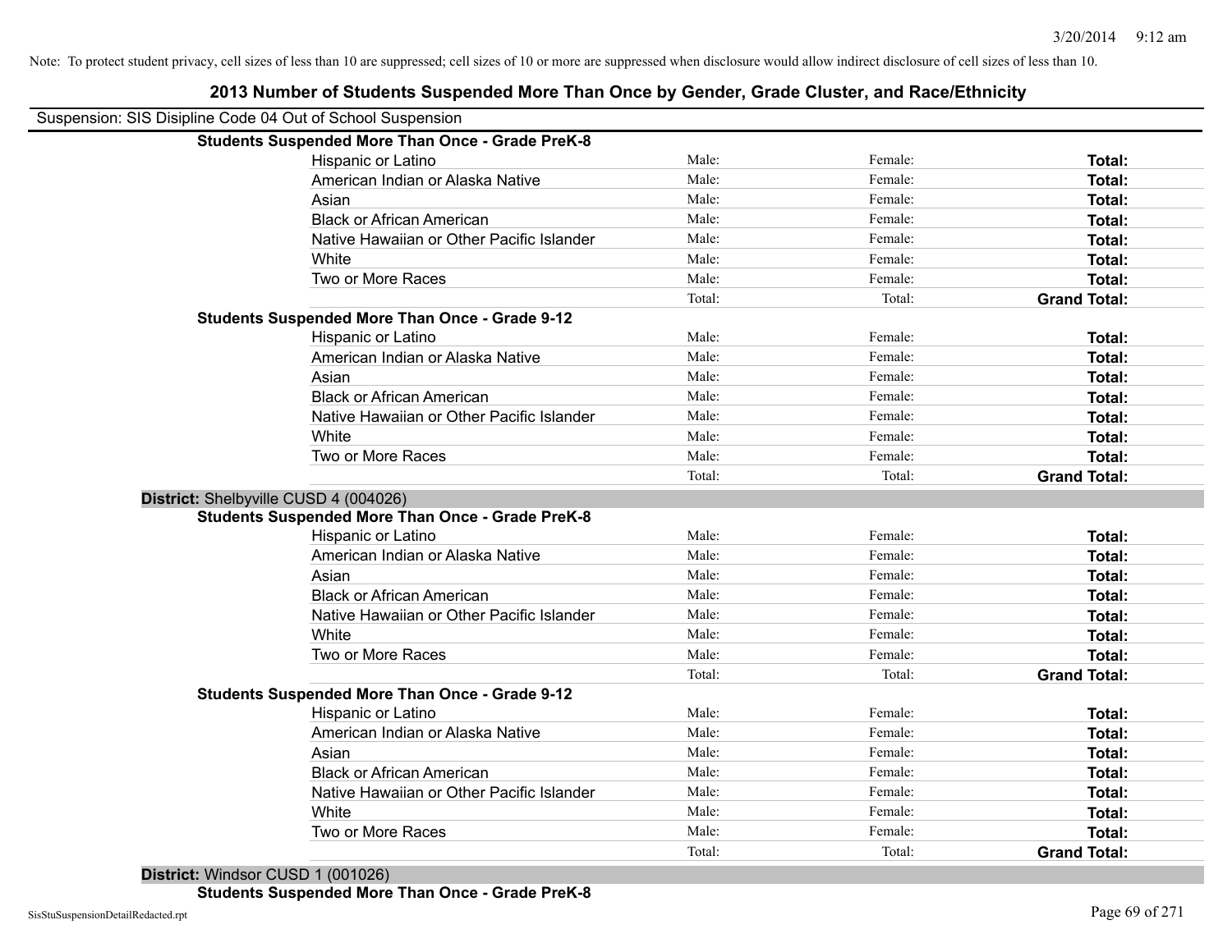Note: To protect student privacy, cell sizes of less than 10 are suppressed; cell sizes of 10 or more are suppressed when disclosure would allow indirect disclosure of cell sizes of less than 10.

# 2013 Number of Students Suspended More Than Once by Gender, Grade Cluster, and Race/Ethnicity

Suspension: SIS Disipline Code 04 Out of School Suspension

**Students Suspended More Than Once - Grade PreK-8**

| | | | |
|---|---|---|---|
| Hispanic or Latino | Male: | Female: | **Total:** |
| American Indian or Alaska Native | Male: | Female: | **Total:** |
| Asian | Male: | Female: | **Total:** |
| Black or African American | Male: | Female: | **Total:** |
| Native Hawaiian or Other Pacific Islander | Male: | Female: | **Total:** |
| White | Male: | Female: | **Total:** |
| Two or More Races | Male: | Female: | **Total:** |
| | Total: | Total: | **Grand Total:** |

**Students Suspended More Than Once - Grade 9-12**

| | | | |
|---|---|---|---|
| Hispanic or Latino | Male: | Female: | **Total:** |
| American Indian or Alaska Native | Male: | Female: | **Total:** |
| Asian | Male: | Female: | **Total:** |
| Black or African American | Male: | Female: | **Total:** |
| Native Hawaiian or Other Pacific Islander | Male: | Female: | **Total:** |
| White | Male: | Female: | **Total:** |
| Two or More Races | Male: | Female: | **Total:** |
| | Total: | Total: | **Grand Total:** |

**District:** Shelbyville CUSD 4 (004026)

**Students Suspended More Than Once - Grade PreK-8**

| | | | |
|---|---|---|---|
| Hispanic or Latino | Male: | Female: | **Total:** |
| American Indian or Alaska Native | Male: | Female: | **Total:** |
| Asian | Male: | Female: | **Total:** |
| Black or African American | Male: | Female: | **Total:** |
| Native Hawaiian or Other Pacific Islander | Male: | Female: | **Total:** |
| White | Male: | Female: | **Total:** |
| Two or More Races | Male: | Female: | **Total:** |
| | Total: | Total: | **Grand Total:** |

**Students Suspended More Than Once - Grade 9-12**

| | | | |
|---|---|---|---|
| Hispanic or Latino | Male: | Female: | **Total:** |
| American Indian or Alaska Native | Male: | Female: | **Total:** |
| Asian | Male: | Female: | **Total:** |
| Black or African American | Male: | Female: | **Total:** |
| Native Hawaiian or Other Pacific Islander | Male: | Female: | **Total:** |
| White | Male: | Female: | **Total:** |
| Two or More Races | Male: | Female: | **Total:** |
| | Total: | Total: | **Grand Total:** |

**District:** Windsor CUSD 1 (001026)

**Students Suspended More Than Once - Grade PreK-8**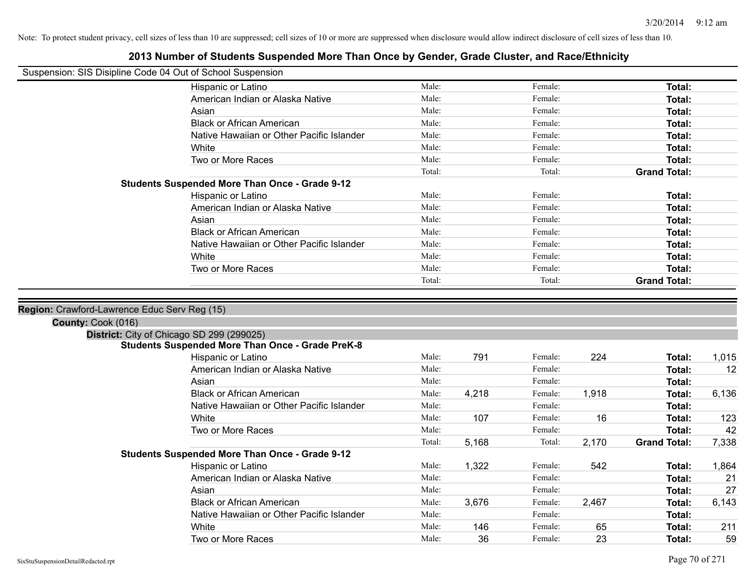Note: To protect student privacy, cell sizes of less than 10 are suppressed; cell sizes of 10 or more are suppressed when disclosure would allow indirect disclosure of cell sizes of less than 10.

# 2013 Number of Students Suspended More Than Once by Gender, Grade Cluster, and Race/Ethnicity

Suspension: SIS Disipline Code 04 Out of School Suspension

| | | | | | | |
|---|---|---|---|---|---|---|
| Hispanic or Latino | Male: | | Female: | | **Total:** | |
| American Indian or Alaska Native | Male: | | Female: | | **Total:** | |
| Asian | Male: | | Female: | | **Total:** | |
| Black or African American | Male: | | Female: | | **Total:** | |
| Native Hawaiian or Other Pacific Islander | Male: | | Female: | | **Total:** | |
| White | Male: | | Female: | | **Total:** | |
| Two or More Races | Male: | | Female: | | **Total:** | |
| | Total: | | Total: | | **Grand Total:** | |

**Students Suspended More Than Once - Grade 9-12**

| | | | | | | |
|---|---|---|---|---|---|---|
| Hispanic or Latino | Male: | | Female: | | **Total:** | |
| American Indian or Alaska Native | Male: | | Female: | | **Total:** | |
| Asian | Male: | | Female: | | **Total:** | |
| Black or African American | Male: | | Female: | | **Total:** | |
| Native Hawaiian or Other Pacific Islander | Male: | | Female: | | **Total:** | |
| White | Male: | | Female: | | **Total:** | |
| Two or More Races | Male: | | Female: | | **Total:** | |
| | Total: | | Total: | | **Grand Total:** | |

**Region:** Crawford-Lawrence Educ Serv Reg (15)

**County:** Cook (016)

**District:** City of Chicago SD 299 (299025)

**Students Suspended More Than Once - Grade PreK-8**

| | | | | | | |
|---|---|---|---|---|---|---|
| Hispanic or Latino | Male: | 791 | Female: | 224 | **Total:** | 1,015 |
| American Indian or Alaska Native | Male: | | Female: | | **Total:** | 12 |
| Asian | Male: | | Female: | | **Total:** | |
| Black or African American | Male: | 4,218 | Female: | 1,918 | **Total:** | 6,136 |
| Native Hawaiian or Other Pacific Islander | Male: | | Female: | | **Total:** | |
| White | Male: | 107 | Female: | 16 | **Total:** | 123 |
| Two or More Races | Male: | | Female: | | **Total:** | 42 |
| | Total: | 5,168 | Total: | 2,170 | **Grand Total:** | 7,338 |

**Students Suspended More Than Once - Grade 9-12**

| | | | | | | |
|---|---|---|---|---|---|---|
| Hispanic or Latino | Male: | 1,322 | Female: | 542 | **Total:** | 1,864 |
| American Indian or Alaska Native | Male: | | Female: | | **Total:** | 21 |
| Asian | Male: | | Female: | | **Total:** | 27 |
| Black or African American | Male: | 3,676 | Female: | 2,467 | **Total:** | 6,143 |
| Native Hawaiian or Other Pacific Islander | Male: | | Female: | | **Total:** | |
| White | Male: | 146 | Female: | 65 | **Total:** | 211 |
| Two or More Races | Male: | 36 | Female: | 23 | **Total:** | 59 |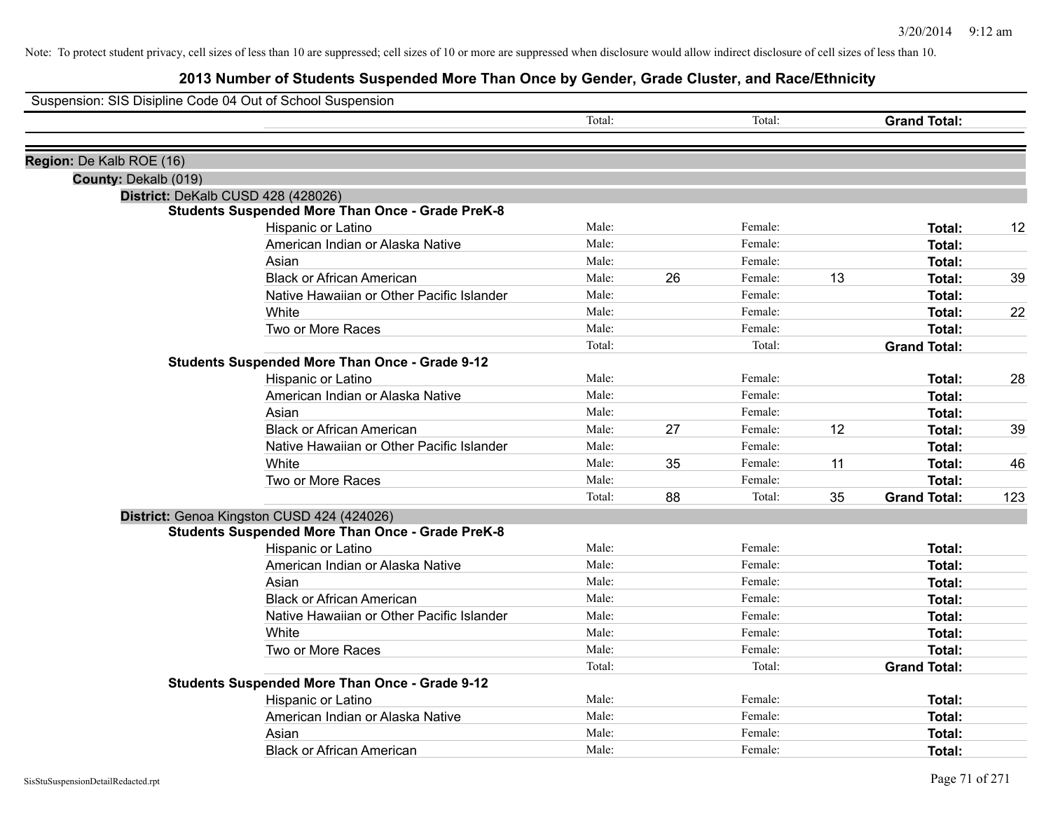Note: To protect student privacy, cell sizes of less than 10 are suppressed; cell sizes of 10 or more are suppressed when disclosure would allow indirect disclosure of cell sizes of less than 10.

# 2013 Number of Students Suspended More Than Once by Gender, Grade Cluster, and Race/Ethnicity

Suspension: SIS Disipline Code 04 Out of School Suspension

| | | | | | | |
|---|---|---|---|---|---|---|
| | Total: | | Total: | | **Grand Total:** | |

**Region:** De Kalb ROE (16)

**County:** Dekalb (019)

**District:** DeKalb CUSD 428 (428026)

**Students Suspended More Than Once - Grade PreK-8**

| Race/Ethnicity | | | | | | |
|---|---|---|---|---|---|---|
| Hispanic or Latino | Male: | | Female: | | **Total:** | 12 |
| American Indian or Alaska Native | Male: | | Female: | | **Total:** | |
| Asian | Male: | | Female: | | **Total:** | |
| Black or African American | Male: | 26 | Female: | 13 | **Total:** | 39 |
| Native Hawaiian or Other Pacific Islander | Male: | | Female: | | **Total:** | |
| White | Male: | | Female: | | **Total:** | 22 |
| Two or More Races | Male: | | Female: | | **Total:** | |
| | Total: | | Total: | | **Grand Total:** | |

**Students Suspended More Than Once - Grade 9-12**

| Race/Ethnicity | | | | | | |
|---|---|---|---|---|---|---|
| Hispanic or Latino | Male: | | Female: | | **Total:** | 28 |
| American Indian or Alaska Native | Male: | | Female: | | **Total:** | |
| Asian | Male: | | Female: | | **Total:** | |
| Black or African American | Male: | 27 | Female: | 12 | **Total:** | 39 |
| Native Hawaiian or Other Pacific Islander | Male: | | Female: | | **Total:** | |
| White | Male: | 35 | Female: | 11 | **Total:** | 46 |
| Two or More Races | Male: | | Female: | | **Total:** | |
| | Total: | 88 | Total: | 35 | **Grand Total:** | 123 |

**District:** Genoa Kingston CUSD 424 (424026)

**Students Suspended More Than Once - Grade PreK-8**

| Race/Ethnicity | | | | | | |
|---|---|---|---|---|---|---|
| Hispanic or Latino | Male: | | Female: | | **Total:** | |
| American Indian or Alaska Native | Male: | | Female: | | **Total:** | |
| Asian | Male: | | Female: | | **Total:** | |
| Black or African American | Male: | | Female: | | **Total:** | |
| Native Hawaiian or Other Pacific Islander | Male: | | Female: | | **Total:** | |
| White | Male: | | Female: | | **Total:** | |
| Two or More Races | Male: | | Female: | | **Total:** | |
| | Total: | | Total: | | **Grand Total:** | |

**Students Suspended More Than Once - Grade 9-12**

| Race/Ethnicity | | | | | | |
|---|---|---|---|---|---|---|
| Hispanic or Latino | Male: | | Female: | | **Total:** | |
| American Indian or Alaska Native | Male: | | Female: | | **Total:** | |
| Asian | Male: | | Female: | | **Total:** | |
| Black or African American | Male: | | Female: | | **Total:** | |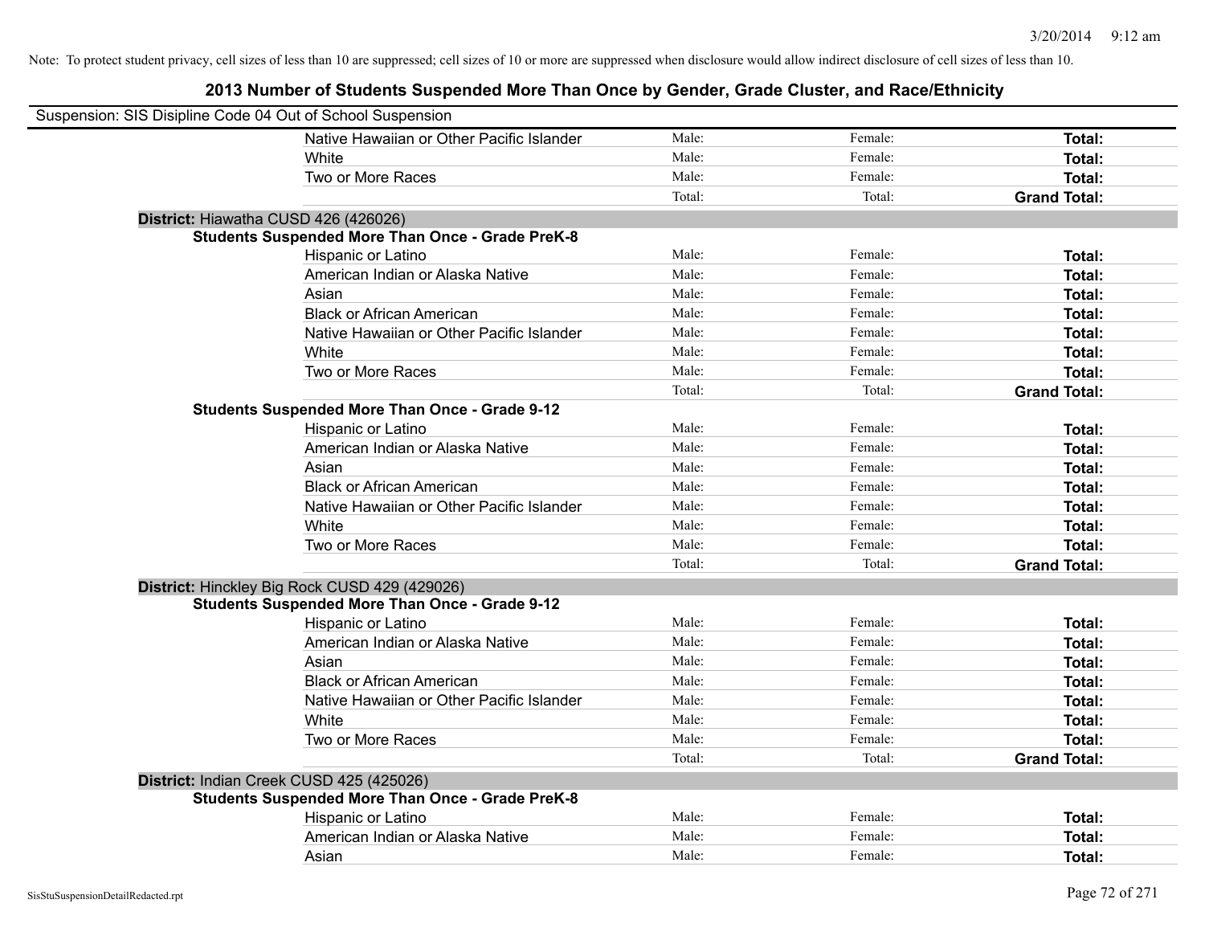Note: To protect student privacy, cell sizes of less than 10 are suppressed; cell sizes of 10 or more are suppressed when disclosure would allow indirect disclosure of cell sizes of less than 10.

## 2013 Number of Students Suspended More Than Once by Gender, Grade Cluster, and Race/Ethnicity

Suspension: SIS Disipline Code 04 Out of School Suspension

| | | | |
|---|---|---|---|
| Native Hawaiian or Other Pacific Islander | Male: | Female: | **Total:** |
| White | Male: | Female: | **Total:** |
| Two or More Races | Male: | Female: | **Total:** |
| | Total: | Total: | **Grand Total:** |

**District:** Hiawatha CUSD 426 (426026)

**Students Suspended More Than Once - Grade PreK-8**

| | | | |
|---|---|---|---|
| Hispanic or Latino | Male: | Female: | **Total:** |
| American Indian or Alaska Native | Male: | Female: | **Total:** |
| Asian | Male: | Female: | **Total:** |
| Black or African American | Male: | Female: | **Total:** |
| Native Hawaiian or Other Pacific Islander | Male: | Female: | **Total:** |
| White | Male: | Female: | **Total:** |
| Two or More Races | Male: | Female: | **Total:** |
| | Total: | Total: | **Grand Total:** |

**Students Suspended More Than Once - Grade 9-12**

| | | | |
|---|---|---|---|
| Hispanic or Latino | Male: | Female: | **Total:** |
| American Indian or Alaska Native | Male: | Female: | **Total:** |
| Asian | Male: | Female: | **Total:** |
| Black or African American | Male: | Female: | **Total:** |
| Native Hawaiian or Other Pacific Islander | Male: | Female: | **Total:** |
| White | Male: | Female: | **Total:** |
| Two or More Races | Male: | Female: | **Total:** |
| | Total: | Total: | **Grand Total:** |

**District:** Hinckley Big Rock CUSD 429 (429026)

**Students Suspended More Than Once - Grade 9-12**

| | | | |
|---|---|---|---|
| Hispanic or Latino | Male: | Female: | **Total:** |
| American Indian or Alaska Native | Male: | Female: | **Total:** |
| Asian | Male: | Female: | **Total:** |
| Black or African American | Male: | Female: | **Total:** |
| Native Hawaiian or Other Pacific Islander | Male: | Female: | **Total:** |
| White | Male: | Female: | **Total:** |
| Two or More Races | Male: | Female: | **Total:** |
| | Total: | Total: | **Grand Total:** |

**District:** Indian Creek CUSD 425 (425026)

**Students Suspended More Than Once - Grade PreK-8**

| | | | |
|---|---|---|---|
| Hispanic or Latino | Male: | Female: | **Total:** |
| American Indian or Alaska Native | Male: | Female: | **Total:** |
| Asian | Male: | Female: | **Total:** |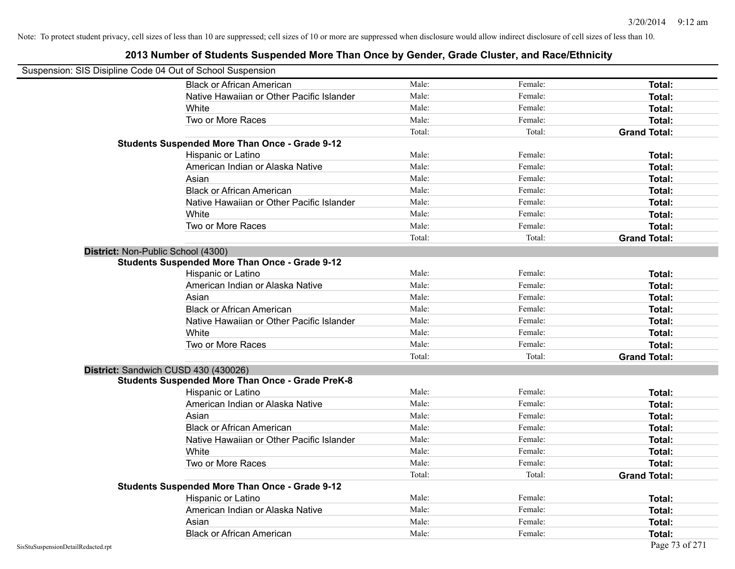Note: To protect student privacy, cell sizes of less than 10 are suppressed; cell sizes of 10 or more are suppressed when disclosure would allow indirect disclosure of cell sizes of less than 10.

# 2013 Number of Students Suspended More Than Once by Gender, Grade Cluster, and Race/Ethnicity

Suspension: SIS Disipline Code 04 Out of School Suspension

| | | | |
|---|---|---|---|
| Black or African American | Male: | Female: | **Total:** |
| Native Hawaiian or Other Pacific Islander | Male: | Female: | **Total:** |
| White | Male: | Female: | **Total:** |
| Two or More Races | Male: | Female: | **Total:** |
| | Total: | Total: | **Grand Total:** |

**Students Suspended More Than Once - Grade 9-12**

| | | | |
|---|---|---|---|
| Hispanic or Latino | Male: | Female: | **Total:** |
| American Indian or Alaska Native | Male: | Female: | **Total:** |
| Asian | Male: | Female: | **Total:** |
| Black or African American | Male: | Female: | **Total:** |
| Native Hawaiian or Other Pacific Islander | Male: | Female: | **Total:** |
| White | Male: | Female: | **Total:** |
| Two or More Races | Male: | Female: | **Total:** |
| | Total: | Total: | **Grand Total:** |

**District:** Non-Public School (4300)

**Students Suspended More Than Once - Grade 9-12**

| | | | |
|---|---|---|---|
| Hispanic or Latino | Male: | Female: | **Total:** |
| American Indian or Alaska Native | Male: | Female: | **Total:** |
| Asian | Male: | Female: | **Total:** |
| Black or African American | Male: | Female: | **Total:** |
| Native Hawaiian or Other Pacific Islander | Male: | Female: | **Total:** |
| White | Male: | Female: | **Total:** |
| Two or More Races | Male: | Female: | **Total:** |
| | Total: | Total: | **Grand Total:** |

**District:** Sandwich CUSD 430 (430026)

**Students Suspended More Than Once - Grade PreK-8**

| | | | |
|---|---|---|---|
| Hispanic or Latino | Male: | Female: | **Total:** |
| American Indian or Alaska Native | Male: | Female: | **Total:** |
| Asian | Male: | Female: | **Total:** |
| Black or African American | Male: | Female: | **Total:** |
| Native Hawaiian or Other Pacific Islander | Male: | Female: | **Total:** |
| White | Male: | Female: | **Total:** |
| Two or More Races | Male: | Female: | **Total:** |
| | Total: | Total: | **Grand Total:** |

**Students Suspended More Than Once - Grade 9-12**

| | | | |
|---|---|---|---|
| Hispanic or Latino | Male: | Female: | **Total:** |
| American Indian or Alaska Native | Male: | Female: | **Total:** |
| Asian | Male: | Female: | **Total:** |
| Black or African American | Male: | Female: | **Total:** |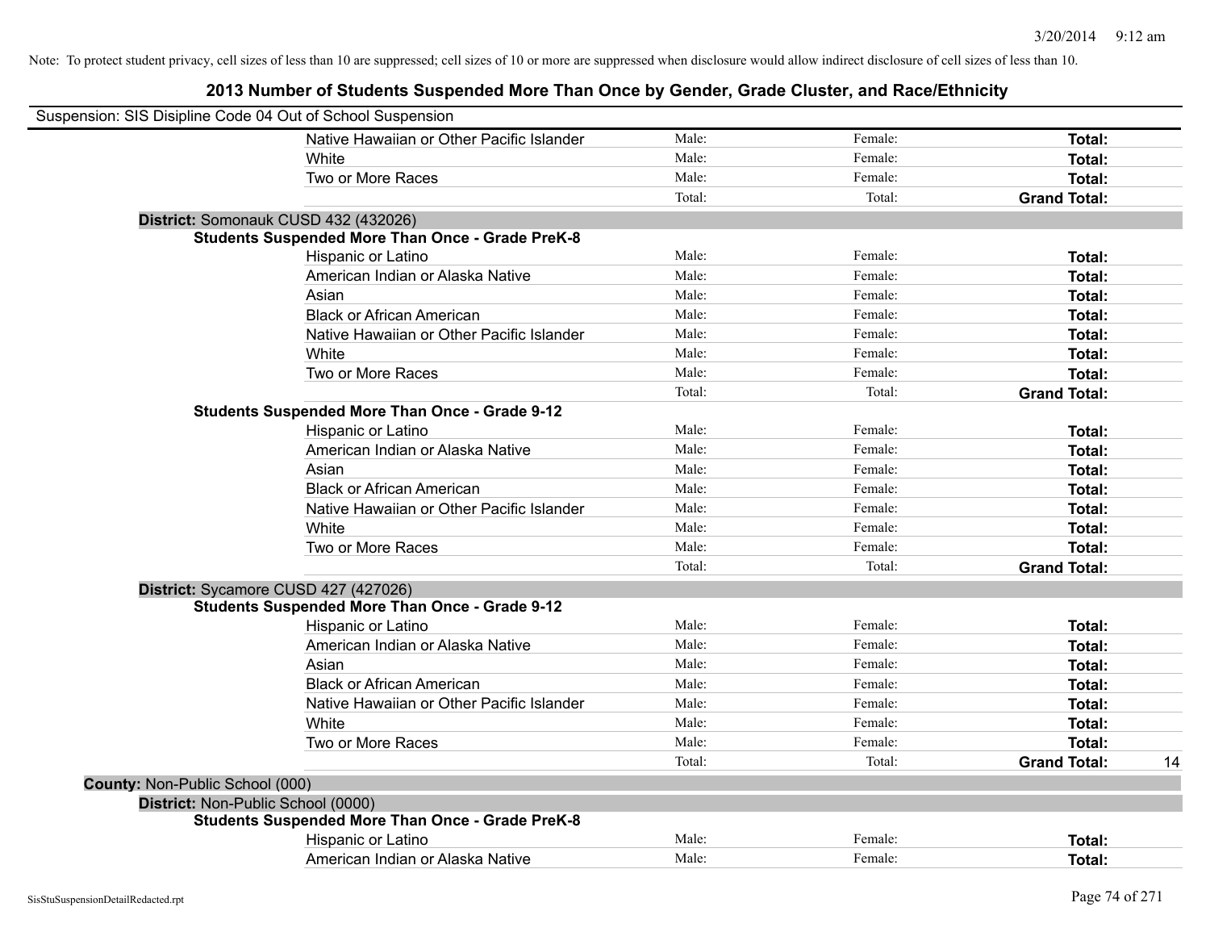Note: To protect student privacy, cell sizes of less than 10 are suppressed; cell sizes of 10 or more are suppressed when disclosure would allow indirect disclosure of cell sizes of less than 10.

# 2013 Number of Students Suspended More Than Once by Gender, Grade Cluster, and Race/Ethnicity

Suspension: SIS Disipline Code 04 Out of School Suspension

| | Male | Female | Total | |
|---|---|---|---|---|
| Native Hawaiian or Other Pacific Islander | Male: | Female: | **Total:** | |
| White | Male: | Female: | **Total:** | |
| Two or More Races | Male: | Female: | **Total:** | |
| | Total: | Total: | **Grand Total:** | |

**District:** Somonauk CUSD 432 (432026)

**Students Suspended More Than Once - Grade PreK-8**

| | Male | Female | Total | |
|---|---|---|---|---|
| Hispanic or Latino | Male: | Female: | **Total:** | |
| American Indian or Alaska Native | Male: | Female: | **Total:** | |
| Asian | Male: | Female: | **Total:** | |
| Black or African American | Male: | Female: | **Total:** | |
| Native Hawaiian or Other Pacific Islander | Male: | Female: | **Total:** | |
| White | Male: | Female: | **Total:** | |
| Two or More Races | Male: | Female: | **Total:** | |
| | Total: | Total: | **Grand Total:** | |

**Students Suspended More Than Once - Grade 9-12**

| | Male | Female | Total | |
|---|---|---|---|---|
| Hispanic or Latino | Male: | Female: | **Total:** | |
| American Indian or Alaska Native | Male: | Female: | **Total:** | |
| Asian | Male: | Female: | **Total:** | |
| Black or African American | Male: | Female: | **Total:** | |
| Native Hawaiian or Other Pacific Islander | Male: | Female: | **Total:** | |
| White | Male: | Female: | **Total:** | |
| Two or More Races | Male: | Female: | **Total:** | |
| | Total: | Total: | **Grand Total:** | |

**District:** Sycamore CUSD 427 (427026)

**Students Suspended More Than Once - Grade 9-12**

| | Male | Female | Total | |
|---|---|---|---|---|
| Hispanic or Latino | Male: | Female: | **Total:** | |
| American Indian or Alaska Native | Male: | Female: | **Total:** | |
| Asian | Male: | Female: | **Total:** | |
| Black or African American | Male: | Female: | **Total:** | |
| Native Hawaiian or Other Pacific Islander | Male: | Female: | **Total:** | |
| White | Male: | Female: | **Total:** | |
| Two or More Races | Male: | Female: | **Total:** | |
| | Total: | Total: | **Grand Total:** | 14 |

**County:** Non-Public School (000)

**District:** Non-Public School (0000)

**Students Suspended More Than Once - Grade PreK-8**

| | Male | Female | Total | |
|---|---|---|---|---|
| Hispanic or Latino | Male: | Female: | **Total:** | |
| American Indian or Alaska Native | Male: | Female: | **Total:** | |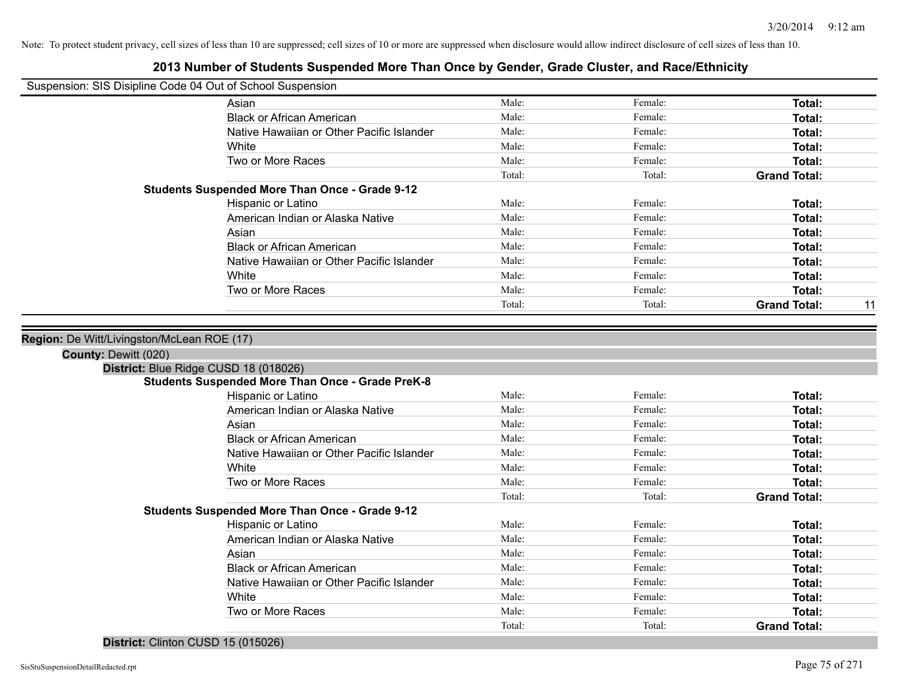Note: To protect student privacy, cell sizes of less than 10 are suppressed; cell sizes of 10 or more are suppressed when disclosure would allow indirect disclosure of cell sizes of less than 10.

# 2013 Number of Students Suspended More Than Once by Gender, Grade Cluster, and Race/Ethnicity

Suspension: SIS Disipline Code 04 Out of School Suspension

| | | | | |
|---|---|---|---|---|
| Asian | Male: | Female: | **Total:** | |
| Black or African American | Male: | Female: | **Total:** | |
| Native Hawaiian or Other Pacific Islander | Male: | Female: | **Total:** | |
| White | Male: | Female: | **Total:** | |
| Two or More Races | Male: | Female: | **Total:** | |
| | Total: | Total: | **Grand Total:** | |

**Students Suspended More Than Once - Grade 9-12**

| | | | | |
|---|---|---|---|---|
| Hispanic or Latino | Male: | Female: | **Total:** | |
| American Indian or Alaska Native | Male: | Female: | **Total:** | |
| Asian | Male: | Female: | **Total:** | |
| Black or African American | Male: | Female: | **Total:** | |
| Native Hawaiian or Other Pacific Islander | Male: | Female: | **Total:** | |
| White | Male: | Female: | **Total:** | |
| Two or More Races | Male: | Female: | **Total:** | |
| | Total: | Total: | **Grand Total:** | 11 |

**Region:** De Witt/Livingston/McLean ROE (17)

**County:** Dewitt (020)

**District:** Blue Ridge CUSD 18 (018026)

**Students Suspended More Than Once - Grade PreK-8**

| | | | | |
|---|---|---|---|---|
| Hispanic or Latino | Male: | Female: | **Total:** | |
| American Indian or Alaska Native | Male: | Female: | **Total:** | |
| Asian | Male: | Female: | **Total:** | |
| Black or African American | Male: | Female: | **Total:** | |
| Native Hawaiian or Other Pacific Islander | Male: | Female: | **Total:** | |
| White | Male: | Female: | **Total:** | |
| Two or More Races | Male: | Female: | **Total:** | |
| | Total: | Total: | **Grand Total:** | |

**Students Suspended More Than Once - Grade 9-12**

| | | | | |
|---|---|---|---|---|
| Hispanic or Latino | Male: | Female: | **Total:** | |
| American Indian or Alaska Native | Male: | Female: | **Total:** | |
| Asian | Male: | Female: | **Total:** | |
| Black or African American | Male: | Female: | **Total:** | |
| Native Hawaiian or Other Pacific Islander | Male: | Female: | **Total:** | |
| White | Male: | Female: | **Total:** | |
| Two or More Races | Male: | Female: | **Total:** | |
| | Total: | Total: | **Grand Total:** | |

**District:** Clinton CUSD 15 (015026)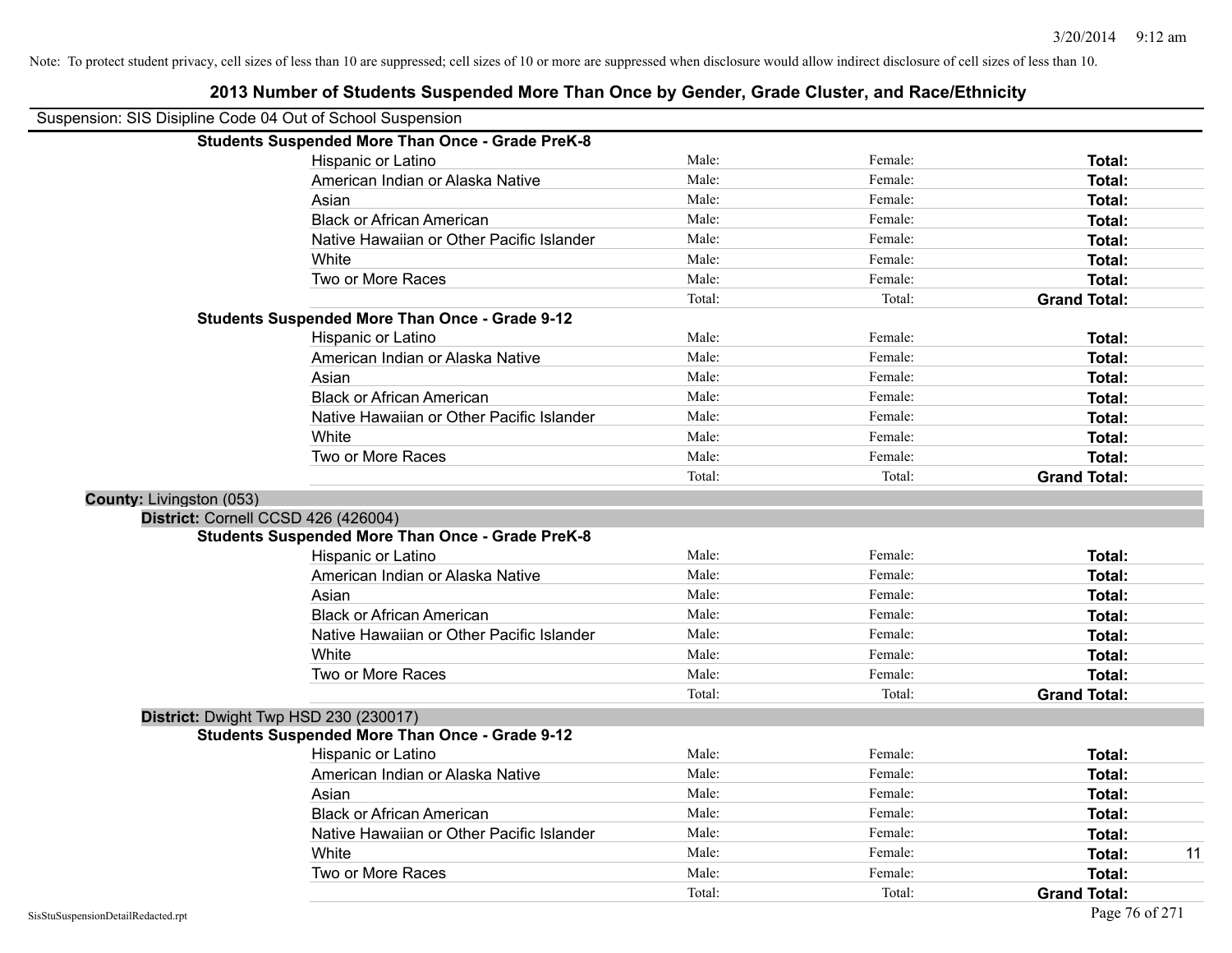Note: To protect student privacy, cell sizes of less than 10 are suppressed; cell sizes of 10 or more are suppressed when disclosure would allow indirect disclosure of cell sizes of less than 10.

## 2013 Number of Students Suspended More Than Once by Gender, Grade Cluster, and Race/Ethnicity

Suspension: SIS Disipline Code 04 Out of School Suspension

**Students Suspended More Than Once - Grade PreK-8**

| | | | | |
|---|---|---|---|---|
| Hispanic or Latino | Male: | Female: | **Total:** | |
| American Indian or Alaska Native | Male: | Female: | **Total:** | |
| Asian | Male: | Female: | **Total:** | |
| Black or African American | Male: | Female: | **Total:** | |
| Native Hawaiian or Other Pacific Islander | Male: | Female: | **Total:** | |
| White | Male: | Female: | **Total:** | |
| Two or More Races | Male: | Female: | **Total:** | |
| | Total: | Total: | **Grand Total:** | |

**Students Suspended More Than Once - Grade 9-12**

| | | | | |
|---|---|---|---|---|
| Hispanic or Latino | Male: | Female: | **Total:** | |
| American Indian or Alaska Native | Male: | Female: | **Total:** | |
| Asian | Male: | Female: | **Total:** | |
| Black or African American | Male: | Female: | **Total:** | |
| Native Hawaiian or Other Pacific Islander | Male: | Female: | **Total:** | |
| White | Male: | Female: | **Total:** | |
| Two or More Races | Male: | Female: | **Total:** | |
| | Total: | Total: | **Grand Total:** | |

**County:** Livingston (053)

**District:** Cornell CCSD 426 (426004)

**Students Suspended More Than Once - Grade PreK-8**

| | | | | |
|---|---|---|---|---|
| Hispanic or Latino | Male: | Female: | **Total:** | |
| American Indian or Alaska Native | Male: | Female: | **Total:** | |
| Asian | Male: | Female: | **Total:** | |
| Black or African American | Male: | Female: | **Total:** | |
| Native Hawaiian or Other Pacific Islander | Male: | Female: | **Total:** | |
| White | Male: | Female: | **Total:** | |
| Two or More Races | Male: | Female: | **Total:** | |
| | Total: | Total: | **Grand Total:** | |

**District:** Dwight Twp HSD 230 (230017)

**Students Suspended More Than Once - Grade 9-12**

| | | | | |
|---|---|---|---|---|
| Hispanic or Latino | Male: | Female: | **Total:** | |
| American Indian or Alaska Native | Male: | Female: | **Total:** | |
| Asian | Male: | Female: | **Total:** | |
| Black or African American | Male: | Female: | **Total:** | |
| Native Hawaiian or Other Pacific Islander | Male: | Female: | **Total:** | |
| White | Male: | Female: | **Total:** | 11 |
| Two or More Races | Male: | Female: | **Total:** | |
| | Total: | Total: | **Grand Total:** | |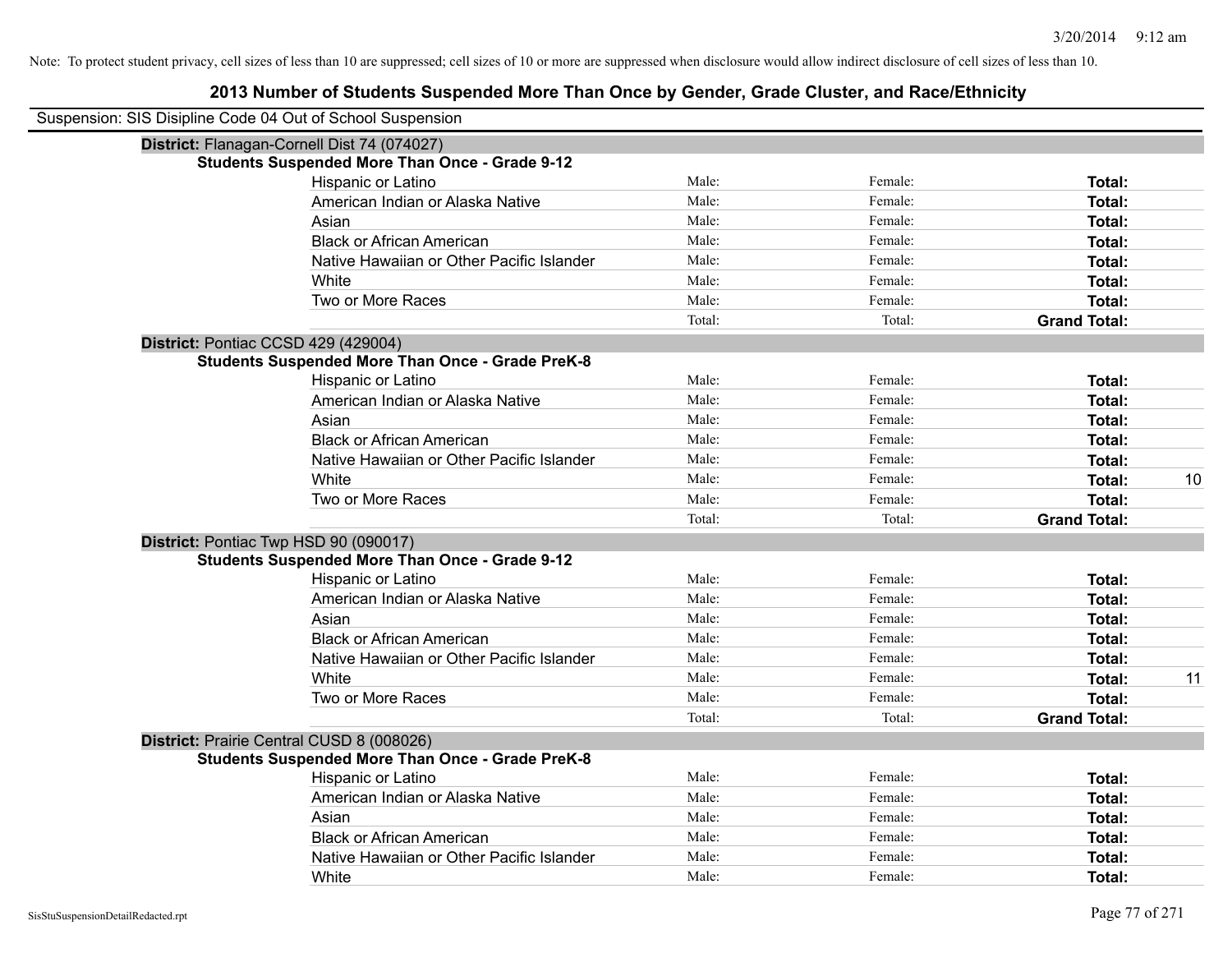Note: To protect student privacy, cell sizes of less than 10 are suppressed; cell sizes of 10 or more are suppressed when disclosure would allow indirect disclosure of cell sizes of less than 10.

# 2013 Number of Students Suspended More Than Once by Gender, Grade Cluster, and Race/Ethnicity

Suspension: SIS Disipline Code 04 Out of School Suspension

**District:** Flanagan-Cornell Dist 74 (074027)

**Students Suspended More Than Once - Grade 9-12**

| Race/Ethnicity | Male: | Female: | Total: |
|---|---|---|---|
| Hispanic or Latino | Male: | Female: | **Total:** |
| American Indian or Alaska Native | Male: | Female: | **Total:** |
| Asian | Male: | Female: | **Total:** |
| Black or African American | Male: | Female: | **Total:** |
| Native Hawaiian or Other Pacific Islander | Male: | Female: | **Total:** |
| White | Male: | Female: | **Total:** |
| Two or More Races | Male: | Female: | **Total:** |
| | Total: | Total: | **Grand Total:** |

**District:** Pontiac CCSD 429 (429004)

**Students Suspended More Than Once - Grade PreK-8**

| Race/Ethnicity | Male: | Female: | Total: |
|---|---|---|---|
| Hispanic or Latino | Male: | Female: | **Total:** |
| American Indian or Alaska Native | Male: | Female: | **Total:** |
| Asian | Male: | Female: | **Total:** |
| Black or African American | Male: | Female: | **Total:** |
| Native Hawaiian or Other Pacific Islander | Male: | Female: | **Total:** |
| White | Male: | Female: | **Total:** 10 |
| Two or More Races | Male: | Female: | **Total:** |
| | Total: | Total: | **Grand Total:** |

**District:** Pontiac Twp HSD 90 (090017)

**Students Suspended More Than Once - Grade 9-12**

| Race/Ethnicity | Male: | Female: | Total: |
|---|---|---|---|
| Hispanic or Latino | Male: | Female: | **Total:** |
| American Indian or Alaska Native | Male: | Female: | **Total:** |
| Asian | Male: | Female: | **Total:** |
| Black or African American | Male: | Female: | **Total:** |
| Native Hawaiian or Other Pacific Islander | Male: | Female: | **Total:** |
| White | Male: | Female: | **Total:** 11 |
| Two or More Races | Male: | Female: | **Total:** |
| | Total: | Total: | **Grand Total:** |

**District:** Prairie Central CUSD 8 (008026)

**Students Suspended More Than Once - Grade PreK-8**

| Race/Ethnicity | Male: | Female: | Total: |
|---|---|---|---|
| Hispanic or Latino | Male: | Female: | **Total:** |
| American Indian or Alaska Native | Male: | Female: | **Total:** |
| Asian | Male: | Female: | **Total:** |
| Black or African American | Male: | Female: | **Total:** |
| Native Hawaiian or Other Pacific Islander | Male: | Female: | **Total:** |
| White | Male: | Female: | **Total:** |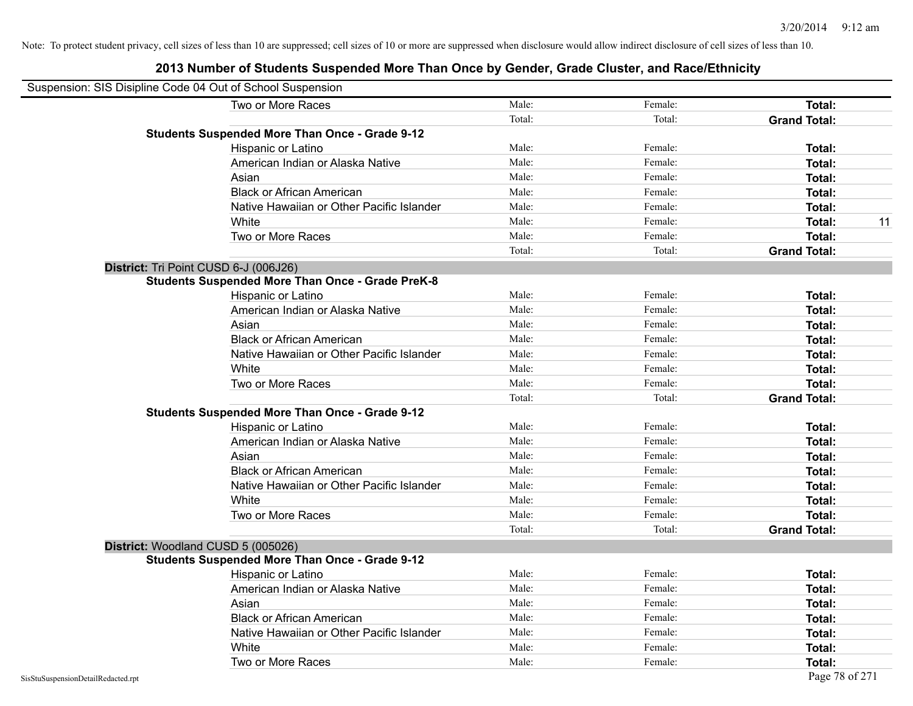Note: To protect student privacy, cell sizes of less than 10 are suppressed; cell sizes of 10 or more are suppressed when disclosure would allow indirect disclosure of cell sizes of less than 10.

## 2013 Number of Students Suspended More Than Once by Gender, Grade Cluster, and Race/Ethnicity

Suspension: SIS Disipline Code 04 Out of School Suspension

| | | | | |
|---|---|---|---|---|
| Two or More Races | Male: | Female: | **Total:** | |
| | Total: | Total: | **Grand Total:** | |
| **Students Suspended More Than Once - Grade 9-12** | | | | |
| Hispanic or Latino | Male: | Female: | **Total:** | |
| American Indian or Alaska Native | Male: | Female: | **Total:** | |
| Asian | Male: | Female: | **Total:** | |
| Black or African American | Male: | Female: | **Total:** | |
| Native Hawaiian or Other Pacific Islander | Male: | Female: | **Total:** | |
| White | Male: | Female: | **Total:** | 11 |
| Two or More Races | Male: | Female: | **Total:** | |
| | Total: | Total: | **Grand Total:** | |

**District:** Tri Point CUSD 6-J (006J26)

| | | | | |
|---|---|---|---|---|
| **Students Suspended More Than Once - Grade PreK-8** | | | | |
| Hispanic or Latino | Male: | Female: | **Total:** | |
| American Indian or Alaska Native | Male: | Female: | **Total:** | |
| Asian | Male: | Female: | **Total:** | |
| Black or African American | Male: | Female: | **Total:** | |
| Native Hawaiian or Other Pacific Islander | Male: | Female: | **Total:** | |
| White | Male: | Female: | **Total:** | |
| Two or More Races | Male: | Female: | **Total:** | |
| | Total: | Total: | **Grand Total:** | |
| **Students Suspended More Than Once - Grade 9-12** | | | | |
| Hispanic or Latino | Male: | Female: | **Total:** | |
| American Indian or Alaska Native | Male: | Female: | **Total:** | |
| Asian | Male: | Female: | **Total:** | |
| Black or African American | Male: | Female: | **Total:** | |
| Native Hawaiian or Other Pacific Islander | Male: | Female: | **Total:** | |
| White | Male: | Female: | **Total:** | |
| Two or More Races | Male: | Female: | **Total:** | |
| | Total: | Total: | **Grand Total:** | |

**District:** Woodland CUSD 5 (005026)

| | | | | |
|---|---|---|---|---|
| **Students Suspended More Than Once - Grade 9-12** | | | | |
| Hispanic or Latino | Male: | Female: | **Total:** | |
| American Indian or Alaska Native | Male: | Female: | **Total:** | |
| Asian | Male: | Female: | **Total:** | |
| Black or African American | Male: | Female: | **Total:** | |
| Native Hawaiian or Other Pacific Islander | Male: | Female: | **Total:** | |
| White | Male: | Female: | **Total:** | |
| Two or More Races | Male: | Female: | **Total:** | |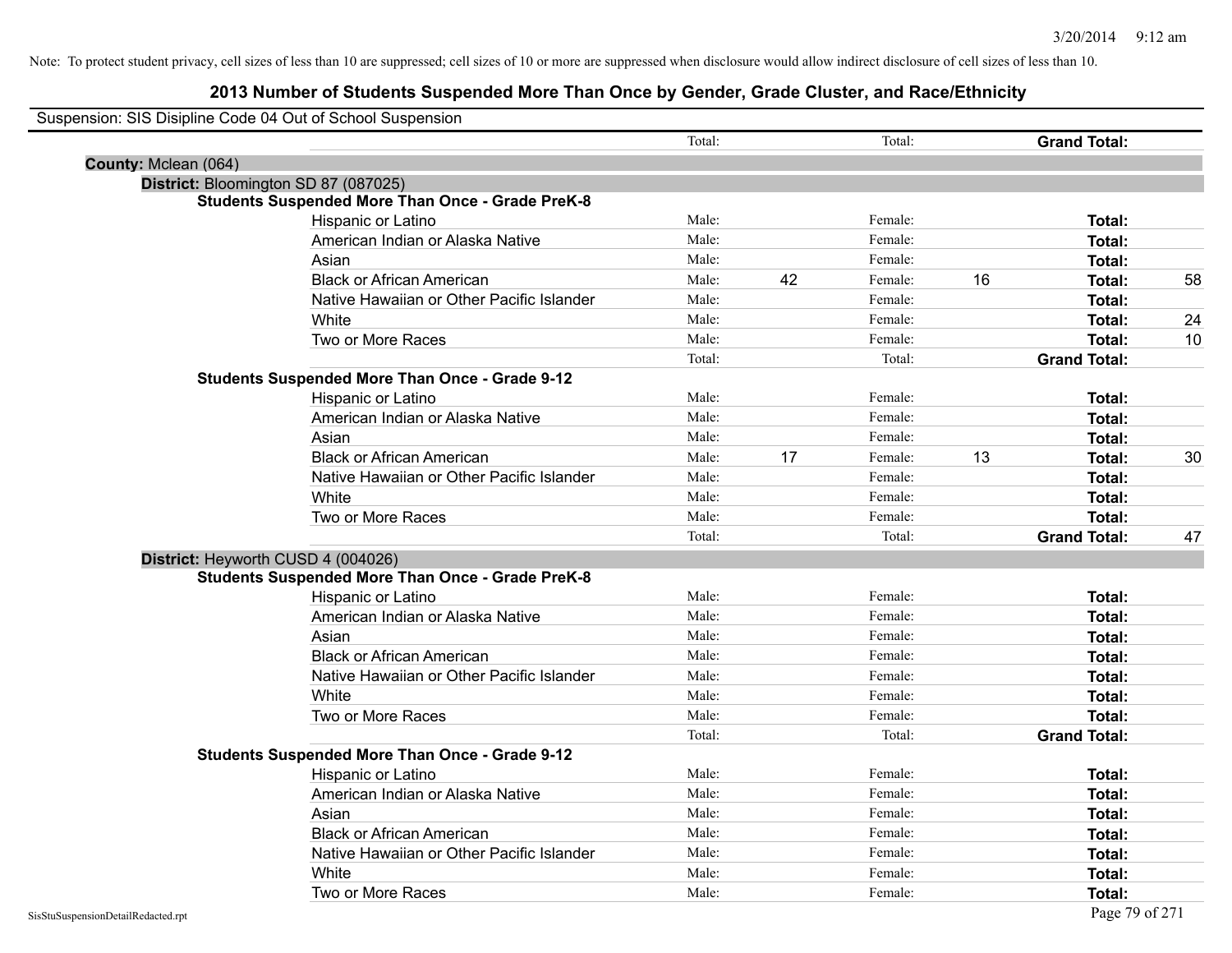3/20/2014 9:12 am

Note: To protect student privacy, cell sizes of less than 10 are suppressed; cell sizes of 10 or more are suppressed when disclosure would allow indirect disclosure of cell sizes of less than 10.

# 2013 Number of Students Suspended More Than Once by Gender, Grade Cluster, and Race/Ethnicity

Suspension: SIS Disipline Code 04 Out of School Suspension

| | | | | | | |
|---|---|---|---|---|---|---|
| | Total: | | Total: | | **Grand Total:** | |
| **County:** Mclean (064) | | | | | | |
| **District:** Bloomington SD 87 (087025) | | | | | | |
| **Students Suspended More Than Once - Grade PreK-8** | | | | | | |
| Hispanic or Latino | Male: | | Female: | | **Total:** | |
| American Indian or Alaska Native | Male: | | Female: | | **Total:** | |
| Asian | Male: | | Female: | | **Total:** | |
| Black or African American | Male: | 42 | Female: | 16 | **Total:** | 58 |
| Native Hawaiian or Other Pacific Islander | Male: | | Female: | | **Total:** | |
| White | Male: | | Female: | | **Total:** | 24 |
| Two or More Races | Male: | | Female: | | **Total:** | 10 |
| | Total: | | Total: | | **Grand Total:** | |
| **Students Suspended More Than Once - Grade 9-12** | | | | | | |
| Hispanic or Latino | Male: | | Female: | | **Total:** | |
| American Indian or Alaska Native | Male: | | Female: | | **Total:** | |
| Asian | Male: | | Female: | | **Total:** | |
| Black or African American | Male: | 17 | Female: | 13 | **Total:** | 30 |
| Native Hawaiian or Other Pacific Islander | Male: | | Female: | | **Total:** | |
| White | Male: | | Female: | | **Total:** | |
| Two or More Races | Male: | | Female: | | **Total:** | |
| | Total: | | Total: | | **Grand Total:** | 47 |
| **District:** Heyworth CUSD 4 (004026) | | | | | | |
| **Students Suspended More Than Once - Grade PreK-8** | | | | | | |
| Hispanic or Latino | Male: | | Female: | | **Total:** | |
| American Indian or Alaska Native | Male: | | Female: | | **Total:** | |
| Asian | Male: | | Female: | | **Total:** | |
| Black or African American | Male: | | Female: | | **Total:** | |
| Native Hawaiian or Other Pacific Islander | Male: | | Female: | | **Total:** | |
| White | Male: | | Female: | | **Total:** | |
| Two or More Races | Male: | | Female: | | **Total:** | |
| | Total: | | Total: | | **Grand Total:** | |
| **Students Suspended More Than Once - Grade 9-12** | | | | | | |
| Hispanic or Latino | Male: | | Female: | | **Total:** | |
| American Indian or Alaska Native | Male: | | Female: | | **Total:** | |
| Asian | Male: | | Female: | | **Total:** | |
| Black or African American | Male: | | Female: | | **Total:** | |
| Native Hawaiian or Other Pacific Islander | Male: | | Female: | | **Total:** | |
| White | Male: | | Female: | | **Total:** | |
| Two or More Races | Male: | | Female: | | **Total:** | |

SisStuSuspensionDetailRedacted.rpt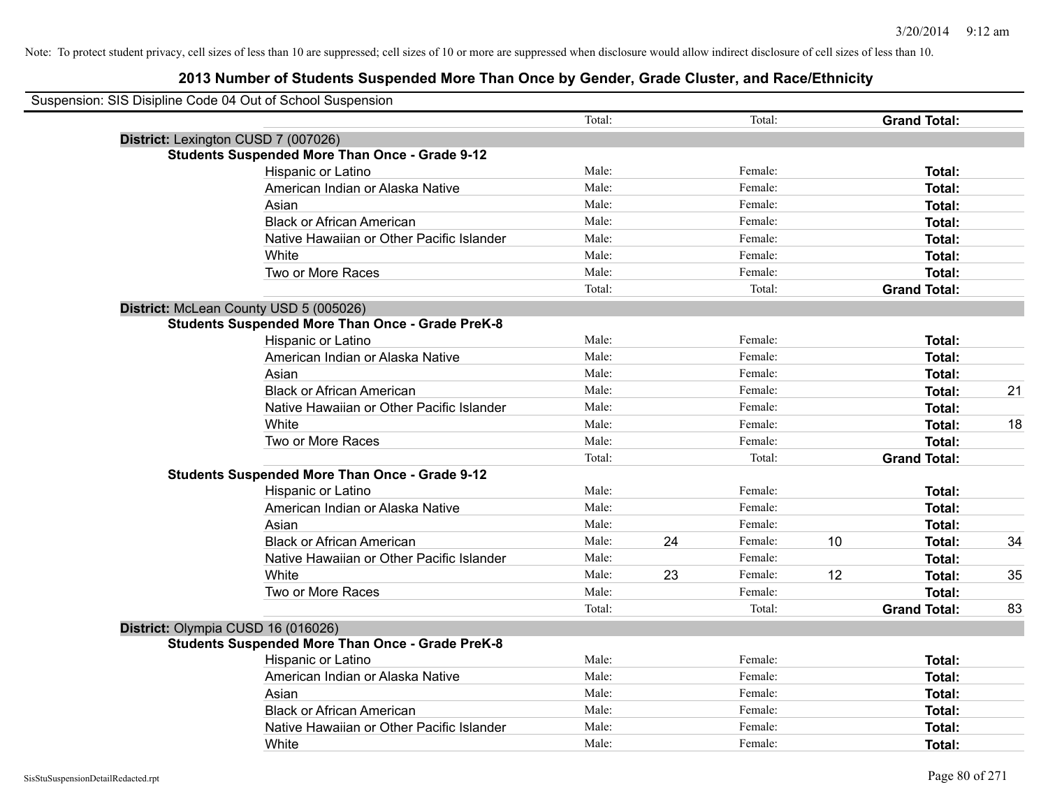Note: To protect student privacy, cell sizes of less than 10 are suppressed; cell sizes of 10 or more are suppressed when disclosure would allow indirect disclosure of cell sizes of less than 10.

# 2013 Number of Students Suspended More Than Once by Gender, Grade Cluster, and Race/Ethnicity

Suspension: SIS Disipline Code 04 Out of School Suspension

| | | | | | | | |
|---|---|---|---|---|---|---|---|
| | Total: | | Total: | | **Grand Total:** | |
| **District:** Lexington CUSD 7 (007026) | | | | | | |
| **Students Suspended More Than Once - Grade 9-12** | | | | | | |
| Hispanic or Latino | Male: | | Female: | | **Total:** | |
| American Indian or Alaska Native | Male: | | Female: | | **Total:** | |
| Asian | Male: | | Female: | | **Total:** | |
| Black or African American | Male: | | Female: | | **Total:** | |
| Native Hawaiian or Other Pacific Islander | Male: | | Female: | | **Total:** | |
| White | Male: | | Female: | | **Total:** | |
| Two or More Races | Male: | | Female: | | **Total:** | |
| | Total: | | Total: | | **Grand Total:** | |
| **District:** McLean County USD 5 (005026) | | | | | | |
| **Students Suspended More Than Once - Grade PreK-8** | | | | | | |
| Hispanic or Latino | Male: | | Female: | | **Total:** | |
| American Indian or Alaska Native | Male: | | Female: | | **Total:** | |
| Asian | Male: | | Female: | | **Total:** | |
| Black or African American | Male: | | Female: | | **Total:** | 21 |
| Native Hawaiian or Other Pacific Islander | Male: | | Female: | | **Total:** | |
| White | Male: | | Female: | | **Total:** | 18 |
| Two or More Races | Male: | | Female: | | **Total:** | |
| | Total: | | Total: | | **Grand Total:** | |
| **Students Suspended More Than Once - Grade 9-12** | | | | | | |
| Hispanic or Latino | Male: | | Female: | | **Total:** | |
| American Indian or Alaska Native | Male: | | Female: | | **Total:** | |
| Asian | Male: | | Female: | | **Total:** | |
| Black or African American | Male: | 24 | Female: | 10 | **Total:** | 34 |
| Native Hawaiian or Other Pacific Islander | Male: | | Female: | | **Total:** | |
| White | Male: | 23 | Female: | 12 | **Total:** | 35 |
| Two or More Races | Male: | | Female: | | **Total:** | |
| | Total: | | Total: | | **Grand Total:** | 83 |
| **District:** Olympia CUSD 16 (016026) | | | | | | |
| **Students Suspended More Than Once - Grade PreK-8** | | | | | | |
| Hispanic or Latino | Male: | | Female: | | **Total:** | |
| American Indian or Alaska Native | Male: | | Female: | | **Total:** | |
| Asian | Male: | | Female: | | **Total:** | |
| Black or African American | Male: | | Female: | | **Total:** | |
| Native Hawaiian or Other Pacific Islander | Male: | | Female: | | **Total:** | |
| White | Male: | | Female: | | **Total:** | |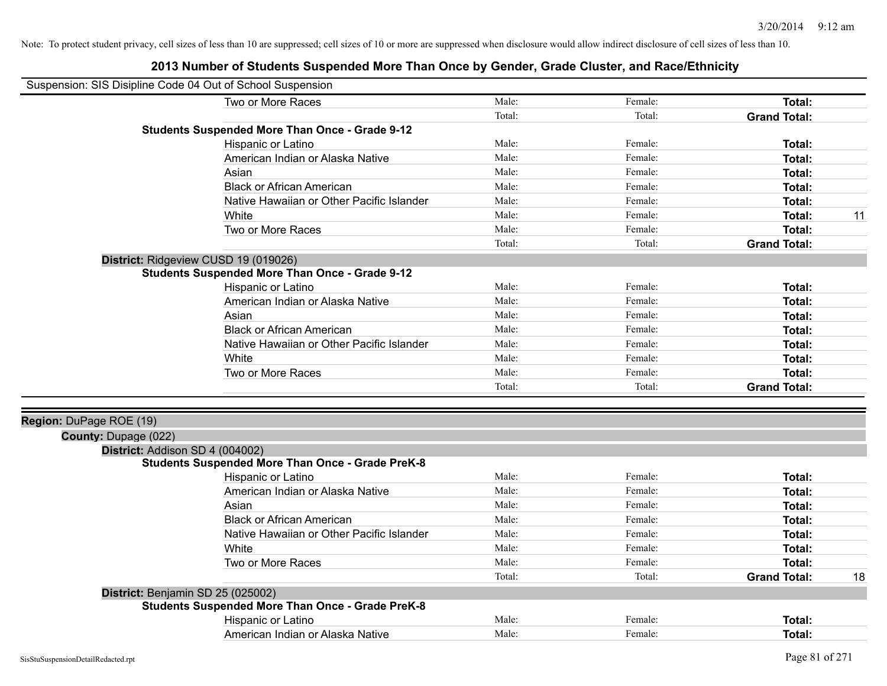Note: To protect student privacy, cell sizes of less than 10 are suppressed; cell sizes of 10 or more are suppressed when disclosure would allow indirect disclosure of cell sizes of less than 10.

# 2013 Number of Students Suspended More Than Once by Gender, Grade Cluster, and Race/Ethnicity

Suspension: SIS Disipline Code 04 Out of School Suspension

| | | | | |
|---|---|---|---|---|
| Two or More Races | Male: | Female: | **Total:** | |
| | Total: | Total: | **Grand Total:** | |
| **Students Suspended More Than Once - Grade 9-12** | | | | |
| Hispanic or Latino | Male: | Female: | **Total:** | |
| American Indian or Alaska Native | Male: | Female: | **Total:** | |
| Asian | Male: | Female: | **Total:** | |
| Black or African American | Male: | Female: | **Total:** | |
| Native Hawaiian or Other Pacific Islander | Male: | Female: | **Total:** | |
| White | Male: | Female: | **Total:** | 11 |
| Two or More Races | Male: | Female: | **Total:** | |
| | Total: | Total: | **Grand Total:** | |

**District:** Ridgeview CUSD 19 (019026)

| | | | | |
|---|---|---|---|---|
| **Students Suspended More Than Once - Grade 9-12** | | | | |
| Hispanic or Latino | Male: | Female: | **Total:** | |
| American Indian or Alaska Native | Male: | Female: | **Total:** | |
| Asian | Male: | Female: | **Total:** | |
| Black or African American | Male: | Female: | **Total:** | |
| Native Hawaiian or Other Pacific Islander | Male: | Female: | **Total:** | |
| White | Male: | Female: | **Total:** | |
| Two or More Races | Male: | Female: | **Total:** | |
| | Total: | Total: | **Grand Total:** | |

**Region:** DuPage ROE (19)

**County:** Dupage (022)

**District:** Addison SD 4 (004002)

| | | | | |
|---|---|---|---|---|
| **Students Suspended More Than Once - Grade PreK-8** | | | | |
| Hispanic or Latino | Male: | Female: | **Total:** | |
| American Indian or Alaska Native | Male: | Female: | **Total:** | |
| Asian | Male: | Female: | **Total:** | |
| Black or African American | Male: | Female: | **Total:** | |
| Native Hawaiian or Other Pacific Islander | Male: | Female: | **Total:** | |
| White | Male: | Female: | **Total:** | |
| Two or More Races | Male: | Female: | **Total:** | |
| | Total: | Total: | **Grand Total:** | 18 |

**District:** Benjamin SD 25 (025002)

| | | | | |
|---|---|---|---|---|
| **Students Suspended More Than Once - Grade PreK-8** | | | | |
| Hispanic or Latino | Male: | Female: | **Total:** | |
| American Indian or Alaska Native | Male: | Female: | **Total:** | |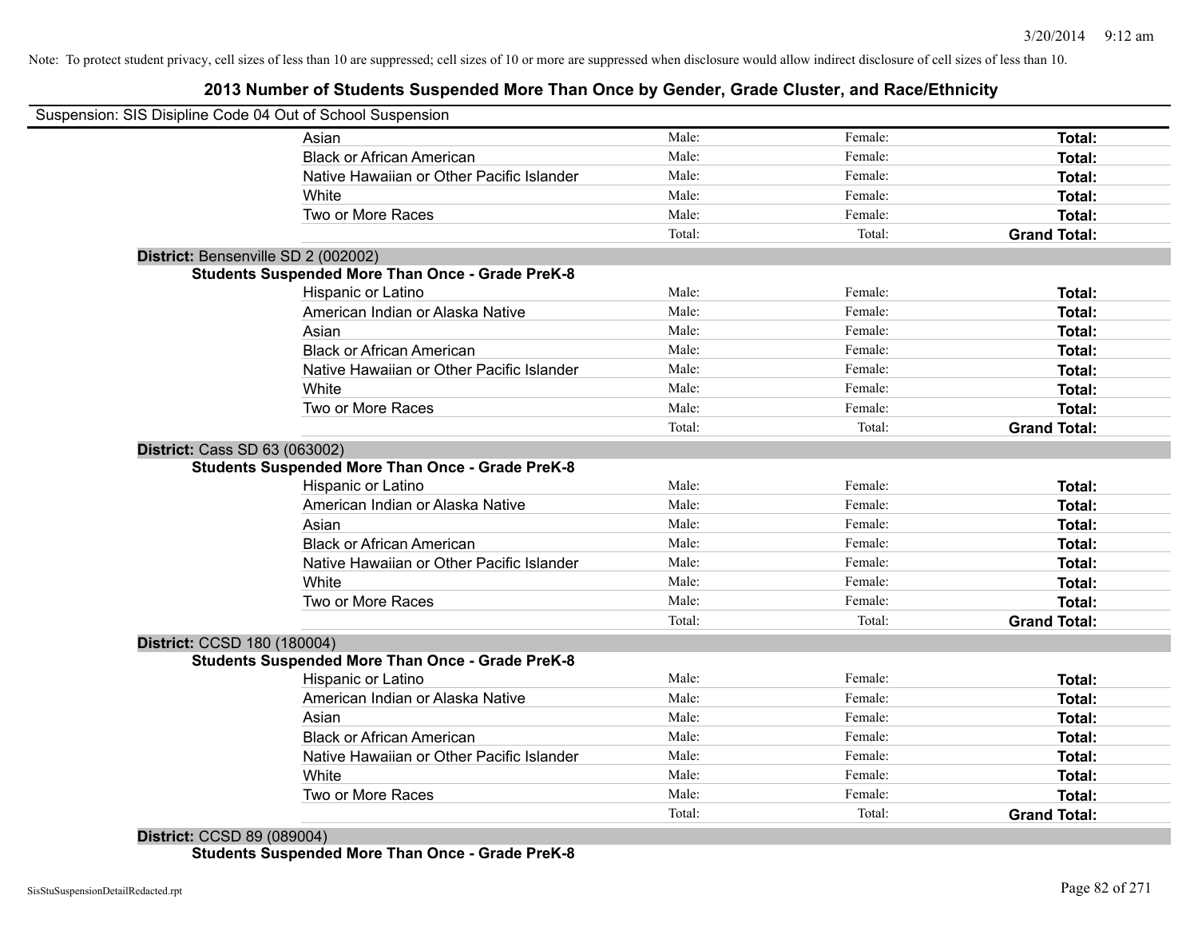Note: To protect student privacy, cell sizes of less than 10 are suppressed; cell sizes of 10 or more are suppressed when disclosure would allow indirect disclosure of cell sizes of less than 10.

## 2013 Number of Students Suspended More Than Once by Gender, Grade Cluster, and Race/Ethnicity

Suspension: SIS Disipline Code 04 Out of School Suspension

| | | | |
|---|---|---|---|
| Asian | Male: | Female: | **Total:** |
| Black or African American | Male: | Female: | **Total:** |
| Native Hawaiian or Other Pacific Islander | Male: | Female: | **Total:** |
| White | Male: | Female: | **Total:** |
| Two or More Races | Male: | Female: | **Total:** |
| | Total: | Total: | **Grand Total:** |

**District:** Bensenville SD 2 (002002)

**Students Suspended More Than Once - Grade PreK-8**

| | | | |
|---|---|---|---|
| Hispanic or Latino | Male: | Female: | **Total:** |
| American Indian or Alaska Native | Male: | Female: | **Total:** |
| Asian | Male: | Female: | **Total:** |
| Black or African American | Male: | Female: | **Total:** |
| Native Hawaiian or Other Pacific Islander | Male: | Female: | **Total:** |
| White | Male: | Female: | **Total:** |
| Two or More Races | Male: | Female: | **Total:** |
| | Total: | Total: | **Grand Total:** |

**District:** Cass SD 63 (063002)

**Students Suspended More Than Once - Grade PreK-8**

| | | | |
|---|---|---|---|
| Hispanic or Latino | Male: | Female: | **Total:** |
| American Indian or Alaska Native | Male: | Female: | **Total:** |
| Asian | Male: | Female: | **Total:** |
| Black or African American | Male: | Female: | **Total:** |
| Native Hawaiian or Other Pacific Islander | Male: | Female: | **Total:** |
| White | Male: | Female: | **Total:** |
| Two or More Races | Male: | Female: | **Total:** |
| | Total: | Total: | **Grand Total:** |

**District:** CCSD 180 (180004)

**Students Suspended More Than Once - Grade PreK-8**

| | | | |
|---|---|---|---|
| Hispanic or Latino | Male: | Female: | **Total:** |
| American Indian or Alaska Native | Male: | Female: | **Total:** |
| Asian | Male: | Female: | **Total:** |
| Black or African American | Male: | Female: | **Total:** |
| Native Hawaiian or Other Pacific Islander | Male: | Female: | **Total:** |
| White | Male: | Female: | **Total:** |
| Two or More Races | Male: | Female: | **Total:** |
| | Total: | Total: | **Grand Total:** |

**District:** CCSD 89 (089004)

**Students Suspended More Than Once - Grade PreK-8**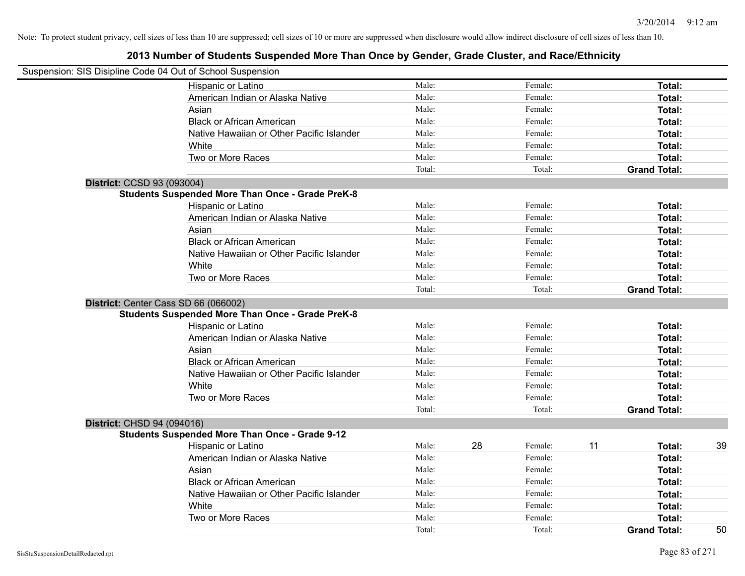Note: To protect student privacy, cell sizes of less than 10 are suppressed; cell sizes of 10 or more are suppressed when disclosure would allow indirect disclosure of cell sizes of less than 10.

## 2013 Number of Students Suspended More Than Once by Gender, Grade Cluster, and Race/Ethnicity

Suspension: SIS Disipline Code 04 Out of School Suspension

| | Male: | | Female: | | | |
|---|---|---|---|---|---|---|
| Hispanic or Latino | Male: | | Female: | | **Total:** | |
| American Indian or Alaska Native | Male: | | Female: | | **Total:** | |
| Asian | Male: | | Female: | | **Total:** | |
| Black or African American | Male: | | Female: | | **Total:** | |
| Native Hawaiian or Other Pacific Islander | Male: | | Female: | | **Total:** | |
| White | Male: | | Female: | | **Total:** | |
| Two or More Races | Male: | | Female: | | **Total:** | |
| | Total: | | Total: | | **Grand Total:** | |

**District:** CCSD 93 (093004)

**Students Suspended More Than Once - Grade PreK-8**

| | | | | | | |
|---|---|---|---|---|---|---|
| Hispanic or Latino | Male: | | Female: | | **Total:** | |
| American Indian or Alaska Native | Male: | | Female: | | **Total:** | |
| Asian | Male: | | Female: | | **Total:** | |
| Black or African American | Male: | | Female: | | **Total:** | |
| Native Hawaiian or Other Pacific Islander | Male: | | Female: | | **Total:** | |
| White | Male: | | Female: | | **Total:** | |
| Two or More Races | Male: | | Female: | | **Total:** | |
| | Total: | | Total: | | **Grand Total:** | |

**District:** Center Cass SD 66 (066002)

**Students Suspended More Than Once - Grade PreK-8**

| | | | | | | |
|---|---|---|---|---|---|---|
| Hispanic or Latino | Male: | | Female: | | **Total:** | |
| American Indian or Alaska Native | Male: | | Female: | | **Total:** | |
| Asian | Male: | | Female: | | **Total:** | |
| Black or African American | Male: | | Female: | | **Total:** | |
| Native Hawaiian or Other Pacific Islander | Male: | | Female: | | **Total:** | |
| White | Male: | | Female: | | **Total:** | |
| Two or More Races | Male: | | Female: | | **Total:** | |
| | Total: | | Total: | | **Grand Total:** | |

**District:** CHSD 94 (094016)

**Students Suspended More Than Once - Grade 9-12**

| | | | | | | |
|---|---|---|---|---|---|---|
| Hispanic or Latino | Male: | 28 | Female: | 11 | **Total:** | 39 |
| American Indian or Alaska Native | Male: | | Female: | | **Total:** | |
| Asian | Male: | | Female: | | **Total:** | |
| Black or African American | Male: | | Female: | | **Total:** | |
| Native Hawaiian or Other Pacific Islander | Male: | | Female: | | **Total:** | |
| White | Male: | | Female: | | **Total:** | |
| Two or More Races | Male: | | Female: | | **Total:** | |
| | Total: | | Total: | | **Grand Total:** | 50 |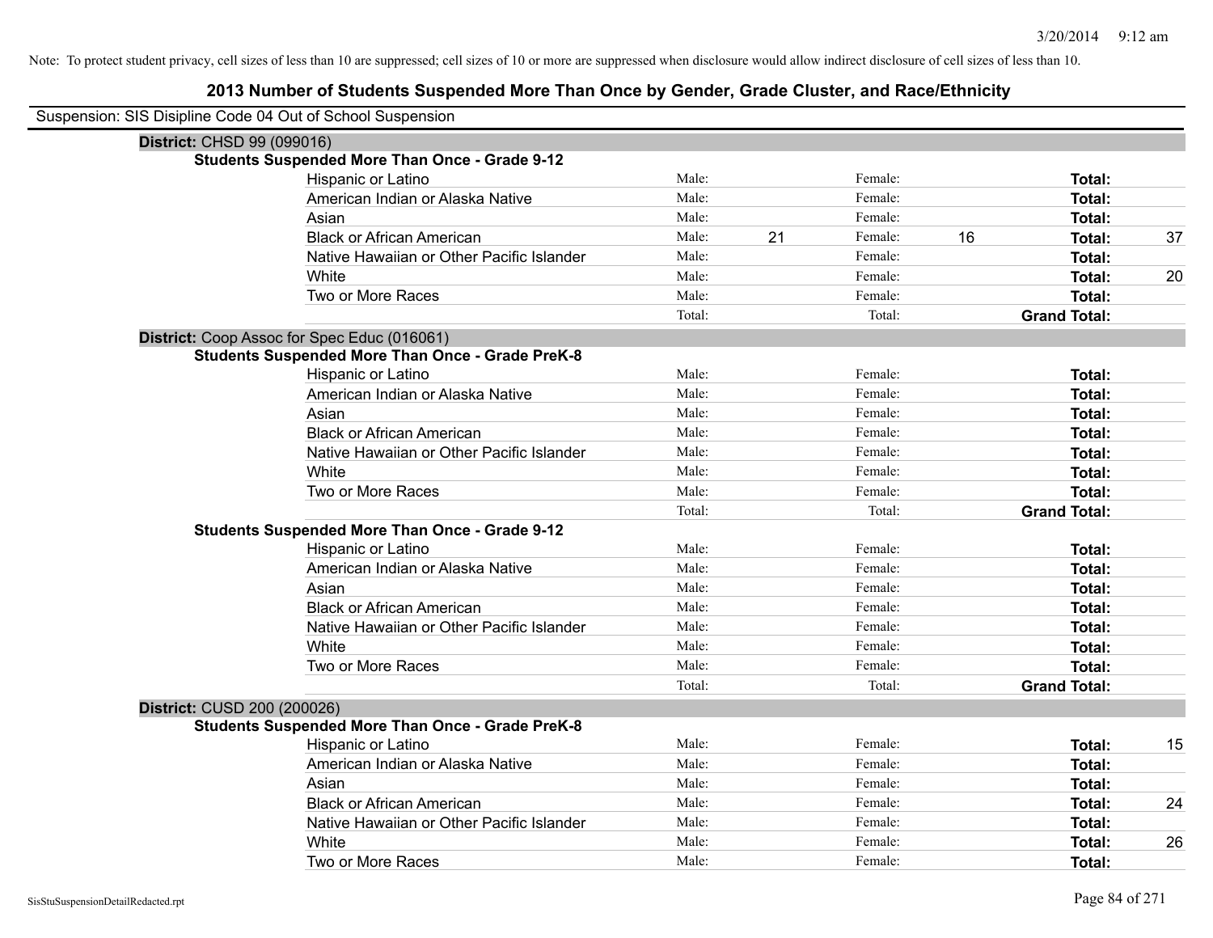Note: To protect student privacy, cell sizes of less than 10 are suppressed; cell sizes of 10 or more are suppressed when disclosure would allow indirect disclosure of cell sizes of less than 10.

# 2013 Number of Students Suspended More Than Once by Gender, Grade Cluster, and Race/Ethnicity

Suspension: SIS Disipline Code 04 Out of School Suspension

**District:** CHSD 99 (099016)

**Students Suspended More Than Once - Grade 9-12**

| | | | | | | |
|---|---|---|---|---|---|---|
| Hispanic or Latino | Male: | | Female: | | **Total:** | |
| American Indian or Alaska Native | Male: | | Female: | | **Total:** | |
| Asian | Male: | | Female: | | **Total:** | |
| Black or African American | Male: | 21 | Female: | 16 | **Total:** | 37 |
| Native Hawaiian or Other Pacific Islander | Male: | | Female: | | **Total:** | |
| White | Male: | | Female: | | **Total:** | 20 |
| Two or More Races | Male: | | Female: | | **Total:** | |
| | Total: | | Total: | | **Grand Total:** | |

**District:** Coop Assoc for Spec Educ (016061)

**Students Suspended More Than Once - Grade PreK-8**

| | | | | | | |
|---|---|---|---|---|---|---|
| Hispanic or Latino | Male: | | Female: | | **Total:** | |
| American Indian or Alaska Native | Male: | | Female: | | **Total:** | |
| Asian | Male: | | Female: | | **Total:** | |
| Black or African American | Male: | | Female: | | **Total:** | |
| Native Hawaiian or Other Pacific Islander | Male: | | Female: | | **Total:** | |
| White | Male: | | Female: | | **Total:** | |
| Two or More Races | Male: | | Female: | | **Total:** | |
| | Total: | | Total: | | **Grand Total:** | |

**Students Suspended More Than Once - Grade 9-12**

| | | | | | | |
|---|---|---|---|---|---|---|
| Hispanic or Latino | Male: | | Female: | | **Total:** | |
| American Indian or Alaska Native | Male: | | Female: | | **Total:** | |
| Asian | Male: | | Female: | | **Total:** | |
| Black or African American | Male: | | Female: | | **Total:** | |
| Native Hawaiian or Other Pacific Islander | Male: | | Female: | | **Total:** | |
| White | Male: | | Female: | | **Total:** | |
| Two or More Races | Male: | | Female: | | **Total:** | |
| | Total: | | Total: | | **Grand Total:** | |

**District:** CUSD 200 (200026)

**Students Suspended More Than Once - Grade PreK-8**

| | | | | | | |
|---|---|---|---|---|---|---|
| Hispanic or Latino | Male: | | Female: | | **Total:** | 15 |
| American Indian or Alaska Native | Male: | | Female: | | **Total:** | |
| Asian | Male: | | Female: | | **Total:** | |
| Black or African American | Male: | | Female: | | **Total:** | 24 |
| Native Hawaiian or Other Pacific Islander | Male: | | Female: | | **Total:** | |
| White | Male: | | Female: | | **Total:** | 26 |
| Two or More Races | Male: | | Female: | | **Total:** | |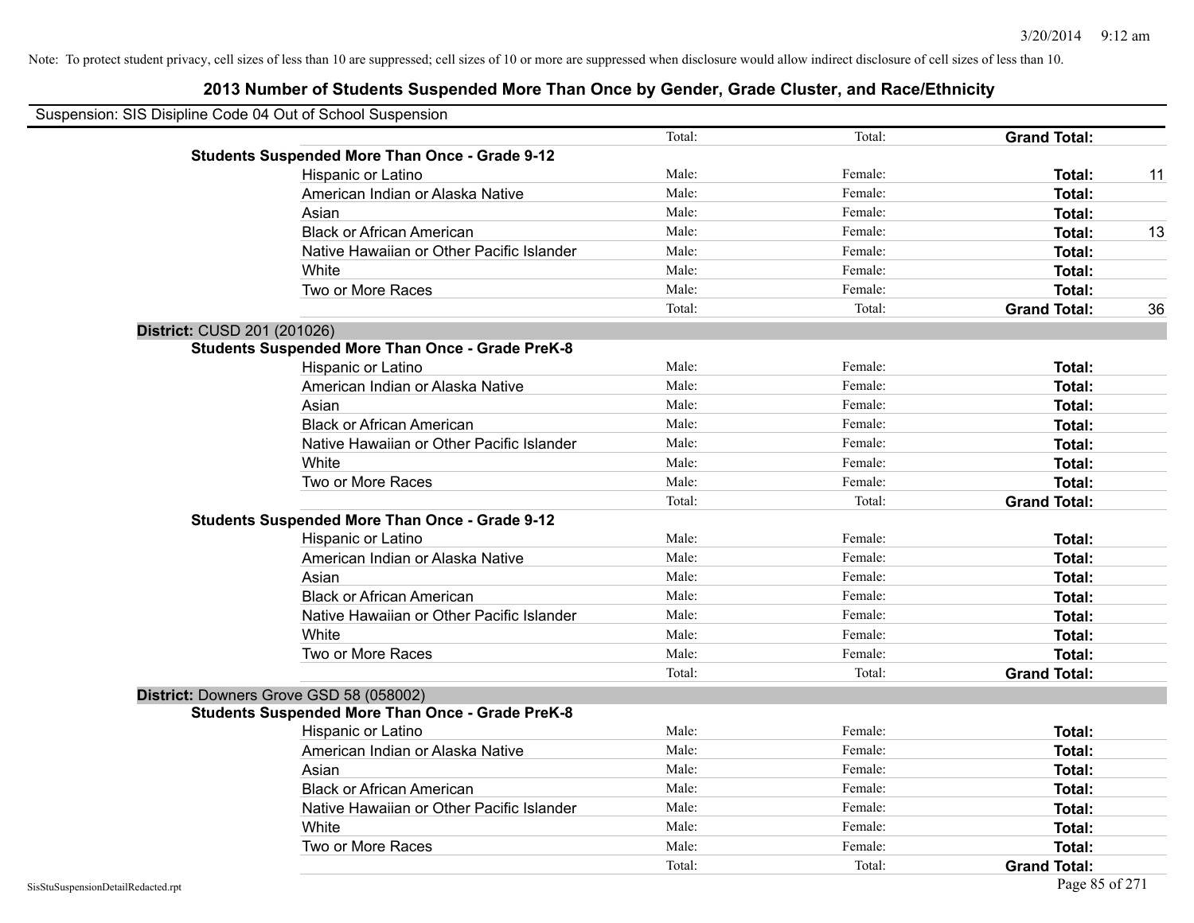Note: To protect student privacy, cell sizes of less than 10 are suppressed; cell sizes of 10 or more are suppressed when disclosure would allow indirect disclosure of cell sizes of less than 10.

# 2013 Number of Students Suspended More Than Once by Gender, Grade Cluster, and Race/Ethnicity

Suspension: SIS Disipline Code 04 Out of School Suspension

| | | | | |
|---|---|---|---|---|
| | Total: | Total: | **Grand Total:** | |
| **Students Suspended More Than Once - Grade 9-12** | | | | |
| Hispanic or Latino | Male: | Female: | **Total:** | 11 |
| American Indian or Alaska Native | Male: | Female: | **Total:** | |
| Asian | Male: | Female: | **Total:** | |
| Black or African American | Male: | Female: | **Total:** | 13 |
| Native Hawaiian or Other Pacific Islander | Male: | Female: | **Total:** | |
| White | Male: | Female: | **Total:** | |
| Two or More Races | Male: | Female: | **Total:** | |
| | Total: | Total: | **Grand Total:** | 36 |

**District:** CUSD 201 (201026)

| | | | | |
|---|---|---|---|---|
| **Students Suspended More Than Once - Grade PreK-8** | | | | |
| Hispanic or Latino | Male: | Female: | **Total:** | |
| American Indian or Alaska Native | Male: | Female: | **Total:** | |
| Asian | Male: | Female: | **Total:** | |
| Black or African American | Male: | Female: | **Total:** | |
| Native Hawaiian or Other Pacific Islander | Male: | Female: | **Total:** | |
| White | Male: | Female: | **Total:** | |
| Two or More Races | Male: | Female: | **Total:** | |
| | Total: | Total: | **Grand Total:** | |
| **Students Suspended More Than Once - Grade 9-12** | | | | |
| Hispanic or Latino | Male: | Female: | **Total:** | |
| American Indian or Alaska Native | Male: | Female: | **Total:** | |
| Asian | Male: | Female: | **Total:** | |
| Black or African American | Male: | Female: | **Total:** | |
| Native Hawaiian or Other Pacific Islander | Male: | Female: | **Total:** | |
| White | Male: | Female: | **Total:** | |
| Two or More Races | Male: | Female: | **Total:** | |
| | Total: | Total: | **Grand Total:** | |

**District:** Downers Grove GSD 58 (058002)

| | | | | |
|---|---|---|---|---|
| **Students Suspended More Than Once - Grade PreK-8** | | | | |
| Hispanic or Latino | Male: | Female: | **Total:** | |
| American Indian or Alaska Native | Male: | Female: | **Total:** | |
| Asian | Male: | Female: | **Total:** | |
| Black or African American | Male: | Female: | **Total:** | |
| Native Hawaiian or Other Pacific Islander | Male: | Female: | **Total:** | |
| White | Male: | Female: | **Total:** | |
| Two or More Races | Male: | Female: | **Total:** | |
| | Total: | Total: | **Grand Total:** | |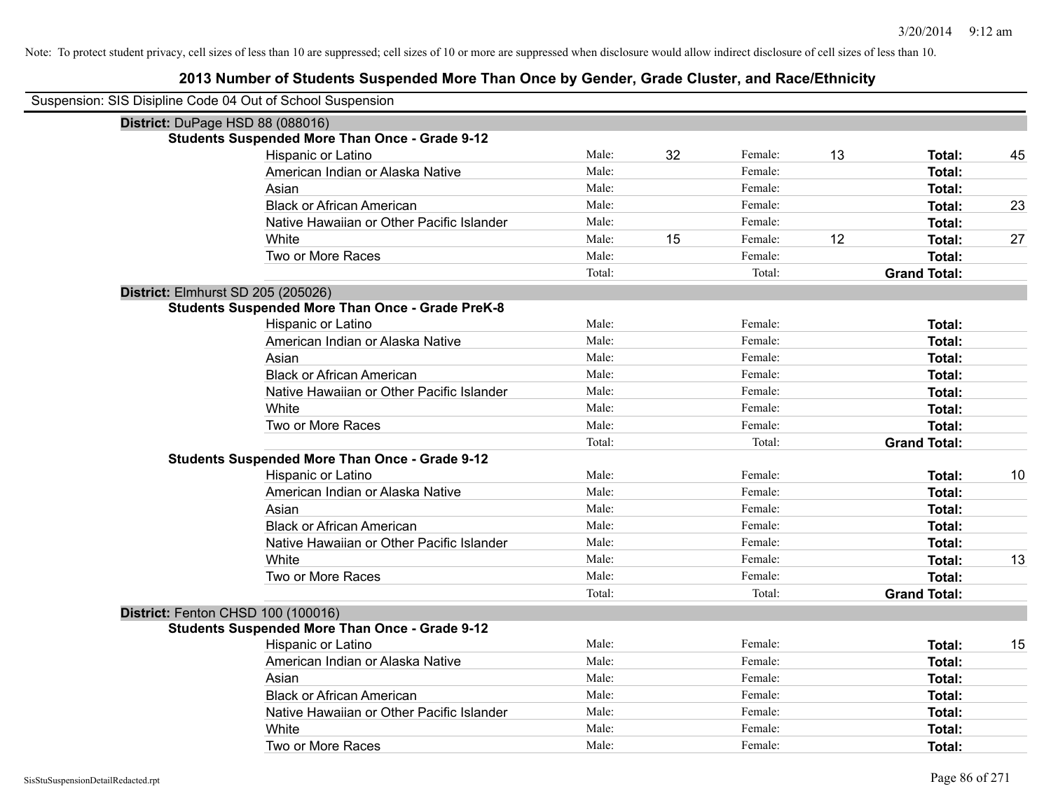Note: To protect student privacy, cell sizes of less than 10 are suppressed; cell sizes of 10 or more are suppressed when disclosure would allow indirect disclosure of cell sizes of less than 10.

# 2013 Number of Students Suspended More Than Once by Gender, Grade Cluster, and Race/Ethnicity

Suspension: SIS Disipline Code 04 Out of School Suspension

## District: DuPage HSD 88 (088016)

### Students Suspended More Than Once - Grade 9-12

| Race/Ethnicity | | Male | | Female | | Total |
|---|---|---|---|---|---|---|
| Hispanic or Latino | Male: | 32 | Female: | 13 | **Total:** | 45 |
| American Indian or Alaska Native | Male: | | Female: | | **Total:** | |
| Asian | Male: | | Female: | | **Total:** | |
| Black or African American | Male: | | Female: | | **Total:** | 23 |
| Native Hawaiian or Other Pacific Islander | Male: | | Female: | | **Total:** | |
| White | Male: | 15 | Female: | 12 | **Total:** | 27 |
| Two or More Races | Male: | | Female: | | **Total:** | |
| | Total: | | Total: | | **Grand Total:** | |

## District: Elmhurst SD 205 (205026)

### Students Suspended More Than Once - Grade PreK-8

| Race/Ethnicity | | Male | | Female | | Total |
|---|---|---|---|---|---|---|
| Hispanic or Latino | Male: | | Female: | | **Total:** | |
| American Indian or Alaska Native | Male: | | Female: | | **Total:** | |
| Asian | Male: | | Female: | | **Total:** | |
| Black or African American | Male: | | Female: | | **Total:** | |
| Native Hawaiian or Other Pacific Islander | Male: | | Female: | | **Total:** | |
| White | Male: | | Female: | | **Total:** | |
| Two or More Races | Male: | | Female: | | **Total:** | |
| | Total: | | Total: | | **Grand Total:** | |

### Students Suspended More Than Once - Grade 9-12

| Race/Ethnicity | | Male | | Female | | Total |
|---|---|---|---|---|---|---|
| Hispanic or Latino | Male: | | Female: | | **Total:** | 10 |
| American Indian or Alaska Native | Male: | | Female: | | **Total:** | |
| Asian | Male: | | Female: | | **Total:** | |
| Black or African American | Male: | | Female: | | **Total:** | |
| Native Hawaiian or Other Pacific Islander | Male: | | Female: | | **Total:** | |
| White | Male: | | Female: | | **Total:** | 13 |
| Two or More Races | Male: | | Female: | | **Total:** | |
| | Total: | | Total: | | **Grand Total:** | |

## District: Fenton CHSD 100 (100016)

### Students Suspended More Than Once - Grade 9-12

| Race/Ethnicity | | Male | | Female | | Total |
|---|---|---|---|---|---|---|
| Hispanic or Latino | Male: | | Female: | | **Total:** | 15 |
| American Indian or Alaska Native | Male: | | Female: | | **Total:** | |
| Asian | Male: | | Female: | | **Total:** | |
| Black or African American | Male: | | Female: | | **Total:** | |
| Native Hawaiian or Other Pacific Islander | Male: | | Female: | | **Total:** | |
| White | Male: | | Female: | | **Total:** | |
| Two or More Races | Male: | | Female: | | **Total:** | |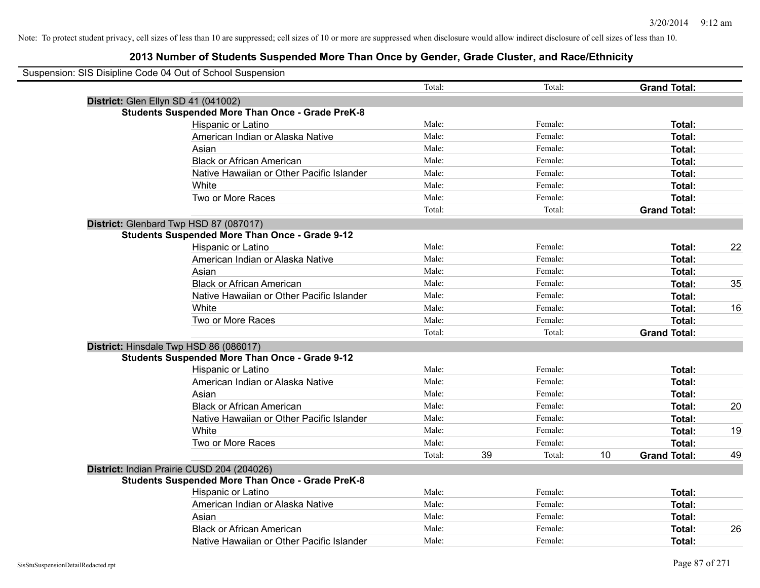Note: To protect student privacy, cell sizes of less than 10 are suppressed; cell sizes of 10 or more are suppressed when disclosure would allow indirect disclosure of cell sizes of less than 10.

## 2013 Number of Students Suspended More Than Once by Gender, Grade Cluster, and Race/Ethnicity

Suspension: SIS Disipline Code 04 Out of School Suspension

| | | | | | | |
|---|---|---|---|---|---|---|
| | Total: | | Total: | | **Grand Total:** | |
| **District:** Glen Ellyn SD 41 (041002) | | | | | | |
| **Students Suspended More Than Once - Grade PreK-8** | | | | | | |
| Hispanic or Latino | Male: | | Female: | | **Total:** | |
| American Indian or Alaska Native | Male: | | Female: | | **Total:** | |
| Asian | Male: | | Female: | | **Total:** | |
| Black or African American | Male: | | Female: | | **Total:** | |
| Native Hawaiian or Other Pacific Islander | Male: | | Female: | | **Total:** | |
| White | Male: | | Female: | | **Total:** | |
| Two or More Races | Male: | | Female: | | **Total:** | |
| | Total: | | Total: | | **Grand Total:** | |
| **District:** Glenbard Twp HSD 87 (087017) | | | | | | |
| **Students Suspended More Than Once - Grade 9-12** | | | | | | |
| Hispanic or Latino | Male: | | Female: | | **Total:** | 22 |
| American Indian or Alaska Native | Male: | | Female: | | **Total:** | |
| Asian | Male: | | Female: | | **Total:** | |
| Black or African American | Male: | | Female: | | **Total:** | 35 |
| Native Hawaiian or Other Pacific Islander | Male: | | Female: | | **Total:** | |
| White | Male: | | Female: | | **Total:** | 16 |
| Two or More Races | Male: | | Female: | | **Total:** | |
| | Total: | | Total: | | **Grand Total:** | |
| **District:** Hinsdale Twp HSD 86 (086017) | | | | | | |
| **Students Suspended More Than Once - Grade 9-12** | | | | | | |
| Hispanic or Latino | Male: | | Female: | | **Total:** | |
| American Indian or Alaska Native | Male: | | Female: | | **Total:** | |
| Asian | Male: | | Female: | | **Total:** | |
| Black or African American | Male: | | Female: | | **Total:** | 20 |
| Native Hawaiian or Other Pacific Islander | Male: | | Female: | | **Total:** | |
| White | Male: | | Female: | | **Total:** | 19 |
| Two or More Races | Male: | | Female: | | **Total:** | |
| | Total: | 39 | Total: | 10 | **Grand Total:** | 49 |
| **District:** Indian Prairie CUSD 204 (204026) | | | | | | |
| **Students Suspended More Than Once - Grade PreK-8** | | | | | | |
| Hispanic or Latino | Male: | | Female: | | **Total:** | |
| American Indian or Alaska Native | Male: | | Female: | | **Total:** | |
| Asian | Male: | | Female: | | **Total:** | |
| Black or African American | Male: | | Female: | | **Total:** | 26 |
| Native Hawaiian or Other Pacific Islander | Male: | | Female: | | **Total:** | |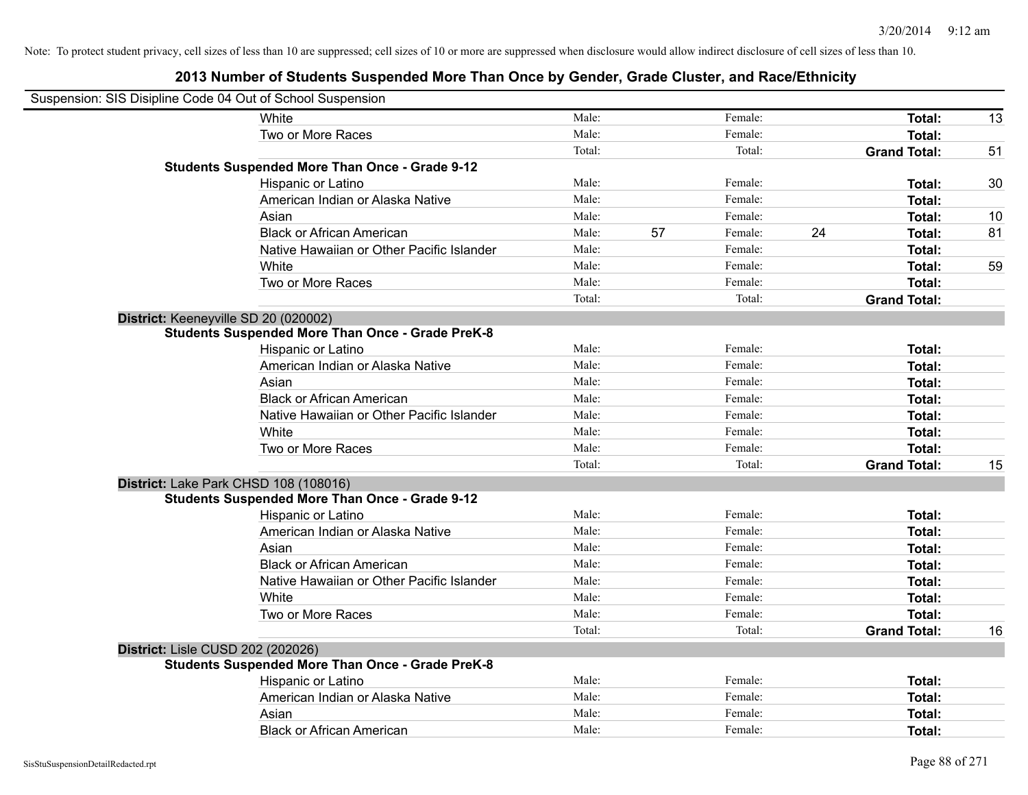Note: To protect student privacy, cell sizes of less than 10 are suppressed; cell sizes of 10 or more are suppressed when disclosure would allow indirect disclosure of cell sizes of less than 10.

## 2013 Number of Students Suspended More Than Once by Gender, Grade Cluster, and Race/Ethnicity

Suspension: SIS Disipline Code 04 Out of School Suspension

| | | | | | | |
|---|---|---|---|---|---|---|
| White | Male: | | Female: | | **Total:** | 13 |
| Two or More Races | Male: | | Female: | | **Total:** | |
| | Total: | | Total: | | **Grand Total:** | 51 |
| **Students Suspended More Than Once - Grade 9-12** | | | | | | |
| Hispanic or Latino | Male: | | Female: | | **Total:** | 30 |
| American Indian or Alaska Native | Male: | | Female: | | **Total:** | |
| Asian | Male: | | Female: | | **Total:** | 10 |
| Black or African American | Male: | 57 | Female: | 24 | **Total:** | 81 |
| Native Hawaiian or Other Pacific Islander | Male: | | Female: | | **Total:** | |
| White | Male: | | Female: | | **Total:** | 59 |
| Two or More Races | Male: | | Female: | | **Total:** | |
| | Total: | | Total: | | **Grand Total:** | |

**District:** Keeneyville SD 20 (020002)

| | | | | | | |
|---|---|---|---|---|---|---|
| **Students Suspended More Than Once - Grade PreK-8** | | | | | | |
| Hispanic or Latino | Male: | | Female: | | **Total:** | |
| American Indian or Alaska Native | Male: | | Female: | | **Total:** | |
| Asian | Male: | | Female: | | **Total:** | |
| Black or African American | Male: | | Female: | | **Total:** | |
| Native Hawaiian or Other Pacific Islander | Male: | | Female: | | **Total:** | |
| White | Male: | | Female: | | **Total:** | |
| Two or More Races | Male: | | Female: | | **Total:** | |
| | Total: | | Total: | | **Grand Total:** | 15 |

**District:** Lake Park CHSD 108 (108016)

| | | | | | | |
|---|---|---|---|---|---|---|
| **Students Suspended More Than Once - Grade 9-12** | | | | | | |
| Hispanic or Latino | Male: | | Female: | | **Total:** | |
| American Indian or Alaska Native | Male: | | Female: | | **Total:** | |
| Asian | Male: | | Female: | | **Total:** | |
| Black or African American | Male: | | Female: | | **Total:** | |
| Native Hawaiian or Other Pacific Islander | Male: | | Female: | | **Total:** | |
| White | Male: | | Female: | | **Total:** | |
| Two or More Races | Male: | | Female: | | **Total:** | |
| | Total: | | Total: | | **Grand Total:** | 16 |

**District:** Lisle CUSD 202 (202026)

| | | | | | | |
|---|---|---|---|---|---|---|
| **Students Suspended More Than Once - Grade PreK-8** | | | | | | |
| Hispanic or Latino | Male: | | Female: | | **Total:** | |
| American Indian or Alaska Native | Male: | | Female: | | **Total:** | |
| Asian | Male: | | Female: | | **Total:** | |
| Black or African American | Male: | | Female: | | **Total:** | |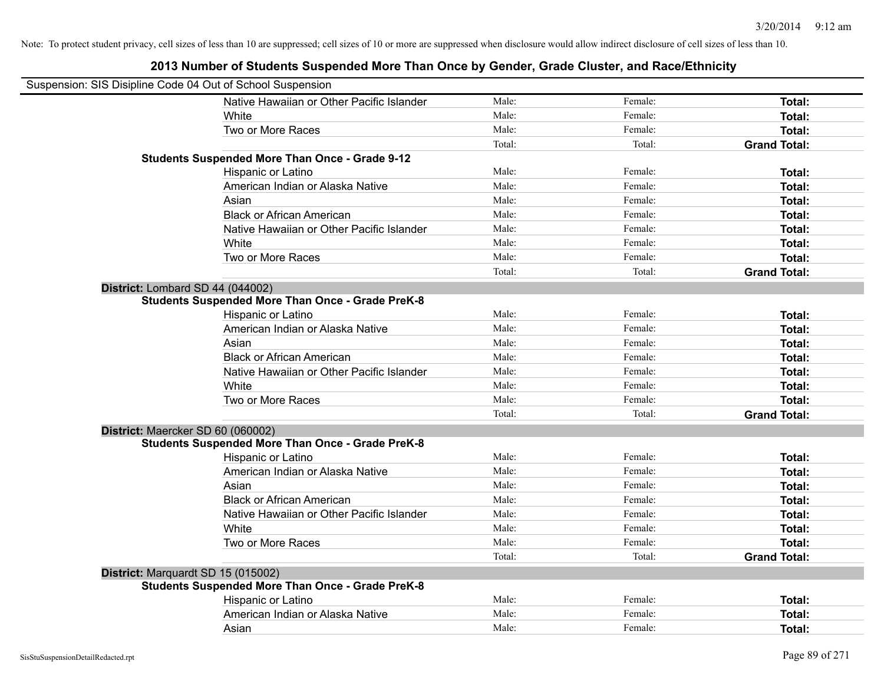Note: To protect student privacy, cell sizes of less than 10 are suppressed; cell sizes of 10 or more are suppressed when disclosure would allow indirect disclosure of cell sizes of less than 10.

## 2013 Number of Students Suspended More Than Once by Gender, Grade Cluster, and Race/Ethnicity

Suspension: SIS Disipline Code 04 Out of School Suspension

| | | | |
|---|---|---|---|
| Native Hawaiian or Other Pacific Islander | Male: | Female: | **Total:** |
| White | Male: | Female: | **Total:** |
| Two or More Races | Male: | Female: | **Total:** |
| | Total: | Total: | **Grand Total:** |

**Students Suspended More Than Once - Grade 9-12**

| | | | |
|---|---|---|---|
| Hispanic or Latino | Male: | Female: | **Total:** |
| American Indian or Alaska Native | Male: | Female: | **Total:** |
| Asian | Male: | Female: | **Total:** |
| Black or African American | Male: | Female: | **Total:** |
| Native Hawaiian or Other Pacific Islander | Male: | Female: | **Total:** |
| White | Male: | Female: | **Total:** |
| Two or More Races | Male: | Female: | **Total:** |
| | Total: | Total: | **Grand Total:** |

**District:** Lombard SD 44 (044002)

**Students Suspended More Than Once - Grade PreK-8**

| | | | |
|---|---|---|---|
| Hispanic or Latino | Male: | Female: | **Total:** |
| American Indian or Alaska Native | Male: | Female: | **Total:** |
| Asian | Male: | Female: | **Total:** |
| Black or African American | Male: | Female: | **Total:** |
| Native Hawaiian or Other Pacific Islander | Male: | Female: | **Total:** |
| White | Male: | Female: | **Total:** |
| Two or More Races | Male: | Female: | **Total:** |
| | Total: | Total: | **Grand Total:** |

**District:** Maercker SD 60 (060002)

**Students Suspended More Than Once - Grade PreK-8**

| | | | |
|---|---|---|---|
| Hispanic or Latino | Male: | Female: | **Total:** |
| American Indian or Alaska Native | Male: | Female: | **Total:** |
| Asian | Male: | Female: | **Total:** |
| Black or African American | Male: | Female: | **Total:** |
| Native Hawaiian or Other Pacific Islander | Male: | Female: | **Total:** |
| White | Male: | Female: | **Total:** |
| Two or More Races | Male: | Female: | **Total:** |
| | Total: | Total: | **Grand Total:** |

**District:** Marquardt SD 15 (015002)

**Students Suspended More Than Once - Grade PreK-8**

| | | | |
|---|---|---|---|
| Hispanic or Latino | Male: | Female: | **Total:** |
| American Indian or Alaska Native | Male: | Female: | **Total:** |
| Asian | Male: | Female: | **Total:** |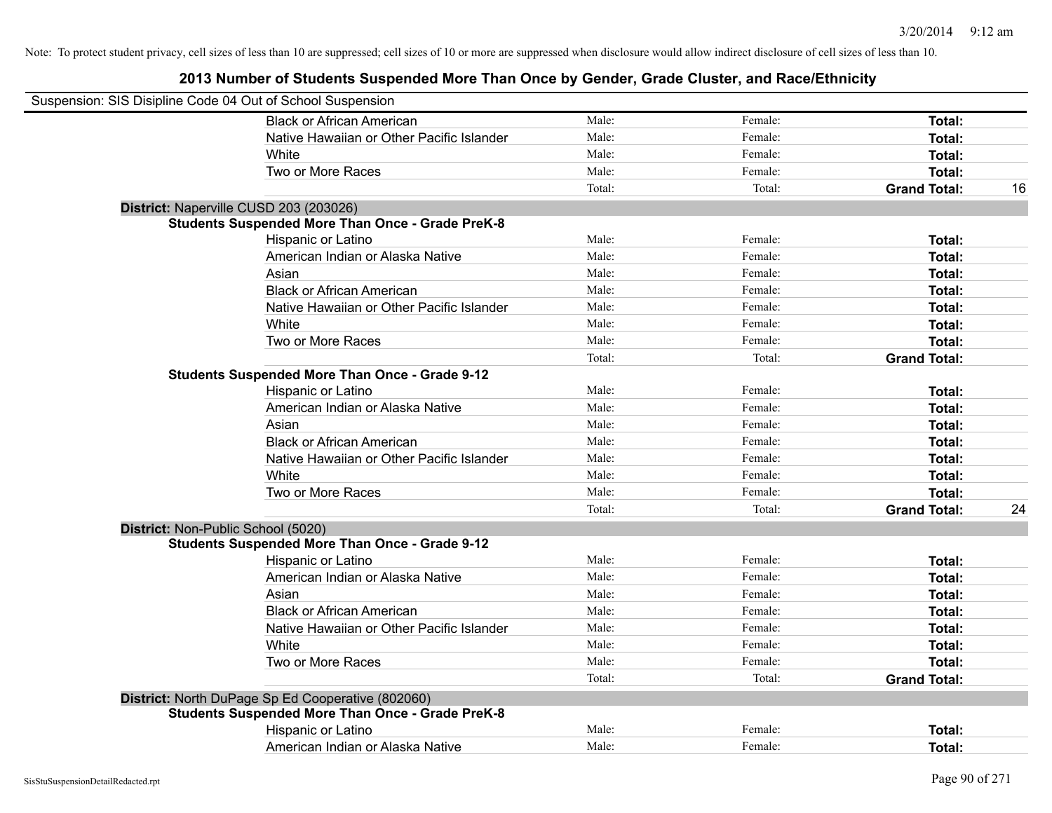Note: To protect student privacy, cell sizes of less than 10 are suppressed; cell sizes of 10 or more are suppressed when disclosure would allow indirect disclosure of cell sizes of less than 10.

# 2013 Number of Students Suspended More Than Once by Gender, Grade Cluster, and Race/Ethnicity

Suspension: SIS Disipline Code 04 Out of School Suspension

| | | | | | |
|---|---|---|---|---|---|
| | Black or African American | Male: | Female: | **Total:** | |
| | Native Hawaiian or Other Pacific Islander | Male: | Female: | **Total:** | |
| | White | Male: | Female: | **Total:** | |
| | Two or More Races | Male: | Female: | **Total:** | |
| | | Total: | Total: | **Grand Total:** | 16 |
| **District:** Naperville CUSD 203 (203026) | | | | | |
| **Students Suspended More Than Once - Grade PreK-8** | | | | | |
| | Hispanic or Latino | Male: | Female: | **Total:** | |
| | American Indian or Alaska Native | Male: | Female: | **Total:** | |
| | Asian | Male: | Female: | **Total:** | |
| | Black or African American | Male: | Female: | **Total:** | |
| | Native Hawaiian or Other Pacific Islander | Male: | Female: | **Total:** | |
| | White | Male: | Female: | **Total:** | |
| | Two or More Races | Male: | Female: | **Total:** | |
| | | Total: | Total: | **Grand Total:** | |
| **Students Suspended More Than Once - Grade 9-12** | | | | | |
| | Hispanic or Latino | Male: | Female: | **Total:** | |
| | American Indian or Alaska Native | Male: | Female: | **Total:** | |
| | Asian | Male: | Female: | **Total:** | |
| | Black or African American | Male: | Female: | **Total:** | |
| | Native Hawaiian or Other Pacific Islander | Male: | Female: | **Total:** | |
| | White | Male: | Female: | **Total:** | |
| | Two or More Races | Male: | Female: | **Total:** | |
| | | Total: | Total: | **Grand Total:** | 24 |
| **District:** Non-Public School (5020) | | | | | |
| **Students Suspended More Than Once - Grade 9-12** | | | | | |
| | Hispanic or Latino | Male: | Female: | **Total:** | |
| | American Indian or Alaska Native | Male: | Female: | **Total:** | |
| | Asian | Male: | Female: | **Total:** | |
| | Black or African American | Male: | Female: | **Total:** | |
| | Native Hawaiian or Other Pacific Islander | Male: | Female: | **Total:** | |
| | White | Male: | Female: | **Total:** | |
| | Two or More Races | Male: | Female: | **Total:** | |
| | | Total: | Total: | **Grand Total:** | |
| **District:** North DuPage Sp Ed Cooperative (802060) | | | | | |
| **Students Suspended More Than Once - Grade PreK-8** | | | | | |
| | Hispanic or Latino | Male: | Female: | **Total:** | |
| | American Indian or Alaska Native | Male: | Female: | **Total:** | |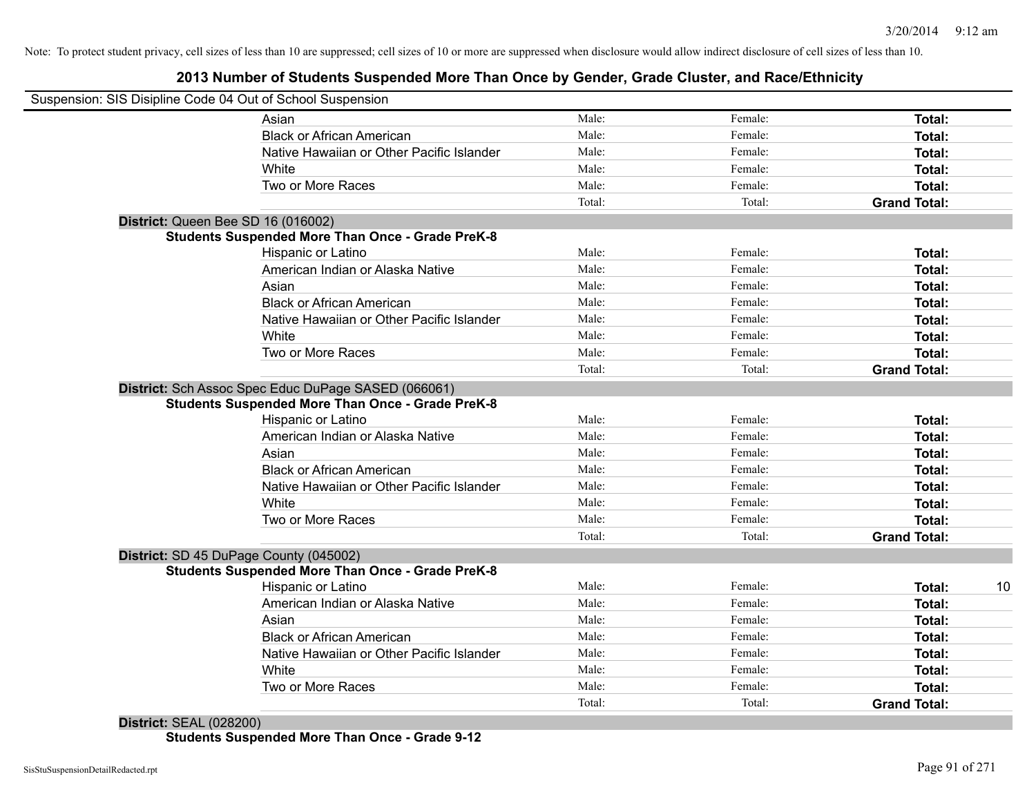Note: To protect student privacy, cell sizes of less than 10 are suppressed; cell sizes of 10 or more are suppressed when disclosure would allow indirect disclosure of cell sizes of less than 10.

## 2013 Number of Students Suspended More Than Once by Gender, Grade Cluster, and Race/Ethnicity

Suspension: SIS Disipline Code 04 Out of School Suspension

| | | | | |
|---|---|---|---|---|
| Asian | Male: | Female: | **Total:** | |
| Black or African American | Male: | Female: | **Total:** | |
| Native Hawaiian or Other Pacific Islander | Male: | Female: | **Total:** | |
| White | Male: | Female: | **Total:** | |
| Two or More Races | Male: | Female: | **Total:** | |
| | Total: | Total: | **Grand Total:** | |

**District:** Queen Bee SD 16 (016002)

**Students Suspended More Than Once - Grade PreK-8**

| | | | | |
|---|---|---|---|---|
| Hispanic or Latino | Male: | Female: | **Total:** | |
| American Indian or Alaska Native | Male: | Female: | **Total:** | |
| Asian | Male: | Female: | **Total:** | |
| Black or African American | Male: | Female: | **Total:** | |
| Native Hawaiian or Other Pacific Islander | Male: | Female: | **Total:** | |
| White | Male: | Female: | **Total:** | |
| Two or More Races | Male: | Female: | **Total:** | |
| | Total: | Total: | **Grand Total:** | |

**District:** Sch Assoc Spec Educ DuPage SASED (066061)

**Students Suspended More Than Once - Grade PreK-8**

| | | | | |
|---|---|---|---|---|
| Hispanic or Latino | Male: | Female: | **Total:** | |
| American Indian or Alaska Native | Male: | Female: | **Total:** | |
| Asian | Male: | Female: | **Total:** | |
| Black or African American | Male: | Female: | **Total:** | |
| Native Hawaiian or Other Pacific Islander | Male: | Female: | **Total:** | |
| White | Male: | Female: | **Total:** | |
| Two or More Races | Male: | Female: | **Total:** | |
| | Total: | Total: | **Grand Total:** | |

**District:** SD 45 DuPage County (045002)

**Students Suspended More Than Once - Grade PreK-8**

| | | | | |
|---|---|---|---|---|
| Hispanic or Latino | Male: | Female: | **Total:** | 10 |
| American Indian or Alaska Native | Male: | Female: | **Total:** | |
| Asian | Male: | Female: | **Total:** | |
| Black or African American | Male: | Female: | **Total:** | |
| Native Hawaiian or Other Pacific Islander | Male: | Female: | **Total:** | |
| White | Male: | Female: | **Total:** | |
| Two or More Races | Male: | Female: | **Total:** | |
| | Total: | Total: | **Grand Total:** | |

**District:** SEAL (028200)

**Students Suspended More Than Once - Grade 9-12**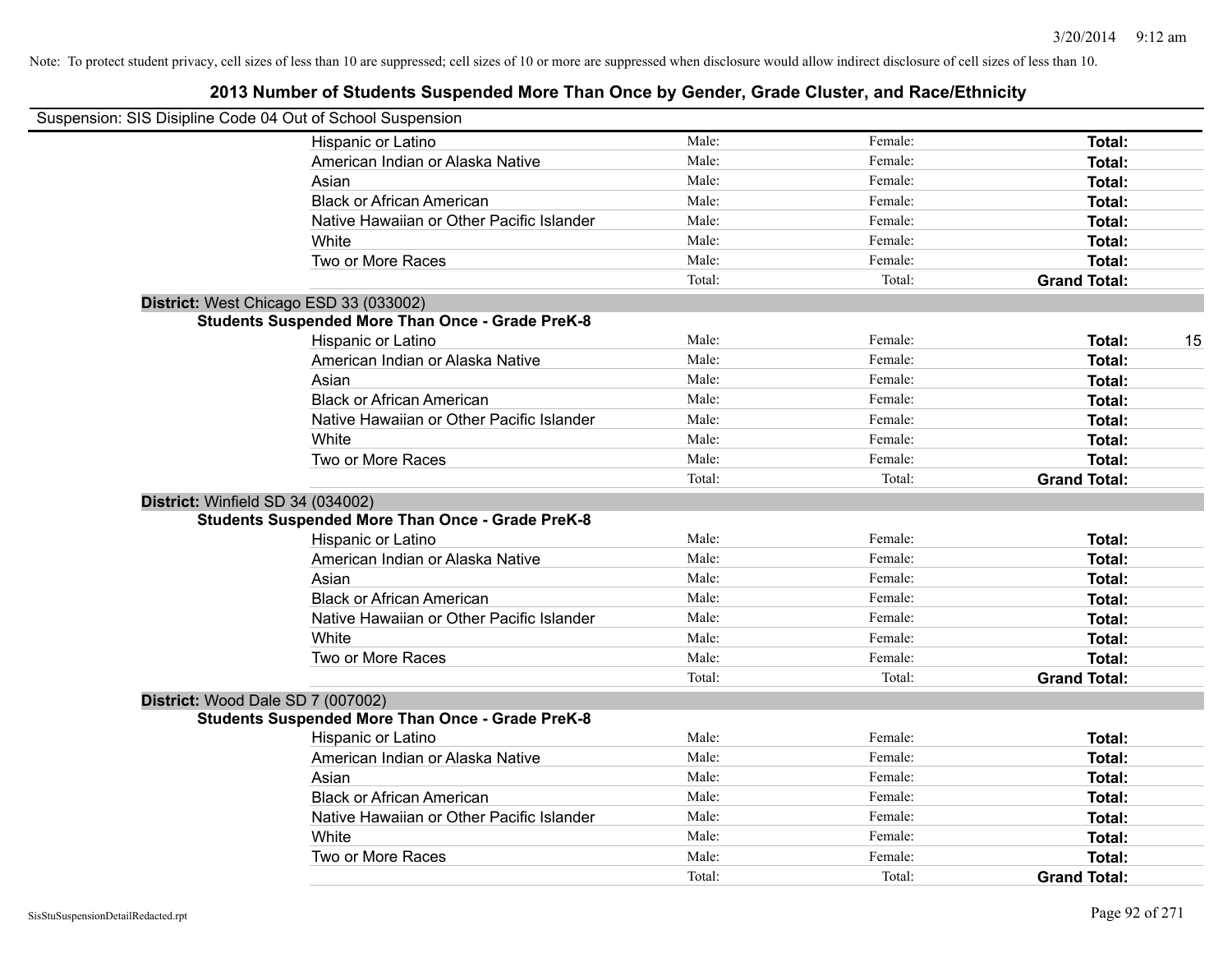Note: To protect student privacy, cell sizes of less than 10 are suppressed; cell sizes of 10 or more are suppressed when disclosure would allow indirect disclosure of cell sizes of less than 10.

## 2013 Number of Students Suspended More Than Once by Gender, Grade Cluster, and Race/Ethnicity

Suspension: SIS Disipline Code 04 Out of School Suspension

| | | | |
|---|---|---|---|
| Hispanic or Latino | Male: | Female: | **Total:** |
| American Indian or Alaska Native | Male: | Female: | **Total:** |
| Asian | Male: | Female: | **Total:** |
| Black or African American | Male: | Female: | **Total:** |
| Native Hawaiian or Other Pacific Islander | Male: | Female: | **Total:** |
| White | Male: | Female: | **Total:** |
| Two or More Races | Male: | Female: | **Total:** |
| | Total: | Total: | **Grand Total:** |

**District:** West Chicago ESD 33 (033002)

**Students Suspended More Than Once - Grade PreK-8**

| | | | |
|---|---|---|---|
| Hispanic or Latino | Male: | Female: | **Total:** 15 |
| American Indian or Alaska Native | Male: | Female: | **Total:** |
| Asian | Male: | Female: | **Total:** |
| Black or African American | Male: | Female: | **Total:** |
| Native Hawaiian or Other Pacific Islander | Male: | Female: | **Total:** |
| White | Male: | Female: | **Total:** |
| Two or More Races | Male: | Female: | **Total:** |
| | Total: | Total: | **Grand Total:** |

**District:** Winfield SD 34 (034002)

**Students Suspended More Than Once - Grade PreK-8**

| | | | |
|---|---|---|---|
| Hispanic or Latino | Male: | Female: | **Total:** |
| American Indian or Alaska Native | Male: | Female: | **Total:** |
| Asian | Male: | Female: | **Total:** |
| Black or African American | Male: | Female: | **Total:** |
| Native Hawaiian or Other Pacific Islander | Male: | Female: | **Total:** |
| White | Male: | Female: | **Total:** |
| Two or More Races | Male: | Female: | **Total:** |
| | Total: | Total: | **Grand Total:** |

**District:** Wood Dale SD 7 (007002)

**Students Suspended More Than Once - Grade PreK-8**

| | | | |
|---|---|---|---|
| Hispanic or Latino | Male: | Female: | **Total:** |
| American Indian or Alaska Native | Male: | Female: | **Total:** |
| Asian | Male: | Female: | **Total:** |
| Black or African American | Male: | Female: | **Total:** |
| Native Hawaiian or Other Pacific Islander | Male: | Female: | **Total:** |
| White | Male: | Female: | **Total:** |
| Two or More Races | Male: | Female: | **Total:** |
| | Total: | Total: | **Grand Total:** |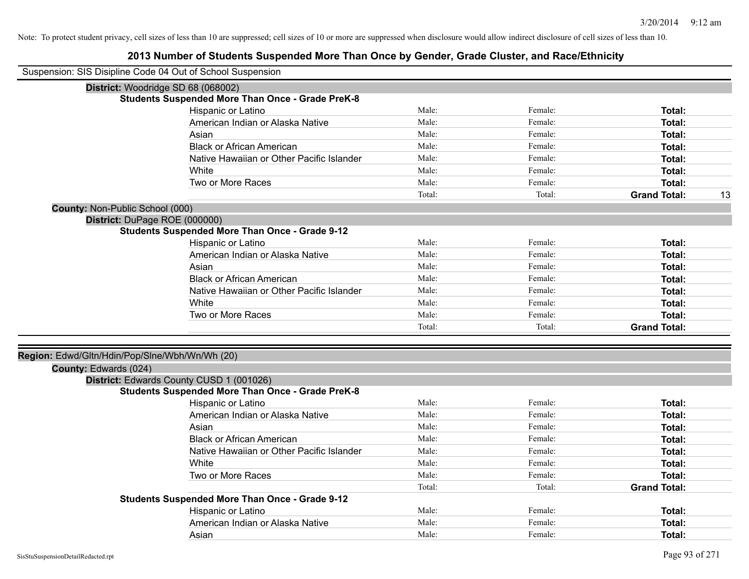Note: To protect student privacy, cell sizes of less than 10 are suppressed; cell sizes of 10 or more are suppressed when disclosure would allow indirect disclosure of cell sizes of less than 10.

# 2013 Number of Students Suspended More Than Once by Gender, Grade Cluster, and Race/Ethnicity

Suspension: SIS Disipline Code 04 Out of School Suspension

**District:** Woodridge SD 68 (068002)

**Students Suspended More Than Once - Grade PreK-8**

| | | | | |
|---|---|---|---|---|
| Hispanic or Latino | Male: | Female: | **Total:** | |
| American Indian or Alaska Native | Male: | Female: | **Total:** | |
| Asian | Male: | Female: | **Total:** | |
| Black or African American | Male: | Female: | **Total:** | |
| Native Hawaiian or Other Pacific Islander | Male: | Female: | **Total:** | |
| White | Male: | Female: | **Total:** | |
| Two or More Races | Male: | Female: | **Total:** | |
| | Total: | Total: | **Grand Total:** | 13 |

**County:** Non-Public School (000)

**District:** DuPage ROE (000000)

**Students Suspended More Than Once - Grade 9-12**

| | | | | |
|---|---|---|---|---|
| Hispanic or Latino | Male: | Female: | **Total:** | |
| American Indian or Alaska Native | Male: | Female: | **Total:** | |
| Asian | Male: | Female: | **Total:** | |
| Black or African American | Male: | Female: | **Total:** | |
| Native Hawaiian or Other Pacific Islander | Male: | Female: | **Total:** | |
| White | Male: | Female: | **Total:** | |
| Two or More Races | Male: | Female: | **Total:** | |
| | Total: | Total: | **Grand Total:** | |

**Region:** Edwd/Gltn/Hdin/Pop/Slne/Wbh/Wn/Wh (20)

**County:** Edwards (024)

**District:** Edwards County CUSD 1 (001026)

**Students Suspended More Than Once - Grade PreK-8**

| | | | | |
|---|---|---|---|---|
| Hispanic or Latino | Male: | Female: | **Total:** | |
| American Indian or Alaska Native | Male: | Female: | **Total:** | |
| Asian | Male: | Female: | **Total:** | |
| Black or African American | Male: | Female: | **Total:** | |
| Native Hawaiian or Other Pacific Islander | Male: | Female: | **Total:** | |
| White | Male: | Female: | **Total:** | |
| Two or More Races | Male: | Female: | **Total:** | |
| | Total: | Total: | **Grand Total:** | |

**Students Suspended More Than Once - Grade 9-12**

| | | | | |
|---|---|---|---|---|
| Hispanic or Latino | Male: | Female: | **Total:** | |
| American Indian or Alaska Native | Male: | Female: | **Total:** | |
| Asian | Male: | Female: | **Total:** | |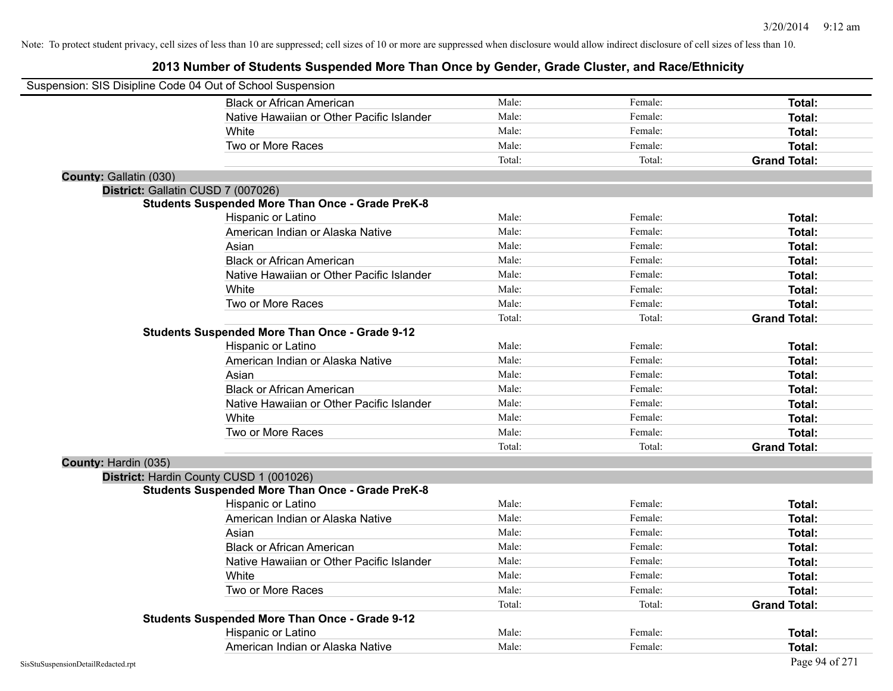Note: To protect student privacy, cell sizes of less than 10 are suppressed; cell sizes of 10 or more are suppressed when disclosure would allow indirect disclosure of cell sizes of less than 10.

# 2013 Number of Students Suspended More Than Once by Gender, Grade Cluster, and Race/Ethnicity

Suspension: SIS Disipline Code 04 Out of School Suspension

| | | | |
|---|---|---|---|
| Black or African American | Male: | Female: | **Total:** |
| Native Hawaiian or Other Pacific Islander | Male: | Female: | **Total:** |
| White | Male: | Female: | **Total:** |
| Two or More Races | Male: | Female: | **Total:** |
| | Total: | Total: | **Grand Total:** |

**County:** Gallatin (030)

**District:** Gallatin CUSD 7 (007026)

**Students Suspended More Than Once - Grade PreK-8**

| | | | |
|---|---|---|---|
| Hispanic or Latino | Male: | Female: | **Total:** |
| American Indian or Alaska Native | Male: | Female: | **Total:** |
| Asian | Male: | Female: | **Total:** |
| Black or African American | Male: | Female: | **Total:** |
| Native Hawaiian or Other Pacific Islander | Male: | Female: | **Total:** |
| White | Male: | Female: | **Total:** |
| Two or More Races | Male: | Female: | **Total:** |
| | Total: | Total: | **Grand Total:** |

**Students Suspended More Than Once - Grade 9-12**

| | | | |
|---|---|---|---|
| Hispanic or Latino | Male: | Female: | **Total:** |
| American Indian or Alaska Native | Male: | Female: | **Total:** |
| Asian | Male: | Female: | **Total:** |
| Black or African American | Male: | Female: | **Total:** |
| Native Hawaiian or Other Pacific Islander | Male: | Female: | **Total:** |
| White | Male: | Female: | **Total:** |
| Two or More Races | Male: | Female: | **Total:** |
| | Total: | Total: | **Grand Total:** |

**County:** Hardin (035)

**District:** Hardin County CUSD 1 (001026)

**Students Suspended More Than Once - Grade PreK-8**

| | | | |
|---|---|---|---|
| Hispanic or Latino | Male: | Female: | **Total:** |
| American Indian or Alaska Native | Male: | Female: | **Total:** |
| Asian | Male: | Female: | **Total:** |
| Black or African American | Male: | Female: | **Total:** |
| Native Hawaiian or Other Pacific Islander | Male: | Female: | **Total:** |
| White | Male: | Female: | **Total:** |
| Two or More Races | Male: | Female: | **Total:** |
| | Total: | Total: | **Grand Total:** |

**Students Suspended More Than Once - Grade 9-12**

| | | | |
|---|---|---|---|
| Hispanic or Latino | Male: | Female: | **Total:** |
| American Indian or Alaska Native | Male: | Female: | **Total:** |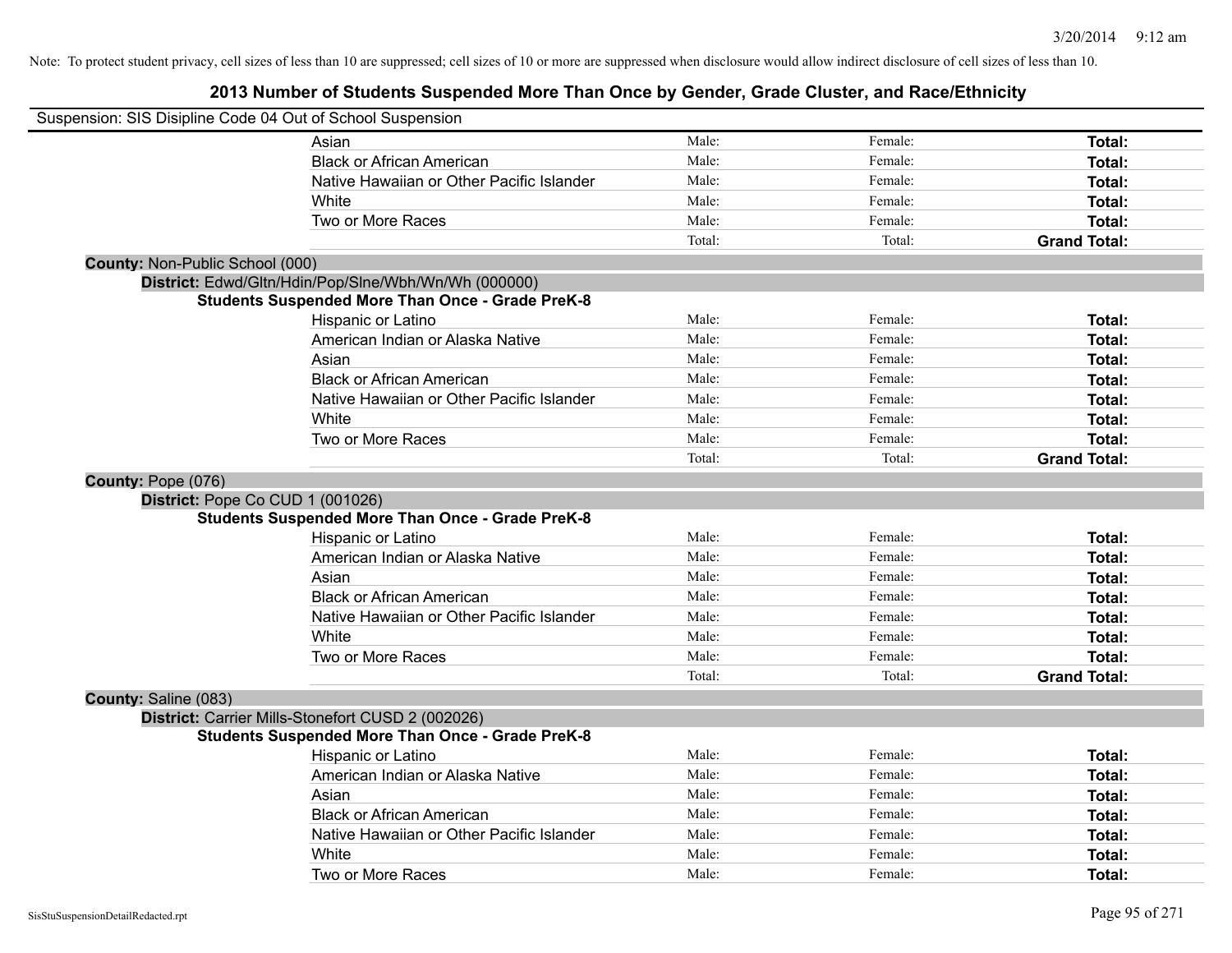Note: To protect student privacy, cell sizes of less than 10 are suppressed; cell sizes of 10 or more are suppressed when disclosure would allow indirect disclosure of cell sizes of less than 10.

# 2013 Number of Students Suspended More Than Once by Gender, Grade Cluster, and Race/Ethnicity

Suspension: SIS Disipline Code 04 Out of School Suspension

| | Male: | Female: | **Total:** |
|---|---|---|---|
| Asian | Male: | Female: | **Total:** |
| Black or African American | Male: | Female: | **Total:** |
| Native Hawaiian or Other Pacific Islander | Male: | Female: | **Total:** |
| White | Male: | Female: | **Total:** |
| Two or More Races | Male: | Female: | **Total:** |
| | Total: | Total: | **Grand Total:** |

**County:** Non-Public School (000)

**District:** Edwd/Gltn/Hdin/Pop/Slne/Wbh/Wn/Wh (000000)

**Students Suspended More Than Once - Grade PreK-8**

| | | | |
|---|---|---|---|
| Hispanic or Latino | Male: | Female: | **Total:** |
| American Indian or Alaska Native | Male: | Female: | **Total:** |
| Asian | Male: | Female: | **Total:** |
| Black or African American | Male: | Female: | **Total:** |
| Native Hawaiian or Other Pacific Islander | Male: | Female: | **Total:** |
| White | Male: | Female: | **Total:** |
| Two or More Races | Male: | Female: | **Total:** |
| | Total: | Total: | **Grand Total:** |

**County:** Pope (076)

**District:** Pope Co CUD 1 (001026)

**Students Suspended More Than Once - Grade PreK-8**

| | | | |
|---|---|---|---|
| Hispanic or Latino | Male: | Female: | **Total:** |
| American Indian or Alaska Native | Male: | Female: | **Total:** |
| Asian | Male: | Female: | **Total:** |
| Black or African American | Male: | Female: | **Total:** |
| Native Hawaiian or Other Pacific Islander | Male: | Female: | **Total:** |
| White | Male: | Female: | **Total:** |
| Two or More Races | Male: | Female: | **Total:** |
| | Total: | Total: | **Grand Total:** |

**County:** Saline (083)

**District:** Carrier Mills-Stonefort CUSD 2 (002026)

**Students Suspended More Than Once - Grade PreK-8**

| | | | |
|---|---|---|---|
| Hispanic or Latino | Male: | Female: | **Total:** |
| American Indian or Alaska Native | Male: | Female: | **Total:** |
| Asian | Male: | Female: | **Total:** |
| Black or African American | Male: | Female: | **Total:** |
| Native Hawaiian or Other Pacific Islander | Male: | Female: | **Total:** |
| White | Male: | Female: | **Total:** |
| Two or More Races | Male: | Female: | **Total:** |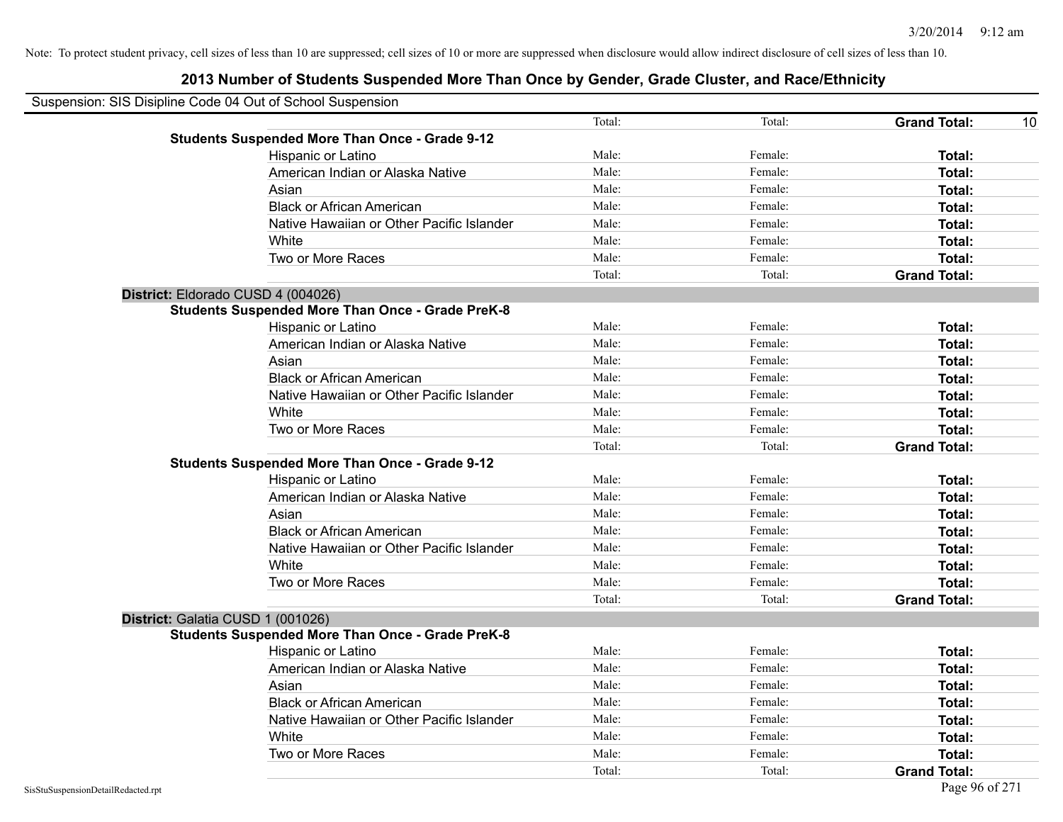Note: To protect student privacy, cell sizes of less than 10 are suppressed; cell sizes of 10 or more are suppressed when disclosure would allow indirect disclosure of cell sizes of less than 10.

## 2013 Number of Students Suspended More Than Once by Gender, Grade Cluster, and Race/Ethnicity

Suspension: SIS Disipline Code 04 Out of School Suspension

| | | | | |
|---|---|---|---|---|
| | Total: | Total: | **Grand Total:** | 10 |
| **Students Suspended More Than Once - Grade 9-12** | | | | |
| Hispanic or Latino | Male: | Female: | **Total:** | |
| American Indian or Alaska Native | Male: | Female: | **Total:** | |
| Asian | Male: | Female: | **Total:** | |
| Black or African American | Male: | Female: | **Total:** | |
| Native Hawaiian or Other Pacific Islander | Male: | Female: | **Total:** | |
| White | Male: | Female: | **Total:** | |
| Two or More Races | Male: | Female: | **Total:** | |
| | Total: | Total: | **Grand Total:** | |

**District:** Eldorado CUSD 4 (004026)

| | | | | |
|---|---|---|---|---|
| **Students Suspended More Than Once - Grade PreK-8** | | | | |
| Hispanic or Latino | Male: | Female: | **Total:** | |
| American Indian or Alaska Native | Male: | Female: | **Total:** | |
| Asian | Male: | Female: | **Total:** | |
| Black or African American | Male: | Female: | **Total:** | |
| Native Hawaiian or Other Pacific Islander | Male: | Female: | **Total:** | |
| White | Male: | Female: | **Total:** | |
| Two or More Races | Male: | Female: | **Total:** | |
| | Total: | Total: | **Grand Total:** | |
| **Students Suspended More Than Once - Grade 9-12** | | | | |
| Hispanic or Latino | Male: | Female: | **Total:** | |
| American Indian or Alaska Native | Male: | Female: | **Total:** | |
| Asian | Male: | Female: | **Total:** | |
| Black or African American | Male: | Female: | **Total:** | |
| Native Hawaiian or Other Pacific Islander | Male: | Female: | **Total:** | |
| White | Male: | Female: | **Total:** | |
| Two or More Races | Male: | Female: | **Total:** | |
| | Total: | Total: | **Grand Total:** | |

**District:** Galatia CUSD 1 (001026)

| | | | | |
|---|---|---|---|---|
| **Students Suspended More Than Once - Grade PreK-8** | | | | |
| Hispanic or Latino | Male: | Female: | **Total:** | |
| American Indian or Alaska Native | Male: | Female: | **Total:** | |
| Asian | Male: | Female: | **Total:** | |
| Black or African American | Male: | Female: | **Total:** | |
| Native Hawaiian or Other Pacific Islander | Male: | Female: | **Total:** | |
| White | Male: | Female: | **Total:** | |
| Two or More Races | Male: | Female: | **Total:** | |
| | Total: | Total: | **Grand Total:** | |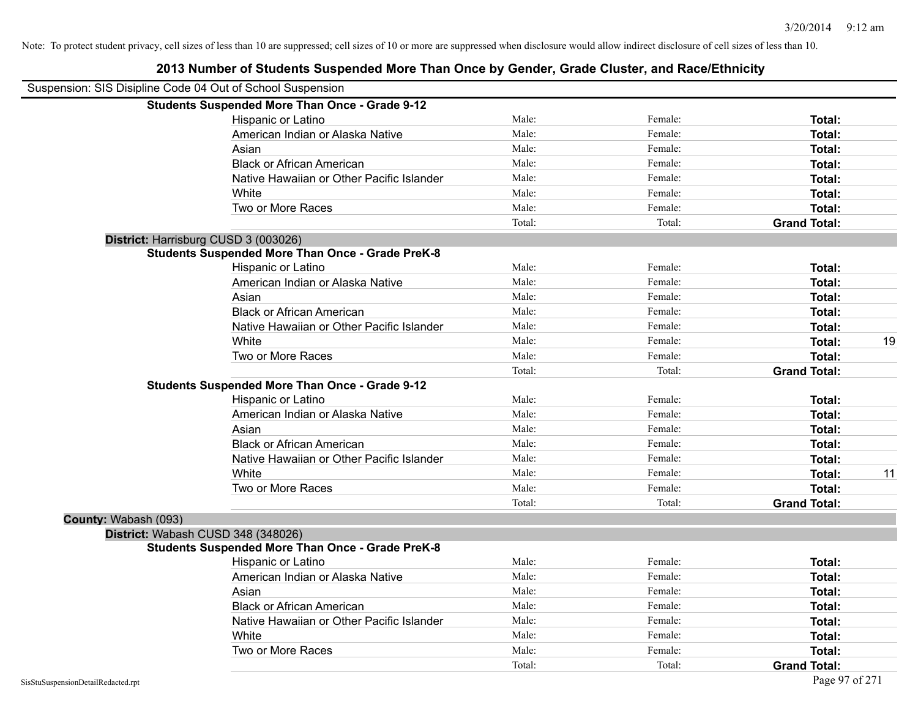Note: To protect student privacy, cell sizes of less than 10 are suppressed; cell sizes of 10 or more are suppressed when disclosure would allow indirect disclosure of cell sizes of less than 10.

# 2013 Number of Students Suspended More Than Once by Gender, Grade Cluster, and Race/Ethnicity

Suspension: SIS Disipline Code 04 Out of School Suspension

**Students Suspended More Than Once - Grade 9-12**

| | | | | |
|---|---|---|---|---|
| Hispanic or Latino | Male: | Female: | **Total:** | |
| American Indian or Alaska Native | Male: | Female: | **Total:** | |
| Asian | Male: | Female: | **Total:** | |
| Black or African American | Male: | Female: | **Total:** | |
| Native Hawaiian or Other Pacific Islander | Male: | Female: | **Total:** | |
| White | Male: | Female: | **Total:** | |
| Two or More Races | Male: | Female: | **Total:** | |
| | Total: | Total: | **Grand Total:** | |

**District:** Harrisburg CUSD 3 (003026)

**Students Suspended More Than Once - Grade PreK-8**

| | | | | |
|---|---|---|---|---|
| Hispanic or Latino | Male: | Female: | **Total:** | |
| American Indian or Alaska Native | Male: | Female: | **Total:** | |
| Asian | Male: | Female: | **Total:** | |
| Black or African American | Male: | Female: | **Total:** | |
| Native Hawaiian or Other Pacific Islander | Male: | Female: | **Total:** | |
| White | Male: | Female: | **Total:** | 19 |
| Two or More Races | Male: | Female: | **Total:** | |
| | Total: | Total: | **Grand Total:** | |

**Students Suspended More Than Once - Grade 9-12**

| | | | | |
|---|---|---|---|---|
| Hispanic or Latino | Male: | Female: | **Total:** | |
| American Indian or Alaska Native | Male: | Female: | **Total:** | |
| Asian | Male: | Female: | **Total:** | |
| Black or African American | Male: | Female: | **Total:** | |
| Native Hawaiian or Other Pacific Islander | Male: | Female: | **Total:** | |
| White | Male: | Female: | **Total:** | 11 |
| Two or More Races | Male: | Female: | **Total:** | |
| | Total: | Total: | **Grand Total:** | |

**County:** Wabash (093)

**District:** Wabash CUSD 348 (348026)

**Students Suspended More Than Once - Grade PreK-8**

| | | | | |
|---|---|---|---|---|
| Hispanic or Latino | Male: | Female: | **Total:** | |
| American Indian or Alaska Native | Male: | Female: | **Total:** | |
| Asian | Male: | Female: | **Total:** | |
| Black or African American | Male: | Female: | **Total:** | |
| Native Hawaiian or Other Pacific Islander | Male: | Female: | **Total:** | |
| White | Male: | Female: | **Total:** | |
| Two or More Races | Male: | Female: | **Total:** | |
| | Total: | Total: | **Grand Total:** | |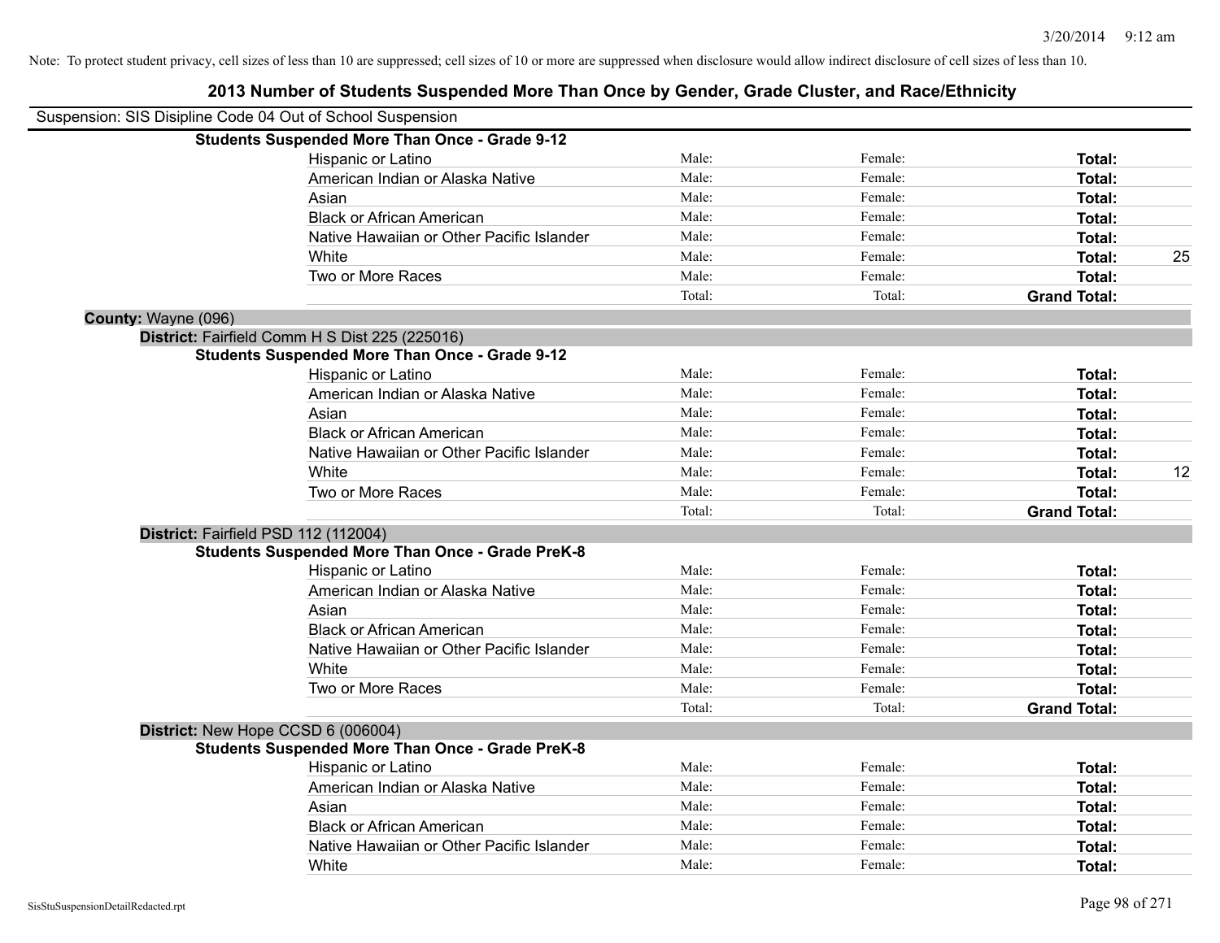Note: To protect student privacy, cell sizes of less than 10 are suppressed; cell sizes of 10 or more are suppressed when disclosure would allow indirect disclosure of cell sizes of less than 10.

# 2013 Number of Students Suspended More Than Once by Gender, Grade Cluster, and Race/Ethnicity

Suspension: SIS Disipline Code 04 Out of School Suspension

**Students Suspended More Than Once - Grade 9-12**

| | | | | |
|---|---|---|---|---|
| Hispanic or Latino | Male: | Female: | **Total:** | |
| American Indian or Alaska Native | Male: | Female: | **Total:** | |
| Asian | Male: | Female: | **Total:** | |
| Black or African American | Male: | Female: | **Total:** | |
| Native Hawaiian or Other Pacific Islander | Male: | Female: | **Total:** | |
| White | Male: | Female: | **Total:** | 25 |
| Two or More Races | Male: | Female: | **Total:** | |
| | Total: | Total: | **Grand Total:** | |

**County:** Wayne (096)

**District:** Fairfield Comm H S Dist 225 (225016)

**Students Suspended More Than Once - Grade 9-12**

| | | | | |
|---|---|---|---|---|
| Hispanic or Latino | Male: | Female: | **Total:** | |
| American Indian or Alaska Native | Male: | Female: | **Total:** | |
| Asian | Male: | Female: | **Total:** | |
| Black or African American | Male: | Female: | **Total:** | |
| Native Hawaiian or Other Pacific Islander | Male: | Female: | **Total:** | |
| White | Male: | Female: | **Total:** | 12 |
| Two or More Races | Male: | Female: | **Total:** | |
| | Total: | Total: | **Grand Total:** | |

**District:** Fairfield PSD 112 (112004)

**Students Suspended More Than Once - Grade PreK-8**

| | | | | |
|---|---|---|---|---|
| Hispanic or Latino | Male: | Female: | **Total:** | |
| American Indian or Alaska Native | Male: | Female: | **Total:** | |
| Asian | Male: | Female: | **Total:** | |
| Black or African American | Male: | Female: | **Total:** | |
| Native Hawaiian or Other Pacific Islander | Male: | Female: | **Total:** | |
| White | Male: | Female: | **Total:** | |
| Two or More Races | Male: | Female: | **Total:** | |
| | Total: | Total: | **Grand Total:** | |

**District:** New Hope CCSD 6 (006004)

**Students Suspended More Than Once - Grade PreK-8**

| | | | | |
|---|---|---|---|---|
| Hispanic or Latino | Male: | Female: | **Total:** | |
| American Indian or Alaska Native | Male: | Female: | **Total:** | |
| Asian | Male: | Female: | **Total:** | |
| Black or African American | Male: | Female: | **Total:** | |
| Native Hawaiian or Other Pacific Islander | Male: | Female: | **Total:** | |
| White | Male: | Female: | **Total:** | |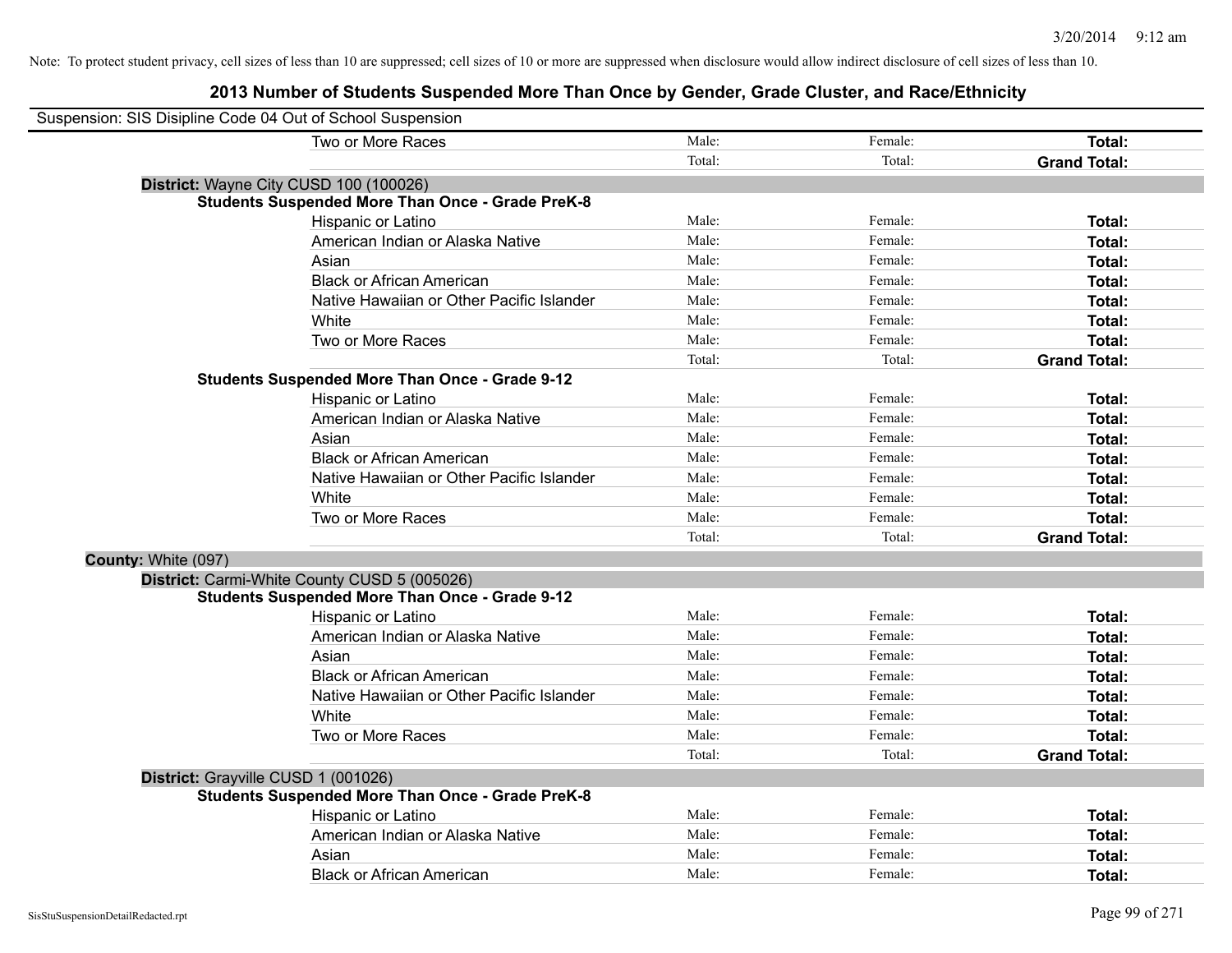Note: To protect student privacy, cell sizes of less than 10 are suppressed; cell sizes of 10 or more are suppressed when disclosure would allow indirect disclosure of cell sizes of less than 10.

## 2013 Number of Students Suspended More Than Once by Gender, Grade Cluster, and Race/Ethnicity

Suspension: SIS Disipline Code 04 Out of School Suspension

| | | | |
|---|---|---|---|
| Two or More Races | Male: | Female: | **Total:** |
| | Total: | Total: | **Grand Total:** |

**District:** Wayne City CUSD 100 (100026)

**Students Suspended More Than Once - Grade PreK-8**

| | | | |
|---|---|---|---|
| Hispanic or Latino | Male: | Female: | **Total:** |
| American Indian or Alaska Native | Male: | Female: | **Total:** |
| Asian | Male: | Female: | **Total:** |
| Black or African American | Male: | Female: | **Total:** |
| Native Hawaiian or Other Pacific Islander | Male: | Female: | **Total:** |
| White | Male: | Female: | **Total:** |
| Two or More Races | Male: | Female: | **Total:** |
| | Total: | Total: | **Grand Total:** |

**Students Suspended More Than Once - Grade 9-12**

| | | | |
|---|---|---|---|
| Hispanic or Latino | Male: | Female: | **Total:** |
| American Indian or Alaska Native | Male: | Female: | **Total:** |
| Asian | Male: | Female: | **Total:** |
| Black or African American | Male: | Female: | **Total:** |
| Native Hawaiian or Other Pacific Islander | Male: | Female: | **Total:** |
| White | Male: | Female: | **Total:** |
| Two or More Races | Male: | Female: | **Total:** |
| | Total: | Total: | **Grand Total:** |

**County:** White (097)

**District:** Carmi-White County CUSD 5 (005026)

**Students Suspended More Than Once - Grade 9-12**

| | | | |
|---|---|---|---|
| Hispanic or Latino | Male: | Female: | **Total:** |
| American Indian or Alaska Native | Male: | Female: | **Total:** |
| Asian | Male: | Female: | **Total:** |
| Black or African American | Male: | Female: | **Total:** |
| Native Hawaiian or Other Pacific Islander | Male: | Female: | **Total:** |
| White | Male: | Female: | **Total:** |
| Two or More Races | Male: | Female: | **Total:** |
| | Total: | Total: | **Grand Total:** |

**District:** Grayville CUSD 1 (001026)

**Students Suspended More Than Once - Grade PreK-8**

| | | | |
|---|---|---|---|
| Hispanic or Latino | Male: | Female: | **Total:** |
| American Indian or Alaska Native | Male: | Female: | **Total:** |
| Asian | Male: | Female: | **Total:** |
| Black or African American | Male: | Female: | **Total:** |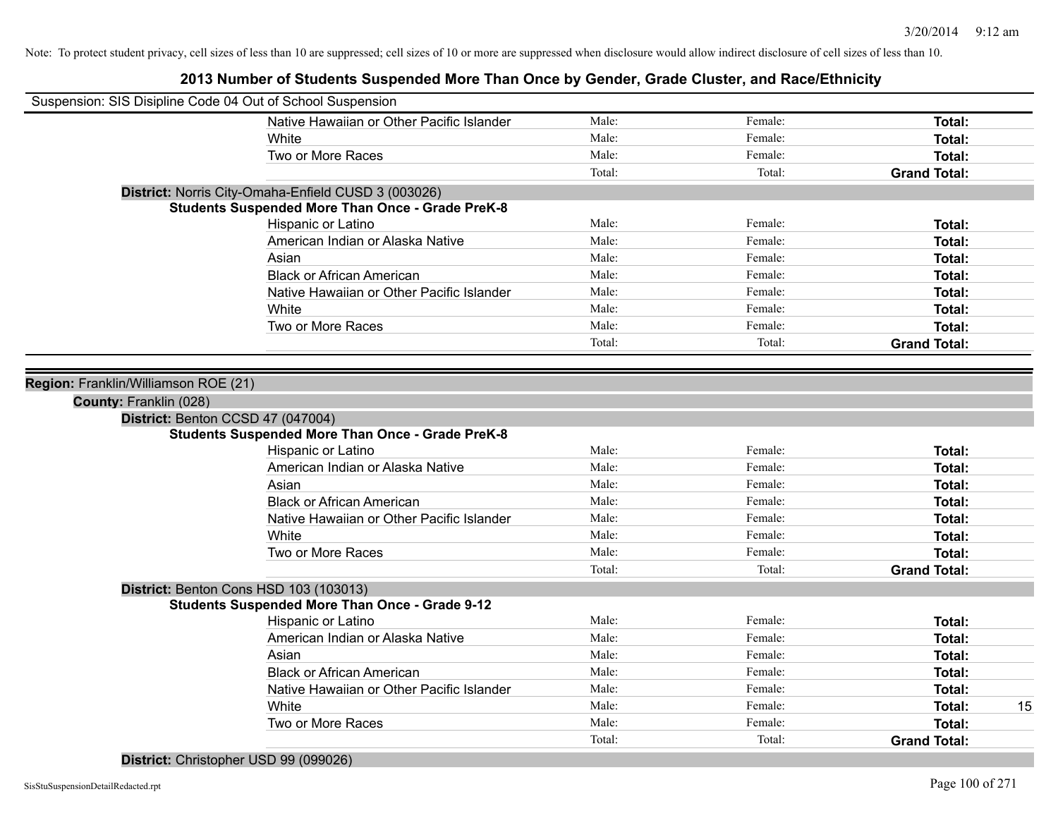Note: To protect student privacy, cell sizes of less than 10 are suppressed; cell sizes of 10 or more are suppressed when disclosure would allow indirect disclosure of cell sizes of less than 10.

# 2013 Number of Students Suspended More Than Once by Gender, Grade Cluster, and Race/Ethnicity

Suspension: SIS Disipline Code 04 Out of School Suspension

| | Male: | Female: | Total: | |
|---|---|---|---|---|
| Native Hawaiian or Other Pacific Islander | Male: | Female: | **Total:** | |
| White | Male: | Female: | **Total:** | |
| Two or More Races | Male: | Female: | **Total:** | |
| | Total: | Total: | **Grand Total:** | |

**District:** Norris City-Omaha-Enfield CUSD 3 (003026)

**Students Suspended More Than Once - Grade PreK-8**

| | | | | |
|---|---|---|---|---|
| Hispanic or Latino | Male: | Female: | **Total:** | |
| American Indian or Alaska Native | Male: | Female: | **Total:** | |
| Asian | Male: | Female: | **Total:** | |
| Black or African American | Male: | Female: | **Total:** | |
| Native Hawaiian or Other Pacific Islander | Male: | Female: | **Total:** | |
| White | Male: | Female: | **Total:** | |
| Two or More Races | Male: | Female: | **Total:** | |
| | Total: | Total: | **Grand Total:** | |

**Region:** Franklin/Williamson ROE (21)

**County:** Franklin (028)

**District:** Benton CCSD 47 (047004)

**Students Suspended More Than Once - Grade PreK-8**

| | | | | |
|---|---|---|---|---|
| Hispanic or Latino | Male: | Female: | **Total:** | |
| American Indian or Alaska Native | Male: | Female: | **Total:** | |
| Asian | Male: | Female: | **Total:** | |
| Black or African American | Male: | Female: | **Total:** | |
| Native Hawaiian or Other Pacific Islander | Male: | Female: | **Total:** | |
| White | Male: | Female: | **Total:** | |
| Two or More Races | Male: | Female: | **Total:** | |
| | Total: | Total: | **Grand Total:** | |

**District:** Benton Cons HSD 103 (103013)

**Students Suspended More Than Once - Grade 9-12**

| | | | | |
|---|---|---|---|---|
| Hispanic or Latino | Male: | Female: | **Total:** | |
| American Indian or Alaska Native | Male: | Female: | **Total:** | |
| Asian | Male: | Female: | **Total:** | |
| Black or African American | Male: | Female: | **Total:** | |
| Native Hawaiian or Other Pacific Islander | Male: | Female: | **Total:** | |
| White | Male: | Female: | **Total:** | 15 |
| Two or More Races | Male: | Female: | **Total:** | |
| | Total: | Total: | **Grand Total:** | |

**District:** Christopher USD 99 (099026)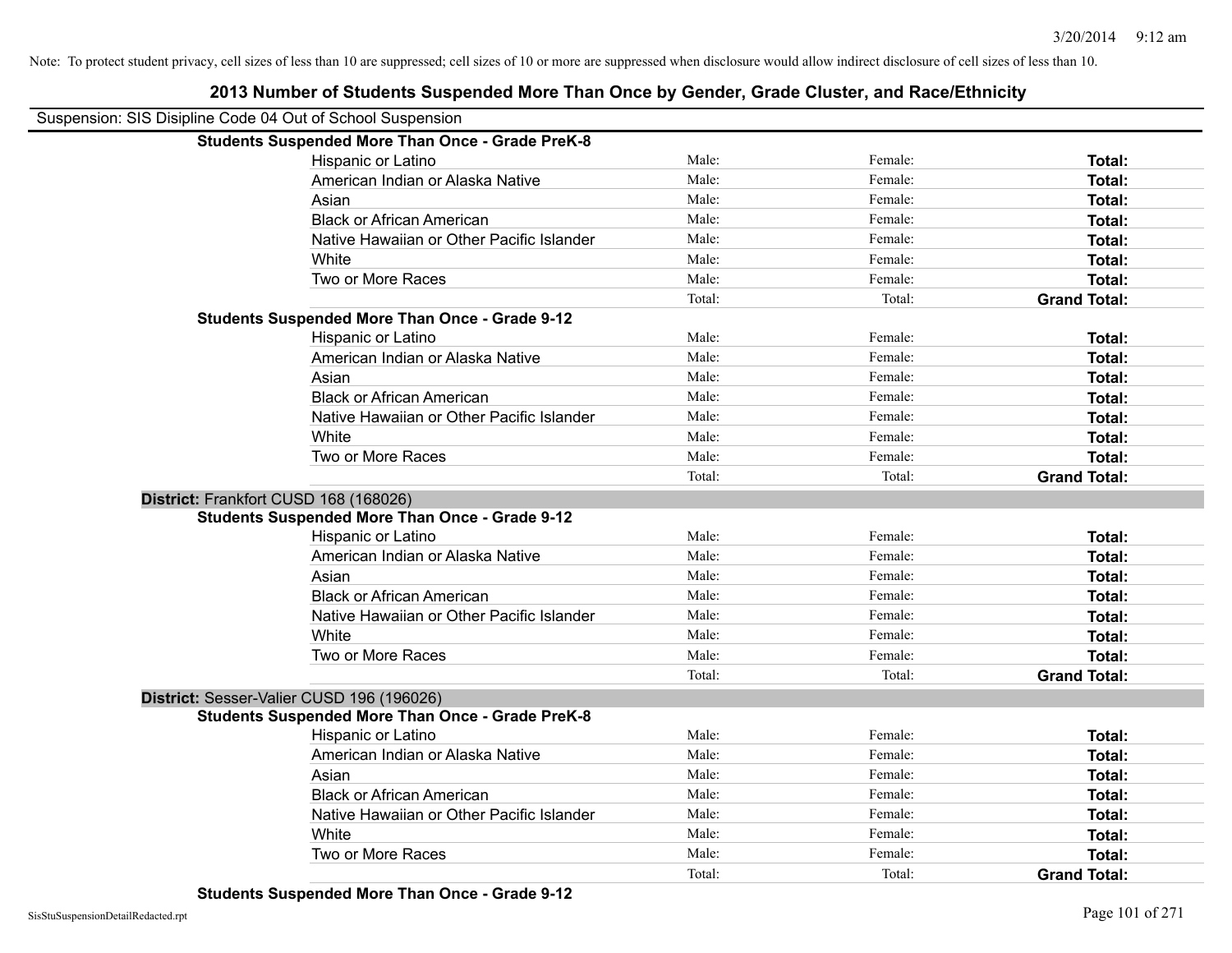Note: To protect student privacy, cell sizes of less than 10 are suppressed; cell sizes of 10 or more are suppressed when disclosure would allow indirect disclosure of cell sizes of less than 10.

# 2013 Number of Students Suspended More Than Once by Gender, Grade Cluster, and Race/Ethnicity

Suspension: SIS Disipline Code 04 Out of School Suspension

**Students Suspended More Than Once - Grade PreK-8**

| | | | |
|---|---|---|---|
| Hispanic or Latino | Male: | Female: | **Total:** |
| American Indian or Alaska Native | Male: | Female: | **Total:** |
| Asian | Male: | Female: | **Total:** |
| Black or African American | Male: | Female: | **Total:** |
| Native Hawaiian or Other Pacific Islander | Male: | Female: | **Total:** |
| White | Male: | Female: | **Total:** |
| Two or More Races | Male: | Female: | **Total:** |
| | Total: | Total: | **Grand Total:** |

**Students Suspended More Than Once - Grade 9-12**

| | | | |
|---|---|---|---|
| Hispanic or Latino | Male: | Female: | **Total:** |
| American Indian or Alaska Native | Male: | Female: | **Total:** |
| Asian | Male: | Female: | **Total:** |
| Black or African American | Male: | Female: | **Total:** |
| Native Hawaiian or Other Pacific Islander | Male: | Female: | **Total:** |
| White | Male: | Female: | **Total:** |
| Two or More Races | Male: | Female: | **Total:** |
| | Total: | Total: | **Grand Total:** |

**District:** Frankfort CUSD 168 (168026)

**Students Suspended More Than Once - Grade 9-12**

| | | | |
|---|---|---|---|
| Hispanic or Latino | Male: | Female: | **Total:** |
| American Indian or Alaska Native | Male: | Female: | **Total:** |
| Asian | Male: | Female: | **Total:** |
| Black or African American | Male: | Female: | **Total:** |
| Native Hawaiian or Other Pacific Islander | Male: | Female: | **Total:** |
| White | Male: | Female: | **Total:** |
| Two or More Races | Male: | Female: | **Total:** |
| | Total: | Total: | **Grand Total:** |

**District:** Sesser-Valier CUSD 196 (196026)

**Students Suspended More Than Once - Grade PreK-8**

| | | | |
|---|---|---|---|
| Hispanic or Latino | Male: | Female: | **Total:** |
| American Indian or Alaska Native | Male: | Female: | **Total:** |
| Asian | Male: | Female: | **Total:** |
| Black or African American | Male: | Female: | **Total:** |
| Native Hawaiian or Other Pacific Islander | Male: | Female: | **Total:** |
| White | Male: | Female: | **Total:** |
| Two or More Races | Male: | Female: | **Total:** |
| | Total: | Total: | **Grand Total:** |

**Students Suspended More Than Once - Grade 9-12**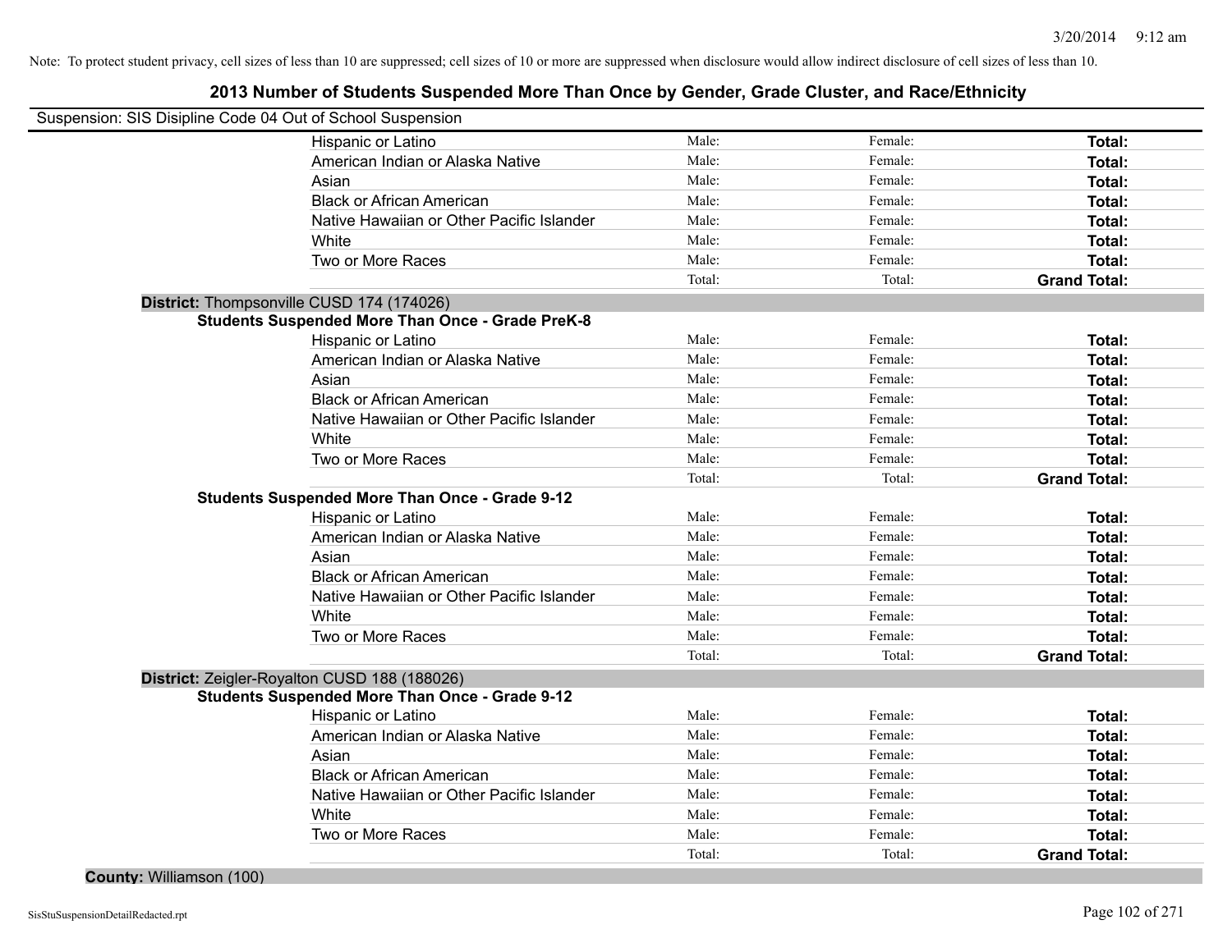Note: To protect student privacy, cell sizes of less than 10 are suppressed; cell sizes of 10 or more are suppressed when disclosure would allow indirect disclosure of cell sizes of less than 10.

## 2013 Number of Students Suspended More Than Once by Gender, Grade Cluster, and Race/Ethnicity

Suspension: SIS Disipline Code 04 Out of School Suspension

| | | | |
|---|---|---|---|
| Hispanic or Latino | Male: | Female: | **Total:** |
| American Indian or Alaska Native | Male: | Female: | **Total:** |
| Asian | Male: | Female: | **Total:** |
| Black or African American | Male: | Female: | **Total:** |
| Native Hawaiian or Other Pacific Islander | Male: | Female: | **Total:** |
| White | Male: | Female: | **Total:** |
| Two or More Races | Male: | Female: | **Total:** |
| | Total: | Total: | **Grand Total:** |

**District:** Thompsonville CUSD 174 (174026)

**Students Suspended More Than Once - Grade PreK-8**

| | | | |
|---|---|---|---|
| Hispanic or Latino | Male: | Female: | **Total:** |
| American Indian or Alaska Native | Male: | Female: | **Total:** |
| Asian | Male: | Female: | **Total:** |
| Black or African American | Male: | Female: | **Total:** |
| Native Hawaiian or Other Pacific Islander | Male: | Female: | **Total:** |
| White | Male: | Female: | **Total:** |
| Two or More Races | Male: | Female: | **Total:** |
| | Total: | Total: | **Grand Total:** |

**Students Suspended More Than Once - Grade 9-12**

| | | | |
|---|---|---|---|
| Hispanic or Latino | Male: | Female: | **Total:** |
| American Indian or Alaska Native | Male: | Female: | **Total:** |
| Asian | Male: | Female: | **Total:** |
| Black or African American | Male: | Female: | **Total:** |
| Native Hawaiian or Other Pacific Islander | Male: | Female: | **Total:** |
| White | Male: | Female: | **Total:** |
| Two or More Races | Male: | Female: | **Total:** |
| | Total: | Total: | **Grand Total:** |

**District:** Zeigler-Royalton CUSD 188 (188026)

**Students Suspended More Than Once - Grade 9-12**

| | | | |
|---|---|---|---|
| Hispanic or Latino | Male: | Female: | **Total:** |
| American Indian or Alaska Native | Male: | Female: | **Total:** |
| Asian | Male: | Female: | **Total:** |
| Black or African American | Male: | Female: | **Total:** |
| Native Hawaiian or Other Pacific Islander | Male: | Female: | **Total:** |
| White | Male: | Female: | **Total:** |
| Two or More Races | Male: | Female: | **Total:** |
| | Total: | Total: | **Grand Total:** |

**County:** Williamson (100)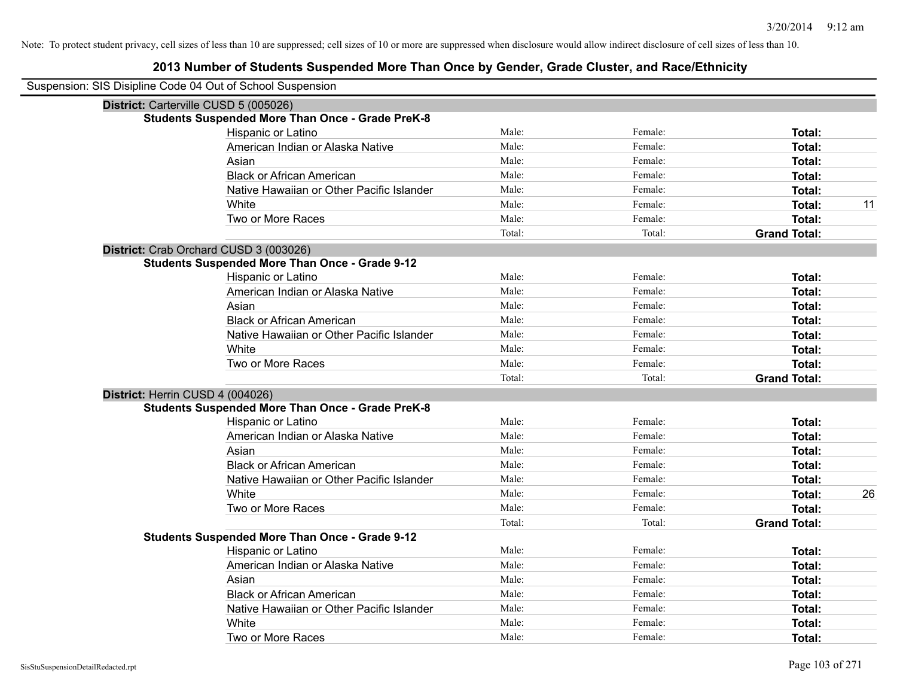Note: To protect student privacy, cell sizes of less than 10 are suppressed; cell sizes of 10 or more are suppressed when disclosure would allow indirect disclosure of cell sizes of less than 10.

# 2013 Number of Students Suspended More Than Once by Gender, Grade Cluster, and Race/Ethnicity

Suspension: SIS Disipline Code 04 Out of School Suspension

**District:** Carterville CUSD 5 (005026)

**Students Suspended More Than Once - Grade PreK-8**

| | | | | |
|---|---|---|---|---|
| Hispanic or Latino | Male: | Female: | **Total:** | |
| American Indian or Alaska Native | Male: | Female: | **Total:** | |
| Asian | Male: | Female: | **Total:** | |
| Black or African American | Male: | Female: | **Total:** | |
| Native Hawaiian or Other Pacific Islander | Male: | Female: | **Total:** | |
| White | Male: | Female: | **Total:** | 11 |
| Two or More Races | Male: | Female: | **Total:** | |
| | Total: | Total: | **Grand Total:** | |

**District:** Crab Orchard CUSD 3 (003026)

**Students Suspended More Than Once - Grade 9-12**

| | | | | |
|---|---|---|---|---|
| Hispanic or Latino | Male: | Female: | **Total:** | |
| American Indian or Alaska Native | Male: | Female: | **Total:** | |
| Asian | Male: | Female: | **Total:** | |
| Black or African American | Male: | Female: | **Total:** | |
| Native Hawaiian or Other Pacific Islander | Male: | Female: | **Total:** | |
| White | Male: | Female: | **Total:** | |
| Two or More Races | Male: | Female: | **Total:** | |
| | Total: | Total: | **Grand Total:** | |

**District:** Herrin CUSD 4 (004026)

**Students Suspended More Than Once - Grade PreK-8**

| | | | | |
|---|---|---|---|---|
| Hispanic or Latino | Male: | Female: | **Total:** | |
| American Indian or Alaska Native | Male: | Female: | **Total:** | |
| Asian | Male: | Female: | **Total:** | |
| Black or African American | Male: | Female: | **Total:** | |
| Native Hawaiian or Other Pacific Islander | Male: | Female: | **Total:** | |
| White | Male: | Female: | **Total:** | 26 |
| Two or More Races | Male: | Female: | **Total:** | |
| | Total: | Total: | **Grand Total:** | |

**Students Suspended More Than Once - Grade 9-12**

| | | | | |
|---|---|---|---|---|
| Hispanic or Latino | Male: | Female: | **Total:** | |
| American Indian or Alaska Native | Male: | Female: | **Total:** | |
| Asian | Male: | Female: | **Total:** | |
| Black or African American | Male: | Female: | **Total:** | |
| Native Hawaiian or Other Pacific Islander | Male: | Female: | **Total:** | |
| White | Male: | Female: | **Total:** | |
| Two or More Races | Male: | Female: | **Total:** | |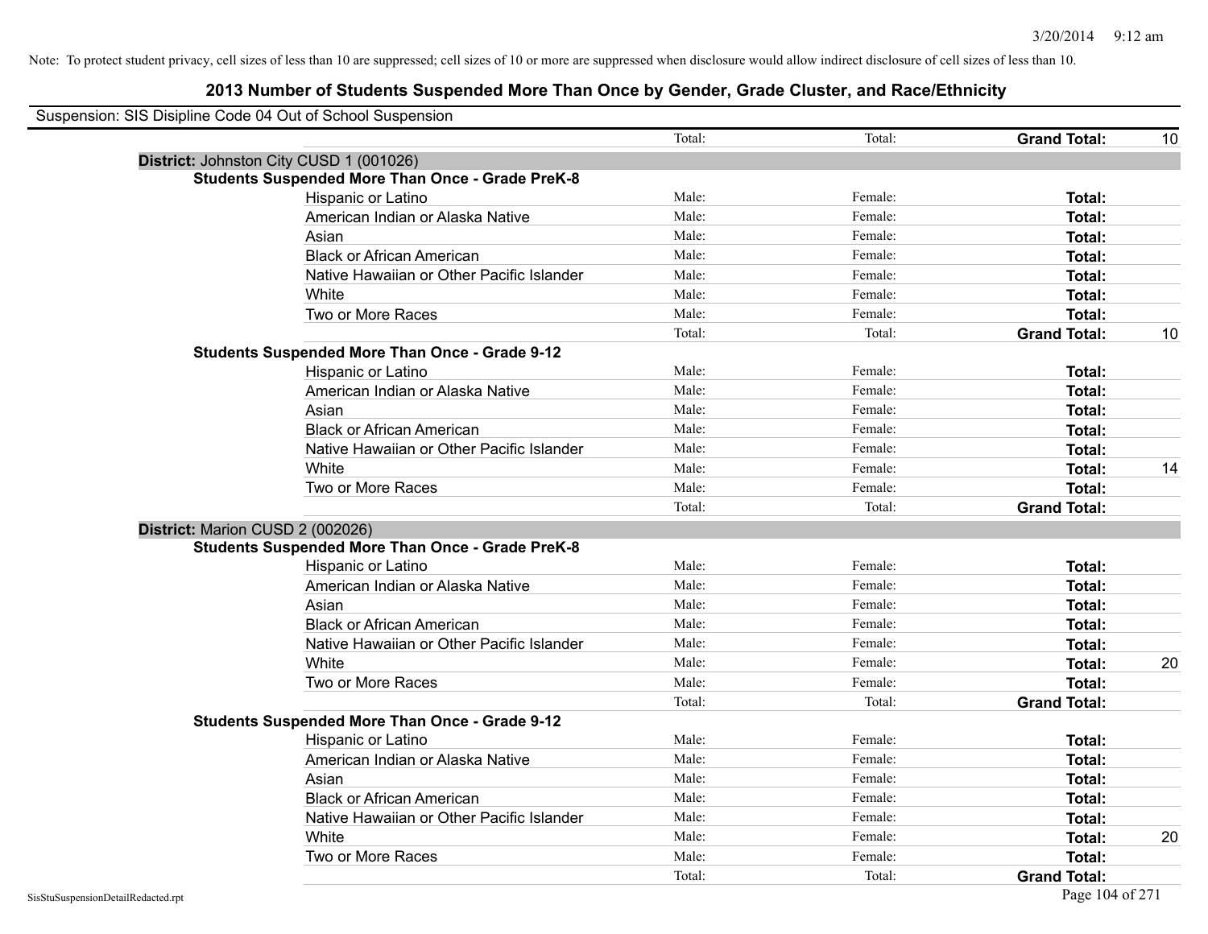Note: To protect student privacy, cell sizes of less than 10 are suppressed; cell sizes of 10 or more are suppressed when disclosure would allow indirect disclosure of cell sizes of less than 10.

# 2013 Number of Students Suspended More Than Once by Gender, Grade Cluster, and Race/Ethnicity

Suspension: SIS Disipline Code 04 Out of School Suspension

| | | | | | |
|---|---|---|---|---|---|
| | | Total: | Total: | **Grand Total:** | 10 |

**District:** Johnston City CUSD 1 (001026)

**Students Suspended More Than Once - Grade PreK-8**

| Race/Ethnicity | Male | Female | Total | |
|---|---|---|---|---|
| Hispanic or Latino | Male: | Female: | **Total:** | |
| American Indian or Alaska Native | Male: | Female: | **Total:** | |
| Asian | Male: | Female: | **Total:** | |
| Black or African American | Male: | Female: | **Total:** | |
| Native Hawaiian or Other Pacific Islander | Male: | Female: | **Total:** | |
| White | Male: | Female: | **Total:** | |
| Two or More Races | Male: | Female: | **Total:** | |
| | Total: | Total: | **Grand Total:** | 10 |

**Students Suspended More Than Once - Grade 9-12**

| Race/Ethnicity | Male | Female | Total | |
|---|---|---|---|---|
| Hispanic or Latino | Male: | Female: | **Total:** | |
| American Indian or Alaska Native | Male: | Female: | **Total:** | |
| Asian | Male: | Female: | **Total:** | |
| Black or African American | Male: | Female: | **Total:** | |
| Native Hawaiian or Other Pacific Islander | Male: | Female: | **Total:** | |
| White | Male: | Female: | **Total:** | 14 |
| Two or More Races | Male: | Female: | **Total:** | |
| | Total: | Total: | **Grand Total:** | |

**District:** Marion CUSD 2 (002026)

**Students Suspended More Than Once - Grade PreK-8**

| Race/Ethnicity | Male | Female | Total | |
|---|---|---|---|---|
| Hispanic or Latino | Male: | Female: | **Total:** | |
| American Indian or Alaska Native | Male: | Female: | **Total:** | |
| Asian | Male: | Female: | **Total:** | |
| Black or African American | Male: | Female: | **Total:** | |
| Native Hawaiian or Other Pacific Islander | Male: | Female: | **Total:** | |
| White | Male: | Female: | **Total:** | 20 |
| Two or More Races | Male: | Female: | **Total:** | |
| | Total: | Total: | **Grand Total:** | |

**Students Suspended More Than Once - Grade 9-12**

| Race/Ethnicity | Male | Female | Total | |
|---|---|---|---|---|
| Hispanic or Latino | Male: | Female: | **Total:** | |
| American Indian or Alaska Native | Male: | Female: | **Total:** | |
| Asian | Male: | Female: | **Total:** | |
| Black or African American | Male: | Female: | **Total:** | |
| Native Hawaiian or Other Pacific Islander | Male: | Female: | **Total:** | |
| White | Male: | Female: | **Total:** | 20 |
| Two or More Races | Male: | Female: | **Total:** | |
| | Total: | Total: | **Grand Total:** | |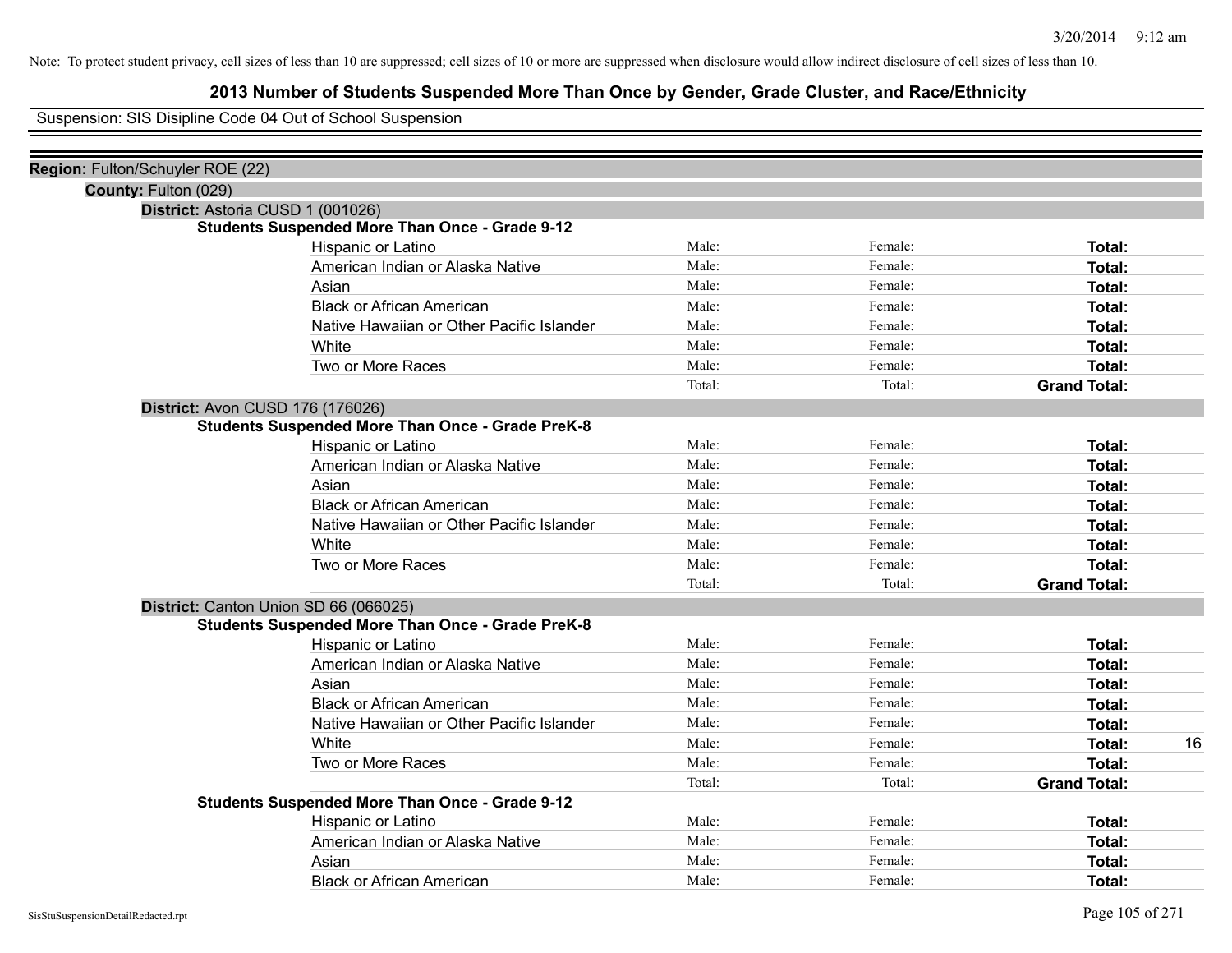Note: To protect student privacy, cell sizes of less than 10 are suppressed; cell sizes of 10 or more are suppressed when disclosure would allow indirect disclosure of cell sizes of less than 10.

# 2013 Number of Students Suspended More Than Once by Gender, Grade Cluster, and Race/Ethnicity

Suspension: SIS Disipline Code 04 Out of School Suspension

**Region:** Fulton/Schuyler ROE (22)

**County:** Fulton (029)

**District:** Astoria CUSD 1 (001026)

**Students Suspended More Than Once - Grade 9-12**

| | | | | |
|---|---|---|---|---|
| Hispanic or Latino | Male: | Female: | **Total:** | |
| American Indian or Alaska Native | Male: | Female: | **Total:** | |
| Asian | Male: | Female: | **Total:** | |
| Black or African American | Male: | Female: | **Total:** | |
| Native Hawaiian or Other Pacific Islander | Male: | Female: | **Total:** | |
| White | Male: | Female: | **Total:** | |
| Two or More Races | Male: | Female: | **Total:** | |
| | Total: | Total: | **Grand Total:** | |

**District:** Avon CUSD 176 (176026)

**Students Suspended More Than Once - Grade PreK-8**

| | | | | |
|---|---|---|---|---|
| Hispanic or Latino | Male: | Female: | **Total:** | |
| American Indian or Alaska Native | Male: | Female: | **Total:** | |
| Asian | Male: | Female: | **Total:** | |
| Black or African American | Male: | Female: | **Total:** | |
| Native Hawaiian or Other Pacific Islander | Male: | Female: | **Total:** | |
| White | Male: | Female: | **Total:** | |
| Two or More Races | Male: | Female: | **Total:** | |
| | Total: | Total: | **Grand Total:** | |

**District:** Canton Union SD 66 (066025)

**Students Suspended More Than Once - Grade PreK-8**

| | | | | |
|---|---|---|---|---|
| Hispanic or Latino | Male: | Female: | **Total:** | |
| American Indian or Alaska Native | Male: | Female: | **Total:** | |
| Asian | Male: | Female: | **Total:** | |
| Black or African American | Male: | Female: | **Total:** | |
| Native Hawaiian or Other Pacific Islander | Male: | Female: | **Total:** | |
| White | Male: | Female: | **Total:** | 16 |
| Two or More Races | Male: | Female: | **Total:** | |
| | Total: | Total: | **Grand Total:** | |

**Students Suspended More Than Once - Grade 9-12**

| | | | | |
|---|---|---|---|---|
| Hispanic or Latino | Male: | Female: | **Total:** | |
| American Indian or Alaska Native | Male: | Female: | **Total:** | |
| Asian | Male: | Female: | **Total:** | |
| Black or African American | Male: | Female: | **Total:** | |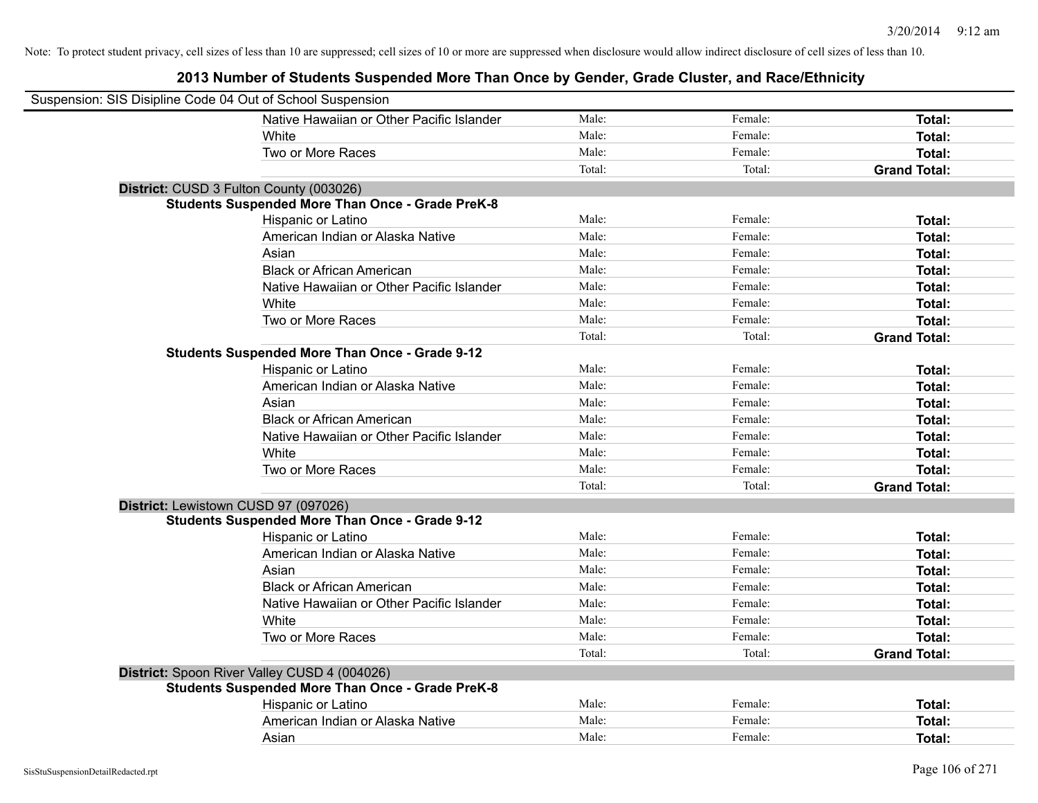Note: To protect student privacy, cell sizes of less than 10 are suppressed; cell sizes of 10 or more are suppressed when disclosure would allow indirect disclosure of cell sizes of less than 10.

## 2013 Number of Students Suspended More Than Once by Gender, Grade Cluster, and Race/Ethnicity

Suspension: SIS Disipline Code 04 Out of School Suspension

| | | | | |
|---|---|---|---|---|
| | Native Hawaiian or Other Pacific Islander | Male: | Female: | **Total:** |
| | White | Male: | Female: | **Total:** |
| | Two or More Races | Male: | Female: | **Total:** |
| | | Total: | Total: | **Grand Total:** |
| **District:** CUSD 3 Fulton County (003026) | | | | |
| **Students Suspended More Than Once - Grade PreK-8** | | | | |
| | Hispanic or Latino | Male: | Female: | **Total:** |
| | American Indian or Alaska Native | Male: | Female: | **Total:** |
| | Asian | Male: | Female: | **Total:** |
| | Black or African American | Male: | Female: | **Total:** |
| | Native Hawaiian or Other Pacific Islander | Male: | Female: | **Total:** |
| | White | Male: | Female: | **Total:** |
| | Two or More Races | Male: | Female: | **Total:** |
| | | Total: | Total: | **Grand Total:** |
| **Students Suspended More Than Once - Grade 9-12** | | | | |
| | Hispanic or Latino | Male: | Female: | **Total:** |
| | American Indian or Alaska Native | Male: | Female: | **Total:** |
| | Asian | Male: | Female: | **Total:** |
| | Black or African American | Male: | Female: | **Total:** |
| | Native Hawaiian or Other Pacific Islander | Male: | Female: | **Total:** |
| | White | Male: | Female: | **Total:** |
| | Two or More Races | Male: | Female: | **Total:** |
| | | Total: | Total: | **Grand Total:** |
| **District:** Lewistown CUSD 97 (097026) | | | | |
| **Students Suspended More Than Once - Grade 9-12** | | | | |
| | Hispanic or Latino | Male: | Female: | **Total:** |
| | American Indian or Alaska Native | Male: | Female: | **Total:** |
| | Asian | Male: | Female: | **Total:** |
| | Black or African American | Male: | Female: | **Total:** |
| | Native Hawaiian or Other Pacific Islander | Male: | Female: | **Total:** |
| | White | Male: | Female: | **Total:** |
| | Two or More Races | Male: | Female: | **Total:** |
| | | Total: | Total: | **Grand Total:** |
| **District:** Spoon River Valley CUSD 4 (004026) | | | | |
| **Students Suspended More Than Once - Grade PreK-8** | | | | |
| | Hispanic or Latino | Male: | Female: | **Total:** |
| | American Indian or Alaska Native | Male: | Female: | **Total:** |
| | Asian | Male: | Female: | **Total:** |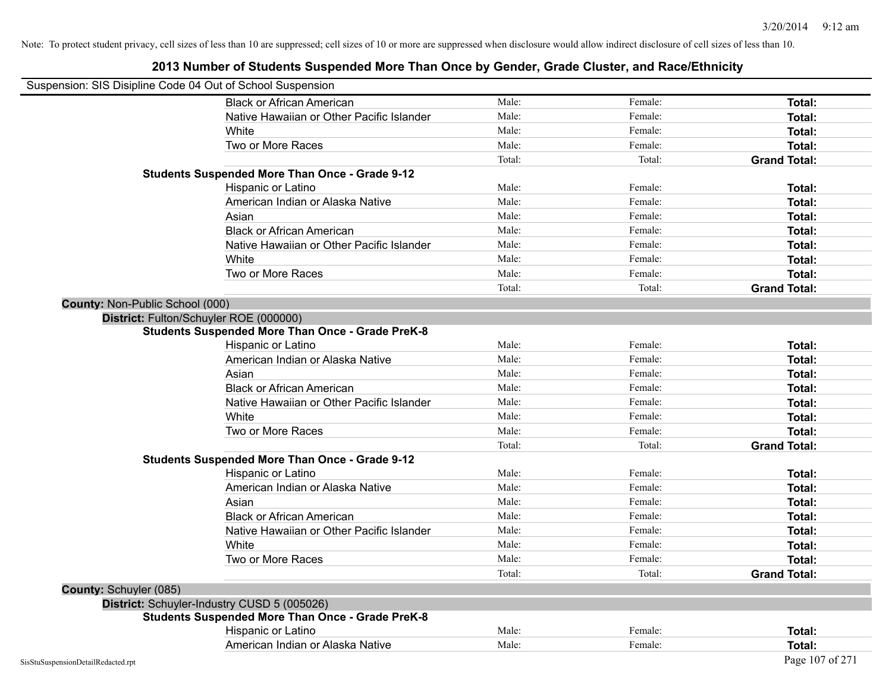Note: To protect student privacy, cell sizes of less than 10 are suppressed; cell sizes of 10 or more are suppressed when disclosure would allow indirect disclosure of cell sizes of less than 10.

# 2013 Number of Students Suspended More Than Once by Gender, Grade Cluster, and Race/Ethnicity

Suspension: SIS Disipline Code 04 Out of School Suspension

| | | | |
|---|---|---|---|
| Black or African American | Male: | Female: | **Total:** |
| Native Hawaiian or Other Pacific Islander | Male: | Female: | **Total:** |
| White | Male: | Female: | **Total:** |
| Two or More Races | Male: | Female: | **Total:** |
| | Total: | Total: | **Grand Total:** |

**Students Suspended More Than Once - Grade 9-12**

| | | | |
|---|---|---|---|
| Hispanic or Latino | Male: | Female: | **Total:** |
| American Indian or Alaska Native | Male: | Female: | **Total:** |
| Asian | Male: | Female: | **Total:** |
| Black or African American | Male: | Female: | **Total:** |
| Native Hawaiian or Other Pacific Islander | Male: | Female: | **Total:** |
| White | Male: | Female: | **Total:** |
| Two or More Races | Male: | Female: | **Total:** |
| | Total: | Total: | **Grand Total:** |

**County:** Non-Public School (000)

**District:** Fulton/Schuyler ROE (000000)

**Students Suspended More Than Once - Grade PreK-8**

| | | | |
|---|---|---|---|
| Hispanic or Latino | Male: | Female: | **Total:** |
| American Indian or Alaska Native | Male: | Female: | **Total:** |
| Asian | Male: | Female: | **Total:** |
| Black or African American | Male: | Female: | **Total:** |
| Native Hawaiian or Other Pacific Islander | Male: | Female: | **Total:** |
| White | Male: | Female: | **Total:** |
| Two or More Races | Male: | Female: | **Total:** |
| | Total: | Total: | **Grand Total:** |

**Students Suspended More Than Once - Grade 9-12**

| | | | |
|---|---|---|---|
| Hispanic or Latino | Male: | Female: | **Total:** |
| American Indian or Alaska Native | Male: | Female: | **Total:** |
| Asian | Male: | Female: | **Total:** |
| Black or African American | Male: | Female: | **Total:** |
| Native Hawaiian or Other Pacific Islander | Male: | Female: | **Total:** |
| White | Male: | Female: | **Total:** |
| Two or More Races | Male: | Female: | **Total:** |
| | Total: | Total: | **Grand Total:** |

**County:** Schuyler (085)

**District:** Schuyler-Industry CUSD 5 (005026)

**Students Suspended More Than Once - Grade PreK-8**

| | | | |
|---|---|---|---|
| Hispanic or Latino | Male: | Female: | **Total:** |
| American Indian or Alaska Native | Male: | Female: | **Total:** |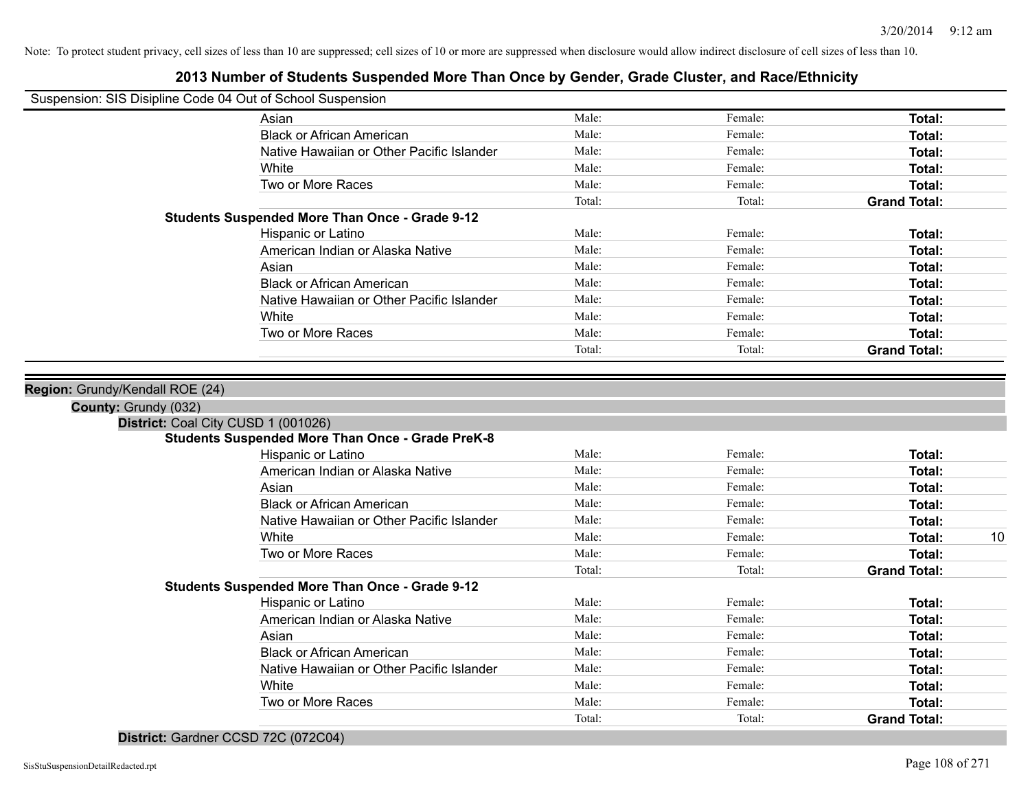Note: To protect student privacy, cell sizes of less than 10 are suppressed; cell sizes of 10 or more are suppressed when disclosure would allow indirect disclosure of cell sizes of less than 10.

## 2013 Number of Students Suspended More Than Once by Gender, Grade Cluster, and Race/Ethnicity

Suspension: SIS Disipline Code 04 Out of School Suspension

| | Male | Female | Total | |
|---|---|---|---|---|
| Asian | Male: | Female: | **Total:** | |
| Black or African American | Male: | Female: | **Total:** | |
| Native Hawaiian or Other Pacific Islander | Male: | Female: | **Total:** | |
| White | Male: | Female: | **Total:** | |
| Two or More Races | Male: | Female: | **Total:** | |
| | Total: | Total: | **Grand Total:** | |

**Students Suspended More Than Once - Grade 9-12**

| | Male | Female | Total | |
|---|---|---|---|---|
| Hispanic or Latino | Male: | Female: | **Total:** | |
| American Indian or Alaska Native | Male: | Female: | **Total:** | |
| Asian | Male: | Female: | **Total:** | |
| Black or African American | Male: | Female: | **Total:** | |
| Native Hawaiian or Other Pacific Islander | Male: | Female: | **Total:** | |
| White | Male: | Female: | **Total:** | |
| Two or More Races | Male: | Female: | **Total:** | |
| | Total: | Total: | **Grand Total:** | |

**Region:** Grundy/Kendall ROE (24)

**County:** Grundy (032)

**District:** Coal City CUSD 1 (001026)

**Students Suspended More Than Once - Grade PreK-8**

| | Male | Female | Total | |
|---|---|---|---|---|
| Hispanic or Latino | Male: | Female: | **Total:** | |
| American Indian or Alaska Native | Male: | Female: | **Total:** | |
| Asian | Male: | Female: | **Total:** | |
| Black or African American | Male: | Female: | **Total:** | |
| Native Hawaiian or Other Pacific Islander | Male: | Female: | **Total:** | |
| White | Male: | Female: | **Total:** | 10 |
| Two or More Races | Male: | Female: | **Total:** | |
| | Total: | Total: | **Grand Total:** | |

**Students Suspended More Than Once - Grade 9-12**

| | Male | Female | Total | |
|---|---|---|---|---|
| Hispanic or Latino | Male: | Female: | **Total:** | |
| American Indian or Alaska Native | Male: | Female: | **Total:** | |
| Asian | Male: | Female: | **Total:** | |
| Black or African American | Male: | Female: | **Total:** | |
| Native Hawaiian or Other Pacific Islander | Male: | Female: | **Total:** | |
| White | Male: | Female: | **Total:** | |
| Two or More Races | Male: | Female: | **Total:** | |
| | Total: | Total: | **Grand Total:** | |

**District:** Gardner CCSD 72C (072C04)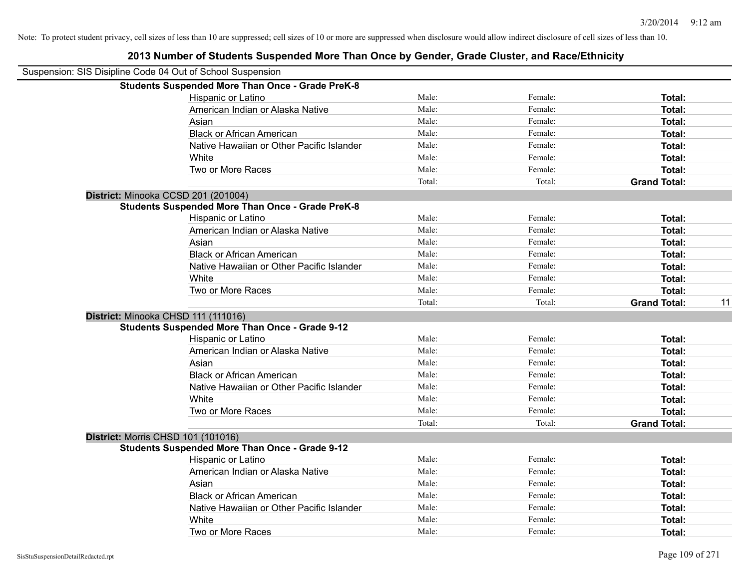Note: To protect student privacy, cell sizes of less than 10 are suppressed; cell sizes of 10 or more are suppressed when disclosure would allow indirect disclosure of cell sizes of less than 10.

## 2013 Number of Students Suspended More Than Once by Gender, Grade Cluster, and Race/Ethnicity

Suspension: SIS Disipline Code 04 Out of School Suspension

**Students Suspended More Than Once - Grade PreK-8**

| | | | | |
|---|---|---|---|---|
| Hispanic or Latino | Male: | Female: | **Total:** | |
| American Indian or Alaska Native | Male: | Female: | **Total:** | |
| Asian | Male: | Female: | **Total:** | |
| Black or African American | Male: | Female: | **Total:** | |
| Native Hawaiian or Other Pacific Islander | Male: | Female: | **Total:** | |
| White | Male: | Female: | **Total:** | |
| Two or More Races | Male: | Female: | **Total:** | |
| | Total: | Total: | **Grand Total:** | |

**District:** Minooka CCSD 201 (201004)

**Students Suspended More Than Once - Grade PreK-8**

| | | | | |
|---|---|---|---|---|
| Hispanic or Latino | Male: | Female: | **Total:** | |
| American Indian or Alaska Native | Male: | Female: | **Total:** | |
| Asian | Male: | Female: | **Total:** | |
| Black or African American | Male: | Female: | **Total:** | |
| Native Hawaiian or Other Pacific Islander | Male: | Female: | **Total:** | |
| White | Male: | Female: | **Total:** | |
| Two or More Races | Male: | Female: | **Total:** | |
| | Total: | Total: | **Grand Total:** | 11 |

**District:** Minooka CHSD 111 (111016)

**Students Suspended More Than Once - Grade 9-12**

| | | | | |
|---|---|---|---|---|
| Hispanic or Latino | Male: | Female: | **Total:** | |
| American Indian or Alaska Native | Male: | Female: | **Total:** | |
| Asian | Male: | Female: | **Total:** | |
| Black or African American | Male: | Female: | **Total:** | |
| Native Hawaiian or Other Pacific Islander | Male: | Female: | **Total:** | |
| White | Male: | Female: | **Total:** | |
| Two or More Races | Male: | Female: | **Total:** | |
| | Total: | Total: | **Grand Total:** | |

**District:** Morris CHSD 101 (101016)

**Students Suspended More Than Once - Grade 9-12**

| | | | | |
|---|---|---|---|---|
| Hispanic or Latino | Male: | Female: | **Total:** | |
| American Indian or Alaska Native | Male: | Female: | **Total:** | |
| Asian | Male: | Female: | **Total:** | |
| Black or African American | Male: | Female: | **Total:** | |
| Native Hawaiian or Other Pacific Islander | Male: | Female: | **Total:** | |
| White | Male: | Female: | **Total:** | |
| Two or More Races | Male: | Female: | **Total:** | |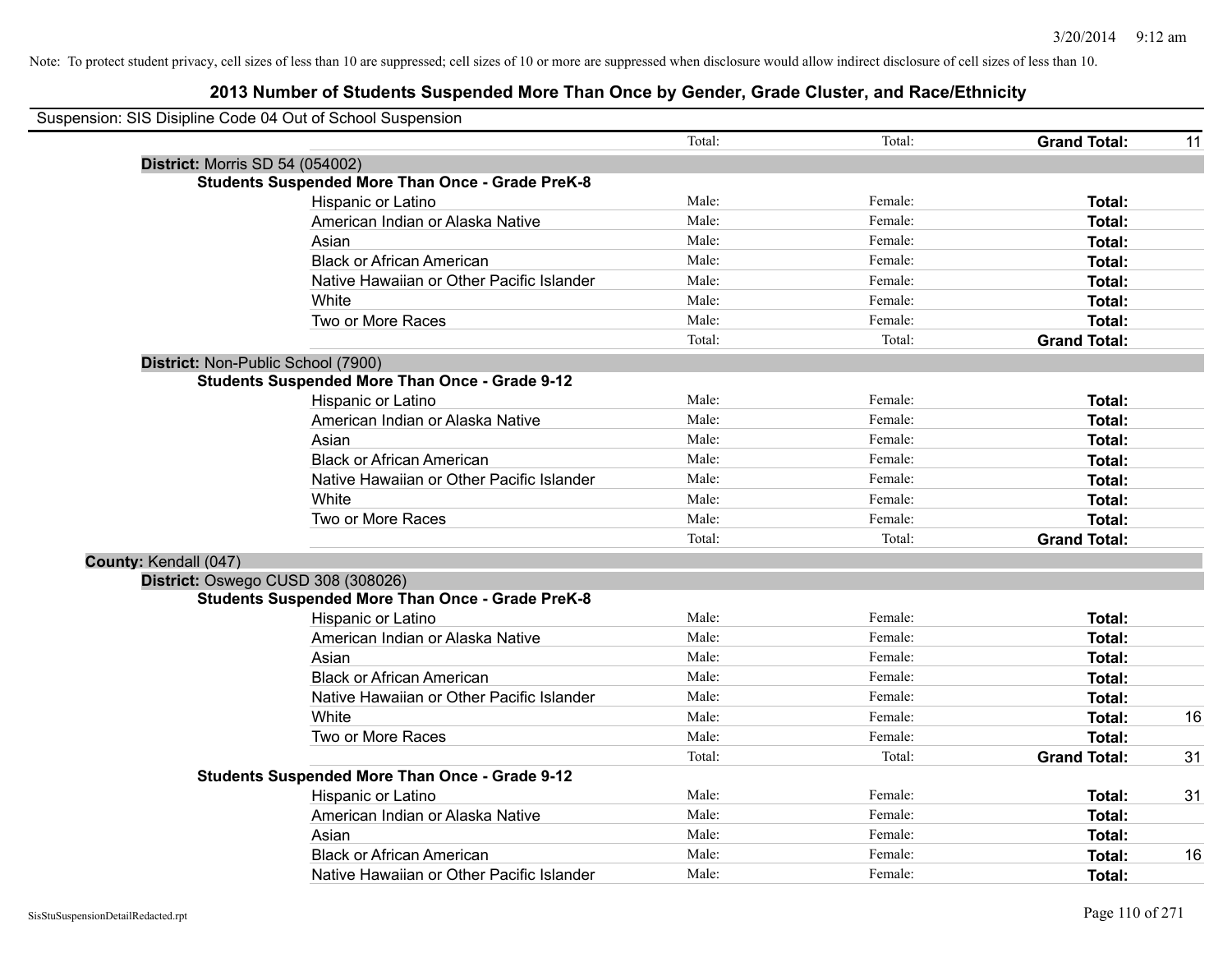Note: To protect student privacy, cell sizes of less than 10 are suppressed; cell sizes of 10 or more are suppressed when disclosure would allow indirect disclosure of cell sizes of less than 10.

## 2013 Number of Students Suspended More Than Once by Gender, Grade Cluster, and Race/Ethnicity

Suspension: SIS Disipline Code 04 Out of School Suspension

| | | | | |
|---|---|---|---|---|
| | Total: | Total: | **Grand Total:** | 11 |

**District:** Morris SD 54 (054002)

**Students Suspended More Than Once - Grade PreK-8**

| | | | | |
|---|---|---|---|---|
| Hispanic or Latino | Male: | Female: | **Total:** | |
| American Indian or Alaska Native | Male: | Female: | **Total:** | |
| Asian | Male: | Female: | **Total:** | |
| Black or African American | Male: | Female: | **Total:** | |
| Native Hawaiian or Other Pacific Islander | Male: | Female: | **Total:** | |
| White | Male: | Female: | **Total:** | |
| Two or More Races | Male: | Female: | **Total:** | |
| | Total: | Total: | **Grand Total:** | |

**District:** Non-Public School (7900)

**Students Suspended More Than Once - Grade 9-12**

| | | | | |
|---|---|---|---|---|
| Hispanic or Latino | Male: | Female: | **Total:** | |
| American Indian or Alaska Native | Male: | Female: | **Total:** | |
| Asian | Male: | Female: | **Total:** | |
| Black or African American | Male: | Female: | **Total:** | |
| Native Hawaiian or Other Pacific Islander | Male: | Female: | **Total:** | |
| White | Male: | Female: | **Total:** | |
| Two or More Races | Male: | Female: | **Total:** | |
| | Total: | Total: | **Grand Total:** | |

**County:** Kendall (047)

**District:** Oswego CUSD 308 (308026)

**Students Suspended More Than Once - Grade PreK-8**

| | | | | |
|---|---|---|---|---|
| Hispanic or Latino | Male: | Female: | **Total:** | |
| American Indian or Alaska Native | Male: | Female: | **Total:** | |
| Asian | Male: | Female: | **Total:** | |
| Black or African American | Male: | Female: | **Total:** | |
| Native Hawaiian or Other Pacific Islander | Male: | Female: | **Total:** | |
| White | Male: | Female: | **Total:** | 16 |
| Two or More Races | Male: | Female: | **Total:** | |
| | Total: | Total: | **Grand Total:** | 31 |

**Students Suspended More Than Once - Grade 9-12**

| | | | | |
|---|---|---|---|---|
| Hispanic or Latino | Male: | Female: | **Total:** | 31 |
| American Indian or Alaska Native | Male: | Female: | **Total:** | |
| Asian | Male: | Female: | **Total:** | |
| Black or African American | Male: | Female: | **Total:** | 16 |
| Native Hawaiian or Other Pacific Islander | Male: | Female: | **Total:** | |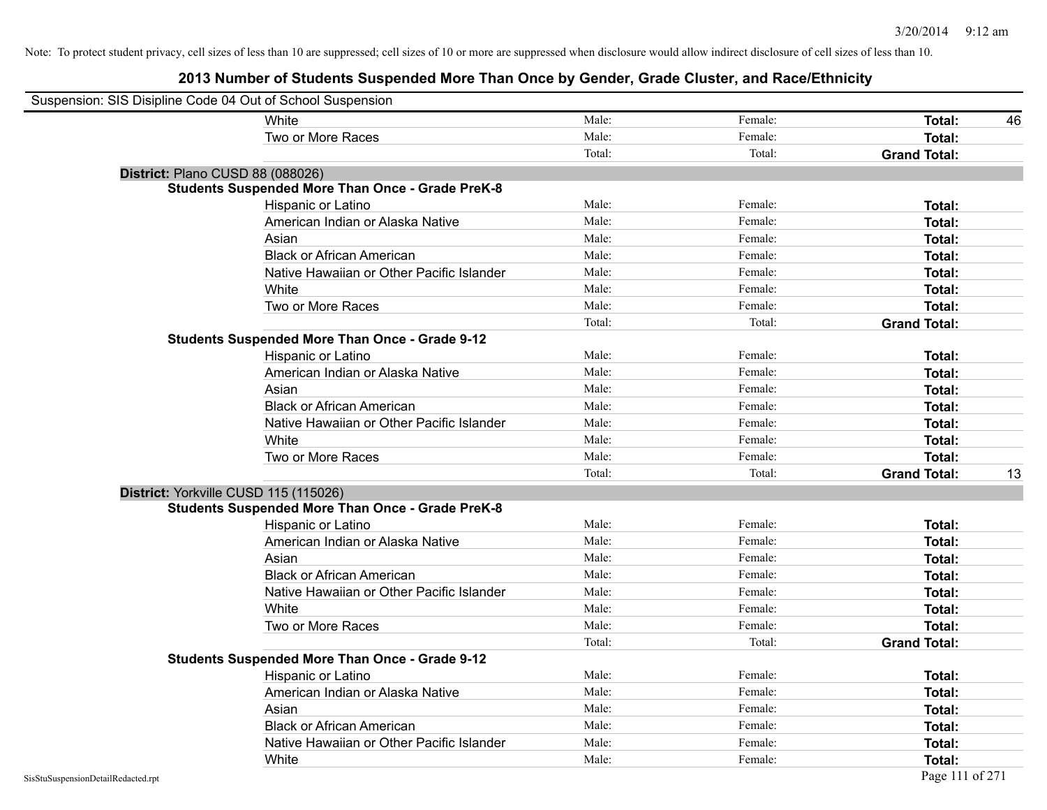Note: To protect student privacy, cell sizes of less than 10 are suppressed; cell sizes of 10 or more are suppressed when disclosure would allow indirect disclosure of cell sizes of less than 10.

## 2013 Number of Students Suspended More Than Once by Gender, Grade Cluster, and Race/Ethnicity

Suspension: SIS Disipline Code 04 Out of School Suspension

| | | | | |
|---|---|---|---|---|
| White | Male: | Female: | **Total:** | 46 |
| Two or More Races | Male: | Female: | **Total:** | |
| | Total: | Total: | **Grand Total:** | |

**District:** Plano CUSD 88 (088026)

**Students Suspended More Than Once - Grade PreK-8**

| | | | | |
|---|---|---|---|---|
| Hispanic or Latino | Male: | Female: | **Total:** | |
| American Indian or Alaska Native | Male: | Female: | **Total:** | |
| Asian | Male: | Female: | **Total:** | |
| Black or African American | Male: | Female: | **Total:** | |
| Native Hawaiian or Other Pacific Islander | Male: | Female: | **Total:** | |
| White | Male: | Female: | **Total:** | |
| Two or More Races | Male: | Female: | **Total:** | |
| | Total: | Total: | **Grand Total:** | |

**Students Suspended More Than Once - Grade 9-12**

| | | | | |
|---|---|---|---|---|
| Hispanic or Latino | Male: | Female: | **Total:** | |
| American Indian or Alaska Native | Male: | Female: | **Total:** | |
| Asian | Male: | Female: | **Total:** | |
| Black or African American | Male: | Female: | **Total:** | |
| Native Hawaiian or Other Pacific Islander | Male: | Female: | **Total:** | |
| White | Male: | Female: | **Total:** | |
| Two or More Races | Male: | Female: | **Total:** | |
| | Total: | Total: | **Grand Total:** | 13 |

**District:** Yorkville CUSD 115 (115026)

**Students Suspended More Than Once - Grade PreK-8**

| | | | | |
|---|---|---|---|---|
| Hispanic or Latino | Male: | Female: | **Total:** | |
| American Indian or Alaska Native | Male: | Female: | **Total:** | |
| Asian | Male: | Female: | **Total:** | |
| Black or African American | Male: | Female: | **Total:** | |
| Native Hawaiian or Other Pacific Islander | Male: | Female: | **Total:** | |
| White | Male: | Female: | **Total:** | |
| Two or More Races | Male: | Female: | **Total:** | |
| | Total: | Total: | **Grand Total:** | |

**Students Suspended More Than Once - Grade 9-12**

| | | | | |
|---|---|---|---|---|
| Hispanic or Latino | Male: | Female: | **Total:** | |
| American Indian or Alaska Native | Male: | Female: | **Total:** | |
| Asian | Male: | Female: | **Total:** | |
| Black or African American | Male: | Female: | **Total:** | |
| Native Hawaiian or Other Pacific Islander | Male: | Female: | **Total:** | |
| White | Male: | Female: | **Total:** | |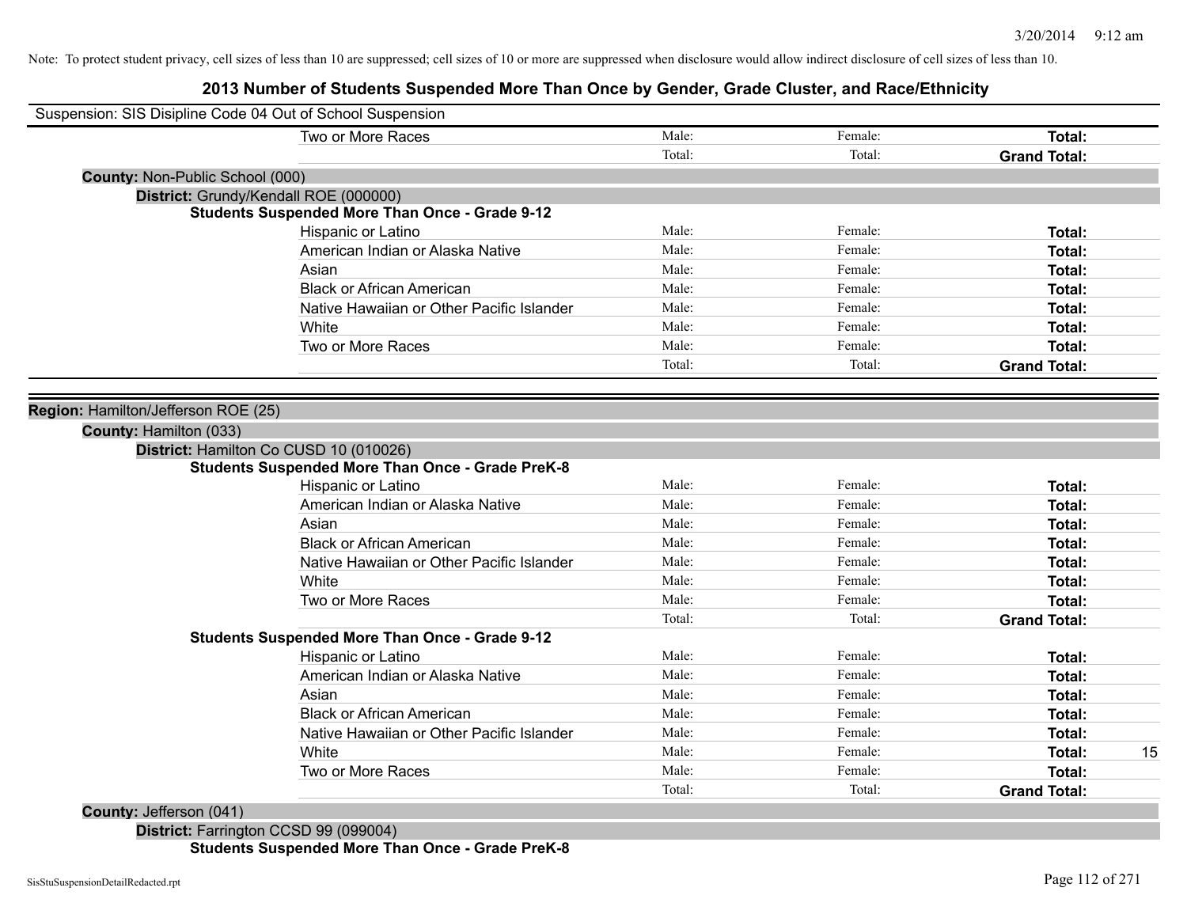Note: To protect student privacy, cell sizes of less than 10 are suppressed; cell sizes of 10 or more are suppressed when disclosure would allow indirect disclosure of cell sizes of less than 10.

## 2013 Number of Students Suspended More Than Once by Gender, Grade Cluster, and Race/Ethnicity

Suspension: SIS Disipline Code 04 Out of School Suspension

| | | | | |
|---|---|---|---|---|
| Two or More Races | Male: | Female: | **Total:** | |
| | Total: | Total: | **Grand Total:** | |

**County:** Non-Public School (000)

**District:** Grundy/Kendall ROE (000000)

**Students Suspended More Than Once - Grade 9-12**

| | | | | |
|---|---|---|---|---|
| Hispanic or Latino | Male: | Female: | **Total:** | |
| American Indian or Alaska Native | Male: | Female: | **Total:** | |
| Asian | Male: | Female: | **Total:** | |
| Black or African American | Male: | Female: | **Total:** | |
| Native Hawaiian or Other Pacific Islander | Male: | Female: | **Total:** | |
| White | Male: | Female: | **Total:** | |
| Two or More Races | Male: | Female: | **Total:** | |
| | Total: | Total: | **Grand Total:** | |

**Region:** Hamilton/Jefferson ROE (25)

**County:** Hamilton (033)

**District:** Hamilton Co CUSD 10 (010026)

**Students Suspended More Than Once - Grade PreK-8**

| | | | | |
|---|---|---|---|---|
| Hispanic or Latino | Male: | Female: | **Total:** | |
| American Indian or Alaska Native | Male: | Female: | **Total:** | |
| Asian | Male: | Female: | **Total:** | |
| Black or African American | Male: | Female: | **Total:** | |
| Native Hawaiian or Other Pacific Islander | Male: | Female: | **Total:** | |
| White | Male: | Female: | **Total:** | |
| Two or More Races | Male: | Female: | **Total:** | |
| | Total: | Total: | **Grand Total:** | |

**Students Suspended More Than Once - Grade 9-12**

| | | | | |
|---|---|---|---|---|
| Hispanic or Latino | Male: | Female: | **Total:** | |
| American Indian or Alaska Native | Male: | Female: | **Total:** | |
| Asian | Male: | Female: | **Total:** | |
| Black or African American | Male: | Female: | **Total:** | |
| Native Hawaiian or Other Pacific Islander | Male: | Female: | **Total:** | |
| White | Male: | Female: | **Total:** | 15 |
| Two or More Races | Male: | Female: | **Total:** | |
| | Total: | Total: | **Grand Total:** | |

**County:** Jefferson (041)

**District:** Farrington CCSD 99 (099004)

**Students Suspended More Than Once - Grade PreK-8**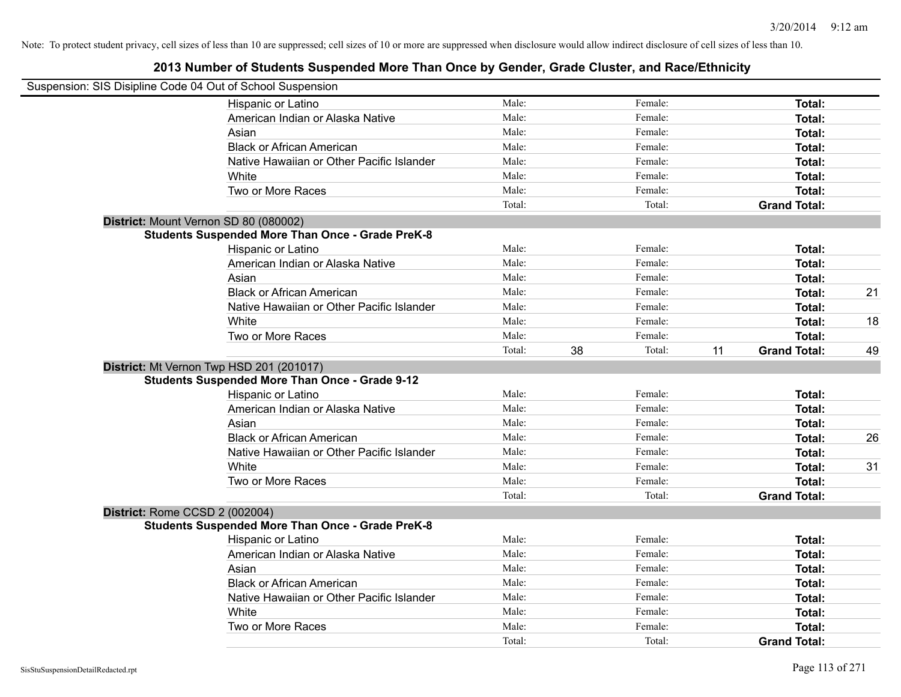Note: To protect student privacy, cell sizes of less than 10 are suppressed; cell sizes of 10 or more are suppressed when disclosure would allow indirect disclosure of cell sizes of less than 10.

# 2013 Number of Students Suspended More Than Once by Gender, Grade Cluster, and Race/Ethnicity

Suspension: SIS Disipline Code 04 Out of School Suspension

| | | | | | | |
|---|---|---|---|---|---|---|
| Hispanic or Latino | Male: | | Female: | | **Total:** | |
| American Indian or Alaska Native | Male: | | Female: | | **Total:** | |
| Asian | Male: | | Female: | | **Total:** | |
| Black or African American | Male: | | Female: | | **Total:** | |
| Native Hawaiian or Other Pacific Islander | Male: | | Female: | | **Total:** | |
| White | Male: | | Female: | | **Total:** | |
| Two or More Races | Male: | | Female: | | **Total:** | |
| | Total: | | Total: | | **Grand Total:** | |

**District:** Mount Vernon SD 80 (080002)

**Students Suspended More Than Once - Grade PreK-8**

| | | | | | | |
|---|---|---|---|---|---|---|
| Hispanic or Latino | Male: | | Female: | | **Total:** | |
| American Indian or Alaska Native | Male: | | Female: | | **Total:** | |
| Asian | Male: | | Female: | | **Total:** | |
| Black or African American | Male: | | Female: | | **Total:** | 21 |
| Native Hawaiian or Other Pacific Islander | Male: | | Female: | | **Total:** | |
| White | Male: | | Female: | | **Total:** | 18 |
| Two or More Races | Male: | | Female: | | **Total:** | |
| | Total: | 38 | Total: | 11 | **Grand Total:** | 49 |

**District:** Mt Vernon Twp HSD 201 (201017)

**Students Suspended More Than Once - Grade 9-12**

| | | | | | | |
|---|---|---|---|---|---|---|
| Hispanic or Latino | Male: | | Female: | | **Total:** | |
| American Indian or Alaska Native | Male: | | Female: | | **Total:** | |
| Asian | Male: | | Female: | | **Total:** | |
| Black or African American | Male: | | Female: | | **Total:** | 26 |
| Native Hawaiian or Other Pacific Islander | Male: | | Female: | | **Total:** | |
| White | Male: | | Female: | | **Total:** | 31 |
| Two or More Races | Male: | | Female: | | **Total:** | |
| | Total: | | Total: | | **Grand Total:** | |

**District:** Rome CCSD 2 (002004)

**Students Suspended More Than Once - Grade PreK-8**

| | | | | | | |
|---|---|---|---|---|---|---|
| Hispanic or Latino | Male: | | Female: | | **Total:** | |
| American Indian or Alaska Native | Male: | | Female: | | **Total:** | |
| Asian | Male: | | Female: | | **Total:** | |
| Black or African American | Male: | | Female: | | **Total:** | |
| Native Hawaiian or Other Pacific Islander | Male: | | Female: | | **Total:** | |
| White | Male: | | Female: | | **Total:** | |
| Two or More Races | Male: | | Female: | | **Total:** | |
| | Total: | | Total: | | **Grand Total:** | |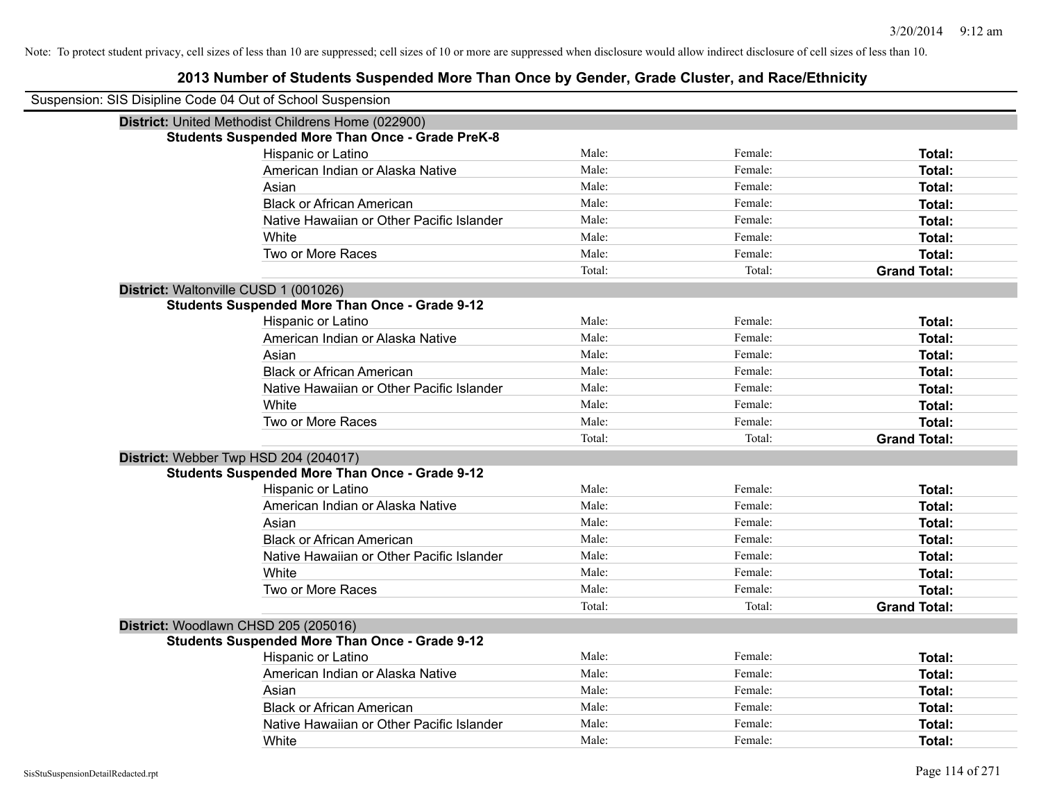Note: To protect student privacy, cell sizes of less than 10 are suppressed; cell sizes of 10 or more are suppressed when disclosure would allow indirect disclosure of cell sizes of less than 10.

# 2013 Number of Students Suspended More Than Once by Gender, Grade Cluster, and Race/Ethnicity

Suspension: SIS Disipline Code 04 Out of School Suspension

**District:** United Methodist Childrens Home (022900)

**Students Suspended More Than Once - Grade PreK-8**

| | | | |
|---|---|---|---|
| Hispanic or Latino | Male: | Female: | **Total:** |
| American Indian or Alaska Native | Male: | Female: | **Total:** |
| Asian | Male: | Female: | **Total:** |
| Black or African American | Male: | Female: | **Total:** |
| Native Hawaiian or Other Pacific Islander | Male: | Female: | **Total:** |
| White | Male: | Female: | **Total:** |
| Two or More Races | Male: | Female: | **Total:** |
| | Total: | Total: | **Grand Total:** |

**District:** Waltonville CUSD 1 (001026)

**Students Suspended More Than Once - Grade 9-12**

| | | | |
|---|---|---|---|
| Hispanic or Latino | Male: | Female: | **Total:** |
| American Indian or Alaska Native | Male: | Female: | **Total:** |
| Asian | Male: | Female: | **Total:** |
| Black or African American | Male: | Female: | **Total:** |
| Native Hawaiian or Other Pacific Islander | Male: | Female: | **Total:** |
| White | Male: | Female: | **Total:** |
| Two or More Races | Male: | Female: | **Total:** |
| | Total: | Total: | **Grand Total:** |

**District:** Webber Twp HSD 204 (204017)

**Students Suspended More Than Once - Grade 9-12**

| | | | |
|---|---|---|---|
| Hispanic or Latino | Male: | Female: | **Total:** |
| American Indian or Alaska Native | Male: | Female: | **Total:** |
| Asian | Male: | Female: | **Total:** |
| Black or African American | Male: | Female: | **Total:** |
| Native Hawaiian or Other Pacific Islander | Male: | Female: | **Total:** |
| White | Male: | Female: | **Total:** |
| Two or More Races | Male: | Female: | **Total:** |
| | Total: | Total: | **Grand Total:** |

**District:** Woodlawn CHSD 205 (205016)

**Students Suspended More Than Once - Grade 9-12**

| | | | |
|---|---|---|---|
| Hispanic or Latino | Male: | Female: | **Total:** |
| American Indian or Alaska Native | Male: | Female: | **Total:** |
| Asian | Male: | Female: | **Total:** |
| Black or African American | Male: | Female: | **Total:** |
| Native Hawaiian or Other Pacific Islander | Male: | Female: | **Total:** |
| White | Male: | Female: | **Total:** |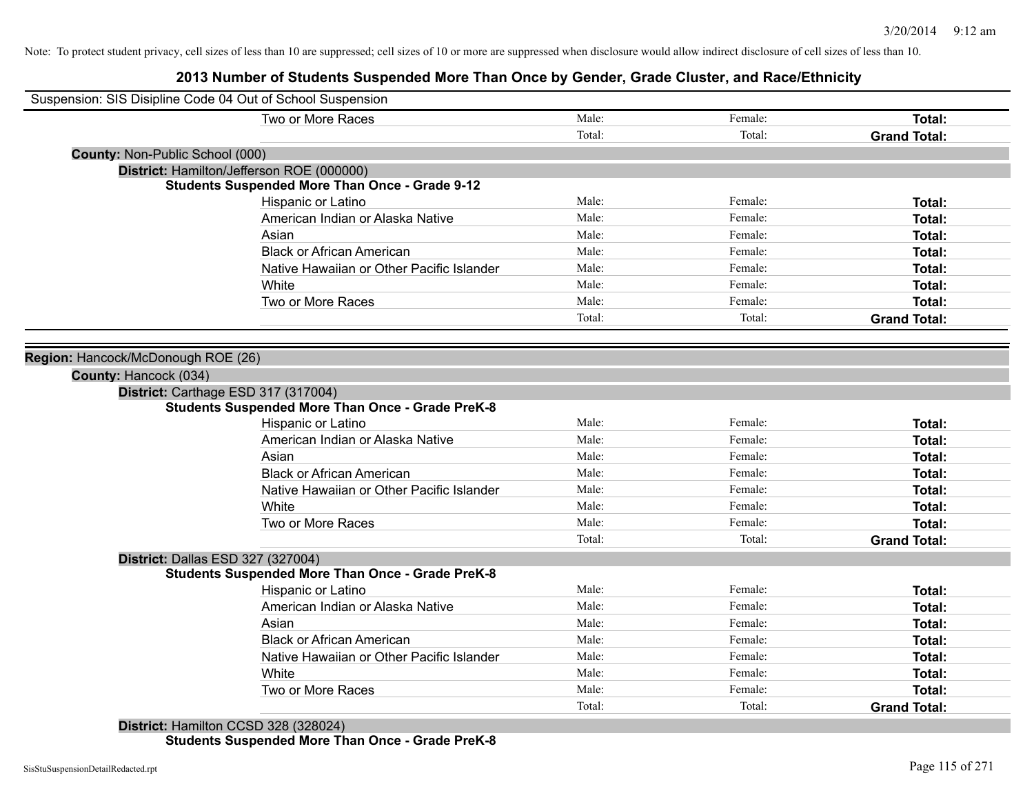Note: To protect student privacy, cell sizes of less than 10 are suppressed; cell sizes of 10 or more are suppressed when disclosure would allow indirect disclosure of cell sizes of less than 10.

# 2013 Number of Students Suspended More Than Once by Gender, Grade Cluster, and Race/Ethnicity

Suspension: SIS Disipline Code 04 Out of School Suspension

| | | | |
|---|---|---|---|
| Two or More Races | Male: | Female: | **Total:** |
| | Total: | Total: | **Grand Total:** |

**County:** Non-Public School (000)

**District:** Hamilton/Jefferson ROE (000000)

**Students Suspended More Than Once - Grade 9-12**

| | | | |
|---|---|---|---|
| Hispanic or Latino | Male: | Female: | **Total:** |
| American Indian or Alaska Native | Male: | Female: | **Total:** |
| Asian | Male: | Female: | **Total:** |
| Black or African American | Male: | Female: | **Total:** |
| Native Hawaiian or Other Pacific Islander | Male: | Female: | **Total:** |
| White | Male: | Female: | **Total:** |
| Two or More Races | Male: | Female: | **Total:** |
| | Total: | Total: | **Grand Total:** |

**Region:** Hancock/McDonough ROE (26)

**County:** Hancock (034)

**District:** Carthage ESD 317 (317004)

**Students Suspended More Than Once - Grade PreK-8**

| | | | |
|---|---|---|---|
| Hispanic or Latino | Male: | Female: | **Total:** |
| American Indian or Alaska Native | Male: | Female: | **Total:** |
| Asian | Male: | Female: | **Total:** |
| Black or African American | Male: | Female: | **Total:** |
| Native Hawaiian or Other Pacific Islander | Male: | Female: | **Total:** |
| White | Male: | Female: | **Total:** |
| Two or More Races | Male: | Female: | **Total:** |
| | Total: | Total: | **Grand Total:** |

**District:** Dallas ESD 327 (327004)

**Students Suspended More Than Once - Grade PreK-8**

| | | | |
|---|---|---|---|
| Hispanic or Latino | Male: | Female: | **Total:** |
| American Indian or Alaska Native | Male: | Female: | **Total:** |
| Asian | Male: | Female: | **Total:** |
| Black or African American | Male: | Female: | **Total:** |
| Native Hawaiian or Other Pacific Islander | Male: | Female: | **Total:** |
| White | Male: | Female: | **Total:** |
| Two or More Races | Male: | Female: | **Total:** |
| | Total: | Total: | **Grand Total:** |

**District:** Hamilton CCSD 328 (328024)

**Students Suspended More Than Once - Grade PreK-8**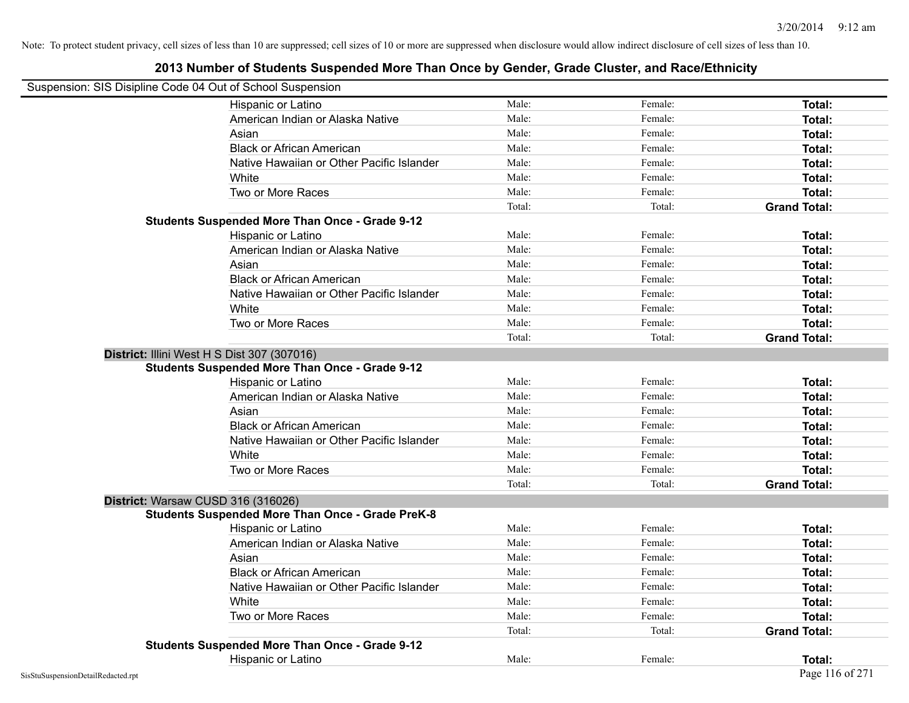Note: To protect student privacy, cell sizes of less than 10 are suppressed; cell sizes of 10 or more are suppressed when disclosure would allow indirect disclosure of cell sizes of less than 10.

# 2013 Number of Students Suspended More Than Once by Gender, Grade Cluster, and Race/Ethnicity

Suspension: SIS Disipline Code 04 Out of School Suspension

| | Male | Female | Total |
|---|---|---|---|
| Hispanic or Latino | Male: | Female: | **Total:** |
| American Indian or Alaska Native | Male: | Female: | **Total:** |
| Asian | Male: | Female: | **Total:** |
| Black or African American | Male: | Female: | **Total:** |
| Native Hawaiian or Other Pacific Islander | Male: | Female: | **Total:** |
| White | Male: | Female: | **Total:** |
| Two or More Races | Male: | Female: | **Total:** |
| | Total: | Total: | **Grand Total:** |

**Students Suspended More Than Once - Grade 9-12**

| | Male | Female | Total |
|---|---|---|---|
| Hispanic or Latino | Male: | Female: | **Total:** |
| American Indian or Alaska Native | Male: | Female: | **Total:** |
| Asian | Male: | Female: | **Total:** |
| Black or African American | Male: | Female: | **Total:** |
| Native Hawaiian or Other Pacific Islander | Male: | Female: | **Total:** |
| White | Male: | Female: | **Total:** |
| Two or More Races | Male: | Female: | **Total:** |
| | Total: | Total: | **Grand Total:** |

**District:** Illini West H S Dist 307 (307016)

**Students Suspended More Than Once - Grade 9-12**

| | Male | Female | Total |
|---|---|---|---|
| Hispanic or Latino | Male: | Female: | **Total:** |
| American Indian or Alaska Native | Male: | Female: | **Total:** |
| Asian | Male: | Female: | **Total:** |
| Black or African American | Male: | Female: | **Total:** |
| Native Hawaiian or Other Pacific Islander | Male: | Female: | **Total:** |
| White | Male: | Female: | **Total:** |
| Two or More Races | Male: | Female: | **Total:** |
| | Total: | Total: | **Grand Total:** |

**District:** Warsaw CUSD 316 (316026)

**Students Suspended More Than Once - Grade PreK-8**

| | Male | Female | Total |
|---|---|---|---|
| Hispanic or Latino | Male: | Female: | **Total:** |
| American Indian or Alaska Native | Male: | Female: | **Total:** |
| Asian | Male: | Female: | **Total:** |
| Black or African American | Male: | Female: | **Total:** |
| Native Hawaiian or Other Pacific Islander | Male: | Female: | **Total:** |
| White | Male: | Female: | **Total:** |
| Two or More Races | Male: | Female: | **Total:** |
| | Total: | Total: | **Grand Total:** |

**Students Suspended More Than Once - Grade 9-12**

| | Male | Female | Total |
|---|---|---|---|
| Hispanic or Latino | Male: | Female: | **Total:** |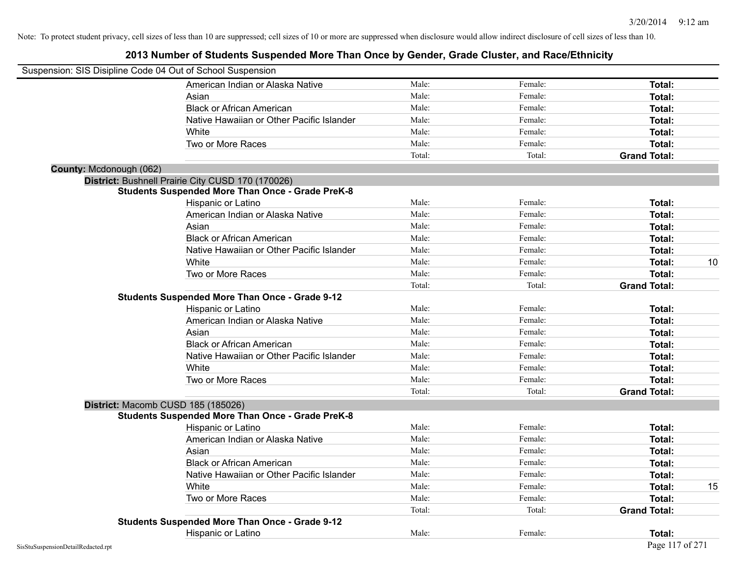Note: To protect student privacy, cell sizes of less than 10 are suppressed; cell sizes of 10 or more are suppressed when disclosure would allow indirect disclosure of cell sizes of less than 10.

# 2013 Number of Students Suspended More Than Once by Gender, Grade Cluster, and Race/Ethnicity

Suspension: SIS Disipline Code 04 Out of School Suspension

| | Male: | Female: | Total: |
|---|---|---|---|
| American Indian or Alaska Native | Male: | Female: | **Total:** |
| Asian | Male: | Female: | **Total:** |
| Black or African American | Male: | Female: | **Total:** |
| Native Hawaiian or Other Pacific Islander | Male: | Female: | **Total:** |
| White | Male: | Female: | **Total:** |
| Two or More Races | Male: | Female: | **Total:** |
| | Total: | Total: | **Grand Total:** |

**County:** Mcdonough (062)

**District:** Bushnell Prairie City CUSD 170 (170026)

**Students Suspended More Than Once - Grade PreK-8**

| | | | |
|---|---|---|---|
| Hispanic or Latino | Male: | Female: | **Total:** |
| American Indian or Alaska Native | Male: | Female: | **Total:** |
| Asian | Male: | Female: | **Total:** |
| Black or African American | Male: | Female: | **Total:** |
| Native Hawaiian or Other Pacific Islander | Male: | Female: | **Total:** |
| White | Male: | Female: | **Total:** 10 |
| Two or More Races | Male: | Female: | **Total:** |
| | Total: | Total: | **Grand Total:** |

**Students Suspended More Than Once - Grade 9-12**

| | | | |
|---|---|---|---|
| Hispanic or Latino | Male: | Female: | **Total:** |
| American Indian or Alaska Native | Male: | Female: | **Total:** |
| Asian | Male: | Female: | **Total:** |
| Black or African American | Male: | Female: | **Total:** |
| Native Hawaiian or Other Pacific Islander | Male: | Female: | **Total:** |
| White | Male: | Female: | **Total:** |
| Two or More Races | Male: | Female: | **Total:** |
| | Total: | Total: | **Grand Total:** |

**District:** Macomb CUSD 185 (185026)

**Students Suspended More Than Once - Grade PreK-8**

| | | | |
|---|---|---|---|
| Hispanic or Latino | Male: | Female: | **Total:** |
| American Indian or Alaska Native | Male: | Female: | **Total:** |
| Asian | Male: | Female: | **Total:** |
| Black or African American | Male: | Female: | **Total:** |
| Native Hawaiian or Other Pacific Islander | Male: | Female: | **Total:** |
| White | Male: | Female: | **Total:** 15 |
| Two or More Races | Male: | Female: | **Total:** |
| | Total: | Total: | **Grand Total:** |

**Students Suspended More Than Once - Grade 9-12**

| | | | |
|---|---|---|---|
| Hispanic or Latino | Male: | Female: | **Total:** |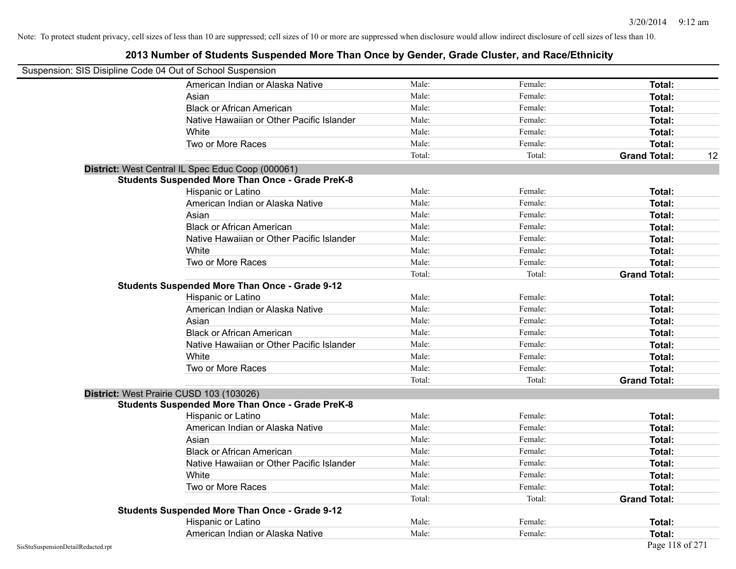Note: To protect student privacy, cell sizes of less than 10 are suppressed; cell sizes of 10 or more are suppressed when disclosure would allow indirect disclosure of cell sizes of less than 10.

# 2013 Number of Students Suspended More Than Once by Gender, Grade Cluster, and Race/Ethnicity

Suspension: SIS Disipline Code 04 Out of School Suspension

| | Male: | Female: | **Total:** |
|---|---|---|---|
| American Indian or Alaska Native | Male: | Female: | **Total:** |
| Asian | Male: | Female: | **Total:** |
| Black or African American | Male: | Female: | **Total:** |
| Native Hawaiian or Other Pacific Islander | Male: | Female: | **Total:** |
| White | Male: | Female: | **Total:** |
| Two or More Races | Male: | Female: | **Total:** |
| | Total: | Total: | **Grand Total:** 12 |

**District:** West Central IL Spec Educ Coop (000061)

**Students Suspended More Than Once - Grade PreK-8**

| | | | |
|---|---|---|---|
| Hispanic or Latino | Male: | Female: | **Total:** |
| American Indian or Alaska Native | Male: | Female: | **Total:** |
| Asian | Male: | Female: | **Total:** |
| Black or African American | Male: | Female: | **Total:** |
| Native Hawaiian or Other Pacific Islander | Male: | Female: | **Total:** |
| White | Male: | Female: | **Total:** |
| Two or More Races | Male: | Female: | **Total:** |
| | Total: | Total: | **Grand Total:** |

**Students Suspended More Than Once - Grade 9-12**

| | | | |
|---|---|---|---|
| Hispanic or Latino | Male: | Female: | **Total:** |
| American Indian or Alaska Native | Male: | Female: | **Total:** |
| Asian | Male: | Female: | **Total:** |
| Black or African American | Male: | Female: | **Total:** |
| Native Hawaiian or Other Pacific Islander | Male: | Female: | **Total:** |
| White | Male: | Female: | **Total:** |
| Two or More Races | Male: | Female: | **Total:** |
| | Total: | Total: | **Grand Total:** |

**District:** West Prairie CUSD 103 (103026)

**Students Suspended More Than Once - Grade PreK-8**

| | | | |
|---|---|---|---|
| Hispanic or Latino | Male: | Female: | **Total:** |
| American Indian or Alaska Native | Male: | Female: | **Total:** |
| Asian | Male: | Female: | **Total:** |
| Black or African American | Male: | Female: | **Total:** |
| Native Hawaiian or Other Pacific Islander | Male: | Female: | **Total:** |
| White | Male: | Female: | **Total:** |
| Two or More Races | Male: | Female: | **Total:** |
| | Total: | Total: | **Grand Total:** |

**Students Suspended More Than Once - Grade 9-12**

| | | | |
|---|---|---|---|
| Hispanic or Latino | Male: | Female: | **Total:** |
| American Indian or Alaska Native | Male: | Female: | **Total:** |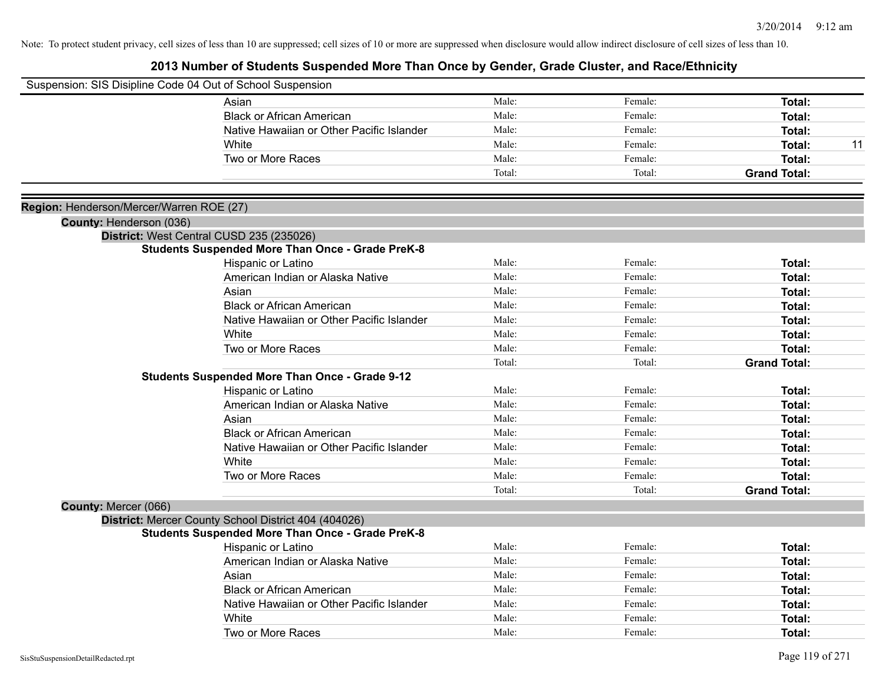Note: To protect student privacy, cell sizes of less than 10 are suppressed; cell sizes of 10 or more are suppressed when disclosure would allow indirect disclosure of cell sizes of less than 10.

# 2013 Number of Students Suspended More Than Once by Gender, Grade Cluster, and Race/Ethnicity

Suspension: SIS Disipline Code 04 Out of School Suspension

| | | | | |
|---|---|---|---|---|
| Asian | Male: | Female: | **Total:** | |
| Black or African American | Male: | Female: | **Total:** | |
| Native Hawaiian or Other Pacific Islander | Male: | Female: | **Total:** | |
| White | Male: | Female: | **Total:** | 11 |
| Two or More Races | Male: | Female: | **Total:** | |
| | Total: | Total: | **Grand Total:** | |

**Region:** Henderson/Mercer/Warren ROE (27)

**County:** Henderson (036)

**District:** West Central CUSD 235 (235026)

**Students Suspended More Than Once - Grade PreK-8**

| | | | | |
|---|---|---|---|---|
| Hispanic or Latino | Male: | Female: | **Total:** | |
| American Indian or Alaska Native | Male: | Female: | **Total:** | |
| Asian | Male: | Female: | **Total:** | |
| Black or African American | Male: | Female: | **Total:** | |
| Native Hawaiian or Other Pacific Islander | Male: | Female: | **Total:** | |
| White | Male: | Female: | **Total:** | |
| Two or More Races | Male: | Female: | **Total:** | |
| | Total: | Total: | **Grand Total:** | |

**Students Suspended More Than Once - Grade 9-12**

| | | | | |
|---|---|---|---|---|
| Hispanic or Latino | Male: | Female: | **Total:** | |
| American Indian or Alaska Native | Male: | Female: | **Total:** | |
| Asian | Male: | Female: | **Total:** | |
| Black or African American | Male: | Female: | **Total:** | |
| Native Hawaiian or Other Pacific Islander | Male: | Female: | **Total:** | |
| White | Male: | Female: | **Total:** | |
| Two or More Races | Male: | Female: | **Total:** | |
| | Total: | Total: | **Grand Total:** | |

**County:** Mercer (066)

**District:** Mercer County School District 404 (404026)

**Students Suspended More Than Once - Grade PreK-8**

| | | | | |
|---|---|---|---|---|
| Hispanic or Latino | Male: | Female: | **Total:** | |
| American Indian or Alaska Native | Male: | Female: | **Total:** | |
| Asian | Male: | Female: | **Total:** | |
| Black or African American | Male: | Female: | **Total:** | |
| Native Hawaiian or Other Pacific Islander | Male: | Female: | **Total:** | |
| White | Male: | Female: | **Total:** | |
| Two or More Races | Male: | Female: | **Total:** | |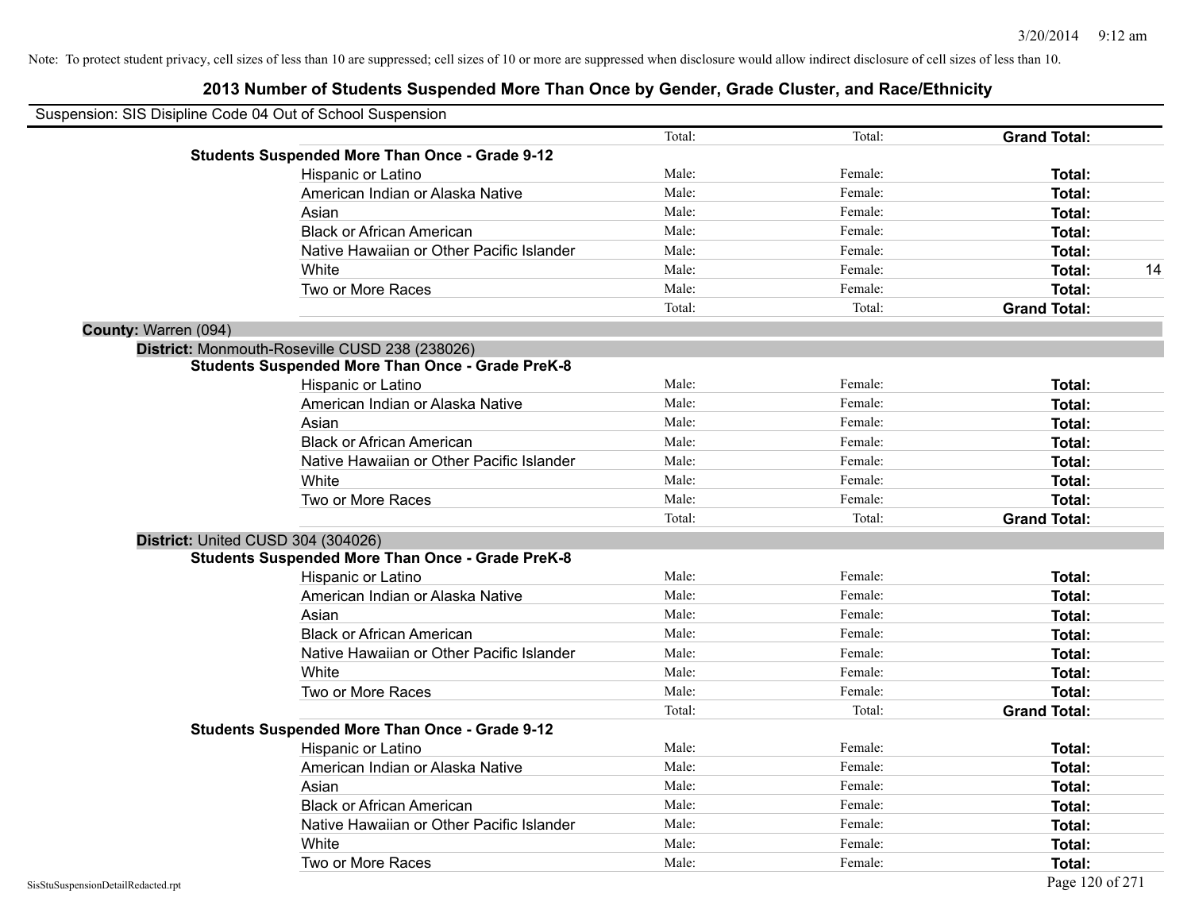Note: To protect student privacy, cell sizes of less than 10 are suppressed; cell sizes of 10 or more are suppressed when disclosure would allow indirect disclosure of cell sizes of less than 10.

## 2013 Number of Students Suspended More Than Once by Gender, Grade Cluster, and Race/Ethnicity

Suspension: SIS Disipline Code 04 Out of School Suspension

| | | | | | |
|---|---|---|---|---|---|
| | | Total: | Total: | **Grand Total:** | |
| **Students Suspended More Than Once - Grade 9-12** | | | | | |
| | Hispanic or Latino | Male: | Female: | **Total:** | |
| | American Indian or Alaska Native | Male: | Female: | **Total:** | |
| | Asian | Male: | Female: | **Total:** | |
| | Black or African American | Male: | Female: | **Total:** | |
| | Native Hawaiian or Other Pacific Islander | Male: | Female: | **Total:** | |
| | White | Male: | Female: | **Total:** | 14 |
| | Two or More Races | Male: | Female: | **Total:** | |
| | | Total: | Total: | **Grand Total:** | |

**County:** Warren (094)

**District:** Monmouth-Roseville CUSD 238 (238026)

| | | | | | |
|---|---|---|---|---|---|
| **Students Suspended More Than Once - Grade PreK-8** | | | | | |
| | Hispanic or Latino | Male: | Female: | **Total:** | |
| | American Indian or Alaska Native | Male: | Female: | **Total:** | |
| | Asian | Male: | Female: | **Total:** | |
| | Black or African American | Male: | Female: | **Total:** | |
| | Native Hawaiian or Other Pacific Islander | Male: | Female: | **Total:** | |
| | White | Male: | Female: | **Total:** | |
| | Two or More Races | Male: | Female: | **Total:** | |
| | | Total: | Total: | **Grand Total:** | |

**District:** United CUSD 304 (304026)

| | | | | | |
|---|---|---|---|---|---|
| **Students Suspended More Than Once - Grade PreK-8** | | | | | |
| | Hispanic or Latino | Male: | Female: | **Total:** | |
| | American Indian or Alaska Native | Male: | Female: | **Total:** | |
| | Asian | Male: | Female: | **Total:** | |
| | Black or African American | Male: | Female: | **Total:** | |
| | Native Hawaiian or Other Pacific Islander | Male: | Female: | **Total:** | |
| | White | Male: | Female: | **Total:** | |
| | Two or More Races | Male: | Female: | **Total:** | |
| | | Total: | Total: | **Grand Total:** | |
| **Students Suspended More Than Once - Grade 9-12** | | | | | |
| | Hispanic or Latino | Male: | Female: | **Total:** | |
| | American Indian or Alaska Native | Male: | Female: | **Total:** | |
| | Asian | Male: | Female: | **Total:** | |
| | Black or African American | Male: | Female: | **Total:** | |
| | Native Hawaiian or Other Pacific Islander | Male: | Female: | **Total:** | |
| | White | Male: | Female: | **Total:** | |
| | Two or More Races | Male: | Female: | **Total:** | |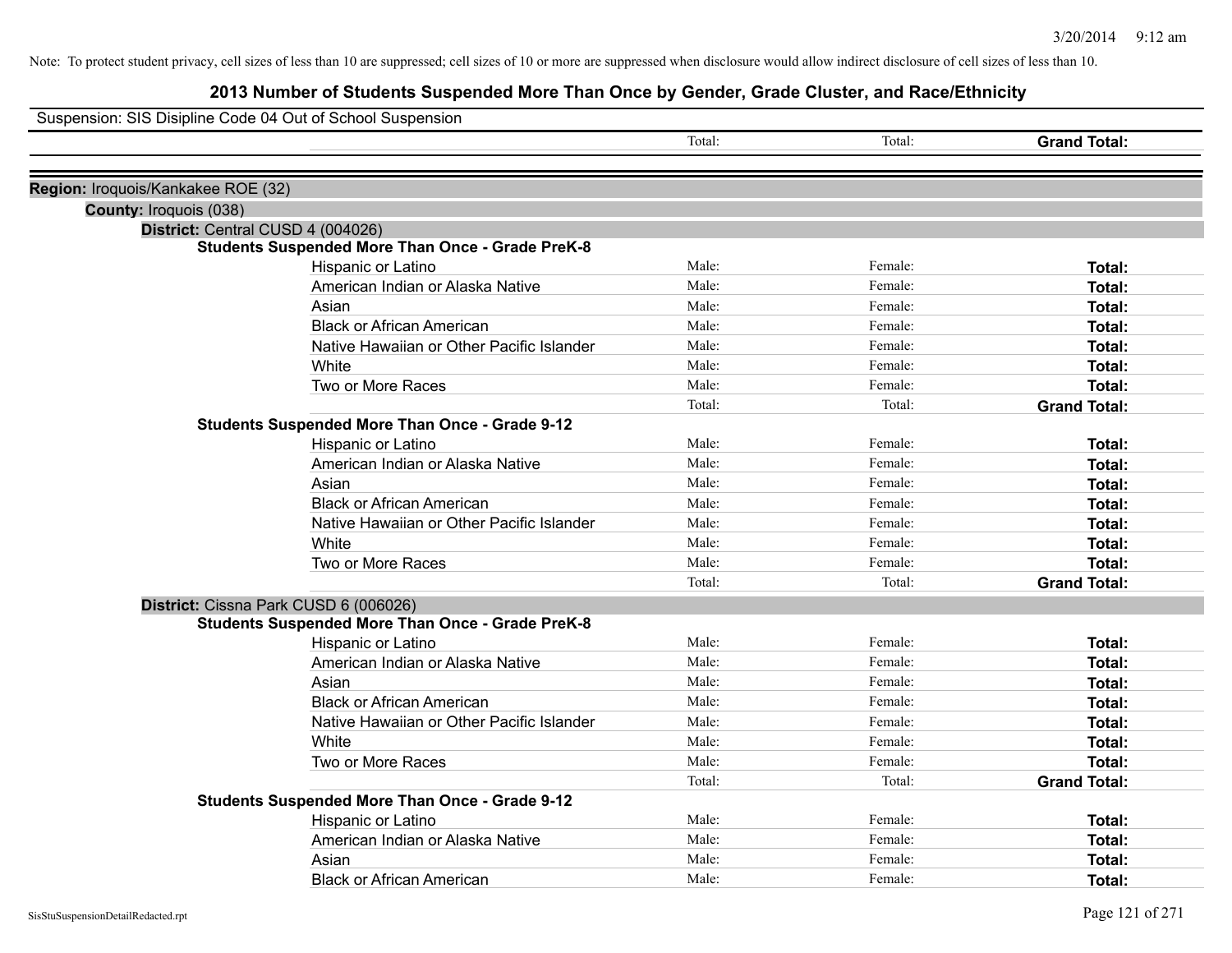Note: To protect student privacy, cell sizes of less than 10 are suppressed; cell sizes of 10 or more are suppressed when disclosure would allow indirect disclosure of cell sizes of less than 10.

# 2013 Number of Students Suspended More Than Once by Gender, Grade Cluster, and Race/Ethnicity

Suspension: SIS Disipline Code 04 Out of School Suspension

| | | Total: | Total: | **Grand Total:** |
|---|---|---|---|---|

**Region:** Iroquois/Kankakee ROE (32)

**County:** Iroquois (038)

**District:** Central CUSD 4 (004026)

**Students Suspended More Than Once - Grade PreK-8**

| | Male: | Female: | Total: |
|---|---|---|---|
| Hispanic or Latino | Male: | Female: | **Total:** |
| American Indian or Alaska Native | Male: | Female: | **Total:** |
| Asian | Male: | Female: | **Total:** |
| Black or African American | Male: | Female: | **Total:** |
| Native Hawaiian or Other Pacific Islander | Male: | Female: | **Total:** |
| White | Male: | Female: | **Total:** |
| Two or More Races | Male: | Female: | **Total:** |
| | Total: | Total: | **Grand Total:** |

**Students Suspended More Than Once - Grade 9-12**

| | Male: | Female: | Total: |
|---|---|---|---|
| Hispanic or Latino | Male: | Female: | **Total:** |
| American Indian or Alaska Native | Male: | Female: | **Total:** |
| Asian | Male: | Female: | **Total:** |
| Black or African American | Male: | Female: | **Total:** |
| Native Hawaiian or Other Pacific Islander | Male: | Female: | **Total:** |
| White | Male: | Female: | **Total:** |
| Two or More Races | Male: | Female: | **Total:** |
| | Total: | Total: | **Grand Total:** |

**District:** Cissna Park CUSD 6 (006026)

**Students Suspended More Than Once - Grade PreK-8**

| | Male: | Female: | Total: |
|---|---|---|---|
| Hispanic or Latino | Male: | Female: | **Total:** |
| American Indian or Alaska Native | Male: | Female: | **Total:** |
| Asian | Male: | Female: | **Total:** |
| Black or African American | Male: | Female: | **Total:** |
| Native Hawaiian or Other Pacific Islander | Male: | Female: | **Total:** |
| White | Male: | Female: | **Total:** |
| Two or More Races | Male: | Female: | **Total:** |
| | Total: | Total: | **Grand Total:** |

**Students Suspended More Than Once - Grade 9-12**

| | Male: | Female: | Total: |
|---|---|---|---|
| Hispanic or Latino | Male: | Female: | **Total:** |
| American Indian or Alaska Native | Male: | Female: | **Total:** |
| Asian | Male: | Female: | **Total:** |
| Black or African American | Male: | Female: | **Total:** |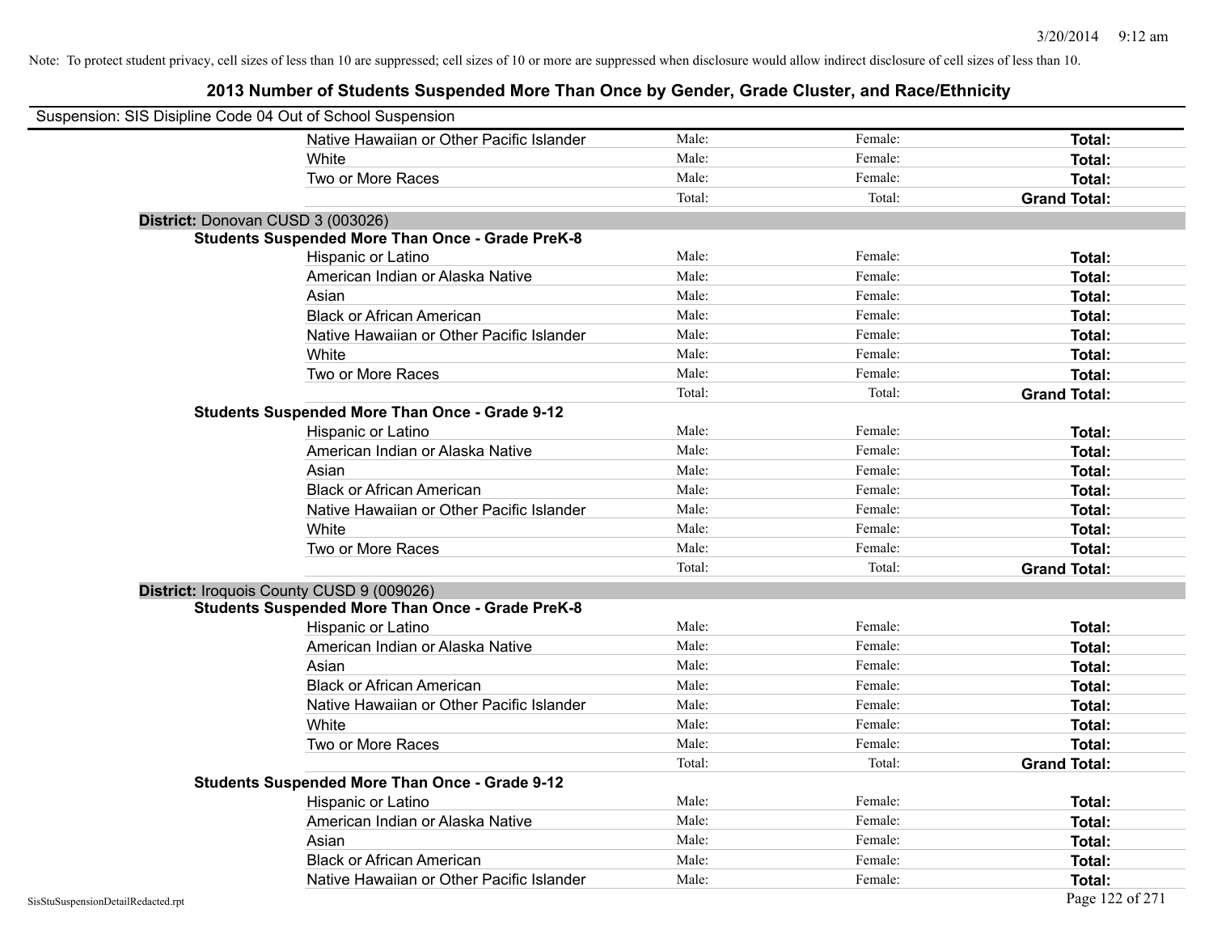Note: To protect student privacy, cell sizes of less than 10 are suppressed; cell sizes of 10 or more are suppressed when disclosure would allow indirect disclosure of cell sizes of less than 10.

## 2013 Number of Students Suspended More Than Once by Gender, Grade Cluster, and Race/Ethnicity

Suspension: SIS Disipline Code 04 Out of School Suspension

| | | | |
|---|---|---|---|
| Native Hawaiian or Other Pacific Islander | Male: | Female: | **Total:** |
| White | Male: | Female: | **Total:** |
| Two or More Races | Male: | Female: | **Total:** |
| | Total: | Total: | **Grand Total:** |

**District:** Donovan CUSD 3 (003026)

**Students Suspended More Than Once - Grade PreK-8**

| | | | |
|---|---|---|---|
| Hispanic or Latino | Male: | Female: | **Total:** |
| American Indian or Alaska Native | Male: | Female: | **Total:** |
| Asian | Male: | Female: | **Total:** |
| Black or African American | Male: | Female: | **Total:** |
| Native Hawaiian or Other Pacific Islander | Male: | Female: | **Total:** |
| White | Male: | Female: | **Total:** |
| Two or More Races | Male: | Female: | **Total:** |
| | Total: | Total: | **Grand Total:** |

**Students Suspended More Than Once - Grade 9-12**

| | | | |
|---|---|---|---|
| Hispanic or Latino | Male: | Female: | **Total:** |
| American Indian or Alaska Native | Male: | Female: | **Total:** |
| Asian | Male: | Female: | **Total:** |
| Black or African American | Male: | Female: | **Total:** |
| Native Hawaiian or Other Pacific Islander | Male: | Female: | **Total:** |
| White | Male: | Female: | **Total:** |
| Two or More Races | Male: | Female: | **Total:** |
| | Total: | Total: | **Grand Total:** |

**District:** Iroquois County CUSD 9 (009026)

**Students Suspended More Than Once - Grade PreK-8**

| | | | |
|---|---|---|---|
| Hispanic or Latino | Male: | Female: | **Total:** |
| American Indian or Alaska Native | Male: | Female: | **Total:** |
| Asian | Male: | Female: | **Total:** |
| Black or African American | Male: | Female: | **Total:** |
| Native Hawaiian or Other Pacific Islander | Male: | Female: | **Total:** |
| White | Male: | Female: | **Total:** |
| Two or More Races | Male: | Female: | **Total:** |
| | Total: | Total: | **Grand Total:** |

**Students Suspended More Than Once - Grade 9-12**

| | | | |
|---|---|---|---|
| Hispanic or Latino | Male: | Female: | **Total:** |
| American Indian or Alaska Native | Male: | Female: | **Total:** |
| Asian | Male: | Female: | **Total:** |
| Black or African American | Male: | Female: | **Total:** |
| Native Hawaiian or Other Pacific Islander | Male: | Female: | **Total:** |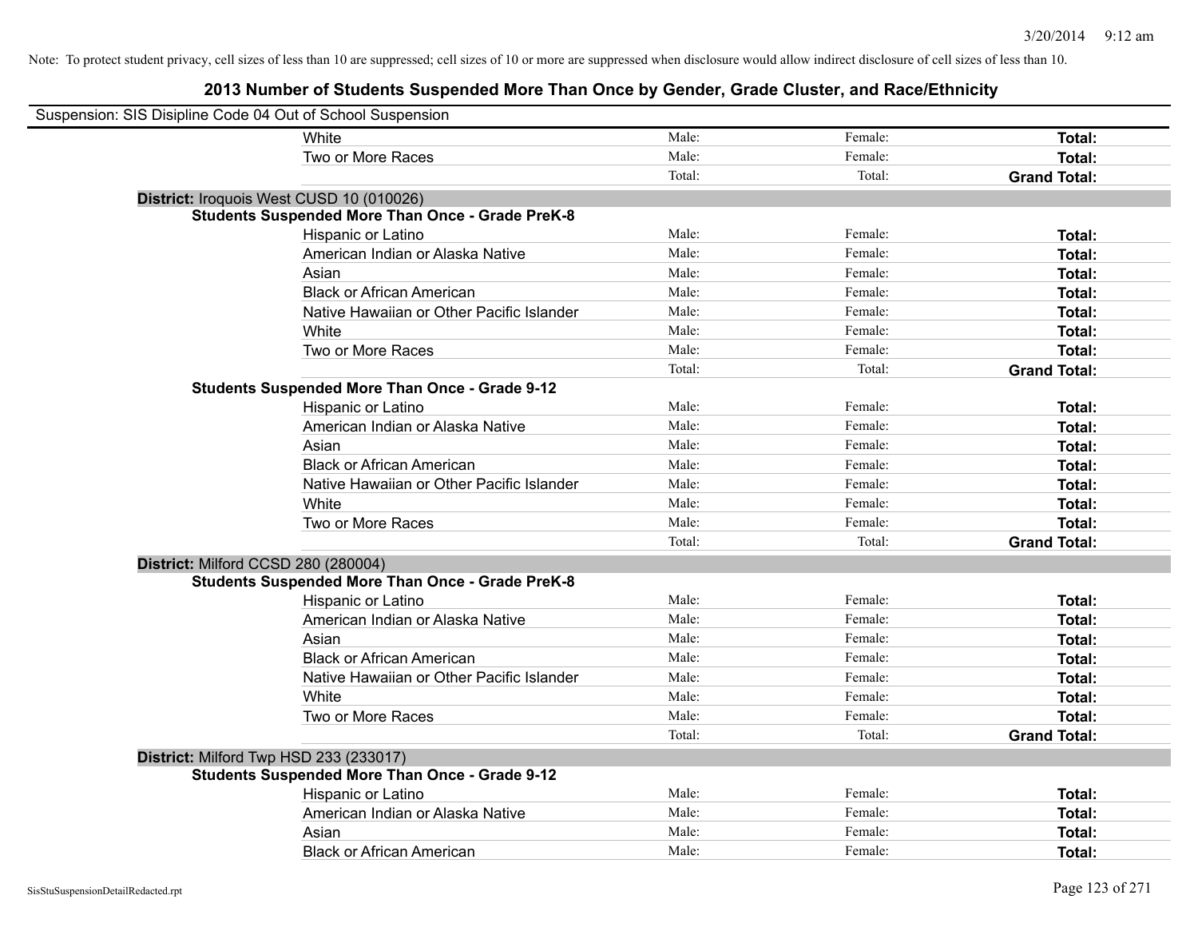Note: To protect student privacy, cell sizes of less than 10 are suppressed; cell sizes of 10 or more are suppressed when disclosure would allow indirect disclosure of cell sizes of less than 10.

## 2013 Number of Students Suspended More Than Once by Gender, Grade Cluster, and Race/Ethnicity

Suspension: SIS Disipline Code 04 Out of School Suspension

| | | | |
|---|---|---|---|
| White | Male: | Female: | **Total:** |
| Two or More Races | Male: | Female: | **Total:** |
| | Total: | Total: | **Grand Total:** |

**District:** Iroquois West CUSD 10 (010026)

**Students Suspended More Than Once - Grade PreK-8**

| | | | |
|---|---|---|---|
| Hispanic or Latino | Male: | Female: | **Total:** |
| American Indian or Alaska Native | Male: | Female: | **Total:** |
| Asian | Male: | Female: | **Total:** |
| Black or African American | Male: | Female: | **Total:** |
| Native Hawaiian or Other Pacific Islander | Male: | Female: | **Total:** |
| White | Male: | Female: | **Total:** |
| Two or More Races | Male: | Female: | **Total:** |
| | Total: | Total: | **Grand Total:** |

**Students Suspended More Than Once - Grade 9-12**

| | | | |
|---|---|---|---|
| Hispanic or Latino | Male: | Female: | **Total:** |
| American Indian or Alaska Native | Male: | Female: | **Total:** |
| Asian | Male: | Female: | **Total:** |
| Black or African American | Male: | Female: | **Total:** |
| Native Hawaiian or Other Pacific Islander | Male: | Female: | **Total:** |
| White | Male: | Female: | **Total:** |
| Two or More Races | Male: | Female: | **Total:** |
| | Total: | Total: | **Grand Total:** |

**District:** Milford CCSD 280 (280004)

**Students Suspended More Than Once - Grade PreK-8**

| | | | |
|---|---|---|---|
| Hispanic or Latino | Male: | Female: | **Total:** |
| American Indian or Alaska Native | Male: | Female: | **Total:** |
| Asian | Male: | Female: | **Total:** |
| Black or African American | Male: | Female: | **Total:** |
| Native Hawaiian or Other Pacific Islander | Male: | Female: | **Total:** |
| White | Male: | Female: | **Total:** |
| Two or More Races | Male: | Female: | **Total:** |
| | Total: | Total: | **Grand Total:** |

**District:** Milford Twp HSD 233 (233017)

**Students Suspended More Than Once - Grade 9-12**

| | | | |
|---|---|---|---|
| Hispanic or Latino | Male: | Female: | **Total:** |
| American Indian or Alaska Native | Male: | Female: | **Total:** |
| Asian | Male: | Female: | **Total:** |
| Black or African American | Male: | Female: | **Total:** |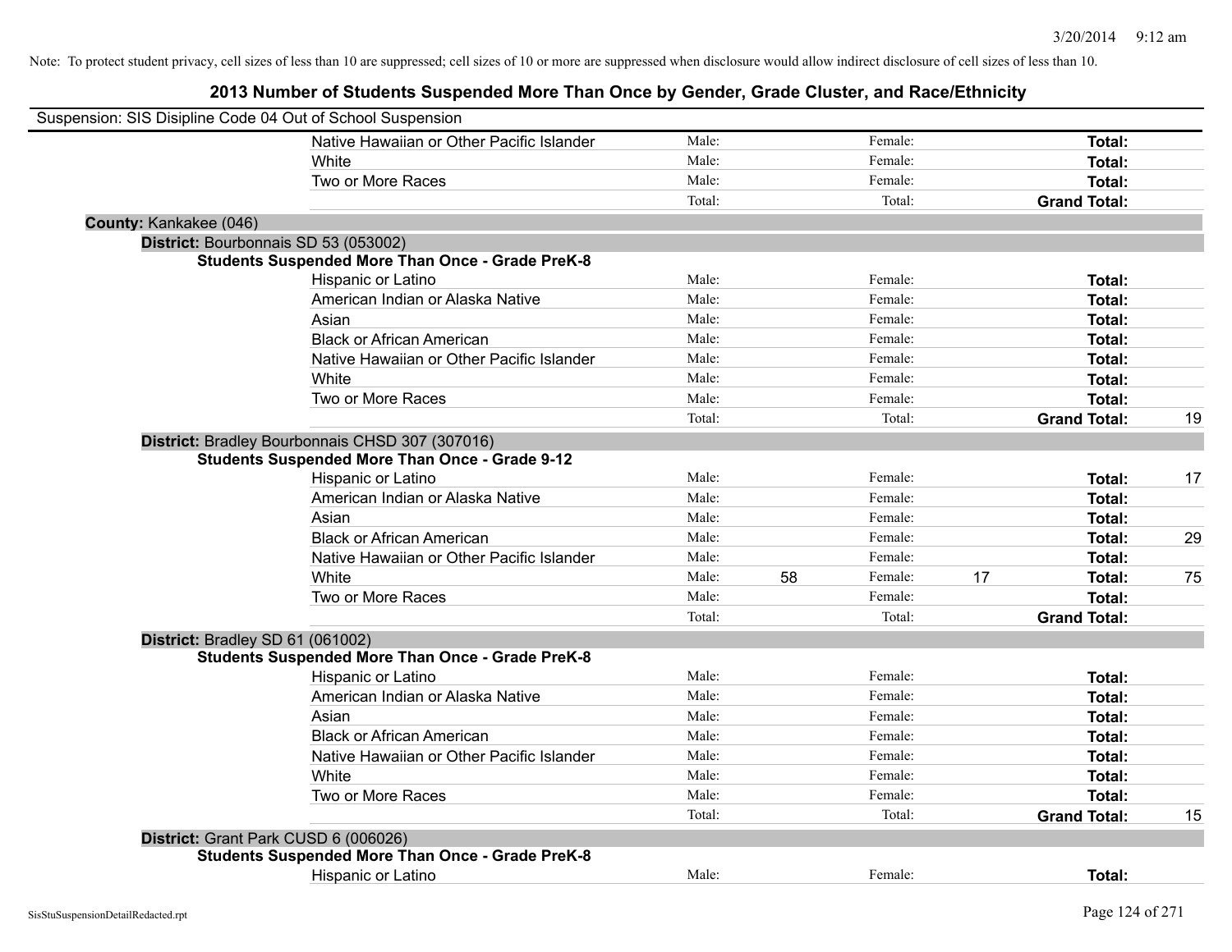Note: To protect student privacy, cell sizes of less than 10 are suppressed; cell sizes of 10 or more are suppressed when disclosure would allow indirect disclosure of cell sizes of less than 10.

## 2013 Number of Students Suspended More Than Once by Gender, Grade Cluster, and Race/Ethnicity

Suspension: SIS Disipline Code 04 Out of School Suspension

| | Male: | | Female: | | | |
|---|---|---|---|---|---|---|
| Native Hawaiian or Other Pacific Islander | Male: | | Female: | | **Total:** | |
| White | Male: | | Female: | | **Total:** | |
| Two or More Races | Male: | | Female: | | **Total:** | |
| | Total: | | Total: | | **Grand Total:** | |

**County:** Kankakee (046)

**District:** Bourbonnais SD 53 (053002)

**Students Suspended More Than Once - Grade PreK-8**

| Race/Ethnicity | Male: | | Female: | | Total: | |
|---|---|---|---|---|---|---|
| Hispanic or Latino | Male: | | Female: | | **Total:** | |
| American Indian or Alaska Native | Male: | | Female: | | **Total:** | |
| Asian | Male: | | Female: | | **Total:** | |
| Black or African American | Male: | | Female: | | **Total:** | |
| Native Hawaiian or Other Pacific Islander | Male: | | Female: | | **Total:** | |
| White | Male: | | Female: | | **Total:** | |
| Two or More Races | Male: | | Female: | | **Total:** | |
| | Total: | | Total: | | **Grand Total:** | 19 |

**District:** Bradley Bourbonnais CHSD 307 (307016)

**Students Suspended More Than Once - Grade 9-12**

| Race/Ethnicity | Male: | | Female: | | Total: | |
|---|---|---|---|---|---|---|
| Hispanic or Latino | Male: | | Female: | | **Total:** | 17 |
| American Indian or Alaska Native | Male: | | Female: | | **Total:** | |
| Asian | Male: | | Female: | | **Total:** | |
| Black or African American | Male: | | Female: | | **Total:** | 29 |
| Native Hawaiian or Other Pacific Islander | Male: | | Female: | | **Total:** | |
| White | Male: | 58 | Female: | 17 | **Total:** | 75 |
| Two or More Races | Male: | | Female: | | **Total:** | |
| | Total: | | Total: | | **Grand Total:** | |

**District:** Bradley SD 61 (061002)

**Students Suspended More Than Once - Grade PreK-8**

| Race/Ethnicity | Male: | | Female: | | Total: | |
|---|---|---|---|---|---|---|
| Hispanic or Latino | Male: | | Female: | | **Total:** | |
| American Indian or Alaska Native | Male: | | Female: | | **Total:** | |
| Asian | Male: | | Female: | | **Total:** | |
| Black or African American | Male: | | Female: | | **Total:** | |
| Native Hawaiian or Other Pacific Islander | Male: | | Female: | | **Total:** | |
| White | Male: | | Female: | | **Total:** | |
| Two or More Races | Male: | | Female: | | **Total:** | |
| | Total: | | Total: | | **Grand Total:** | 15 |

**District:** Grant Park CUSD 6 (006026)

**Students Suspended More Than Once - Grade PreK-8**

| Race/Ethnicity | Male: | | Female: | | Total: | |
|---|---|---|---|---|---|---|
| Hispanic or Latino | Male: | | Female: | | **Total:** | |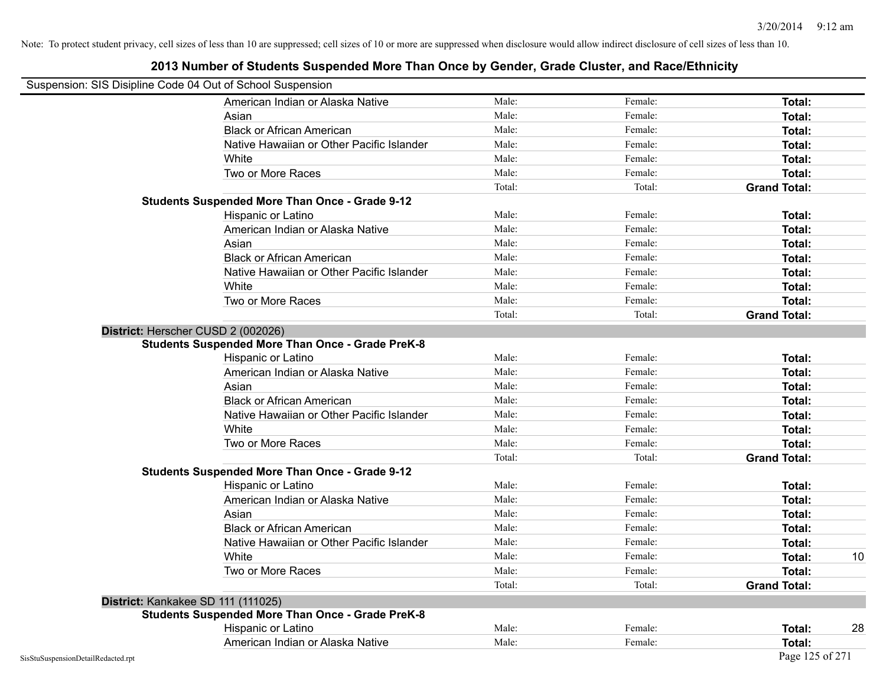Note: To protect student privacy, cell sizes of less than 10 are suppressed; cell sizes of 10 or more are suppressed when disclosure would allow indirect disclosure of cell sizes of less than 10.

## 2013 Number of Students Suspended More Than Once by Gender, Grade Cluster, and Race/Ethnicity

Suspension: SIS Disipline Code 04 Out of School Suspension

| | | | | |
|---|---|---|---|---|
| American Indian or Alaska Native | Male: | Female: | **Total:** | |
| Asian | Male: | Female: | **Total:** | |
| Black or African American | Male: | Female: | **Total:** | |
| Native Hawaiian or Other Pacific Islander | Male: | Female: | **Total:** | |
| White | Male: | Female: | **Total:** | |
| Two or More Races | Male: | Female: | **Total:** | |
| | Total: | Total: | **Grand Total:** | |

**Students Suspended More Than Once - Grade 9-12**

| | | | | |
|---|---|---|---|---|
| Hispanic or Latino | Male: | Female: | **Total:** | |
| American Indian or Alaska Native | Male: | Female: | **Total:** | |
| Asian | Male: | Female: | **Total:** | |
| Black or African American | Male: | Female: | **Total:** | |
| Native Hawaiian or Other Pacific Islander | Male: | Female: | **Total:** | |
| White | Male: | Female: | **Total:** | |
| Two or More Races | Male: | Female: | **Total:** | |
| | Total: | Total: | **Grand Total:** | |

**District:** Herscher CUSD 2 (002026)

**Students Suspended More Than Once - Grade PreK-8**

| | | | | |
|---|---|---|---|---|
| Hispanic or Latino | Male: | Female: | **Total:** | |
| American Indian or Alaska Native | Male: | Female: | **Total:** | |
| Asian | Male: | Female: | **Total:** | |
| Black or African American | Male: | Female: | **Total:** | |
| Native Hawaiian or Other Pacific Islander | Male: | Female: | **Total:** | |
| White | Male: | Female: | **Total:** | |
| Two or More Races | Male: | Female: | **Total:** | |
| | Total: | Total: | **Grand Total:** | |

**Students Suspended More Than Once - Grade 9-12**

| | | | | |
|---|---|---|---|---|
| Hispanic or Latino | Male: | Female: | **Total:** | |
| American Indian or Alaska Native | Male: | Female: | **Total:** | |
| Asian | Male: | Female: | **Total:** | |
| Black or African American | Male: | Female: | **Total:** | |
| Native Hawaiian or Other Pacific Islander | Male: | Female: | **Total:** | |
| White | Male: | Female: | **Total:** | 10 |
| Two or More Races | Male: | Female: | **Total:** | |
| | Total: | Total: | **Grand Total:** | |

**District:** Kankakee SD 111 (111025)

**Students Suspended More Than Once - Grade PreK-8**

| | | | | |
|---|---|---|---|---|
| Hispanic or Latino | Male: | Female: | **Total:** | 28 |
| American Indian or Alaska Native | Male: | Female: | **Total:** | |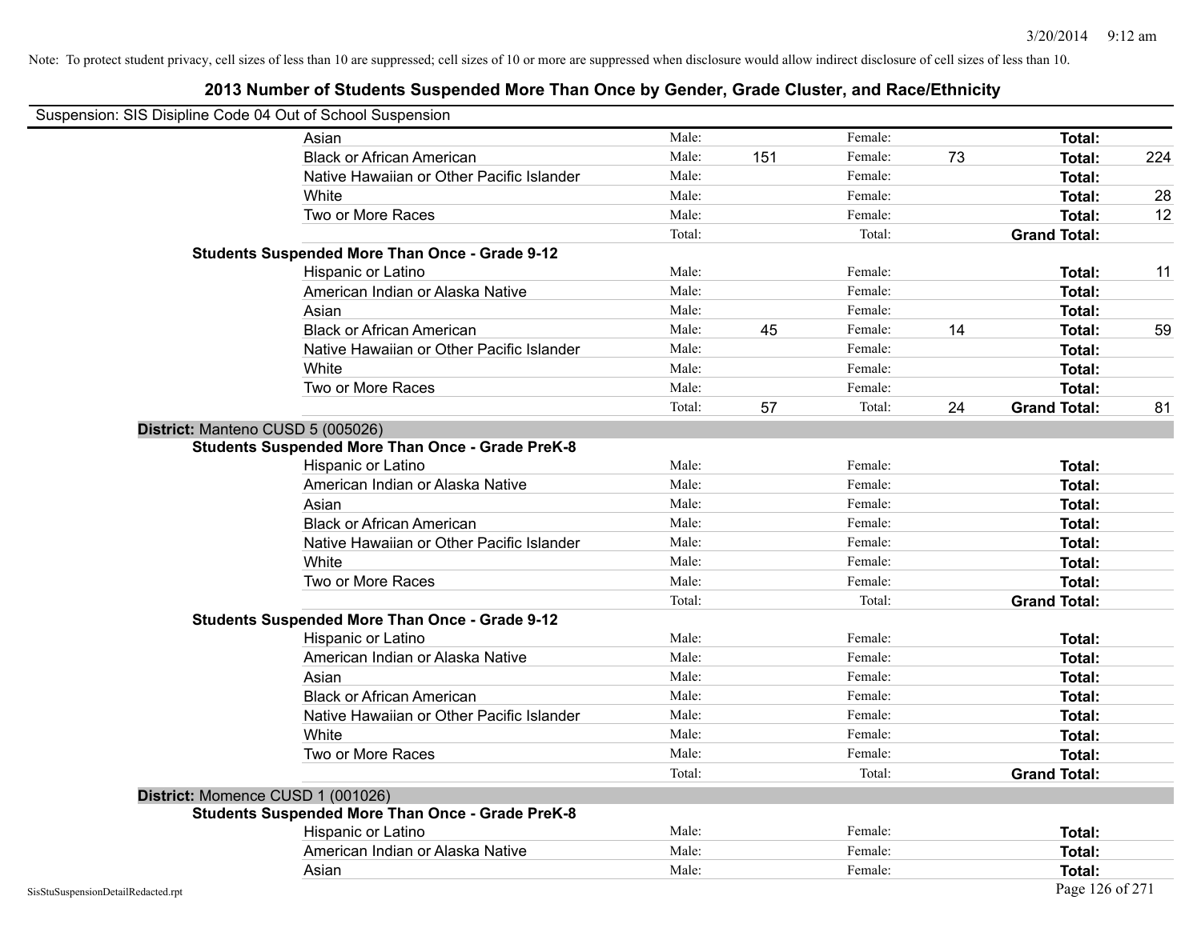Note: To protect student privacy, cell sizes of less than 10 are suppressed; cell sizes of 10 or more are suppressed when disclosure would allow indirect disclosure of cell sizes of less than 10.

## 2013 Number of Students Suspended More Than Once by Gender, Grade Cluster, and Race/Ethnicity

Suspension: SIS Disipline Code 04 Out of School Suspension

| | | | | | | |
|---|---|---|---|---|---|---|
| Asian | Male: | | Female: | | **Total:** | |
| Black or African American | Male: | 151 | Female: | 73 | **Total:** | 224 |
| Native Hawaiian or Other Pacific Islander | Male: | | Female: | | **Total:** | |
| White | Male: | | Female: | | **Total:** | 28 |
| Two or More Races | Male: | | Female: | | **Total:** | 12 |
| | Total: | | Total: | | **Grand Total:** | |

**Students Suspended More Than Once - Grade 9-12**

| | | | | | | |
|---|---|---|---|---|---|---|
| Hispanic or Latino | Male: | | Female: | | **Total:** | 11 |
| American Indian or Alaska Native | Male: | | Female: | | **Total:** | |
| Asian | Male: | | Female: | | **Total:** | |
| Black or African American | Male: | 45 | Female: | 14 | **Total:** | 59 |
| Native Hawaiian or Other Pacific Islander | Male: | | Female: | | **Total:** | |
| White | Male: | | Female: | | **Total:** | |
| Two or More Races | Male: | | Female: | | **Total:** | |
| | Total: | 57 | Total: | 24 | **Grand Total:** | 81 |

**District:** Manteno CUSD 5 (005026)

**Students Suspended More Than Once - Grade PreK-8**

| | | | | | | |
|---|---|---|---|---|---|---|
| Hispanic or Latino | Male: | | Female: | | **Total:** | |
| American Indian or Alaska Native | Male: | | Female: | | **Total:** | |
| Asian | Male: | | Female: | | **Total:** | |
| Black or African American | Male: | | Female: | | **Total:** | |
| Native Hawaiian or Other Pacific Islander | Male: | | Female: | | **Total:** | |
| White | Male: | | Female: | | **Total:** | |
| Two or More Races | Male: | | Female: | | **Total:** | |
| | Total: | | Total: | | **Grand Total:** | |

**Students Suspended More Than Once - Grade 9-12**

| | | | | | | |
|---|---|---|---|---|---|---|
| Hispanic or Latino | Male: | | Female: | | **Total:** | |
| American Indian or Alaska Native | Male: | | Female: | | **Total:** | |
| Asian | Male: | | Female: | | **Total:** | |
| Black or African American | Male: | | Female: | | **Total:** | |
| Native Hawaiian or Other Pacific Islander | Male: | | Female: | | **Total:** | |
| White | Male: | | Female: | | **Total:** | |
| Two or More Races | Male: | | Female: | | **Total:** | |
| | Total: | | Total: | | **Grand Total:** | |

**District:** Momence CUSD 1 (001026)

**Students Suspended More Than Once - Grade PreK-8**

| | | | | | | |
|---|---|---|---|---|---|---|
| Hispanic or Latino | Male: | | Female: | | **Total:** | |
| American Indian or Alaska Native | Male: | | Female: | | **Total:** | |
| Asian | Male: | | Female: | | **Total:** | |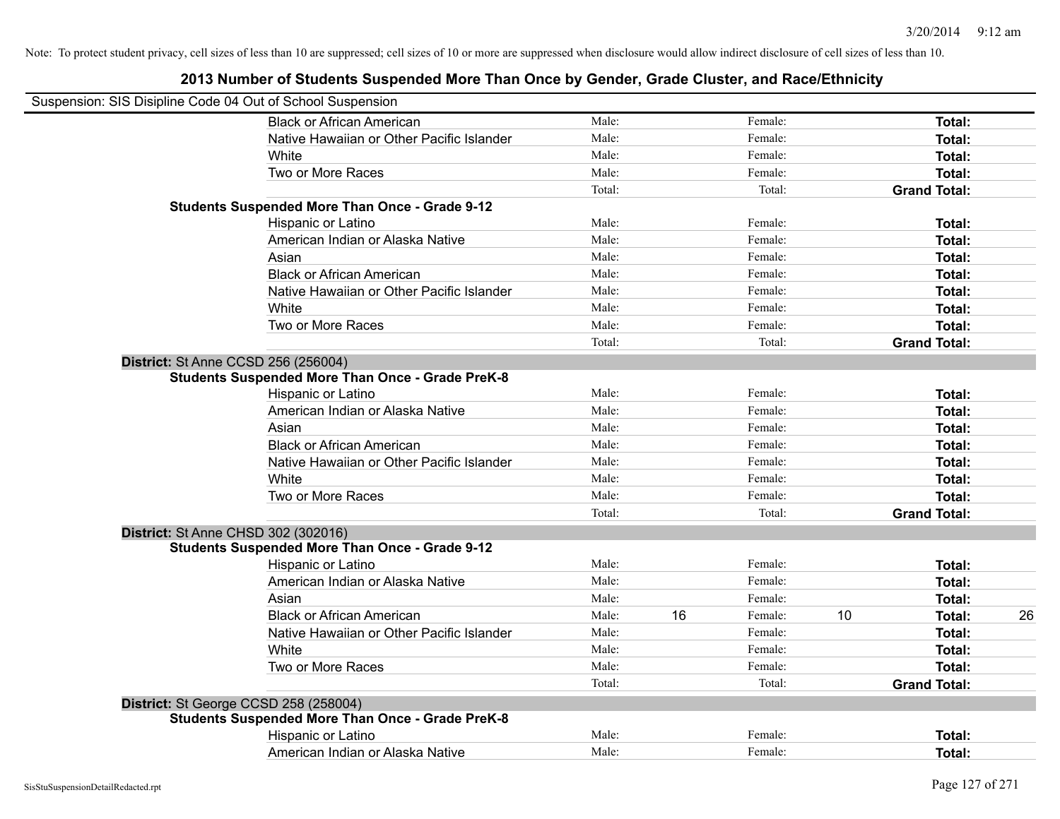Note: To protect student privacy, cell sizes of less than 10 are suppressed; cell sizes of 10 or more are suppressed when disclosure would allow indirect disclosure of cell sizes of less than 10.

## 2013 Number of Students Suspended More Than Once by Gender, Grade Cluster, and Race/Ethnicity

Suspension: SIS Disipline Code 04 Out of School Suspension

| | Race/Ethnicity | | | | | | |
|---|---|---|---|---|---|---|---|
| | Black or African American | Male: | | Female: | | **Total:** | |
| | Native Hawaiian or Other Pacific Islander | Male: | | Female: | | **Total:** | |
| | White | Male: | | Female: | | **Total:** | |
| | Two or More Races | Male: | | Female: | | **Total:** | |
| | | Total: | | Total: | | **Grand Total:** | |
| **Students Suspended More Than Once - Grade 9-12** | | | | | | | |
| | Hispanic or Latino | Male: | | Female: | | **Total:** | |
| | American Indian or Alaska Native | Male: | | Female: | | **Total:** | |
| | Asian | Male: | | Female: | | **Total:** | |
| | Black or African American | Male: | | Female: | | **Total:** | |
| | Native Hawaiian or Other Pacific Islander | Male: | | Female: | | **Total:** | |
| | White | Male: | | Female: | | **Total:** | |
| | Two or More Races | Male: | | Female: | | **Total:** | |
| | | Total: | | Total: | | **Grand Total:** | |
| **District:** St Anne CCSD 256 (256004) | | | | | | | |
| **Students Suspended More Than Once - Grade PreK-8** | | | | | | | |
| | Hispanic or Latino | Male: | | Female: | | **Total:** | |
| | American Indian or Alaska Native | Male: | | Female: | | **Total:** | |
| | Asian | Male: | | Female: | | **Total:** | |
| | Black or African American | Male: | | Female: | | **Total:** | |
| | Native Hawaiian or Other Pacific Islander | Male: | | Female: | | **Total:** | |
| | White | Male: | | Female: | | **Total:** | |
| | Two or More Races | Male: | | Female: | | **Total:** | |
| | | Total: | | Total: | | **Grand Total:** | |
| **District:** St Anne CHSD 302 (302016) | | | | | | | |
| **Students Suspended More Than Once - Grade 9-12** | | | | | | | |
| | Hispanic or Latino | Male: | | Female: | | **Total:** | |
| | American Indian or Alaska Native | Male: | | Female: | | **Total:** | |
| | Asian | Male: | | Female: | | **Total:** | |
| | Black or African American | Male: | 16 | Female: | 10 | **Total:** | 26 |
| | Native Hawaiian or Other Pacific Islander | Male: | | Female: | | **Total:** | |
| | White | Male: | | Female: | | **Total:** | |
| | Two or More Races | Male: | | Female: | | **Total:** | |
| | | Total: | | Total: | | **Grand Total:** | |
| **District:** St George CCSD 258 (258004) | | | | | | | |
| **Students Suspended More Than Once - Grade PreK-8** | | | | | | | |
| | Hispanic or Latino | Male: | | Female: | | **Total:** | |
| | American Indian or Alaska Native | Male: | | Female: | | **Total:** | |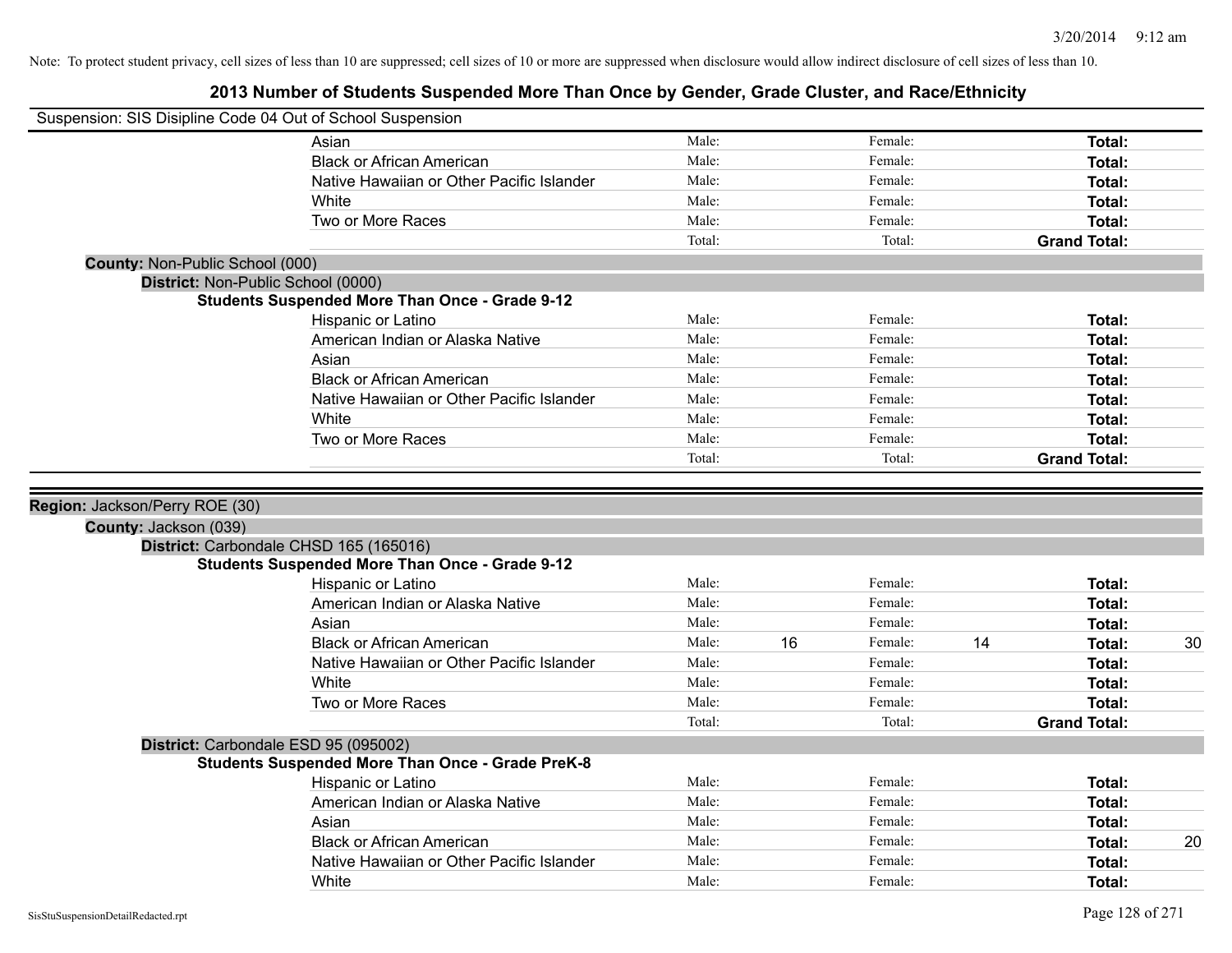Note: To protect student privacy, cell sizes of less than 10 are suppressed; cell sizes of 10 or more are suppressed when disclosure would allow indirect disclosure of cell sizes of less than 10.

# 2013 Number of Students Suspended More Than Once by Gender, Grade Cluster, and Race/Ethnicity

Suspension: SIS Disipline Code 04 Out of School Suspension

| | | | | | |
|---|---|---|---|---|---|
| Asian | Male: | | Female: | | **Total:** |
| Black or African American | Male: | | Female: | | **Total:** |
| Native Hawaiian or Other Pacific Islander | Male: | | Female: | | **Total:** |
| White | Male: | | Female: | | **Total:** |
| Two or More Races | Male: | | Female: | | **Total:** |
| | Total: | | Total: | | **Grand Total:** |

**County:** Non-Public School (000)

**District:** Non-Public School (0000)

**Students Suspended More Than Once - Grade 9-12**

| | | | | | | |
|---|---|---|---|---|---|---|
| Hispanic or Latino | Male: | | Female: | | **Total:** | |
| American Indian or Alaska Native | Male: | | Female: | | **Total:** | |
| Asian | Male: | | Female: | | **Total:** | |
| Black or African American | Male: | | Female: | | **Total:** | |
| Native Hawaiian or Other Pacific Islander | Male: | | Female: | | **Total:** | |
| White | Male: | | Female: | | **Total:** | |
| Two or More Races | Male: | | Female: | | **Total:** | |
| | Total: | | Total: | | **Grand Total:** | |

**Region:** Jackson/Perry ROE (30)

**County:** Jackson (039)

**District:** Carbondale CHSD 165 (165016)

**Students Suspended More Than Once - Grade 9-12**

| | | | | | | |
|---|---|---|---|---|---|---|
| Hispanic or Latino | Male: | | Female: | | **Total:** | |
| American Indian or Alaska Native | Male: | | Female: | | **Total:** | |
| Asian | Male: | | Female: | | **Total:** | |
| Black or African American | Male: | 16 | Female: | 14 | **Total:** | 30 |
| Native Hawaiian or Other Pacific Islander | Male: | | Female: | | **Total:** | |
| White | Male: | | Female: | | **Total:** | |
| Two or More Races | Male: | | Female: | | **Total:** | |
| | Total: | | Total: | | **Grand Total:** | |

**District:** Carbondale ESD 95 (095002)

**Students Suspended More Than Once - Grade PreK-8**

| | | | | | | |
|---|---|---|---|---|---|---|
| Hispanic or Latino | Male: | | Female: | | **Total:** | |
| American Indian or Alaska Native | Male: | | Female: | | **Total:** | |
| Asian | Male: | | Female: | | **Total:** | |
| Black or African American | Male: | | Female: | | **Total:** | 20 |
| Native Hawaiian or Other Pacific Islander | Male: | | Female: | | **Total:** | |
| White | Male: | | Female: | | **Total:** | |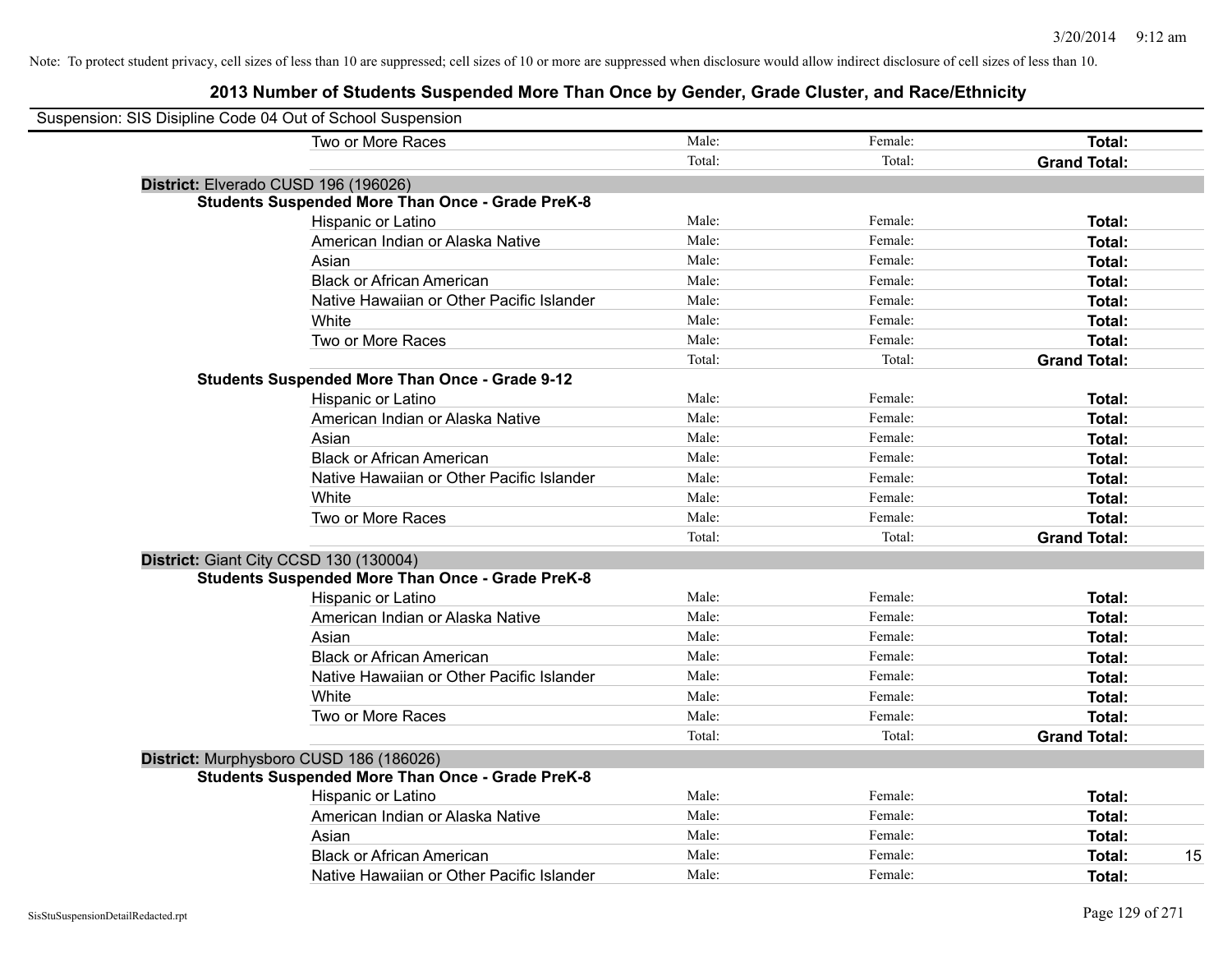Note: To protect student privacy, cell sizes of less than 10 are suppressed; cell sizes of 10 or more are suppressed when disclosure would allow indirect disclosure of cell sizes of less than 10.

# 2013 Number of Students Suspended More Than Once by Gender, Grade Cluster, and Race/Ethnicity

Suspension: SIS Disipline Code 04 Out of School Suspension

| | | | | |
|---|---|---|---|---|
| Two or More Races | Male: | Female: | **Total:** | |
| | Total: | Total: | **Grand Total:** | |

**District:** Elverado CUSD 196 (196026)

**Students Suspended More Than Once - Grade PreK-8**

| | | | | |
|---|---|---|---|---|
| Hispanic or Latino | Male: | Female: | **Total:** | |
| American Indian or Alaska Native | Male: | Female: | **Total:** | |
| Asian | Male: | Female: | **Total:** | |
| Black or African American | Male: | Female: | **Total:** | |
| Native Hawaiian or Other Pacific Islander | Male: | Female: | **Total:** | |
| White | Male: | Female: | **Total:** | |
| Two or More Races | Male: | Female: | **Total:** | |
| | Total: | Total: | **Grand Total:** | |

**Students Suspended More Than Once - Grade 9-12**

| | | | | |
|---|---|---|---|---|
| Hispanic or Latino | Male: | Female: | **Total:** | |
| American Indian or Alaska Native | Male: | Female: | **Total:** | |
| Asian | Male: | Female: | **Total:** | |
| Black or African American | Male: | Female: | **Total:** | |
| Native Hawaiian or Other Pacific Islander | Male: | Female: | **Total:** | |
| White | Male: | Female: | **Total:** | |
| Two or More Races | Male: | Female: | **Total:** | |
| | Total: | Total: | **Grand Total:** | |

**District:** Giant City CCSD 130 (130004)

**Students Suspended More Than Once - Grade PreK-8**

| | | | | |
|---|---|---|---|---|
| Hispanic or Latino | Male: | Female: | **Total:** | |
| American Indian or Alaska Native | Male: | Female: | **Total:** | |
| Asian | Male: | Female: | **Total:** | |
| Black or African American | Male: | Female: | **Total:** | |
| Native Hawaiian or Other Pacific Islander | Male: | Female: | **Total:** | |
| White | Male: | Female: | **Total:** | |
| Two or More Races | Male: | Female: | **Total:** | |
| | Total: | Total: | **Grand Total:** | |

**District:** Murphysboro CUSD 186 (186026)

**Students Suspended More Than Once - Grade PreK-8**

| | | | | |
|---|---|---|---|---|
| Hispanic or Latino | Male: | Female: | **Total:** | |
| American Indian or Alaska Native | Male: | Female: | **Total:** | |
| Asian | Male: | Female: | **Total:** | |
| Black or African American | Male: | Female: | **Total:** | 15 |
| Native Hawaiian or Other Pacific Islander | Male: | Female: | **Total:** | |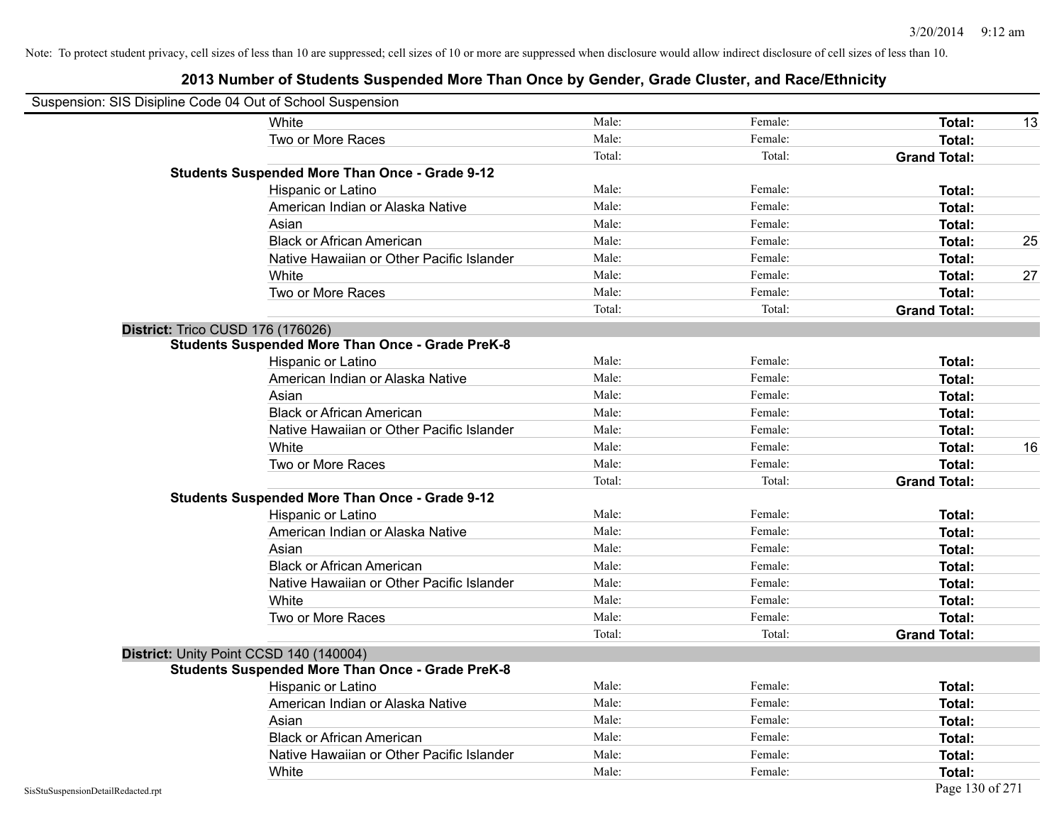Note: To protect student privacy, cell sizes of less than 10 are suppressed; cell sizes of 10 or more are suppressed when disclosure would allow indirect disclosure of cell sizes of less than 10.

## 2013 Number of Students Suspended More Than Once by Gender, Grade Cluster, and Race/Ethnicity

Suspension: SIS Disipline Code 04 Out of School Suspension

| | | | | |
|---|---|---|---|---|
| White | Male: | Female: | **Total:** | 13 |
| Two or More Races | Male: | Female: | **Total:** | |
| | Total: | Total: | **Grand Total:** | |

**Students Suspended More Than Once - Grade 9-12**

| | | | | |
|---|---|---|---|---|
| Hispanic or Latino | Male: | Female: | **Total:** | |
| American Indian or Alaska Native | Male: | Female: | **Total:** | |
| Asian | Male: | Female: | **Total:** | |
| Black or African American | Male: | Female: | **Total:** | 25 |
| Native Hawaiian or Other Pacific Islander | Male: | Female: | **Total:** | |
| White | Male: | Female: | **Total:** | 27 |
| Two or More Races | Male: | Female: | **Total:** | |
| | Total: | Total: | **Grand Total:** | |

**District:** Trico CUSD 176 (176026)

**Students Suspended More Than Once - Grade PreK-8**

| | | | | |
|---|---|---|---|---|
| Hispanic or Latino | Male: | Female: | **Total:** | |
| American Indian or Alaska Native | Male: | Female: | **Total:** | |
| Asian | Male: | Female: | **Total:** | |
| Black or African American | Male: | Female: | **Total:** | |
| Native Hawaiian or Other Pacific Islander | Male: | Female: | **Total:** | |
| White | Male: | Female: | **Total:** | 16 |
| Two or More Races | Male: | Female: | **Total:** | |
| | Total: | Total: | **Grand Total:** | |

**Students Suspended More Than Once - Grade 9-12**

| | | | | |
|---|---|---|---|---|
| Hispanic or Latino | Male: | Female: | **Total:** | |
| American Indian or Alaska Native | Male: | Female: | **Total:** | |
| Asian | Male: | Female: | **Total:** | |
| Black or African American | Male: | Female: | **Total:** | |
| Native Hawaiian or Other Pacific Islander | Male: | Female: | **Total:** | |
| White | Male: | Female: | **Total:** | |
| Two or More Races | Male: | Female: | **Total:** | |
| | Total: | Total: | **Grand Total:** | |

**District:** Unity Point CCSD 140 (140004)

**Students Suspended More Than Once - Grade PreK-8**

| | | | | |
|---|---|---|---|---|
| Hispanic or Latino | Male: | Female: | **Total:** | |
| American Indian or Alaska Native | Male: | Female: | **Total:** | |
| Asian | Male: | Female: | **Total:** | |
| Black or African American | Male: | Female: | **Total:** | |
| Native Hawaiian or Other Pacific Islander | Male: | Female: | **Total:** | |
| White | Male: | Female: | **Total:** | |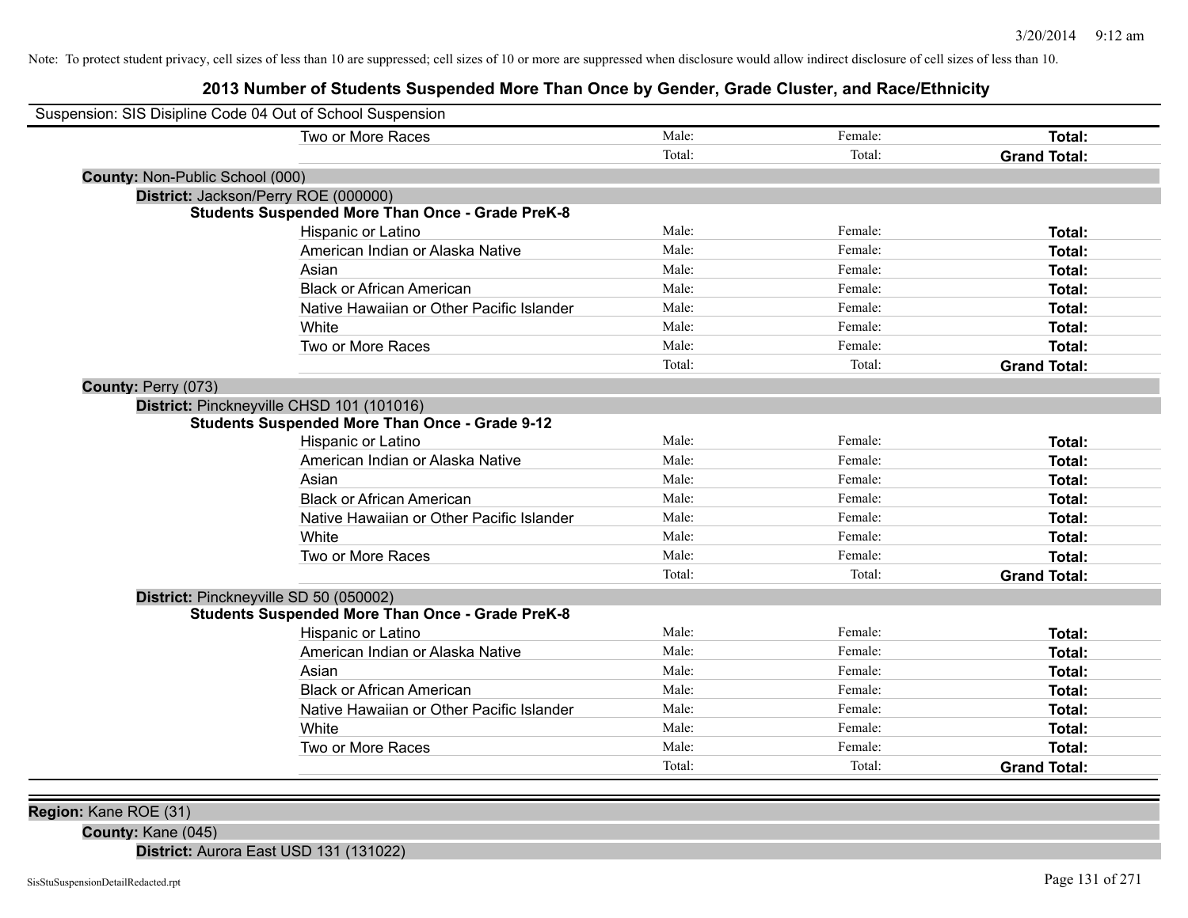Note: To protect student privacy, cell sizes of less than 10 are suppressed; cell sizes of 10 or more are suppressed when disclosure would allow indirect disclosure of cell sizes of less than 10.

# 2013 Number of Students Suspended More Than Once by Gender, Grade Cluster, and Race/Ethnicity

Suspension: SIS Disipline Code 04 Out of School Suspension

| | | | |
|---|---|---|---|
| Two or More Races | Male: | Female: | **Total:** |
| | Total: | Total: | **Grand Total:** |

**County:** Non-Public School (000)

**District:** Jackson/Perry ROE (000000)

**Students Suspended More Than Once - Grade PreK-8**

| | | | |
|---|---|---|---|
| Hispanic or Latino | Male: | Female: | **Total:** |
| American Indian or Alaska Native | Male: | Female: | **Total:** |
| Asian | Male: | Female: | **Total:** |
| Black or African American | Male: | Female: | **Total:** |
| Native Hawaiian or Other Pacific Islander | Male: | Female: | **Total:** |
| White | Male: | Female: | **Total:** |
| Two or More Races | Male: | Female: | **Total:** |
| | Total: | Total: | **Grand Total:** |

**County:** Perry (073)

**District:** Pinckneyville CHSD 101 (101016)

**Students Suspended More Than Once - Grade 9-12**

| | | | |
|---|---|---|---|
| Hispanic or Latino | Male: | Female: | **Total:** |
| American Indian or Alaska Native | Male: | Female: | **Total:** |
| Asian | Male: | Female: | **Total:** |
| Black or African American | Male: | Female: | **Total:** |
| Native Hawaiian or Other Pacific Islander | Male: | Female: | **Total:** |
| White | Male: | Female: | **Total:** |
| Two or More Races | Male: | Female: | **Total:** |
| | Total: | Total: | **Grand Total:** |

**District:** Pinckneyville SD 50 (050002)

**Students Suspended More Than Once - Grade PreK-8**

| | | | |
|---|---|---|---|
| Hispanic or Latino | Male: | Female: | **Total:** |
| American Indian or Alaska Native | Male: | Female: | **Total:** |
| Asian | Male: | Female: | **Total:** |
| Black or African American | Male: | Female: | **Total:** |
| Native Hawaiian or Other Pacific Islander | Male: | Female: | **Total:** |
| White | Male: | Female: | **Total:** |
| Two or More Races | Male: | Female: | **Total:** |
| | Total: | Total: | **Grand Total:** |

**Region:** Kane ROE (31)

**County:** Kane (045)

**District:** Aurora East USD 131 (131022)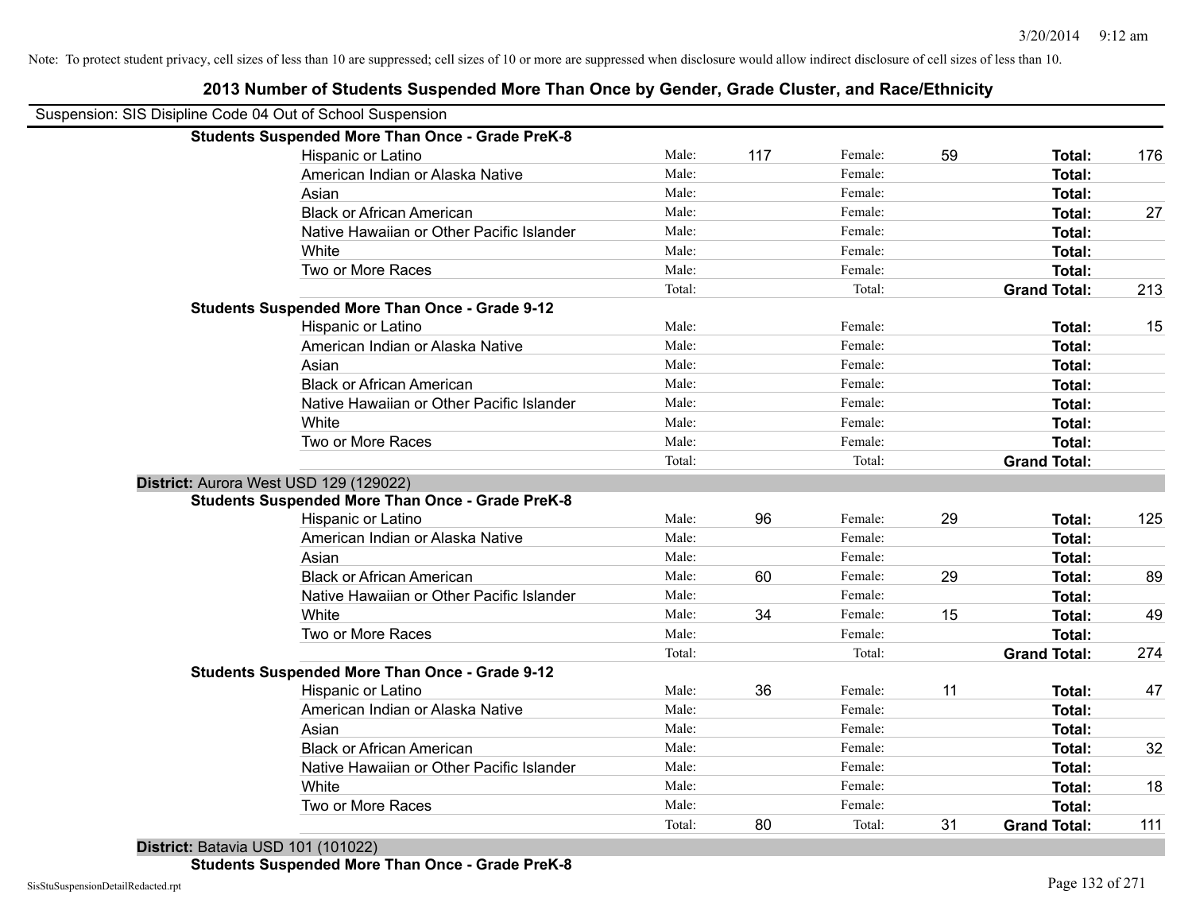Note: To protect student privacy, cell sizes of less than 10 are suppressed; cell sizes of 10 or more are suppressed when disclosure would allow indirect disclosure of cell sizes of less than 10.

# 2013 Number of Students Suspended More Than Once by Gender, Grade Cluster, and Race/Ethnicity

Suspension: SIS Disipline Code 04 Out of School Suspension

| | | | | | | |
|---|---|---|---|---|---|---|
| **Students Suspended More Than Once - Grade PreK-8** | | | | | | |
| Hispanic or Latino | Male: | 117 | Female: | 59 | **Total:** | 176 |
| American Indian or Alaska Native | Male: | | Female: | | **Total:** | |
| Asian | Male: | | Female: | | **Total:** | |
| Black or African American | Male: | | Female: | | **Total:** | 27 |
| Native Hawaiian or Other Pacific Islander | Male: | | Female: | | **Total:** | |
| White | Male: | | Female: | | **Total:** | |
| Two or More Races | Male: | | Female: | | **Total:** | |
| | Total: | | Total: | | **Grand Total:** | 213 |
| **Students Suspended More Than Once - Grade 9-12** | | | | | | |
| Hispanic or Latino | Male: | | Female: | | **Total:** | 15 |
| American Indian or Alaska Native | Male: | | Female: | | **Total:** | |
| Asian | Male: | | Female: | | **Total:** | |
| Black or African American | Male: | | Female: | | **Total:** | |
| Native Hawaiian or Other Pacific Islander | Male: | | Female: | | **Total:** | |
| White | Male: | | Female: | | **Total:** | |
| Two or More Races | Male: | | Female: | | **Total:** | |
| | Total: | | Total: | | **Grand Total:** | |

**District:** Aurora West USD 129 (129022)

| | | | | | | |
|---|---|---|---|---|---|---|
| **Students Suspended More Than Once - Grade PreK-8** | | | | | | |
| Hispanic or Latino | Male: | 96 | Female: | 29 | **Total:** | 125 |
| American Indian or Alaska Native | Male: | | Female: | | **Total:** | |
| Asian | Male: | | Female: | | **Total:** | |
| Black or African American | Male: | 60 | Female: | 29 | **Total:** | 89 |
| Native Hawaiian or Other Pacific Islander | Male: | | Female: | | **Total:** | |
| White | Male: | 34 | Female: | 15 | **Total:** | 49 |
| Two or More Races | Male: | | Female: | | **Total:** | |
| | Total: | | Total: | | **Grand Total:** | 274 |
| **Students Suspended More Than Once - Grade 9-12** | | | | | | |
| Hispanic or Latino | Male: | 36 | Female: | 11 | **Total:** | 47 |
| American Indian or Alaska Native | Male: | | Female: | | **Total:** | |
| Asian | Male: | | Female: | | **Total:** | |
| Black or African American | Male: | | Female: | | **Total:** | 32 |
| Native Hawaiian or Other Pacific Islander | Male: | | Female: | | **Total:** | |
| White | Male: | | Female: | | **Total:** | 18 |
| Two or More Races | Male: | | Female: | | **Total:** | |
| | Total: | 80 | Total: | 31 | **Grand Total:** | 111 |

**District:** Batavia USD 101 (101022)

**Students Suspended More Than Once - Grade PreK-8**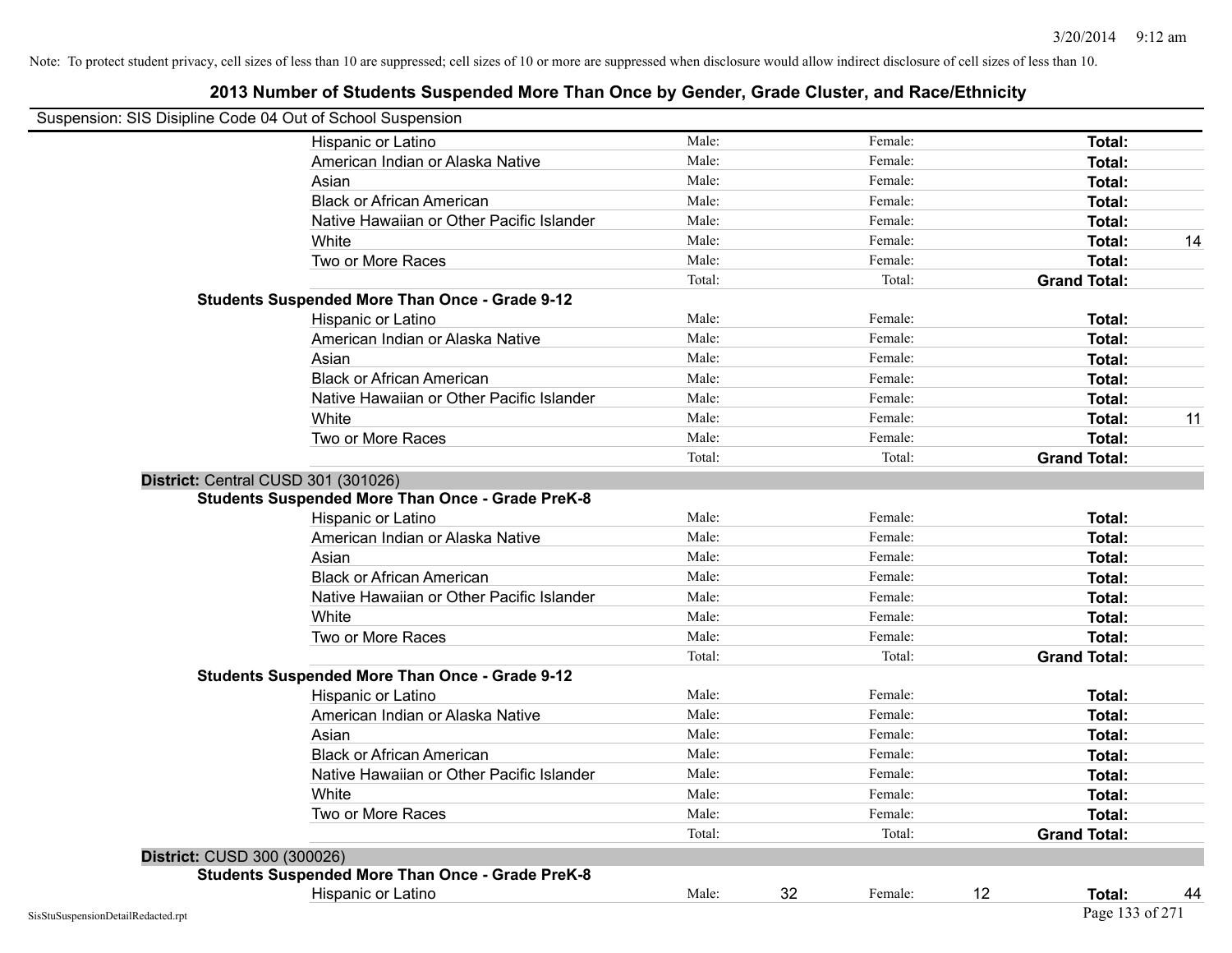Note: To protect student privacy, cell sizes of less than 10 are suppressed; cell sizes of 10 or more are suppressed when disclosure would allow indirect disclosure of cell sizes of less than 10.

# 2013 Number of Students Suspended More Than Once by Gender, Grade Cluster, and Race/Ethnicity

Suspension: SIS Disipline Code 04 Out of School Suspension

| | | | | | | |
|---|---|---|---|---|---|---|
| Hispanic or Latino | Male: | | Female: | | **Total:** | |
| American Indian or Alaska Native | Male: | | Female: | | **Total:** | |
| Asian | Male: | | Female: | | **Total:** | |
| Black or African American | Male: | | Female: | | **Total:** | |
| Native Hawaiian or Other Pacific Islander | Male: | | Female: | | **Total:** | |
| White | Male: | | Female: | | **Total:** | 14 |
| Two or More Races | Male: | | Female: | | **Total:** | |
| | Total: | | Total: | | **Grand Total:** | |

**Students Suspended More Than Once - Grade 9-12**

| | | | | | | |
|---|---|---|---|---|---|---|
| Hispanic or Latino | Male: | | Female: | | **Total:** | |
| American Indian or Alaska Native | Male: | | Female: | | **Total:** | |
| Asian | Male: | | Female: | | **Total:** | |
| Black or African American | Male: | | Female: | | **Total:** | |
| Native Hawaiian or Other Pacific Islander | Male: | | Female: | | **Total:** | |
| White | Male: | | Female: | | **Total:** | 11 |
| Two or More Races | Male: | | Female: | | **Total:** | |
| | Total: | | Total: | | **Grand Total:** | |

**District:** Central CUSD 301 (301026)

**Students Suspended More Than Once - Grade PreK-8**

| | | | | | | |
|---|---|---|---|---|---|---|
| Hispanic or Latino | Male: | | Female: | | **Total:** | |
| American Indian or Alaska Native | Male: | | Female: | | **Total:** | |
| Asian | Male: | | Female: | | **Total:** | |
| Black or African American | Male: | | Female: | | **Total:** | |
| Native Hawaiian or Other Pacific Islander | Male: | | Female: | | **Total:** | |
| White | Male: | | Female: | | **Total:** | |
| Two or More Races | Male: | | Female: | | **Total:** | |
| | Total: | | Total: | | **Grand Total:** | |

**Students Suspended More Than Once - Grade 9-12**

| | | | | | | |
|---|---|---|---|---|---|---|
| Hispanic or Latino | Male: | | Female: | | **Total:** | |
| American Indian or Alaska Native | Male: | | Female: | | **Total:** | |
| Asian | Male: | | Female: | | **Total:** | |
| Black or African American | Male: | | Female: | | **Total:** | |
| Native Hawaiian or Other Pacific Islander | Male: | | Female: | | **Total:** | |
| White | Male: | | Female: | | **Total:** | |
| Two or More Races | Male: | | Female: | | **Total:** | |
| | Total: | | Total: | | **Grand Total:** | |

**District:** CUSD 300 (300026)

**Students Suspended More Than Once - Grade PreK-8**

| | | | | | | |
|---|---|---|---|---|---|---|
| Hispanic or Latino | Male: | 32 | Female: | 12 | **Total:** | 44 |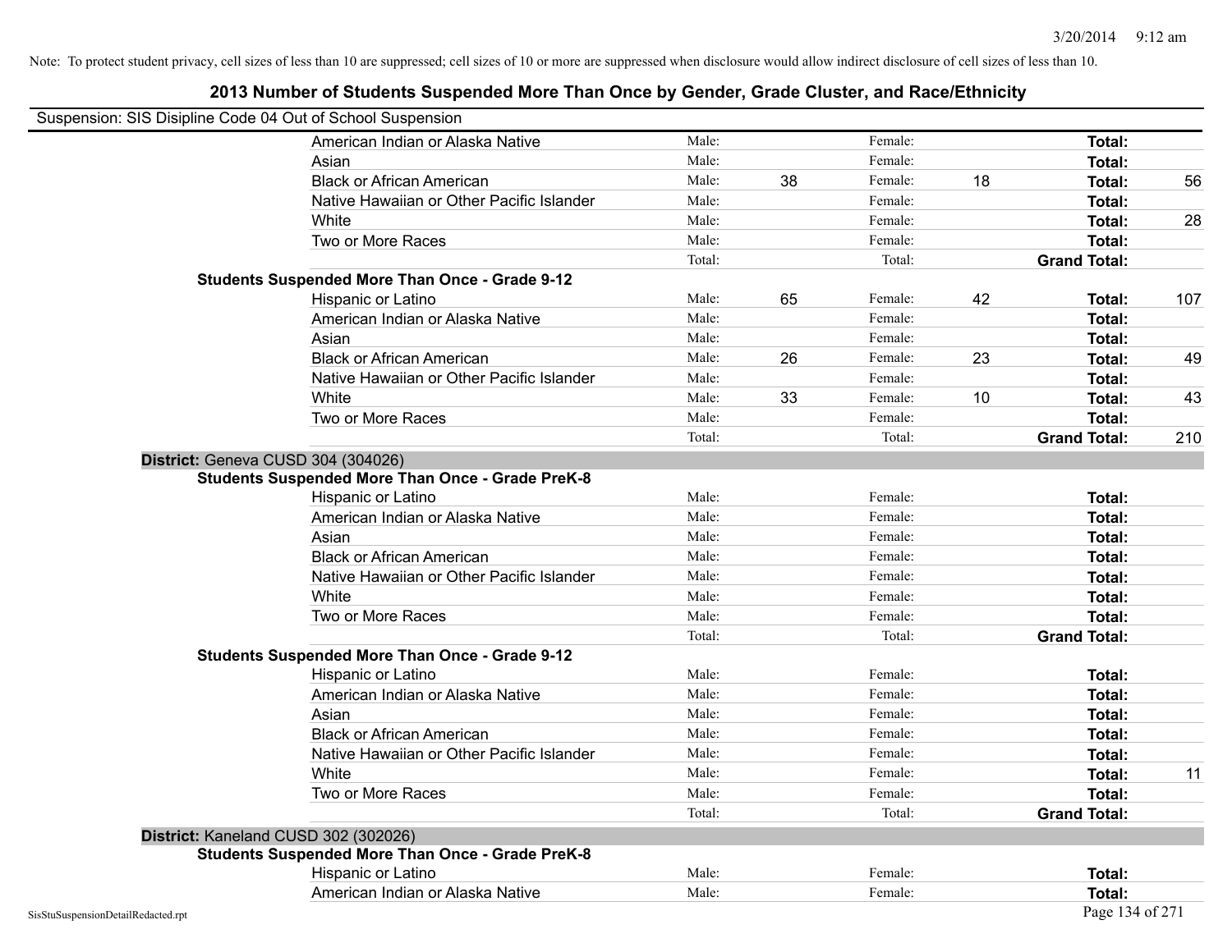Note: To protect student privacy, cell sizes of less than 10 are suppressed; cell sizes of 10 or more are suppressed when disclosure would allow indirect disclosure of cell sizes of less than 10.

## 2013 Number of Students Suspended More Than Once by Gender, Grade Cluster, and Race/Ethnicity

Suspension: SIS Disipline Code 04 Out of School Suspension

| | | | | | | |
|---|---|---|---|---|---|---|
| American Indian or Alaska Native | Male: | | Female: | | Total: | |
| Asian | Male: | | Female: | | Total: | |
| Black or African American | Male: | 38 | Female: | 18 | Total: | 56 |
| Native Hawaiian or Other Pacific Islander | Male: | | Female: | | Total: | |
| White | Male: | | Female: | | Total: | 28 |
| Two or More Races | Male: | | Female: | | Total: | |
| | Total: | | Total: | | Grand Total: | |

**Students Suspended More Than Once - Grade 9-12**

| | | | | | | |
|---|---|---|---|---|---|---|
| Hispanic or Latino | Male: | 65 | Female: | 42 | Total: | 107 |
| American Indian or Alaska Native | Male: | | Female: | | Total: | |
| Asian | Male: | | Female: | | Total: | |
| Black or African American | Male: | 26 | Female: | 23 | Total: | 49 |
| Native Hawaiian or Other Pacific Islander | Male: | | Female: | | Total: | |
| White | Male: | 33 | Female: | 10 | Total: | 43 |
| Two or More Races | Male: | | Female: | | Total: | |
| | Total: | | Total: | | Grand Total: | 210 |

**District:** Geneva CUSD 304 (304026)

**Students Suspended More Than Once - Grade PreK-8**

| | | | | | | |
|---|---|---|---|---|---|---|
| Hispanic or Latino | Male: | | Female: | | Total: | |
| American Indian or Alaska Native | Male: | | Female: | | Total: | |
| Asian | Male: | | Female: | | Total: | |
| Black or African American | Male: | | Female: | | Total: | |
| Native Hawaiian or Other Pacific Islander | Male: | | Female: | | Total: | |
| White | Male: | | Female: | | Total: | |
| Two or More Races | Male: | | Female: | | Total: | |
| | Total: | | Total: | | Grand Total: | |

**Students Suspended More Than Once - Grade 9-12**

| | | | | | | |
|---|---|---|---|---|---|---|
| Hispanic or Latino | Male: | | Female: | | Total: | |
| American Indian or Alaska Native | Male: | | Female: | | Total: | |
| Asian | Male: | | Female: | | Total: | |
| Black or African American | Male: | | Female: | | Total: | |
| Native Hawaiian or Other Pacific Islander | Male: | | Female: | | Total: | |
| White | Male: | | Female: | | Total: | 11 |
| Two or More Races | Male: | | Female: | | Total: | |
| | Total: | | Total: | | Grand Total: | |

**District:** Kaneland CUSD 302 (302026)

**Students Suspended More Than Once - Grade PreK-8**

| | | | | | | |
|---|---|---|---|---|---|---|
| Hispanic or Latino | Male: | | Female: | | Total: | |
| American Indian or Alaska Native | Male: | | Female: | | Total: | |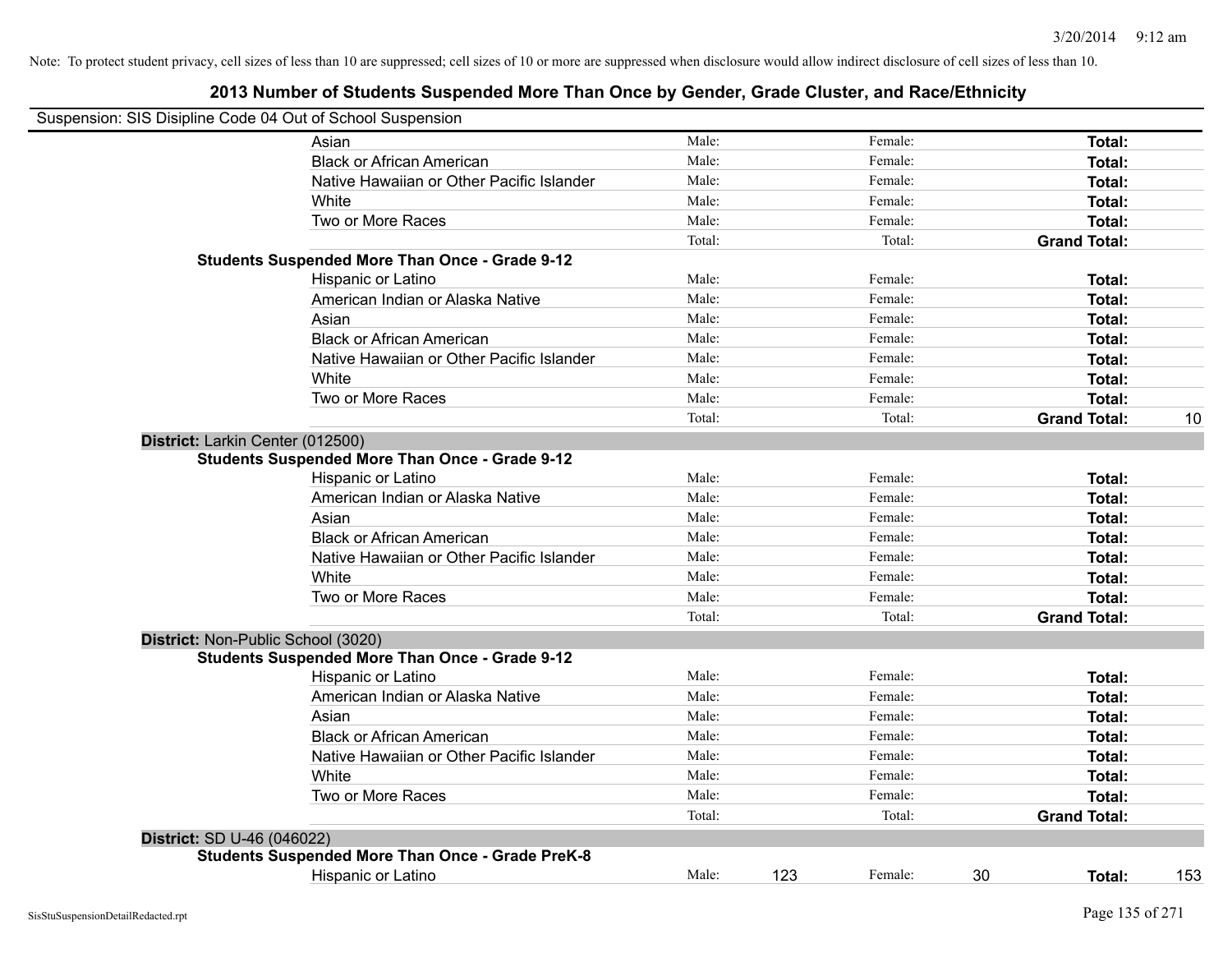Note: To protect student privacy, cell sizes of less than 10 are suppressed; cell sizes of 10 or more are suppressed when disclosure would allow indirect disclosure of cell sizes of less than 10.

# 2013 Number of Students Suspended More Than Once by Gender, Grade Cluster, and Race/Ethnicity

Suspension: SIS Disipline Code 04 Out of School Suspension

| | | | | | | | |
|---|---|---|---|---|---|---|---|
| | Asian | Male: | | Female: | | **Total:** | |
| | Black or African American | Male: | | Female: | | **Total:** | |
| | Native Hawaiian or Other Pacific Islander | Male: | | Female: | | **Total:** | |
| | White | Male: | | Female: | | **Total:** | |
| | Two or More Races | Male: | | Female: | | **Total:** | |
| | | Total: | | Total: | | **Grand Total:** | |
| **Students Suspended More Than Once - Grade 9-12** | | | | | | | |
| | Hispanic or Latino | Male: | | Female: | | **Total:** | |
| | American Indian or Alaska Native | Male: | | Female: | | **Total:** | |
| | Asian | Male: | | Female: | | **Total:** | |
| | Black or African American | Male: | | Female: | | **Total:** | |
| | Native Hawaiian or Other Pacific Islander | Male: | | Female: | | **Total:** | |
| | White | Male: | | Female: | | **Total:** | |
| | Two or More Races | Male: | | Female: | | **Total:** | |
| | | Total: | | Total: | | **Grand Total:** | 10 |
| **District:** Larkin Center (012500) | | | | | | | |
| **Students Suspended More Than Once - Grade 9-12** | | | | | | | |
| | Hispanic or Latino | Male: | | Female: | | **Total:** | |
| | American Indian or Alaska Native | Male: | | Female: | | **Total:** | |
| | Asian | Male: | | Female: | | **Total:** | |
| | Black or African American | Male: | | Female: | | **Total:** | |
| | Native Hawaiian or Other Pacific Islander | Male: | | Female: | | **Total:** | |
| | White | Male: | | Female: | | **Total:** | |
| | Two or More Races | Male: | | Female: | | **Total:** | |
| | | Total: | | Total: | | **Grand Total:** | |
| **District:** Non-Public School (3020) | | | | | | | |
| **Students Suspended More Than Once - Grade 9-12** | | | | | | | |
| | Hispanic or Latino | Male: | | Female: | | **Total:** | |
| | American Indian or Alaska Native | Male: | | Female: | | **Total:** | |
| | Asian | Male: | | Female: | | **Total:** | |
| | Black or African American | Male: | | Female: | | **Total:** | |
| | Native Hawaiian or Other Pacific Islander | Male: | | Female: | | **Total:** | |
| | White | Male: | | Female: | | **Total:** | |
| | Two or More Races | Male: | | Female: | | **Total:** | |
| | | Total: | | Total: | | **Grand Total:** | |
| **District:** SD U-46 (046022) | | | | | | | |
| **Students Suspended More Than Once - Grade PreK-8** | | | | | | | |
| | Hispanic or Latino | Male: | 123 | Female: | 30 | **Total:** | 153 |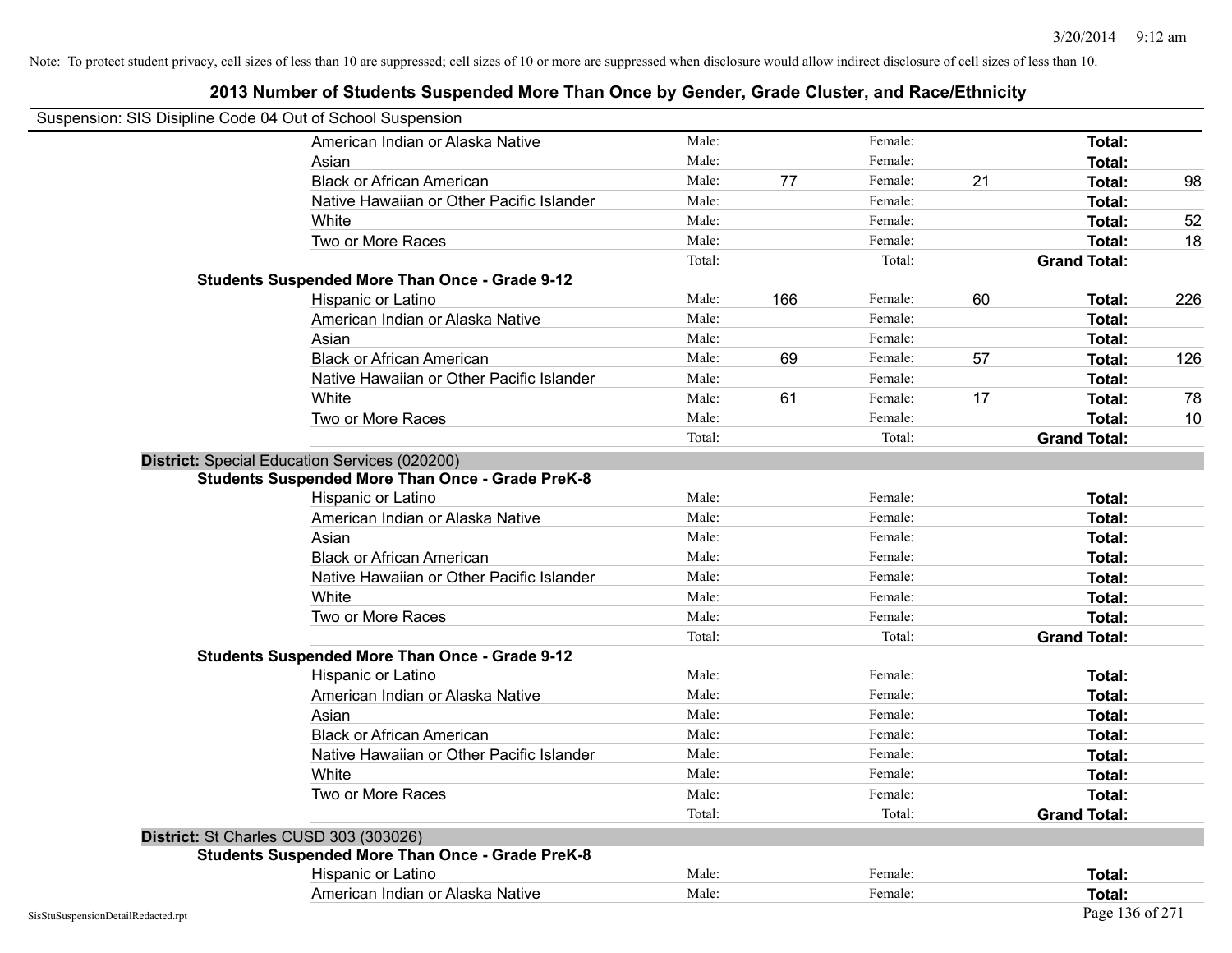Note: To protect student privacy, cell sizes of less than 10 are suppressed; cell sizes of 10 or more are suppressed when disclosure would allow indirect disclosure of cell sizes of less than 10.

# 2013 Number of Students Suspended More Than Once by Gender, Grade Cluster, and Race/Ethnicity

Suspension: SIS Disipline Code 04 Out of School Suspension

| | | | | | | |
|---|---|---|---|---|---|---|
| American Indian or Alaska Native | Male: | | Female: | | **Total:** | |
| Asian | Male: | | Female: | | **Total:** | |
| Black or African American | Male: | 77 | Female: | 21 | **Total:** | 98 |
| Native Hawaiian or Other Pacific Islander | Male: | | Female: | | **Total:** | |
| White | Male: | | Female: | | **Total:** | 52 |
| Two or More Races | Male: | | Female: | | **Total:** | 18 |
| | Total: | | Total: | | **Grand Total:** | |

**Students Suspended More Than Once - Grade 9-12**

| | | | | | | |
|---|---|---|---|---|---|---|
| Hispanic or Latino | Male: | 166 | Female: | 60 | **Total:** | 226 |
| American Indian or Alaska Native | Male: | | Female: | | **Total:** | |
| Asian | Male: | | Female: | | **Total:** | |
| Black or African American | Male: | 69 | Female: | 57 | **Total:** | 126 |
| Native Hawaiian or Other Pacific Islander | Male: | | Female: | | **Total:** | |
| White | Male: | 61 | Female: | 17 | **Total:** | 78 |
| Two or More Races | Male: | | Female: | | **Total:** | 10 |
| | Total: | | Total: | | **Grand Total:** | |

**District:** Special Education Services (020200)

**Students Suspended More Than Once - Grade PreK-8**

| | | | | | | |
|---|---|---|---|---|---|---|
| Hispanic or Latino | Male: | | Female: | | **Total:** | |
| American Indian or Alaska Native | Male: | | Female: | | **Total:** | |
| Asian | Male: | | Female: | | **Total:** | |
| Black or African American | Male: | | Female: | | **Total:** | |
| Native Hawaiian or Other Pacific Islander | Male: | | Female: | | **Total:** | |
| White | Male: | | Female: | | **Total:** | |
| Two or More Races | Male: | | Female: | | **Total:** | |
| | Total: | | Total: | | **Grand Total:** | |

**Students Suspended More Than Once - Grade 9-12**

| | | | | | | |
|---|---|---|---|---|---|---|
| Hispanic or Latino | Male: | | Female: | | **Total:** | |
| American Indian or Alaska Native | Male: | | Female: | | **Total:** | |
| Asian | Male: | | Female: | | **Total:** | |
| Black or African American | Male: | | Female: | | **Total:** | |
| Native Hawaiian or Other Pacific Islander | Male: | | Female: | | **Total:** | |
| White | Male: | | Female: | | **Total:** | |
| Two or More Races | Male: | | Female: | | **Total:** | |
| | Total: | | Total: | | **Grand Total:** | |

**District:** St Charles CUSD 303 (303026)

**Students Suspended More Than Once - Grade PreK-8**

| | | | | | | |
|---|---|---|---|---|---|---|
| Hispanic or Latino | Male: | | Female: | | **Total:** | |
| American Indian or Alaska Native | Male: | | Female: | | **Total:** | |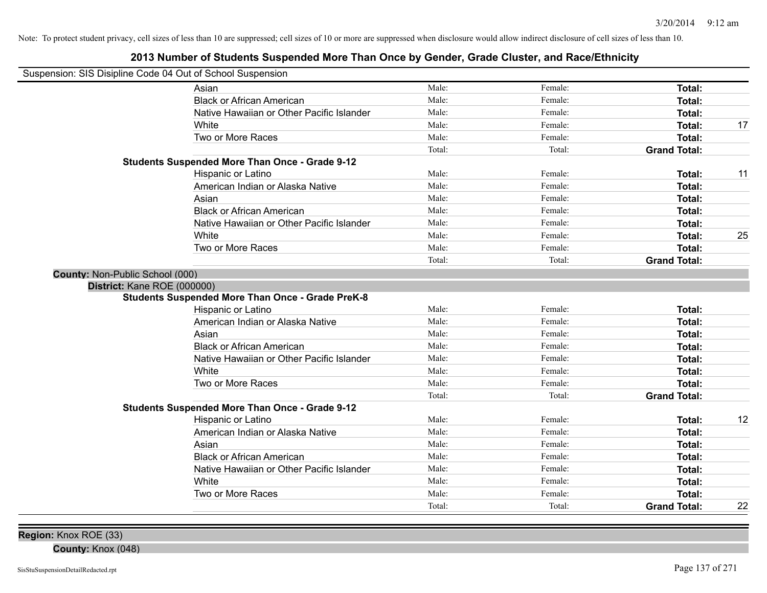Note: To protect student privacy, cell sizes of less than 10 are suppressed; cell sizes of 10 or more are suppressed when disclosure would allow indirect disclosure of cell sizes of less than 10.

## 2013 Number of Students Suspended More Than Once by Gender, Grade Cluster, and Race/Ethnicity

Suspension: SIS Disipline Code 04 Out of School Suspension

| | Male: | Female: | Total: | |
|---|---|---|---|---|
| Asian | Male: | Female: | **Total:** | |
| Black or African American | Male: | Female: | **Total:** | |
| Native Hawaiian or Other Pacific Islander | Male: | Female: | **Total:** | |
| White | Male: | Female: | **Total:** | 17 |
| Two or More Races | Male: | Female: | **Total:** | |
| | Total: | Total: | **Grand Total:** | |

**Students Suspended More Than Once - Grade 9-12**

| | | | | |
|---|---|---|---|---|
| Hispanic or Latino | Male: | Female: | **Total:** | 11 |
| American Indian or Alaska Native | Male: | Female: | **Total:** | |
| Asian | Male: | Female: | **Total:** | |
| Black or African American | Male: | Female: | **Total:** | |
| Native Hawaiian or Other Pacific Islander | Male: | Female: | **Total:** | |
| White | Male: | Female: | **Total:** | 25 |
| Two or More Races | Male: | Female: | **Total:** | |
| | Total: | Total: | **Grand Total:** | |

**County:** Non-Public School (000)

**District:** Kane ROE (000000)

**Students Suspended More Than Once - Grade PreK-8**

| | | | | |
|---|---|---|---|---|
| Hispanic or Latino | Male: | Female: | **Total:** | |
| American Indian or Alaska Native | Male: | Female: | **Total:** | |
| Asian | Male: | Female: | **Total:** | |
| Black or African American | Male: | Female: | **Total:** | |
| Native Hawaiian or Other Pacific Islander | Male: | Female: | **Total:** | |
| White | Male: | Female: | **Total:** | |
| Two or More Races | Male: | Female: | **Total:** | |
| | Total: | Total: | **Grand Total:** | |

**Students Suspended More Than Once - Grade 9-12**

| | | | | |
|---|---|---|---|---|
| Hispanic or Latino | Male: | Female: | **Total:** | 12 |
| American Indian or Alaska Native | Male: | Female: | **Total:** | |
| Asian | Male: | Female: | **Total:** | |
| Black or African American | Male: | Female: | **Total:** | |
| Native Hawaiian or Other Pacific Islander | Male: | Female: | **Total:** | |
| White | Male: | Female: | **Total:** | |
| Two or More Races | Male: | Female: | **Total:** | |
| | Total: | Total: | **Grand Total:** | 22 |

**Region:** Knox ROE (33)

**County:** Knox (048)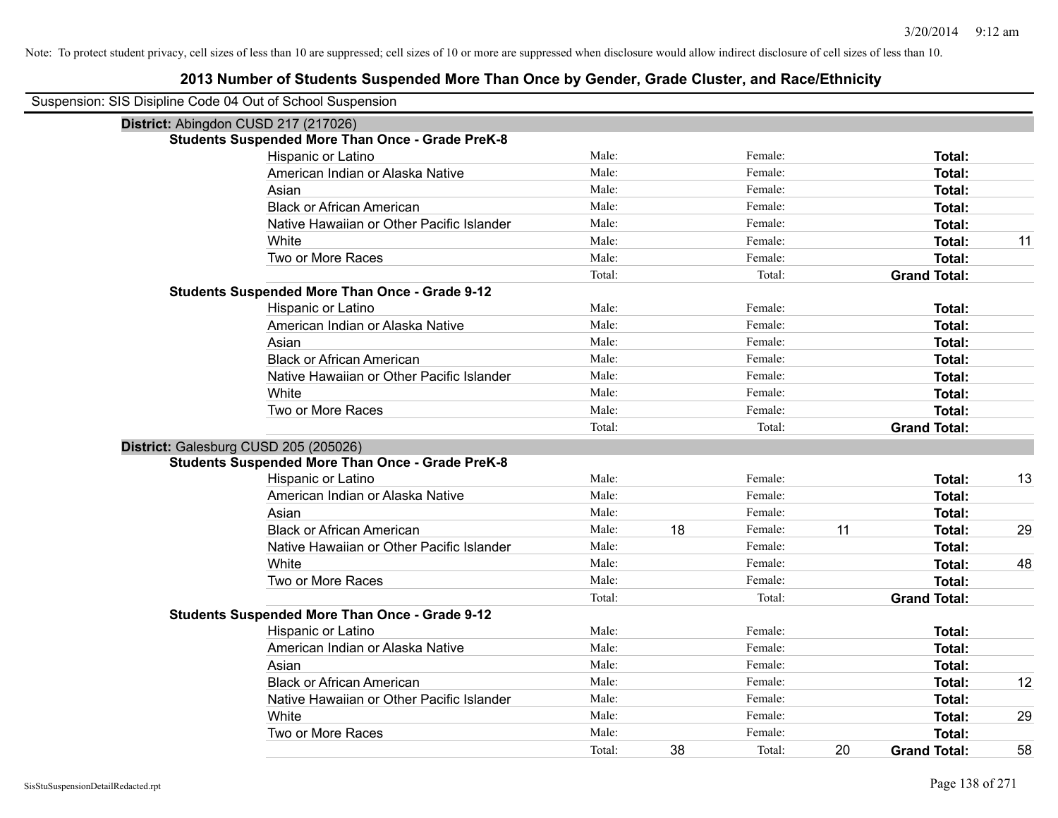Note: To protect student privacy, cell sizes of less than 10 are suppressed; cell sizes of 10 or more are suppressed when disclosure would allow indirect disclosure of cell sizes of less than 10.

# 2013 Number of Students Suspended More Than Once by Gender, Grade Cluster, and Race/Ethnicity

Suspension: SIS Disipline Code 04 Out of School Suspension

## District: Abingdon CUSD 217 (217026)

### Students Suspended More Than Once - Grade PreK-8

| Race/Ethnicity | | Male | | Female | | Total |
|---|---|---|---|---|---|---|
| Hispanic or Latino | Male: | | Female: | | **Total:** | |
| American Indian or Alaska Native | Male: | | Female: | | **Total:** | |
| Asian | Male: | | Female: | | **Total:** | |
| Black or African American | Male: | | Female: | | **Total:** | |
| Native Hawaiian or Other Pacific Islander | Male: | | Female: | | **Total:** | |
| White | Male: | | Female: | | **Total:** | 11 |
| Two or More Races | Male: | | Female: | | **Total:** | |
| | Total: | | Total: | | **Grand Total:** | |

### Students Suspended More Than Once - Grade 9-12

| Race/Ethnicity | | Male | | Female | | Total |
|---|---|---|---|---|---|---|
| Hispanic or Latino | Male: | | Female: | | **Total:** | |
| American Indian or Alaska Native | Male: | | Female: | | **Total:** | |
| Asian | Male: | | Female: | | **Total:** | |
| Black or African American | Male: | | Female: | | **Total:** | |
| Native Hawaiian or Other Pacific Islander | Male: | | Female: | | **Total:** | |
| White | Male: | | Female: | | **Total:** | |
| Two or More Races | Male: | | Female: | | **Total:** | |
| | Total: | | Total: | | **Grand Total:** | |

## District: Galesburg CUSD 205 (205026)

### Students Suspended More Than Once - Grade PreK-8

| Race/Ethnicity | | Male | | Female | | Total |
|---|---|---|---|---|---|---|
| Hispanic or Latino | Male: | | Female: | | **Total:** | 13 |
| American Indian or Alaska Native | Male: | | Female: | | **Total:** | |
| Asian | Male: | | Female: | | **Total:** | |
| Black or African American | Male: | 18 | Female: | 11 | **Total:** | 29 |
| Native Hawaiian or Other Pacific Islander | Male: | | Female: | | **Total:** | |
| White | Male: | | Female: | | **Total:** | 48 |
| Two or More Races | Male: | | Female: | | **Total:** | |
| | Total: | | Total: | | **Grand Total:** | |

### Students Suspended More Than Once - Grade 9-12

| Race/Ethnicity | | Male | | Female | | Total |
|---|---|---|---|---|---|---|
| Hispanic or Latino | Male: | | Female: | | **Total:** | |
| American Indian or Alaska Native | Male: | | Female: | | **Total:** | |
| Asian | Male: | | Female: | | **Total:** | |
| Black or African American | Male: | | Female: | | **Total:** | 12 |
| Native Hawaiian or Other Pacific Islander | Male: | | Female: | | **Total:** | |
| White | Male: | | Female: | | **Total:** | 29 |
| Two or More Races | Male: | | Female: | | **Total:** | |
| | Total: | 38 | Total: | 20 | **Grand Total:** | 58 |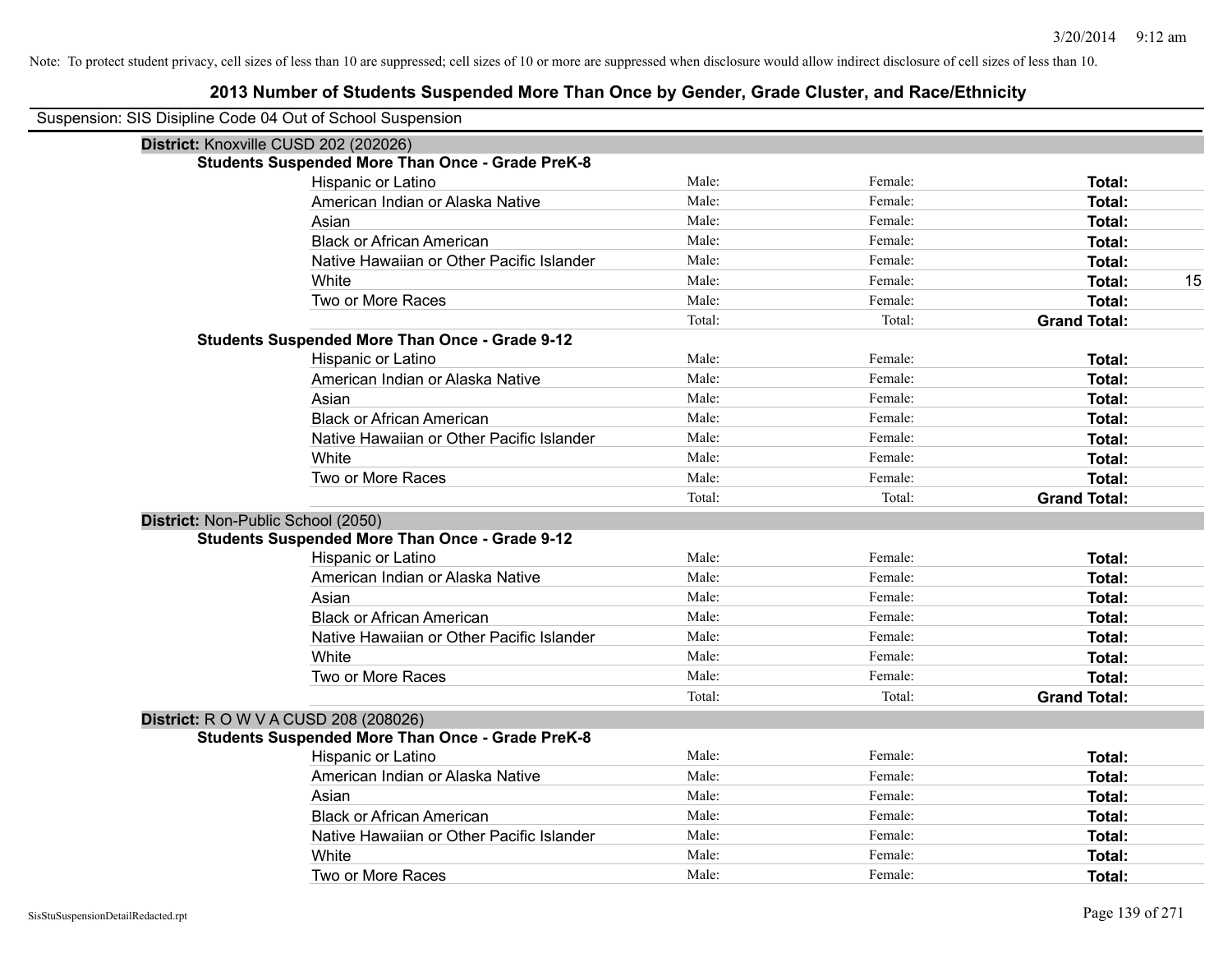Note: To protect student privacy, cell sizes of less than 10 are suppressed; cell sizes of 10 or more are suppressed when disclosure would allow indirect disclosure of cell sizes of less than 10.

## 2013 Number of Students Suspended More Than Once by Gender, Grade Cluster, and Race/Ethnicity

Suspension: SIS Disipline Code 04 Out of School Suspension

**District:** Knoxville CUSD 202 (202026)

**Students Suspended More Than Once - Grade PreK-8**

| | | | | |
|---|---|---|---|---|
| Hispanic or Latino | Male: | Female: | **Total:** | |
| American Indian or Alaska Native | Male: | Female: | **Total:** | |
| Asian | Male: | Female: | **Total:** | |
| Black or African American | Male: | Female: | **Total:** | |
| Native Hawaiian or Other Pacific Islander | Male: | Female: | **Total:** | |
| White | Male: | Female: | **Total:** | 15 |
| Two or More Races | Male: | Female: | **Total:** | |
| | Total: | Total: | **Grand Total:** | |

**Students Suspended More Than Once - Grade 9-12**

| | | | | |
|---|---|---|---|---|
| Hispanic or Latino | Male: | Female: | **Total:** | |
| American Indian or Alaska Native | Male: | Female: | **Total:** | |
| Asian | Male: | Female: | **Total:** | |
| Black or African American | Male: | Female: | **Total:** | |
| Native Hawaiian or Other Pacific Islander | Male: | Female: | **Total:** | |
| White | Male: | Female: | **Total:** | |
| Two or More Races | Male: | Female: | **Total:** | |
| | Total: | Total: | **Grand Total:** | |

**District:** Non-Public School (2050)

**Students Suspended More Than Once - Grade 9-12**

| | | | | |
|---|---|---|---|---|
| Hispanic or Latino | Male: | Female: | **Total:** | |
| American Indian or Alaska Native | Male: | Female: | **Total:** | |
| Asian | Male: | Female: | **Total:** | |
| Black or African American | Male: | Female: | **Total:** | |
| Native Hawaiian or Other Pacific Islander | Male: | Female: | **Total:** | |
| White | Male: | Female: | **Total:** | |
| Two or More Races | Male: | Female: | **Total:** | |
| | Total: | Total: | **Grand Total:** | |

**District:** R O W V A CUSD 208 (208026)

**Students Suspended More Than Once - Grade PreK-8**

| | | | | |
|---|---|---|---|---|
| Hispanic or Latino | Male: | Female: | **Total:** | |
| American Indian or Alaska Native | Male: | Female: | **Total:** | |
| Asian | Male: | Female: | **Total:** | |
| Black or African American | Male: | Female: | **Total:** | |
| Native Hawaiian or Other Pacific Islander | Male: | Female: | **Total:** | |
| White | Male: | Female: | **Total:** | |
| Two or More Races | Male: | Female: | **Total:** | |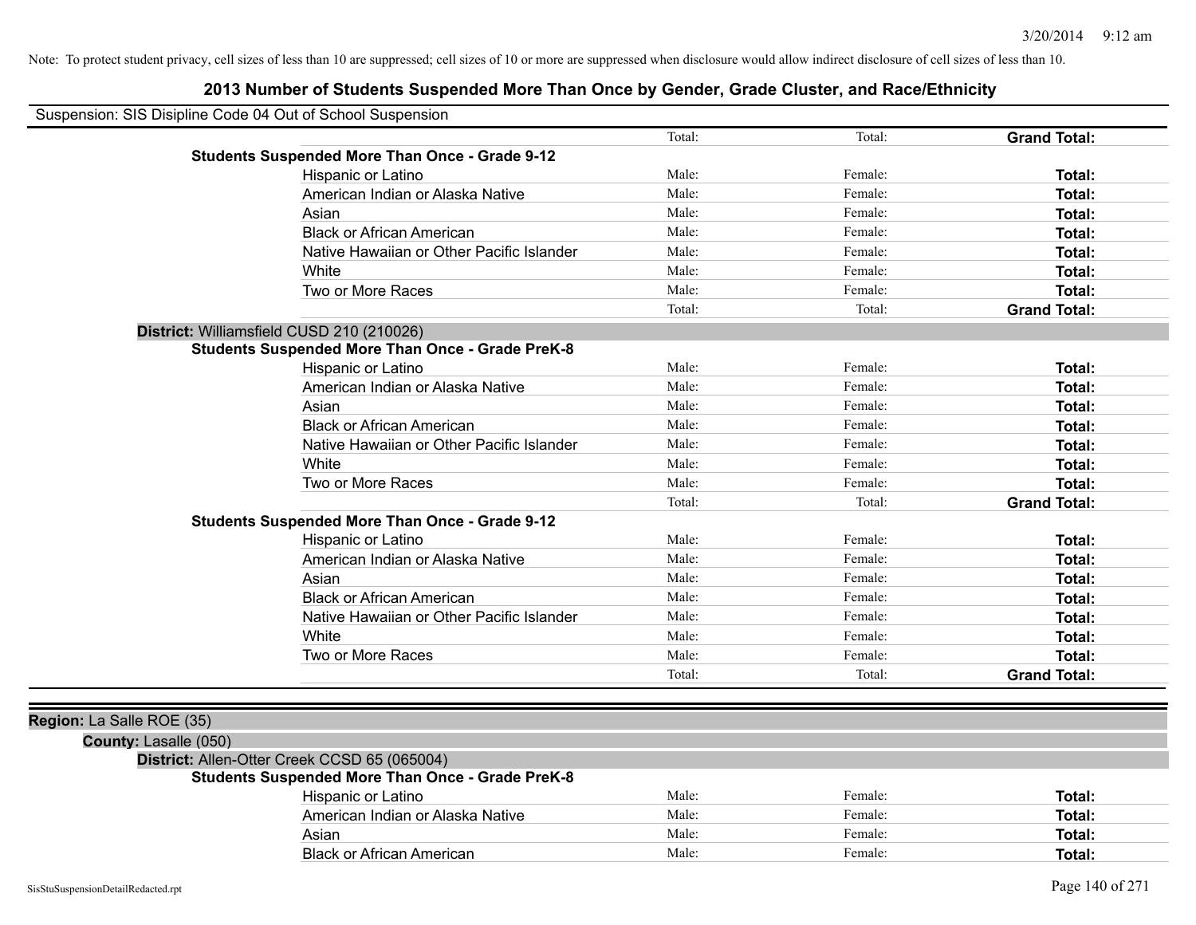Note: To protect student privacy, cell sizes of less than 10 are suppressed; cell sizes of 10 or more are suppressed when disclosure would allow indirect disclosure of cell sizes of less than 10.

# 2013 Number of Students Suspended More Than Once by Gender, Grade Cluster, and Race/Ethnicity

Suspension: SIS Disipline Code 04 Out of School Suspension

| | | | | |
|---|---|---|---|---|
| | | Total: | Total: | **Grand Total:** |
| **Students Suspended More Than Once - Grade 9-12** | | | | |
| | Hispanic or Latino | Male: | Female: | **Total:** |
| | American Indian or Alaska Native | Male: | Female: | **Total:** |
| | Asian | Male: | Female: | **Total:** |
| | Black or African American | Male: | Female: | **Total:** |
| | Native Hawaiian or Other Pacific Islander | Male: | Female: | **Total:** |
| | White | Male: | Female: | **Total:** |
| | Two or More Races | Male: | Female: | **Total:** |
| | | Total: | Total: | **Grand Total:** |

**District:** Williamsfield CUSD 210 (210026)

| | | | | |
|---|---|---|---|---|
| **Students Suspended More Than Once - Grade PreK-8** | | | | |
| | Hispanic or Latino | Male: | Female: | **Total:** |
| | American Indian or Alaska Native | Male: | Female: | **Total:** |
| | Asian | Male: | Female: | **Total:** |
| | Black or African American | Male: | Female: | **Total:** |
| | Native Hawaiian or Other Pacific Islander | Male: | Female: | **Total:** |
| | White | Male: | Female: | **Total:** |
| | Two or More Races | Male: | Female: | **Total:** |
| | | Total: | Total: | **Grand Total:** |
| **Students Suspended More Than Once - Grade 9-12** | | | | |
| | Hispanic or Latino | Male: | Female: | **Total:** |
| | American Indian or Alaska Native | Male: | Female: | **Total:** |
| | Asian | Male: | Female: | **Total:** |
| | Black or African American | Male: | Female: | **Total:** |
| | Native Hawaiian or Other Pacific Islander | Male: | Female: | **Total:** |
| | White | Male: | Female: | **Total:** |
| | Two or More Races | Male: | Female: | **Total:** |
| | | Total: | Total: | **Grand Total:** |

**Region:** La Salle ROE (35)

**County:** Lasalle (050)

**District:** Allen-Otter Creek CCSD 65 (065004)

| | | | | |
|---|---|---|---|---|
| **Students Suspended More Than Once - Grade PreK-8** | | | | |
| | Hispanic or Latino | Male: | Female: | **Total:** |
| | American Indian or Alaska Native | Male: | Female: | **Total:** |
| | Asian | Male: | Female: | **Total:** |
| | Black or African American | Male: | Female: | **Total:** |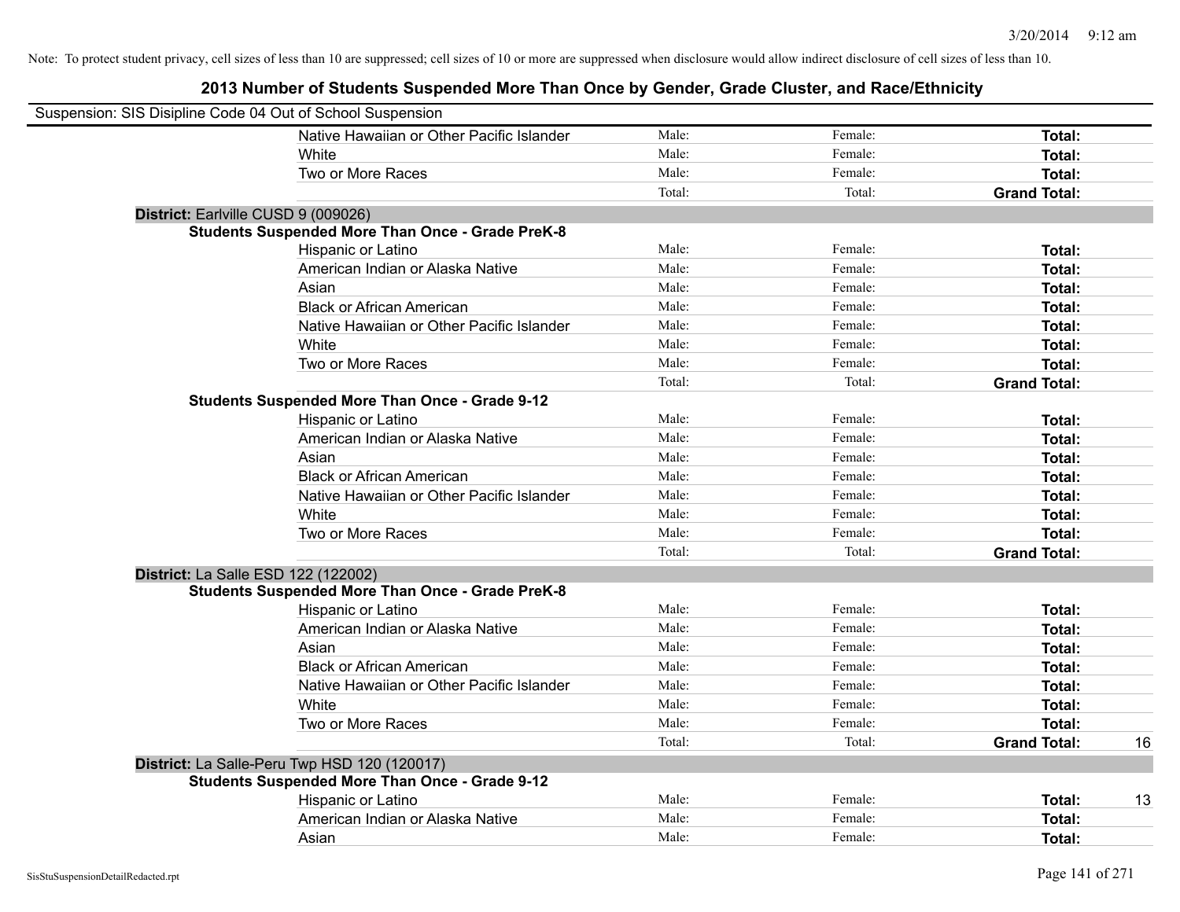Note: To protect student privacy, cell sizes of less than 10 are suppressed; cell sizes of 10 or more are suppressed when disclosure would allow indirect disclosure of cell sizes of less than 10.

## 2013 Number of Students Suspended More Than Once by Gender, Grade Cluster, and Race/Ethnicity

Suspension: SIS Disipline Code 04 Out of School Suspension

| | | | | | |
|---|---|---|---|---|---|
| | Native Hawaiian or Other Pacific Islander | Male: | Female: | **Total:** | |
| | White | Male: | Female: | **Total:** | |
| | Two or More Races | Male: | Female: | **Total:** | |
| | | Total: | Total: | **Grand Total:** | |
| **District:** Earlville CUSD 9 (009026) | | | | | |
| **Students Suspended More Than Once - Grade PreK-8** | | | | | |
| | Hispanic or Latino | Male: | Female: | **Total:** | |
| | American Indian or Alaska Native | Male: | Female: | **Total:** | |
| | Asian | Male: | Female: | **Total:** | |
| | Black or African American | Male: | Female: | **Total:** | |
| | Native Hawaiian or Other Pacific Islander | Male: | Female: | **Total:** | |
| | White | Male: | Female: | **Total:** | |
| | Two or More Races | Male: | Female: | **Total:** | |
| | | Total: | Total: | **Grand Total:** | |
| **Students Suspended More Than Once - Grade 9-12** | | | | | |
| | Hispanic or Latino | Male: | Female: | **Total:** | |
| | American Indian or Alaska Native | Male: | Female: | **Total:** | |
| | Asian | Male: | Female: | **Total:** | |
| | Black or African American | Male: | Female: | **Total:** | |
| | Native Hawaiian or Other Pacific Islander | Male: | Female: | **Total:** | |
| | White | Male: | Female: | **Total:** | |
| | Two or More Races | Male: | Female: | **Total:** | |
| | | Total: | Total: | **Grand Total:** | |
| **District:** La Salle ESD 122 (122002) | | | | | |
| **Students Suspended More Than Once - Grade PreK-8** | | | | | |
| | Hispanic or Latino | Male: | Female: | **Total:** | |
| | American Indian or Alaska Native | Male: | Female: | **Total:** | |
| | Asian | Male: | Female: | **Total:** | |
| | Black or African American | Male: | Female: | **Total:** | |
| | Native Hawaiian or Other Pacific Islander | Male: | Female: | **Total:** | |
| | White | Male: | Female: | **Total:** | |
| | Two or More Races | Male: | Female: | **Total:** | |
| | | Total: | Total: | **Grand Total:** | 16 |
| **District:** La Salle-Peru Twp HSD 120 (120017) | | | | | |
| **Students Suspended More Than Once - Grade 9-12** | | | | | |
| | Hispanic or Latino | Male: | Female: | **Total:** | 13 |
| | American Indian or Alaska Native | Male: | Female: | **Total:** | |
| | Asian | Male: | Female: | **Total:** | |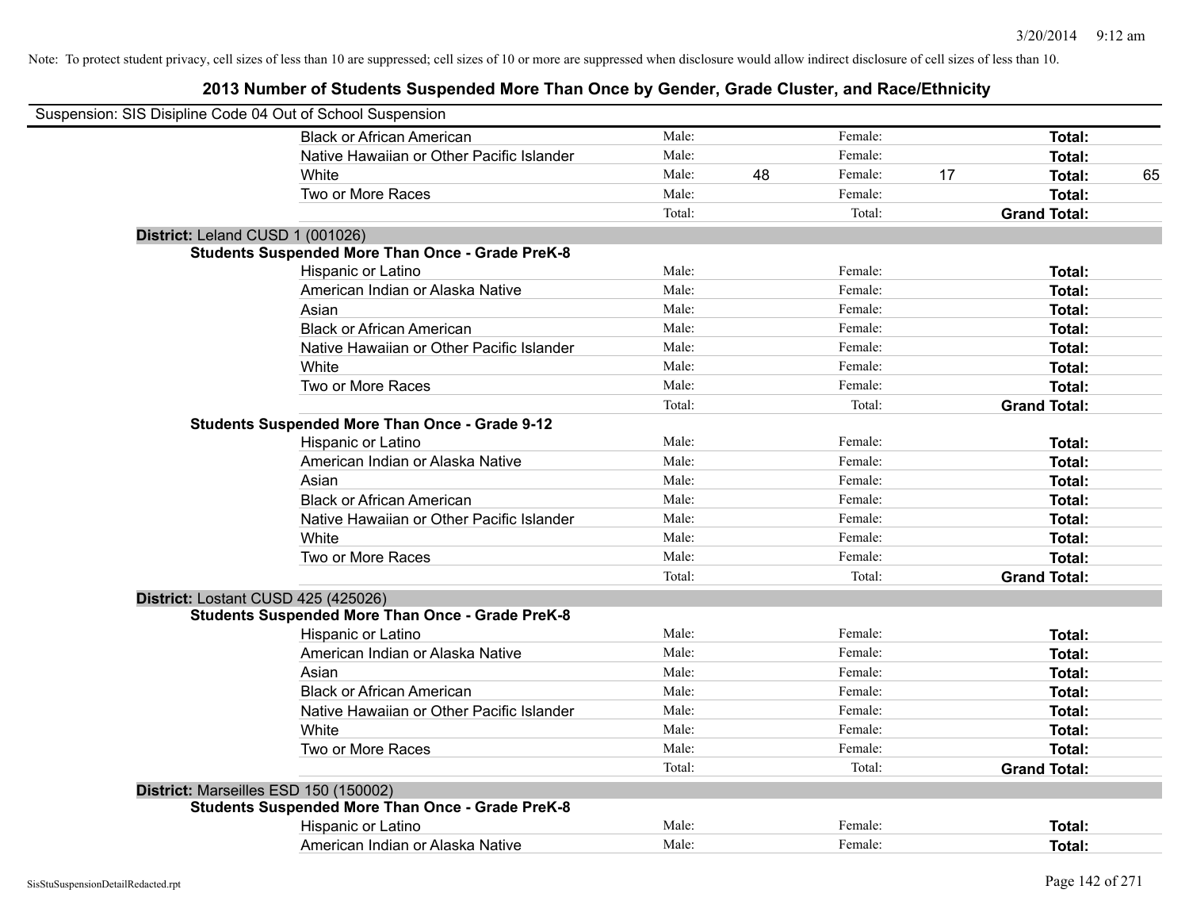Note: To protect student privacy, cell sizes of less than 10 are suppressed; cell sizes of 10 or more are suppressed when disclosure would allow indirect disclosure of cell sizes of less than 10.

## 2013 Number of Students Suspended More Than Once by Gender, Grade Cluster, and Race/Ethnicity

Suspension: SIS Disipline Code 04 Out of School Suspension

| | | | | | | |
|---|---|---|---|---|---|---|
| Black or African American | Male: | | Female: | | **Total:** | |
| Native Hawaiian or Other Pacific Islander | Male: | | Female: | | **Total:** | |
| White | Male: | 48 | Female: | 17 | **Total:** | 65 |
| Two or More Races | Male: | | Female: | | **Total:** | |
| | Total: | | Total: | | **Grand Total:** | |

**District:** Leland CUSD 1 (001026)

**Students Suspended More Than Once - Grade PreK-8**

| | | | | | | |
|---|---|---|---|---|---|---|
| Hispanic or Latino | Male: | | Female: | | **Total:** | |
| American Indian or Alaska Native | Male: | | Female: | | **Total:** | |
| Asian | Male: | | Female: | | **Total:** | |
| Black or African American | Male: | | Female: | | **Total:** | |
| Native Hawaiian or Other Pacific Islander | Male: | | Female: | | **Total:** | |
| White | Male: | | Female: | | **Total:** | |
| Two or More Races | Male: | | Female: | | **Total:** | |
| | Total: | | Total: | | **Grand Total:** | |

**Students Suspended More Than Once - Grade 9-12**

| | | | | | | |
|---|---|---|---|---|---|---|
| Hispanic or Latino | Male: | | Female: | | **Total:** | |
| American Indian or Alaska Native | Male: | | Female: | | **Total:** | |
| Asian | Male: | | Female: | | **Total:** | |
| Black or African American | Male: | | Female: | | **Total:** | |
| Native Hawaiian or Other Pacific Islander | Male: | | Female: | | **Total:** | |
| White | Male: | | Female: | | **Total:** | |
| Two or More Races | Male: | | Female: | | **Total:** | |
| | Total: | | Total: | | **Grand Total:** | |

**District:** Lostant CUSD 425 (425026)

**Students Suspended More Than Once - Grade PreK-8**

| | | | | | | |
|---|---|---|---|---|---|---|
| Hispanic or Latino | Male: | | Female: | | **Total:** | |
| American Indian or Alaska Native | Male: | | Female: | | **Total:** | |
| Asian | Male: | | Female: | | **Total:** | |
| Black or African American | Male: | | Female: | | **Total:** | |
| Native Hawaiian or Other Pacific Islander | Male: | | Female: | | **Total:** | |
| White | Male: | | Female: | | **Total:** | |
| Two or More Races | Male: | | Female: | | **Total:** | |
| | Total: | | Total: | | **Grand Total:** | |

**District:** Marseilles ESD 150 (150002)

**Students Suspended More Than Once - Grade PreK-8**

| | | | | | | |
|---|---|---|---|---|---|---|
| Hispanic or Latino | Male: | | Female: | | **Total:** | |
| American Indian or Alaska Native | Male: | | Female: | | **Total:** | |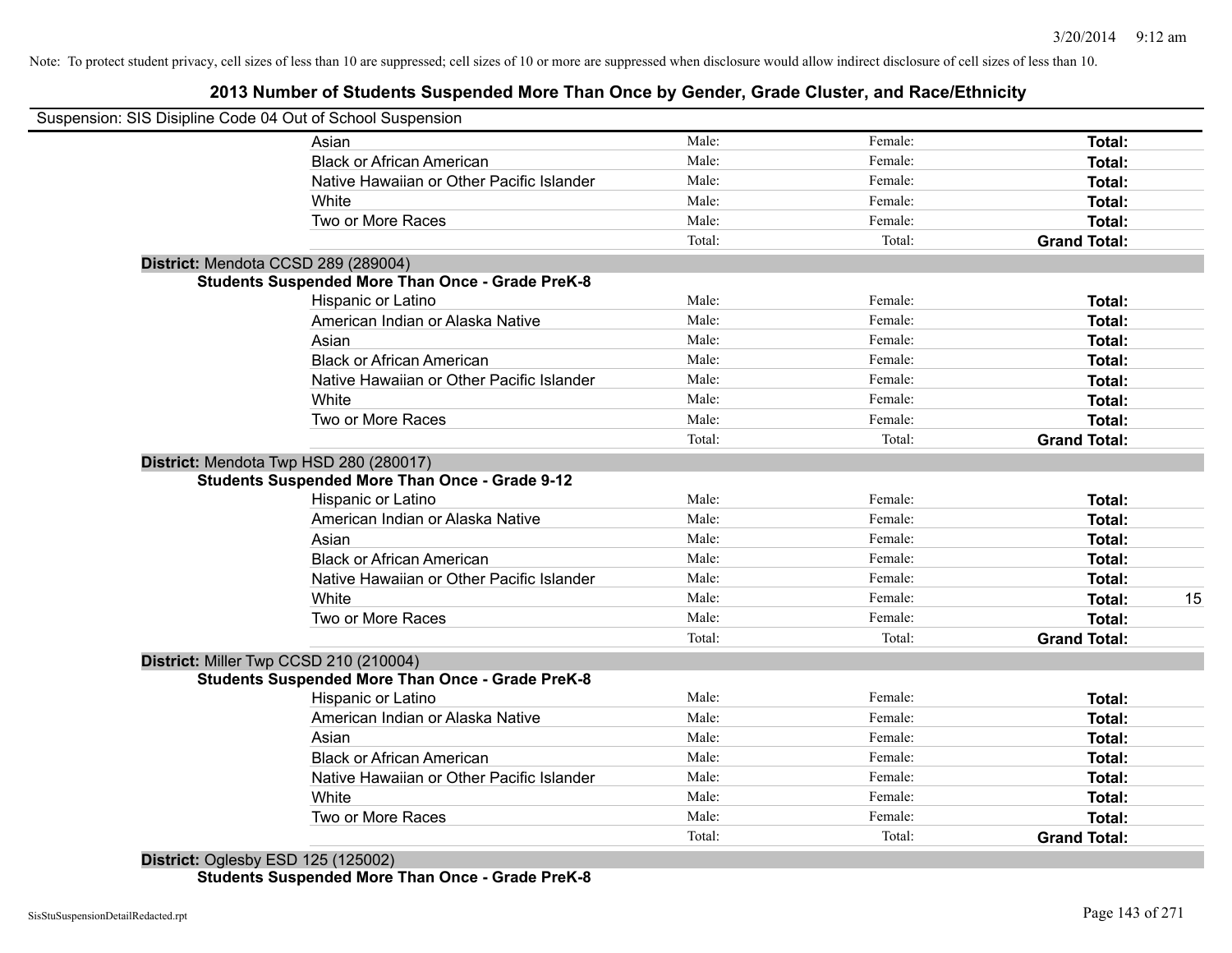Note: To protect student privacy, cell sizes of less than 10 are suppressed; cell sizes of 10 or more are suppressed when disclosure would allow indirect disclosure of cell sizes of less than 10.

# 2013 Number of Students Suspended More Than Once by Gender, Grade Cluster, and Race/Ethnicity

Suspension: SIS Disipline Code 04 Out of School Suspension

| | Male | Female | Total |
|---|---|---|---|
| Asian | Male: | Female: | **Total:** |
| Black or African American | Male: | Female: | **Total:** |
| Native Hawaiian or Other Pacific Islander | Male: | Female: | **Total:** |
| White | Male: | Female: | **Total:** |
| Two or More Races | Male: | Female: | **Total:** |
| | Total: | Total: | **Grand Total:** |

**District:** Mendota CCSD 289 (289004)

**Students Suspended More Than Once - Grade PreK-8**

| | Male | Female | Total |
|---|---|---|---|
| Hispanic or Latino | Male: | Female: | **Total:** |
| American Indian or Alaska Native | Male: | Female: | **Total:** |
| Asian | Male: | Female: | **Total:** |
| Black or African American | Male: | Female: | **Total:** |
| Native Hawaiian or Other Pacific Islander | Male: | Female: | **Total:** |
| White | Male: | Female: | **Total:** |
| Two or More Races | Male: | Female: | **Total:** |
| | Total: | Total: | **Grand Total:** |

**District:** Mendota Twp HSD 280 (280017)

**Students Suspended More Than Once - Grade 9-12**

| | Male | Female | Total |
|---|---|---|---|
| Hispanic or Latino | Male: | Female: | **Total:** |
| American Indian or Alaska Native | Male: | Female: | **Total:** |
| Asian | Male: | Female: | **Total:** |
| Black or African American | Male: | Female: | **Total:** |
| Native Hawaiian or Other Pacific Islander | Male: | Female: | **Total:** |
| White | Male: | Female: | **Total:** 15 |
| Two or More Races | Male: | Female: | **Total:** |
| | Total: | Total: | **Grand Total:** |

**District:** Miller Twp CCSD 210 (210004)

**Students Suspended More Than Once - Grade PreK-8**

| | Male | Female | Total |
|---|---|---|---|
| Hispanic or Latino | Male: | Female: | **Total:** |
| American Indian or Alaska Native | Male: | Female: | **Total:** |
| Asian | Male: | Female: | **Total:** |
| Black or African American | Male: | Female: | **Total:** |
| Native Hawaiian or Other Pacific Islander | Male: | Female: | **Total:** |
| White | Male: | Female: | **Total:** |
| Two or More Races | Male: | Female: | **Total:** |
| | Total: | Total: | **Grand Total:** |

**District:** Oglesby ESD 125 (125002)

**Students Suspended More Than Once - Grade PreK-8**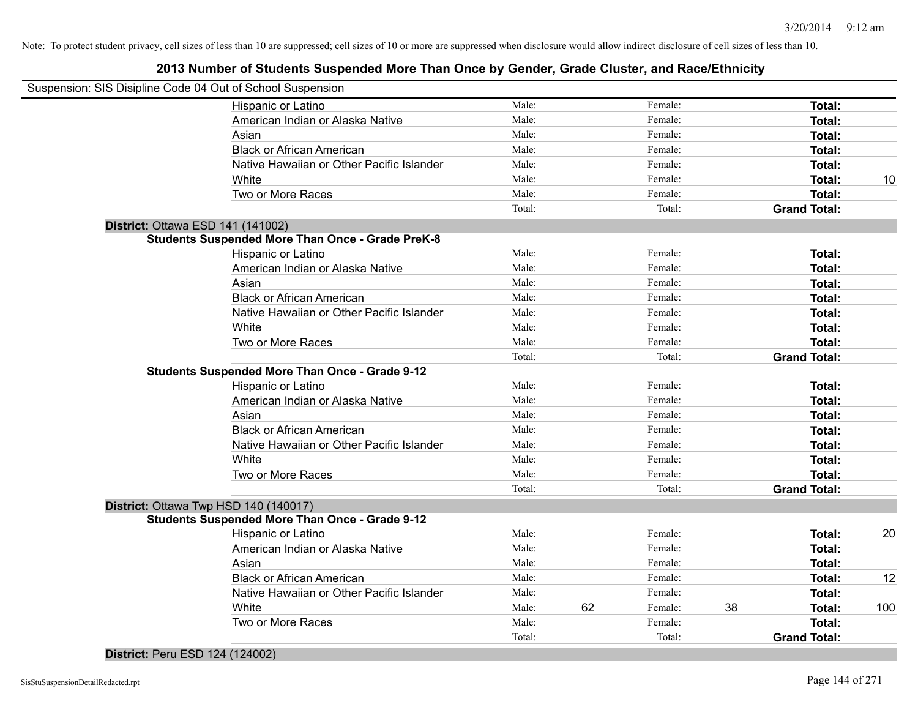Note: To protect student privacy, cell sizes of less than 10 are suppressed; cell sizes of 10 or more are suppressed when disclosure would allow indirect disclosure of cell sizes of less than 10.

## 2013 Number of Students Suspended More Than Once by Gender, Grade Cluster, and Race/Ethnicity

Suspension: SIS Disipline Code 04 Out of School Suspension

| | | | | | |
|---|---|---|---|---|---|
| Hispanic or Latino | Male: | | Female: | | **Total:** | |
| American Indian or Alaska Native | Male: | | Female: | | **Total:** | |
| Asian | Male: | | Female: | | **Total:** | |
| Black or African American | Male: | | Female: | | **Total:** | |
| Native Hawaiian or Other Pacific Islander | Male: | | Female: | | **Total:** | |
| White | Male: | | Female: | | **Total:** | 10 |
| Two or More Races | Male: | | Female: | | **Total:** | |
| | Total: | | Total: | | **Grand Total:** | |

**District:** Ottawa ESD 141 (141002)

**Students Suspended More Than Once - Grade PreK-8**

| | | | | | | |
|---|---|---|---|---|---|---|
| Hispanic or Latino | Male: | | Female: | | **Total:** | |
| American Indian or Alaska Native | Male: | | Female: | | **Total:** | |
| Asian | Male: | | Female: | | **Total:** | |
| Black or African American | Male: | | Female: | | **Total:** | |
| Native Hawaiian or Other Pacific Islander | Male: | | Female: | | **Total:** | |
| White | Male: | | Female: | | **Total:** | |
| Two or More Races | Male: | | Female: | | **Total:** | |
| | Total: | | Total: | | **Grand Total:** | |

**Students Suspended More Than Once - Grade 9-12**

| | | | | | | |
|---|---|---|---|---|---|---|
| Hispanic or Latino | Male: | | Female: | | **Total:** | |
| American Indian or Alaska Native | Male: | | Female: | | **Total:** | |
| Asian | Male: | | Female: | | **Total:** | |
| Black or African American | Male: | | Female: | | **Total:** | |
| Native Hawaiian or Other Pacific Islander | Male: | | Female: | | **Total:** | |
| White | Male: | | Female: | | **Total:** | |
| Two or More Races | Male: | | Female: | | **Total:** | |
| | Total: | | Total: | | **Grand Total:** | |

**District:** Ottawa Twp HSD 140 (140017)

**Students Suspended More Than Once - Grade 9-12**

| | | | | | | |
|---|---|---|---|---|---|---|
| Hispanic or Latino | Male: | | Female: | | **Total:** | 20 |
| American Indian or Alaska Native | Male: | | Female: | | **Total:** | |
| Asian | Male: | | Female: | | **Total:** | |
| Black or African American | Male: | | Female: | | **Total:** | 12 |
| Native Hawaiian or Other Pacific Islander | Male: | | Female: | | **Total:** | |
| White | Male: | 62 | Female: | 38 | **Total:** | 100 |
| Two or More Races | Male: | | Female: | | **Total:** | |
| | Total: | | Total: | | **Grand Total:** | |

**District:** Peru ESD 124 (124002)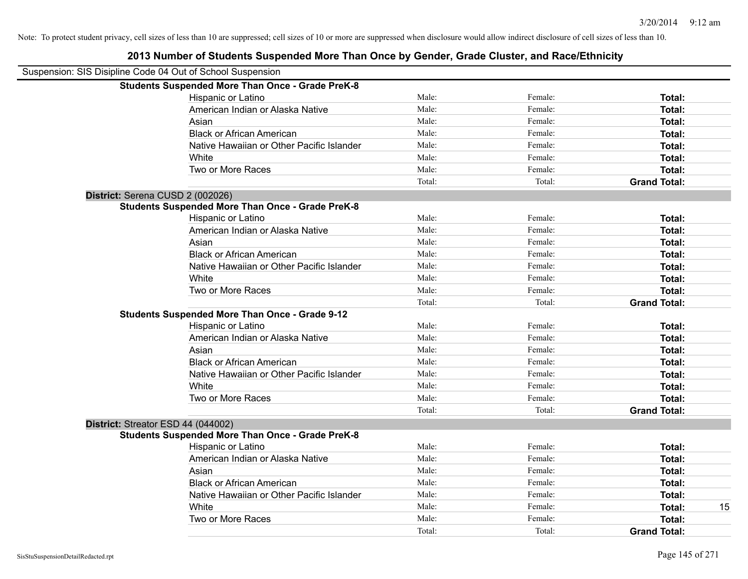Note: To protect student privacy, cell sizes of less than 10 are suppressed; cell sizes of 10 or more are suppressed when disclosure would allow indirect disclosure of cell sizes of less than 10.

# 2013 Number of Students Suspended More Than Once by Gender, Grade Cluster, and Race/Ethnicity

Suspension: SIS Disipline Code 04 Out of School Suspension

**Students Suspended More Than Once - Grade PreK-8**

| | | | | |
|---|---|---|---|---|
| Hispanic or Latino | Male: | Female: | **Total:** | |
| American Indian or Alaska Native | Male: | Female: | **Total:** | |
| Asian | Male: | Female: | **Total:** | |
| Black or African American | Male: | Female: | **Total:** | |
| Native Hawaiian or Other Pacific Islander | Male: | Female: | **Total:** | |
| White | Male: | Female: | **Total:** | |
| Two or More Races | Male: | Female: | **Total:** | |
| | Total: | Total: | **Grand Total:** | |

**District:** Serena CUSD 2 (002026)

**Students Suspended More Than Once - Grade PreK-8**

| | | | | |
|---|---|---|---|---|
| Hispanic or Latino | Male: | Female: | **Total:** | |
| American Indian or Alaska Native | Male: | Female: | **Total:** | |
| Asian | Male: | Female: | **Total:** | |
| Black or African American | Male: | Female: | **Total:** | |
| Native Hawaiian or Other Pacific Islander | Male: | Female: | **Total:** | |
| White | Male: | Female: | **Total:** | |
| Two or More Races | Male: | Female: | **Total:** | |
| | Total: | Total: | **Grand Total:** | |

**Students Suspended More Than Once - Grade 9-12**

| | | | | |
|---|---|---|---|---|
| Hispanic or Latino | Male: | Female: | **Total:** | |
| American Indian or Alaska Native | Male: | Female: | **Total:** | |
| Asian | Male: | Female: | **Total:** | |
| Black or African American | Male: | Female: | **Total:** | |
| Native Hawaiian or Other Pacific Islander | Male: | Female: | **Total:** | |
| White | Male: | Female: | **Total:** | |
| Two or More Races | Male: | Female: | **Total:** | |
| | Total: | Total: | **Grand Total:** | |

**District:** Streator ESD 44 (044002)

**Students Suspended More Than Once - Grade PreK-8**

| | | | | |
|---|---|---|---|---|
| Hispanic or Latino | Male: | Female: | **Total:** | |
| American Indian or Alaska Native | Male: | Female: | **Total:** | |
| Asian | Male: | Female: | **Total:** | |
| Black or African American | Male: | Female: | **Total:** | |
| Native Hawaiian or Other Pacific Islander | Male: | Female: | **Total:** | |
| White | Male: | Female: | **Total:** | 15 |
| Two or More Races | Male: | Female: | **Total:** | |
| | Total: | Total: | **Grand Total:** | |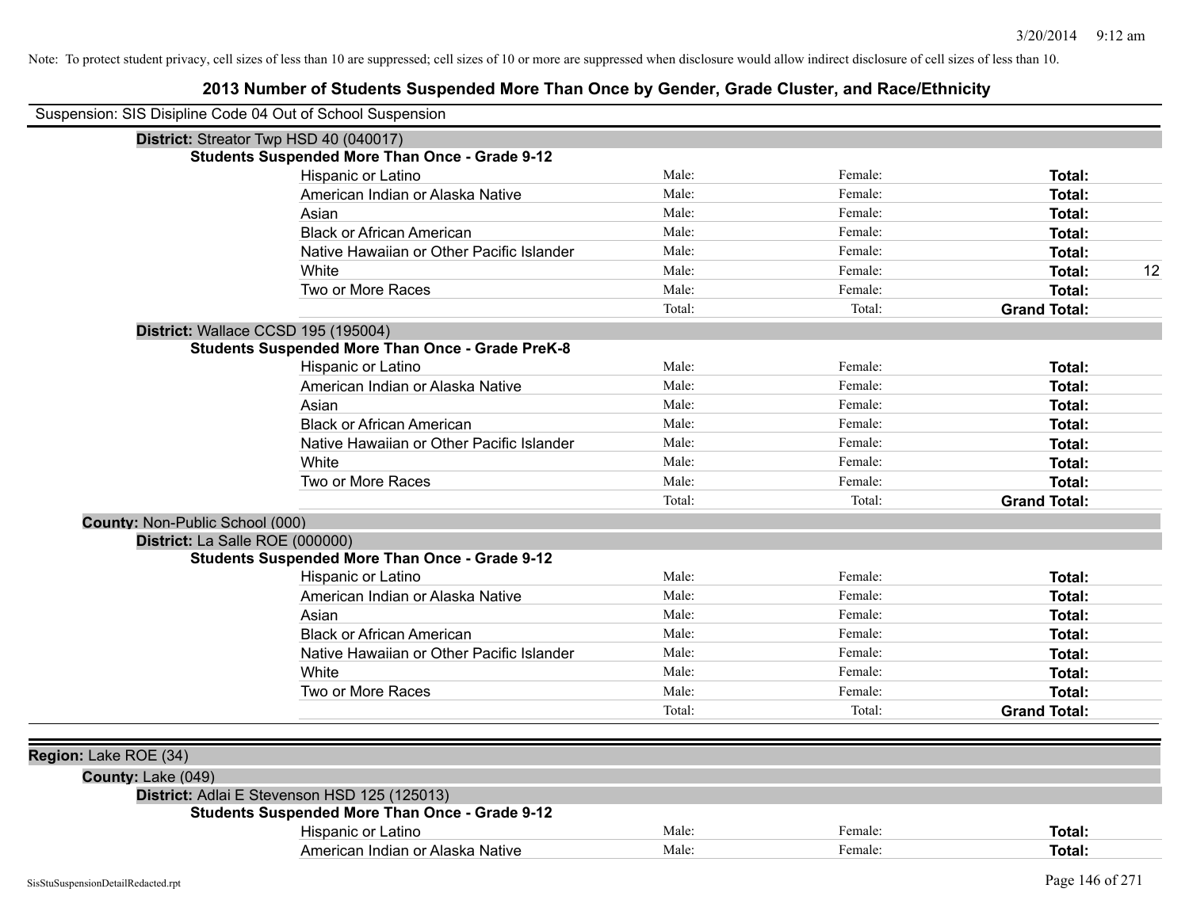Note: To protect student privacy, cell sizes of less than 10 are suppressed; cell sizes of 10 or more are suppressed when disclosure would allow indirect disclosure of cell sizes of less than 10.

# 2013 Number of Students Suspended More Than Once by Gender, Grade Cluster, and Race/Ethnicity

Suspension: SIS Disipline Code 04 Out of School Suspension

**District:** Streator Twp HSD 40 (040017)

**Students Suspended More Than Once - Grade 9-12**

| Race/Ethnicity | Male | Female | Total | |
|---|---|---|---|---|
| Hispanic or Latino | Male: | Female: | **Total:** | |
| American Indian or Alaska Native | Male: | Female: | **Total:** | |
| Asian | Male: | Female: | **Total:** | |
| Black or African American | Male: | Female: | **Total:** | |
| Native Hawaiian or Other Pacific Islander | Male: | Female: | **Total:** | |
| White | Male: | Female: | **Total:** | 12 |
| Two or More Races | Male: | Female: | **Total:** | |
| | Total: | Total: | **Grand Total:** | |

**District:** Wallace CCSD 195 (195004)

**Students Suspended More Than Once - Grade PreK-8**

| Race/Ethnicity | Male | Female | Total | |
|---|---|---|---|---|
| Hispanic or Latino | Male: | Female: | **Total:** | |
| American Indian or Alaska Native | Male: | Female: | **Total:** | |
| Asian | Male: | Female: | **Total:** | |
| Black or African American | Male: | Female: | **Total:** | |
| Native Hawaiian or Other Pacific Islander | Male: | Female: | **Total:** | |
| White | Male: | Female: | **Total:** | |
| Two or More Races | Male: | Female: | **Total:** | |
| | Total: | Total: | **Grand Total:** | |

**County:** Non-Public School (000)

**District:** La Salle ROE (000000)

**Students Suspended More Than Once - Grade 9-12**

| Race/Ethnicity | Male | Female | Total | |
|---|---|---|---|---|
| Hispanic or Latino | Male: | Female: | **Total:** | |
| American Indian or Alaska Native | Male: | Female: | **Total:** | |
| Asian | Male: | Female: | **Total:** | |
| Black or African American | Male: | Female: | **Total:** | |
| Native Hawaiian or Other Pacific Islander | Male: | Female: | **Total:** | |
| White | Male: | Female: | **Total:** | |
| Two or More Races | Male: | Female: | **Total:** | |
| | Total: | Total: | **Grand Total:** | |

**Region:** Lake ROE (34)

**County:** Lake (049)

**District:** Adlai E Stevenson HSD 125 (125013)

**Students Suspended More Than Once - Grade 9-12**

| Race/Ethnicity | Male | Female | Total | |
|---|---|---|---|---|
| Hispanic or Latino | Male: | Female: | **Total:** | |
| American Indian or Alaska Native | Male: | Female: | **Total:** | |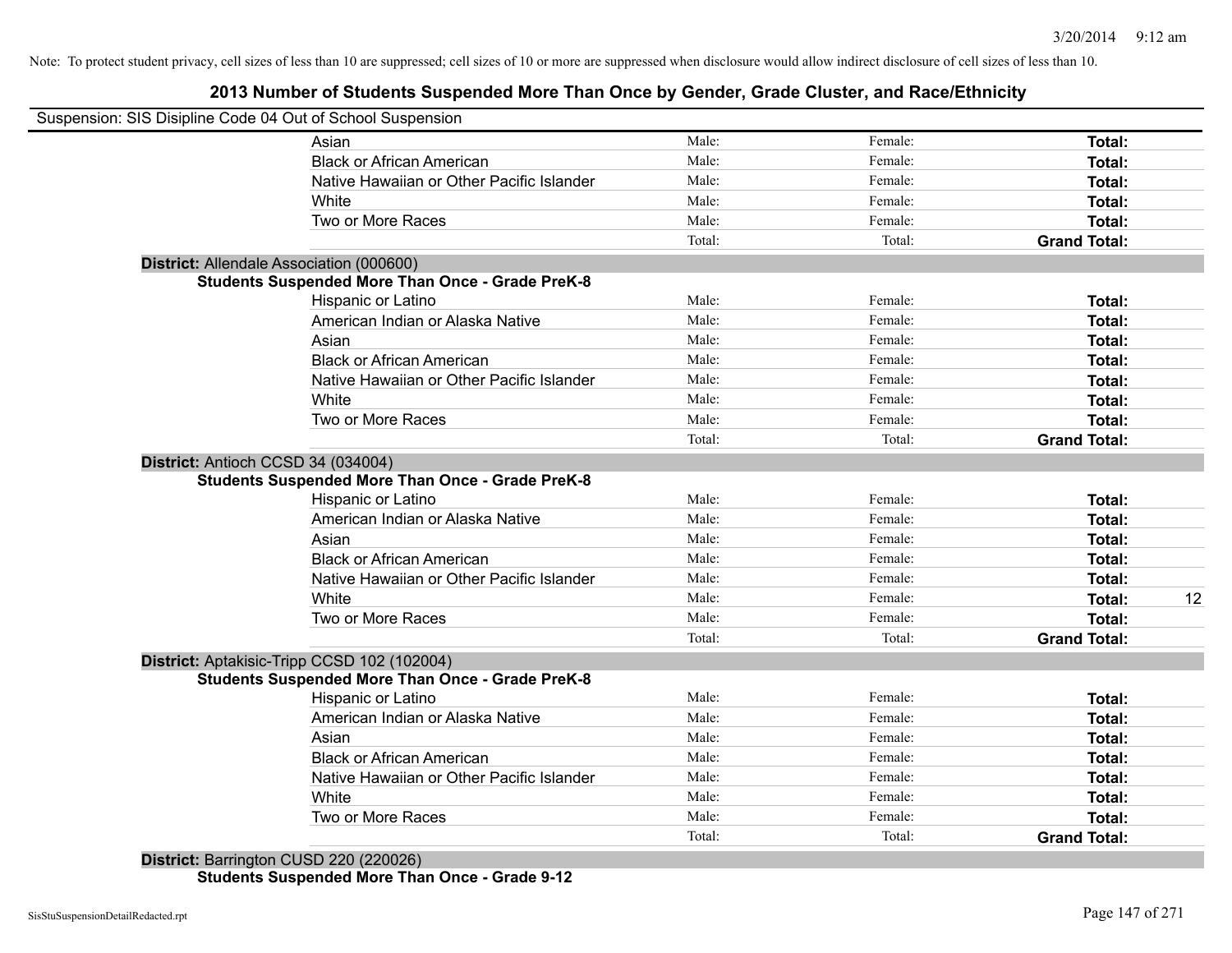Note: To protect student privacy, cell sizes of less than 10 are suppressed; cell sizes of 10 or more are suppressed when disclosure would allow indirect disclosure of cell sizes of less than 10.

## 2013 Number of Students Suspended More Than Once by Gender, Grade Cluster, and Race/Ethnicity

Suspension: SIS Disipline Code 04 Out of School Suspension

| | | | | |
|---|---|---|---|---|
| Asian | Male: | Female: | **Total:** | |
| Black or African American | Male: | Female: | **Total:** | |
| Native Hawaiian or Other Pacific Islander | Male: | Female: | **Total:** | |
| White | Male: | Female: | **Total:** | |
| Two or More Races | Male: | Female: | **Total:** | |
| | Total: | Total: | **Grand Total:** | |

**District:** Allendale Association (000600)

**Students Suspended More Than Once - Grade PreK-8**

| | | | | |
|---|---|---|---|---|
| Hispanic or Latino | Male: | Female: | **Total:** | |
| American Indian or Alaska Native | Male: | Female: | **Total:** | |
| Asian | Male: | Female: | **Total:** | |
| Black or African American | Male: | Female: | **Total:** | |
| Native Hawaiian or Other Pacific Islander | Male: | Female: | **Total:** | |
| White | Male: | Female: | **Total:** | |
| Two or More Races | Male: | Female: | **Total:** | |
| | Total: | Total: | **Grand Total:** | |

**District:** Antioch CCSD 34 (034004)

**Students Suspended More Than Once - Grade PreK-8**

| | | | | |
|---|---|---|---|---|
| Hispanic or Latino | Male: | Female: | **Total:** | |
| American Indian or Alaska Native | Male: | Female: | **Total:** | |
| Asian | Male: | Female: | **Total:** | |
| Black or African American | Male: | Female: | **Total:** | |
| Native Hawaiian or Other Pacific Islander | Male: | Female: | **Total:** | |
| White | Male: | Female: | **Total:** | 12 |
| Two or More Races | Male: | Female: | **Total:** | |
| | Total: | Total: | **Grand Total:** | |

**District:** Aptakisic-Tripp CCSD 102 (102004)

**Students Suspended More Than Once - Grade PreK-8**

| | | | | |
|---|---|---|---|---|
| Hispanic or Latino | Male: | Female: | **Total:** | |
| American Indian or Alaska Native | Male: | Female: | **Total:** | |
| Asian | Male: | Female: | **Total:** | |
| Black or African American | Male: | Female: | **Total:** | |
| Native Hawaiian or Other Pacific Islander | Male: | Female: | **Total:** | |
| White | Male: | Female: | **Total:** | |
| Two or More Races | Male: | Female: | **Total:** | |
| | Total: | Total: | **Grand Total:** | |

**District:** Barrington CUSD 220 (220026)

**Students Suspended More Than Once - Grade 9-12**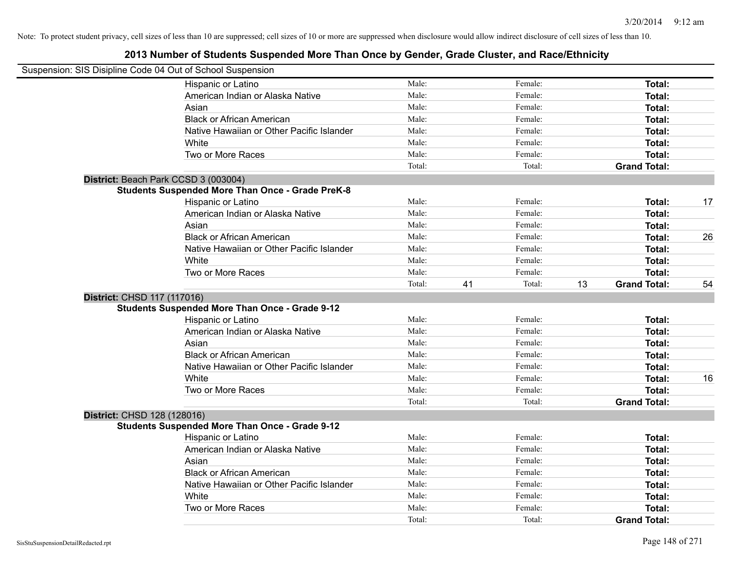Note: To protect student privacy, cell sizes of less than 10 are suppressed; cell sizes of 10 or more are suppressed when disclosure would allow indirect disclosure of cell sizes of less than 10.

## 2013 Number of Students Suspended More Than Once by Gender, Grade Cluster, and Race/Ethnicity

Suspension: SIS Disipline Code 04 Out of School Suspension

| | Male: | | Female: | | Total: | |
|---|---|---|---|---|---|---|
| Hispanic or Latino | Male: | | Female: | | **Total:** | |
| American Indian or Alaska Native | Male: | | Female: | | **Total:** | |
| Asian | Male: | | Female: | | **Total:** | |
| Black or African American | Male: | | Female: | | **Total:** | |
| Native Hawaiian or Other Pacific Islander | Male: | | Female: | | **Total:** | |
| White | Male: | | Female: | | **Total:** | |
| Two or More Races | Male: | | Female: | | **Total:** | |
| | Total: | | Total: | | **Grand Total:** | |

**District:** Beach Park CCSD 3 (003004)

**Students Suspended More Than Once - Grade PreK-8**

| | Male: | | Female: | | Total: | |
|---|---|---|---|---|---|---|
| Hispanic or Latino | Male: | | Female: | | **Total:** | 17 |
| American Indian or Alaska Native | Male: | | Female: | | **Total:** | |
| Asian | Male: | | Female: | | **Total:** | |
| Black or African American | Male: | | Female: | | **Total:** | 26 |
| Native Hawaiian or Other Pacific Islander | Male: | | Female: | | **Total:** | |
| White | Male: | | Female: | | **Total:** | |
| Two or More Races | Male: | | Female: | | **Total:** | |
| | Total: | 41 | Total: | 13 | **Grand Total:** | 54 |

**District:** CHSD 117 (117016)

**Students Suspended More Than Once - Grade 9-12**

| | Male: | | Female: | | Total: | |
|---|---|---|---|---|---|---|
| Hispanic or Latino | Male: | | Female: | | **Total:** | |
| American Indian or Alaska Native | Male: | | Female: | | **Total:** | |
| Asian | Male: | | Female: | | **Total:** | |
| Black or African American | Male: | | Female: | | **Total:** | |
| Native Hawaiian or Other Pacific Islander | Male: | | Female: | | **Total:** | |
| White | Male: | | Female: | | **Total:** | 16 |
| Two or More Races | Male: | | Female: | | **Total:** | |
| | Total: | | Total: | | **Grand Total:** | |

**District:** CHSD 128 (128016)

**Students Suspended More Than Once - Grade 9-12**

| | Male: | | Female: | | Total: | |
|---|---|---|---|---|---|---|
| Hispanic or Latino | Male: | | Female: | | **Total:** | |
| American Indian or Alaska Native | Male: | | Female: | | **Total:** | |
| Asian | Male: | | Female: | | **Total:** | |
| Black or African American | Male: | | Female: | | **Total:** | |
| Native Hawaiian or Other Pacific Islander | Male: | | Female: | | **Total:** | |
| White | Male: | | Female: | | **Total:** | |
| Two or More Races | Male: | | Female: | | **Total:** | |
| | Total: | | Total: | | **Grand Total:** | |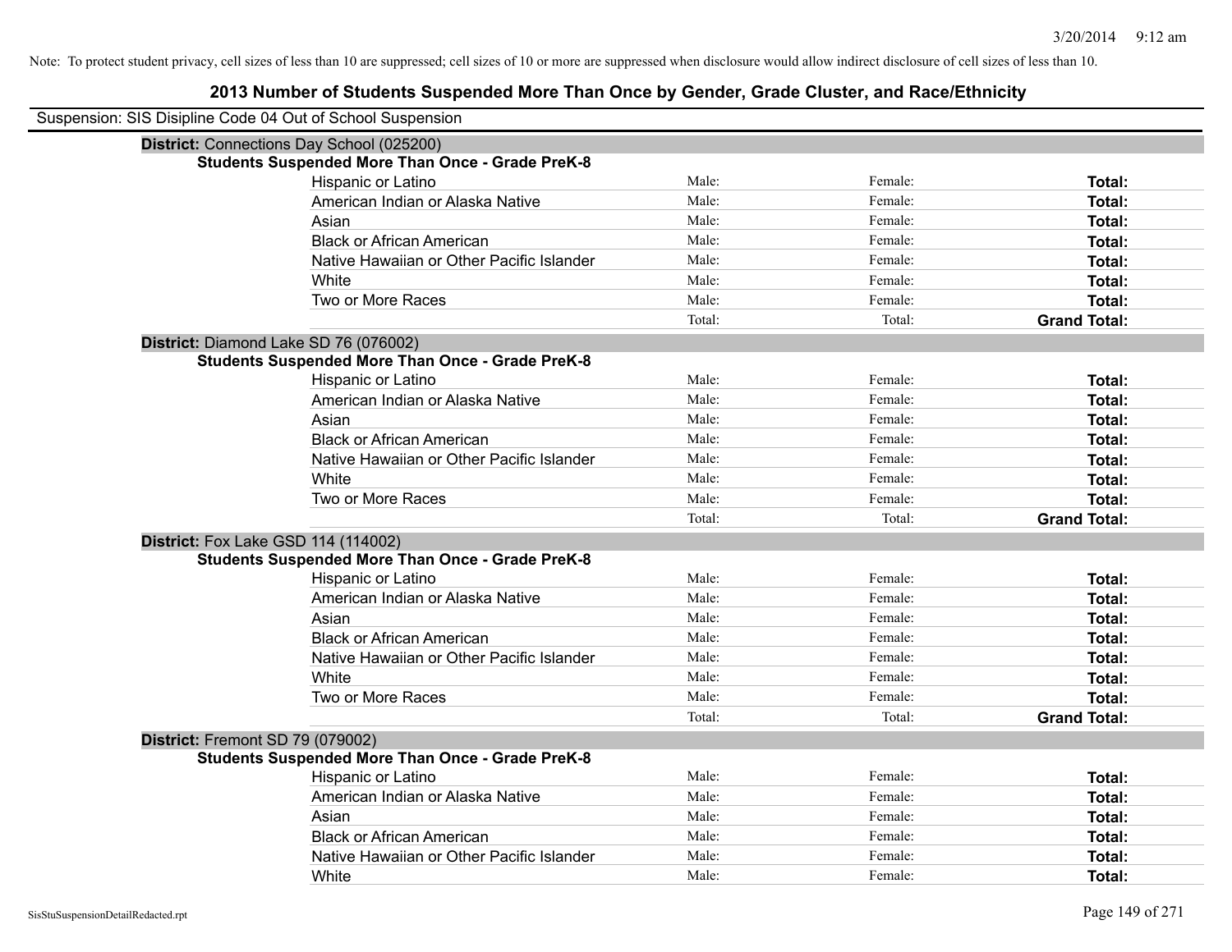Note: To protect student privacy, cell sizes of less than 10 are suppressed; cell sizes of 10 or more are suppressed when disclosure would allow indirect disclosure of cell sizes of less than 10.

# 2013 Number of Students Suspended More Than Once by Gender, Grade Cluster, and Race/Ethnicity

Suspension: SIS Disipline Code 04 Out of School Suspension

**District:** Connections Day School (025200)

**Students Suspended More Than Once - Grade PreK-8**

| | | | |
|---|---|---|---|
| Hispanic or Latino | Male: | Female: | **Total:** |
| American Indian or Alaska Native | Male: | Female: | **Total:** |
| Asian | Male: | Female: | **Total:** |
| Black or African American | Male: | Female: | **Total:** |
| Native Hawaiian or Other Pacific Islander | Male: | Female: | **Total:** |
| White | Male: | Female: | **Total:** |
| Two or More Races | Male: | Female: | **Total:** |
| | Total: | Total: | **Grand Total:** |

**District:** Diamond Lake SD 76 (076002)

**Students Suspended More Than Once - Grade PreK-8**

| | | | |
|---|---|---|---|
| Hispanic or Latino | Male: | Female: | **Total:** |
| American Indian or Alaska Native | Male: | Female: | **Total:** |
| Asian | Male: | Female: | **Total:** |
| Black or African American | Male: | Female: | **Total:** |
| Native Hawaiian or Other Pacific Islander | Male: | Female: | **Total:** |
| White | Male: | Female: | **Total:** |
| Two or More Races | Male: | Female: | **Total:** |
| | Total: | Total: | **Grand Total:** |

**District:** Fox Lake GSD 114 (114002)

**Students Suspended More Than Once - Grade PreK-8**

| | | | |
|---|---|---|---|
| Hispanic or Latino | Male: | Female: | **Total:** |
| American Indian or Alaska Native | Male: | Female: | **Total:** |
| Asian | Male: | Female: | **Total:** |
| Black or African American | Male: | Female: | **Total:** |
| Native Hawaiian or Other Pacific Islander | Male: | Female: | **Total:** |
| White | Male: | Female: | **Total:** |
| Two or More Races | Male: | Female: | **Total:** |
| | Total: | Total: | **Grand Total:** |

**District:** Fremont SD 79 (079002)

**Students Suspended More Than Once - Grade PreK-8**

| | | | |
|---|---|---|---|
| Hispanic or Latino | Male: | Female: | **Total:** |
| American Indian or Alaska Native | Male: | Female: | **Total:** |
| Asian | Male: | Female: | **Total:** |
| Black or African American | Male: | Female: | **Total:** |
| Native Hawaiian or Other Pacific Islander | Male: | Female: | **Total:** |
| White | Male: | Female: | **Total:** |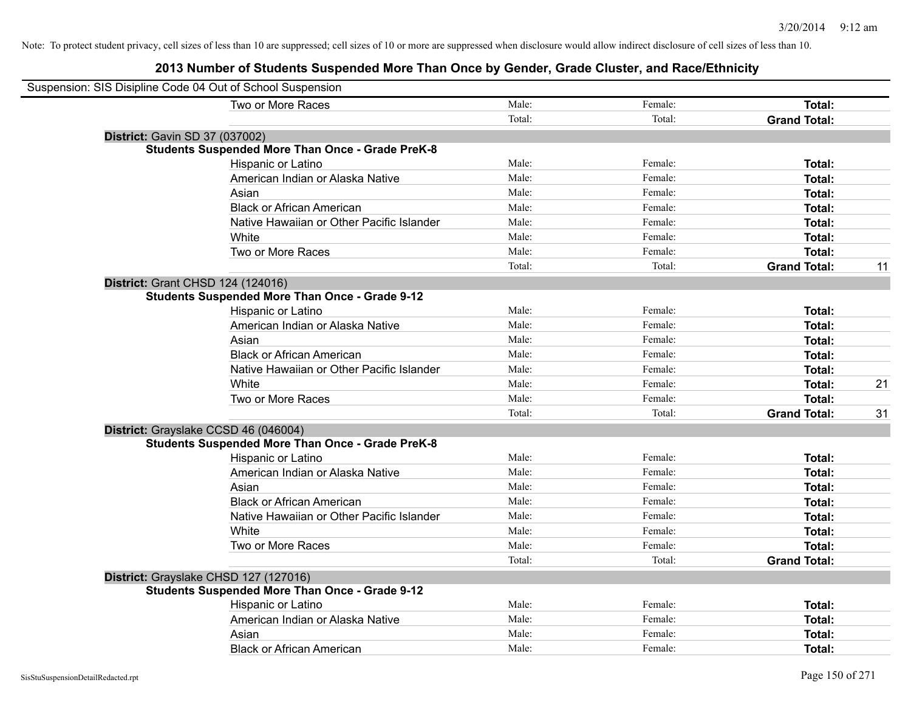Note: To protect student privacy, cell sizes of less than 10 are suppressed; cell sizes of 10 or more are suppressed when disclosure would allow indirect disclosure of cell sizes of less than 10.

## 2013 Number of Students Suspended More Than Once by Gender, Grade Cluster, and Race/Ethnicity

Suspension: SIS Disipline Code 04 Out of School Suspension

| | | | | |
|---|---|---|---|---|
| Two or More Races | Male: | Female: | **Total:** | |
| | Total: | Total: | **Grand Total:** | |

**District:** Gavin SD 37 (037002)

**Students Suspended More Than Once - Grade PreK-8**

| | | | | |
|---|---|---|---|---|
| Hispanic or Latino | Male: | Female: | **Total:** | |
| American Indian or Alaska Native | Male: | Female: | **Total:** | |
| Asian | Male: | Female: | **Total:** | |
| Black or African American | Male: | Female: | **Total:** | |
| Native Hawaiian or Other Pacific Islander | Male: | Female: | **Total:** | |
| White | Male: | Female: | **Total:** | |
| Two or More Races | Male: | Female: | **Total:** | |
| | Total: | Total: | **Grand Total:** | 11 |

**District:** Grant CHSD 124 (124016)

**Students Suspended More Than Once - Grade 9-12**

| | | | | |
|---|---|---|---|---|
| Hispanic or Latino | Male: | Female: | **Total:** | |
| American Indian or Alaska Native | Male: | Female: | **Total:** | |
| Asian | Male: | Female: | **Total:** | |
| Black or African American | Male: | Female: | **Total:** | |
| Native Hawaiian or Other Pacific Islander | Male: | Female: | **Total:** | |
| White | Male: | Female: | **Total:** | 21 |
| Two or More Races | Male: | Female: | **Total:** | |
| | Total: | Total: | **Grand Total:** | 31 |

**District:** Grayslake CCSD 46 (046004)

**Students Suspended More Than Once - Grade PreK-8**

| | | | | |
|---|---|---|---|---|
| Hispanic or Latino | Male: | Female: | **Total:** | |
| American Indian or Alaska Native | Male: | Female: | **Total:** | |
| Asian | Male: | Female: | **Total:** | |
| Black or African American | Male: | Female: | **Total:** | |
| Native Hawaiian or Other Pacific Islander | Male: | Female: | **Total:** | |
| White | Male: | Female: | **Total:** | |
| Two or More Races | Male: | Female: | **Total:** | |
| | Total: | Total: | **Grand Total:** | |

**District:** Grayslake CHSD 127 (127016)

**Students Suspended More Than Once - Grade 9-12**

| | | | | |
|---|---|---|---|---|
| Hispanic or Latino | Male: | Female: | **Total:** | |
| American Indian or Alaska Native | Male: | Female: | **Total:** | |
| Asian | Male: | Female: | **Total:** | |
| Black or African American | Male: | Female: | **Total:** | |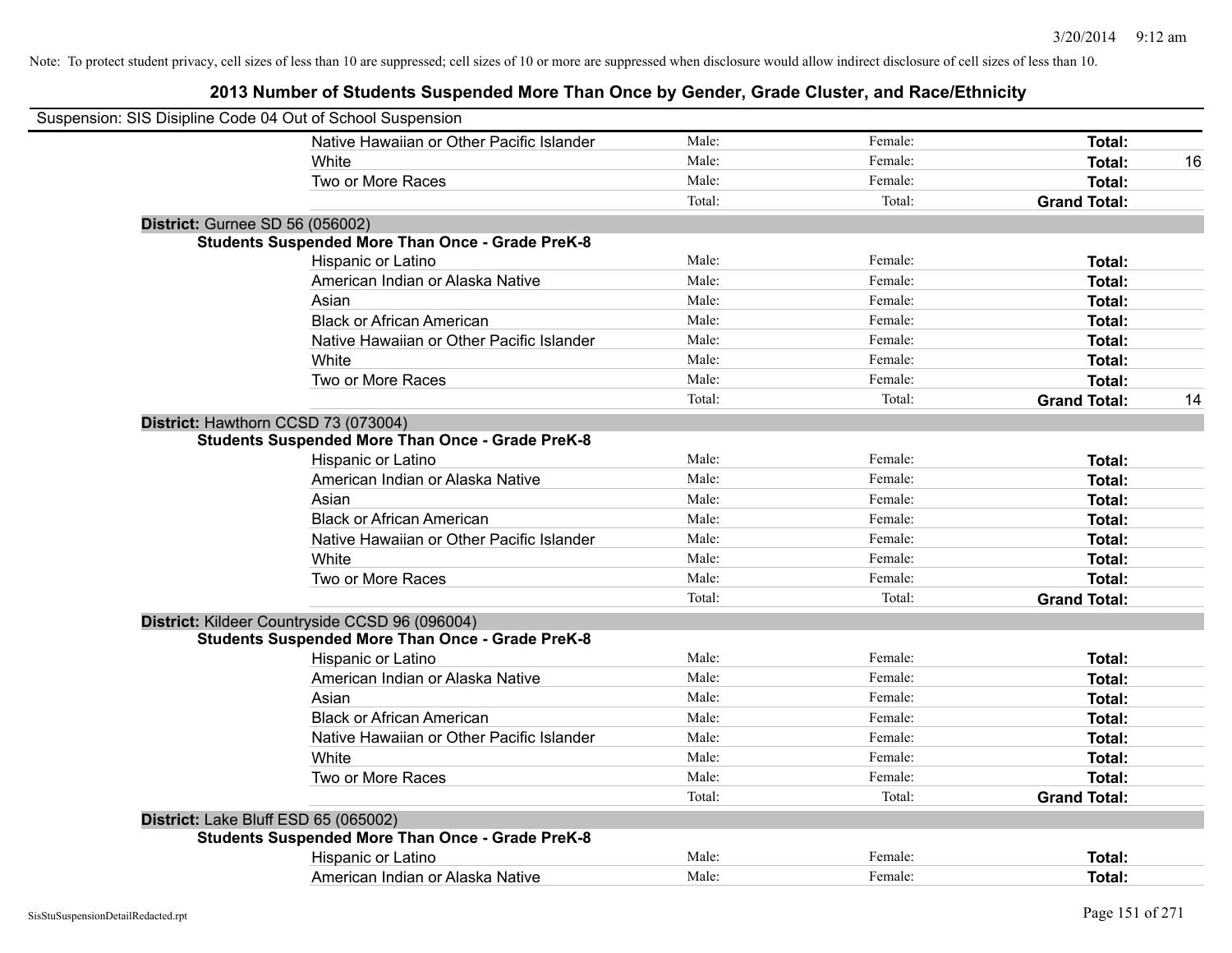Note: To protect student privacy, cell sizes of less than 10 are suppressed; cell sizes of 10 or more are suppressed when disclosure would allow indirect disclosure of cell sizes of less than 10.

## 2013 Number of Students Suspended More Than Once by Gender, Grade Cluster, and Race/Ethnicity

Suspension: SIS Disipline Code 04 Out of School Suspension

| | | | | |
|---|---|---|---|---|
| Native Hawaiian or Other Pacific Islander | Male: | Female: | **Total:** | |
| White | Male: | Female: | **Total:** | 16 |
| Two or More Races | Male: | Female: | **Total:** | |
| | Total: | Total: | **Grand Total:** | |

**District:** Gurnee SD 56 (056002)

**Students Suspended More Than Once - Grade PreK-8**

| | | | | |
|---|---|---|---|---|
| Hispanic or Latino | Male: | Female: | **Total:** | |
| American Indian or Alaska Native | Male: | Female: | **Total:** | |
| Asian | Male: | Female: | **Total:** | |
| Black or African American | Male: | Female: | **Total:** | |
| Native Hawaiian or Other Pacific Islander | Male: | Female: | **Total:** | |
| White | Male: | Female: | **Total:** | |
| Two or More Races | Male: | Female: | **Total:** | |
| | Total: | Total: | **Grand Total:** | 14 |

**District:** Hawthorn CCSD 73 (073004)

**Students Suspended More Than Once - Grade PreK-8**

| | | | | |
|---|---|---|---|---|
| Hispanic or Latino | Male: | Female: | **Total:** | |
| American Indian or Alaska Native | Male: | Female: | **Total:** | |
| Asian | Male: | Female: | **Total:** | |
| Black or African American | Male: | Female: | **Total:** | |
| Native Hawaiian or Other Pacific Islander | Male: | Female: | **Total:** | |
| White | Male: | Female: | **Total:** | |
| Two or More Races | Male: | Female: | **Total:** | |
| | Total: | Total: | **Grand Total:** | |

**District:** Kildeer Countryside CCSD 96 (096004)

**Students Suspended More Than Once - Grade PreK-8**

| | | | | |
|---|---|---|---|---|
| Hispanic or Latino | Male: | Female: | **Total:** | |
| American Indian or Alaska Native | Male: | Female: | **Total:** | |
| Asian | Male: | Female: | **Total:** | |
| Black or African American | Male: | Female: | **Total:** | |
| Native Hawaiian or Other Pacific Islander | Male: | Female: | **Total:** | |
| White | Male: | Female: | **Total:** | |
| Two or More Races | Male: | Female: | **Total:** | |
| | Total: | Total: | **Grand Total:** | |

**District:** Lake Bluff ESD 65 (065002)

**Students Suspended More Than Once - Grade PreK-8**

| | | | | |
|---|---|---|---|---|
| Hispanic or Latino | Male: | Female: | **Total:** | |
| American Indian or Alaska Native | Male: | Female: | **Total:** | |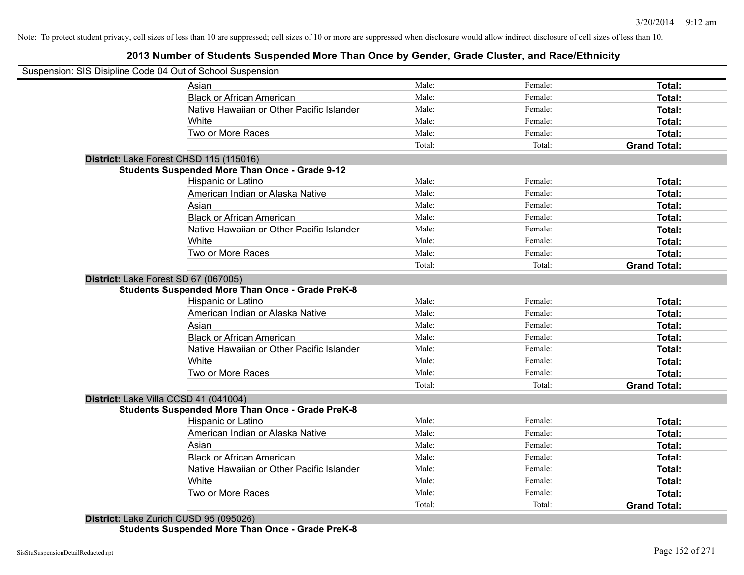Note: To protect student privacy, cell sizes of less than 10 are suppressed; cell sizes of 10 or more are suppressed when disclosure would allow indirect disclosure of cell sizes of less than 10.

## 2013 Number of Students Suspended More Than Once by Gender, Grade Cluster, and Race/Ethnicity

Suspension: SIS Disipline Code 04 Out of School Suspension

| | Male | Female | Total |
|---|---|---|---|
| Asian | Male: | Female: | **Total:** |
| Black or African American | Male: | Female: | **Total:** |
| Native Hawaiian or Other Pacific Islander | Male: | Female: | **Total:** |
| White | Male: | Female: | **Total:** |
| Two or More Races | Male: | Female: | **Total:** |
| | Total: | Total: | **Grand Total:** |

**District:** Lake Forest CHSD 115 (115016)

**Students Suspended More Than Once - Grade 9-12**

| | Male | Female | Total |
|---|---|---|---|
| Hispanic or Latino | Male: | Female: | **Total:** |
| American Indian or Alaska Native | Male: | Female: | **Total:** |
| Asian | Male: | Female: | **Total:** |
| Black or African American | Male: | Female: | **Total:** |
| Native Hawaiian or Other Pacific Islander | Male: | Female: | **Total:** |
| White | Male: | Female: | **Total:** |
| Two or More Races | Male: | Female: | **Total:** |
| | Total: | Total: | **Grand Total:** |

**District:** Lake Forest SD 67 (067005)

**Students Suspended More Than Once - Grade PreK-8**

| | Male | Female | Total |
|---|---|---|---|
| Hispanic or Latino | Male: | Female: | **Total:** |
| American Indian or Alaska Native | Male: | Female: | **Total:** |
| Asian | Male: | Female: | **Total:** |
| Black or African American | Male: | Female: | **Total:** |
| Native Hawaiian or Other Pacific Islander | Male: | Female: | **Total:** |
| White | Male: | Female: | **Total:** |
| Two or More Races | Male: | Female: | **Total:** |
| | Total: | Total: | **Grand Total:** |

**District:** Lake Villa CCSD 41 (041004)

**Students Suspended More Than Once - Grade PreK-8**

| | Male | Female | Total |
|---|---|---|---|
| Hispanic or Latino | Male: | Female: | **Total:** |
| American Indian or Alaska Native | Male: | Female: | **Total:** |
| Asian | Male: | Female: | **Total:** |
| Black or African American | Male: | Female: | **Total:** |
| Native Hawaiian or Other Pacific Islander | Male: | Female: | **Total:** |
| White | Male: | Female: | **Total:** |
| Two or More Races | Male: | Female: | **Total:** |
| | Total: | Total: | **Grand Total:** |

**District:** Lake Zurich CUSD 95 (095026)

**Students Suspended More Than Once - Grade PreK-8**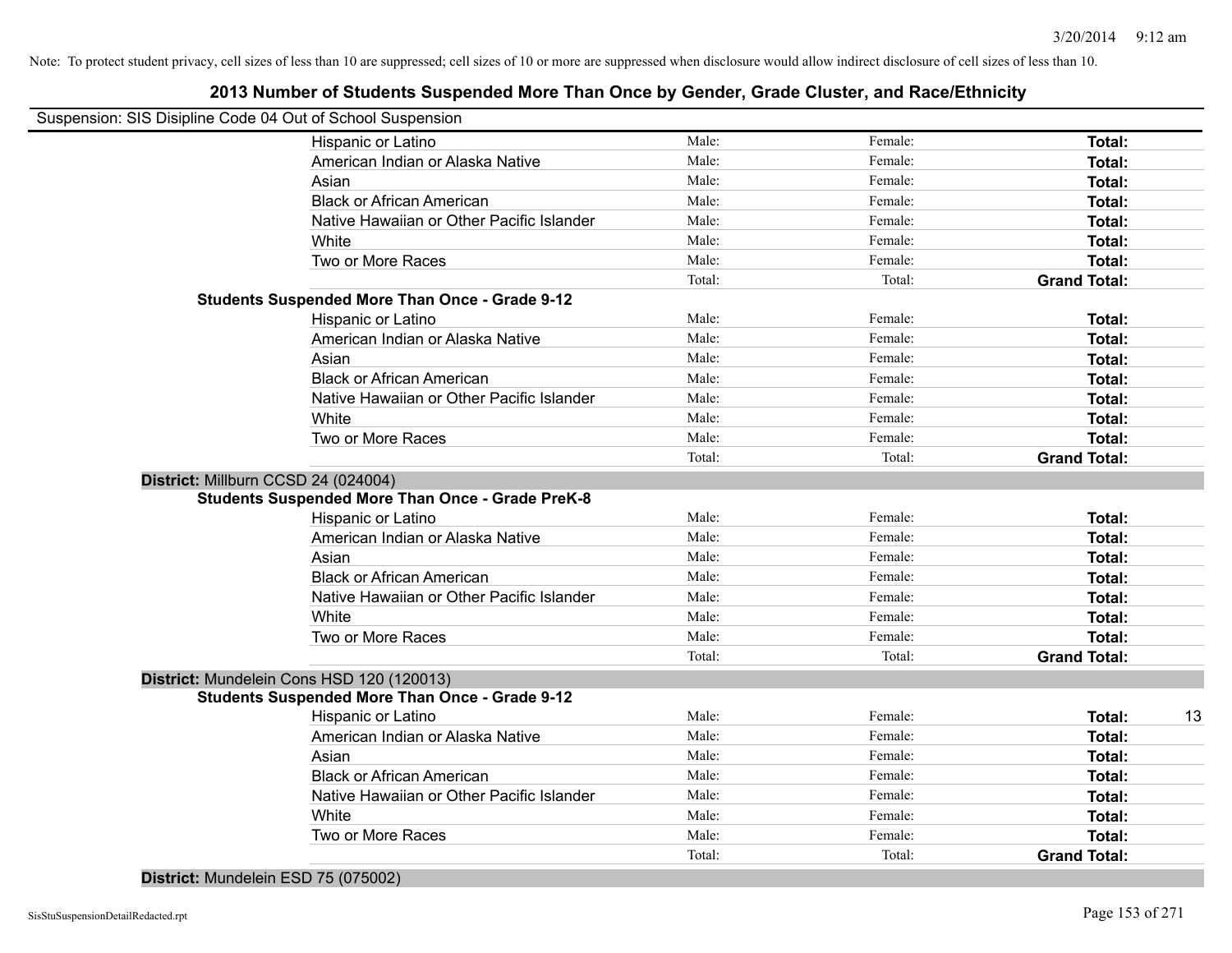Note: To protect student privacy, cell sizes of less than 10 are suppressed; cell sizes of 10 or more are suppressed when disclosure would allow indirect disclosure of cell sizes of less than 10.

# 2013 Number of Students Suspended More Than Once by Gender, Grade Cluster, and Race/Ethnicity

Suspension: SIS Disipline Code 04 Out of School Suspension

| | | | | |
|---|---|---|---|---|
| Hispanic or Latino | Male: | Female: | **Total:** | |
| American Indian or Alaska Native | Male: | Female: | **Total:** | |
| Asian | Male: | Female: | **Total:** | |
| Black or African American | Male: | Female: | **Total:** | |
| Native Hawaiian or Other Pacific Islander | Male: | Female: | **Total:** | |
| White | Male: | Female: | **Total:** | |
| Two or More Races | Male: | Female: | **Total:** | |
| | Total: | Total: | **Grand Total:** | |
| **Students Suspended More Than Once - Grade 9-12** | | | | |
| Hispanic or Latino | Male: | Female: | **Total:** | |
| American Indian or Alaska Native | Male: | Female: | **Total:** | |
| Asian | Male: | Female: | **Total:** | |
| Black or African American | Male: | Female: | **Total:** | |
| Native Hawaiian or Other Pacific Islander | Male: | Female: | **Total:** | |
| White | Male: | Female: | **Total:** | |
| Two or More Races | Male: | Female: | **Total:** | |
| | Total: | Total: | **Grand Total:** | |

**District:** Millburn CCSD 24 (024004)

| | | | | |
|---|---|---|---|---|
| **Students Suspended More Than Once - Grade PreK-8** | | | | |
| Hispanic or Latino | Male: | Female: | **Total:** | |
| American Indian or Alaska Native | Male: | Female: | **Total:** | |
| Asian | Male: | Female: | **Total:** | |
| Black or African American | Male: | Female: | **Total:** | |
| Native Hawaiian or Other Pacific Islander | Male: | Female: | **Total:** | |
| White | Male: | Female: | **Total:** | |
| Two or More Races | Male: | Female: | **Total:** | |
| | Total: | Total: | **Grand Total:** | |

**District:** Mundelein Cons HSD 120 (120013)

| | | | | |
|---|---|---|---|---|
| **Students Suspended More Than Once - Grade 9-12** | | | | |
| Hispanic or Latino | Male: | Female: | **Total:** | 13 |
| American Indian or Alaska Native | Male: | Female: | **Total:** | |
| Asian | Male: | Female: | **Total:** | |
| Black or African American | Male: | Female: | **Total:** | |
| Native Hawaiian or Other Pacific Islander | Male: | Female: | **Total:** | |
| White | Male: | Female: | **Total:** | |
| Two or More Races | Male: | Female: | **Total:** | |
| | Total: | Total: | **Grand Total:** | |

**District:** Mundelein ESD 75 (075002)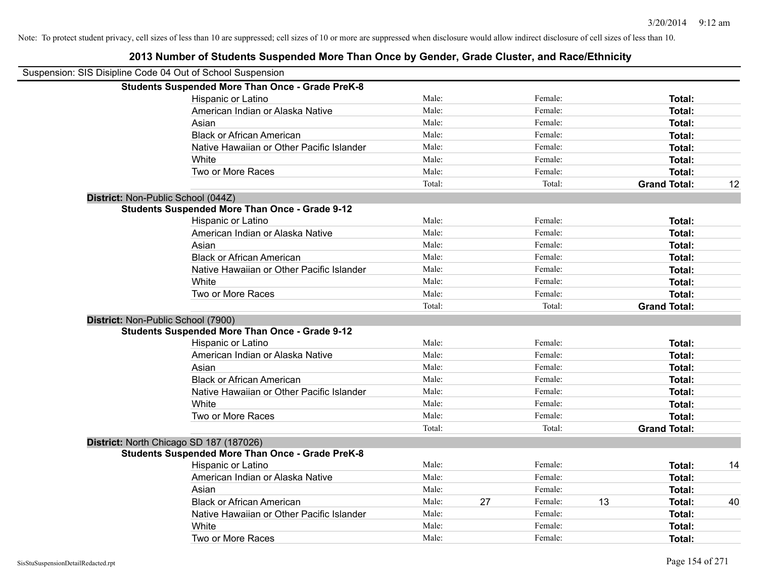Note: To protect student privacy, cell sizes of less than 10 are suppressed; cell sizes of 10 or more are suppressed when disclosure would allow indirect disclosure of cell sizes of less than 10.

## 2013 Number of Students Suspended More Than Once by Gender, Grade Cluster, and Race/Ethnicity

Suspension: SIS Disipline Code 04 Out of School Suspension

**Students Suspended More Than Once - Grade PreK-8**

| | | | | | | |
|---|---|---|---|---|---|---|
| Hispanic or Latino | Male: | | Female: | | **Total:** | |
| American Indian or Alaska Native | Male: | | Female: | | **Total:** | |
| Asian | Male: | | Female: | | **Total:** | |
| Black or African American | Male: | | Female: | | **Total:** | |
| Native Hawaiian or Other Pacific Islander | Male: | | Female: | | **Total:** | |
| White | Male: | | Female: | | **Total:** | |
| Two or More Races | Male: | | Female: | | **Total:** | |
| | Total: | | Total: | | **Grand Total:** | 12 |

**District:** Non-Public School (044Z)

**Students Suspended More Than Once - Grade 9-12**

| | | | | | | |
|---|---|---|---|---|---|---|
| Hispanic or Latino | Male: | | Female: | | **Total:** | |
| American Indian or Alaska Native | Male: | | Female: | | **Total:** | |
| Asian | Male: | | Female: | | **Total:** | |
| Black or African American | Male: | | Female: | | **Total:** | |
| Native Hawaiian or Other Pacific Islander | Male: | | Female: | | **Total:** | |
| White | Male: | | Female: | | **Total:** | |
| Two or More Races | Male: | | Female: | | **Total:** | |
| | Total: | | Total: | | **Grand Total:** | |

**District:** Non-Public School (7900)

**Students Suspended More Than Once - Grade 9-12**

| | | | | | | |
|---|---|---|---|---|---|---|
| Hispanic or Latino | Male: | | Female: | | **Total:** | |
| American Indian or Alaska Native | Male: | | Female: | | **Total:** | |
| Asian | Male: | | Female: | | **Total:** | |
| Black or African American | Male: | | Female: | | **Total:** | |
| Native Hawaiian or Other Pacific Islander | Male: | | Female: | | **Total:** | |
| White | Male: | | Female: | | **Total:** | |
| Two or More Races | Male: | | Female: | | **Total:** | |
| | Total: | | Total: | | **Grand Total:** | |

**District:** North Chicago SD 187 (187026)

**Students Suspended More Than Once - Grade PreK-8**

| | | | | | | |
|---|---|---|---|---|---|---|
| Hispanic or Latino | Male: | | Female: | | **Total:** | 14 |
| American Indian or Alaska Native | Male: | | Female: | | **Total:** | |
| Asian | Male: | | Female: | | **Total:** | |
| Black or African American | Male: | 27 | Female: | 13 | **Total:** | 40 |
| Native Hawaiian or Other Pacific Islander | Male: | | Female: | | **Total:** | |
| White | Male: | | Female: | | **Total:** | |
| Two or More Races | Male: | | Female: | | **Total:** | |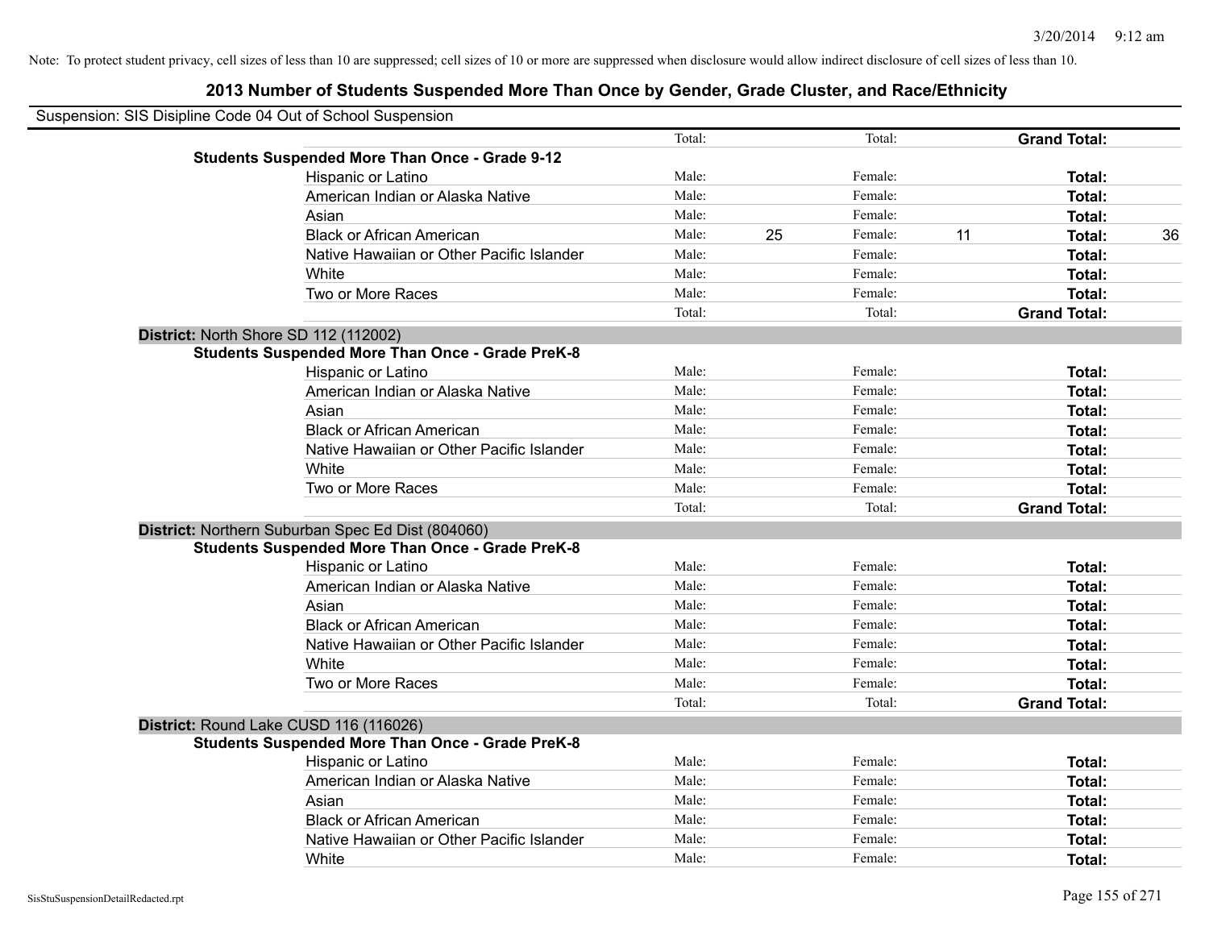Note: To protect student privacy, cell sizes of less than 10 are suppressed; cell sizes of 10 or more are suppressed when disclosure would allow indirect disclosure of cell sizes of less than 10.

# 2013 Number of Students Suspended More Than Once by Gender, Grade Cluster, and Race/Ethnicity

Suspension: SIS Disipline Code 04 Out of School Suspension

| | | | | | | |
|---|---|---|---|---|---|---|
| | Total: | | Total: | | **Grand Total:** | |
| **Students Suspended More Than Once - Grade 9-12** | | | | | | |
| Hispanic or Latino | Male: | | Female: | | **Total:** | |
| American Indian or Alaska Native | Male: | | Female: | | **Total:** | |
| Asian | Male: | | Female: | | **Total:** | |
| Black or African American | Male: | 25 | Female: | 11 | **Total:** | 36 |
| Native Hawaiian or Other Pacific Islander | Male: | | Female: | | **Total:** | |
| White | Male: | | Female: | | **Total:** | |
| Two or More Races | Male: | | Female: | | **Total:** | |
| | Total: | | Total: | | **Grand Total:** | |

**District:** North Shore SD 112 (112002)

| | | | | | | |
|---|---|---|---|---|---|---|
| **Students Suspended More Than Once - Grade PreK-8** | | | | | | |
| Hispanic or Latino | Male: | | Female: | | **Total:** | |
| American Indian or Alaska Native | Male: | | Female: | | **Total:** | |
| Asian | Male: | | Female: | | **Total:** | |
| Black or African American | Male: | | Female: | | **Total:** | |
| Native Hawaiian or Other Pacific Islander | Male: | | Female: | | **Total:** | |
| White | Male: | | Female: | | **Total:** | |
| Two or More Races | Male: | | Female: | | **Total:** | |
| | Total: | | Total: | | **Grand Total:** | |

**District:** Northern Suburban Spec Ed Dist (804060)

| | | | | | | |
|---|---|---|---|---|---|---|
| **Students Suspended More Than Once - Grade PreK-8** | | | | | | |
| Hispanic or Latino | Male: | | Female: | | **Total:** | |
| American Indian or Alaska Native | Male: | | Female: | | **Total:** | |
| Asian | Male: | | Female: | | **Total:** | |
| Black or African American | Male: | | Female: | | **Total:** | |
| Native Hawaiian or Other Pacific Islander | Male: | | Female: | | **Total:** | |
| White | Male: | | Female: | | **Total:** | |
| Two or More Races | Male: | | Female: | | **Total:** | |
| | Total: | | Total: | | **Grand Total:** | |

**District:** Round Lake CUSD 116 (116026)

| | | | | | | |
|---|---|---|---|---|---|---|
| **Students Suspended More Than Once - Grade PreK-8** | | | | | | |
| Hispanic or Latino | Male: | | Female: | | **Total:** | |
| American Indian or Alaska Native | Male: | | Female: | | **Total:** | |
| Asian | Male: | | Female: | | **Total:** | |
| Black or African American | Male: | | Female: | | **Total:** | |
| Native Hawaiian or Other Pacific Islander | Male: | | Female: | | **Total:** | |
| White | Male: | | Female: | | **Total:** | |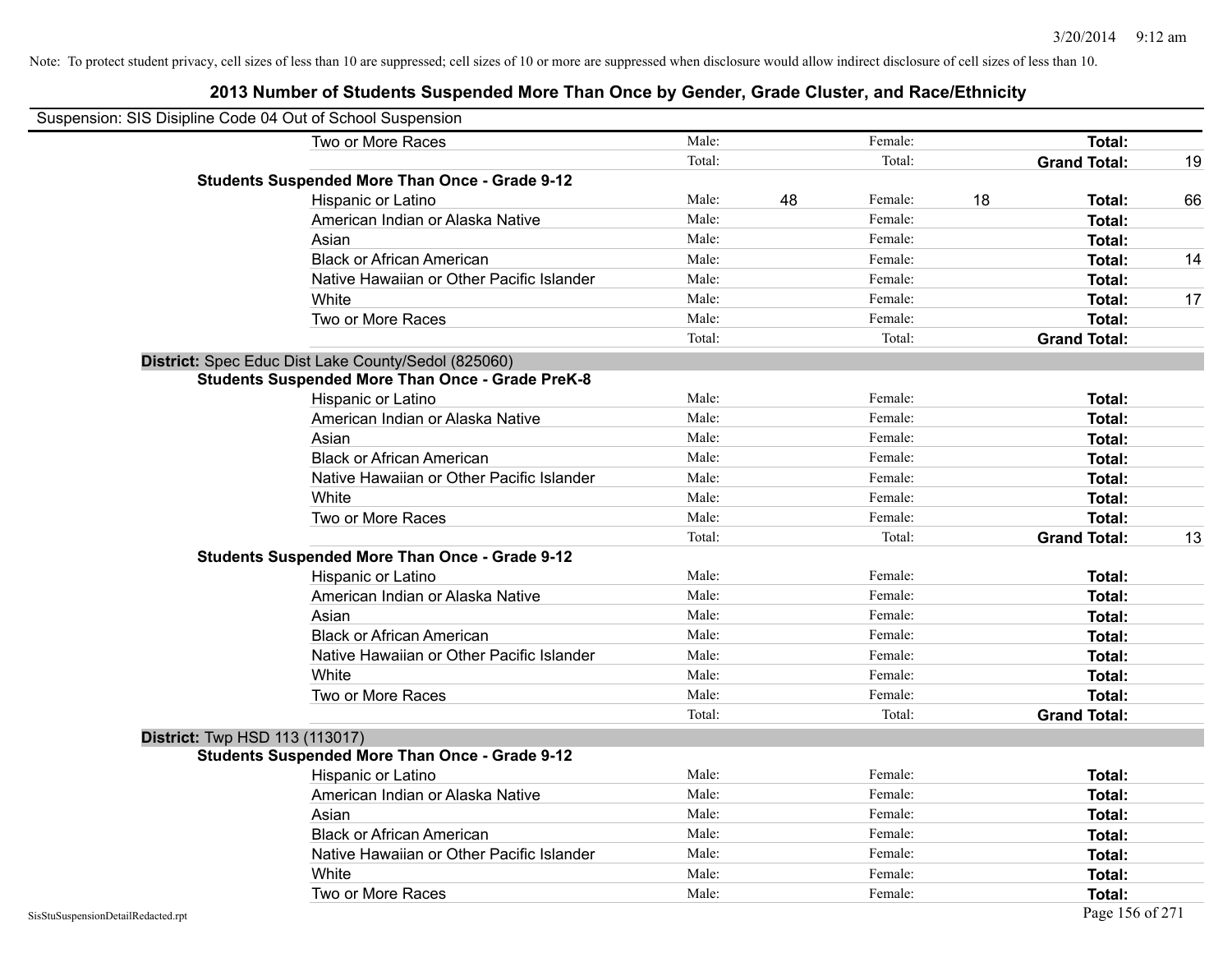Note: To protect student privacy, cell sizes of less than 10 are suppressed; cell sizes of 10 or more are suppressed when disclosure would allow indirect disclosure of cell sizes of less than 10.

## 2013 Number of Students Suspended More Than Once by Gender, Grade Cluster, and Race/Ethnicity

Suspension: SIS Disipline Code 04 Out of School Suspension

| | | | | | | |
|---|---|---|---|---|---|---|
| Two or More Races | Male: | | Female: | | **Total:** | |
| | Total: | | Total: | | **Grand Total:** | 19 |
| **Students Suspended More Than Once - Grade 9-12** | | | | | | |
| Hispanic or Latino | Male: | 48 | Female: | 18 | **Total:** | 66 |
| American Indian or Alaska Native | Male: | | Female: | | **Total:** | |
| Asian | Male: | | Female: | | **Total:** | |
| Black or African American | Male: | | Female: | | **Total:** | 14 |
| Native Hawaiian or Other Pacific Islander | Male: | | Female: | | **Total:** | |
| White | Male: | | Female: | | **Total:** | 17 |
| Two or More Races | Male: | | Female: | | **Total:** | |
| | Total: | | Total: | | **Grand Total:** | |
| **District:** Spec Educ Dist Lake County/Sedol (825060) | | | | | | |
| **Students Suspended More Than Once - Grade PreK-8** | | | | | | |
| Hispanic or Latino | Male: | | Female: | | **Total:** | |
| American Indian or Alaska Native | Male: | | Female: | | **Total:** | |
| Asian | Male: | | Female: | | **Total:** | |
| Black or African American | Male: | | Female: | | **Total:** | |
| Native Hawaiian or Other Pacific Islander | Male: | | Female: | | **Total:** | |
| White | Male: | | Female: | | **Total:** | |
| Two or More Races | Male: | | Female: | | **Total:** | |
| | Total: | | Total: | | **Grand Total:** | 13 |
| **Students Suspended More Than Once - Grade 9-12** | | | | | | |
| Hispanic or Latino | Male: | | Female: | | **Total:** | |
| American Indian or Alaska Native | Male: | | Female: | | **Total:** | |
| Asian | Male: | | Female: | | **Total:** | |
| Black or African American | Male: | | Female: | | **Total:** | |
| Native Hawaiian or Other Pacific Islander | Male: | | Female: | | **Total:** | |
| White | Male: | | Female: | | **Total:** | |
| Two or More Races | Male: | | Female: | | **Total:** | |
| | Total: | | Total: | | **Grand Total:** | |
| **District:** Twp HSD 113 (113017) | | | | | | |
| **Students Suspended More Than Once - Grade 9-12** | | | | | | |
| Hispanic or Latino | Male: | | Female: | | **Total:** | |
| American Indian or Alaska Native | Male: | | Female: | | **Total:** | |
| Asian | Male: | | Female: | | **Total:** | |
| Black or African American | Male: | | Female: | | **Total:** | |
| Native Hawaiian or Other Pacific Islander | Male: | | Female: | | **Total:** | |
| White | Male: | | Female: | | **Total:** | |
| Two or More Races | Male: | | Female: | | **Total:** | |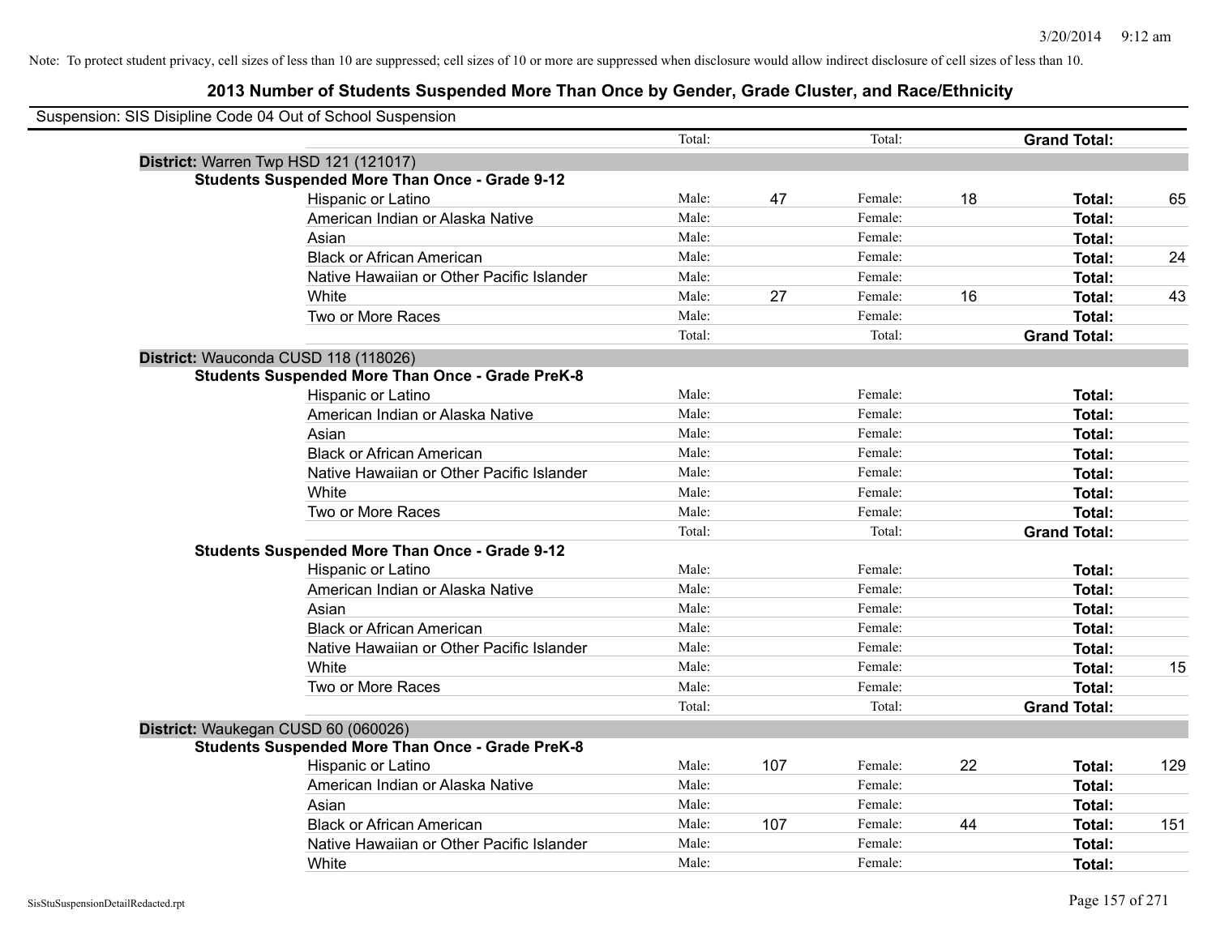Note: To protect student privacy, cell sizes of less than 10 are suppressed; cell sizes of 10 or more are suppressed when disclosure would allow indirect disclosure of cell sizes of less than 10.

# 2013 Number of Students Suspended More Than Once by Gender, Grade Cluster, and Race/Ethnicity

Suspension: SIS Disipline Code 04 Out of School Suspension

| | | | | | | |
|---|---|---|---|---|---|---|
| | Total: | | Total: | | **Grand Total:** | |
| **District:** Warren Twp HSD 121 (121017) | | | | | | |
| **Students Suspended More Than Once - Grade 9-12** | | | | | | |
| Hispanic or Latino | Male: | 47 | Female: | 18 | **Total:** | 65 |
| American Indian or Alaska Native | Male: | | Female: | | **Total:** | |
| Asian | Male: | | Female: | | **Total:** | |
| Black or African American | Male: | | Female: | | **Total:** | 24 |
| Native Hawaiian or Other Pacific Islander | Male: | | Female: | | **Total:** | |
| White | Male: | 27 | Female: | 16 | **Total:** | 43 |
| Two or More Races | Male: | | Female: | | **Total:** | |
| | Total: | | Total: | | **Grand Total:** | |
| **District:** Wauconda CUSD 118 (118026) | | | | | | |
| **Students Suspended More Than Once - Grade PreK-8** | | | | | | |
| Hispanic or Latino | Male: | | Female: | | **Total:** | |
| American Indian or Alaska Native | Male: | | Female: | | **Total:** | |
| Asian | Male: | | Female: | | **Total:** | |
| Black or African American | Male: | | Female: | | **Total:** | |
| Native Hawaiian or Other Pacific Islander | Male: | | Female: | | **Total:** | |
| White | Male: | | Female: | | **Total:** | |
| Two or More Races | Male: | | Female: | | **Total:** | |
| | Total: | | Total: | | **Grand Total:** | |
| **Students Suspended More Than Once - Grade 9-12** | | | | | | |
| Hispanic or Latino | Male: | | Female: | | **Total:** | |
| American Indian or Alaska Native | Male: | | Female: | | **Total:** | |
| Asian | Male: | | Female: | | **Total:** | |
| Black or African American | Male: | | Female: | | **Total:** | |
| Native Hawaiian or Other Pacific Islander | Male: | | Female: | | **Total:** | |
| White | Male: | | Female: | | **Total:** | 15 |
| Two or More Races | Male: | | Female: | | **Total:** | |
| | Total: | | Total: | | **Grand Total:** | |
| **District:** Waukegan CUSD 60 (060026) | | | | | | |
| **Students Suspended More Than Once - Grade PreK-8** | | | | | | |
| Hispanic or Latino | Male: | 107 | Female: | 22 | **Total:** | 129 |
| American Indian or Alaska Native | Male: | | Female: | | **Total:** | |
| Asian | Male: | | Female: | | **Total:** | |
| Black or African American | Male: | 107 | Female: | 44 | **Total:** | 151 |
| Native Hawaiian or Other Pacific Islander | Male: | | Female: | | **Total:** | |
| White | Male: | | Female: | | **Total:** | |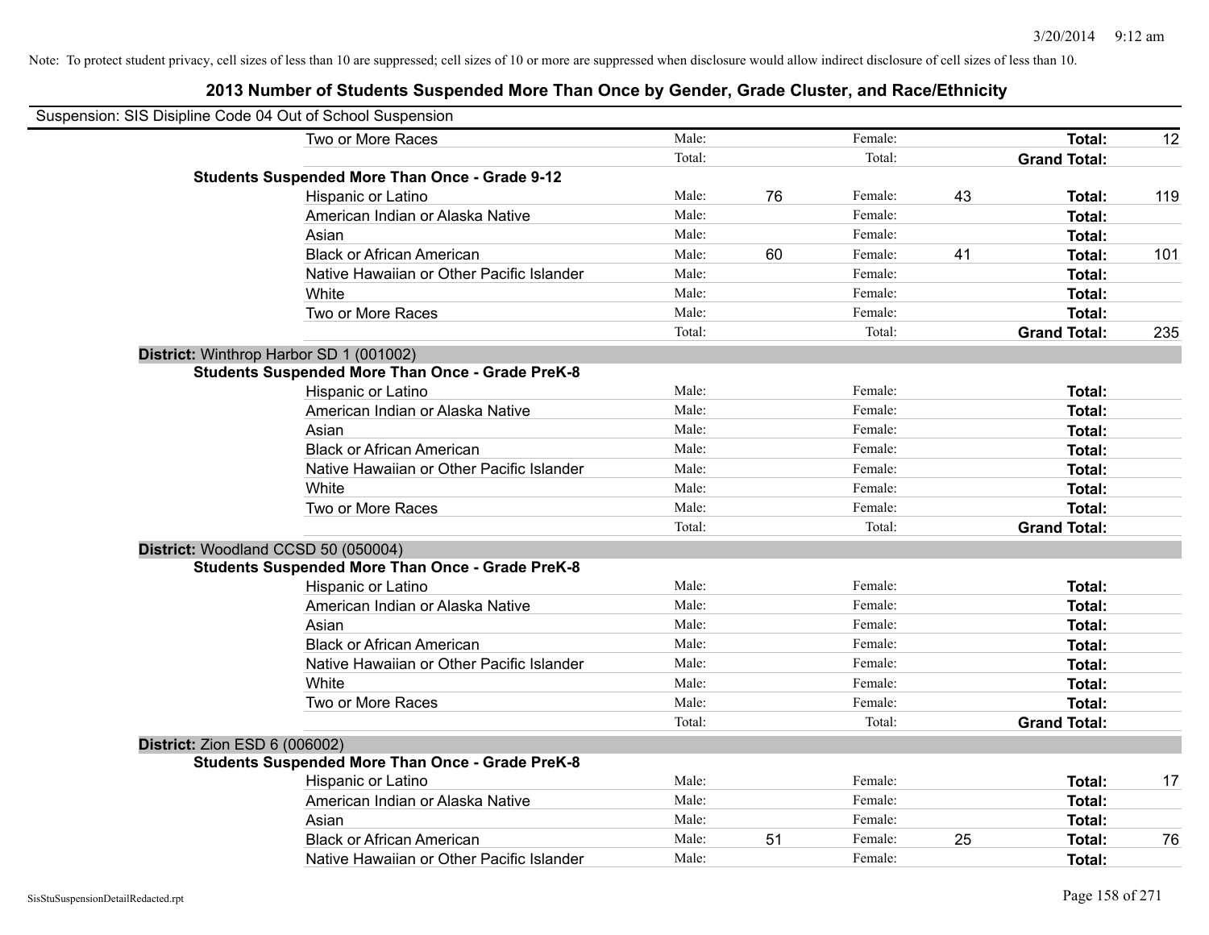Note: To protect student privacy, cell sizes of less than 10 are suppressed; cell sizes of 10 or more are suppressed when disclosure would allow indirect disclosure of cell sizes of less than 10.

## 2013 Number of Students Suspended More Than Once by Gender, Grade Cluster, and Race/Ethnicity

Suspension: SIS Disipline Code 04 Out of School Suspension

| | | | | | | |
|---|---|---|---|---|---|---|
| Two or More Races | Male: | | Female: | | **Total:** | 12 |
| | Total: | | Total: | | **Grand Total:** | |

**Students Suspended More Than Once - Grade 9-12**

| | | | | | | |
|---|---|---|---|---|---|---|
| Hispanic or Latino | Male: | 76 | Female: | 43 | **Total:** | 119 |
| American Indian or Alaska Native | Male: | | Female: | | **Total:** | |
| Asian | Male: | | Female: | | **Total:** | |
| Black or African American | Male: | 60 | Female: | 41 | **Total:** | 101 |
| Native Hawaiian or Other Pacific Islander | Male: | | Female: | | **Total:** | |
| White | Male: | | Female: | | **Total:** | |
| Two or More Races | Male: | | Female: | | **Total:** | |
| | Total: | | Total: | | **Grand Total:** | 235 |

**District:** Winthrop Harbor SD 1 (001002)

**Students Suspended More Than Once - Grade PreK-8**

| | | | | | | |
|---|---|---|---|---|---|---|
| Hispanic or Latino | Male: | | Female: | | **Total:** | |
| American Indian or Alaska Native | Male: | | Female: | | **Total:** | |
| Asian | Male: | | Female: | | **Total:** | |
| Black or African American | Male: | | Female: | | **Total:** | |
| Native Hawaiian or Other Pacific Islander | Male: | | Female: | | **Total:** | |
| White | Male: | | Female: | | **Total:** | |
| Two or More Races | Male: | | Female: | | **Total:** | |
| | Total: | | Total: | | **Grand Total:** | |

**District:** Woodland CCSD 50 (050004)

**Students Suspended More Than Once - Grade PreK-8**

| | | | | | | |
|---|---|---|---|---|---|---|
| Hispanic or Latino | Male: | | Female: | | **Total:** | |
| American Indian or Alaska Native | Male: | | Female: | | **Total:** | |
| Asian | Male: | | Female: | | **Total:** | |
| Black or African American | Male: | | Female: | | **Total:** | |
| Native Hawaiian or Other Pacific Islander | Male: | | Female: | | **Total:** | |
| White | Male: | | Female: | | **Total:** | |
| Two or More Races | Male: | | Female: | | **Total:** | |
| | Total: | | Total: | | **Grand Total:** | |

**District:** Zion ESD 6 (006002)

**Students Suspended More Than Once - Grade PreK-8**

| | | | | | | |
|---|---|---|---|---|---|---|
| Hispanic or Latino | Male: | | Female: | | **Total:** | 17 |
| American Indian or Alaska Native | Male: | | Female: | | **Total:** | |
| Asian | Male: | | Female: | | **Total:** | |
| Black or African American | Male: | 51 | Female: | 25 | **Total:** | 76 |
| Native Hawaiian or Other Pacific Islander | Male: | | Female: | | **Total:** | |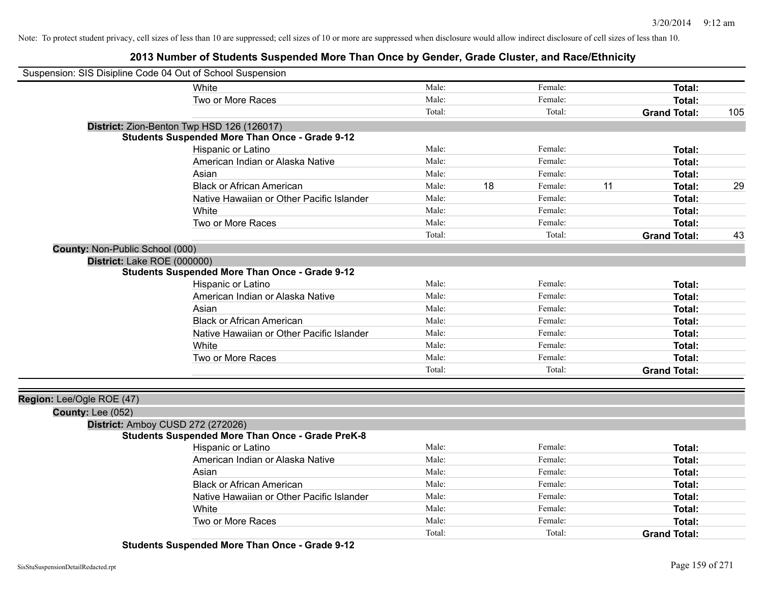Note: To protect student privacy, cell sizes of less than 10 are suppressed; cell sizes of 10 or more are suppressed when disclosure would allow indirect disclosure of cell sizes of less than 10.

# 2013 Number of Students Suspended More Than Once by Gender, Grade Cluster, and Race/Ethnicity

Suspension: SIS Disipline Code 04 Out of School Suspension

| | | | | | |
|---|---|---|---|---|---|
| White | Male: | | Female: | | **Total:** |
| Two or More Races | Male: | | Female: | | **Total:** |
| | Total: | | Total: | | **Grand Total:** 105 |

**District:** Zion-Benton Twp HSD 126 (126017)

**Students Suspended More Than Once - Grade 9-12**

| | | | | | |
|---|---|---|---|---|---|
| Hispanic or Latino | Male: | | Female: | | **Total:** |
| American Indian or Alaska Native | Male: | | Female: | | **Total:** |
| Asian | Male: | | Female: | | **Total:** |
| Black or African American | Male: | 18 | Female: | 11 | **Total:** 29 |
| Native Hawaiian or Other Pacific Islander | Male: | | Female: | | **Total:** |
| White | Male: | | Female: | | **Total:** |
| Two or More Races | Male: | | Female: | | **Total:** |
| | Total: | | Total: | | **Grand Total:** 43 |

**County:** Non-Public School (000)

**District:** Lake ROE (000000)

**Students Suspended More Than Once - Grade 9-12**

| | | | | | |
|---|---|---|---|---|---|
| Hispanic or Latino | Male: | | Female: | | **Total:** |
| American Indian or Alaska Native | Male: | | Female: | | **Total:** |
| Asian | Male: | | Female: | | **Total:** |
| Black or African American | Male: | | Female: | | **Total:** |
| Native Hawaiian or Other Pacific Islander | Male: | | Female: | | **Total:** |
| White | Male: | | Female: | | **Total:** |
| Two or More Races | Male: | | Female: | | **Total:** |
| | Total: | | Total: | | **Grand Total:** |

**Region:** Lee/Ogle ROE (47)

**County:** Lee (052)

**District:** Amboy CUSD 272 (272026)

**Students Suspended More Than Once - Grade PreK-8**

| | | | | | |
|---|---|---|---|---|---|
| Hispanic or Latino | Male: | | Female: | | **Total:** |
| American Indian or Alaska Native | Male: | | Female: | | **Total:** |
| Asian | Male: | | Female: | | **Total:** |
| Black or African American | Male: | | Female: | | **Total:** |
| Native Hawaiian or Other Pacific Islander | Male: | | Female: | | **Total:** |
| White | Male: | | Female: | | **Total:** |
| Two or More Races | Male: | | Female: | | **Total:** |
| | Total: | | Total: | | **Grand Total:** |

**Students Suspended More Than Once - Grade 9-12**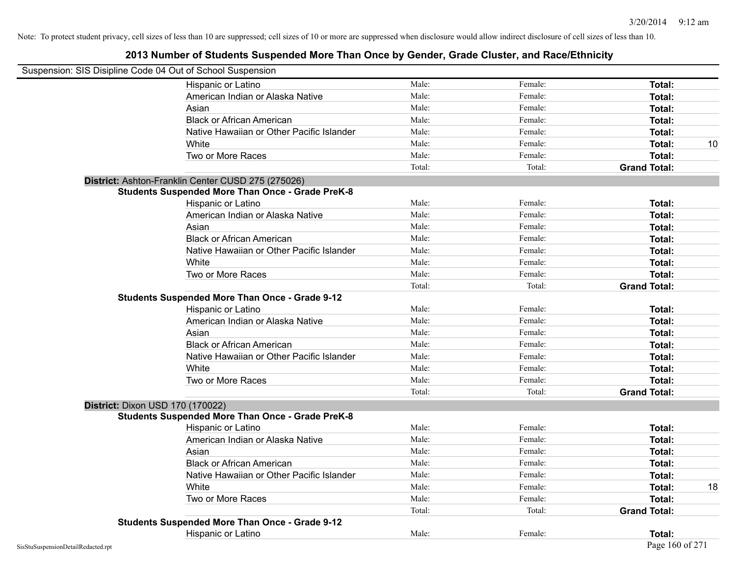Note: To protect student privacy, cell sizes of less than 10 are suppressed; cell sizes of 10 or more are suppressed when disclosure would allow indirect disclosure of cell sizes of less than 10.

# 2013 Number of Students Suspended More Than Once by Gender, Grade Cluster, and Race/Ethnicity

Suspension: SIS Disipline Code 04 Out of School Suspension

| | Male | Female | Total |
|---|---|---|---|
| Hispanic or Latino | Male: | Female: | **Total:** |
| American Indian or Alaska Native | Male: | Female: | **Total:** |
| Asian | Male: | Female: | **Total:** |
| Black or African American | Male: | Female: | **Total:** |
| Native Hawaiian or Other Pacific Islander | Male: | Female: | **Total:** |
| White | Male: | Female: | **Total:** 10 |
| Two or More Races | Male: | Female: | **Total:** |
| | Total: | Total: | **Grand Total:** |

**District:** Ashton-Franklin Center CUSD 275 (275026)

**Students Suspended More Than Once - Grade PreK-8**

| | Male | Female | Total |
|---|---|---|---|
| Hispanic or Latino | Male: | Female: | **Total:** |
| American Indian or Alaska Native | Male: | Female: | **Total:** |
| Asian | Male: | Female: | **Total:** |
| Black or African American | Male: | Female: | **Total:** |
| Native Hawaiian or Other Pacific Islander | Male: | Female: | **Total:** |
| White | Male: | Female: | **Total:** |
| Two or More Races | Male: | Female: | **Total:** |
| | Total: | Total: | **Grand Total:** |

**Students Suspended More Than Once - Grade 9-12**

| | Male | Female | Total |
|---|---|---|---|
| Hispanic or Latino | Male: | Female: | **Total:** |
| American Indian or Alaska Native | Male: | Female: | **Total:** |
| Asian | Male: | Female: | **Total:** |
| Black or African American | Male: | Female: | **Total:** |
| Native Hawaiian or Other Pacific Islander | Male: | Female: | **Total:** |
| White | Male: | Female: | **Total:** |
| Two or More Races | Male: | Female: | **Total:** |
| | Total: | Total: | **Grand Total:** |

**District:** Dixon USD 170 (170022)

**Students Suspended More Than Once - Grade PreK-8**

| | Male | Female | Total |
|---|---|---|---|
| Hispanic or Latino | Male: | Female: | **Total:** |
| American Indian or Alaska Native | Male: | Female: | **Total:** |
| Asian | Male: | Female: | **Total:** |
| Black or African American | Male: | Female: | **Total:** |
| Native Hawaiian or Other Pacific Islander | Male: | Female: | **Total:** |
| White | Male: | Female: | **Total:** 18 |
| Two or More Races | Male: | Female: | **Total:** |
| | Total: | Total: | **Grand Total:** |

**Students Suspended More Than Once - Grade 9-12**

| | Male | Female | Total |
|---|---|---|---|
| Hispanic or Latino | Male: | Female: | **Total:** |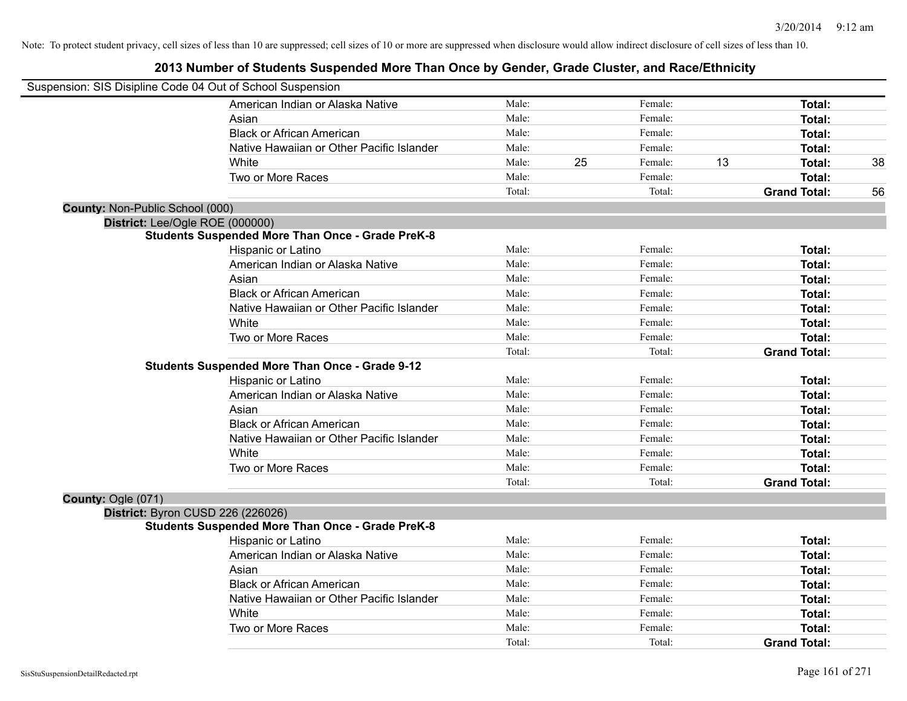Note: To protect student privacy, cell sizes of less than 10 are suppressed; cell sizes of 10 or more are suppressed when disclosure would allow indirect disclosure of cell sizes of less than 10.

## 2013 Number of Students Suspended More Than Once by Gender, Grade Cluster, and Race/Ethnicity

Suspension: SIS Disipline Code 04 Out of School Suspension

| | Male: | | Female: | | Total: | |
|---|---|---|---|---|---|---|
| American Indian or Alaska Native | Male: | | Female: | | **Total:** | |
| Asian | Male: | | Female: | | **Total:** | |
| Black or African American | Male: | | Female: | | **Total:** | |
| Native Hawaiian or Other Pacific Islander | Male: | | Female: | | **Total:** | |
| White | Male: | 25 | Female: | 13 | **Total:** | 38 |
| Two or More Races | Male: | | Female: | | **Total:** | |
| | Total: | | Total: | | **Grand Total:** | 56 |

**County:** Non-Public School (000)

**District:** Lee/Ogle ROE (000000)

**Students Suspended More Than Once - Grade PreK-8**

| | | | | | | |
|---|---|---|---|---|---|---|
| Hispanic or Latino | Male: | | Female: | | **Total:** | |
| American Indian or Alaska Native | Male: | | Female: | | **Total:** | |
| Asian | Male: | | Female: | | **Total:** | |
| Black or African American | Male: | | Female: | | **Total:** | |
| Native Hawaiian or Other Pacific Islander | Male: | | Female: | | **Total:** | |
| White | Male: | | Female: | | **Total:** | |
| Two or More Races | Male: | | Female: | | **Total:** | |
| | Total: | | Total: | | **Grand Total:** | |

**Students Suspended More Than Once - Grade 9-12**

| | | | | | | |
|---|---|---|---|---|---|---|
| Hispanic or Latino | Male: | | Female: | | **Total:** | |
| American Indian or Alaska Native | Male: | | Female: | | **Total:** | |
| Asian | Male: | | Female: | | **Total:** | |
| Black or African American | Male: | | Female: | | **Total:** | |
| Native Hawaiian or Other Pacific Islander | Male: | | Female: | | **Total:** | |
| White | Male: | | Female: | | **Total:** | |
| Two or More Races | Male: | | Female: | | **Total:** | |
| | Total: | | Total: | | **Grand Total:** | |

**County:** Ogle (071)

**District:** Byron CUSD 226 (226026)

**Students Suspended More Than Once - Grade PreK-8**

| | | | | | | |
|---|---|---|---|---|---|---|
| Hispanic or Latino | Male: | | Female: | | **Total:** | |
| American Indian or Alaska Native | Male: | | Female: | | **Total:** | |
| Asian | Male: | | Female: | | **Total:** | |
| Black or African American | Male: | | Female: | | **Total:** | |
| Native Hawaiian or Other Pacific Islander | Male: | | Female: | | **Total:** | |
| White | Male: | | Female: | | **Total:** | |
| Two or More Races | Male: | | Female: | | **Total:** | |
| | Total: | | Total: | | **Grand Total:** | |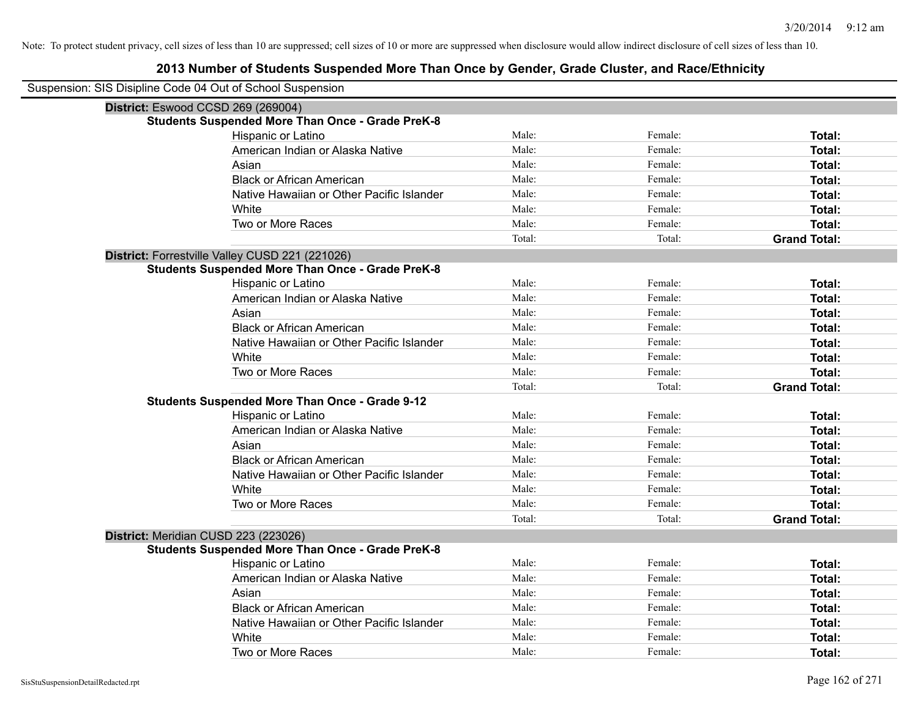Note: To protect student privacy, cell sizes of less than 10 are suppressed; cell sizes of 10 or more are suppressed when disclosure would allow indirect disclosure of cell sizes of less than 10.

# 2013 Number of Students Suspended More Than Once by Gender, Grade Cluster, and Race/Ethnicity

Suspension: SIS Disipline Code 04 Out of School Suspension

## District: Eswood CCSD 269 (269004)

### Students Suspended More Than Once - Grade PreK-8

| Race/Ethnicity | Male | Female | Total |
|---|---|---|---|
| Hispanic or Latino | Male: | Female: | **Total:** |
| American Indian or Alaska Native | Male: | Female: | **Total:** |
| Asian | Male: | Female: | **Total:** |
| Black or African American | Male: | Female: | **Total:** |
| Native Hawaiian or Other Pacific Islander | Male: | Female: | **Total:** |
| White | Male: | Female: | **Total:** |
| Two or More Races | Male: | Female: | **Total:** |
| | Total: | Total: | **Grand Total:** |

## District: Forrestville Valley CUSD 221 (221026)

### Students Suspended More Than Once - Grade PreK-8

| Race/Ethnicity | Male | Female | Total |
|---|---|---|---|
| Hispanic or Latino | Male: | Female: | **Total:** |
| American Indian or Alaska Native | Male: | Female: | **Total:** |
| Asian | Male: | Female: | **Total:** |
| Black or African American | Male: | Female: | **Total:** |
| Native Hawaiian or Other Pacific Islander | Male: | Female: | **Total:** |
| White | Male: | Female: | **Total:** |
| Two or More Races | Male: | Female: | **Total:** |
| | Total: | Total: | **Grand Total:** |

### Students Suspended More Than Once - Grade 9-12

| Race/Ethnicity | Male | Female | Total |
|---|---|---|---|
| Hispanic or Latino | Male: | Female: | **Total:** |
| American Indian or Alaska Native | Male: | Female: | **Total:** |
| Asian | Male: | Female: | **Total:** |
| Black or African American | Male: | Female: | **Total:** |
| Native Hawaiian or Other Pacific Islander | Male: | Female: | **Total:** |
| White | Male: | Female: | **Total:** |
| Two or More Races | Male: | Female: | **Total:** |
| | Total: | Total: | **Grand Total:** |

## District: Meridian CUSD 223 (223026)

### Students Suspended More Than Once - Grade PreK-8

| Race/Ethnicity | Male | Female | Total |
|---|---|---|---|
| Hispanic or Latino | Male: | Female: | **Total:** |
| American Indian or Alaska Native | Male: | Female: | **Total:** |
| Asian | Male: | Female: | **Total:** |
| Black or African American | Male: | Female: | **Total:** |
| Native Hawaiian or Other Pacific Islander | Male: | Female: | **Total:** |
| White | Male: | Female: | **Total:** |
| Two or More Races | Male: | Female: | **Total:** |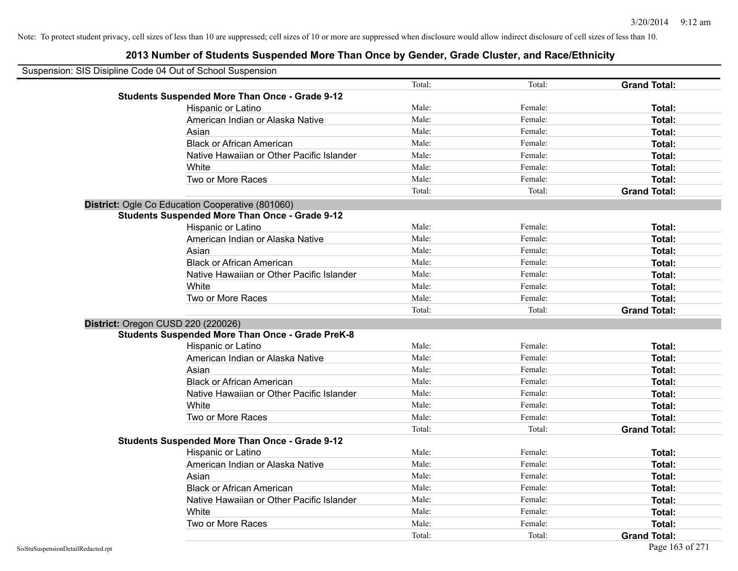Note: To protect student privacy, cell sizes of less than 10 are suppressed; cell sizes of 10 or more are suppressed when disclosure would allow indirect disclosure of cell sizes of less than 10.

## 2013 Number of Students Suspended More Than Once by Gender, Grade Cluster, and Race/Ethnicity

Suspension: SIS Disipline Code 04 Out of School Suspension

| | | | | |
|---|---|---|---|---|
| | | Total: | Total: | **Grand Total:** |
| **Students Suspended More Than Once - Grade 9-12** | | | | |
| | Hispanic or Latino | Male: | Female: | **Total:** |
| | American Indian or Alaska Native | Male: | Female: | **Total:** |
| | Asian | Male: | Female: | **Total:** |
| | Black or African American | Male: | Female: | **Total:** |
| | Native Hawaiian or Other Pacific Islander | Male: | Female: | **Total:** |
| | White | Male: | Female: | **Total:** |
| | Two or More Races | Male: | Female: | **Total:** |
| | | Total: | Total: | **Grand Total:** |
| **District:** Ogle Co Education Cooperative (801060) | | | | |
| **Students Suspended More Than Once - Grade 9-12** | | | | |
| | Hispanic or Latino | Male: | Female: | **Total:** |
| | American Indian or Alaska Native | Male: | Female: | **Total:** |
| | Asian | Male: | Female: | **Total:** |
| | Black or African American | Male: | Female: | **Total:** |
| | Native Hawaiian or Other Pacific Islander | Male: | Female: | **Total:** |
| | White | Male: | Female: | **Total:** |
| | Two or More Races | Male: | Female: | **Total:** |
| | | Total: | Total: | **Grand Total:** |
| **District:** Oregon CUSD 220 (220026) | | | | |
| **Students Suspended More Than Once - Grade PreK-8** | | | | |
| | Hispanic or Latino | Male: | Female: | **Total:** |
| | American Indian or Alaska Native | Male: | Female: | **Total:** |
| | Asian | Male: | Female: | **Total:** |
| | Black or African American | Male: | Female: | **Total:** |
| | Native Hawaiian or Other Pacific Islander | Male: | Female: | **Total:** |
| | White | Male: | Female: | **Total:** |
| | Two or More Races | Male: | Female: | **Total:** |
| | | Total: | Total: | **Grand Total:** |
| **Students Suspended More Than Once - Grade 9-12** | | | | |
| | Hispanic or Latino | Male: | Female: | **Total:** |
| | American Indian or Alaska Native | Male: | Female: | **Total:** |
| | Asian | Male: | Female: | **Total:** |
| | Black or African American | Male: | Female: | **Total:** |
| | Native Hawaiian or Other Pacific Islander | Male: | Female: | **Total:** |
| | White | Male: | Female: | **Total:** |
| | Two or More Races | Male: | Female: | **Total:** |
| | | Total: | Total: | **Grand Total:** |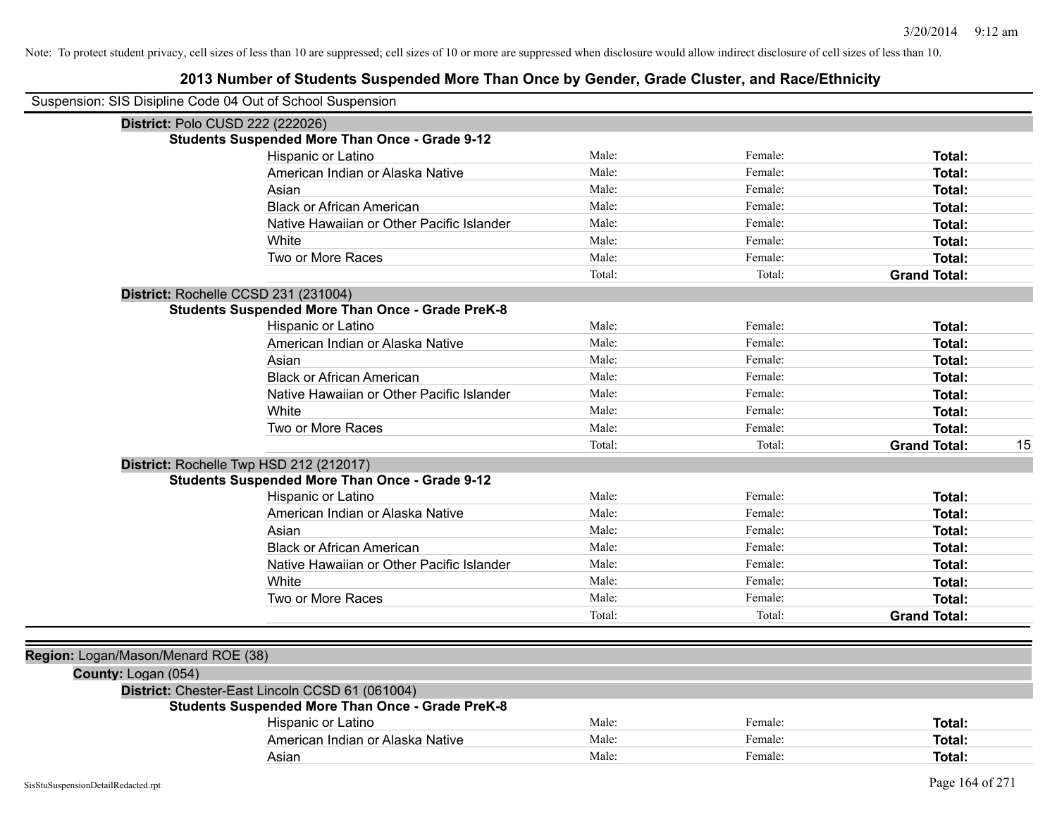Note: To protect student privacy, cell sizes of less than 10 are suppressed; cell sizes of 10 or more are suppressed when disclosure would allow indirect disclosure of cell sizes of less than 10.

## 2013 Number of Students Suspended More Than Once by Gender, Grade Cluster, and Race/Ethnicity

Suspension: SIS Disipline Code 04 Out of School Suspension

**District:** Polo CUSD 222 (222026)

**Students Suspended More Than Once - Grade 9-12**

| | | | | |
|---|---|---|---|---|
| Hispanic or Latino | Male: | Female: | **Total:** | |
| American Indian or Alaska Native | Male: | Female: | **Total:** | |
| Asian | Male: | Female: | **Total:** | |
| Black or African American | Male: | Female: | **Total:** | |
| Native Hawaiian or Other Pacific Islander | Male: | Female: | **Total:** | |
| White | Male: | Female: | **Total:** | |
| Two or More Races | Male: | Female: | **Total:** | |
| | Total: | Total: | **Grand Total:** | |

**District:** Rochelle CCSD 231 (231004)

**Students Suspended More Than Once - Grade PreK-8**

| | | | | |
|---|---|---|---|---|
| Hispanic or Latino | Male: | Female: | **Total:** | |
| American Indian or Alaska Native | Male: | Female: | **Total:** | |
| Asian | Male: | Female: | **Total:** | |
| Black or African American | Male: | Female: | **Total:** | |
| Native Hawaiian or Other Pacific Islander | Male: | Female: | **Total:** | |
| White | Male: | Female: | **Total:** | |
| Two or More Races | Male: | Female: | **Total:** | |
| | Total: | Total: | **Grand Total:** | 15 |

**District:** Rochelle Twp HSD 212 (212017)

**Students Suspended More Than Once - Grade 9-12**

| | | | | |
|---|---|---|---|---|
| Hispanic or Latino | Male: | Female: | **Total:** | |
| American Indian or Alaska Native | Male: | Female: | **Total:** | |
| Asian | Male: | Female: | **Total:** | |
| Black or African American | Male: | Female: | **Total:** | |
| Native Hawaiian or Other Pacific Islander | Male: | Female: | **Total:** | |
| White | Male: | Female: | **Total:** | |
| Two or More Races | Male: | Female: | **Total:** | |
| | Total: | Total: | **Grand Total:** | |

**Region:** Logan/Mason/Menard ROE (38)

**County:** Logan (054)

**District:** Chester-East Lincoln CCSD 61 (061004)

**Students Suspended More Than Once - Grade PreK-8**

| | | | | |
|---|---|---|---|---|
| Hispanic or Latino | Male: | Female: | **Total:** | |
| American Indian or Alaska Native | Male: | Female: | **Total:** | |
| Asian | Male: | Female: | **Total:** | |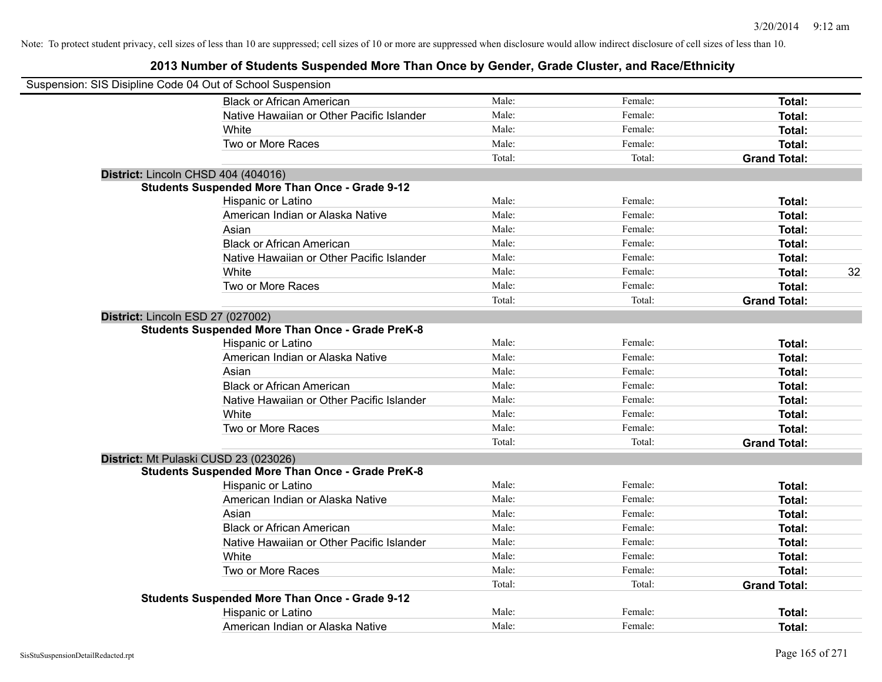Note: To protect student privacy, cell sizes of less than 10 are suppressed; cell sizes of 10 or more are suppressed when disclosure would allow indirect disclosure of cell sizes of less than 10.

## 2013 Number of Students Suspended More Than Once by Gender, Grade Cluster, and Race/Ethnicity

Suspension: SIS Disipline Code 04 Out of School Suspension

| | | | | |
|---|---|---|---|---|
| Black or African American | Male: | Female: | **Total:** | |
| Native Hawaiian or Other Pacific Islander | Male: | Female: | **Total:** | |
| White | Male: | Female: | **Total:** | |
| Two or More Races | Male: | Female: | **Total:** | |
| | Total: | Total: | **Grand Total:** | |

**District:** Lincoln CHSD 404 (404016)

**Students Suspended More Than Once - Grade 9-12**

| | | | | |
|---|---|---|---|---|
| Hispanic or Latino | Male: | Female: | **Total:** | |
| American Indian or Alaska Native | Male: | Female: | **Total:** | |
| Asian | Male: | Female: | **Total:** | |
| Black or African American | Male: | Female: | **Total:** | |
| Native Hawaiian or Other Pacific Islander | Male: | Female: | **Total:** | |
| White | Male: | Female: | **Total:** | 32 |
| Two or More Races | Male: | Female: | **Total:** | |
| | Total: | Total: | **Grand Total:** | |

**District:** Lincoln ESD 27 (027002)

**Students Suspended More Than Once - Grade PreK-8**

| | | | | |
|---|---|---|---|---|
| Hispanic or Latino | Male: | Female: | **Total:** | |
| American Indian or Alaska Native | Male: | Female: | **Total:** | |
| Asian | Male: | Female: | **Total:** | |
| Black or African American | Male: | Female: | **Total:** | |
| Native Hawaiian or Other Pacific Islander | Male: | Female: | **Total:** | |
| White | Male: | Female: | **Total:** | |
| Two or More Races | Male: | Female: | **Total:** | |
| | Total: | Total: | **Grand Total:** | |

**District:** Mt Pulaski CUSD 23 (023026)

**Students Suspended More Than Once - Grade PreK-8**

| | | | | |
|---|---|---|---|---|
| Hispanic or Latino | Male: | Female: | **Total:** | |
| American Indian or Alaska Native | Male: | Female: | **Total:** | |
| Asian | Male: | Female: | **Total:** | |
| Black or African American | Male: | Female: | **Total:** | |
| Native Hawaiian or Other Pacific Islander | Male: | Female: | **Total:** | |
| White | Male: | Female: | **Total:** | |
| Two or More Races | Male: | Female: | **Total:** | |
| | Total: | Total: | **Grand Total:** | |

**Students Suspended More Than Once - Grade 9-12**

| | | | | |
|---|---|---|---|---|
| Hispanic or Latino | Male: | Female: | **Total:** | |
| American Indian or Alaska Native | Male: | Female: | **Total:** | |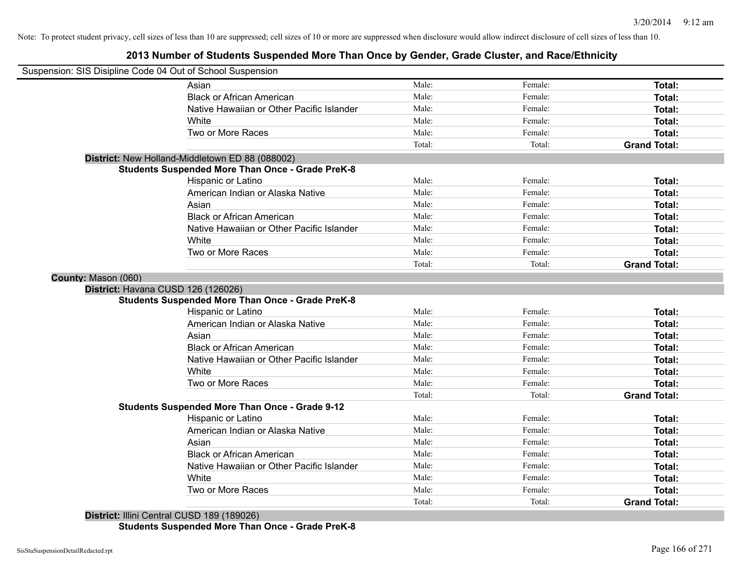Note: To protect student privacy, cell sizes of less than 10 are suppressed; cell sizes of 10 or more are suppressed when disclosure would allow indirect disclosure of cell sizes of less than 10.

# 2013 Number of Students Suspended More Than Once by Gender, Grade Cluster, and Race/Ethnicity

Suspension: SIS Disipline Code 04 Out of School Suspension

| | | | |
|---|---|---|---|
| Asian | Male: | Female: | **Total:** |
| Black or African American | Male: | Female: | **Total:** |
| Native Hawaiian or Other Pacific Islander | Male: | Female: | **Total:** |
| White | Male: | Female: | **Total:** |
| Two or More Races | Male: | Female: | **Total:** |
| | Total: | Total: | **Grand Total:** |

**District:** New Holland-Middletown ED 88 (088002)

**Students Suspended More Than Once - Grade PreK-8**

| | | | |
|---|---|---|---|
| Hispanic or Latino | Male: | Female: | **Total:** |
| American Indian or Alaska Native | Male: | Female: | **Total:** |
| Asian | Male: | Female: | **Total:** |
| Black or African American | Male: | Female: | **Total:** |
| Native Hawaiian or Other Pacific Islander | Male: | Female: | **Total:** |
| White | Male: | Female: | **Total:** |
| Two or More Races | Male: | Female: | **Total:** |
| | Total: | Total: | **Grand Total:** |

**County:** Mason (060)

**District:** Havana CUSD 126 (126026)

**Students Suspended More Than Once - Grade PreK-8**

| | | | |
|---|---|---|---|
| Hispanic or Latino | Male: | Female: | **Total:** |
| American Indian or Alaska Native | Male: | Female: | **Total:** |
| Asian | Male: | Female: | **Total:** |
| Black or African American | Male: | Female: | **Total:** |
| Native Hawaiian or Other Pacific Islander | Male: | Female: | **Total:** |
| White | Male: | Female: | **Total:** |
| Two or More Races | Male: | Female: | **Total:** |
| | Total: | Total: | **Grand Total:** |

**Students Suspended More Than Once - Grade 9-12**

| | | | |
|---|---|---|---|
| Hispanic or Latino | Male: | Female: | **Total:** |
| American Indian or Alaska Native | Male: | Female: | **Total:** |
| Asian | Male: | Female: | **Total:** |
| Black or African American | Male: | Female: | **Total:** |
| Native Hawaiian or Other Pacific Islander | Male: | Female: | **Total:** |
| White | Male: | Female: | **Total:** |
| Two or More Races | Male: | Female: | **Total:** |
| | Total: | Total: | **Grand Total:** |

**District:** Illini Central CUSD 189 (189026)

**Students Suspended More Than Once - Grade PreK-8**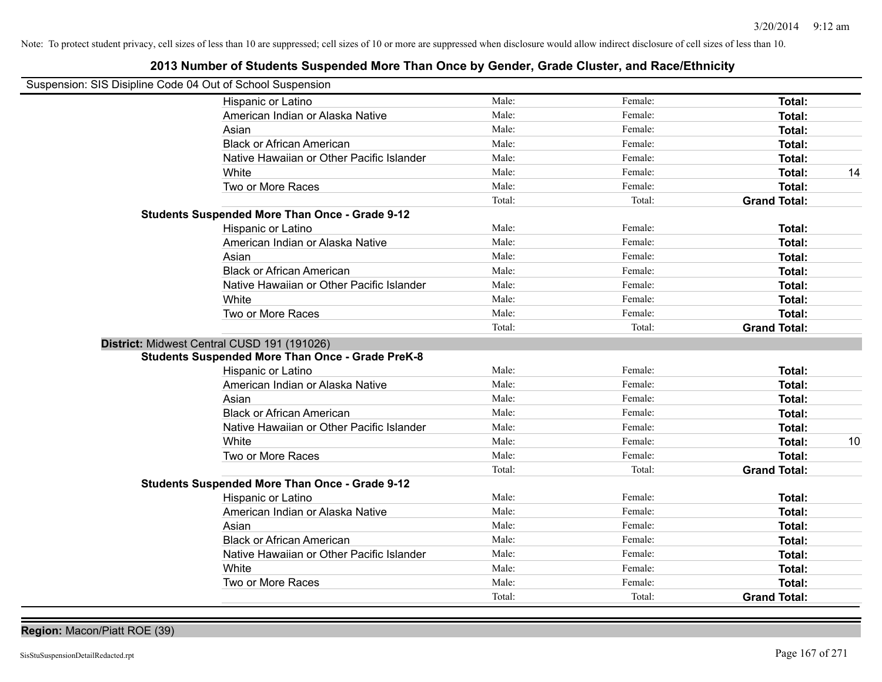Note: To protect student privacy, cell sizes of less than 10 are suppressed; cell sizes of 10 or more are suppressed when disclosure would allow indirect disclosure of cell sizes of less than 10.

## 2013 Number of Students Suspended More Than Once by Gender, Grade Cluster, and Race/Ethnicity

Suspension: SIS Disipline Code 04 Out of School Suspension

| | | | | |
|---|---|---|---|---|
| Hispanic or Latino | Male: | Female: | **Total:** | |
| American Indian or Alaska Native | Male: | Female: | **Total:** | |
| Asian | Male: | Female: | **Total:** | |
| Black or African American | Male: | Female: | **Total:** | |
| Native Hawaiian or Other Pacific Islander | Male: | Female: | **Total:** | |
| White | Male: | Female: | **Total:** | 14 |
| Two or More Races | Male: | Female: | **Total:** | |
| | Total: | Total: | **Grand Total:** | |

**Students Suspended More Than Once - Grade 9-12**

| | | | | |
|---|---|---|---|---|
| Hispanic or Latino | Male: | Female: | **Total:** | |
| American Indian or Alaska Native | Male: | Female: | **Total:** | |
| Asian | Male: | Female: | **Total:** | |
| Black or African American | Male: | Female: | **Total:** | |
| Native Hawaiian or Other Pacific Islander | Male: | Female: | **Total:** | |
| White | Male: | Female: | **Total:** | |
| Two or More Races | Male: | Female: | **Total:** | |
| | Total: | Total: | **Grand Total:** | |

**District:** Midwest Central CUSD 191 (191026)

**Students Suspended More Than Once - Grade PreK-8**

| | | | | |
|---|---|---|---|---|
| Hispanic or Latino | Male: | Female: | **Total:** | |
| American Indian or Alaska Native | Male: | Female: | **Total:** | |
| Asian | Male: | Female: | **Total:** | |
| Black or African American | Male: | Female: | **Total:** | |
| Native Hawaiian or Other Pacific Islander | Male: | Female: | **Total:** | |
| White | Male: | Female: | **Total:** | 10 |
| Two or More Races | Male: | Female: | **Total:** | |
| | Total: | Total: | **Grand Total:** | |

**Students Suspended More Than Once - Grade 9-12**

| | | | | |
|---|---|---|---|---|
| Hispanic or Latino | Male: | Female: | **Total:** | |
| American Indian or Alaska Native | Male: | Female: | **Total:** | |
| Asian | Male: | Female: | **Total:** | |
| Black or African American | Male: | Female: | **Total:** | |
| Native Hawaiian or Other Pacific Islander | Male: | Female: | **Total:** | |
| White | Male: | Female: | **Total:** | |
| Two or More Races | Male: | Female: | **Total:** | |
| | Total: | Total: | **Grand Total:** | |

**Region:** Macon/Piatt ROE (39)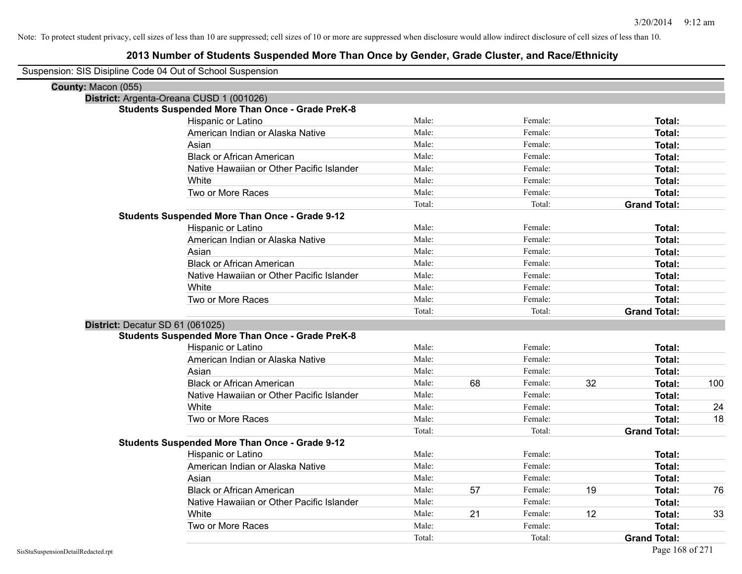Note: To protect student privacy, cell sizes of less than 10 are suppressed; cell sizes of 10 or more are suppressed when disclosure would allow indirect disclosure of cell sizes of less than 10.

# 2013 Number of Students Suspended More Than Once by Gender, Grade Cluster, and Race/Ethnicity

Suspension: SIS Disipline Code 04 Out of School Suspension

**County:** Macon (055)

**District:** Argenta-Oreana CUSD 1 (001026)

**Students Suspended More Than Once - Grade PreK-8**

| | | | | | | |
|---|---|---|---|---|---|---|
| Hispanic or Latino | Male: | | Female: | | **Total:** | |
| American Indian or Alaska Native | Male: | | Female: | | **Total:** | |
| Asian | Male: | | Female: | | **Total:** | |
| Black or African American | Male: | | Female: | | **Total:** | |
| Native Hawaiian or Other Pacific Islander | Male: | | Female: | | **Total:** | |
| White | Male: | | Female: | | **Total:** | |
| Two or More Races | Male: | | Female: | | **Total:** | |
| | Total: | | Total: | | **Grand Total:** | |

**Students Suspended More Than Once - Grade 9-12**

| | | | | | | |
|---|---|---|---|---|---|---|
| Hispanic or Latino | Male: | | Female: | | **Total:** | |
| American Indian or Alaska Native | Male: | | Female: | | **Total:** | |
| Asian | Male: | | Female: | | **Total:** | |
| Black or African American | Male: | | Female: | | **Total:** | |
| Native Hawaiian or Other Pacific Islander | Male: | | Female: | | **Total:** | |
| White | Male: | | Female: | | **Total:** | |
| Two or More Races | Male: | | Female: | | **Total:** | |
| | Total: | | Total: | | **Grand Total:** | |

**District:** Decatur SD 61 (061025)

**Students Suspended More Than Once - Grade PreK-8**

| | | | | | | |
|---|---|---|---|---|---|---|
| Hispanic or Latino | Male: | | Female: | | **Total:** | |
| American Indian or Alaska Native | Male: | | Female: | | **Total:** | |
| Asian | Male: | | Female: | | **Total:** | |
| Black or African American | Male: | 68 | Female: | 32 | **Total:** | 100 |
| Native Hawaiian or Other Pacific Islander | Male: | | Female: | | **Total:** | |
| White | Male: | | Female: | | **Total:** | 24 |
| Two or More Races | Male: | | Female: | | **Total:** | 18 |
| | Total: | | Total: | | **Grand Total:** | |

**Students Suspended More Than Once - Grade 9-12**

| | | | | | | |
|---|---|---|---|---|---|---|
| Hispanic or Latino | Male: | | Female: | | **Total:** | |
| American Indian or Alaska Native | Male: | | Female: | | **Total:** | |
| Asian | Male: | | Female: | | **Total:** | |
| Black or African American | Male: | 57 | Female: | 19 | **Total:** | 76 |
| Native Hawaiian or Other Pacific Islander | Male: | | Female: | | **Total:** | |
| White | Male: | 21 | Female: | 12 | **Total:** | 33 |
| Two or More Races | Male: | | Female: | | **Total:** | |
| | Total: | | Total: | | **Grand Total:** | |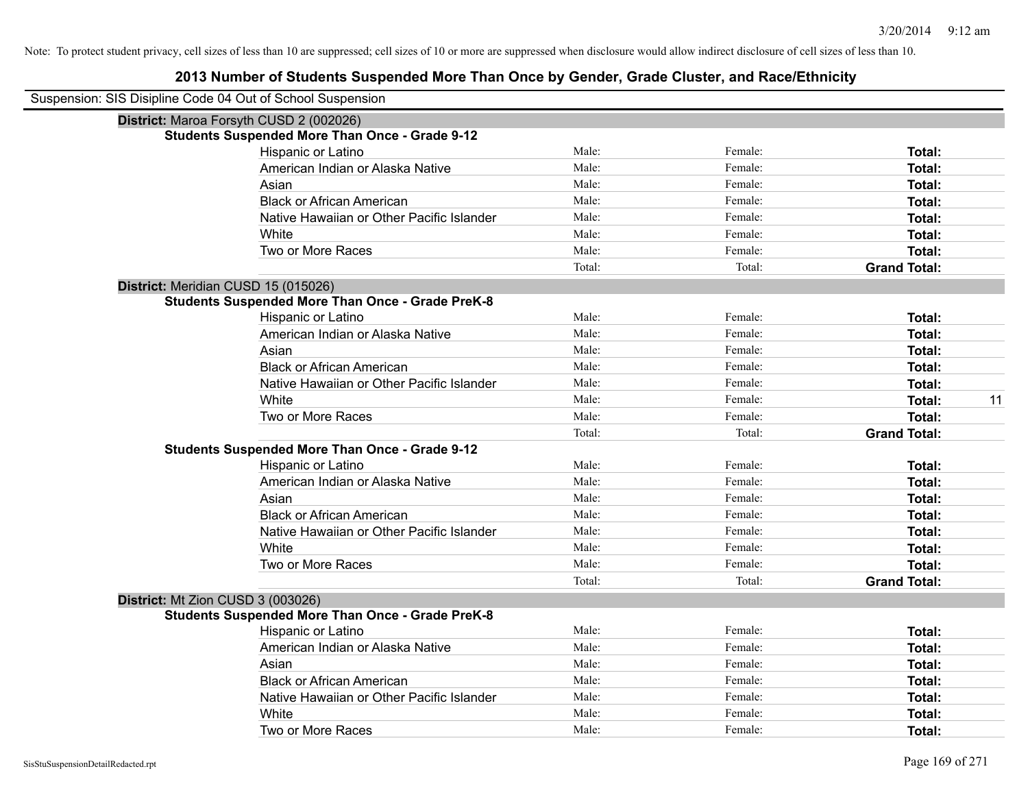Note: To protect student privacy, cell sizes of less than 10 are suppressed; cell sizes of 10 or more are suppressed when disclosure would allow indirect disclosure of cell sizes of less than 10.

## 2013 Number of Students Suspended More Than Once by Gender, Grade Cluster, and Race/Ethnicity

Suspension: SIS Disipline Code 04 Out of School Suspension

### District: Maroa Forsyth CUSD 2 (002026)

**Students Suspended More Than Once - Grade 9-12**

| Race/Ethnicity | Male: | Female: | Total: |
|---|---|---|---|
| Hispanic or Latino | | | |
| American Indian or Alaska Native | | | |
| Asian | | | |
| Black or African American | | | |
| Native Hawaiian or Other Pacific Islander | | | |
| White | | | |
| Two or More Races | | | |
| | Total: | Total: | **Grand Total:** |

### District: Meridian CUSD 15 (015026)

**Students Suspended More Than Once - Grade PreK-8**

| Race/Ethnicity | Male: | Female: | Total: |
|---|---|---|---|
| Hispanic or Latino | | | |
| American Indian or Alaska Native | | | |
| Asian | | | |
| Black or African American | | | |
| Native Hawaiian or Other Pacific Islander | | | |
| White | | | 11 |
| Two or More Races | | | |
| | Total: | Total: | **Grand Total:** |

**Students Suspended More Than Once - Grade 9-12**

| Race/Ethnicity | Male: | Female: | Total: |
|---|---|---|---|
| Hispanic or Latino | | | |
| American Indian or Alaska Native | | | |
| Asian | | | |
| Black or African American | | | |
| Native Hawaiian or Other Pacific Islander | | | |
| White | | | |
| Two or More Races | | | |
| | Total: | Total: | **Grand Total:** |

### District: Mt Zion CUSD 3 (003026)

**Students Suspended More Than Once - Grade PreK-8**

| Race/Ethnicity | Male: | Female: | Total: |
|---|---|---|---|
| Hispanic or Latino | | | |
| American Indian or Alaska Native | | | |
| Asian | | | |
| Black or African American | | | |
| Native Hawaiian or Other Pacific Islander | | | |
| White | | | |
| Two or More Races | | | |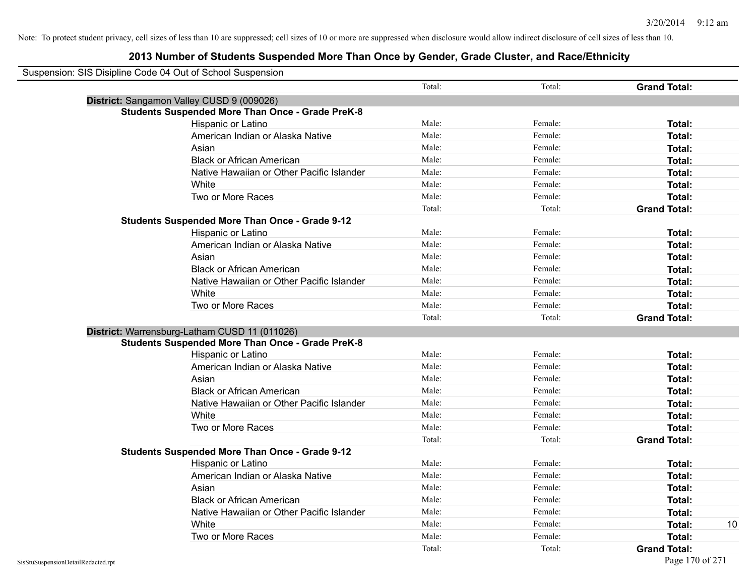Note: To protect student privacy, cell sizes of less than 10 are suppressed; cell sizes of 10 or more are suppressed when disclosure would allow indirect disclosure of cell sizes of less than 10.

# 2013 Number of Students Suspended More Than Once by Gender, Grade Cluster, and Race/Ethnicity

Suspension: SIS Disipline Code 04 Out of School Suspension

| | | Total: | Total: | Grand Total: | |
|---|---|---|---|---|---|
| **District:** Sangamon Valley CUSD 9 (009026) | | | | | |
| **Students Suspended More Than Once - Grade PreK-8** | | | | | |
| | Hispanic or Latino | Male: | Female: | **Total:** | |
| | American Indian or Alaska Native | Male: | Female: | **Total:** | |
| | Asian | Male: | Female: | **Total:** | |
| | Black or African American | Male: | Female: | **Total:** | |
| | Native Hawaiian or Other Pacific Islander | Male: | Female: | **Total:** | |
| | White | Male: | Female: | **Total:** | |
| | Two or More Races | Male: | Female: | **Total:** | |
| | | Total: | Total: | **Grand Total:** | |
| **Students Suspended More Than Once - Grade 9-12** | | | | | |
| | Hispanic or Latino | Male: | Female: | **Total:** | |
| | American Indian or Alaska Native | Male: | Female: | **Total:** | |
| | Asian | Male: | Female: | **Total:** | |
| | Black or African American | Male: | Female: | **Total:** | |
| | Native Hawaiian or Other Pacific Islander | Male: | Female: | **Total:** | |
| | White | Male: | Female: | **Total:** | |
| | Two or More Races | Male: | Female: | **Total:** | |
| | | Total: | Total: | **Grand Total:** | |
| **District:** Warrensburg-Latham CUSD 11 (011026) | | | | | |
| **Students Suspended More Than Once - Grade PreK-8** | | | | | |
| | Hispanic or Latino | Male: | Female: | **Total:** | |
| | American Indian or Alaska Native | Male: | Female: | **Total:** | |
| | Asian | Male: | Female: | **Total:** | |
| | Black or African American | Male: | Female: | **Total:** | |
| | Native Hawaiian or Other Pacific Islander | Male: | Female: | **Total:** | |
| | White | Male: | Female: | **Total:** | |
| | Two or More Races | Male: | Female: | **Total:** | |
| | | Total: | Total: | **Grand Total:** | |
| **Students Suspended More Than Once - Grade 9-12** | | | | | |
| | Hispanic or Latino | Male: | Female: | **Total:** | |
| | American Indian or Alaska Native | Male: | Female: | **Total:** | |
| | Asian | Male: | Female: | **Total:** | |
| | Black or African American | Male: | Female: | **Total:** | |
| | Native Hawaiian or Other Pacific Islander | Male: | Female: | **Total:** | |
| | White | Male: | Female: | **Total:** | 10 |
| | Two or More Races | Male: | Female: | **Total:** | |
| | | Total: | Total: | **Grand Total:** | |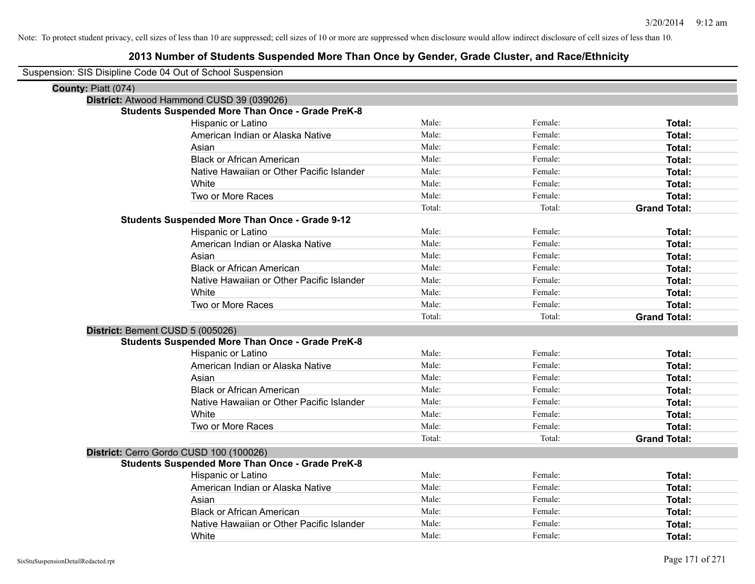Note: To protect student privacy, cell sizes of less than 10 are suppressed; cell sizes of 10 or more are suppressed when disclosure would allow indirect disclosure of cell sizes of less than 10.

# 2013 Number of Students Suspended More Than Once by Gender, Grade Cluster, and Race/Ethnicity

Suspension: SIS Disipline Code 04 Out of School Suspension

**County:** Piatt (074)

**District:** Atwood Hammond CUSD 39 (039026)

**Students Suspended More Than Once - Grade PreK-8**

| | | | |
|---|---|---|---|
| Hispanic or Latino | Male: | Female: | **Total:** |
| American Indian or Alaska Native | Male: | Female: | **Total:** |
| Asian | Male: | Female: | **Total:** |
| Black or African American | Male: | Female: | **Total:** |
| Native Hawaiian or Other Pacific Islander | Male: | Female: | **Total:** |
| White | Male: | Female: | **Total:** |
| Two or More Races | Male: | Female: | **Total:** |
| | Total: | Total: | **Grand Total:** |

**Students Suspended More Than Once - Grade 9-12**

| | | | |
|---|---|---|---|
| Hispanic or Latino | Male: | Female: | **Total:** |
| American Indian or Alaska Native | Male: | Female: | **Total:** |
| Asian | Male: | Female: | **Total:** |
| Black or African American | Male: | Female: | **Total:** |
| Native Hawaiian or Other Pacific Islander | Male: | Female: | **Total:** |
| White | Male: | Female: | **Total:** |
| Two or More Races | Male: | Female: | **Total:** |
| | Total: | Total: | **Grand Total:** |

**District:** Bement CUSD 5 (005026)

**Students Suspended More Than Once - Grade PreK-8**

| | | | |
|---|---|---|---|
| Hispanic or Latino | Male: | Female: | **Total:** |
| American Indian or Alaska Native | Male: | Female: | **Total:** |
| Asian | Male: | Female: | **Total:** |
| Black or African American | Male: | Female: | **Total:** |
| Native Hawaiian or Other Pacific Islander | Male: | Female: | **Total:** |
| White | Male: | Female: | **Total:** |
| Two or More Races | Male: | Female: | **Total:** |
| | Total: | Total: | **Grand Total:** |

**District:** Cerro Gordo CUSD 100 (100026)

**Students Suspended More Than Once - Grade PreK-8**

| | | | |
|---|---|---|---|
| Hispanic or Latino | Male: | Female: | **Total:** |
| American Indian or Alaska Native | Male: | Female: | **Total:** |
| Asian | Male: | Female: | **Total:** |
| Black or African American | Male: | Female: | **Total:** |
| Native Hawaiian or Other Pacific Islander | Male: | Female: | **Total:** |
| White | Male: | Female: | **Total:** |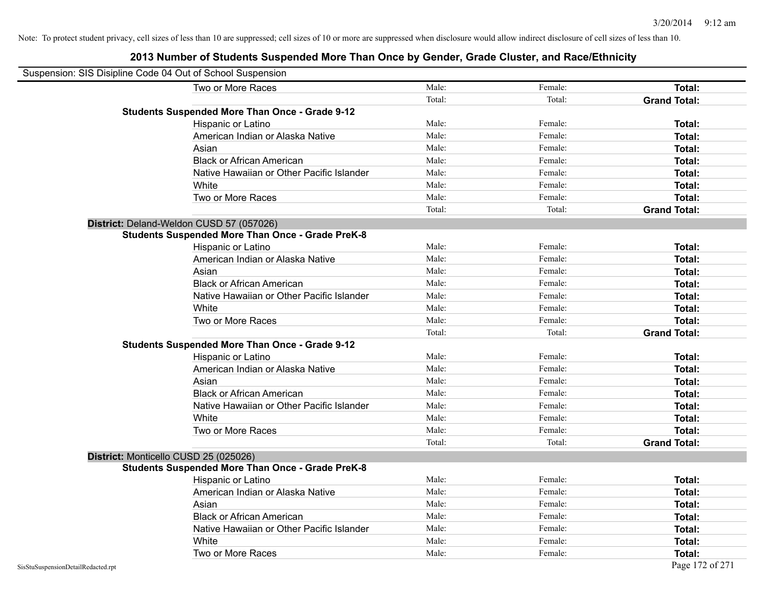Note: To protect student privacy, cell sizes of less than 10 are suppressed; cell sizes of 10 or more are suppressed when disclosure would allow indirect disclosure of cell sizes of less than 10.

## 2013 Number of Students Suspended More Than Once by Gender, Grade Cluster, and Race/Ethnicity

Suspension: SIS Disipline Code 04 Out of School Suspension

| | | | |
|---|---|---|---|
| Two or More Races | Male: | Female: | **Total:** |
| | Total: | Total: | **Grand Total:** |

**Students Suspended More Than Once - Grade 9-12**

| | | | |
|---|---|---|---|
| Hispanic or Latino | Male: | Female: | **Total:** |
| American Indian or Alaska Native | Male: | Female: | **Total:** |
| Asian | Male: | Female: | **Total:** |
| Black or African American | Male: | Female: | **Total:** |
| Native Hawaiian or Other Pacific Islander | Male: | Female: | **Total:** |
| White | Male: | Female: | **Total:** |
| Two or More Races | Male: | Female: | **Total:** |
| | Total: | Total: | **Grand Total:** |

**District:** Deland-Weldon CUSD 57 (057026)

**Students Suspended More Than Once - Grade PreK-8**

| | | | |
|---|---|---|---|
| Hispanic or Latino | Male: | Female: | **Total:** |
| American Indian or Alaska Native | Male: | Female: | **Total:** |
| Asian | Male: | Female: | **Total:** |
| Black or African American | Male: | Female: | **Total:** |
| Native Hawaiian or Other Pacific Islander | Male: | Female: | **Total:** |
| White | Male: | Female: | **Total:** |
| Two or More Races | Male: | Female: | **Total:** |
| | Total: | Total: | **Grand Total:** |

**Students Suspended More Than Once - Grade 9-12**

| | | | |
|---|---|---|---|
| Hispanic or Latino | Male: | Female: | **Total:** |
| American Indian or Alaska Native | Male: | Female: | **Total:** |
| Asian | Male: | Female: | **Total:** |
| Black or African American | Male: | Female: | **Total:** |
| Native Hawaiian or Other Pacific Islander | Male: | Female: | **Total:** |
| White | Male: | Female: | **Total:** |
| Two or More Races | Male: | Female: | **Total:** |
| | Total: | Total: | **Grand Total:** |

**District:** Monticello CUSD 25 (025026)

**Students Suspended More Than Once - Grade PreK-8**

| | | | |
|---|---|---|---|
| Hispanic or Latino | Male: | Female: | **Total:** |
| American Indian or Alaska Native | Male: | Female: | **Total:** |
| Asian | Male: | Female: | **Total:** |
| Black or African American | Male: | Female: | **Total:** |
| Native Hawaiian or Other Pacific Islander | Male: | Female: | **Total:** |
| White | Male: | Female: | **Total:** |
| Two or More Races | Male: | Female: | **Total:** |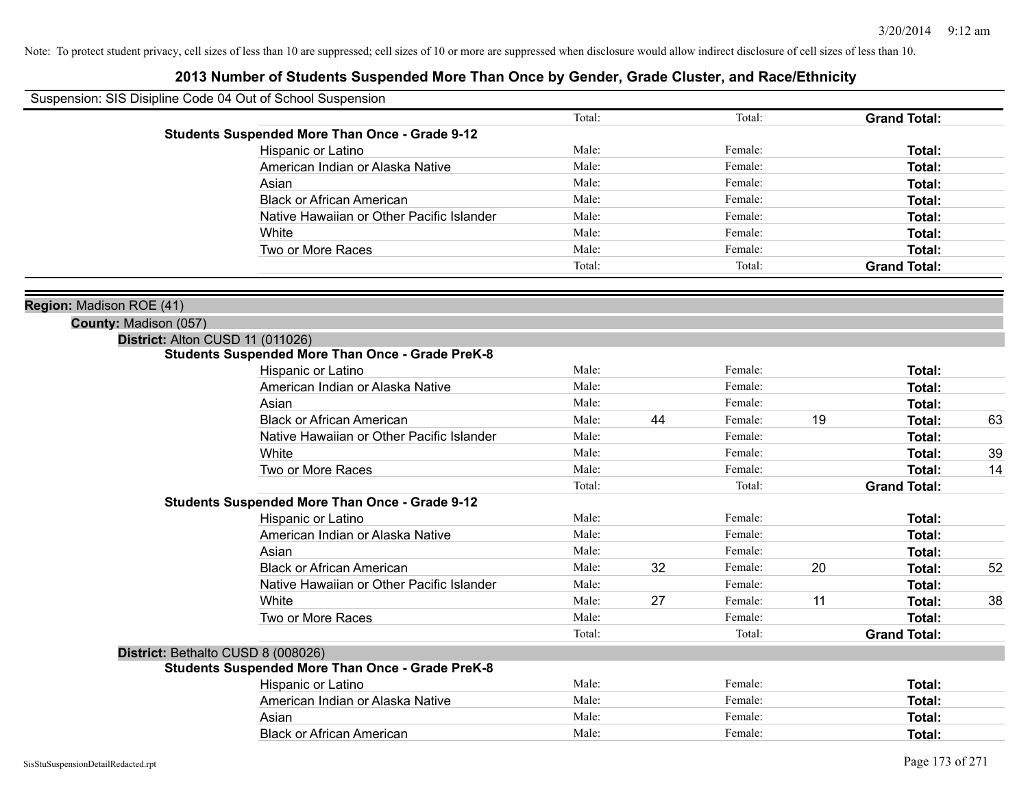Note: To protect student privacy, cell sizes of less than 10 are suppressed; cell sizes of 10 or more are suppressed when disclosure would allow indirect disclosure of cell sizes of less than 10.

# 2013 Number of Students Suspended More Than Once by Gender, Grade Cluster, and Race/Ethnicity

Suspension: SIS Disipline Code 04 Out of School Suspension

| | | | | | | |
|---|---|---|---|---|---|---|
| | Total: | | Total: | | **Grand Total:** | |
| **Students Suspended More Than Once - Grade 9-12** | | | | | | |
| Hispanic or Latino | Male: | | Female: | | **Total:** | |
| American Indian or Alaska Native | Male: | | Female: | | **Total:** | |
| Asian | Male: | | Female: | | **Total:** | |
| Black or African American | Male: | | Female: | | **Total:** | |
| Native Hawaiian or Other Pacific Islander | Male: | | Female: | | **Total:** | |
| White | Male: | | Female: | | **Total:** | |
| Two or More Races | Male: | | Female: | | **Total:** | |
| | Total: | | Total: | | **Grand Total:** | |

**Region:** Madison ROE (41)

**County:** Madison (057)

**District:** Alton CUSD 11 (011026)

| | | | | | | |
|---|---|---|---|---|---|---|
| **Students Suspended More Than Once - Grade PreK-8** | | | | | | |
| Hispanic or Latino | Male: | | Female: | | **Total:** | |
| American Indian or Alaska Native | Male: | | Female: | | **Total:** | |
| Asian | Male: | | Female: | | **Total:** | |
| Black or African American | Male: | 44 | Female: | 19 | **Total:** | 63 |
| Native Hawaiian or Other Pacific Islander | Male: | | Female: | | **Total:** | |
| White | Male: | | Female: | | **Total:** | 39 |
| Two or More Races | Male: | | Female: | | **Total:** | 14 |
| | Total: | | Total: | | **Grand Total:** | |
| **Students Suspended More Than Once - Grade 9-12** | | | | | | |
| Hispanic or Latino | Male: | | Female: | | **Total:** | |
| American Indian or Alaska Native | Male: | | Female: | | **Total:** | |
| Asian | Male: | | Female: | | **Total:** | |
| Black or African American | Male: | 32 | Female: | 20 | **Total:** | 52 |
| Native Hawaiian or Other Pacific Islander | Male: | | Female: | | **Total:** | |
| White | Male: | 27 | Female: | 11 | **Total:** | 38 |
| Two or More Races | Male: | | Female: | | **Total:** | |
| | Total: | | Total: | | **Grand Total:** | |

**District:** Bethalto CUSD 8 (008026)

| | | | | | | |
|---|---|---|---|---|---|---|
| **Students Suspended More Than Once - Grade PreK-8** | | | | | | |
| Hispanic or Latino | Male: | | Female: | | **Total:** | |
| American Indian or Alaska Native | Male: | | Female: | | **Total:** | |
| Asian | Male: | | Female: | | **Total:** | |
| Black or African American | Male: | | Female: | | **Total:** | |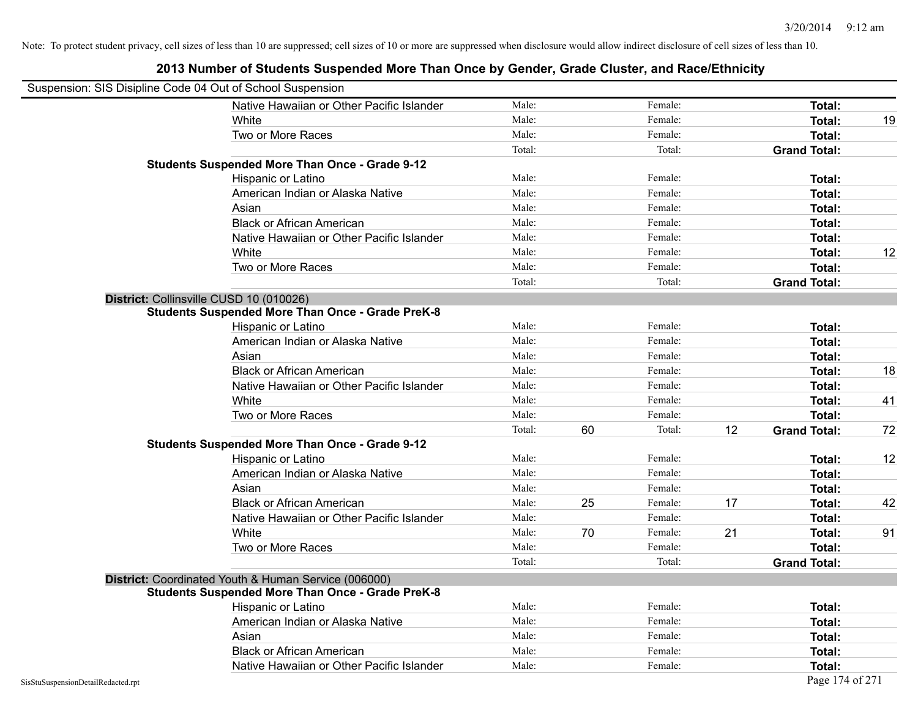Note: To protect student privacy, cell sizes of less than 10 are suppressed; cell sizes of 10 or more are suppressed when disclosure would allow indirect disclosure of cell sizes of less than 10.

# 2013 Number of Students Suspended More Than Once by Gender, Grade Cluster, and Race/Ethnicity

Suspension: SIS Disipline Code 04 Out of School Suspension

| | | | | | | |
|---|---|---|---|---|---|---|
| Native Hawaiian or Other Pacific Islander | Male: | | Female: | | **Total:** | |
| White | Male: | | Female: | | **Total:** | 19 |
| Two or More Races | Male: | | Female: | | **Total:** | |
| | Total: | | Total: | | **Grand Total:** | |

**Students Suspended More Than Once - Grade 9-12**

| | | | | | | |
|---|---|---|---|---|---|---|
| Hispanic or Latino | Male: | | Female: | | **Total:** | |
| American Indian or Alaska Native | Male: | | Female: | | **Total:** | |
| Asian | Male: | | Female: | | **Total:** | |
| Black or African American | Male: | | Female: | | **Total:** | |
| Native Hawaiian or Other Pacific Islander | Male: | | Female: | | **Total:** | |
| White | Male: | | Female: | | **Total:** | 12 |
| Two or More Races | Male: | | Female: | | **Total:** | |
| | Total: | | Total: | | **Grand Total:** | |

**District:** Collinsville CUSD 10 (010026)

**Students Suspended More Than Once - Grade PreK-8**

| | | | | | | |
|---|---|---|---|---|---|---|
| Hispanic or Latino | Male: | | Female: | | **Total:** | |
| American Indian or Alaska Native | Male: | | Female: | | **Total:** | |
| Asian | Male: | | Female: | | **Total:** | |
| Black or African American | Male: | | Female: | | **Total:** | 18 |
| Native Hawaiian or Other Pacific Islander | Male: | | Female: | | **Total:** | |
| White | Male: | | Female: | | **Total:** | 41 |
| Two or More Races | Male: | | Female: | | **Total:** | |
| | Total: | 60 | Total: | 12 | **Grand Total:** | 72 |

**Students Suspended More Than Once - Grade 9-12**

| | | | | | | |
|---|---|---|---|---|---|---|
| Hispanic or Latino | Male: | | Female: | | **Total:** | 12 |
| American Indian or Alaska Native | Male: | | Female: | | **Total:** | |
| Asian | Male: | | Female: | | **Total:** | |
| Black or African American | Male: | 25 | Female: | 17 | **Total:** | 42 |
| Native Hawaiian or Other Pacific Islander | Male: | | Female: | | **Total:** | |
| White | Male: | 70 | Female: | 21 | **Total:** | 91 |
| Two or More Races | Male: | | Female: | | **Total:** | |
| | Total: | | Total: | | **Grand Total:** | |

**District:** Coordinated Youth & Human Service (006000)

**Students Suspended More Than Once - Grade PreK-8**

| | | | | | | |
|---|---|---|---|---|---|---|
| Hispanic or Latino | Male: | | Female: | | **Total:** | |
| American Indian or Alaska Native | Male: | | Female: | | **Total:** | |
| Asian | Male: | | Female: | | **Total:** | |
| Black or African American | Male: | | Female: | | **Total:** | |
| Native Hawaiian or Other Pacific Islander | Male: | | Female: | | **Total:** | |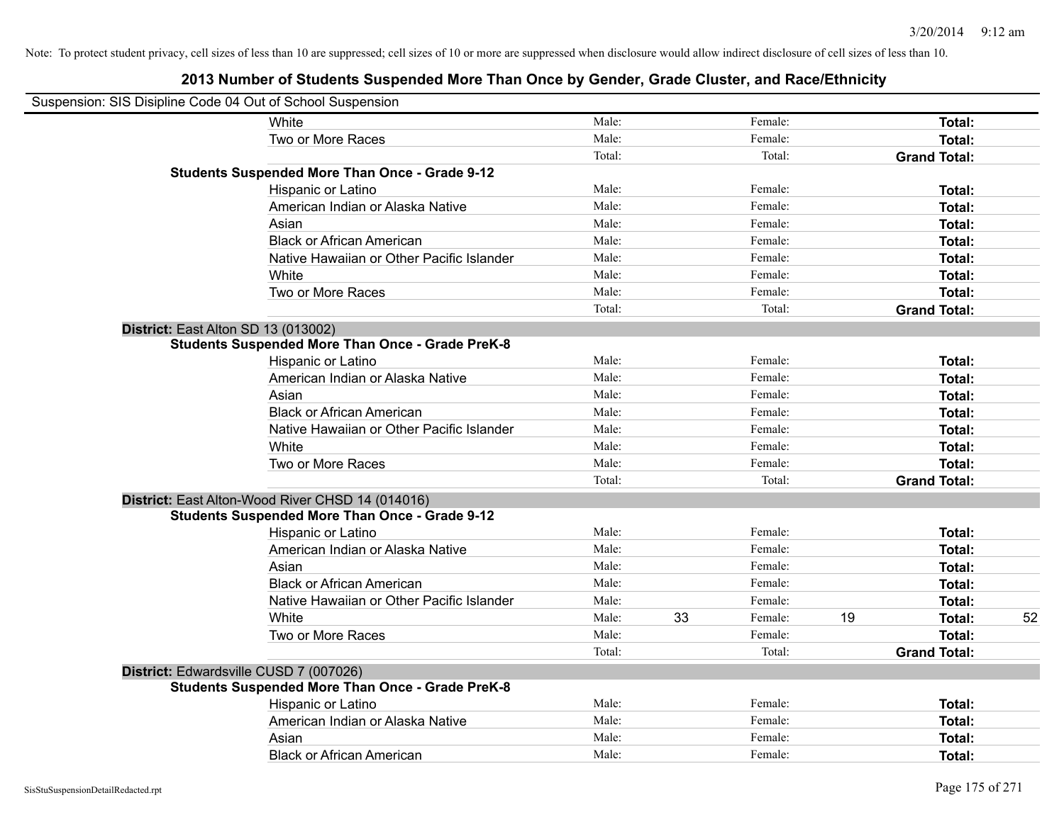Note: To protect student privacy, cell sizes of less than 10 are suppressed; cell sizes of 10 or more are suppressed when disclosure would allow indirect disclosure of cell sizes of less than 10.

## 2013 Number of Students Suspended More Than Once by Gender, Grade Cluster, and Race/Ethnicity

Suspension: SIS Disipline Code 04 Out of School Suspension

| | | | | | | |
|---|---|---|---|---|---|---|
| White | Male: | | Female: | | **Total:** | |
| Two or More Races | Male: | | Female: | | **Total:** | |
| | Total: | | Total: | | **Grand Total:** | |
| **Students Suspended More Than Once - Grade 9-12** | | | | | | |
| Hispanic or Latino | Male: | | Female: | | **Total:** | |
| American Indian or Alaska Native | Male: | | Female: | | **Total:** | |
| Asian | Male: | | Female: | | **Total:** | |
| Black or African American | Male: | | Female: | | **Total:** | |
| Native Hawaiian or Other Pacific Islander | Male: | | Female: | | **Total:** | |
| White | Male: | | Female: | | **Total:** | |
| Two or More Races | Male: | | Female: | | **Total:** | |
| | Total: | | Total: | | **Grand Total:** | |
| **District:** East Alton SD 13 (013002) | | | | | | |
| **Students Suspended More Than Once - Grade PreK-8** | | | | | | |
| Hispanic or Latino | Male: | | Female: | | **Total:** | |
| American Indian or Alaska Native | Male: | | Female: | | **Total:** | |
| Asian | Male: | | Female: | | **Total:** | |
| Black or African American | Male: | | Female: | | **Total:** | |
| Native Hawaiian or Other Pacific Islander | Male: | | Female: | | **Total:** | |
| White | Male: | | Female: | | **Total:** | |
| Two or More Races | Male: | | Female: | | **Total:** | |
| | Total: | | Total: | | **Grand Total:** | |
| **District:** East Alton-Wood River CHSD 14 (014016) | | | | | | |
| **Students Suspended More Than Once - Grade 9-12** | | | | | | |
| Hispanic or Latino | Male: | | Female: | | **Total:** | |
| American Indian or Alaska Native | Male: | | Female: | | **Total:** | |
| Asian | Male: | | Female: | | **Total:** | |
| Black or African American | Male: | | Female: | | **Total:** | |
| Native Hawaiian or Other Pacific Islander | Male: | | Female: | | **Total:** | |
| White | Male: | 33 | Female: | 19 | **Total:** | 52 |
| Two or More Races | Male: | | Female: | | **Total:** | |
| | Total: | | Total: | | **Grand Total:** | |
| **District:** Edwardsville CUSD 7 (007026) | | | | | | |
| **Students Suspended More Than Once - Grade PreK-8** | | | | | | |
| Hispanic or Latino | Male: | | Female: | | **Total:** | |
| American Indian or Alaska Native | Male: | | Female: | | **Total:** | |
| Asian | Male: | | Female: | | **Total:** | |
| Black or African American | Male: | | Female: | | **Total:** | |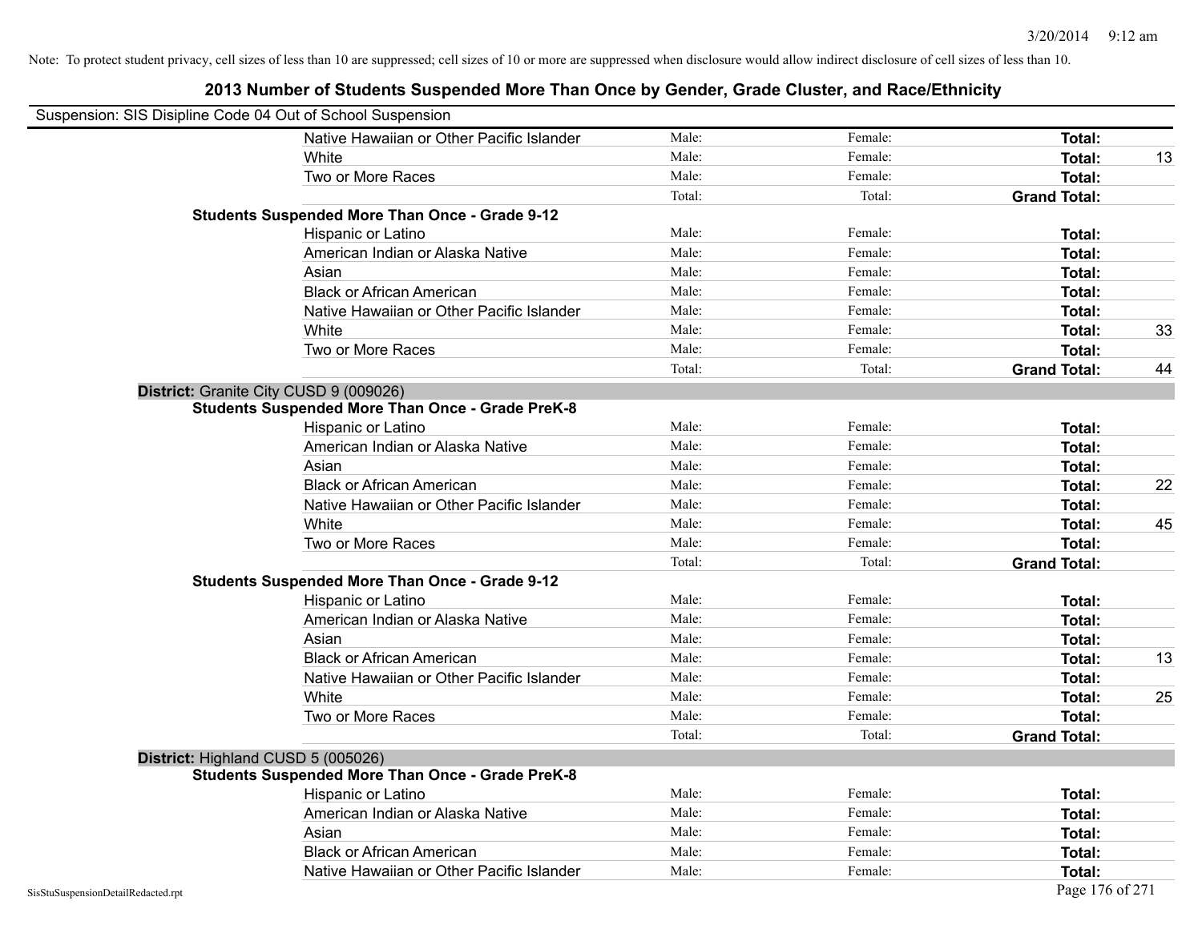Note: To protect student privacy, cell sizes of less than 10 are suppressed; cell sizes of 10 or more are suppressed when disclosure would allow indirect disclosure of cell sizes of less than 10.

# 2013 Number of Students Suspended More Than Once by Gender, Grade Cluster, and Race/Ethnicity

Suspension: SIS Disipline Code 04 Out of School Suspension

| | | | | |
|---|---|---|---|---|
| Native Hawaiian or Other Pacific Islander | Male: | Female: | **Total:** | |
| White | Male: | Female: | **Total:** | 13 |
| Two or More Races | Male: | Female: | **Total:** | |
| | Total: | Total: | **Grand Total:** | |

**Students Suspended More Than Once - Grade 9-12**

| | | | | |
|---|---|---|---|---|
| Hispanic or Latino | Male: | Female: | **Total:** | |
| American Indian or Alaska Native | Male: | Female: | **Total:** | |
| Asian | Male: | Female: | **Total:** | |
| Black or African American | Male: | Female: | **Total:** | |
| Native Hawaiian or Other Pacific Islander | Male: | Female: | **Total:** | |
| White | Male: | Female: | **Total:** | 33 |
| Two or More Races | Male: | Female: | **Total:** | |
| | Total: | Total: | **Grand Total:** | 44 |

**District:** Granite City CUSD 9 (009026)

**Students Suspended More Than Once - Grade PreK-8**

| | | | | |
|---|---|---|---|---|
| Hispanic or Latino | Male: | Female: | **Total:** | |
| American Indian or Alaska Native | Male: | Female: | **Total:** | |
| Asian | Male: | Female: | **Total:** | |
| Black or African American | Male: | Female: | **Total:** | 22 |
| Native Hawaiian or Other Pacific Islander | Male: | Female: | **Total:** | |
| White | Male: | Female: | **Total:** | 45 |
| Two or More Races | Male: | Female: | **Total:** | |
| | Total: | Total: | **Grand Total:** | |

**Students Suspended More Than Once - Grade 9-12**

| | | | | |
|---|---|---|---|---|
| Hispanic or Latino | Male: | Female: | **Total:** | |
| American Indian or Alaska Native | Male: | Female: | **Total:** | |
| Asian | Male: | Female: | **Total:** | |
| Black or African American | Male: | Female: | **Total:** | 13 |
| Native Hawaiian or Other Pacific Islander | Male: | Female: | **Total:** | |
| White | Male: | Female: | **Total:** | 25 |
| Two or More Races | Male: | Female: | **Total:** | |
| | Total: | Total: | **Grand Total:** | |

**District:** Highland CUSD 5 (005026)

**Students Suspended More Than Once - Grade PreK-8**

| | | | | |
|---|---|---|---|---|
| Hispanic or Latino | Male: | Female: | **Total:** | |
| American Indian or Alaska Native | Male: | Female: | **Total:** | |
| Asian | Male: | Female: | **Total:** | |
| Black or African American | Male: | Female: | **Total:** | |
| Native Hawaiian or Other Pacific Islander | Male: | Female: | **Total:** | |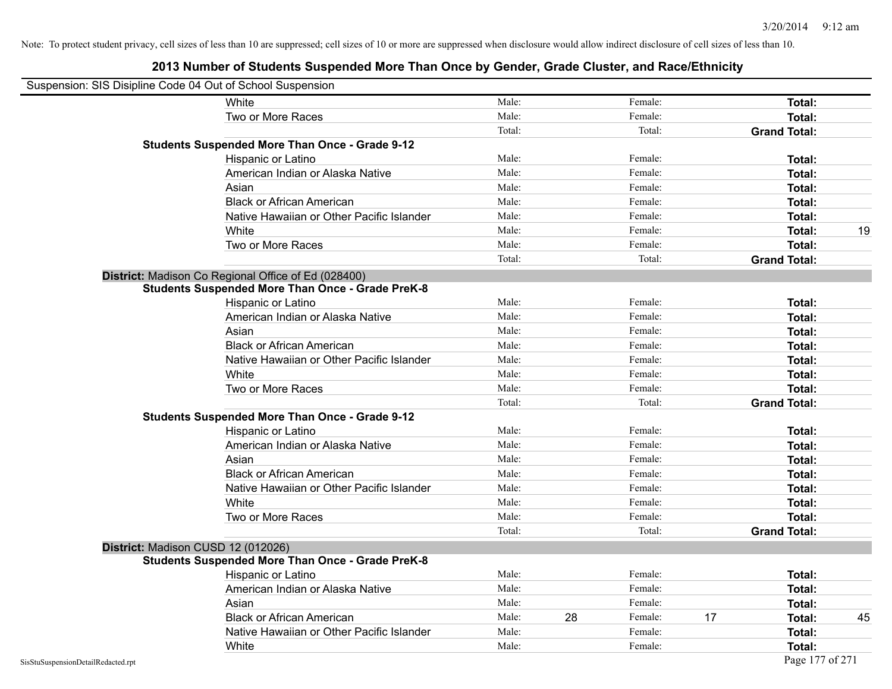Note: To protect student privacy, cell sizes of less than 10 are suppressed; cell sizes of 10 or more are suppressed when disclosure would allow indirect disclosure of cell sizes of less than 10.

## 2013 Number of Students Suspended More Than Once by Gender, Grade Cluster, and Race/Ethnicity

Suspension: SIS Disipline Code 04 Out of School Suspension

| | | | | | | |
|---|---|---|---|---|---|---|
| White | Male: | | Female: | | **Total:** | |
| Two or More Races | Male: | | Female: | | **Total:** | |
| | Total: | | Total: | | **Grand Total:** | |

**Students Suspended More Than Once - Grade 9-12**

| | | | | | | |
|---|---|---|---|---|---|---|
| Hispanic or Latino | Male: | | Female: | | **Total:** | |
| American Indian or Alaska Native | Male: | | Female: | | **Total:** | |
| Asian | Male: | | Female: | | **Total:** | |
| Black or African American | Male: | | Female: | | **Total:** | |
| Native Hawaiian or Other Pacific Islander | Male: | | Female: | | **Total:** | |
| White | Male: | | Female: | | **Total:** | 19 |
| Two or More Races | Male: | | Female: | | **Total:** | |
| | Total: | | Total: | | **Grand Total:** | |

**District:** Madison Co Regional Office of Ed (028400)

**Students Suspended More Than Once - Grade PreK-8**

| | | | | | | |
|---|---|---|---|---|---|---|
| Hispanic or Latino | Male: | | Female: | | **Total:** | |
| American Indian or Alaska Native | Male: | | Female: | | **Total:** | |
| Asian | Male: | | Female: | | **Total:** | |
| Black or African American | Male: | | Female: | | **Total:** | |
| Native Hawaiian or Other Pacific Islander | Male: | | Female: | | **Total:** | |
| White | Male: | | Female: | | **Total:** | |
| Two or More Races | Male: | | Female: | | **Total:** | |
| | Total: | | Total: | | **Grand Total:** | |

**Students Suspended More Than Once - Grade 9-12**

| | | | | | | |
|---|---|---|---|---|---|---|
| Hispanic or Latino | Male: | | Female: | | **Total:** | |
| American Indian or Alaska Native | Male: | | Female: | | **Total:** | |
| Asian | Male: | | Female: | | **Total:** | |
| Black or African American | Male: | | Female: | | **Total:** | |
| Native Hawaiian or Other Pacific Islander | Male: | | Female: | | **Total:** | |
| White | Male: | | Female: | | **Total:** | |
| Two or More Races | Male: | | Female: | | **Total:** | |
| | Total: | | Total: | | **Grand Total:** | |

**District:** Madison CUSD 12 (012026)

**Students Suspended More Than Once - Grade PreK-8**

| | | | | | | |
|---|---|---|---|---|---|---|
| Hispanic or Latino | Male: | | Female: | | **Total:** | |
| American Indian or Alaska Native | Male: | | Female: | | **Total:** | |
| Asian | Male: | | Female: | | **Total:** | |
| Black or African American | Male: | 28 | Female: | 17 | **Total:** | 45 |
| Native Hawaiian or Other Pacific Islander | Male: | | Female: | | **Total:** | |
| White | Male: | | Female: | | **Total:** | |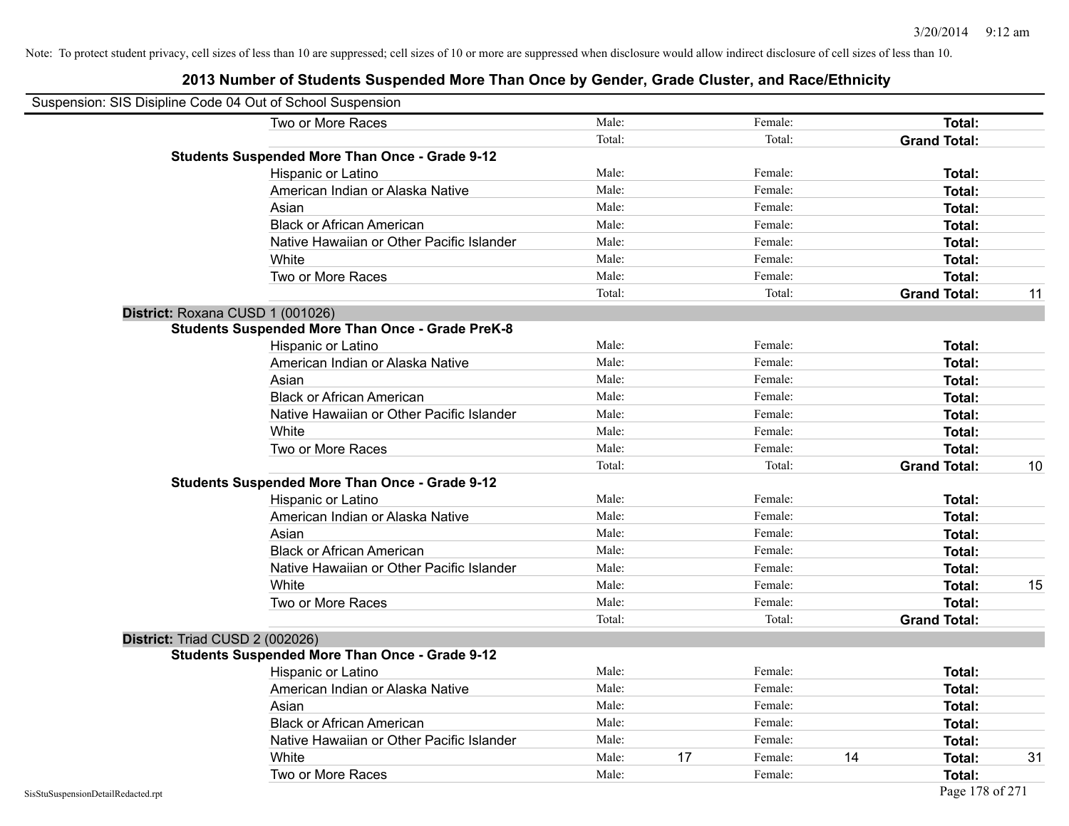Note: To protect student privacy, cell sizes of less than 10 are suppressed; cell sizes of 10 or more are suppressed when disclosure would allow indirect disclosure of cell sizes of less than 10.

## 2013 Number of Students Suspended More Than Once by Gender, Grade Cluster, and Race/Ethnicity

Suspension: SIS Disipline Code 04 Out of School Suspension

| | | | | | | | |
|---|---|---|---|---|---|---|---|
| Two or More Races | Male: | | Female: | | **Total:** | |
| | Total: | | Total: | | **Grand Total:** | |
| **Students Suspended More Than Once - Grade 9-12** | | | | | | |
| Hispanic or Latino | Male: | | Female: | | **Total:** | |
| American Indian or Alaska Native | Male: | | Female: | | **Total:** | |
| Asian | Male: | | Female: | | **Total:** | |
| Black or African American | Male: | | Female: | | **Total:** | |
| Native Hawaiian or Other Pacific Islander | Male: | | Female: | | **Total:** | |
| White | Male: | | Female: | | **Total:** | |
| Two or More Races | Male: | | Female: | | **Total:** | |
| | Total: | | Total: | | **Grand Total:** | 11 |
| **District:** Roxana CUSD 1 (001026) | | | | | | |
| **Students Suspended More Than Once - Grade PreK-8** | | | | | | |
| Hispanic or Latino | Male: | | Female: | | **Total:** | |
| American Indian or Alaska Native | Male: | | Female: | | **Total:** | |
| Asian | Male: | | Female: | | **Total:** | |
| Black or African American | Male: | | Female: | | **Total:** | |
| Native Hawaiian or Other Pacific Islander | Male: | | Female: | | **Total:** | |
| White | Male: | | Female: | | **Total:** | |
| Two or More Races | Male: | | Female: | | **Total:** | |
| | Total: | | Total: | | **Grand Total:** | 10 |
| **Students Suspended More Than Once - Grade 9-12** | | | | | | |
| Hispanic or Latino | Male: | | Female: | | **Total:** | |
| American Indian or Alaska Native | Male: | | Female: | | **Total:** | |
| Asian | Male: | | Female: | | **Total:** | |
| Black or African American | Male: | | Female: | | **Total:** | |
| Native Hawaiian or Other Pacific Islander | Male: | | Female: | | **Total:** | |
| White | Male: | | Female: | | **Total:** | 15 |
| Two or More Races | Male: | | Female: | | **Total:** | |
| | Total: | | Total: | | **Grand Total:** | |
| **District:** Triad CUSD 2 (002026) | | | | | | |
| **Students Suspended More Than Once - Grade 9-12** | | | | | | |
| Hispanic or Latino | Male: | | Female: | | **Total:** | |
| American Indian or Alaska Native | Male: | | Female: | | **Total:** | |
| Asian | Male: | | Female: | | **Total:** | |
| Black or African American | Male: | | Female: | | **Total:** | |
| Native Hawaiian or Other Pacific Islander | Male: | | Female: | | **Total:** | |
| White | Male: | 17 | Female: | 14 | **Total:** | 31 |
| Two or More Races | Male: | | Female: | | **Total:** | |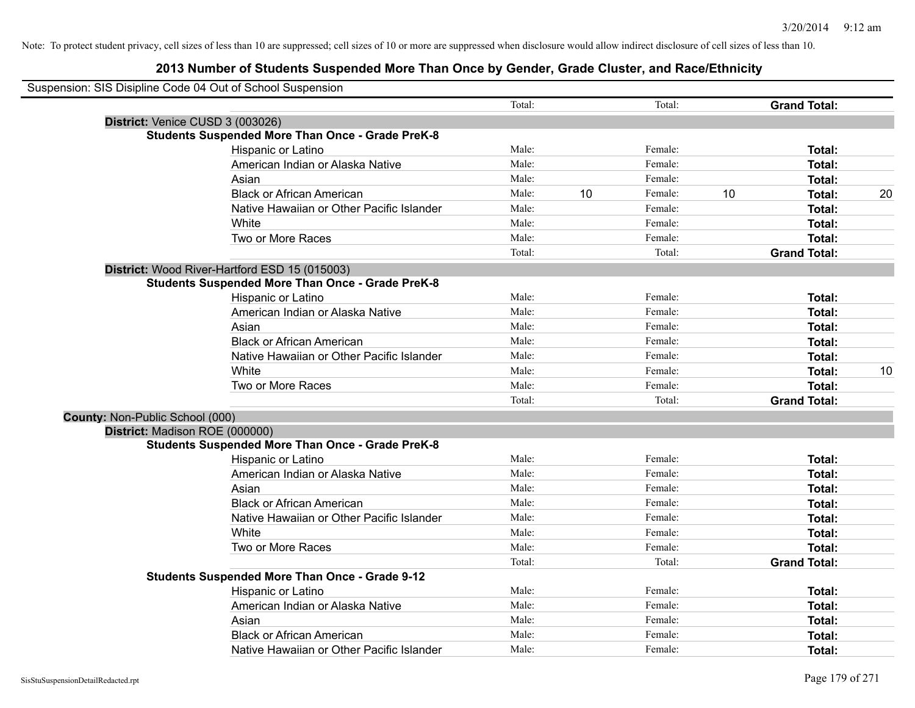Note: To protect student privacy, cell sizes of less than 10 are suppressed; cell sizes of 10 or more are suppressed when disclosure would allow indirect disclosure of cell sizes of less than 10.

# 2013 Number of Students Suspended More Than Once by Gender, Grade Cluster, and Race/Ethnicity

Suspension: SIS Disipline Code 04 Out of School Suspension

| | | | | | | |
|---|---|---|---|---|---|---|
| | Total: | | Total: | | **Grand Total:** | |
| **District:** Venice CUSD 3 (003026) | | | | | | |
| **Students Suspended More Than Once - Grade PreK-8** | | | | | | |
| Hispanic or Latino | Male: | | Female: | | **Total:** | |
| American Indian or Alaska Native | Male: | | Female: | | **Total:** | |
| Asian | Male: | | Female: | | **Total:** | |
| Black or African American | Male: | 10 | Female: | 10 | **Total:** | 20 |
| Native Hawaiian or Other Pacific Islander | Male: | | Female: | | **Total:** | |
| White | Male: | | Female: | | **Total:** | |
| Two or More Races | Male: | | Female: | | **Total:** | |
| | Total: | | Total: | | **Grand Total:** | |
| **District:** Wood River-Hartford ESD 15 (015003) | | | | | | |
| **Students Suspended More Than Once - Grade PreK-8** | | | | | | |
| Hispanic or Latino | Male: | | Female: | | **Total:** | |
| American Indian or Alaska Native | Male: | | Female: | | **Total:** | |
| Asian | Male: | | Female: | | **Total:** | |
| Black or African American | Male: | | Female: | | **Total:** | |
| Native Hawaiian or Other Pacific Islander | Male: | | Female: | | **Total:** | |
| White | Male: | | Female: | | **Total:** | 10 |
| Two or More Races | Male: | | Female: | | **Total:** | |
| | Total: | | Total: | | **Grand Total:** | |
| **County:** Non-Public School (000) | | | | | | |
| **District:** Madison ROE (000000) | | | | | | |
| **Students Suspended More Than Once - Grade PreK-8** | | | | | | |
| Hispanic or Latino | Male: | | Female: | | **Total:** | |
| American Indian or Alaska Native | Male: | | Female: | | **Total:** | |
| Asian | Male: | | Female: | | **Total:** | |
| Black or African American | Male: | | Female: | | **Total:** | |
| Native Hawaiian or Other Pacific Islander | Male: | | Female: | | **Total:** | |
| White | Male: | | Female: | | **Total:** | |
| Two or More Races | Male: | | Female: | | **Total:** | |
| | Total: | | Total: | | **Grand Total:** | |
| **Students Suspended More Than Once - Grade 9-12** | | | | | | |
| Hispanic or Latino | Male: | | Female: | | **Total:** | |
| American Indian or Alaska Native | Male: | | Female: | | **Total:** | |
| Asian | Male: | | Female: | | **Total:** | |
| Black or African American | Male: | | Female: | | **Total:** | |
| Native Hawaiian or Other Pacific Islander | Male: | | Female: | | **Total:** | |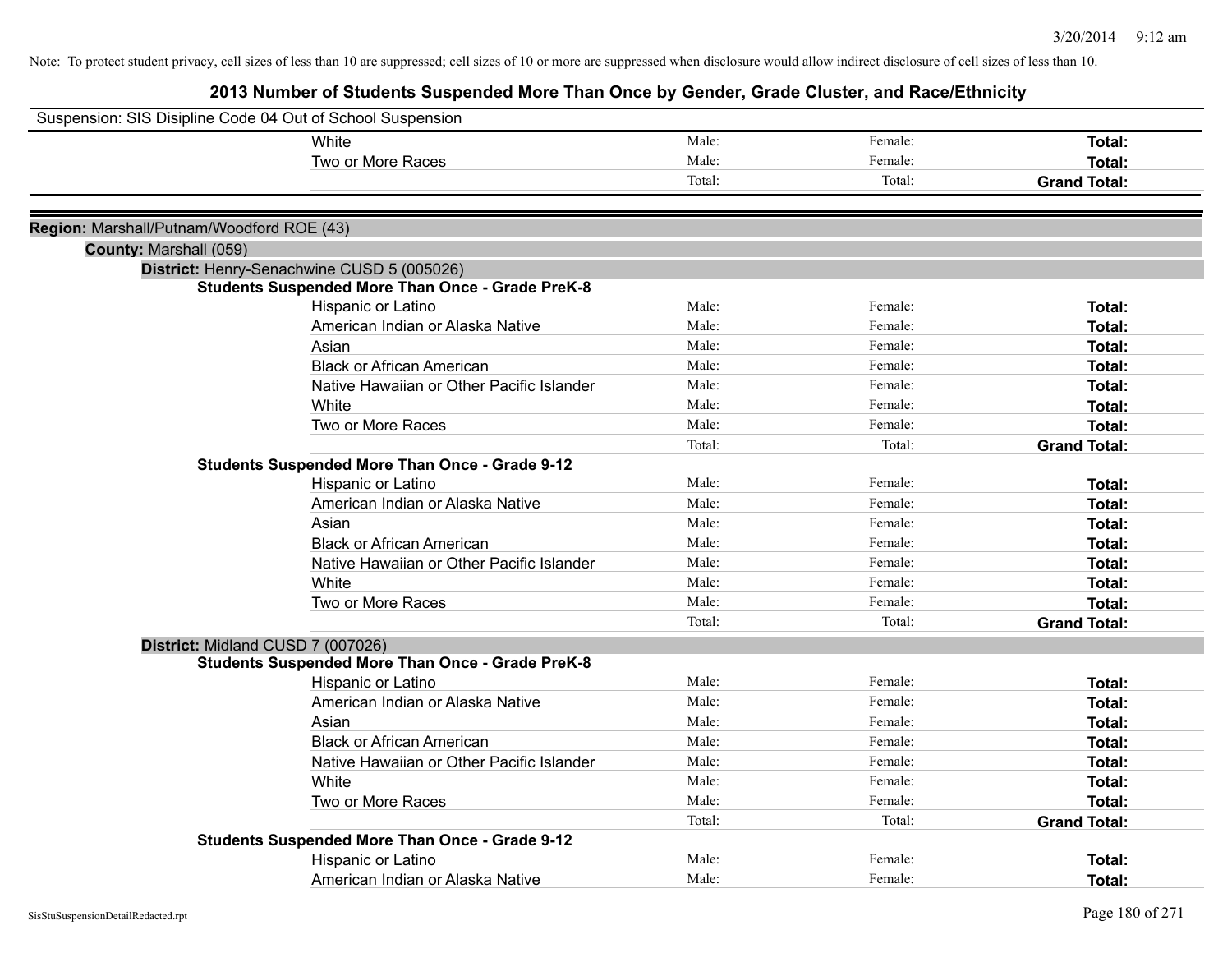Note: To protect student privacy, cell sizes of less than 10 are suppressed; cell sizes of 10 or more are suppressed when disclosure would allow indirect disclosure of cell sizes of less than 10.

# 2013 Number of Students Suspended More Than Once by Gender, Grade Cluster, and Race/Ethnicity

Suspension: SIS Disipline Code 04 Out of School Suspension

| | | | |
|---|---|---|---|
| White | Male: | Female: | **Total:** |
| Two or More Races | Male: | Female: | **Total:** |
| | Total: | Total: | **Grand Total:** |

**Region:** Marshall/Putnam/Woodford ROE (43)

**County:** Marshall (059)

**District:** Henry-Senachwine CUSD 5 (005026)

**Students Suspended More Than Once - Grade PreK-8**

| | | | |
|---|---|---|---|
| Hispanic or Latino | Male: | Female: | **Total:** |
| American Indian or Alaska Native | Male: | Female: | **Total:** |
| Asian | Male: | Female: | **Total:** |
| Black or African American | Male: | Female: | **Total:** |
| Native Hawaiian or Other Pacific Islander | Male: | Female: | **Total:** |
| White | Male: | Female: | **Total:** |
| Two or More Races | Male: | Female: | **Total:** |
| | Total: | Total: | **Grand Total:** |

**Students Suspended More Than Once - Grade 9-12**

| | | | |
|---|---|---|---|
| Hispanic or Latino | Male: | Female: | **Total:** |
| American Indian or Alaska Native | Male: | Female: | **Total:** |
| Asian | Male: | Female: | **Total:** |
| Black or African American | Male: | Female: | **Total:** |
| Native Hawaiian or Other Pacific Islander | Male: | Female: | **Total:** |
| White | Male: | Female: | **Total:** |
| Two or More Races | Male: | Female: | **Total:** |
| | Total: | Total: | **Grand Total:** |

**District:** Midland CUSD 7 (007026)

**Students Suspended More Than Once - Grade PreK-8**

| | | | |
|---|---|---|---|
| Hispanic or Latino | Male: | Female: | **Total:** |
| American Indian or Alaska Native | Male: | Female: | **Total:** |
| Asian | Male: | Female: | **Total:** |
| Black or African American | Male: | Female: | **Total:** |
| Native Hawaiian or Other Pacific Islander | Male: | Female: | **Total:** |
| White | Male: | Female: | **Total:** |
| Two or More Races | Male: | Female: | **Total:** |
| | Total: | Total: | **Grand Total:** |

**Students Suspended More Than Once - Grade 9-12**

| | | | |
|---|---|---|---|
| Hispanic or Latino | Male: | Female: | **Total:** |
| American Indian or Alaska Native | Male: | Female: | **Total:** |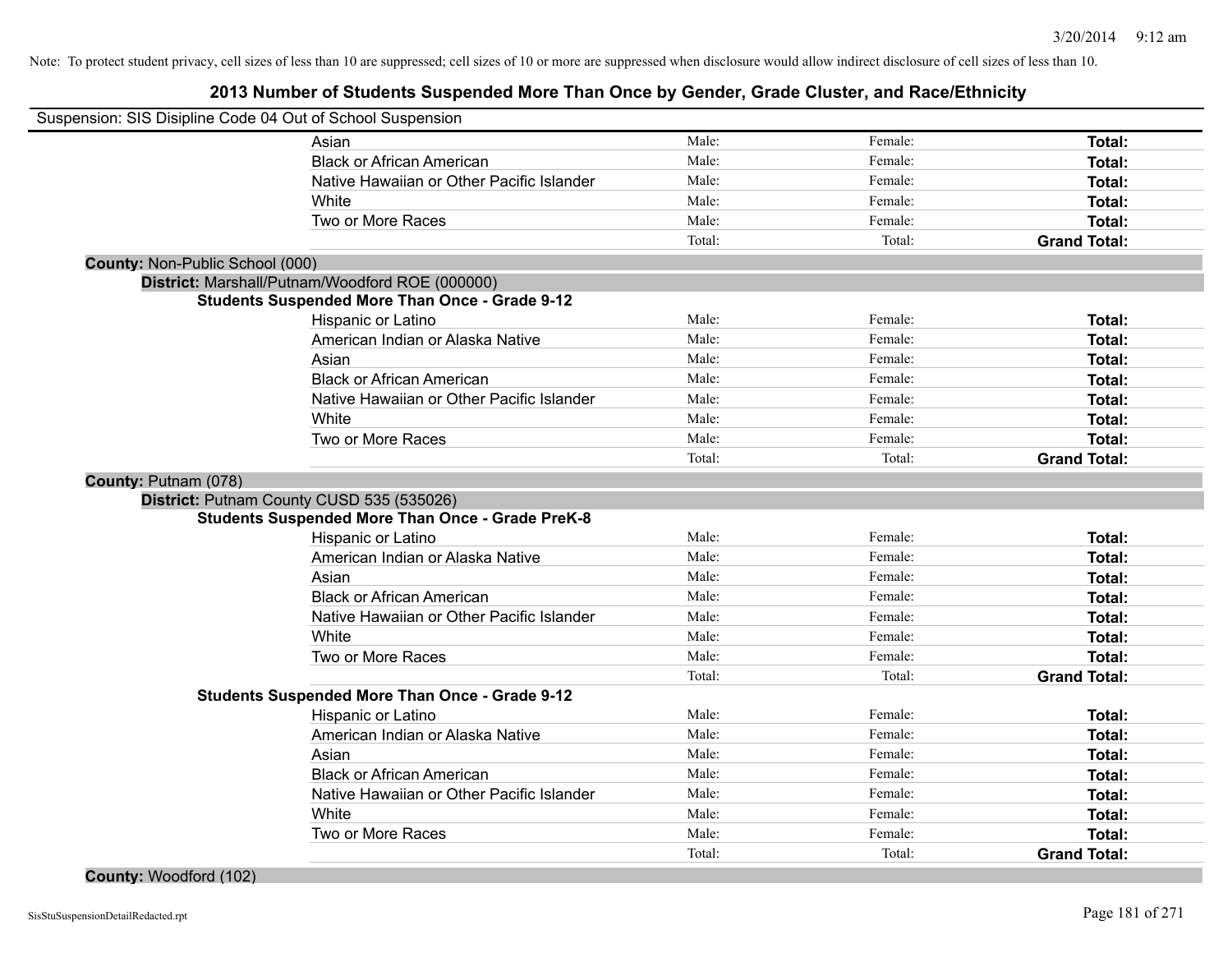Note: To protect student privacy, cell sizes of less than 10 are suppressed; cell sizes of 10 or more are suppressed when disclosure would allow indirect disclosure of cell sizes of less than 10.

# 2013 Number of Students Suspended More Than Once by Gender, Grade Cluster, and Race/Ethnicity

Suspension: SIS Disipline Code 04 Out of School Suspension

| | Male | Female | Total |
|---|---|---|---|
| Asian | Male: | Female: | **Total:** |
| Black or African American | Male: | Female: | **Total:** |
| Native Hawaiian or Other Pacific Islander | Male: | Female: | **Total:** |
| White | Male: | Female: | **Total:** |
| Two or More Races | Male: | Female: | **Total:** |
| | Total: | Total: | **Grand Total:** |

**County:** Non-Public School (000)

**District:** Marshall/Putnam/Woodford ROE (000000)

**Students Suspended More Than Once - Grade 9-12**

| | Male | Female | Total |
|---|---|---|---|
| Hispanic or Latino | Male: | Female: | **Total:** |
| American Indian or Alaska Native | Male: | Female: | **Total:** |
| Asian | Male: | Female: | **Total:** |
| Black or African American | Male: | Female: | **Total:** |
| Native Hawaiian or Other Pacific Islander | Male: | Female: | **Total:** |
| White | Male: | Female: | **Total:** |
| Two or More Races | Male: | Female: | **Total:** |
| | Total: | Total: | **Grand Total:** |

**County:** Putnam (078)

**District:** Putnam County CUSD 535 (535026)

**Students Suspended More Than Once - Grade PreK-8**

| | Male | Female | Total |
|---|---|---|---|
| Hispanic or Latino | Male: | Female: | **Total:** |
| American Indian or Alaska Native | Male: | Female: | **Total:** |
| Asian | Male: | Female: | **Total:** |
| Black or African American | Male: | Female: | **Total:** |
| Native Hawaiian or Other Pacific Islander | Male: | Female: | **Total:** |
| White | Male: | Female: | **Total:** |
| Two or More Races | Male: | Female: | **Total:** |
| | Total: | Total: | **Grand Total:** |

**Students Suspended More Than Once - Grade 9-12**

| | Male | Female | Total |
|---|---|---|---|
| Hispanic or Latino | Male: | Female: | **Total:** |
| American Indian or Alaska Native | Male: | Female: | **Total:** |
| Asian | Male: | Female: | **Total:** |
| Black or African American | Male: | Female: | **Total:** |
| Native Hawaiian or Other Pacific Islander | Male: | Female: | **Total:** |
| White | Male: | Female: | **Total:** |
| Two or More Races | Male: | Female: | **Total:** |
| | Total: | Total: | **Grand Total:** |

**County:** Woodford (102)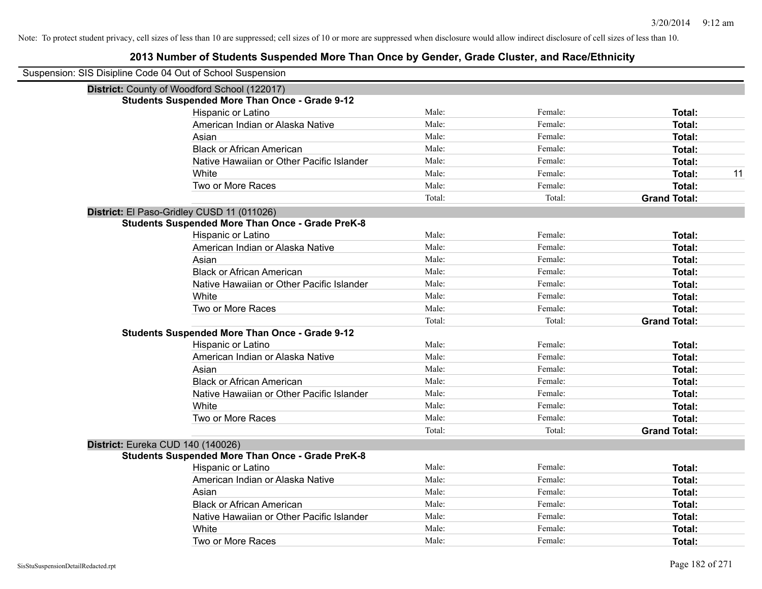Note: To protect student privacy, cell sizes of less than 10 are suppressed; cell sizes of 10 or more are suppressed when disclosure would allow indirect disclosure of cell sizes of less than 10.

# 2013 Number of Students Suspended More Than Once by Gender, Grade Cluster, and Race/Ethnicity

Suspension: SIS Disipline Code 04 Out of School Suspension

## District: County of Woodford School (122017)

### Students Suspended More Than Once - Grade 9-12

| | | | | |
|---|---|---|---|---|
| Hispanic or Latino | Male: | Female: | **Total:** | |
| American Indian or Alaska Native | Male: | Female: | **Total:** | |
| Asian | Male: | Female: | **Total:** | |
| Black or African American | Male: | Female: | **Total:** | |
| Native Hawaiian or Other Pacific Islander | Male: | Female: | **Total:** | |
| White | Male: | Female: | **Total:** | 11 |
| Two or More Races | Male: | Female: | **Total:** | |
| | Total: | Total: | **Grand Total:** | |

## District: El Paso-Gridley CUSD 11 (011026)

### Students Suspended More Than Once - Grade PreK-8

| | | | | |
|---|---|---|---|---|
| Hispanic or Latino | Male: | Female: | **Total:** | |
| American Indian or Alaska Native | Male: | Female: | **Total:** | |
| Asian | Male: | Female: | **Total:** | |
| Black or African American | Male: | Female: | **Total:** | |
| Native Hawaiian or Other Pacific Islander | Male: | Female: | **Total:** | |
| White | Male: | Female: | **Total:** | |
| Two or More Races | Male: | Female: | **Total:** | |
| | Total: | Total: | **Grand Total:** | |

### Students Suspended More Than Once - Grade 9-12

| | | | | |
|---|---|---|---|---|
| Hispanic or Latino | Male: | Female: | **Total:** | |
| American Indian or Alaska Native | Male: | Female: | **Total:** | |
| Asian | Male: | Female: | **Total:** | |
| Black or African American | Male: | Female: | **Total:** | |
| Native Hawaiian or Other Pacific Islander | Male: | Female: | **Total:** | |
| White | Male: | Female: | **Total:** | |
| Two or More Races | Male: | Female: | **Total:** | |
| | Total: | Total: | **Grand Total:** | |

## District: Eureka CUD 140 (140026)

### Students Suspended More Than Once - Grade PreK-8

| | | | | |
|---|---|---|---|---|
| Hispanic or Latino | Male: | Female: | **Total:** | |
| American Indian or Alaska Native | Male: | Female: | **Total:** | |
| Asian | Male: | Female: | **Total:** | |
| Black or African American | Male: | Female: | **Total:** | |
| Native Hawaiian or Other Pacific Islander | Male: | Female: | **Total:** | |
| White | Male: | Female: | **Total:** | |
| Two or More Races | Male: | Female: | **Total:** | |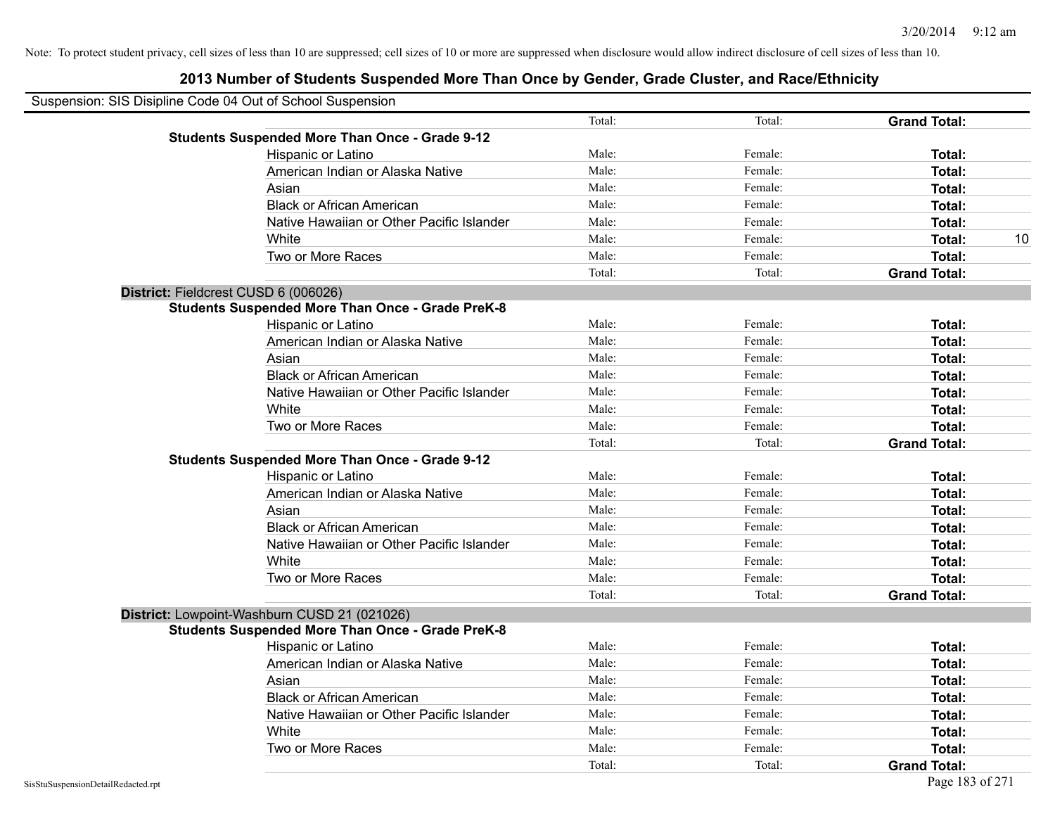Note: To protect student privacy, cell sizes of less than 10 are suppressed; cell sizes of 10 or more are suppressed when disclosure would allow indirect disclosure of cell sizes of less than 10.

## 2013 Number of Students Suspended More Than Once by Gender, Grade Cluster, and Race/Ethnicity

Suspension: SIS Disipline Code 04 Out of School Suspension

| | | | | |
|---|---|---|---|---|
| | Total: | Total: | **Grand Total:** | |
| **Students Suspended More Than Once - Grade 9-12** | | | | |
| Hispanic or Latino | Male: | Female: | **Total:** | |
| American Indian or Alaska Native | Male: | Female: | **Total:** | |
| Asian | Male: | Female: | **Total:** | |
| Black or African American | Male: | Female: | **Total:** | |
| Native Hawaiian or Other Pacific Islander | Male: | Female: | **Total:** | |
| White | Male: | Female: | **Total:** | 10 |
| Two or More Races | Male: | Female: | **Total:** | |
| | Total: | Total: | **Grand Total:** | |

**District:** Fieldcrest CUSD 6 (006026)

| | | | | |
|---|---|---|---|---|
| **Students Suspended More Than Once - Grade PreK-8** | | | | |
| Hispanic or Latino | Male: | Female: | **Total:** | |
| American Indian or Alaska Native | Male: | Female: | **Total:** | |
| Asian | Male: | Female: | **Total:** | |
| Black or African American | Male: | Female: | **Total:** | |
| Native Hawaiian or Other Pacific Islander | Male: | Female: | **Total:** | |
| White | Male: | Female: | **Total:** | |
| Two or More Races | Male: | Female: | **Total:** | |
| | Total: | Total: | **Grand Total:** | |
| **Students Suspended More Than Once - Grade 9-12** | | | | |
| Hispanic or Latino | Male: | Female: | **Total:** | |
| American Indian or Alaska Native | Male: | Female: | **Total:** | |
| Asian | Male: | Female: | **Total:** | |
| Black or African American | Male: | Female: | **Total:** | |
| Native Hawaiian or Other Pacific Islander | Male: | Female: | **Total:** | |
| White | Male: | Female: | **Total:** | |
| Two or More Races | Male: | Female: | **Total:** | |
| | Total: | Total: | **Grand Total:** | |

**District:** Lowpoint-Washburn CUSD 21 (021026)

| | | | | |
|---|---|---|---|---|
| **Students Suspended More Than Once - Grade PreK-8** | | | | |
| Hispanic or Latino | Male: | Female: | **Total:** | |
| American Indian or Alaska Native | Male: | Female: | **Total:** | |
| Asian | Male: | Female: | **Total:** | |
| Black or African American | Male: | Female: | **Total:** | |
| Native Hawaiian or Other Pacific Islander | Male: | Female: | **Total:** | |
| White | Male: | Female: | **Total:** | |
| Two or More Races | Male: | Female: | **Total:** | |
| | Total: | Total: | **Grand Total:** | |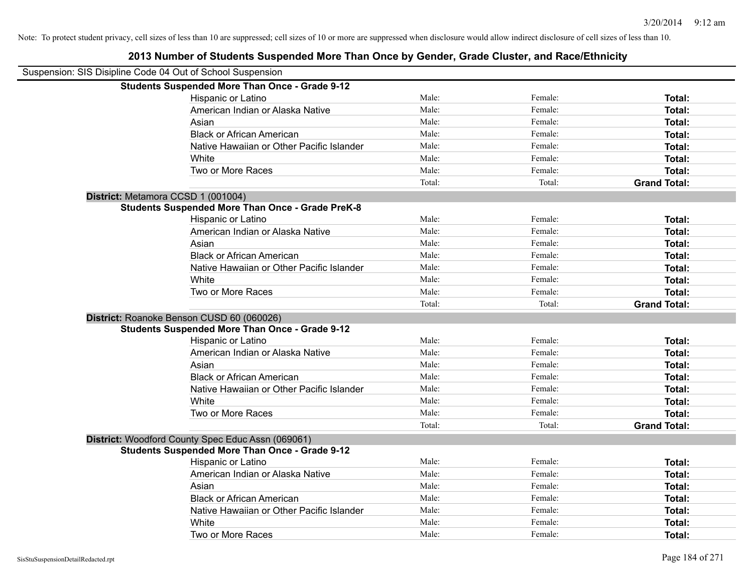Note: To protect student privacy, cell sizes of less than 10 are suppressed; cell sizes of 10 or more are suppressed when disclosure would allow indirect disclosure of cell sizes of less than 10.

# 2013 Number of Students Suspended More Than Once by Gender, Grade Cluster, and Race/Ethnicity

Suspension: SIS Disipline Code 04 Out of School Suspension

**Students Suspended More Than Once - Grade 9-12**

| | | | |
|---|---|---|---|
| Hispanic or Latino | Male: | Female: | **Total:** |
| American Indian or Alaska Native | Male: | Female: | **Total:** |
| Asian | Male: | Female: | **Total:** |
| Black or African American | Male: | Female: | **Total:** |
| Native Hawaiian or Other Pacific Islander | Male: | Female: | **Total:** |
| White | Male: | Female: | **Total:** |
| Two or More Races | Male: | Female: | **Total:** |
| | Total: | Total: | **Grand Total:** |

**District:** Metamora CCSD 1 (001004)

**Students Suspended More Than Once - Grade PreK-8**

| | | | |
|---|---|---|---|
| Hispanic or Latino | Male: | Female: | **Total:** |
| American Indian or Alaska Native | Male: | Female: | **Total:** |
| Asian | Male: | Female: | **Total:** |
| Black or African American | Male: | Female: | **Total:** |
| Native Hawaiian or Other Pacific Islander | Male: | Female: | **Total:** |
| White | Male: | Female: | **Total:** |
| Two or More Races | Male: | Female: | **Total:** |
| | Total: | Total: | **Grand Total:** |

**District:** Roanoke Benson CUSD 60 (060026)

**Students Suspended More Than Once - Grade 9-12**

| | | | |
|---|---|---|---|
| Hispanic or Latino | Male: | Female: | **Total:** |
| American Indian or Alaska Native | Male: | Female: | **Total:** |
| Asian | Male: | Female: | **Total:** |
| Black or African American | Male: | Female: | **Total:** |
| Native Hawaiian or Other Pacific Islander | Male: | Female: | **Total:** |
| White | Male: | Female: | **Total:** |
| Two or More Races | Male: | Female: | **Total:** |
| | Total: | Total: | **Grand Total:** |

**District:** Woodford County Spec Educ Assn (069061)

**Students Suspended More Than Once - Grade 9-12**

| | | | |
|---|---|---|---|
| Hispanic or Latino | Male: | Female: | **Total:** |
| American Indian or Alaska Native | Male: | Female: | **Total:** |
| Asian | Male: | Female: | **Total:** |
| Black or African American | Male: | Female: | **Total:** |
| Native Hawaiian or Other Pacific Islander | Male: | Female: | **Total:** |
| White | Male: | Female: | **Total:** |
| Two or More Races | Male: | Female: | **Total:** |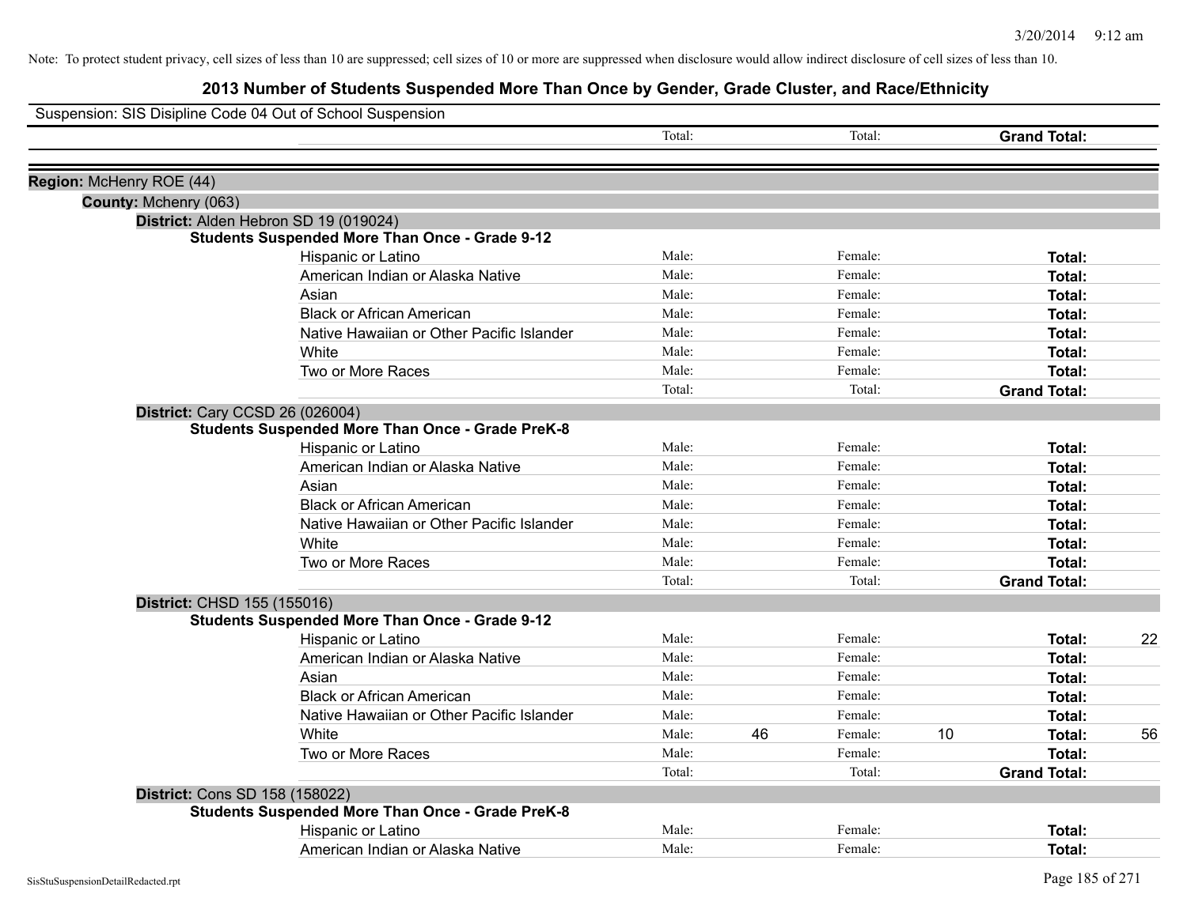Note: To protect student privacy, cell sizes of less than 10 are suppressed; cell sizes of 10 or more are suppressed when disclosure would allow indirect disclosure of cell sizes of less than 10.

## 2013 Number of Students Suspended More Than Once by Gender, Grade Cluster, and Race/Ethnicity

Suspension: SIS Disipline Code 04 Out of School Suspension

| | | | | | | | |
|---|---|---|---|---|---|---|---|
| | Total: | | Total: | | **Grand Total:** | |

**Region:** McHenry ROE (44)

**County:** Mchenry (063)

**District:** Alden Hebron SD 19 (019024)

**Students Suspended More Than Once - Grade 9-12**

| | | | | | | |
|---|---|---|---|---|---|---|
| Hispanic or Latino | Male: | | Female: | | **Total:** | |
| American Indian or Alaska Native | Male: | | Female: | | **Total:** | |
| Asian | Male: | | Female: | | **Total:** | |
| Black or African American | Male: | | Female: | | **Total:** | |
| Native Hawaiian or Other Pacific Islander | Male: | | Female: | | **Total:** | |
| White | Male: | | Female: | | **Total:** | |
| Two or More Races | Male: | | Female: | | **Total:** | |
| | Total: | | Total: | | **Grand Total:** | |

**District:** Cary CCSD 26 (026004)

**Students Suspended More Than Once - Grade PreK-8**

| | | | | | | |
|---|---|---|---|---|---|---|
| Hispanic or Latino | Male: | | Female: | | **Total:** | |
| American Indian or Alaska Native | Male: | | Female: | | **Total:** | |
| Asian | Male: | | Female: | | **Total:** | |
| Black or African American | Male: | | Female: | | **Total:** | |
| Native Hawaiian or Other Pacific Islander | Male: | | Female: | | **Total:** | |
| White | Male: | | Female: | | **Total:** | |
| Two or More Races | Male: | | Female: | | **Total:** | |
| | Total: | | Total: | | **Grand Total:** | |

**District:** CHSD 155 (155016)

**Students Suspended More Than Once - Grade 9-12**

| | | | | | | |
|---|---|---|---|---|---|---|
| Hispanic or Latino | Male: | | Female: | | **Total:** | 22 |
| American Indian or Alaska Native | Male: | | Female: | | **Total:** | |
| Asian | Male: | | Female: | | **Total:** | |
| Black or African American | Male: | | Female: | | **Total:** | |
| Native Hawaiian or Other Pacific Islander | Male: | | Female: | | **Total:** | |
| White | Male: | 46 | Female: | 10 | **Total:** | 56 |
| Two or More Races | Male: | | Female: | | **Total:** | |
| | Total: | | Total: | | **Grand Total:** | |

**District:** Cons SD 158 (158022)

**Students Suspended More Than Once - Grade PreK-8**

| | | | | | | |
|---|---|---|---|---|---|---|
| Hispanic or Latino | Male: | | Female: | | **Total:** | |
| American Indian or Alaska Native | Male: | | Female: | | **Total:** | |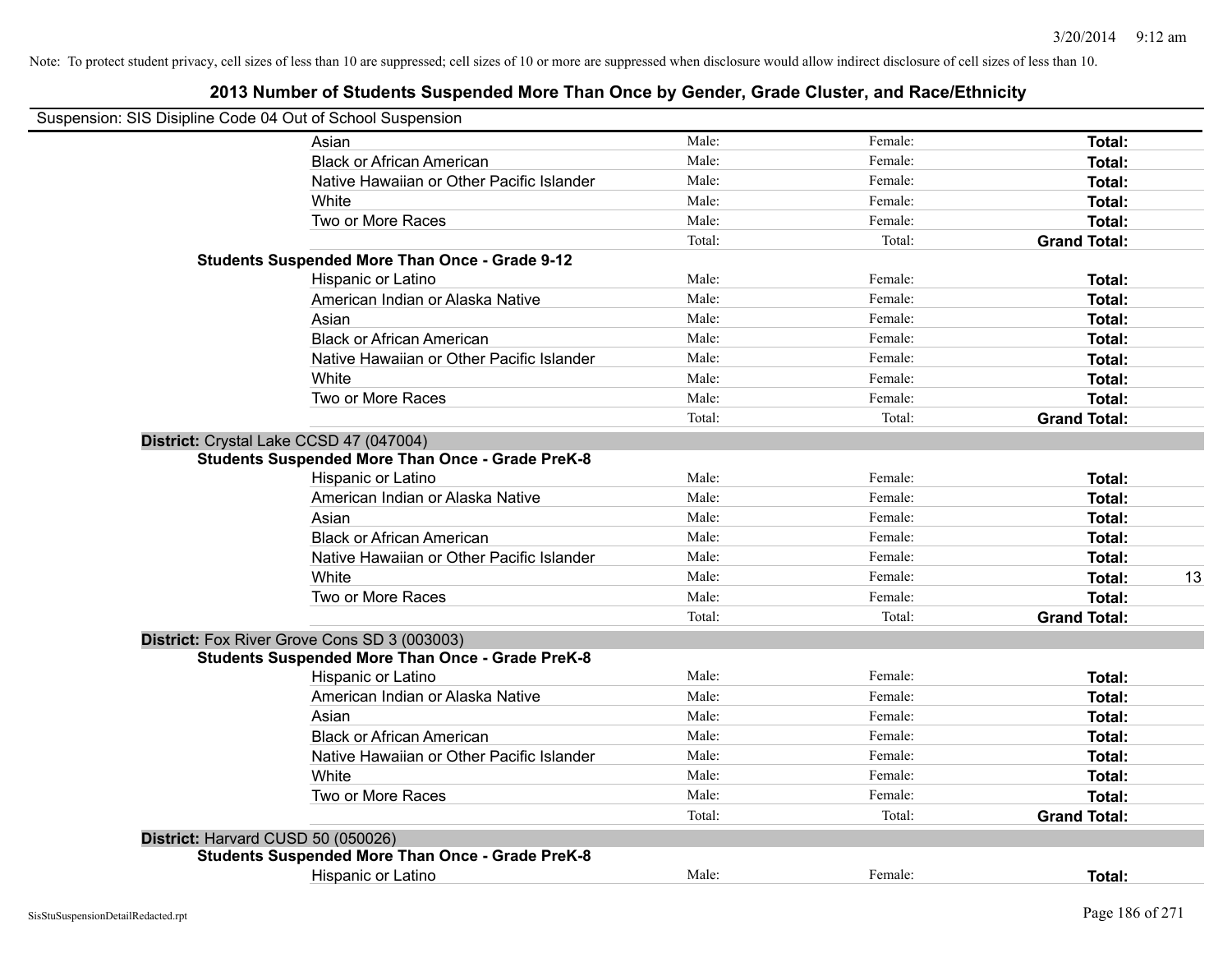Note: To protect student privacy, cell sizes of less than 10 are suppressed; cell sizes of 10 or more are suppressed when disclosure would allow indirect disclosure of cell sizes of less than 10.

# 2013 Number of Students Suspended More Than Once by Gender, Grade Cluster, and Race/Ethnicity

Suspension: SIS Disipline Code 04 Out of School Suspension

| | | | | |
|---|---|---|---|---|
| Asian | Male: | Female: | **Total:** | |
| Black or African American | Male: | Female: | **Total:** | |
| Native Hawaiian or Other Pacific Islander | Male: | Female: | **Total:** | |
| White | Male: | Female: | **Total:** | |
| Two or More Races | Male: | Female: | **Total:** | |
| | Total: | Total: | **Grand Total:** | |

**Students Suspended More Than Once - Grade 9-12**

| | | | | |
|---|---|---|---|---|
| Hispanic or Latino | Male: | Female: | **Total:** | |
| American Indian or Alaska Native | Male: | Female: | **Total:** | |
| Asian | Male: | Female: | **Total:** | |
| Black or African American | Male: | Female: | **Total:** | |
| Native Hawaiian or Other Pacific Islander | Male: | Female: | **Total:** | |
| White | Male: | Female: | **Total:** | |
| Two or More Races | Male: | Female: | **Total:** | |
| | Total: | Total: | **Grand Total:** | |

**District:** Crystal Lake CCSD 47 (047004)

**Students Suspended More Than Once - Grade PreK-8**

| | | | | |
|---|---|---|---|---|
| Hispanic or Latino | Male: | Female: | **Total:** | |
| American Indian or Alaska Native | Male: | Female: | **Total:** | |
| Asian | Male: | Female: | **Total:** | |
| Black or African American | Male: | Female: | **Total:** | |
| Native Hawaiian or Other Pacific Islander | Male: | Female: | **Total:** | |
| White | Male: | Female: | **Total:** | 13 |
| Two or More Races | Male: | Female: | **Total:** | |
| | Total: | Total: | **Grand Total:** | |

**District:** Fox River Grove Cons SD 3 (003003)

**Students Suspended More Than Once - Grade PreK-8**

| | | | | |
|---|---|---|---|---|
| Hispanic or Latino | Male: | Female: | **Total:** | |
| American Indian or Alaska Native | Male: | Female: | **Total:** | |
| Asian | Male: | Female: | **Total:** | |
| Black or African American | Male: | Female: | **Total:** | |
| Native Hawaiian or Other Pacific Islander | Male: | Female: | **Total:** | |
| White | Male: | Female: | **Total:** | |
| Two or More Races | Male: | Female: | **Total:** | |
| | Total: | Total: | **Grand Total:** | |

**District:** Harvard CUSD 50 (050026)

**Students Suspended More Than Once - Grade PreK-8**

| | | | | |
|---|---|---|---|---|
| Hispanic or Latino | Male: | Female: | **Total:** | |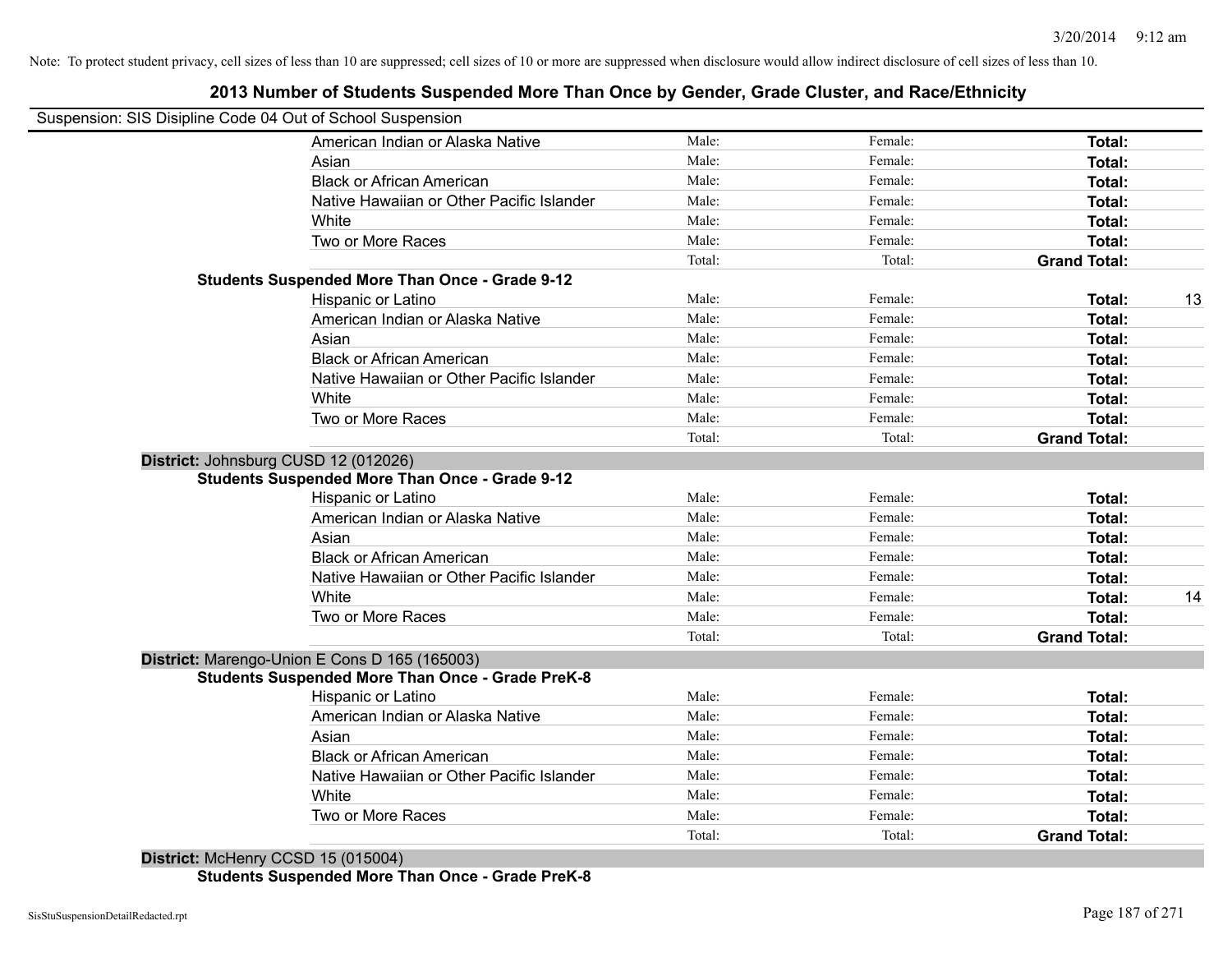Note: To protect student privacy, cell sizes of less than 10 are suppressed; cell sizes of 10 or more are suppressed when disclosure would allow indirect disclosure of cell sizes of less than 10.

# 2013 Number of Students Suspended More Than Once by Gender, Grade Cluster, and Race/Ethnicity

Suspension: SIS Disipline Code 04 Out of School Suspension

| | | | | |
|---|---|---|---|---|
| American Indian or Alaska Native | Male: | Female: | **Total:** | |
| Asian | Male: | Female: | **Total:** | |
| Black or African American | Male: | Female: | **Total:** | |
| Native Hawaiian or Other Pacific Islander | Male: | Female: | **Total:** | |
| White | Male: | Female: | **Total:** | |
| Two or More Races | Male: | Female: | **Total:** | |
| | Total: | Total: | **Grand Total:** | |

**Students Suspended More Than Once - Grade 9-12**

| | | | | |
|---|---|---|---|---|
| Hispanic or Latino | Male: | Female: | **Total:** | 13 |
| American Indian or Alaska Native | Male: | Female: | **Total:** | |
| Asian | Male: | Female: | **Total:** | |
| Black or African American | Male: | Female: | **Total:** | |
| Native Hawaiian or Other Pacific Islander | Male: | Female: | **Total:** | |
| White | Male: | Female: | **Total:** | |
| Two or More Races | Male: | Female: | **Total:** | |
| | Total: | Total: | **Grand Total:** | |

**District:** Johnsburg CUSD 12 (012026)

**Students Suspended More Than Once - Grade 9-12**

| | | | | |
|---|---|---|---|---|
| Hispanic or Latino | Male: | Female: | **Total:** | |
| American Indian or Alaska Native | Male: | Female: | **Total:** | |
| Asian | Male: | Female: | **Total:** | |
| Black or African American | Male: | Female: | **Total:** | |
| Native Hawaiian or Other Pacific Islander | Male: | Female: | **Total:** | |
| White | Male: | Female: | **Total:** | 14 |
| Two or More Races | Male: | Female: | **Total:** | |
| | Total: | Total: | **Grand Total:** | |

**District:** Marengo-Union E Cons D 165 (165003)

**Students Suspended More Than Once - Grade PreK-8**

| | | | | |
|---|---|---|---|---|
| Hispanic or Latino | Male: | Female: | **Total:** | |
| American Indian or Alaska Native | Male: | Female: | **Total:** | |
| Asian | Male: | Female: | **Total:** | |
| Black or African American | Male: | Female: | **Total:** | |
| Native Hawaiian or Other Pacific Islander | Male: | Female: | **Total:** | |
| White | Male: | Female: | **Total:** | |
| Two or More Races | Male: | Female: | **Total:** | |
| | Total: | Total: | **Grand Total:** | |

**District:** McHenry CCSD 15 (015004)

**Students Suspended More Than Once - Grade PreK-8**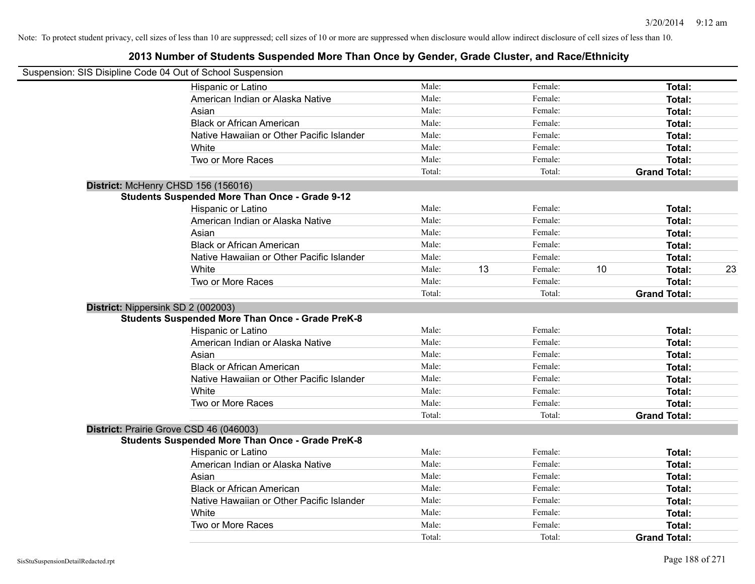Note: To protect student privacy, cell sizes of less than 10 are suppressed; cell sizes of 10 or more are suppressed when disclosure would allow indirect disclosure of cell sizes of less than 10.

# 2013 Number of Students Suspended More Than Once by Gender, Grade Cluster, and Race/Ethnicity

Suspension: SIS Disipline Code 04 Out of School Suspension

| | Male: | | Female: | | | |
|---|---|---|---|---|---|---|
| Hispanic or Latino | Male: | | Female: | | **Total:** | |
| American Indian or Alaska Native | Male: | | Female: | | **Total:** | |
| Asian | Male: | | Female: | | **Total:** | |
| Black or African American | Male: | | Female: | | **Total:** | |
| Native Hawaiian or Other Pacific Islander | Male: | | Female: | | **Total:** | |
| White | Male: | | Female: | | **Total:** | |
| Two or More Races | Male: | | Female: | | **Total:** | |
| | Total: | | Total: | | **Grand Total:** | |

**District:** McHenry CHSD 156 (156016)

**Students Suspended More Than Once - Grade 9-12**

| | | | | | | |
|---|---|---|---|---|---|---|
| Hispanic or Latino | Male: | | Female: | | **Total:** | |
| American Indian or Alaska Native | Male: | | Female: | | **Total:** | |
| Asian | Male: | | Female: | | **Total:** | |
| Black or African American | Male: | | Female: | | **Total:** | |
| Native Hawaiian or Other Pacific Islander | Male: | | Female: | | **Total:** | |
| White | Male: | 13 | Female: | 10 | **Total:** | 23 |
| Two or More Races | Male: | | Female: | | **Total:** | |
| | Total: | | Total: | | **Grand Total:** | |

**District:** Nippersink SD 2 (002003)

**Students Suspended More Than Once - Grade PreK-8**

| | | | | | | |
|---|---|---|---|---|---|---|
| Hispanic or Latino | Male: | | Female: | | **Total:** | |
| American Indian or Alaska Native | Male: | | Female: | | **Total:** | |
| Asian | Male: | | Female: | | **Total:** | |
| Black or African American | Male: | | Female: | | **Total:** | |
| Native Hawaiian or Other Pacific Islander | Male: | | Female: | | **Total:** | |
| White | Male: | | Female: | | **Total:** | |
| Two or More Races | Male: | | Female: | | **Total:** | |
| | Total: | | Total: | | **Grand Total:** | |

**District:** Prairie Grove CSD 46 (046003)

**Students Suspended More Than Once - Grade PreK-8**

| | | | | | | |
|---|---|---|---|---|---|---|
| Hispanic or Latino | Male: | | Female: | | **Total:** | |
| American Indian or Alaska Native | Male: | | Female: | | **Total:** | |
| Asian | Male: | | Female: | | **Total:** | |
| Black or African American | Male: | | Female: | | **Total:** | |
| Native Hawaiian or Other Pacific Islander | Male: | | Female: | | **Total:** | |
| White | Male: | | Female: | | **Total:** | |
| Two or More Races | Male: | | Female: | | **Total:** | |
| | Total: | | Total: | | **Grand Total:** | |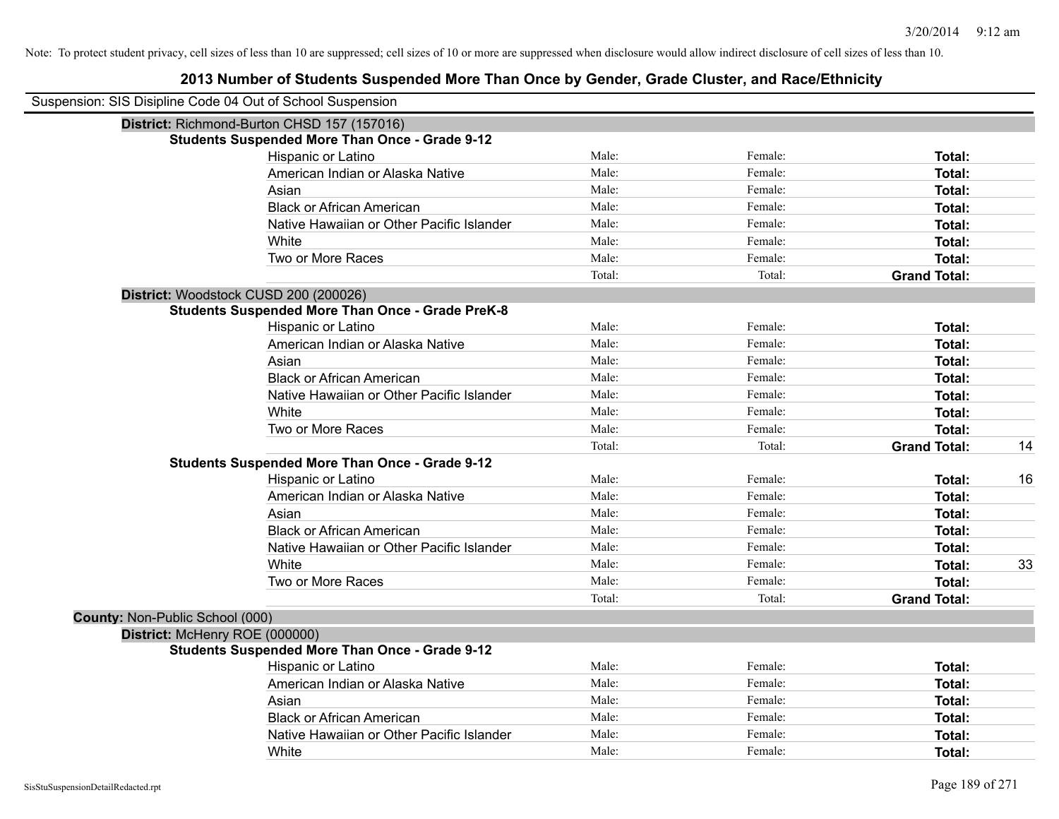Note: To protect student privacy, cell sizes of less than 10 are suppressed; cell sizes of 10 or more are suppressed when disclosure would allow indirect disclosure of cell sizes of less than 10.

# 2013 Number of Students Suspended More Than Once by Gender, Grade Cluster, and Race/Ethnicity

Suspension: SIS Disipline Code 04 Out of School Suspension

**District:** Richmond-Burton CHSD 157 (157016)

**Students Suspended More Than Once - Grade 9-12**

| | | | | |
|---|---|---|---|---|
| Hispanic or Latino | Male: | Female: | **Total:** | |
| American Indian or Alaska Native | Male: | Female: | **Total:** | |
| Asian | Male: | Female: | **Total:** | |
| Black or African American | Male: | Female: | **Total:** | |
| Native Hawaiian or Other Pacific Islander | Male: | Female: | **Total:** | |
| White | Male: | Female: | **Total:** | |
| Two or More Races | Male: | Female: | **Total:** | |
| | Total: | Total: | **Grand Total:** | |

**District:** Woodstock CUSD 200 (200026)

**Students Suspended More Than Once - Grade PreK-8**

| | | | | |
|---|---|---|---|---|
| Hispanic or Latino | Male: | Female: | **Total:** | |
| American Indian or Alaska Native | Male: | Female: | **Total:** | |
| Asian | Male: | Female: | **Total:** | |
| Black or African American | Male: | Female: | **Total:** | |
| Native Hawaiian or Other Pacific Islander | Male: | Female: | **Total:** | |
| White | Male: | Female: | **Total:** | |
| Two or More Races | Male: | Female: | **Total:** | |
| | Total: | Total: | **Grand Total:** | 14 |

**Students Suspended More Than Once - Grade 9-12**

| | | | | |
|---|---|---|---|---|
| Hispanic or Latino | Male: | Female: | **Total:** | 16 |
| American Indian or Alaska Native | Male: | Female: | **Total:** | |
| Asian | Male: | Female: | **Total:** | |
| Black or African American | Male: | Female: | **Total:** | |
| Native Hawaiian or Other Pacific Islander | Male: | Female: | **Total:** | |
| White | Male: | Female: | **Total:** | 33 |
| Two or More Races | Male: | Female: | **Total:** | |
| | Total: | Total: | **Grand Total:** | |

**County:** Non-Public School (000)

**District:** McHenry ROE (000000)

**Students Suspended More Than Once - Grade 9-12**

| | | | | |
|---|---|---|---|---|
| Hispanic or Latino | Male: | Female: | **Total:** | |
| American Indian or Alaska Native | Male: | Female: | **Total:** | |
| Asian | Male: | Female: | **Total:** | |
| Black or African American | Male: | Female: | **Total:** | |
| Native Hawaiian or Other Pacific Islander | Male: | Female: | **Total:** | |
| White | Male: | Female: | **Total:** | |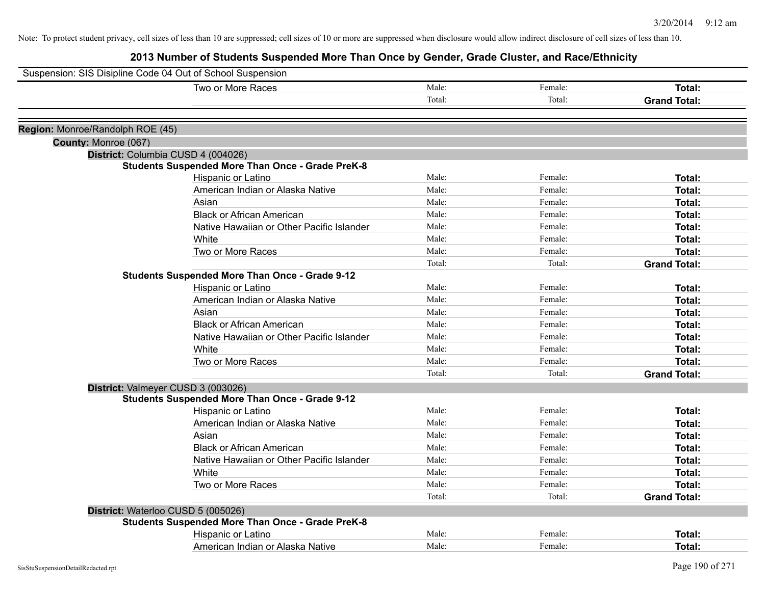Note: To protect student privacy, cell sizes of less than 10 are suppressed; cell sizes of 10 or more are suppressed when disclosure would allow indirect disclosure of cell sizes of less than 10.

# 2013 Number of Students Suspended More Than Once by Gender, Grade Cluster, and Race/Ethnicity

Suspension: SIS Disipline Code 04 Out of School Suspension

| | | | |
|---|---|---|---|
| Two or More Races | Male: | Female: | **Total:** |
| | Total: | Total: | **Grand Total:** |

**Region:** Monroe/Randolph ROE (45)

**County:** Monroe (067)

**District:** Columbia CUSD 4 (004026)

**Students Suspended More Than Once - Grade PreK-8**

| | | | |
|---|---|---|---|
| Hispanic or Latino | Male: | Female: | **Total:** |
| American Indian or Alaska Native | Male: | Female: | **Total:** |
| Asian | Male: | Female: | **Total:** |
| Black or African American | Male: | Female: | **Total:** |
| Native Hawaiian or Other Pacific Islander | Male: | Female: | **Total:** |
| White | Male: | Female: | **Total:** |
| Two or More Races | Male: | Female: | **Total:** |
| | Total: | Total: | **Grand Total:** |

**Students Suspended More Than Once - Grade 9-12**

| | | | |
|---|---|---|---|
| Hispanic or Latino | Male: | Female: | **Total:** |
| American Indian or Alaska Native | Male: | Female: | **Total:** |
| Asian | Male: | Female: | **Total:** |
| Black or African American | Male: | Female: | **Total:** |
| Native Hawaiian or Other Pacific Islander | Male: | Female: | **Total:** |
| White | Male: | Female: | **Total:** |
| Two or More Races | Male: | Female: | **Total:** |
| | Total: | Total: | **Grand Total:** |

**District:** Valmeyer CUSD 3 (003026)

**Students Suspended More Than Once - Grade 9-12**

| | | | |
|---|---|---|---|
| Hispanic or Latino | Male: | Female: | **Total:** |
| American Indian or Alaska Native | Male: | Female: | **Total:** |
| Asian | Male: | Female: | **Total:** |
| Black or African American | Male: | Female: | **Total:** |
| Native Hawaiian or Other Pacific Islander | Male: | Female: | **Total:** |
| White | Male: | Female: | **Total:** |
| Two or More Races | Male: | Female: | **Total:** |
| | Total: | Total: | **Grand Total:** |

**District:** Waterloo CUSD 5 (005026)

**Students Suspended More Than Once - Grade PreK-8**

| | | | |
|---|---|---|---|
| Hispanic or Latino | Male: | Female: | **Total:** |
| American Indian or Alaska Native | Male: | Female: | **Total:** |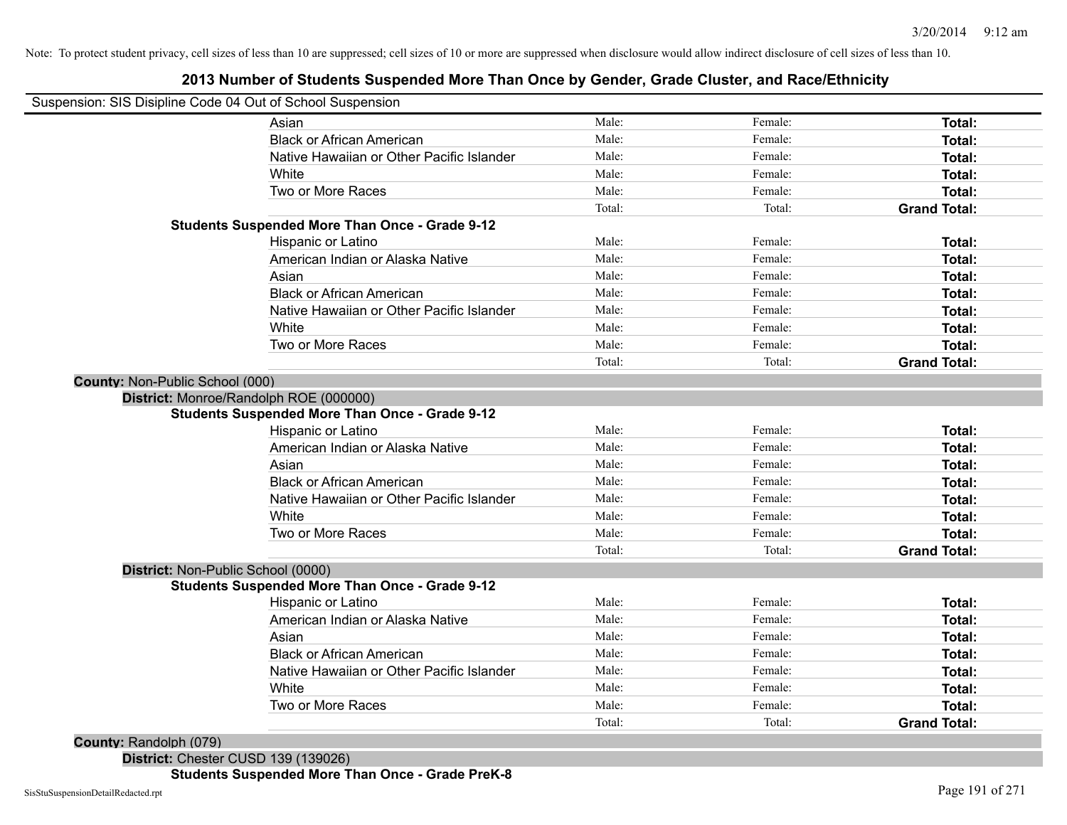Note: To protect student privacy, cell sizes of less than 10 are suppressed; cell sizes of 10 or more are suppressed when disclosure would allow indirect disclosure of cell sizes of less than 10.

## 2013 Number of Students Suspended More Than Once by Gender, Grade Cluster, and Race/Ethnicity

Suspension: SIS Disipline Code 04 Out of School Suspension

| | | | |
|---|---|---|---|
| Asian | Male: | Female: | **Total:** |
| Black or African American | Male: | Female: | **Total:** |
| Native Hawaiian or Other Pacific Islander | Male: | Female: | **Total:** |
| White | Male: | Female: | **Total:** |
| Two or More Races | Male: | Female: | **Total:** |
| | Total: | Total: | **Grand Total:** |

**Students Suspended More Than Once - Grade 9-12**

| | | | |
|---|---|---|---|
| Hispanic or Latino | Male: | Female: | **Total:** |
| American Indian or Alaska Native | Male: | Female: | **Total:** |
| Asian | Male: | Female: | **Total:** |
| Black or African American | Male: | Female: | **Total:** |
| Native Hawaiian or Other Pacific Islander | Male: | Female: | **Total:** |
| White | Male: | Female: | **Total:** |
| Two or More Races | Male: | Female: | **Total:** |
| | Total: | Total: | **Grand Total:** |

**County:** Non-Public School (000)

**District:** Monroe/Randolph ROE (000000)

**Students Suspended More Than Once - Grade 9-12**

| | | | |
|---|---|---|---|
| Hispanic or Latino | Male: | Female: | **Total:** |
| American Indian or Alaska Native | Male: | Female: | **Total:** |
| Asian | Male: | Female: | **Total:** |
| Black or African American | Male: | Female: | **Total:** |
| Native Hawaiian or Other Pacific Islander | Male: | Female: | **Total:** |
| White | Male: | Female: | **Total:** |
| Two or More Races | Male: | Female: | **Total:** |
| | Total: | Total: | **Grand Total:** |

**District:** Non-Public School (0000)

**Students Suspended More Than Once - Grade 9-12**

| | | | |
|---|---|---|---|
| Hispanic or Latino | Male: | Female: | **Total:** |
| American Indian or Alaska Native | Male: | Female: | **Total:** |
| Asian | Male: | Female: | **Total:** |
| Black or African American | Male: | Female: | **Total:** |
| Native Hawaiian or Other Pacific Islander | Male: | Female: | **Total:** |
| White | Male: | Female: | **Total:** |
| Two or More Races | Male: | Female: | **Total:** |
| | Total: | Total: | **Grand Total:** |

**County:** Randolph (079)

**District:** Chester CUSD 139 (139026)

**Students Suspended More Than Once - Grade PreK-8**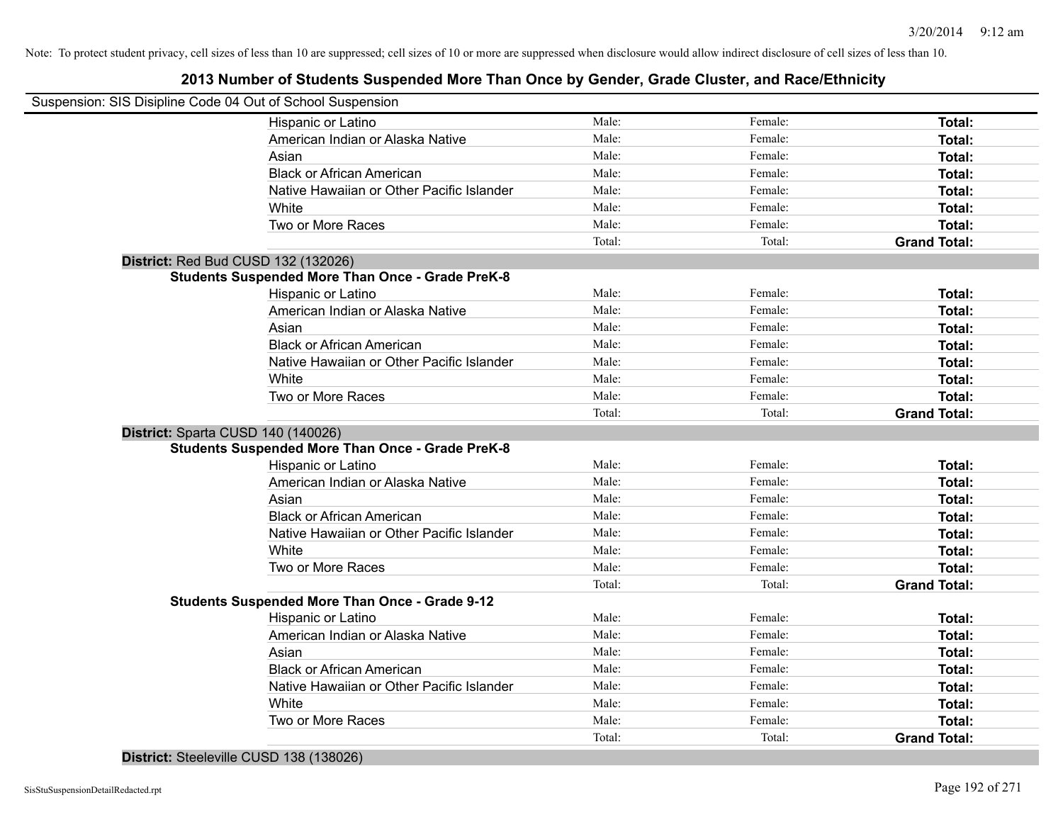Note: To protect student privacy, cell sizes of less than 10 are suppressed; cell sizes of 10 or more are suppressed when disclosure would allow indirect disclosure of cell sizes of less than 10.

## 2013 Number of Students Suspended More Than Once by Gender, Grade Cluster, and Race/Ethnicity

Suspension: SIS Disipline Code 04 Out of School Suspension

| | Male: | Female: | Total: |
|---|---|---|---|
| Hispanic or Latino | Male: | Female: | **Total:** |
| American Indian or Alaska Native | Male: | Female: | **Total:** |
| Asian | Male: | Female: | **Total:** |
| Black or African American | Male: | Female: | **Total:** |
| Native Hawaiian or Other Pacific Islander | Male: | Female: | **Total:** |
| White | Male: | Female: | **Total:** |
| Two or More Races | Male: | Female: | **Total:** |
| | Total: | Total: | **Grand Total:** |

**District:** Red Bud CUSD 132 (132026)

**Students Suspended More Than Once - Grade PreK-8**

| | | | |
|---|---|---|---|
| Hispanic or Latino | Male: | Female: | **Total:** |
| American Indian or Alaska Native | Male: | Female: | **Total:** |
| Asian | Male: | Female: | **Total:** |
| Black or African American | Male: | Female: | **Total:** |
| Native Hawaiian or Other Pacific Islander | Male: | Female: | **Total:** |
| White | Male: | Female: | **Total:** |
| Two or More Races | Male: | Female: | **Total:** |
| | Total: | Total: | **Grand Total:** |

**District:** Sparta CUSD 140 (140026)

**Students Suspended More Than Once - Grade PreK-8**

| | | | |
|---|---|---|---|
| Hispanic or Latino | Male: | Female: | **Total:** |
| American Indian or Alaska Native | Male: | Female: | **Total:** |
| Asian | Male: | Female: | **Total:** |
| Black or African American | Male: | Female: | **Total:** |
| Native Hawaiian or Other Pacific Islander | Male: | Female: | **Total:** |
| White | Male: | Female: | **Total:** |
| Two or More Races | Male: | Female: | **Total:** |
| | Total: | Total: | **Grand Total:** |

**Students Suspended More Than Once - Grade 9-12**

| | | | |
|---|---|---|---|
| Hispanic or Latino | Male: | Female: | **Total:** |
| American Indian or Alaska Native | Male: | Female: | **Total:** |
| Asian | Male: | Female: | **Total:** |
| Black or African American | Male: | Female: | **Total:** |
| Native Hawaiian or Other Pacific Islander | Male: | Female: | **Total:** |
| White | Male: | Female: | **Total:** |
| Two or More Races | Male: | Female: | **Total:** |
| | Total: | Total: | **Grand Total:** |

**District:** Steeleville CUSD 138 (138026)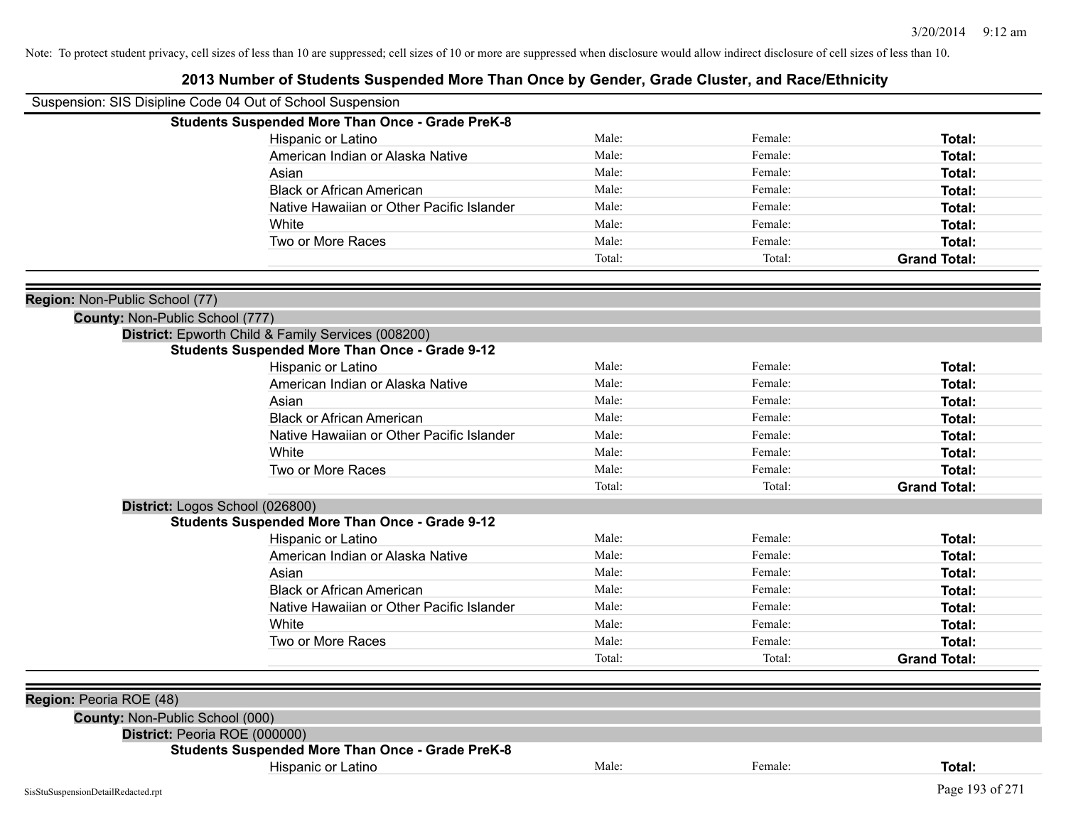Note: To protect student privacy, cell sizes of less than 10 are suppressed; cell sizes of 10 or more are suppressed when disclosure would allow indirect disclosure of cell sizes of less than 10.

# 2013 Number of Students Suspended More Than Once by Gender, Grade Cluster, and Race/Ethnicity

Suspension: SIS Disipline Code 04 Out of School Suspension

**Students Suspended More Than Once - Grade PreK-8**

| | | | |
|---|---|---|---|
| Hispanic or Latino | Male: | Female: | **Total:** |
| American Indian or Alaska Native | Male: | Female: | **Total:** |
| Asian | Male: | Female: | **Total:** |
| Black or African American | Male: | Female: | **Total:** |
| Native Hawaiian or Other Pacific Islander | Male: | Female: | **Total:** |
| White | Male: | Female: | **Total:** |
| Two or More Races | Male: | Female: | **Total:** |
| | Total: | Total: | **Grand Total:** |

**Region:** Non-Public School (77)

**County:** Non-Public School (777)

**District:** Epworth Child & Family Services (008200)

**Students Suspended More Than Once - Grade 9-12**

| | | | |
|---|---|---|---|
| Hispanic or Latino | Male: | Female: | **Total:** |
| American Indian or Alaska Native | Male: | Female: | **Total:** |
| Asian | Male: | Female: | **Total:** |
| Black or African American | Male: | Female: | **Total:** |
| Native Hawaiian or Other Pacific Islander | Male: | Female: | **Total:** |
| White | Male: | Female: | **Total:** |
| Two or More Races | Male: | Female: | **Total:** |
| | Total: | Total: | **Grand Total:** |

**District:** Logos School (026800)

**Students Suspended More Than Once - Grade 9-12**

| | | | |
|---|---|---|---|
| Hispanic or Latino | Male: | Female: | **Total:** |
| American Indian or Alaska Native | Male: | Female: | **Total:** |
| Asian | Male: | Female: | **Total:** |
| Black or African American | Male: | Female: | **Total:** |
| Native Hawaiian or Other Pacific Islander | Male: | Female: | **Total:** |
| White | Male: | Female: | **Total:** |
| Two or More Races | Male: | Female: | **Total:** |
| | Total: | Total: | **Grand Total:** |

**Region:** Peoria ROE (48)

**County:** Non-Public School (000)

**District:** Peoria ROE (000000)

**Students Suspended More Than Once - Grade PreK-8**

| | | | |
|---|---|---|---|
| Hispanic or Latino | Male: | Female: | **Total:** |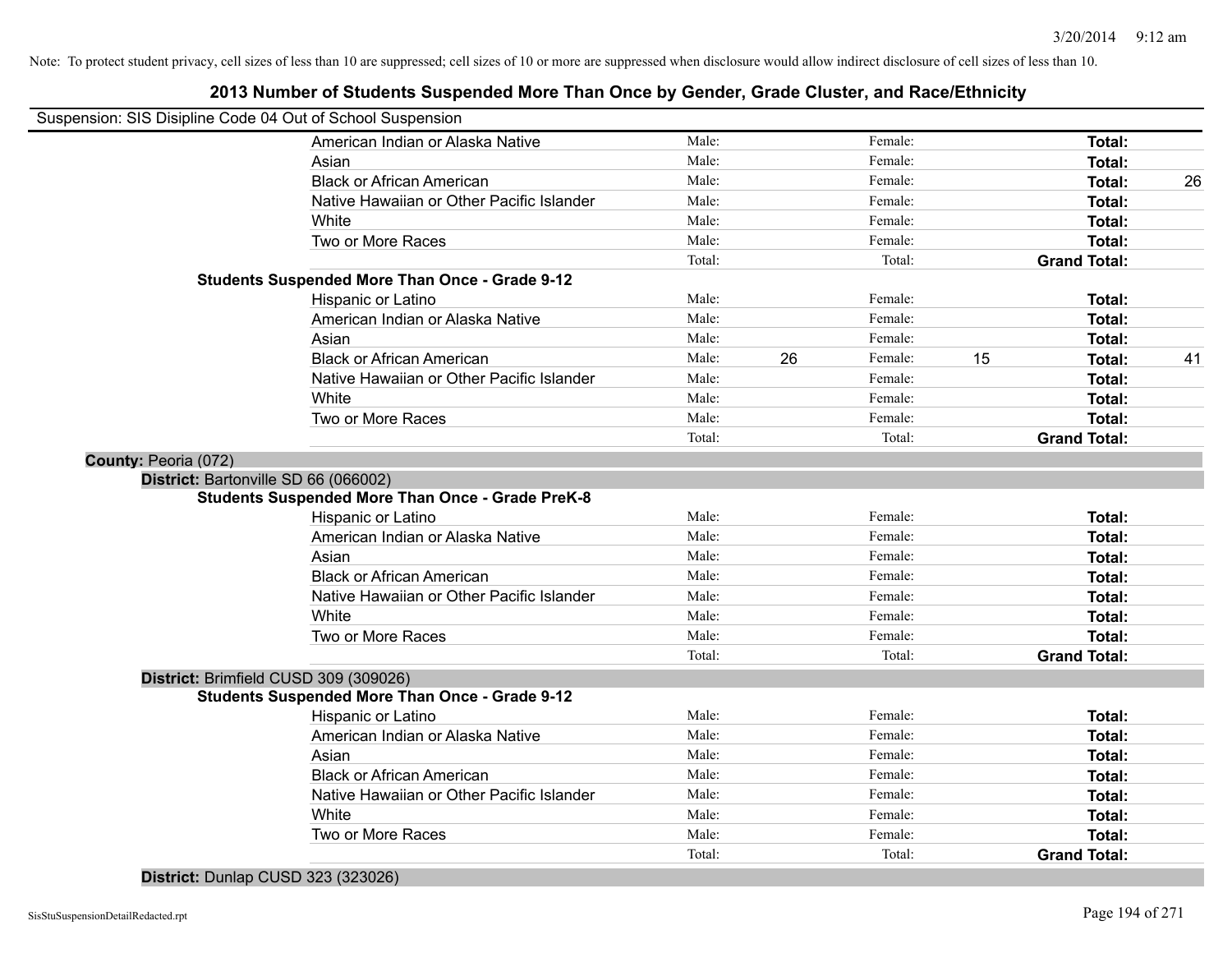Note: To protect student privacy, cell sizes of less than 10 are suppressed; cell sizes of 10 or more are suppressed when disclosure would allow indirect disclosure of cell sizes of less than 10.

# 2013 Number of Students Suspended More Than Once by Gender, Grade Cluster, and Race/Ethnicity

Suspension: SIS Disipline Code 04 Out of School Suspension

| | | | | | | |
|---|---|---|---|---|---|---|
| American Indian or Alaska Native | Male: | | Female: | | **Total:** | |
| Asian | Male: | | Female: | | **Total:** | |
| Black or African American | Male: | | Female: | | **Total:** | 26 |
| Native Hawaiian or Other Pacific Islander | Male: | | Female: | | **Total:** | |
| White | Male: | | Female: | | **Total:** | |
| Two or More Races | Male: | | Female: | | **Total:** | |
| | Total: | | Total: | | **Grand Total:** | |

**Students Suspended More Than Once - Grade 9-12**

| | | | | | | |
|---|---|---|---|---|---|---|
| Hispanic or Latino | Male: | | Female: | | **Total:** | |
| American Indian or Alaska Native | Male: | | Female: | | **Total:** | |
| Asian | Male: | | Female: | | **Total:** | |
| Black or African American | Male: | 26 | Female: | 15 | **Total:** | 41 |
| Native Hawaiian or Other Pacific Islander | Male: | | Female: | | **Total:** | |
| White | Male: | | Female: | | **Total:** | |
| Two or More Races | Male: | | Female: | | **Total:** | |
| | Total: | | Total: | | **Grand Total:** | |

**County:** Peoria (072)

**District:** Bartonville SD 66 (066002)

**Students Suspended More Than Once - Grade PreK-8**

| | | | | | | |
|---|---|---|---|---|---|---|
| Hispanic or Latino | Male: | | Female: | | **Total:** | |
| American Indian or Alaska Native | Male: | | Female: | | **Total:** | |
| Asian | Male: | | Female: | | **Total:** | |
| Black or African American | Male: | | Female: | | **Total:** | |
| Native Hawaiian or Other Pacific Islander | Male: | | Female: | | **Total:** | |
| White | Male: | | Female: | | **Total:** | |
| Two or More Races | Male: | | Female: | | **Total:** | |
| | Total: | | Total: | | **Grand Total:** | |

**District:** Brimfield CUSD 309 (309026)

**Students Suspended More Than Once - Grade 9-12**

| | | | | | | |
|---|---|---|---|---|---|---|
| Hispanic or Latino | Male: | | Female: | | **Total:** | |
| American Indian or Alaska Native | Male: | | Female: | | **Total:** | |
| Asian | Male: | | Female: | | **Total:** | |
| Black or African American | Male: | | Female: | | **Total:** | |
| Native Hawaiian or Other Pacific Islander | Male: | | Female: | | **Total:** | |
| White | Male: | | Female: | | **Total:** | |
| Two or More Races | Male: | | Female: | | **Total:** | |
| | Total: | | Total: | | **Grand Total:** | |

**District:** Dunlap CUSD 323 (323026)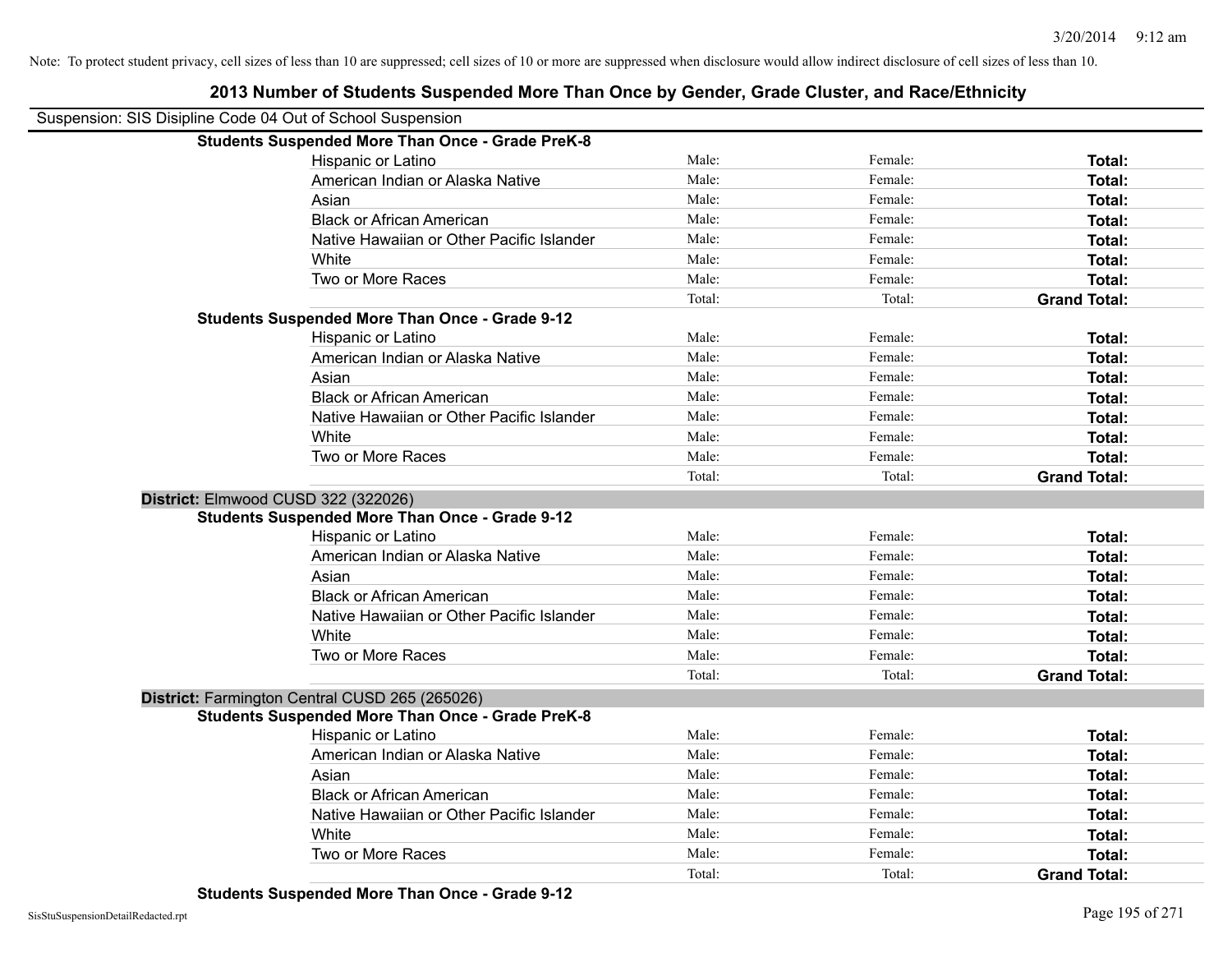Note: To protect student privacy, cell sizes of less than 10 are suppressed; cell sizes of 10 or more are suppressed when disclosure would allow indirect disclosure of cell sizes of less than 10.

# 2013 Number of Students Suspended More Than Once by Gender, Grade Cluster, and Race/Ethnicity

Suspension: SIS Disipline Code 04 Out of School Suspension

**Students Suspended More Than Once - Grade PreK-8**

| | | | |
|---|---|---|---|
| Hispanic or Latino | Male: | Female: | **Total:** |
| American Indian or Alaska Native | Male: | Female: | **Total:** |
| Asian | Male: | Female: | **Total:** |
| Black or African American | Male: | Female: | **Total:** |
| Native Hawaiian or Other Pacific Islander | Male: | Female: | **Total:** |
| White | Male: | Female: | **Total:** |
| Two or More Races | Male: | Female: | **Total:** |
| | Total: | Total: | **Grand Total:** |

**Students Suspended More Than Once - Grade 9-12**

| | | | |
|---|---|---|---|
| Hispanic or Latino | Male: | Female: | **Total:** |
| American Indian or Alaska Native | Male: | Female: | **Total:** |
| Asian | Male: | Female: | **Total:** |
| Black or African American | Male: | Female: | **Total:** |
| Native Hawaiian or Other Pacific Islander | Male: | Female: | **Total:** |
| White | Male: | Female: | **Total:** |
| Two or More Races | Male: | Female: | **Total:** |
| | Total: | Total: | **Grand Total:** |

**District:** Elmwood CUSD 322 (322026)

**Students Suspended More Than Once - Grade 9-12**

| | | | |
|---|---|---|---|
| Hispanic or Latino | Male: | Female: | **Total:** |
| American Indian or Alaska Native | Male: | Female: | **Total:** |
| Asian | Male: | Female: | **Total:** |
| Black or African American | Male: | Female: | **Total:** |
| Native Hawaiian or Other Pacific Islander | Male: | Female: | **Total:** |
| White | Male: | Female: | **Total:** |
| Two or More Races | Male: | Female: | **Total:** |
| | Total: | Total: | **Grand Total:** |

**District:** Farmington Central CUSD 265 (265026)

**Students Suspended More Than Once - Grade PreK-8**

| | | | |
|---|---|---|---|
| Hispanic or Latino | Male: | Female: | **Total:** |
| American Indian or Alaska Native | Male: | Female: | **Total:** |
| Asian | Male: | Female: | **Total:** |
| Black or African American | Male: | Female: | **Total:** |
| Native Hawaiian or Other Pacific Islander | Male: | Female: | **Total:** |
| White | Male: | Female: | **Total:** |
| Two or More Races | Male: | Female: | **Total:** |
| | Total: | Total: | **Grand Total:** |

**Students Suspended More Than Once - Grade 9-12**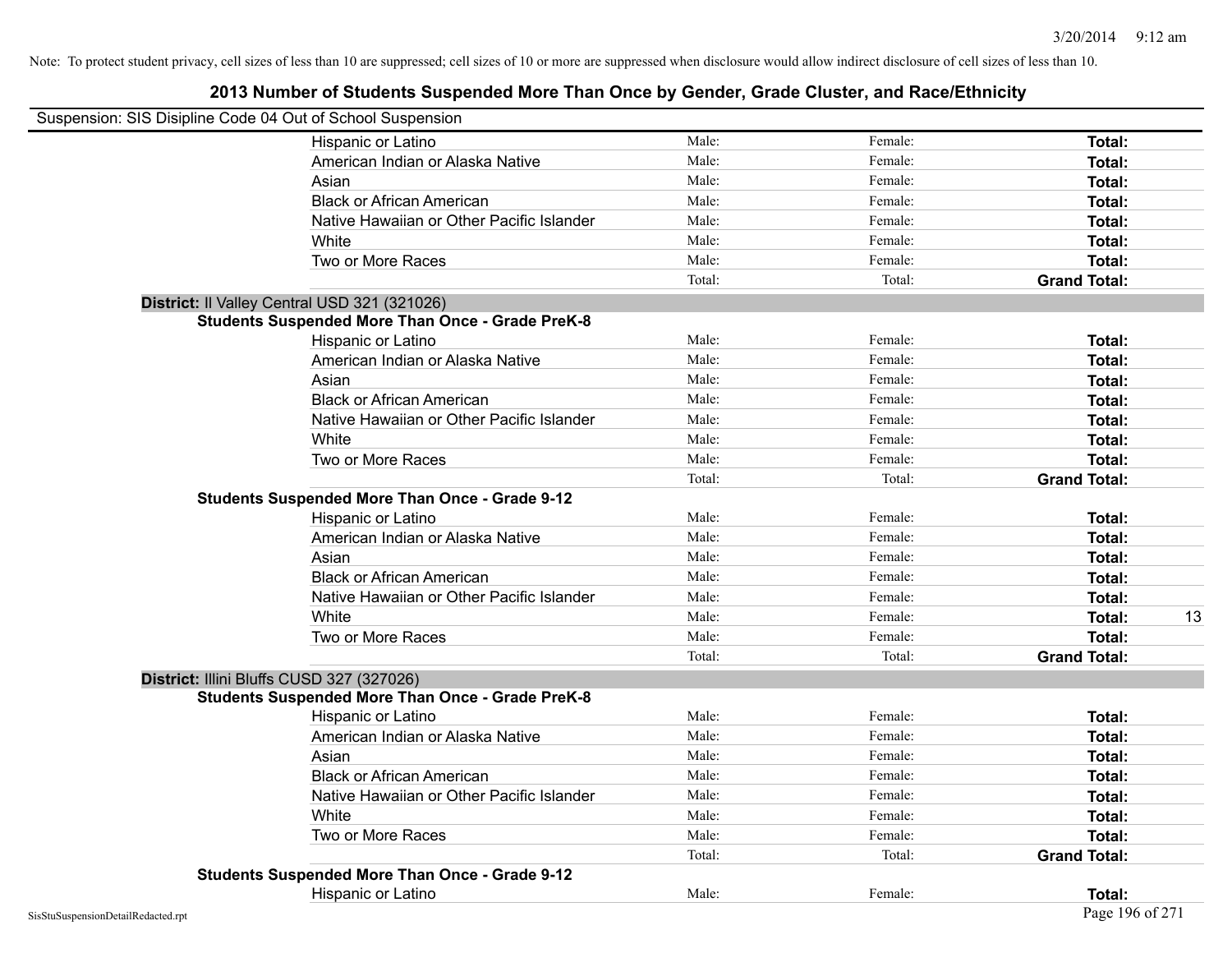Note: To protect student privacy, cell sizes of less than 10 are suppressed; cell sizes of 10 or more are suppressed when disclosure would allow indirect disclosure of cell sizes of less than 10.

# 2013 Number of Students Suspended More Than Once by Gender, Grade Cluster, and Race/Ethnicity

Suspension: SIS Disipline Code 04 Out of School Suspension

| | | | | |
|---|---|---|---|---|
| Hispanic or Latino | Male: | Female: | **Total:** | |
| American Indian or Alaska Native | Male: | Female: | **Total:** | |
| Asian | Male: | Female: | **Total:** | |
| Black or African American | Male: | Female: | **Total:** | |
| Native Hawaiian or Other Pacific Islander | Male: | Female: | **Total:** | |
| White | Male: | Female: | **Total:** | |
| Two or More Races | Male: | Female: | **Total:** | |
| | Total: | Total: | **Grand Total:** | |

**District:** Il Valley Central USD 321 (321026)

**Students Suspended More Than Once - Grade PreK-8**

| | | | | |
|---|---|---|---|---|
| Hispanic or Latino | Male: | Female: | **Total:** | |
| American Indian or Alaska Native | Male: | Female: | **Total:** | |
| Asian | Male: | Female: | **Total:** | |
| Black or African American | Male: | Female: | **Total:** | |
| Native Hawaiian or Other Pacific Islander | Male: | Female: | **Total:** | |
| White | Male: | Female: | **Total:** | |
| Two or More Races | Male: | Female: | **Total:** | |
| | Total: | Total: | **Grand Total:** | |

**Students Suspended More Than Once - Grade 9-12**

| | | | | |
|---|---|---|---|---|
| Hispanic or Latino | Male: | Female: | **Total:** | |
| American Indian or Alaska Native | Male: | Female: | **Total:** | |
| Asian | Male: | Female: | **Total:** | |
| Black or African American | Male: | Female: | **Total:** | |
| Native Hawaiian or Other Pacific Islander | Male: | Female: | **Total:** | |
| White | Male: | Female: | **Total:** | 13 |
| Two or More Races | Male: | Female: | **Total:** | |
| | Total: | Total: | **Grand Total:** | |

**District:** Illini Bluffs CUSD 327 (327026)

**Students Suspended More Than Once - Grade PreK-8**

| | | | | |
|---|---|---|---|---|
| Hispanic or Latino | Male: | Female: | **Total:** | |
| American Indian or Alaska Native | Male: | Female: | **Total:** | |
| Asian | Male: | Female: | **Total:** | |
| Black or African American | Male: | Female: | **Total:** | |
| Native Hawaiian or Other Pacific Islander | Male: | Female: | **Total:** | |
| White | Male: | Female: | **Total:** | |
| Two or More Races | Male: | Female: | **Total:** | |
| | Total: | Total: | **Grand Total:** | |

**Students Suspended More Than Once - Grade 9-12**

| | | | | |
|---|---|---|---|---|
| Hispanic or Latino | Male: | Female: | **Total:** | |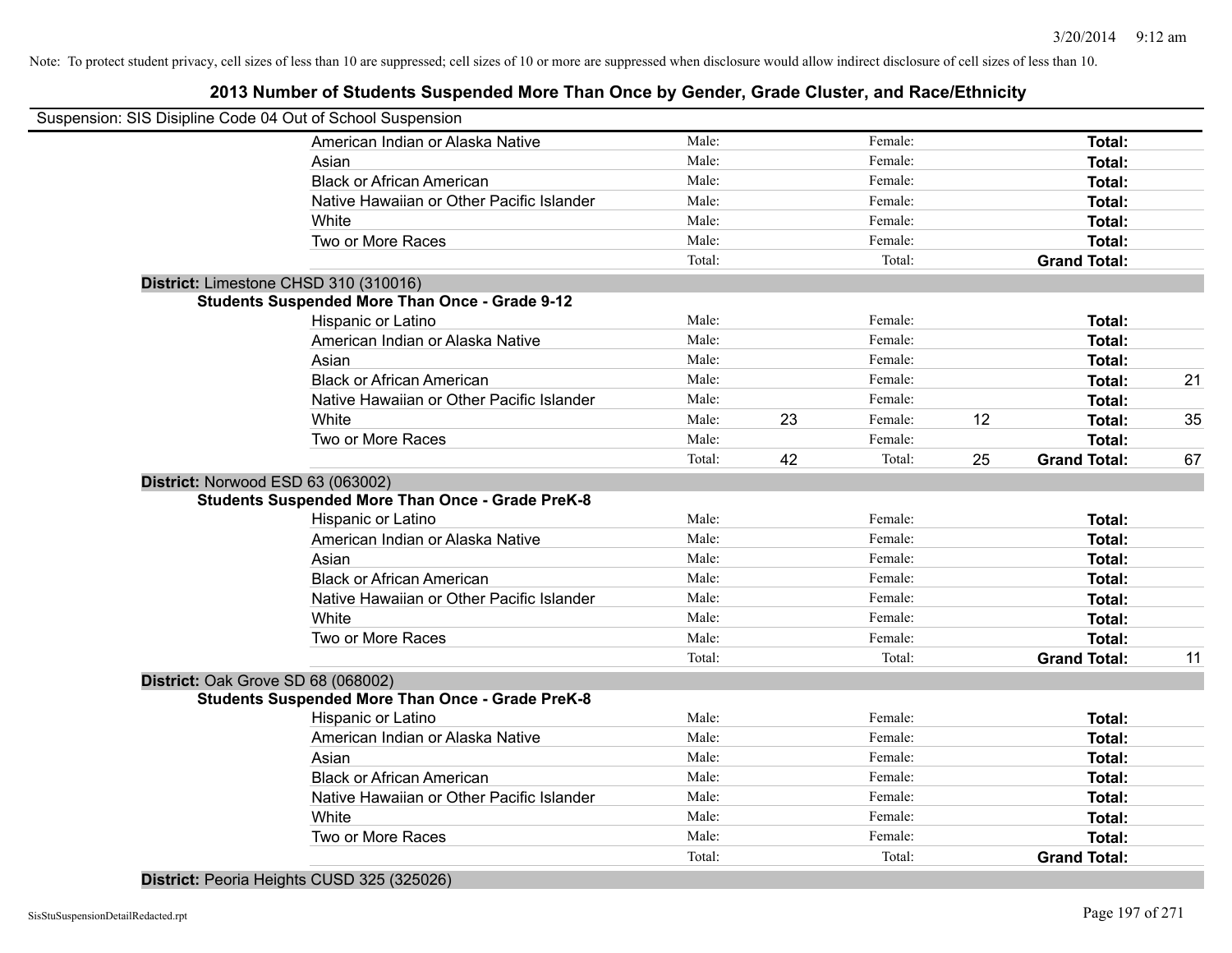Note: To protect student privacy, cell sizes of less than 10 are suppressed; cell sizes of 10 or more are suppressed when disclosure would allow indirect disclosure of cell sizes of less than 10.

## 2013 Number of Students Suspended More Than Once by Gender, Grade Cluster, and Race/Ethnicity

Suspension: SIS Disipline Code 04 Out of School Suspension

| | | | | | | |
|---|---|---|---|---|---|---|
| American Indian or Alaska Native | Male: | | Female: | | **Total:** | |
| Asian | Male: | | Female: | | **Total:** | |
| Black or African American | Male: | | Female: | | **Total:** | |
| Native Hawaiian or Other Pacific Islander | Male: | | Female: | | **Total:** | |
| White | Male: | | Female: | | **Total:** | |
| Two or More Races | Male: | | Female: | | **Total:** | |
| | Total: | | Total: | | **Grand Total:** | |

**District:** Limestone CHSD 310 (310016)

**Students Suspended More Than Once - Grade 9-12**

| | | | | | | |
|---|---|---|---|---|---|---|
| Hispanic or Latino | Male: | | Female: | | **Total:** | |
| American Indian or Alaska Native | Male: | | Female: | | **Total:** | |
| Asian | Male: | | Female: | | **Total:** | |
| Black or African American | Male: | | Female: | | **Total:** | 21 |
| Native Hawaiian or Other Pacific Islander | Male: | | Female: | | **Total:** | |
| White | Male: | 23 | Female: | 12 | **Total:** | 35 |
| Two or More Races | Male: | | Female: | | **Total:** | |
| | Total: | 42 | Total: | 25 | **Grand Total:** | 67 |

**District:** Norwood ESD 63 (063002)

**Students Suspended More Than Once - Grade PreK-8**

| | | | | | | |
|---|---|---|---|---|---|---|
| Hispanic or Latino | Male: | | Female: | | **Total:** | |
| American Indian or Alaska Native | Male: | | Female: | | **Total:** | |
| Asian | Male: | | Female: | | **Total:** | |
| Black or African American | Male: | | Female: | | **Total:** | |
| Native Hawaiian or Other Pacific Islander | Male: | | Female: | | **Total:** | |
| White | Male: | | Female: | | **Total:** | |
| Two or More Races | Male: | | Female: | | **Total:** | |
| | Total: | | Total: | | **Grand Total:** | 11 |

**District:** Oak Grove SD 68 (068002)

**Students Suspended More Than Once - Grade PreK-8**

| | | | | | | |
|---|---|---|---|---|---|---|
| Hispanic or Latino | Male: | | Female: | | **Total:** | |
| American Indian or Alaska Native | Male: | | Female: | | **Total:** | |
| Asian | Male: | | Female: | | **Total:** | |
| Black or African American | Male: | | Female: | | **Total:** | |
| Native Hawaiian or Other Pacific Islander | Male: | | Female: | | **Total:** | |
| White | Male: | | Female: | | **Total:** | |
| Two or More Races | Male: | | Female: | | **Total:** | |
| | Total: | | Total: | | **Grand Total:** | |

**District:** Peoria Heights CUSD 325 (325026)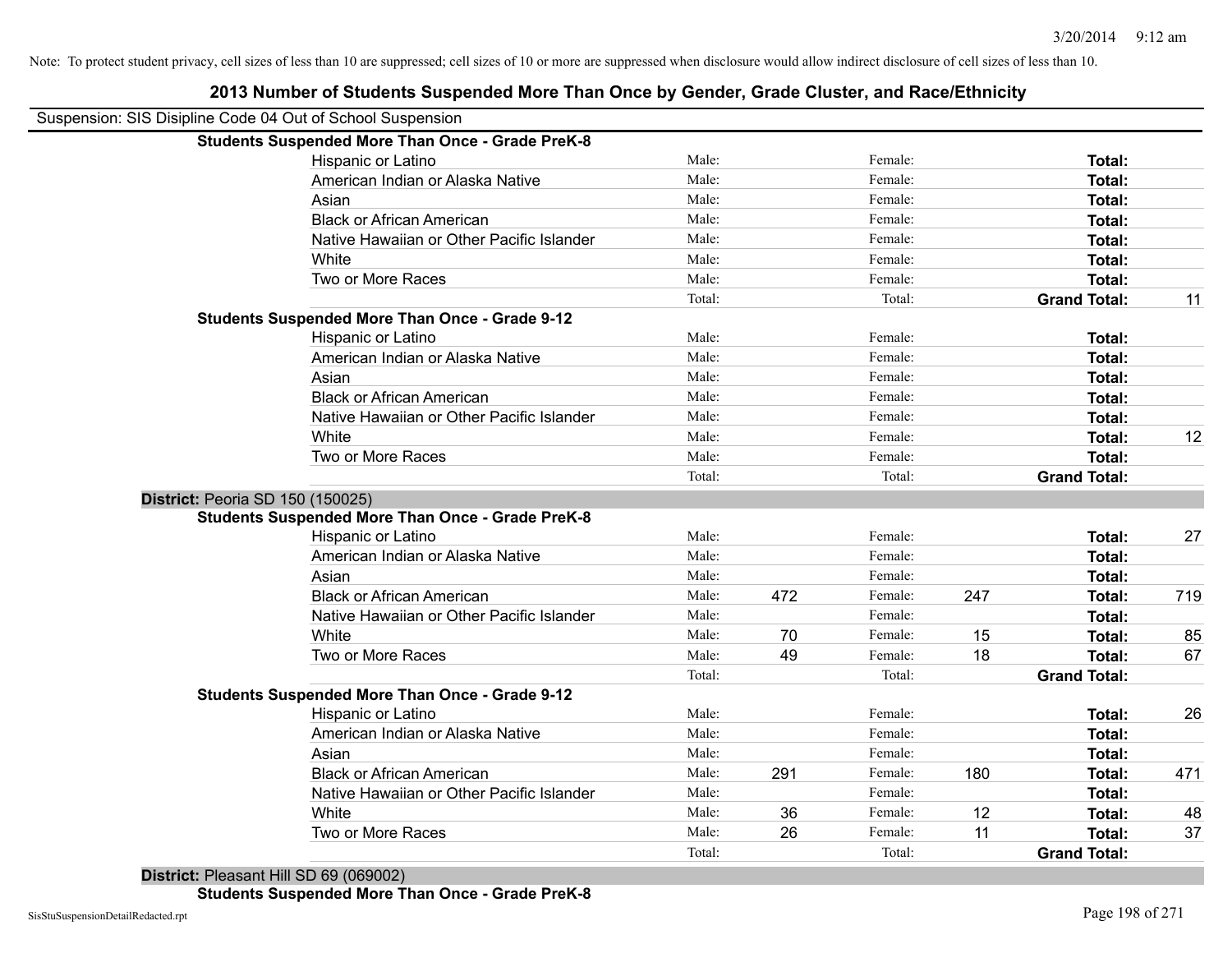Note: To protect student privacy, cell sizes of less than 10 are suppressed; cell sizes of 10 or more are suppressed when disclosure would allow indirect disclosure of cell sizes of less than 10.

## 2013 Number of Students Suspended More Than Once by Gender, Grade Cluster, and Race/Ethnicity

Suspension: SIS Disipline Code 04 Out of School Suspension

| | | | | | | |
|---|---|---|---|---|---|---|
| **Students Suspended More Than Once - Grade PreK-8** | | | | | | |
| Hispanic or Latino | Male: | | Female: | | **Total:** | |
| American Indian or Alaska Native | Male: | | Female: | | **Total:** | |
| Asian | Male: | | Female: | | **Total:** | |
| Black or African American | Male: | | Female: | | **Total:** | |
| Native Hawaiian or Other Pacific Islander | Male: | | Female: | | **Total:** | |
| White | Male: | | Female: | | **Total:** | |
| Two or More Races | Male: | | Female: | | **Total:** | |
| | Total: | | Total: | | **Grand Total:** | 11 |
| **Students Suspended More Than Once - Grade 9-12** | | | | | | |
| Hispanic or Latino | Male: | | Female: | | **Total:** | |
| American Indian or Alaska Native | Male: | | Female: | | **Total:** | |
| Asian | Male: | | Female: | | **Total:** | |
| Black or African American | Male: | | Female: | | **Total:** | |
| Native Hawaiian or Other Pacific Islander | Male: | | Female: | | **Total:** | |
| White | Male: | | Female: | | **Total:** | 12 |
| Two or More Races | Male: | | Female: | | **Total:** | |
| | Total: | | Total: | | **Grand Total:** | |
| **District:** Peoria SD 150 (150025) | | | | | | |
| **Students Suspended More Than Once - Grade PreK-8** | | | | | | |
| Hispanic or Latino | Male: | | Female: | | **Total:** | 27 |
| American Indian or Alaska Native | Male: | | Female: | | **Total:** | |
| Asian | Male: | | Female: | | **Total:** | |
| Black or African American | Male: | 472 | Female: | 247 | **Total:** | 719 |
| Native Hawaiian or Other Pacific Islander | Male: | | Female: | | **Total:** | |
| White | Male: | 70 | Female: | 15 | **Total:** | 85 |
| Two or More Races | Male: | 49 | Female: | 18 | **Total:** | 67 |
| | Total: | | Total: | | **Grand Total:** | |
| **Students Suspended More Than Once - Grade 9-12** | | | | | | |
| Hispanic or Latino | Male: | | Female: | | **Total:** | 26 |
| American Indian or Alaska Native | Male: | | Female: | | **Total:** | |
| Asian | Male: | | Female: | | **Total:** | |
| Black or African American | Male: | 291 | Female: | 180 | **Total:** | 471 |
| Native Hawaiian or Other Pacific Islander | Male: | | Female: | | **Total:** | |
| White | Male: | 36 | Female: | 12 | **Total:** | 48 |
| Two or More Races | Male: | 26 | Female: | 11 | **Total:** | 37 |
| | Total: | | Total: | | **Grand Total:** | |
| **District:** Pleasant Hill SD 69 (069002) | | | | | | |
| **Students Suspended More Than Once - Grade PreK-8** | | | | | | |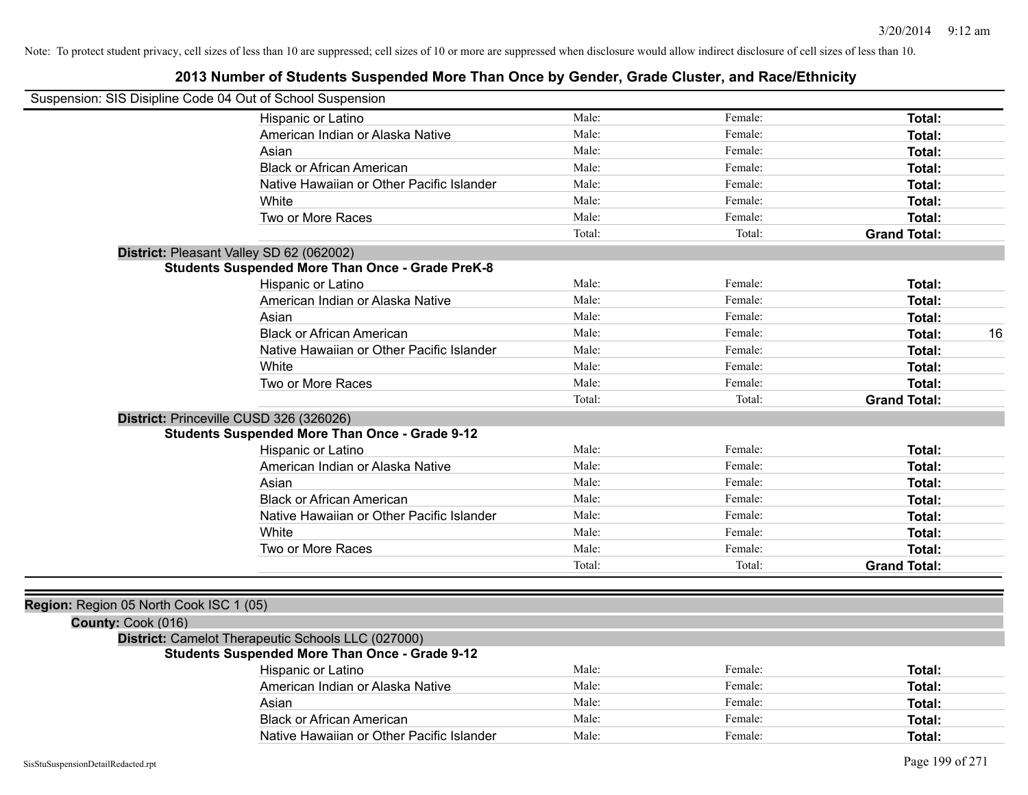Note: To protect student privacy, cell sizes of less than 10 are suppressed; cell sizes of 10 or more are suppressed when disclosure would allow indirect disclosure of cell sizes of less than 10.

# 2013 Number of Students Suspended More Than Once by Gender, Grade Cluster, and Race/Ethnicity

Suspension: SIS Disipline Code 04 Out of School Suspension

| | Male | Female | Total |
|---|---|---|---|
| Hispanic or Latino | Male: | Female: | **Total:** |
| American Indian or Alaska Native | Male: | Female: | **Total:** |
| Asian | Male: | Female: | **Total:** |
| Black or African American | Male: | Female: | **Total:** |
| Native Hawaiian or Other Pacific Islander | Male: | Female: | **Total:** |
| White | Male: | Female: | **Total:** |
| Two or More Races | Male: | Female: | **Total:** |
| | Total: | Total: | **Grand Total:** |

**District:** Pleasant Valley SD 62 (062002)

**Students Suspended More Than Once - Grade PreK-8**

| | Male | Female | Total |
|---|---|---|---|
| Hispanic or Latino | Male: | Female: | **Total:** |
| American Indian or Alaska Native | Male: | Female: | **Total:** |
| Asian | Male: | Female: | **Total:** |
| Black or African American | Male: | Female: | **Total:** 16 |
| Native Hawaiian or Other Pacific Islander | Male: | Female: | **Total:** |
| White | Male: | Female: | **Total:** |
| Two or More Races | Male: | Female: | **Total:** |
| | Total: | Total: | **Grand Total:** |

**District:** Princeville CUSD 326 (326026)

**Students Suspended More Than Once - Grade 9-12**

| | Male | Female | Total |
|---|---|---|---|
| Hispanic or Latino | Male: | Female: | **Total:** |
| American Indian or Alaska Native | Male: | Female: | **Total:** |
| Asian | Male: | Female: | **Total:** |
| Black or African American | Male: | Female: | **Total:** |
| Native Hawaiian or Other Pacific Islander | Male: | Female: | **Total:** |
| White | Male: | Female: | **Total:** |
| Two or More Races | Male: | Female: | **Total:** |
| | Total: | Total: | **Grand Total:** |

**Region:** Region 05 North Cook ISC 1 (05)

**County:** Cook (016)

**District:** Camelot Therapeutic Schools LLC (027000)

**Students Suspended More Than Once - Grade 9-12**

| | Male | Female | Total |
|---|---|---|---|
| Hispanic or Latino | Male: | Female: | **Total:** |
| American Indian or Alaska Native | Male: | Female: | **Total:** |
| Asian | Male: | Female: | **Total:** |
| Black or African American | Male: | Female: | **Total:** |
| Native Hawaiian or Other Pacific Islander | Male: | Female: | **Total:** |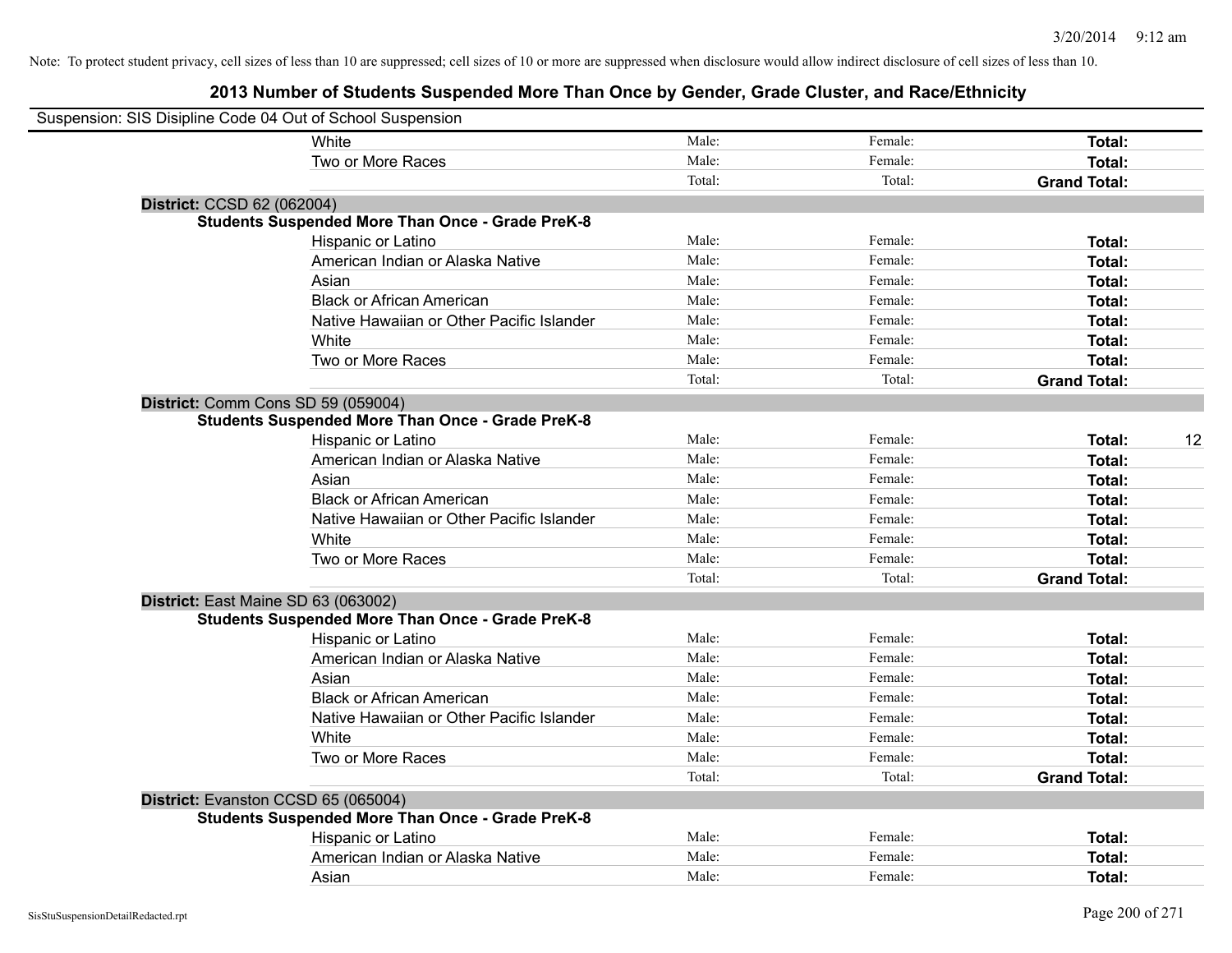Note: To protect student privacy, cell sizes of less than 10 are suppressed; cell sizes of 10 or more are suppressed when disclosure would allow indirect disclosure of cell sizes of less than 10.

## 2013 Number of Students Suspended More Than Once by Gender, Grade Cluster, and Race/Ethnicity

Suspension: SIS Disipline Code 04 Out of School Suspension

| | | | | |
|---|---|---|---|---|
| White | Male: | Female: | **Total:** | |
| Two or More Races | Male: | Female: | **Total:** | |
| | Total: | Total: | **Grand Total:** | |

**District:** CCSD 62 (062004)

**Students Suspended More Than Once - Grade PreK-8**

| | | | | |
|---|---|---|---|---|
| Hispanic or Latino | Male: | Female: | **Total:** | |
| American Indian or Alaska Native | Male: | Female: | **Total:** | |
| Asian | Male: | Female: | **Total:** | |
| Black or African American | Male: | Female: | **Total:** | |
| Native Hawaiian or Other Pacific Islander | Male: | Female: | **Total:** | |
| White | Male: | Female: | **Total:** | |
| Two or More Races | Male: | Female: | **Total:** | |
| | Total: | Total: | **Grand Total:** | |

**District:** Comm Cons SD 59 (059004)

**Students Suspended More Than Once - Grade PreK-8**

| | | | | |
|---|---|---|---|---|
| Hispanic or Latino | Male: | Female: | **Total:** | 12 |
| American Indian or Alaska Native | Male: | Female: | **Total:** | |
| Asian | Male: | Female: | **Total:** | |
| Black or African American | Male: | Female: | **Total:** | |
| Native Hawaiian or Other Pacific Islander | Male: | Female: | **Total:** | |
| White | Male: | Female: | **Total:** | |
| Two or More Races | Male: | Female: | **Total:** | |
| | Total: | Total: | **Grand Total:** | |

**District:** East Maine SD 63 (063002)

**Students Suspended More Than Once - Grade PreK-8**

| | | | | |
|---|---|---|---|---|
| Hispanic or Latino | Male: | Female: | **Total:** | |
| American Indian or Alaska Native | Male: | Female: | **Total:** | |
| Asian | Male: | Female: | **Total:** | |
| Black or African American | Male: | Female: | **Total:** | |
| Native Hawaiian or Other Pacific Islander | Male: | Female: | **Total:** | |
| White | Male: | Female: | **Total:** | |
| Two or More Races | Male: | Female: | **Total:** | |
| | Total: | Total: | **Grand Total:** | |

**District:** Evanston CCSD 65 (065004)

**Students Suspended More Than Once - Grade PreK-8**

| | | | | |
|---|---|---|---|---|
| Hispanic or Latino | Male: | Female: | **Total:** | |
| American Indian or Alaska Native | Male: | Female: | **Total:** | |
| Asian | Male: | Female: | **Total:** | |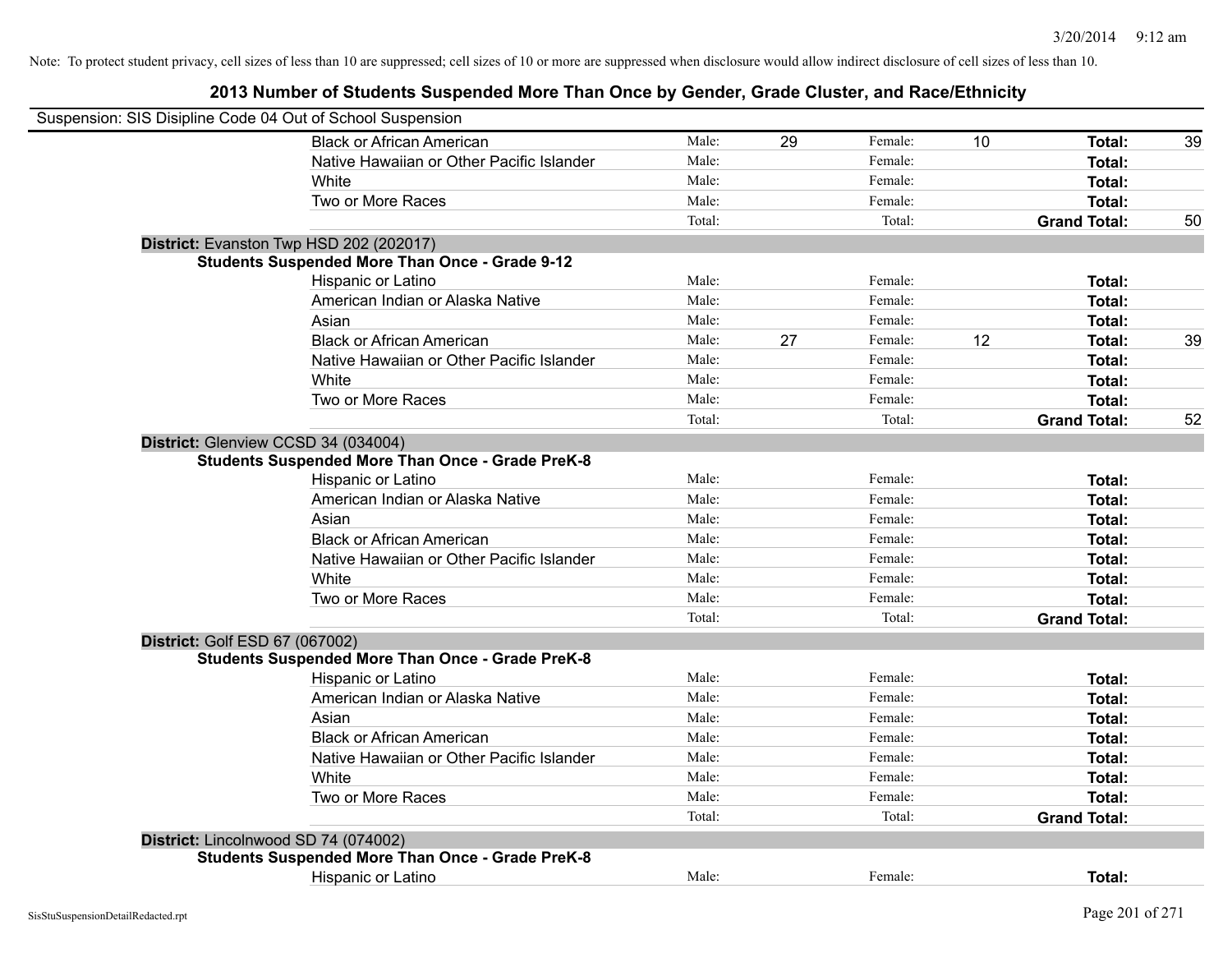Note: To protect student privacy, cell sizes of less than 10 are suppressed; cell sizes of 10 or more are suppressed when disclosure would allow indirect disclosure of cell sizes of less than 10.

## 2013 Number of Students Suspended More Than Once by Gender, Grade Cluster, and Race/Ethnicity

Suspension: SIS Disipline Code 04 Out of School Suspension

| | | | | | | |
|---|---|---|---|---|---|---|
| Black or African American | Male: | 29 | Female: | 10 | **Total:** | 39 |
| Native Hawaiian or Other Pacific Islander | Male: | | Female: | | **Total:** | |
| White | Male: | | Female: | | **Total:** | |
| Two or More Races | Male: | | Female: | | **Total:** | |
| | Total: | | Total: | | **Grand Total:** | 50 |

**District:** Evanston Twp HSD 202 (202017)

**Students Suspended More Than Once - Grade 9-12**

| | | | | | | |
|---|---|---|---|---|---|---|
| Hispanic or Latino | Male: | | Female: | | **Total:** | |
| American Indian or Alaska Native | Male: | | Female: | | **Total:** | |
| Asian | Male: | | Female: | | **Total:** | |
| Black or African American | Male: | 27 | Female: | 12 | **Total:** | 39 |
| Native Hawaiian or Other Pacific Islander | Male: | | Female: | | **Total:** | |
| White | Male: | | Female: | | **Total:** | |
| Two or More Races | Male: | | Female: | | **Total:** | |
| | Total: | | Total: | | **Grand Total:** | 52 |

**District:** Glenview CCSD 34 (034004)

**Students Suspended More Than Once - Grade PreK-8**

| | | | | | | |
|---|---|---|---|---|---|---|
| Hispanic or Latino | Male: | | Female: | | **Total:** | |
| American Indian or Alaska Native | Male: | | Female: | | **Total:** | |
| Asian | Male: | | Female: | | **Total:** | |
| Black or African American | Male: | | Female: | | **Total:** | |
| Native Hawaiian or Other Pacific Islander | Male: | | Female: | | **Total:** | |
| White | Male: | | Female: | | **Total:** | |
| Two or More Races | Male: | | Female: | | **Total:** | |
| | Total: | | Total: | | **Grand Total:** | |

**District:** Golf ESD 67 (067002)

**Students Suspended More Than Once - Grade PreK-8**

| | | | | | | |
|---|---|---|---|---|---|---|
| Hispanic or Latino | Male: | | Female: | | **Total:** | |
| American Indian or Alaska Native | Male: | | Female: | | **Total:** | |
| Asian | Male: | | Female: | | **Total:** | |
| Black or African American | Male: | | Female: | | **Total:** | |
| Native Hawaiian or Other Pacific Islander | Male: | | Female: | | **Total:** | |
| White | Male: | | Female: | | **Total:** | |
| Two or More Races | Male: | | Female: | | **Total:** | |
| | Total: | | Total: | | **Grand Total:** | |

**District:** Lincolnwood SD 74 (074002)

**Students Suspended More Than Once - Grade PreK-8**

| | | | | | | |
|---|---|---|---|---|---|---|
| Hispanic or Latino | Male: | | Female: | | **Total:** | |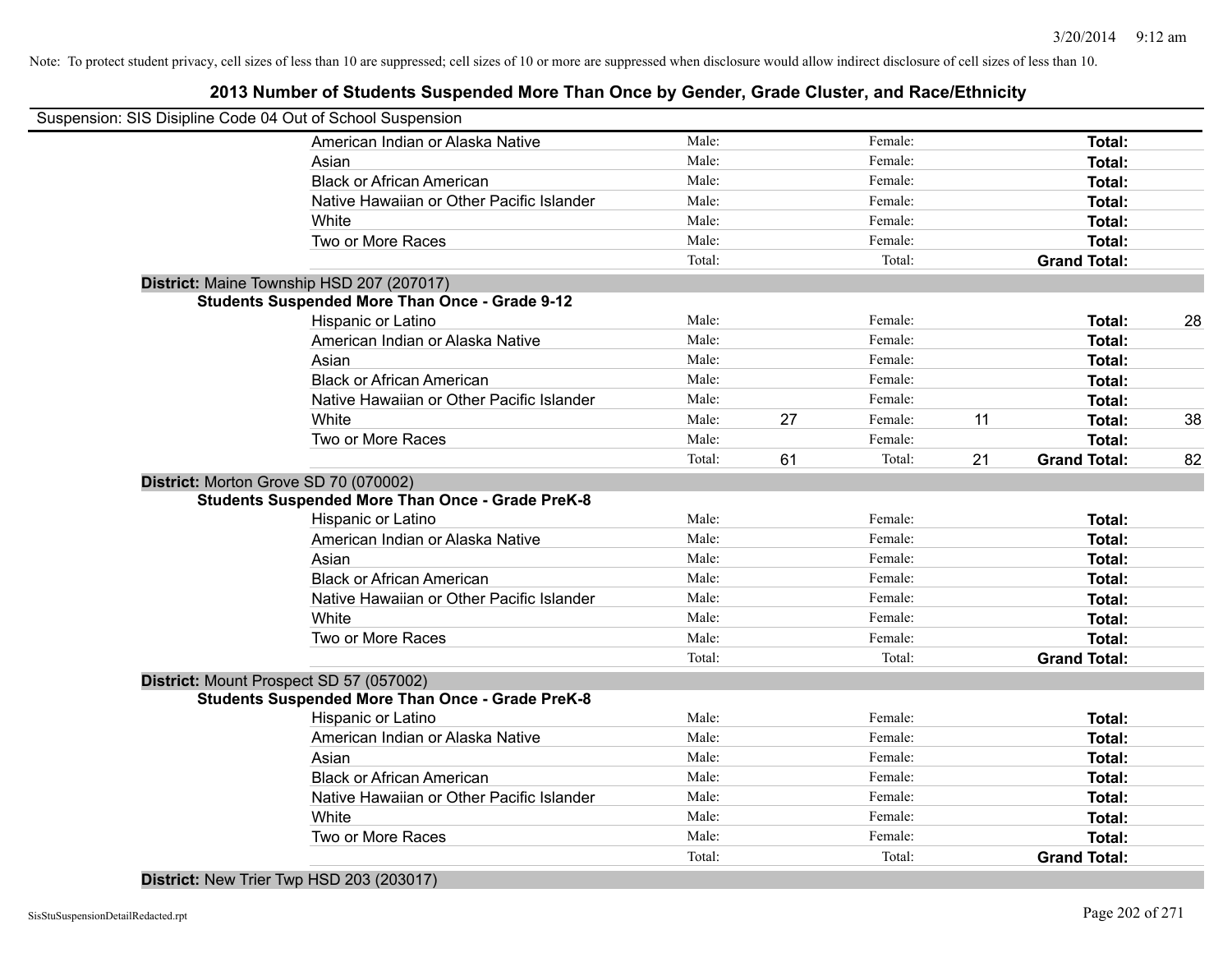Note: To protect student privacy, cell sizes of less than 10 are suppressed; cell sizes of 10 or more are suppressed when disclosure would allow indirect disclosure of cell sizes of less than 10.

## 2013 Number of Students Suspended More Than Once by Gender, Grade Cluster, and Race/Ethnicity

Suspension: SIS Disipline Code 04 Out of School Suspension

| | | | | | |
|---|---|---|---|---|---|
| American Indian or Alaska Native | Male: | | Female: | | **Total:** |
| Asian | Male: | | Female: | | **Total:** |
| Black or African American | Male: | | Female: | | **Total:** |
| Native Hawaiian or Other Pacific Islander | Male: | | Female: | | **Total:** |
| White | Male: | | Female: | | **Total:** |
| Two or More Races | Male: | | Female: | | **Total:** |
| | Total: | | Total: | | **Grand Total:** |

**District:** Maine Township HSD 207 (207017)

**Students Suspended More Than Once - Grade 9-12**

| | | | | | | |
|---|---|---|---|---|---|---|
| Hispanic or Latino | Male: | | Female: | | **Total:** | 28 |
| American Indian or Alaska Native | Male: | | Female: | | **Total:** | |
| Asian | Male: | | Female: | | **Total:** | |
| Black or African American | Male: | | Female: | | **Total:** | |
| Native Hawaiian or Other Pacific Islander | Male: | | Female: | | **Total:** | |
| White | Male: | 27 | Female: | 11 | **Total:** | 38 |
| Two or More Races | Male: | | Female: | | **Total:** | |
| | Total: | 61 | Total: | 21 | **Grand Total:** | 82 |

**District:** Morton Grove SD 70 (070002)

**Students Suspended More Than Once - Grade PreK-8**

| | | | | | |
|---|---|---|---|---|---|
| Hispanic or Latino | Male: | | Female: | | **Total:** |
| American Indian or Alaska Native | Male: | | Female: | | **Total:** |
| Asian | Male: | | Female: | | **Total:** |
| Black or African American | Male: | | Female: | | **Total:** |
| Native Hawaiian or Other Pacific Islander | Male: | | Female: | | **Total:** |
| White | Male: | | Female: | | **Total:** |
| Two or More Races | Male: | | Female: | | **Total:** |
| | Total: | | Total: | | **Grand Total:** |

**District:** Mount Prospect SD 57 (057002)

**Students Suspended More Than Once - Grade PreK-8**

| | | | | | |
|---|---|---|---|---|---|
| Hispanic or Latino | Male: | | Female: | | **Total:** |
| American Indian or Alaska Native | Male: | | Female: | | **Total:** |
| Asian | Male: | | Female: | | **Total:** |
| Black or African American | Male: | | Female: | | **Total:** |
| Native Hawaiian or Other Pacific Islander | Male: | | Female: | | **Total:** |
| White | Male: | | Female: | | **Total:** |
| Two or More Races | Male: | | Female: | | **Total:** |
| | Total: | | Total: | | **Grand Total:** |

**District:** New Trier Twp HSD 203 (203017)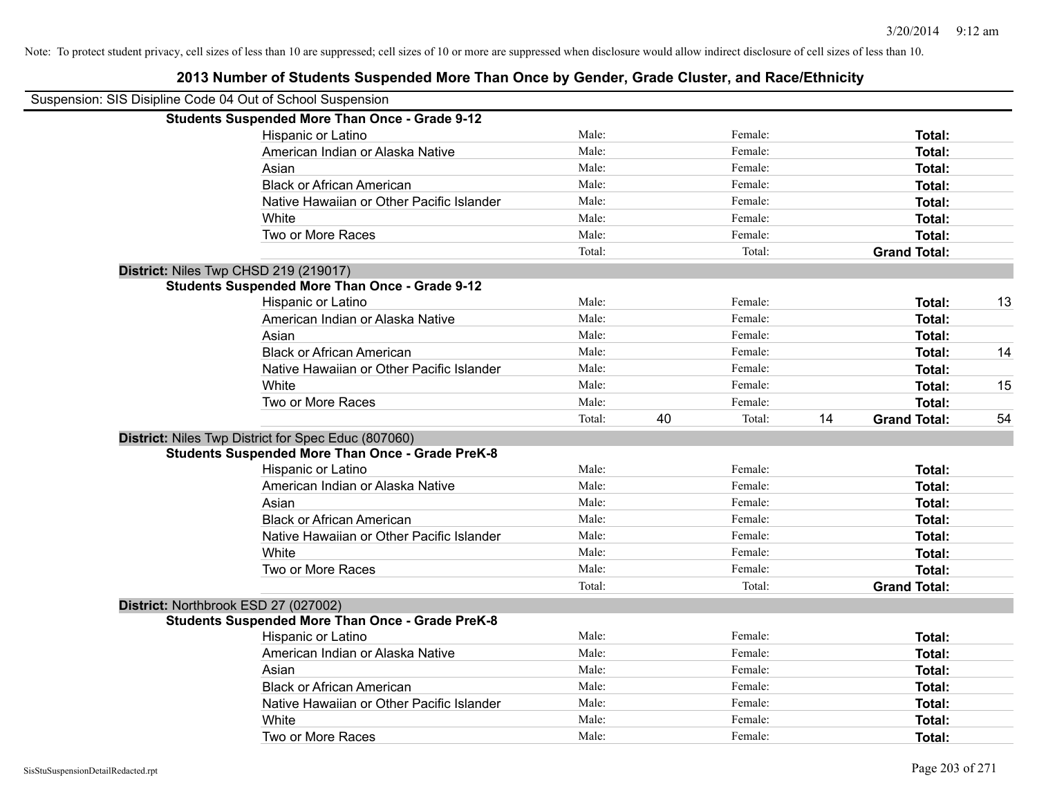Note: To protect student privacy, cell sizes of less than 10 are suppressed; cell sizes of 10 or more are suppressed when disclosure would allow indirect disclosure of cell sizes of less than 10.

## 2013 Number of Students Suspended More Than Once by Gender, Grade Cluster, and Race/Ethnicity

Suspension: SIS Disipline Code 04 Out of School Suspension

**Students Suspended More Than Once - Grade 9-12**

| | | | | | | |
|---|---|---|---|---|---|---|
| Hispanic or Latino | Male: | | Female: | | **Total:** | |
| American Indian or Alaska Native | Male: | | Female: | | **Total:** | |
| Asian | Male: | | Female: | | **Total:** | |
| Black or African American | Male: | | Female: | | **Total:** | |
| Native Hawaiian or Other Pacific Islander | Male: | | Female: | | **Total:** | |
| White | Male: | | Female: | | **Total:** | |
| Two or More Races | Male: | | Female: | | **Total:** | |
| | Total: | | Total: | | **Grand Total:** | |

**District:** Niles Twp CHSD 219 (219017)

**Students Suspended More Than Once - Grade 9-12**

| | | | | | | |
|---|---|---|---|---|---|---|
| Hispanic or Latino | Male: | | Female: | | **Total:** | 13 |
| American Indian or Alaska Native | Male: | | Female: | | **Total:** | |
| Asian | Male: | | Female: | | **Total:** | |
| Black or African American | Male: | | Female: | | **Total:** | 14 |
| Native Hawaiian or Other Pacific Islander | Male: | | Female: | | **Total:** | |
| White | Male: | | Female: | | **Total:** | 15 |
| Two or More Races | Male: | | Female: | | **Total:** | |
| | Total: | 40 | Total: | 14 | **Grand Total:** | 54 |

**District:** Niles Twp District for Spec Educ (807060)

**Students Suspended More Than Once - Grade PreK-8**

| | | | | | | |
|---|---|---|---|---|---|---|
| Hispanic or Latino | Male: | | Female: | | **Total:** | |
| American Indian or Alaska Native | Male: | | Female: | | **Total:** | |
| Asian | Male: | | Female: | | **Total:** | |
| Black or African American | Male: | | Female: | | **Total:** | |
| Native Hawaiian or Other Pacific Islander | Male: | | Female: | | **Total:** | |
| White | Male: | | Female: | | **Total:** | |
| Two or More Races | Male: | | Female: | | **Total:** | |
| | Total: | | Total: | | **Grand Total:** | |

**District:** Northbrook ESD 27 (027002)

**Students Suspended More Than Once - Grade PreK-8**

| | | | | | | |
|---|---|---|---|---|---|---|
| Hispanic or Latino | Male: | | Female: | | **Total:** | |
| American Indian or Alaska Native | Male: | | Female: | | **Total:** | |
| Asian | Male: | | Female: | | **Total:** | |
| Black or African American | Male: | | Female: | | **Total:** | |
| Native Hawaiian or Other Pacific Islander | Male: | | Female: | | **Total:** | |
| White | Male: | | Female: | | **Total:** | |
| Two or More Races | Male: | | Female: | | **Total:** | |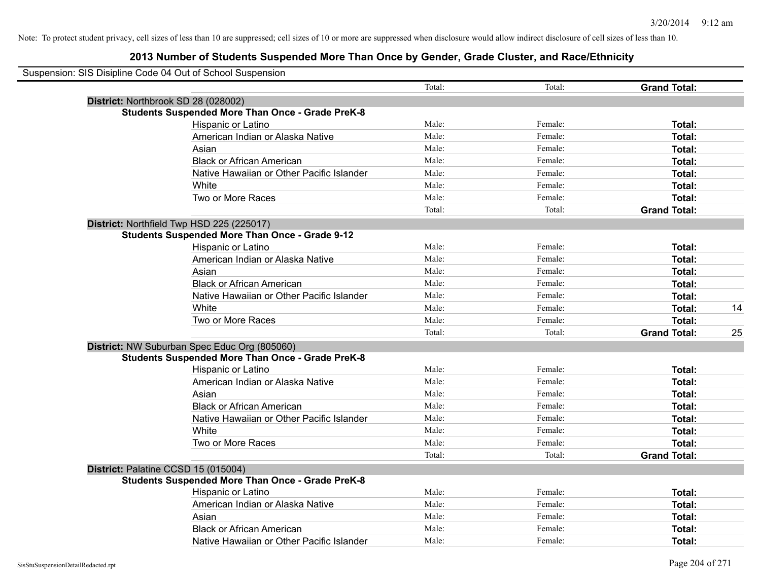Note: To protect student privacy, cell sizes of less than 10 are suppressed; cell sizes of 10 or more are suppressed when disclosure would allow indirect disclosure of cell sizes of less than 10.

## 2013 Number of Students Suspended More Than Once by Gender, Grade Cluster, and Race/Ethnicity

Suspension: SIS Disipline Code 04 Out of School Suspension

| | | Male/Total | Female/Total | | Total |
|---|---|---|---|---|---|
| | | Total: | Total: | **Grand Total:** | |
| **District:** Northbrook SD 28 (028002) | | | | | |
| **Students Suspended More Than Once - Grade PreK-8** | | | | | |
| | Hispanic or Latino | Male: | Female: | **Total:** | |
| | American Indian or Alaska Native | Male: | Female: | **Total:** | |
| | Asian | Male: | Female: | **Total:** | |
| | Black or African American | Male: | Female: | **Total:** | |
| | Native Hawaiian or Other Pacific Islander | Male: | Female: | **Total:** | |
| | White | Male: | Female: | **Total:** | |
| | Two or More Races | Male: | Female: | **Total:** | |
| | | Total: | Total: | **Grand Total:** | |
| **District:** Northfield Twp HSD 225 (225017) | | | | | |
| **Students Suspended More Than Once - Grade 9-12** | | | | | |
| | Hispanic or Latino | Male: | Female: | **Total:** | |
| | American Indian or Alaska Native | Male: | Female: | **Total:** | |
| | Asian | Male: | Female: | **Total:** | |
| | Black or African American | Male: | Female: | **Total:** | |
| | Native Hawaiian or Other Pacific Islander | Male: | Female: | **Total:** | |
| | White | Male: | Female: | **Total:** | 14 |
| | Two or More Races | Male: | Female: | **Total:** | |
| | | Total: | Total: | **Grand Total:** | 25 |
| **District:** NW Suburban Spec Educ Org (805060) | | | | | |
| **Students Suspended More Than Once - Grade PreK-8** | | | | | |
| | Hispanic or Latino | Male: | Female: | **Total:** | |
| | American Indian or Alaska Native | Male: | Female: | **Total:** | |
| | Asian | Male: | Female: | **Total:** | |
| | Black or African American | Male: | Female: | **Total:** | |
| | Native Hawaiian or Other Pacific Islander | Male: | Female: | **Total:** | |
| | White | Male: | Female: | **Total:** | |
| | Two or More Races | Male: | Female: | **Total:** | |
| | | Total: | Total: | **Grand Total:** | |
| **District:** Palatine CCSD 15 (015004) | | | | | |
| **Students Suspended More Than Once - Grade PreK-8** | | | | | |
| | Hispanic or Latino | Male: | Female: | **Total:** | |
| | American Indian or Alaska Native | Male: | Female: | **Total:** | |
| | Asian | Male: | Female: | **Total:** | |
| | Black or African American | Male: | Female: | **Total:** | |
| | Native Hawaiian or Other Pacific Islander | Male: | Female: | **Total:** | |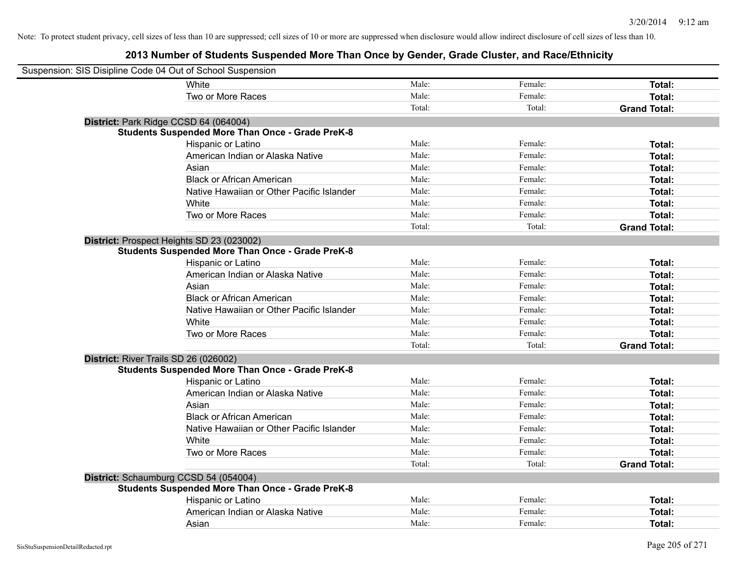Note: To protect student privacy, cell sizes of less than 10 are suppressed; cell sizes of 10 or more are suppressed when disclosure would allow indirect disclosure of cell sizes of less than 10.

## 2013 Number of Students Suspended More Than Once by Gender, Grade Cluster, and Race/Ethnicity

Suspension: SIS Disipline Code 04 Out of School Suspension

| | | | |
|---|---|---|---|
| White | Male: | Female: | **Total:** |
| Two or More Races | Male: | Female: | **Total:** |
| | Total: | Total: | **Grand Total:** |

**District:** Park Ridge CCSD 64 (064004)

**Students Suspended More Than Once - Grade PreK-8**

| | | | |
|---|---|---|---|
| Hispanic or Latino | Male: | Female: | **Total:** |
| American Indian or Alaska Native | Male: | Female: | **Total:** |
| Asian | Male: | Female: | **Total:** |
| Black or African American | Male: | Female: | **Total:** |
| Native Hawaiian or Other Pacific Islander | Male: | Female: | **Total:** |
| White | Male: | Female: | **Total:** |
| Two or More Races | Male: | Female: | **Total:** |
| | Total: | Total: | **Grand Total:** |

**District:** Prospect Heights SD 23 (023002)

**Students Suspended More Than Once - Grade PreK-8**

| | | | |
|---|---|---|---|
| Hispanic or Latino | Male: | Female: | **Total:** |
| American Indian or Alaska Native | Male: | Female: | **Total:** |
| Asian | Male: | Female: | **Total:** |
| Black or African American | Male: | Female: | **Total:** |
| Native Hawaiian or Other Pacific Islander | Male: | Female: | **Total:** |
| White | Male: | Female: | **Total:** |
| Two or More Races | Male: | Female: | **Total:** |
| | Total: | Total: | **Grand Total:** |

**District:** River Trails SD 26 (026002)

**Students Suspended More Than Once - Grade PreK-8**

| | | | |
|---|---|---|---|
| Hispanic or Latino | Male: | Female: | **Total:** |
| American Indian or Alaska Native | Male: | Female: | **Total:** |
| Asian | Male: | Female: | **Total:** |
| Black or African American | Male: | Female: | **Total:** |
| Native Hawaiian or Other Pacific Islander | Male: | Female: | **Total:** |
| White | Male: | Female: | **Total:** |
| Two or More Races | Male: | Female: | **Total:** |
| | Total: | Total: | **Grand Total:** |

**District:** Schaumburg CCSD 54 (054004)

**Students Suspended More Than Once - Grade PreK-8**

| | | | |
|---|---|---|---|
| Hispanic or Latino | Male: | Female: | **Total:** |
| American Indian or Alaska Native | Male: | Female: | **Total:** |
| Asian | Male: | Female: | **Total:** |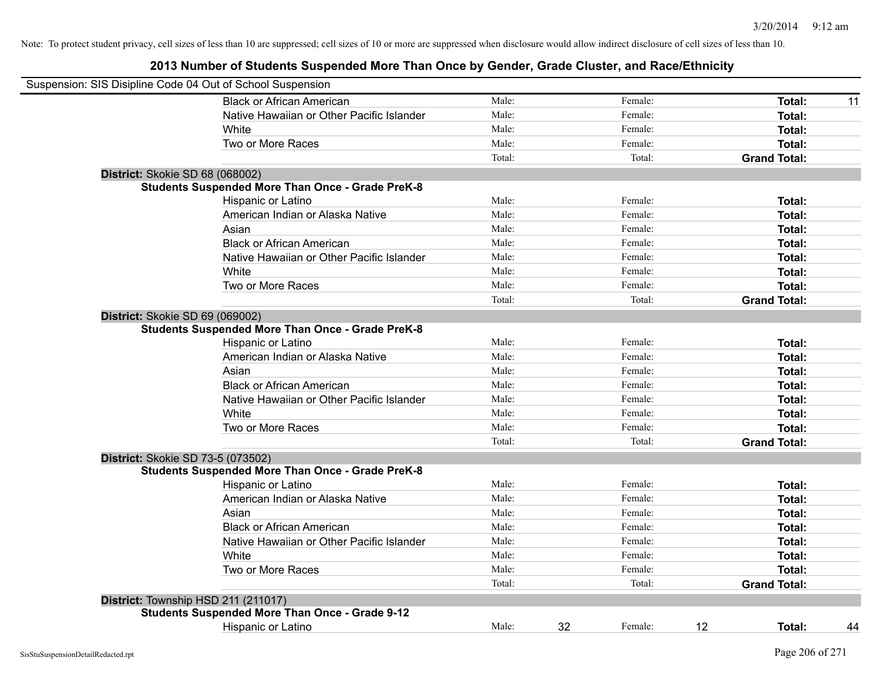Note: To protect student privacy, cell sizes of less than 10 are suppressed; cell sizes of 10 or more are suppressed when disclosure would allow indirect disclosure of cell sizes of less than 10.

## 2013 Number of Students Suspended More Than Once by Gender, Grade Cluster, and Race/Ethnicity

Suspension: SIS Disipline Code 04 Out of School Suspension

| | Male: | | Female: | | | |
|---|---|---|---|---|---|---|
| Black or African American | Male: | | Female: | | **Total:** | 11 |
| Native Hawaiian or Other Pacific Islander | Male: | | Female: | | **Total:** | |
| White | Male: | | Female: | | **Total:** | |
| Two or More Races | Male: | | Female: | | **Total:** | |
| | Total: | | Total: | | **Grand Total:** | |

**District:** Skokie SD 68 (068002)

**Students Suspended More Than Once - Grade PreK-8**

| | | | | | | |
|---|---|---|---|---|---|---|
| Hispanic or Latino | Male: | | Female: | | **Total:** | |
| American Indian or Alaska Native | Male: | | Female: | | **Total:** | |
| Asian | Male: | | Female: | | **Total:** | |
| Black or African American | Male: | | Female: | | **Total:** | |
| Native Hawaiian or Other Pacific Islander | Male: | | Female: | | **Total:** | |
| White | Male: | | Female: | | **Total:** | |
| Two or More Races | Male: | | Female: | | **Total:** | |
| | Total: | | Total: | | **Grand Total:** | |

**District:** Skokie SD 69 (069002)

**Students Suspended More Than Once - Grade PreK-8**

| | | | | | | |
|---|---|---|---|---|---|---|
| Hispanic or Latino | Male: | | Female: | | **Total:** | |
| American Indian or Alaska Native | Male: | | Female: | | **Total:** | |
| Asian | Male: | | Female: | | **Total:** | |
| Black or African American | Male: | | Female: | | **Total:** | |
| Native Hawaiian or Other Pacific Islander | Male: | | Female: | | **Total:** | |
| White | Male: | | Female: | | **Total:** | |
| Two or More Races | Male: | | Female: | | **Total:** | |
| | Total: | | Total: | | **Grand Total:** | |

**District:** Skokie SD 73-5 (073502)

**Students Suspended More Than Once - Grade PreK-8**

| | | | | | | |
|---|---|---|---|---|---|---|
| Hispanic or Latino | Male: | | Female: | | **Total:** | |
| American Indian or Alaska Native | Male: | | Female: | | **Total:** | |
| Asian | Male: | | Female: | | **Total:** | |
| Black or African American | Male: | | Female: | | **Total:** | |
| Native Hawaiian or Other Pacific Islander | Male: | | Female: | | **Total:** | |
| White | Male: | | Female: | | **Total:** | |
| Two or More Races | Male: | | Female: | | **Total:** | |
| | Total: | | Total: | | **Grand Total:** | |

**District:** Township HSD 211 (211017)

**Students Suspended More Than Once - Grade 9-12**

| | | | | | | |
|---|---|---|---|---|---|---|
| Hispanic or Latino | Male: | 32 | Female: | 12 | **Total:** | 44 |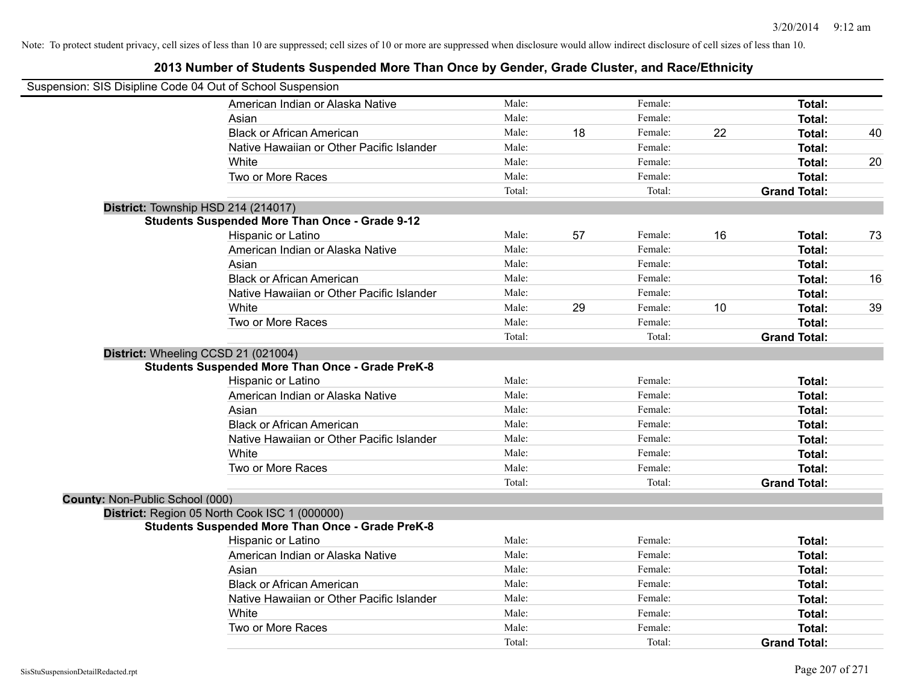Note: To protect student privacy, cell sizes of less than 10 are suppressed; cell sizes of 10 or more are suppressed when disclosure would allow indirect disclosure of cell sizes of less than 10.

# 2013 Number of Students Suspended More Than Once by Gender, Grade Cluster, and Race/Ethnicity

Suspension: SIS Disipline Code 04 Out of School Suspension

| | Male: | | Female: | | | |
|---|---|---|---|---|---|---|
| American Indian or Alaska Native | Male: | | Female: | | **Total:** | |
| Asian | Male: | | Female: | | **Total:** | |
| Black or African American | Male: | 18 | Female: | 22 | **Total:** | 40 |
| Native Hawaiian or Other Pacific Islander | Male: | | Female: | | **Total:** | |
| White | Male: | | Female: | | **Total:** | 20 |
| Two or More Races | Male: | | Female: | | **Total:** | |
| | Total: | | Total: | | **Grand Total:** | |

**District:** Township HSD 214 (214017)

**Students Suspended More Than Once - Grade 9-12**

| | | | | | | |
|---|---|---|---|---|---|---|
| Hispanic or Latino | Male: | 57 | Female: | 16 | **Total:** | 73 |
| American Indian or Alaska Native | Male: | | Female: | | **Total:** | |
| Asian | Male: | | Female: | | **Total:** | |
| Black or African American | Male: | | Female: | | **Total:** | 16 |
| Native Hawaiian or Other Pacific Islander | Male: | | Female: | | **Total:** | |
| White | Male: | 29 | Female: | 10 | **Total:** | 39 |
| Two or More Races | Male: | | Female: | | **Total:** | |
| | Total: | | Total: | | **Grand Total:** | |

**District:** Wheeling CCSD 21 (021004)

**Students Suspended More Than Once - Grade PreK-8**

| | | | | | | |
|---|---|---|---|---|---|---|
| Hispanic or Latino | Male: | | Female: | | **Total:** | |
| American Indian or Alaska Native | Male: | | Female: | | **Total:** | |
| Asian | Male: | | Female: | | **Total:** | |
| Black or African American | Male: | | Female: | | **Total:** | |
| Native Hawaiian or Other Pacific Islander | Male: | | Female: | | **Total:** | |
| White | Male: | | Female: | | **Total:** | |
| Two or More Races | Male: | | Female: | | **Total:** | |
| | Total: | | Total: | | **Grand Total:** | |

**County:** Non-Public School (000)

**District:** Region 05 North Cook ISC 1 (000000)

**Students Suspended More Than Once - Grade PreK-8**

| | | | | | | |
|---|---|---|---|---|---|---|
| Hispanic or Latino | Male: | | Female: | | **Total:** | |
| American Indian or Alaska Native | Male: | | Female: | | **Total:** | |
| Asian | Male: | | Female: | | **Total:** | |
| Black or African American | Male: | | Female: | | **Total:** | |
| Native Hawaiian or Other Pacific Islander | Male: | | Female: | | **Total:** | |
| White | Male: | | Female: | | **Total:** | |
| Two or More Races | Male: | | Female: | | **Total:** | |
| | Total: | | Total: | | **Grand Total:** | |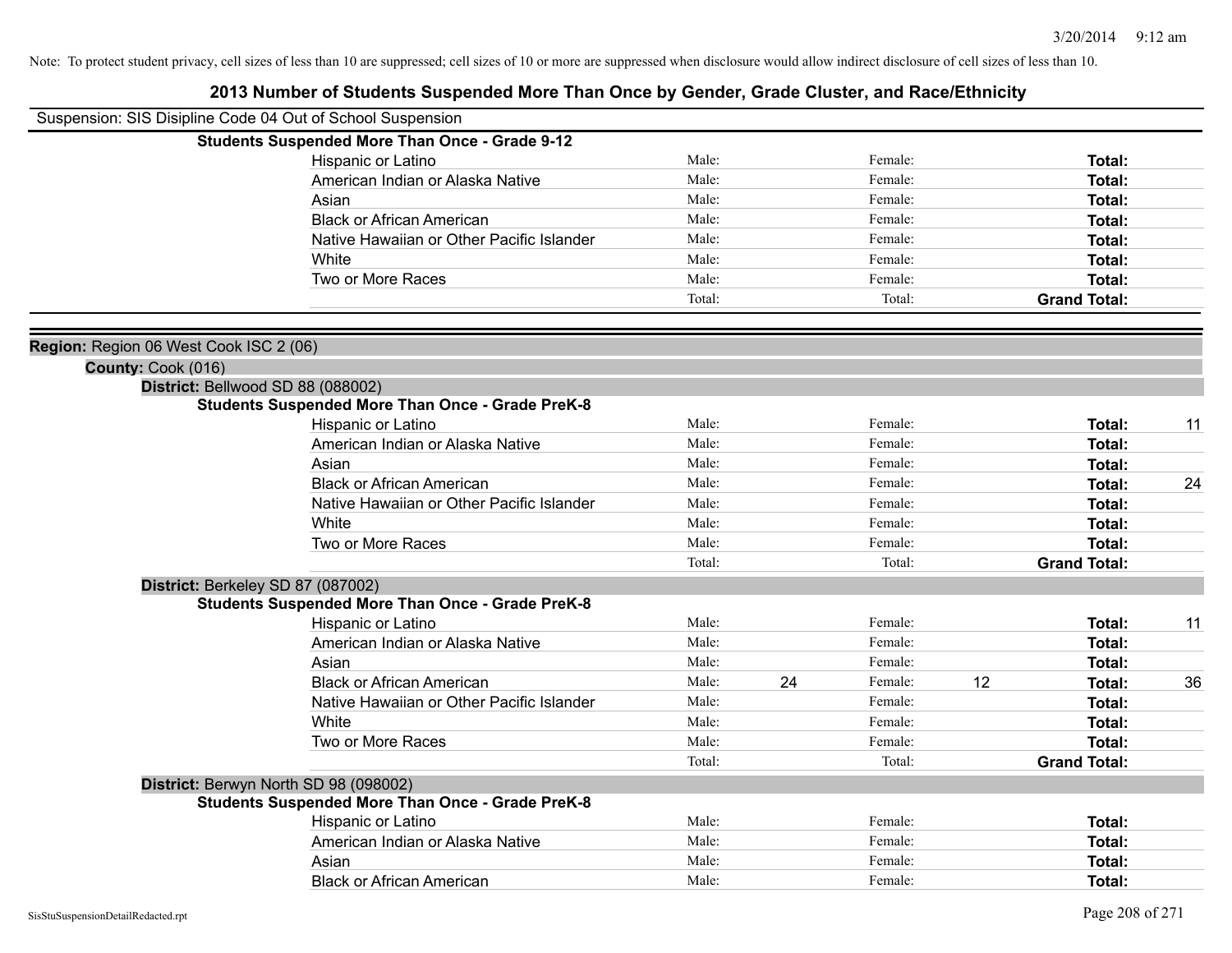Note: To protect student privacy, cell sizes of less than 10 are suppressed; cell sizes of 10 or more are suppressed when disclosure would allow indirect disclosure of cell sizes of less than 10.

# 2013 Number of Students Suspended More Than Once by Gender, Grade Cluster, and Race/Ethnicity

Suspension: SIS Disipline Code 04 Out of School Suspension

**Students Suspended More Than Once - Grade 9-12**

| Race/Ethnicity | Male: | | Female: | | Total: | |
|---|---|---|---|---|---|---|
| Hispanic or Latino | Male: | | Female: | | **Total:** | |
| American Indian or Alaska Native | Male: | | Female: | | **Total:** | |
| Asian | Male: | | Female: | | **Total:** | |
| Black or African American | Male: | | Female: | | **Total:** | |
| Native Hawaiian or Other Pacific Islander | Male: | | Female: | | **Total:** | |
| White | Male: | | Female: | | **Total:** | |
| Two or More Races | Male: | | Female: | | **Total:** | |
| | Total: | | Total: | | **Grand Total:** | |

**Region:** Region 06 West Cook ISC 2 (06)

**County:** Cook (016)

**District:** Bellwood SD 88 (088002)

**Students Suspended More Than Once - Grade PreK-8**

| Race/Ethnicity | Male: | | Female: | | Total: | |
|---|---|---|---|---|---|---|
| Hispanic or Latino | Male: | | Female: | | **Total:** | 11 |
| American Indian or Alaska Native | Male: | | Female: | | **Total:** | |
| Asian | Male: | | Female: | | **Total:** | |
| Black or African American | Male: | | Female: | | **Total:** | 24 |
| Native Hawaiian or Other Pacific Islander | Male: | | Female: | | **Total:** | |
| White | Male: | | Female: | | **Total:** | |
| Two or More Races | Male: | | Female: | | **Total:** | |
| | Total: | | Total: | | **Grand Total:** | |

**District:** Berkeley SD 87 (087002)

**Students Suspended More Than Once - Grade PreK-8**

| Race/Ethnicity | Male: | | Female: | | Total: | |
|---|---|---|---|---|---|---|
| Hispanic or Latino | Male: | | Female: | | **Total:** | 11 |
| American Indian or Alaska Native | Male: | | Female: | | **Total:** | |
| Asian | Male: | | Female: | | **Total:** | |
| Black or African American | Male: | 24 | Female: | 12 | **Total:** | 36 |
| Native Hawaiian or Other Pacific Islander | Male: | | Female: | | **Total:** | |
| White | Male: | | Female: | | **Total:** | |
| Two or More Races | Male: | | Female: | | **Total:** | |
| | Total: | | Total: | | **Grand Total:** | |

**District:** Berwyn North SD 98 (098002)

**Students Suspended More Than Once - Grade PreK-8**

| Race/Ethnicity | Male: | | Female: | | Total: | |
|---|---|---|---|---|---|---|
| Hispanic or Latino | Male: | | Female: | | **Total:** | |
| American Indian or Alaska Native | Male: | | Female: | | **Total:** | |
| Asian | Male: | | Female: | | **Total:** | |
| Black or African American | Male: | | Female: | | **Total:** | |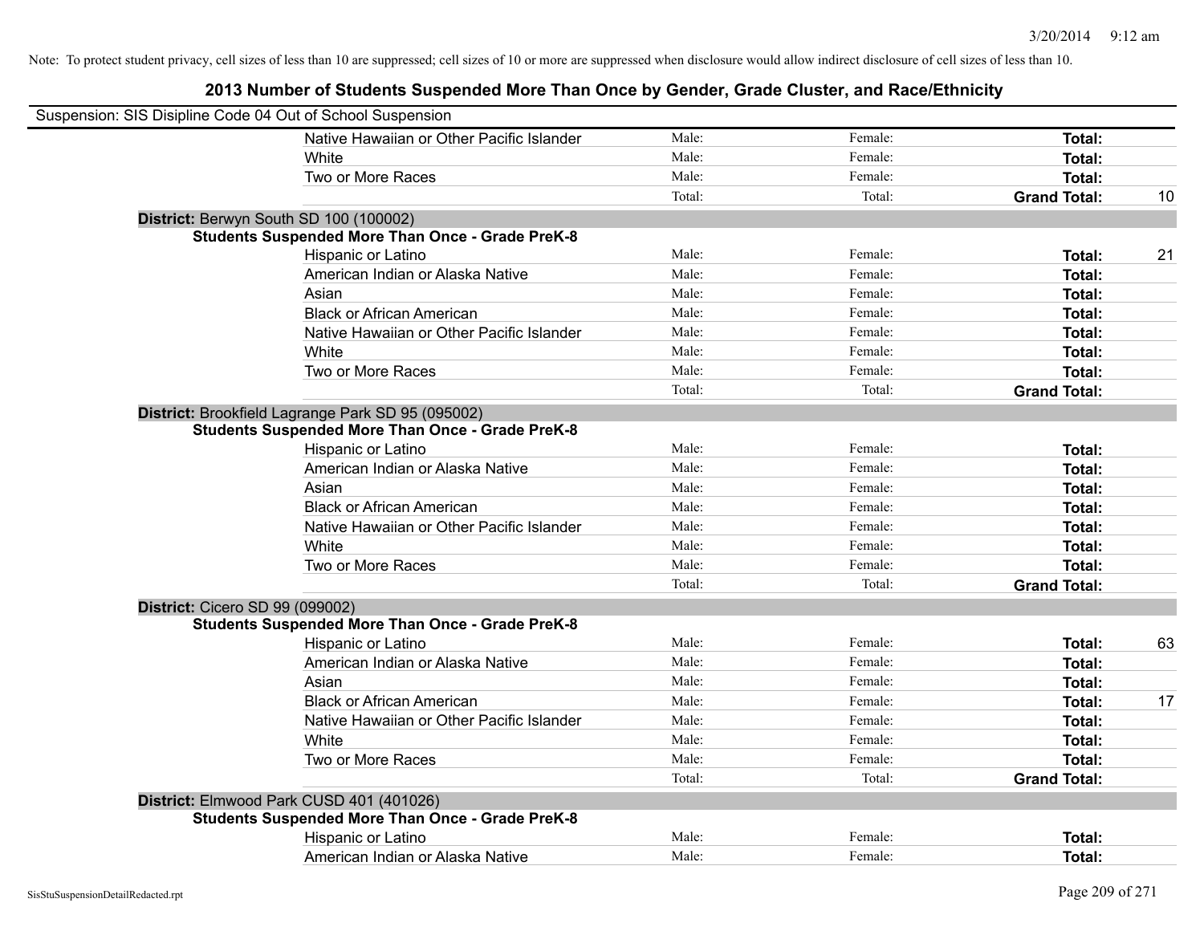Note: To protect student privacy, cell sizes of less than 10 are suppressed; cell sizes of 10 or more are suppressed when disclosure would allow indirect disclosure of cell sizes of less than 10.

## 2013 Number of Students Suspended More Than Once by Gender, Grade Cluster, and Race/Ethnicity

Suspension: SIS Disipline Code 04 Out of School Suspension

| | | | | | |
|---|---|---|---|---|---|
| | Native Hawaiian or Other Pacific Islander | Male: | Female: | **Total:** | |
| | White | Male: | Female: | **Total:** | |
| | Two or More Races | Male: | Female: | **Total:** | |
| | | Total: | Total: | **Grand Total:** | 10 |
| **District:** Berwyn South SD 100 (100002) | | | | | |
| **Students Suspended More Than Once - Grade PreK-8** | | | | | |
| | Hispanic or Latino | Male: | Female: | **Total:** | 21 |
| | American Indian or Alaska Native | Male: | Female: | **Total:** | |
| | Asian | Male: | Female: | **Total:** | |
| | Black or African American | Male: | Female: | **Total:** | |
| | Native Hawaiian or Other Pacific Islander | Male: | Female: | **Total:** | |
| | White | Male: | Female: | **Total:** | |
| | Two or More Races | Male: | Female: | **Total:** | |
| | | Total: | Total: | **Grand Total:** | |
| **District:** Brookfield Lagrange Park SD 95 (095002) | | | | | |
| **Students Suspended More Than Once - Grade PreK-8** | | | | | |
| | Hispanic or Latino | Male: | Female: | **Total:** | |
| | American Indian or Alaska Native | Male: | Female: | **Total:** | |
| | Asian | Male: | Female: | **Total:** | |
| | Black or African American | Male: | Female: | **Total:** | |
| | Native Hawaiian or Other Pacific Islander | Male: | Female: | **Total:** | |
| | White | Male: | Female: | **Total:** | |
| | Two or More Races | Male: | Female: | **Total:** | |
| | | Total: | Total: | **Grand Total:** | |
| **District:** Cicero SD 99 (099002) | | | | | |
| **Students Suspended More Than Once - Grade PreK-8** | | | | | |
| | Hispanic or Latino | Male: | Female: | **Total:** | 63 |
| | American Indian or Alaska Native | Male: | Female: | **Total:** | |
| | Asian | Male: | Female: | **Total:** | |
| | Black or African American | Male: | Female: | **Total:** | 17 |
| | Native Hawaiian or Other Pacific Islander | Male: | Female: | **Total:** | |
| | White | Male: | Female: | **Total:** | |
| | Two or More Races | Male: | Female: | **Total:** | |
| | | Total: | Total: | **Grand Total:** | |
| **District:** Elmwood Park CUSD 401 (401026) | | | | | |
| **Students Suspended More Than Once - Grade PreK-8** | | | | | |
| | Hispanic or Latino | Male: | Female: | **Total:** | |
| | American Indian or Alaska Native | Male: | Female: | **Total:** | |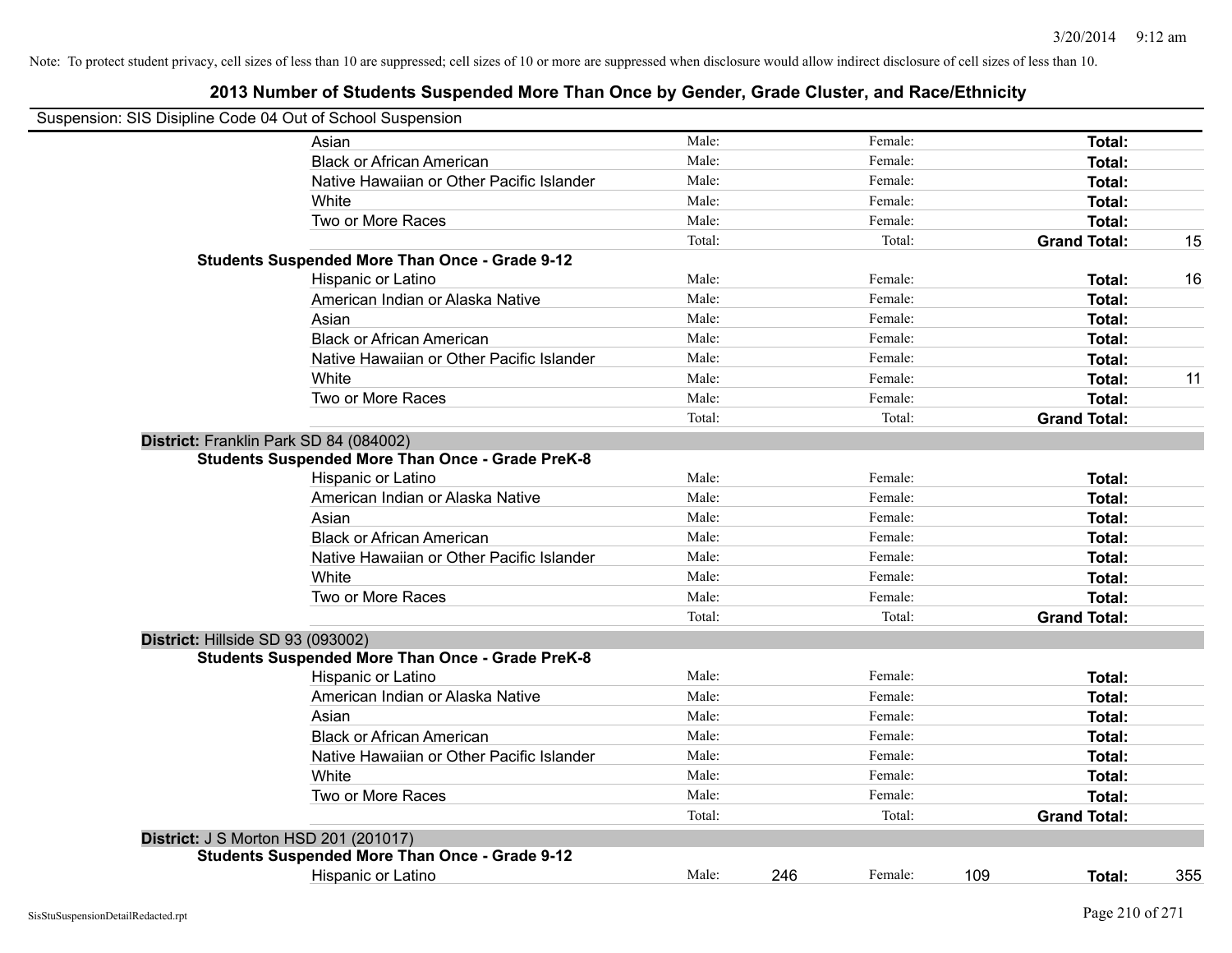Note: To protect student privacy, cell sizes of less than 10 are suppressed; cell sizes of 10 or more are suppressed when disclosure would allow indirect disclosure of cell sizes of less than 10.

## 2013 Number of Students Suspended More Than Once by Gender, Grade Cluster, and Race/Ethnicity

Suspension: SIS Disipline Code 04 Out of School Suspension

| | | | | | | |
|---|---|---|---|---|---|---|
| Asian | Male: | | Female: | | **Total:** | |
| Black or African American | Male: | | Female: | | **Total:** | |
| Native Hawaiian or Other Pacific Islander | Male: | | Female: | | **Total:** | |
| White | Male: | | Female: | | **Total:** | |
| Two or More Races | Male: | | Female: | | **Total:** | |
| | Total: | | Total: | | **Grand Total:** | 15 |

**Students Suspended More Than Once - Grade 9-12**

| | | | | | | |
|---|---|---|---|---|---|---|
| Hispanic or Latino | Male: | | Female: | | **Total:** | 16 |
| American Indian or Alaska Native | Male: | | Female: | | **Total:** | |
| Asian | Male: | | Female: | | **Total:** | |
| Black or African American | Male: | | Female: | | **Total:** | |
| Native Hawaiian or Other Pacific Islander | Male: | | Female: | | **Total:** | |
| White | Male: | | Female: | | **Total:** | 11 |
| Two or More Races | Male: | | Female: | | **Total:** | |
| | Total: | | Total: | | **Grand Total:** | |

**District:** Franklin Park SD 84 (084002)

**Students Suspended More Than Once - Grade PreK-8**

| | | | | | | |
|---|---|---|---|---|---|---|
| Hispanic or Latino | Male: | | Female: | | **Total:** | |
| American Indian or Alaska Native | Male: | | Female: | | **Total:** | |
| Asian | Male: | | Female: | | **Total:** | |
| Black or African American | Male: | | Female: | | **Total:** | |
| Native Hawaiian or Other Pacific Islander | Male: | | Female: | | **Total:** | |
| White | Male: | | Female: | | **Total:** | |
| Two or More Races | Male: | | Female: | | **Total:** | |
| | Total: | | Total: | | **Grand Total:** | |

**District:** Hillside SD 93 (093002)

**Students Suspended More Than Once - Grade PreK-8**

| | | | | | | |
|---|---|---|---|---|---|---|
| Hispanic or Latino | Male: | | Female: | | **Total:** | |
| American Indian or Alaska Native | Male: | | Female: | | **Total:** | |
| Asian | Male: | | Female: | | **Total:** | |
| Black or African American | Male: | | Female: | | **Total:** | |
| Native Hawaiian or Other Pacific Islander | Male: | | Female: | | **Total:** | |
| White | Male: | | Female: | | **Total:** | |
| Two or More Races | Male: | | Female: | | **Total:** | |
| | Total: | | Total: | | **Grand Total:** | |

**District:** J S Morton HSD 201 (201017)

**Students Suspended More Than Once - Grade 9-12**

| | | | | | | |
|---|---|---|---|---|---|---|
| Hispanic or Latino | Male: | 246 | Female: | 109 | **Total:** | 355 |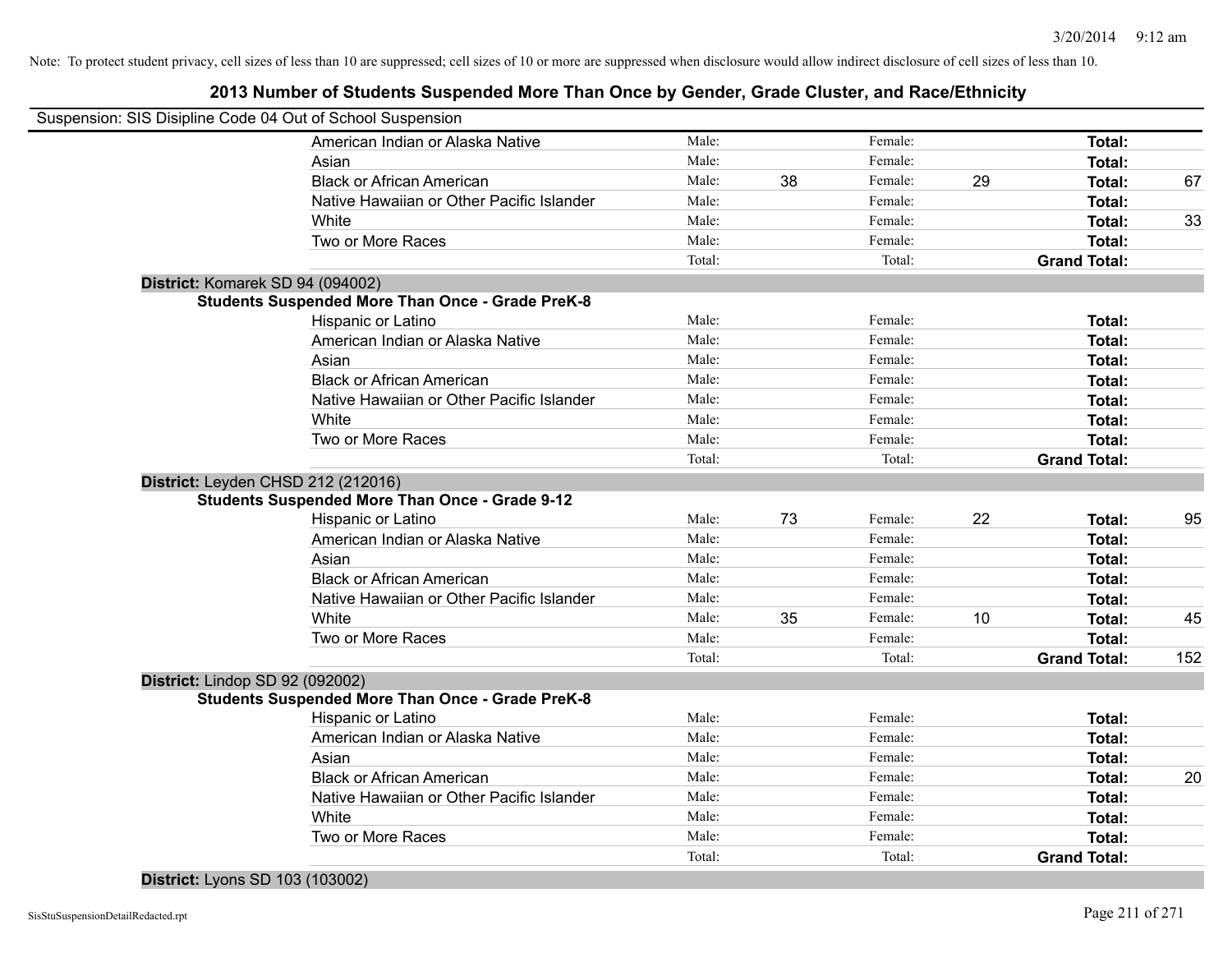Note: To protect student privacy, cell sizes of less than 10 are suppressed; cell sizes of 10 or more are suppressed when disclosure would allow indirect disclosure of cell sizes of less than 10.

## 2013 Number of Students Suspended More Than Once by Gender, Grade Cluster, and Race/Ethnicity

Suspension: SIS Disipline Code 04 Out of School Suspension

| | Male: | | Female: | | | |
|---|---|---|---|---|---|---|
| American Indian or Alaska Native | Male: | | Female: | | **Total:** | |
| Asian | Male: | | Female: | | **Total:** | |
| Black or African American | Male: | 38 | Female: | 29 | **Total:** | 67 |
| Native Hawaiian or Other Pacific Islander | Male: | | Female: | | **Total:** | |
| White | Male: | | Female: | | **Total:** | 33 |
| Two or More Races | Male: | | Female: | | **Total:** | |
| | Total: | | Total: | | **Grand Total:** | |

**District:** Komarek SD 94 (094002)

**Students Suspended More Than Once - Grade PreK-8**

| | | | | | | |
|---|---|---|---|---|---|---|
| Hispanic or Latino | Male: | | Female: | | **Total:** | |
| American Indian or Alaska Native | Male: | | Female: | | **Total:** | |
| Asian | Male: | | Female: | | **Total:** | |
| Black or African American | Male: | | Female: | | **Total:** | |
| Native Hawaiian or Other Pacific Islander | Male: | | Female: | | **Total:** | |
| White | Male: | | Female: | | **Total:** | |
| Two or More Races | Male: | | Female: | | **Total:** | |
| | Total: | | Total: | | **Grand Total:** | |

**District:** Leyden CHSD 212 (212016)

**Students Suspended More Than Once - Grade 9-12**

| | | | | | | |
|---|---|---|---|---|---|---|
| Hispanic or Latino | Male: | 73 | Female: | 22 | **Total:** | 95 |
| American Indian or Alaska Native | Male: | | Female: | | **Total:** | |
| Asian | Male: | | Female: | | **Total:** | |
| Black or African American | Male: | | Female: | | **Total:** | |
| Native Hawaiian or Other Pacific Islander | Male: | | Female: | | **Total:** | |
| White | Male: | 35 | Female: | 10 | **Total:** | 45 |
| Two or More Races | Male: | | Female: | | **Total:** | |
| | Total: | | Total: | | **Grand Total:** | 152 |

**District:** Lindop SD 92 (092002)

**Students Suspended More Than Once - Grade PreK-8**

| | | | | | | |
|---|---|---|---|---|---|---|
| Hispanic or Latino | Male: | | Female: | | **Total:** | |
| American Indian or Alaska Native | Male: | | Female: | | **Total:** | |
| Asian | Male: | | Female: | | **Total:** | |
| Black or African American | Male: | | Female: | | **Total:** | 20 |
| Native Hawaiian or Other Pacific Islander | Male: | | Female: | | **Total:** | |
| White | Male: | | Female: | | **Total:** | |
| Two or More Races | Male: | | Female: | | **Total:** | |
| | Total: | | Total: | | **Grand Total:** | |

**District:** Lyons SD 103 (103002)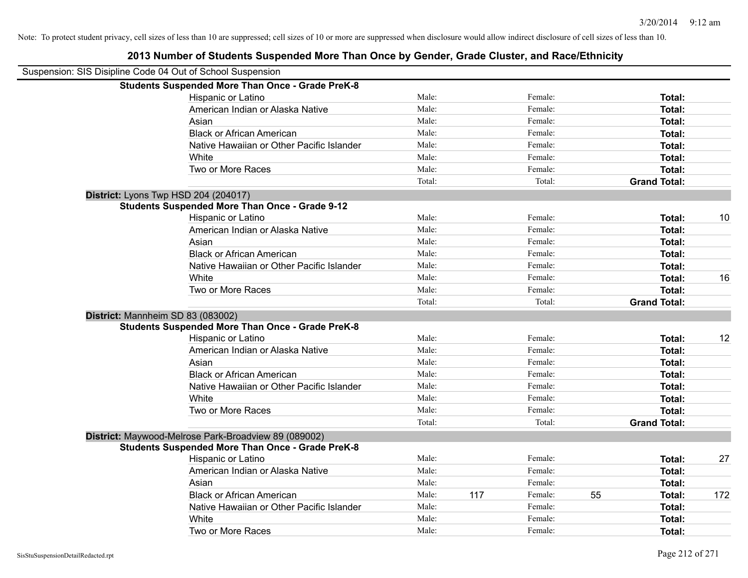Note: To protect student privacy, cell sizes of less than 10 are suppressed; cell sizes of 10 or more are suppressed when disclosure would allow indirect disclosure of cell sizes of less than 10.

## 2013 Number of Students Suspended More Than Once by Gender, Grade Cluster, and Race/Ethnicity

Suspension: SIS Disipline Code 04 Out of School Suspension

**Students Suspended More Than Once - Grade PreK-8**

| Race/Ethnicity | Male: | | Female: | | Total: | |
|---|---|---|---|---|---|---|
| Hispanic or Latino | Male: | | Female: | | **Total:** | |
| American Indian or Alaska Native | Male: | | Female: | | **Total:** | |
| Asian | Male: | | Female: | | **Total:** | |
| Black or African American | Male: | | Female: | | **Total:** | |
| Native Hawaiian or Other Pacific Islander | Male: | | Female: | | **Total:** | |
| White | Male: | | Female: | | **Total:** | |
| Two or More Races | Male: | | Female: | | **Total:** | |
| | Total: | | Total: | | **Grand Total:** | |

**District:** Lyons Twp HSD 204 (204017)

**Students Suspended More Than Once - Grade 9-12**

| Race/Ethnicity | Male: | | Female: | | Total: | |
|---|---|---|---|---|---|---|
| Hispanic or Latino | Male: | | Female: | | **Total:** | 10 |
| American Indian or Alaska Native | Male: | | Female: | | **Total:** | |
| Asian | Male: | | Female: | | **Total:** | |
| Black or African American | Male: | | Female: | | **Total:** | |
| Native Hawaiian or Other Pacific Islander | Male: | | Female: | | **Total:** | |
| White | Male: | | Female: | | **Total:** | 16 |
| Two or More Races | Male: | | Female: | | **Total:** | |
| | Total: | | Total: | | **Grand Total:** | |

**District:** Mannheim SD 83 (083002)

**Students Suspended More Than Once - Grade PreK-8**

| Race/Ethnicity | Male: | | Female: | | Total: | |
|---|---|---|---|---|---|---|
| Hispanic or Latino | Male: | | Female: | | **Total:** | 12 |
| American Indian or Alaska Native | Male: | | Female: | | **Total:** | |
| Asian | Male: | | Female: | | **Total:** | |
| Black or African American | Male: | | Female: | | **Total:** | |
| Native Hawaiian or Other Pacific Islander | Male: | | Female: | | **Total:** | |
| White | Male: | | Female: | | **Total:** | |
| Two or More Races | Male: | | Female: | | **Total:** | |
| | Total: | | Total: | | **Grand Total:** | |

**District:** Maywood-Melrose Park-Broadview 89 (089002)

**Students Suspended More Than Once - Grade PreK-8**

| Race/Ethnicity | Male: | | Female: | | Total: | |
|---|---|---|---|---|---|---|
| Hispanic or Latino | Male: | | Female: | | **Total:** | 27 |
| American Indian or Alaska Native | Male: | | Female: | | **Total:** | |
| Asian | Male: | | Female: | | **Total:** | |
| Black or African American | Male: | 117 | Female: | 55 | **Total:** | 172 |
| Native Hawaiian or Other Pacific Islander | Male: | | Female: | | **Total:** | |
| White | Male: | | Female: | | **Total:** | |
| Two or More Races | Male: | | Female: | | **Total:** | |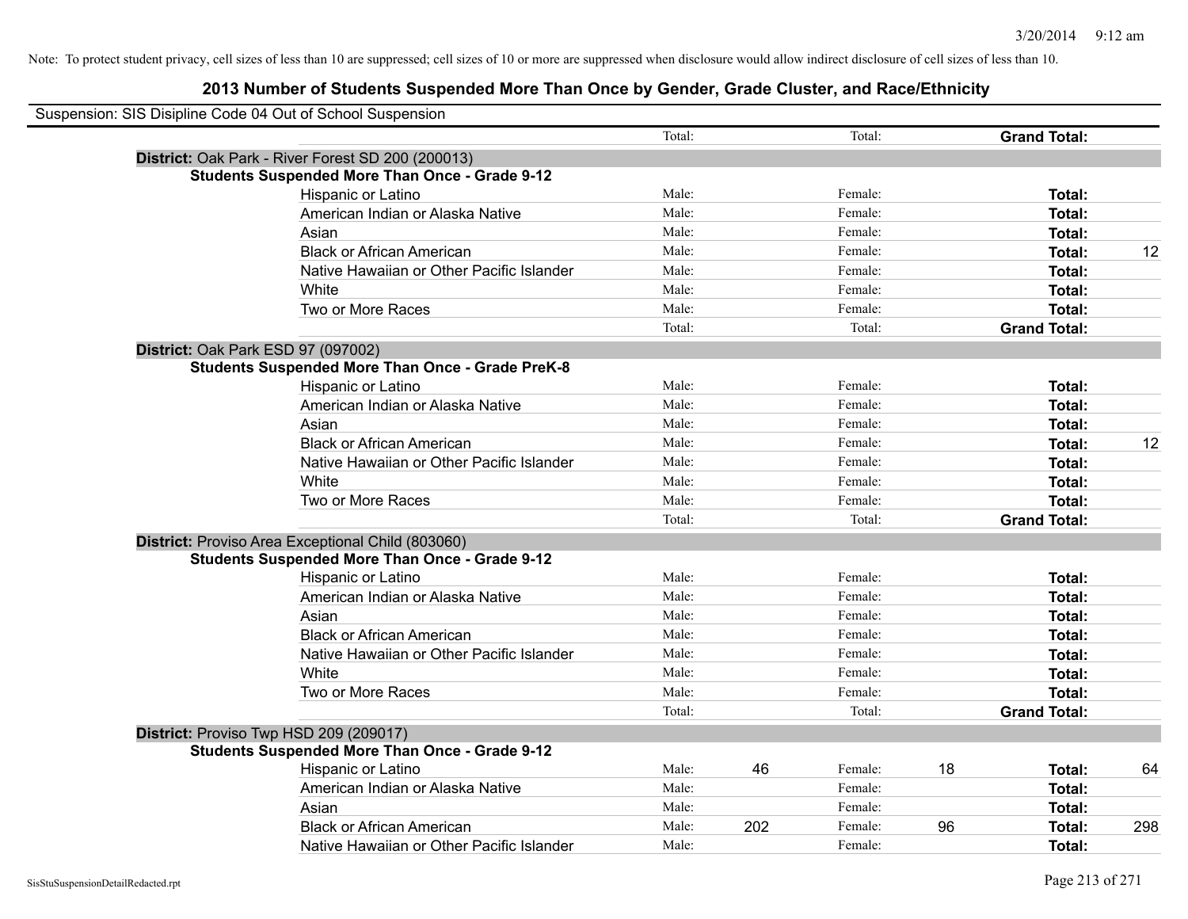Note: To protect student privacy, cell sizes of less than 10 are suppressed; cell sizes of 10 or more are suppressed when disclosure would allow indirect disclosure of cell sizes of less than 10.

## 2013 Number of Students Suspended More Than Once by Gender, Grade Cluster, and Race/Ethnicity

Suspension: SIS Disipline Code 04 Out of School Suspension

| | | | | | | | |
|---|---|---|---|---|---|---|---|
| | Total: | | Total: | | **Grand Total:** | |

**District:** Oak Park - River Forest SD 200 (200013)

**Students Suspended More Than Once - Grade 9-12**

| Race/Ethnicity | | | | | | |
|---|---|---|---|---|---|---|
| Hispanic or Latino | Male: | | Female: | | **Total:** | |
| American Indian or Alaska Native | Male: | | Female: | | **Total:** | |
| Asian | Male: | | Female: | | **Total:** | |
| Black or African American | Male: | | Female: | | **Total:** | 12 |
| Native Hawaiian or Other Pacific Islander | Male: | | Female: | | **Total:** | |
| White | Male: | | Female: | | **Total:** | |
| Two or More Races | Male: | | Female: | | **Total:** | |
| | Total: | | Total: | | **Grand Total:** | |

**District:** Oak Park ESD 97 (097002)

**Students Suspended More Than Once - Grade PreK-8**

| Race/Ethnicity | | | | | | |
|---|---|---|---|---|---|---|
| Hispanic or Latino | Male: | | Female: | | **Total:** | |
| American Indian or Alaska Native | Male: | | Female: | | **Total:** | |
| Asian | Male: | | Female: | | **Total:** | |
| Black or African American | Male: | | Female: | | **Total:** | 12 |
| Native Hawaiian or Other Pacific Islander | Male: | | Female: | | **Total:** | |
| White | Male: | | Female: | | **Total:** | |
| Two or More Races | Male: | | Female: | | **Total:** | |
| | Total: | | Total: | | **Grand Total:** | |

**District:** Proviso Area Exceptional Child (803060)

**Students Suspended More Than Once - Grade 9-12**

| Race/Ethnicity | | | | | | |
|---|---|---|---|---|---|---|
| Hispanic or Latino | Male: | | Female: | | **Total:** | |
| American Indian or Alaska Native | Male: | | Female: | | **Total:** | |
| Asian | Male: | | Female: | | **Total:** | |
| Black or African American | Male: | | Female: | | **Total:** | |
| Native Hawaiian or Other Pacific Islander | Male: | | Female: | | **Total:** | |
| White | Male: | | Female: | | **Total:** | |
| Two or More Races | Male: | | Female: | | **Total:** | |
| | Total: | | Total: | | **Grand Total:** | |

**District:** Proviso Twp HSD 209 (209017)

**Students Suspended More Than Once - Grade 9-12**

| Race/Ethnicity | | | | | | |
|---|---|---|---|---|---|---|
| Hispanic or Latino | Male: | 46 | Female: | 18 | **Total:** | 64 |
| American Indian or Alaska Native | Male: | | Female: | | **Total:** | |
| Asian | Male: | | Female: | | **Total:** | |
| Black or African American | Male: | 202 | Female: | 96 | **Total:** | 298 |
| Native Hawaiian or Other Pacific Islander | Male: | | Female: | | **Total:** | |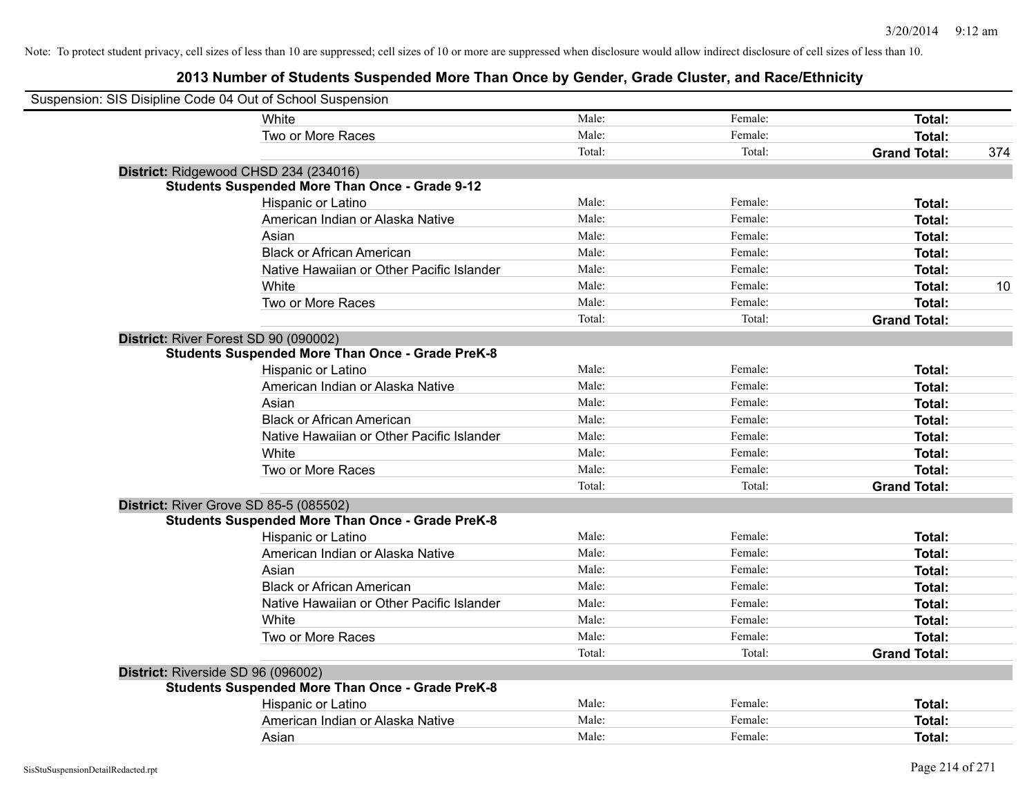Note: To protect student privacy, cell sizes of less than 10 are suppressed; cell sizes of 10 or more are suppressed when disclosure would allow indirect disclosure of cell sizes of less than 10.

# 2013 Number of Students Suspended More Than Once by Gender, Grade Cluster, and Race/Ethnicity

Suspension: SIS Disipline Code 04 Out of School Suspension

| | | | | | |
|---|---|---|---|---|---|
| | White | Male: | Female: | **Total:** | |
| | Two or More Races | Male: | Female: | **Total:** | |
| | | Total: | Total: | **Grand Total:** | 374 |
| **District:** Ridgewood CHSD 234 (234016) | | | | | |
| **Students Suspended More Than Once - Grade 9-12** | | | | | |
| | Hispanic or Latino | Male: | Female: | **Total:** | |
| | American Indian or Alaska Native | Male: | Female: | **Total:** | |
| | Asian | Male: | Female: | **Total:** | |
| | Black or African American | Male: | Female: | **Total:** | |
| | Native Hawaiian or Other Pacific Islander | Male: | Female: | **Total:** | |
| | White | Male: | Female: | **Total:** | 10 |
| | Two or More Races | Male: | Female: | **Total:** | |
| | | Total: | Total: | **Grand Total:** | |
| **District:** River Forest SD 90 (090002) | | | | | |
| **Students Suspended More Than Once - Grade PreK-8** | | | | | |
| | Hispanic or Latino | Male: | Female: | **Total:** | |
| | American Indian or Alaska Native | Male: | Female: | **Total:** | |
| | Asian | Male: | Female: | **Total:** | |
| | Black or African American | Male: | Female: | **Total:** | |
| | Native Hawaiian or Other Pacific Islander | Male: | Female: | **Total:** | |
| | White | Male: | Female: | **Total:** | |
| | Two or More Races | Male: | Female: | **Total:** | |
| | | Total: | Total: | **Grand Total:** | |
| **District:** River Grove SD 85-5 (085502) | | | | | |
| **Students Suspended More Than Once - Grade PreK-8** | | | | | |
| | Hispanic or Latino | Male: | Female: | **Total:** | |
| | American Indian or Alaska Native | Male: | Female: | **Total:** | |
| | Asian | Male: | Female: | **Total:** | |
| | Black or African American | Male: | Female: | **Total:** | |
| | Native Hawaiian or Other Pacific Islander | Male: | Female: | **Total:** | |
| | White | Male: | Female: | **Total:** | |
| | Two or More Races | Male: | Female: | **Total:** | |
| | | Total: | Total: | **Grand Total:** | |
| **District:** Riverside SD 96 (096002) | | | | | |
| **Students Suspended More Than Once - Grade PreK-8** | | | | | |
| | Hispanic or Latino | Male: | Female: | **Total:** | |
| | American Indian or Alaska Native | Male: | Female: | **Total:** | |
| | Asian | Male: | Female: | **Total:** | |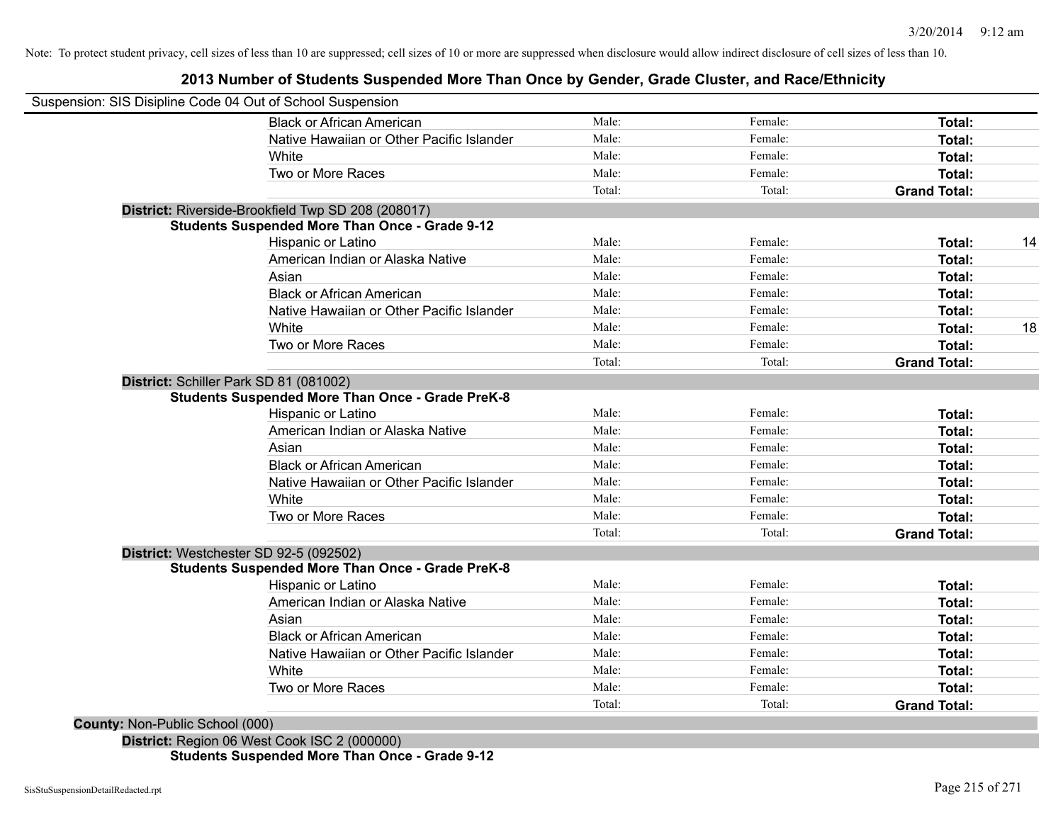Note: To protect student privacy, cell sizes of less than 10 are suppressed; cell sizes of 10 or more are suppressed when disclosure would allow indirect disclosure of cell sizes of less than 10.

# 2013 Number of Students Suspended More Than Once by Gender, Grade Cluster, and Race/Ethnicity

Suspension: SIS Disipline Code 04 Out of School Suspension

| | | | | | |
|---|---|---|---|---|---|
| | Black or African American | Male: | Female: | **Total:** | |
| | Native Hawaiian or Other Pacific Islander | Male: | Female: | **Total:** | |
| | White | Male: | Female: | **Total:** | |
| | Two or More Races | Male: | Female: | **Total:** | |
| | | Total: | Total: | **Grand Total:** | |

**District:** Riverside-Brookfield Twp SD 208 (208017)

**Students Suspended More Than Once - Grade 9-12**

| | | | | |
|---|---|---|---|---|
| Hispanic or Latino | Male: | Female: | **Total:** | 14 |
| American Indian or Alaska Native | Male: | Female: | **Total:** | |
| Asian | Male: | Female: | **Total:** | |
| Black or African American | Male: | Female: | **Total:** | |
| Native Hawaiian or Other Pacific Islander | Male: | Female: | **Total:** | |
| White | Male: | Female: | **Total:** | 18 |
| Two or More Races | Male: | Female: | **Total:** | |
| | Total: | Total: | **Grand Total:** | |

**District:** Schiller Park SD 81 (081002)

**Students Suspended More Than Once - Grade PreK-8**

| | | | | |
|---|---|---|---|---|
| Hispanic or Latino | Male: | Female: | **Total:** | |
| American Indian or Alaska Native | Male: | Female: | **Total:** | |
| Asian | Male: | Female: | **Total:** | |
| Black or African American | Male: | Female: | **Total:** | |
| Native Hawaiian or Other Pacific Islander | Male: | Female: | **Total:** | |
| White | Male: | Female: | **Total:** | |
| Two or More Races | Male: | Female: | **Total:** | |
| | Total: | Total: | **Grand Total:** | |

**District:** Westchester SD 92-5 (092502)

**Students Suspended More Than Once - Grade PreK-8**

| | | | | |
|---|---|---|---|---|
| Hispanic or Latino | Male: | Female: | **Total:** | |
| American Indian or Alaska Native | Male: | Female: | **Total:** | |
| Asian | Male: | Female: | **Total:** | |
| Black or African American | Male: | Female: | **Total:** | |
| Native Hawaiian or Other Pacific Islander | Male: | Female: | **Total:** | |
| White | Male: | Female: | **Total:** | |
| Two or More Races | Male: | Female: | **Total:** | |
| | Total: | Total: | **Grand Total:** | |

**County:** Non-Public School (000)

**District:** Region 06 West Cook ISC 2 (000000)

**Students Suspended More Than Once - Grade 9-12**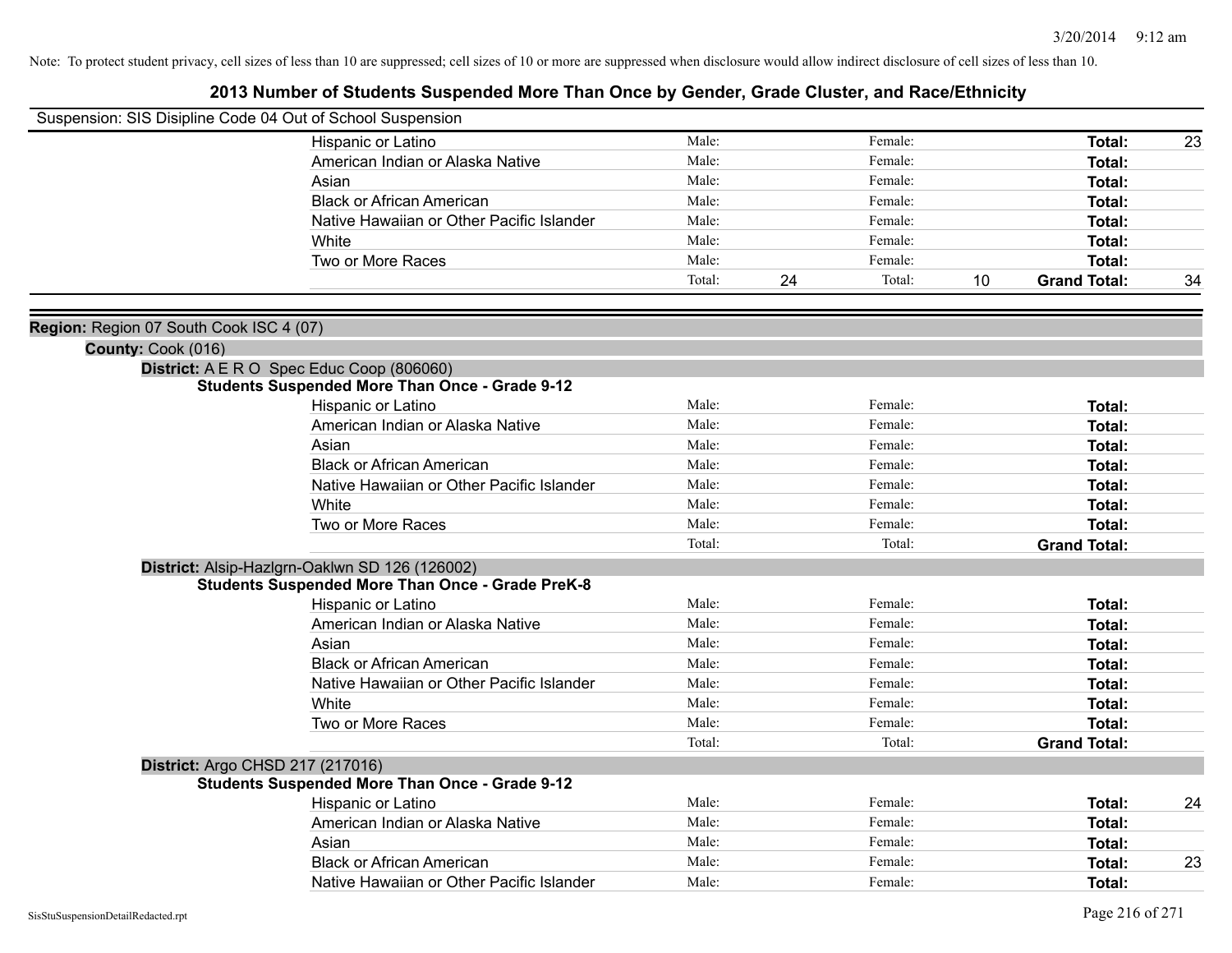Note: To protect student privacy, cell sizes of less than 10 are suppressed; cell sizes of 10 or more are suppressed when disclosure would allow indirect disclosure of cell sizes of less than 10.

# 2013 Number of Students Suspended More Than Once by Gender, Grade Cluster, and Race/Ethnicity

Suspension: SIS Disipline Code 04 Out of School Suspension

| | | | | | | |
|---|---|---|---|---|---|---|
| Hispanic or Latino | Male: | | Female: | | **Total:** | 23 |
| American Indian or Alaska Native | Male: | | Female: | | **Total:** | |
| Asian | Male: | | Female: | | **Total:** | |
| Black or African American | Male: | | Female: | | **Total:** | |
| Native Hawaiian or Other Pacific Islander | Male: | | Female: | | **Total:** | |
| White | Male: | | Female: | | **Total:** | |
| Two or More Races | Male: | | Female: | | **Total:** | |
| | Total: | 24 | Total: | 10 | **Grand Total:** | 34 |

**Region:** Region 07 South Cook ISC 4 (07)

**County:** Cook (016)

**District:** A E R O Spec Educ Coop (806060)

**Students Suspended More Than Once - Grade 9-12**

| | | | | | | |
|---|---|---|---|---|---|---|
| Hispanic or Latino | Male: | | Female: | | **Total:** | |
| American Indian or Alaska Native | Male: | | Female: | | **Total:** | |
| Asian | Male: | | Female: | | **Total:** | |
| Black or African American | Male: | | Female: | | **Total:** | |
| Native Hawaiian or Other Pacific Islander | Male: | | Female: | | **Total:** | |
| White | Male: | | Female: | | **Total:** | |
| Two or More Races | Male: | | Female: | | **Total:** | |
| | Total: | | Total: | | **Grand Total:** | |

**District:** Alsip-Hazlgrn-Oaklwn SD 126 (126002)

**Students Suspended More Than Once - Grade PreK-8**

| | | | | | | |
|---|---|---|---|---|---|---|
| Hispanic or Latino | Male: | | Female: | | **Total:** | |
| American Indian or Alaska Native | Male: | | Female: | | **Total:** | |
| Asian | Male: | | Female: | | **Total:** | |
| Black or African American | Male: | | Female: | | **Total:** | |
| Native Hawaiian or Other Pacific Islander | Male: | | Female: | | **Total:** | |
| White | Male: | | Female: | | **Total:** | |
| Two or More Races | Male: | | Female: | | **Total:** | |
| | Total: | | Total: | | **Grand Total:** | |

**District:** Argo CHSD 217 (217016)

**Students Suspended More Than Once - Grade 9-12**

| | | | | | | |
|---|---|---|---|---|---|---|
| Hispanic or Latino | Male: | | Female: | | **Total:** | 24 |
| American Indian or Alaska Native | Male: | | Female: | | **Total:** | |
| Asian | Male: | | Female: | | **Total:** | |
| Black or African American | Male: | | Female: | | **Total:** | 23 |
| Native Hawaiian or Other Pacific Islander | Male: | | Female: | | **Total:** | |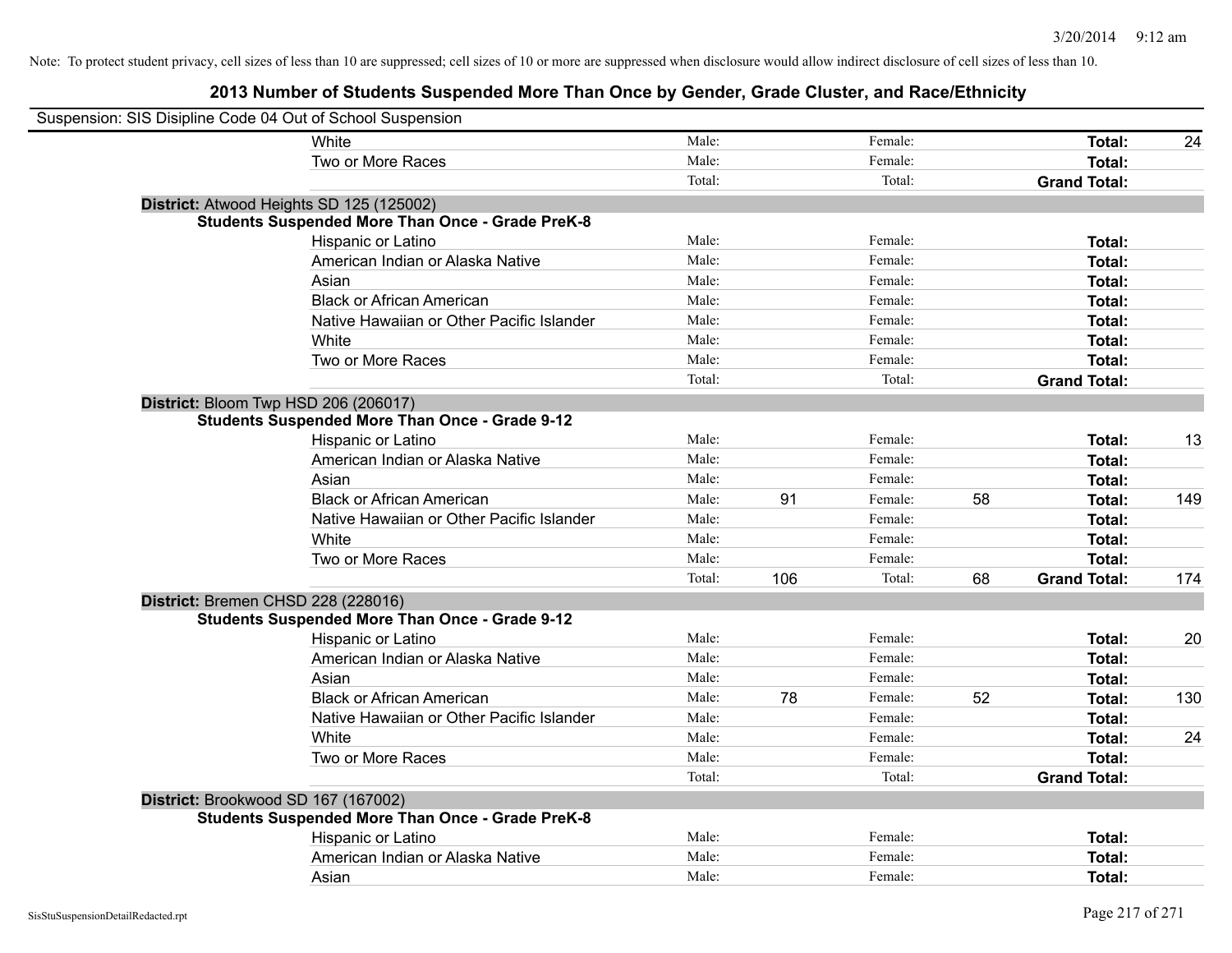Note: To protect student privacy, cell sizes of less than 10 are suppressed; cell sizes of 10 or more are suppressed when disclosure would allow indirect disclosure of cell sizes of less than 10.

# 2013 Number of Students Suspended More Than Once by Gender, Grade Cluster, and Race/Ethnicity

Suspension: SIS Disipline Code 04 Out of School Suspension

| | | | | | | |
|---|---|---|---|---|---|---|
| White | Male: | | Female: | | **Total:** | 24 |
| Two or More Races | Male: | | Female: | | **Total:** | |
| | Total: | | Total: | | **Grand Total:** | |

**District:** Atwood Heights SD 125 (125002)

**Students Suspended More Than Once - Grade PreK-8**

| | | | | | | |
|---|---|---|---|---|---|---|
| Hispanic or Latino | Male: | | Female: | | **Total:** | |
| American Indian or Alaska Native | Male: | | Female: | | **Total:** | |
| Asian | Male: | | Female: | | **Total:** | |
| Black or African American | Male: | | Female: | | **Total:** | |
| Native Hawaiian or Other Pacific Islander | Male: | | Female: | | **Total:** | |
| White | Male: | | Female: | | **Total:** | |
| Two or More Races | Male: | | Female: | | **Total:** | |
| | Total: | | Total: | | **Grand Total:** | |

**District:** Bloom Twp HSD 206 (206017)

**Students Suspended More Than Once - Grade 9-12**

| | | | | | | |
|---|---|---|---|---|---|---|
| Hispanic or Latino | Male: | | Female: | | **Total:** | 13 |
| American Indian or Alaska Native | Male: | | Female: | | **Total:** | |
| Asian | Male: | | Female: | | **Total:** | |
| Black or African American | Male: | 91 | Female: | 58 | **Total:** | 149 |
| Native Hawaiian or Other Pacific Islander | Male: | | Female: | | **Total:** | |
| White | Male: | | Female: | | **Total:** | |
| Two or More Races | Male: | | Female: | | **Total:** | |
| | Total: | 106 | Total: | 68 | **Grand Total:** | 174 |

**District:** Bremen CHSD 228 (228016)

**Students Suspended More Than Once - Grade 9-12**

| | | | | | | |
|---|---|---|---|---|---|---|
| Hispanic or Latino | Male: | | Female: | | **Total:** | 20 |
| American Indian or Alaska Native | Male: | | Female: | | **Total:** | |
| Asian | Male: | | Female: | | **Total:** | |
| Black or African American | Male: | 78 | Female: | 52 | **Total:** | 130 |
| Native Hawaiian or Other Pacific Islander | Male: | | Female: | | **Total:** | |
| White | Male: | | Female: | | **Total:** | 24 |
| Two or More Races | Male: | | Female: | | **Total:** | |
| | Total: | | Total: | | **Grand Total:** | |

**District:** Brookwood SD 167 (167002)

**Students Suspended More Than Once - Grade PreK-8**

| | | | | | | |
|---|---|---|---|---|---|---|
| Hispanic or Latino | Male: | | Female: | | **Total:** | |
| American Indian or Alaska Native | Male: | | Female: | | **Total:** | |
| Asian | Male: | | Female: | | **Total:** | |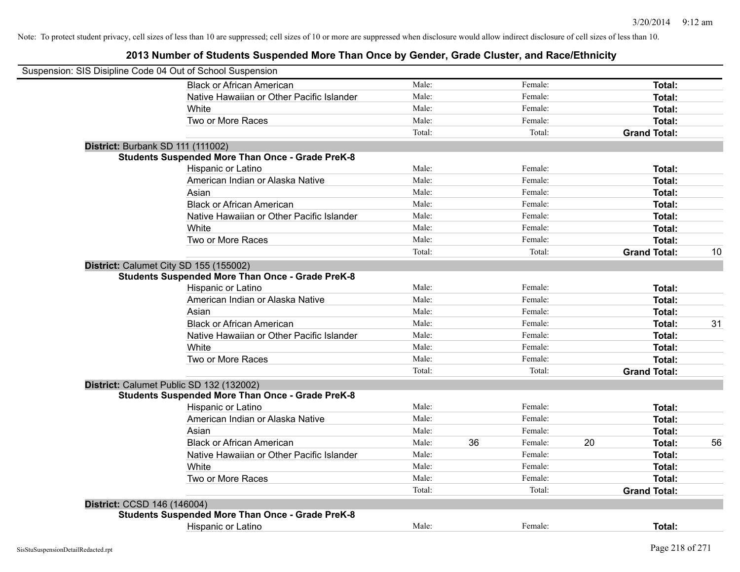Note: To protect student privacy, cell sizes of less than 10 are suppressed; cell sizes of 10 or more are suppressed when disclosure would allow indirect disclosure of cell sizes of less than 10.

## 2013 Number of Students Suspended More Than Once by Gender, Grade Cluster, and Race/Ethnicity

Suspension: SIS Disipline Code 04 Out of School Suspension

| | | | | | | |
|---|---|---|---|---|---|---|
| Black or African American | Male: | | Female: | | **Total:** | |
| Native Hawaiian or Other Pacific Islander | Male: | | Female: | | **Total:** | |
| White | Male: | | Female: | | **Total:** | |
| Two or More Races | Male: | | Female: | | **Total:** | |
| | Total: | | Total: | | **Grand Total:** | |

**District:** Burbank SD 111 (111002)

**Students Suspended More Than Once - Grade PreK-8**

| | | | | | | |
|---|---|---|---|---|---|---|
| Hispanic or Latino | Male: | | Female: | | **Total:** | |
| American Indian or Alaska Native | Male: | | Female: | | **Total:** | |
| Asian | Male: | | Female: | | **Total:** | |
| Black or African American | Male: | | Female: | | **Total:** | |
| Native Hawaiian or Other Pacific Islander | Male: | | Female: | | **Total:** | |
| White | Male: | | Female: | | **Total:** | |
| Two or More Races | Male: | | Female: | | **Total:** | |
| | Total: | | Total: | | **Grand Total:** | 10 |

**District:** Calumet City SD 155 (155002)

**Students Suspended More Than Once - Grade PreK-8**

| | | | | | | |
|---|---|---|---|---|---|---|
| Hispanic or Latino | Male: | | Female: | | **Total:** | |
| American Indian or Alaska Native | Male: | | Female: | | **Total:** | |
| Asian | Male: | | Female: | | **Total:** | |
| Black or African American | Male: | | Female: | | **Total:** | 31 |
| Native Hawaiian or Other Pacific Islander | Male: | | Female: | | **Total:** | |
| White | Male: | | Female: | | **Total:** | |
| Two or More Races | Male: | | Female: | | **Total:** | |
| | Total: | | Total: | | **Grand Total:** | |

**District:** Calumet Public SD 132 (132002)

**Students Suspended More Than Once - Grade PreK-8**

| | | | | | | |
|---|---|---|---|---|---|---|
| Hispanic or Latino | Male: | | Female: | | **Total:** | |
| American Indian or Alaska Native | Male: | | Female: | | **Total:** | |
| Asian | Male: | | Female: | | **Total:** | |
| Black or African American | Male: | 36 | Female: | 20 | **Total:** | 56 |
| Native Hawaiian or Other Pacific Islander | Male: | | Female: | | **Total:** | |
| White | Male: | | Female: | | **Total:** | |
| Two or More Races | Male: | | Female: | | **Total:** | |
| | Total: | | Total: | | **Grand Total:** | |

**District:** CCSD 146 (146004)

**Students Suspended More Than Once - Grade PreK-8**

| | | | | | | |
|---|---|---|---|---|---|---|
| Hispanic or Latino | Male: | | Female: | | **Total:** | |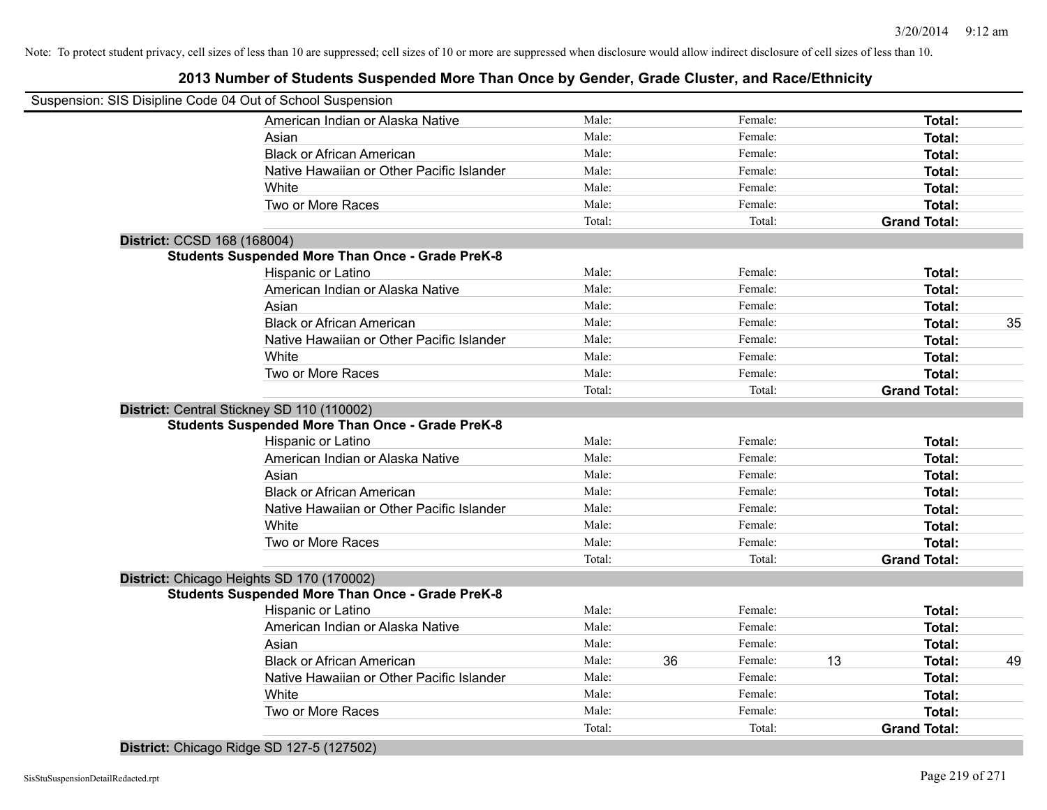Note: To protect student privacy, cell sizes of less than 10 are suppressed; cell sizes of 10 or more are suppressed when disclosure would allow indirect disclosure of cell sizes of less than 10.

## 2013 Number of Students Suspended More Than Once by Gender, Grade Cluster, and Race/Ethnicity

Suspension: SIS Disipline Code 04 Out of School Suspension

| | | | | | | |
|---|---|---|---|---|---|---|
| American Indian or Alaska Native | Male: | | Female: | | **Total:** | |
| Asian | Male: | | Female: | | **Total:** | |
| Black or African American | Male: | | Female: | | **Total:** | |
| Native Hawaiian or Other Pacific Islander | Male: | | Female: | | **Total:** | |
| White | Male: | | Female: | | **Total:** | |
| Two or More Races | Male: | | Female: | | **Total:** | |
| | Total: | | Total: | | **Grand Total:** | |

**District:** CCSD 168 (168004)

**Students Suspended More Than Once - Grade PreK-8**

| | | | | | | |
|---|---|---|---|---|---|---|
| Hispanic or Latino | Male: | | Female: | | **Total:** | |
| American Indian or Alaska Native | Male: | | Female: | | **Total:** | |
| Asian | Male: | | Female: | | **Total:** | |
| Black or African American | Male: | | Female: | | **Total:** | 35 |
| Native Hawaiian or Other Pacific Islander | Male: | | Female: | | **Total:** | |
| White | Male: | | Female: | | **Total:** | |
| Two or More Races | Male: | | Female: | | **Total:** | |
| | Total: | | Total: | | **Grand Total:** | |

**District:** Central Stickney SD 110 (110002)

**Students Suspended More Than Once - Grade PreK-8**

| | | | | | | |
|---|---|---|---|---|---|---|
| Hispanic or Latino | Male: | | Female: | | **Total:** | |
| American Indian or Alaska Native | Male: | | Female: | | **Total:** | |
| Asian | Male: | | Female: | | **Total:** | |
| Black or African American | Male: | | Female: | | **Total:** | |
| Native Hawaiian or Other Pacific Islander | Male: | | Female: | | **Total:** | |
| White | Male: | | Female: | | **Total:** | |
| Two or More Races | Male: | | Female: | | **Total:** | |
| | Total: | | Total: | | **Grand Total:** | |

**District:** Chicago Heights SD 170 (170002)

**Students Suspended More Than Once - Grade PreK-8**

| | | | | | | |
|---|---|---|---|---|---|---|
| Hispanic or Latino | Male: | | Female: | | **Total:** | |
| American Indian or Alaska Native | Male: | | Female: | | **Total:** | |
| Asian | Male: | | Female: | | **Total:** | |
| Black or African American | Male: | 36 | Female: | 13 | **Total:** | 49 |
| Native Hawaiian or Other Pacific Islander | Male: | | Female: | | **Total:** | |
| White | Male: | | Female: | | **Total:** | |
| Two or More Races | Male: | | Female: | | **Total:** | |
| | Total: | | Total: | | **Grand Total:** | |

**District:** Chicago Ridge SD 127-5 (127502)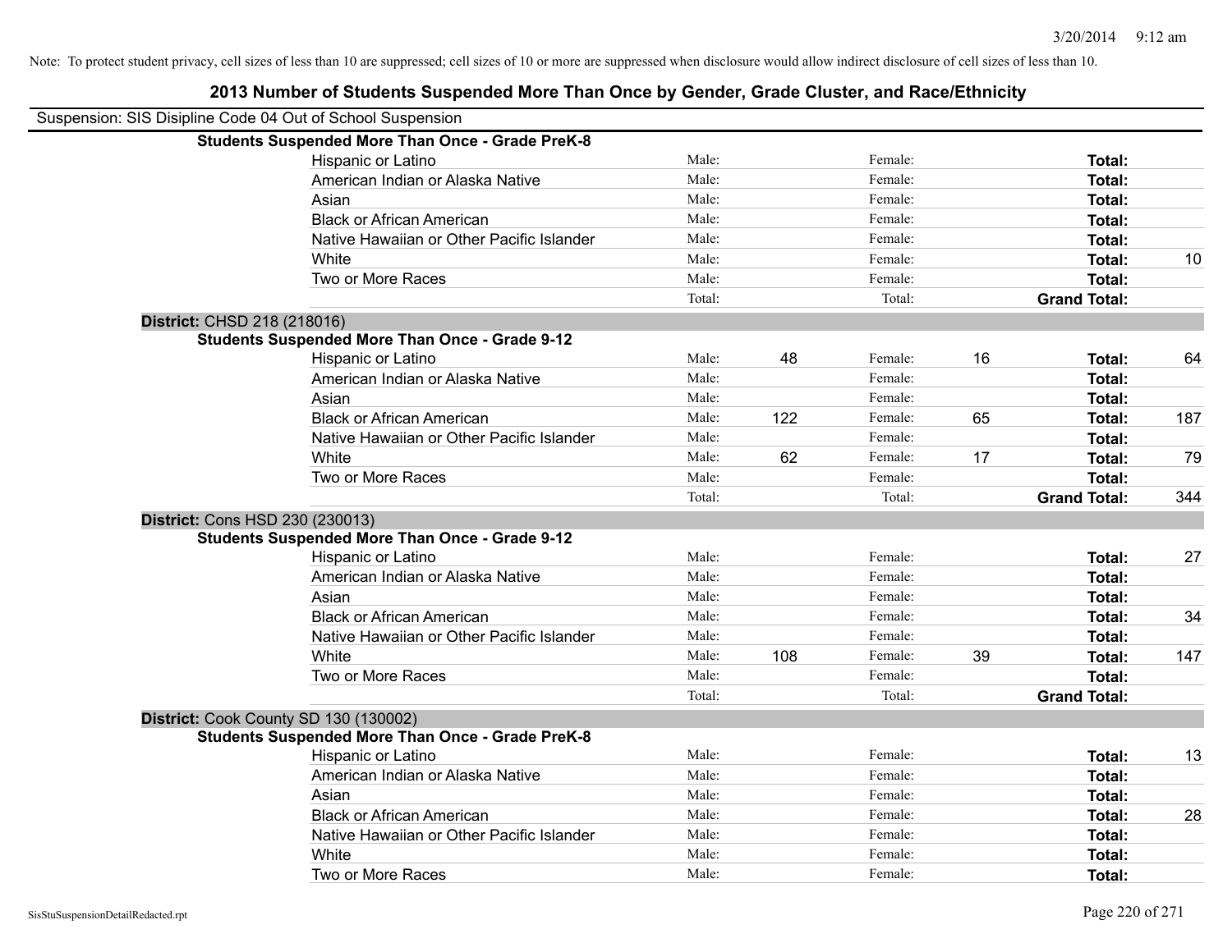Note: To protect student privacy, cell sizes of less than 10 are suppressed; cell sizes of 10 or more are suppressed when disclosure would allow indirect disclosure of cell sizes of less than 10.

# 2013 Number of Students Suspended More Than Once by Gender, Grade Cluster, and Race/Ethnicity

Suspension: SIS Disipline Code 04 Out of School Suspension

**Students Suspended More Than Once - Grade PreK-8**

| Race/Ethnicity | Male: | | Female: | | Total: | |
|---|---|---|---|---|---|---|
| Hispanic or Latino | Male: | | Female: | | **Total:** | |
| American Indian or Alaska Native | Male: | | Female: | | **Total:** | |
| Asian | Male: | | Female: | | **Total:** | |
| Black or African American | Male: | | Female: | | **Total:** | |
| Native Hawaiian or Other Pacific Islander | Male: | | Female: | | **Total:** | |
| White | Male: | | Female: | | **Total:** | 10 |
| Two or More Races | Male: | | Female: | | **Total:** | |
| | Total: | | Total: | | **Grand Total:** | |

**District:** CHSD 218 (218016)

**Students Suspended More Than Once - Grade 9-12**

| Race/Ethnicity | Male: | | Female: | | Total: | |
|---|---|---|---|---|---|---|
| Hispanic or Latino | Male: | 48 | Female: | 16 | **Total:** | 64 |
| American Indian or Alaska Native | Male: | | Female: | | **Total:** | |
| Asian | Male: | | Female: | | **Total:** | |
| Black or African American | Male: | 122 | Female: | 65 | **Total:** | 187 |
| Native Hawaiian or Other Pacific Islander | Male: | | Female: | | **Total:** | |
| White | Male: | 62 | Female: | 17 | **Total:** | 79 |
| Two or More Races | Male: | | Female: | | **Total:** | |
| | Total: | | Total: | | **Grand Total:** | 344 |

**District:** Cons HSD 230 (230013)

**Students Suspended More Than Once - Grade 9-12**

| Race/Ethnicity | Male: | | Female: | | Total: | |
|---|---|---|---|---|---|---|
| Hispanic or Latino | Male: | | Female: | | **Total:** | 27 |
| American Indian or Alaska Native | Male: | | Female: | | **Total:** | |
| Asian | Male: | | Female: | | **Total:** | |
| Black or African American | Male: | | Female: | | **Total:** | 34 |
| Native Hawaiian or Other Pacific Islander | Male: | | Female: | | **Total:** | |
| White | Male: | 108 | Female: | 39 | **Total:** | 147 |
| Two or More Races | Male: | | Female: | | **Total:** | |
| | Total: | | Total: | | **Grand Total:** | |

**District:** Cook County SD 130 (130002)

**Students Suspended More Than Once - Grade PreK-8**

| Race/Ethnicity | Male: | | Female: | | Total: | |
|---|---|---|---|---|---|---|
| Hispanic or Latino | Male: | | Female: | | **Total:** | 13 |
| American Indian or Alaska Native | Male: | | Female: | | **Total:** | |
| Asian | Male: | | Female: | | **Total:** | |
| Black or African American | Male: | | Female: | | **Total:** | 28 |
| Native Hawaiian or Other Pacific Islander | Male: | | Female: | | **Total:** | |
| White | Male: | | Female: | | **Total:** | |
| Two or More Races | Male: | | Female: | | **Total:** | |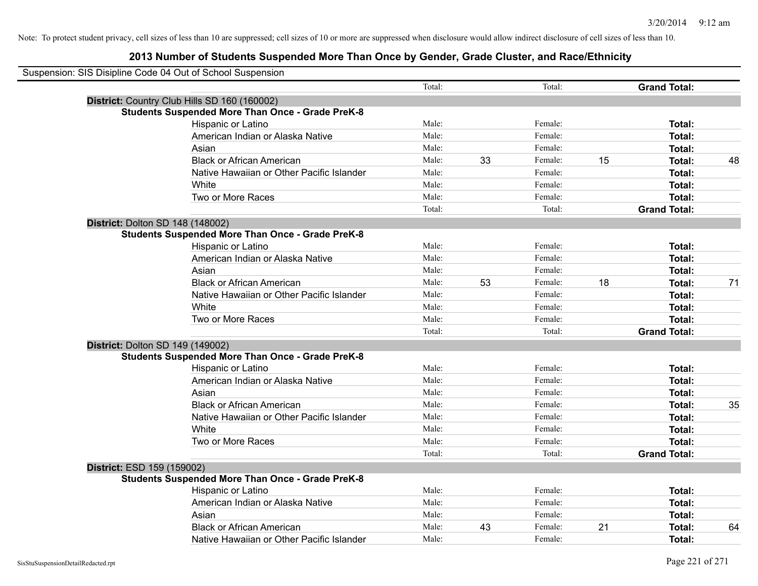Note: To protect student privacy, cell sizes of less than 10 are suppressed; cell sizes of 10 or more are suppressed when disclosure would allow indirect disclosure of cell sizes of less than 10.

## 2013 Number of Students Suspended More Than Once by Gender, Grade Cluster, and Race/Ethnicity

Suspension: SIS Disipline Code 04 Out of School Suspension

| | | | | | | | |
|---|---|---|---|---|---|---|---|
| | Total: | | Total: | | **Grand Total:** | |

**District:** Country Club Hills SD 160 (160002)

**Students Suspended More Than Once - Grade PreK-8**

| | | | | | | |
|---|---|---|---|---|---|---|
| Hispanic or Latino | Male: | | Female: | | **Total:** | |
| American Indian or Alaska Native | Male: | | Female: | | **Total:** | |
| Asian | Male: | | Female: | | **Total:** | |
| Black or African American | Male: | 33 | Female: | 15 | **Total:** | 48 |
| Native Hawaiian or Other Pacific Islander | Male: | | Female: | | **Total:** | |
| White | Male: | | Female: | | **Total:** | |
| Two or More Races | Male: | | Female: | | **Total:** | |
| | Total: | | Total: | | **Grand Total:** | |

**District:** Dolton SD 148 (148002)

**Students Suspended More Than Once - Grade PreK-8**

| | | | | | | |
|---|---|---|---|---|---|---|
| Hispanic or Latino | Male: | | Female: | | **Total:** | |
| American Indian or Alaska Native | Male: | | Female: | | **Total:** | |
| Asian | Male: | | Female: | | **Total:** | |
| Black or African American | Male: | 53 | Female: | 18 | **Total:** | 71 |
| Native Hawaiian or Other Pacific Islander | Male: | | Female: | | **Total:** | |
| White | Male: | | Female: | | **Total:** | |
| Two or More Races | Male: | | Female: | | **Total:** | |
| | Total: | | Total: | | **Grand Total:** | |

**District:** Dolton SD 149 (149002)

**Students Suspended More Than Once - Grade PreK-8**

| | | | | | | |
|---|---|---|---|---|---|---|
| Hispanic or Latino | Male: | | Female: | | **Total:** | |
| American Indian or Alaska Native | Male: | | Female: | | **Total:** | |
| Asian | Male: | | Female: | | **Total:** | |
| Black or African American | Male: | | Female: | | **Total:** | 35 |
| Native Hawaiian or Other Pacific Islander | Male: | | Female: | | **Total:** | |
| White | Male: | | Female: | | **Total:** | |
| Two or More Races | Male: | | Female: | | **Total:** | |
| | Total: | | Total: | | **Grand Total:** | |

**District:** ESD 159 (159002)

**Students Suspended More Than Once - Grade PreK-8**

| | | | | | | |
|---|---|---|---|---|---|---|
| Hispanic or Latino | Male: | | Female: | | **Total:** | |
| American Indian or Alaska Native | Male: | | Female: | | **Total:** | |
| Asian | Male: | | Female: | | **Total:** | |
| Black or African American | Male: | 43 | Female: | 21 | **Total:** | 64 |
| Native Hawaiian or Other Pacific Islander | Male: | | Female: | | **Total:** | |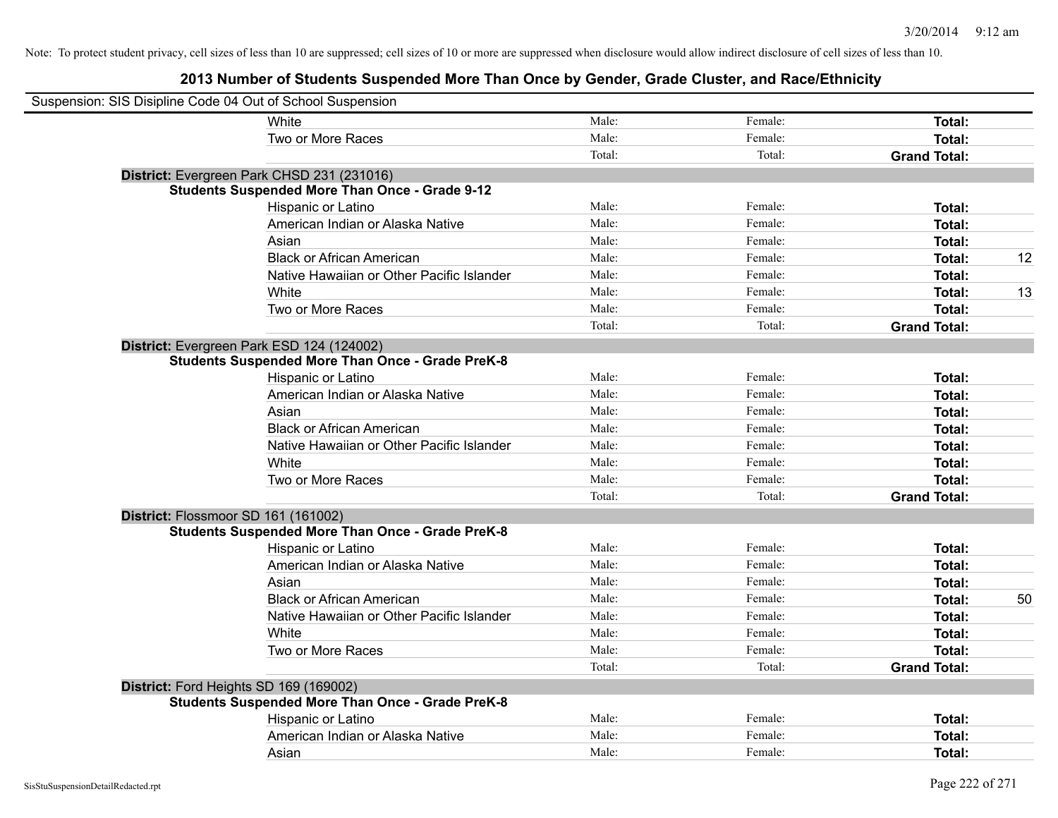Note: To protect student privacy, cell sizes of less than 10 are suppressed; cell sizes of 10 or more are suppressed when disclosure would allow indirect disclosure of cell sizes of less than 10.

# 2013 Number of Students Suspended More Than Once by Gender, Grade Cluster, and Race/Ethnicity

Suspension: SIS Disipline Code 04 Out of School Suspension

| | | | | |
|---|---|---|---|---|
| White | Male: | Female: | **Total:** | |
| Two or More Races | Male: | Female: | **Total:** | |
| | Total: | Total: | **Grand Total:** | |

**District:** Evergreen Park CHSD 231 (231016)

**Students Suspended More Than Once - Grade 9-12**

| | | | | |
|---|---|---|---|---|
| Hispanic or Latino | Male: | Female: | **Total:** | |
| American Indian or Alaska Native | Male: | Female: | **Total:** | |
| Asian | Male: | Female: | **Total:** | |
| Black or African American | Male: | Female: | **Total:** | 12 |
| Native Hawaiian or Other Pacific Islander | Male: | Female: | **Total:** | |
| White | Male: | Female: | **Total:** | 13 |
| Two or More Races | Male: | Female: | **Total:** | |
| | Total: | Total: | **Grand Total:** | |

**District:** Evergreen Park ESD 124 (124002)

**Students Suspended More Than Once - Grade PreK-8**

| | | | | |
|---|---|---|---|---|
| Hispanic or Latino | Male: | Female: | **Total:** | |
| American Indian or Alaska Native | Male: | Female: | **Total:** | |
| Asian | Male: | Female: | **Total:** | |
| Black or African American | Male: | Female: | **Total:** | |
| Native Hawaiian or Other Pacific Islander | Male: | Female: | **Total:** | |
| White | Male: | Female: | **Total:** | |
| Two or More Races | Male: | Female: | **Total:** | |
| | Total: | Total: | **Grand Total:** | |

**District:** Flossmoor SD 161 (161002)

**Students Suspended More Than Once - Grade PreK-8**

| | | | | |
|---|---|---|---|---|
| Hispanic or Latino | Male: | Female: | **Total:** | |
| American Indian or Alaska Native | Male: | Female: | **Total:** | |
| Asian | Male: | Female: | **Total:** | |
| Black or African American | Male: | Female: | **Total:** | 50 |
| Native Hawaiian or Other Pacific Islander | Male: | Female: | **Total:** | |
| White | Male: | Female: | **Total:** | |
| Two or More Races | Male: | Female: | **Total:** | |
| | Total: | Total: | **Grand Total:** | |

**District:** Ford Heights SD 169 (169002)

**Students Suspended More Than Once - Grade PreK-8**

| | | | | |
|---|---|---|---|---|
| Hispanic or Latino | Male: | Female: | **Total:** | |
| American Indian or Alaska Native | Male: | Female: | **Total:** | |
| Asian | Male: | Female: | **Total:** | |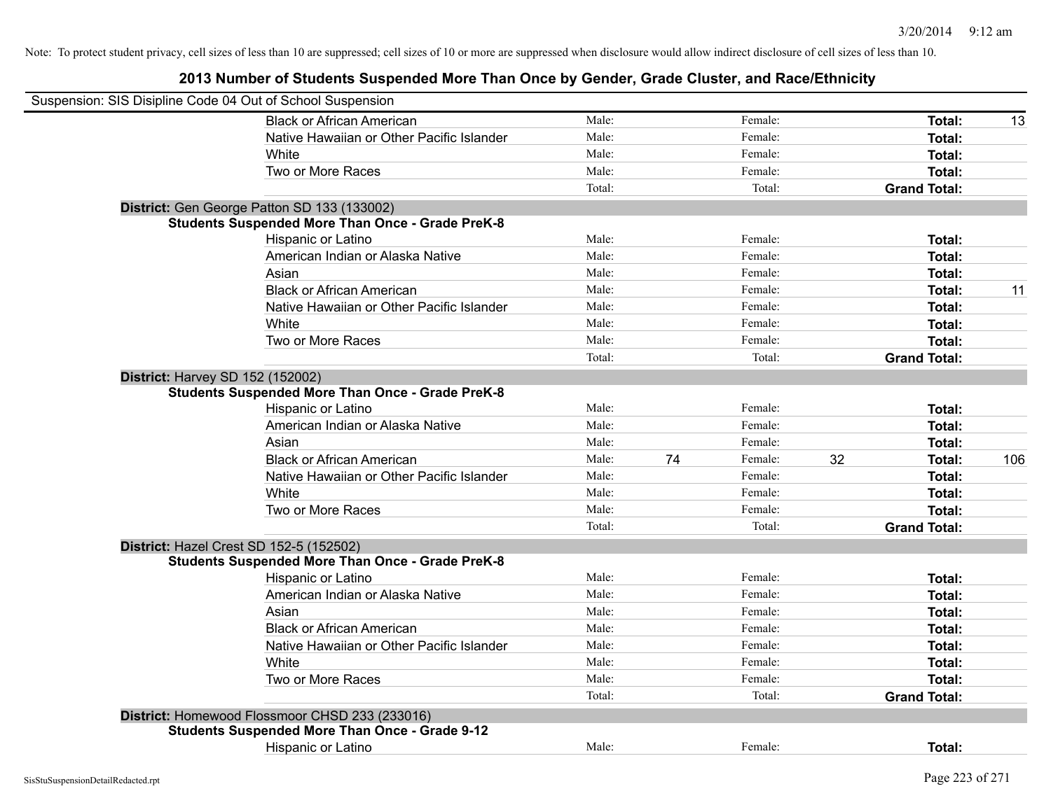Note: To protect student privacy, cell sizes of less than 10 are suppressed; cell sizes of 10 or more are suppressed when disclosure would allow indirect disclosure of cell sizes of less than 10.

## 2013 Number of Students Suspended More Than Once by Gender, Grade Cluster, and Race/Ethnicity

Suspension: SIS Disipline Code 04 Out of School Suspension

| | Male: | | Female: | | | |
|---|---|---|---|---|---|---|
| Black or African American | Male: | | Female: | | **Total:** | 13 |
| Native Hawaiian or Other Pacific Islander | Male: | | Female: | | **Total:** | |
| White | Male: | | Female: | | **Total:** | |
| Two or More Races | Male: | | Female: | | **Total:** | |
| | Total: | | Total: | | **Grand Total:** | |

**District:** Gen George Patton SD 133 (133002)

**Students Suspended More Than Once - Grade PreK-8**

| | | | | | | |
|---|---|---|---|---|---|---|
| Hispanic or Latino | Male: | | Female: | | **Total:** | |
| American Indian or Alaska Native | Male: | | Female: | | **Total:** | |
| Asian | Male: | | Female: | | **Total:** | |
| Black or African American | Male: | | Female: | | **Total:** | 11 |
| Native Hawaiian or Other Pacific Islander | Male: | | Female: | | **Total:** | |
| White | Male: | | Female: | | **Total:** | |
| Two or More Races | Male: | | Female: | | **Total:** | |
| | Total: | | Total: | | **Grand Total:** | |

**District:** Harvey SD 152 (152002)

**Students Suspended More Than Once - Grade PreK-8**

| | | | | | | |
|---|---|---|---|---|---|---|
| Hispanic or Latino | Male: | | Female: | | **Total:** | |
| American Indian or Alaska Native | Male: | | Female: | | **Total:** | |
| Asian | Male: | | Female: | | **Total:** | |
| Black or African American | Male: | 74 | Female: | 32 | **Total:** | 106 |
| Native Hawaiian or Other Pacific Islander | Male: | | Female: | | **Total:** | |
| White | Male: | | Female: | | **Total:** | |
| Two or More Races | Male: | | Female: | | **Total:** | |
| | Total: | | Total: | | **Grand Total:** | |

**District:** Hazel Crest SD 152-5 (152502)

**Students Suspended More Than Once - Grade PreK-8**

| | | | | | | |
|---|---|---|---|---|---|---|
| Hispanic or Latino | Male: | | Female: | | **Total:** | |
| American Indian or Alaska Native | Male: | | Female: | | **Total:** | |
| Asian | Male: | | Female: | | **Total:** | |
| Black or African American | Male: | | Female: | | **Total:** | |
| Native Hawaiian or Other Pacific Islander | Male: | | Female: | | **Total:** | |
| White | Male: | | Female: | | **Total:** | |
| Two or More Races | Male: | | Female: | | **Total:** | |
| | Total: | | Total: | | **Grand Total:** | |

**District:** Homewood Flossmoor CHSD 233 (233016)

**Students Suspended More Than Once - Grade 9-12**

| | | | | | | |
|---|---|---|---|---|---|---|
| Hispanic or Latino | Male: | | Female: | | **Total:** | |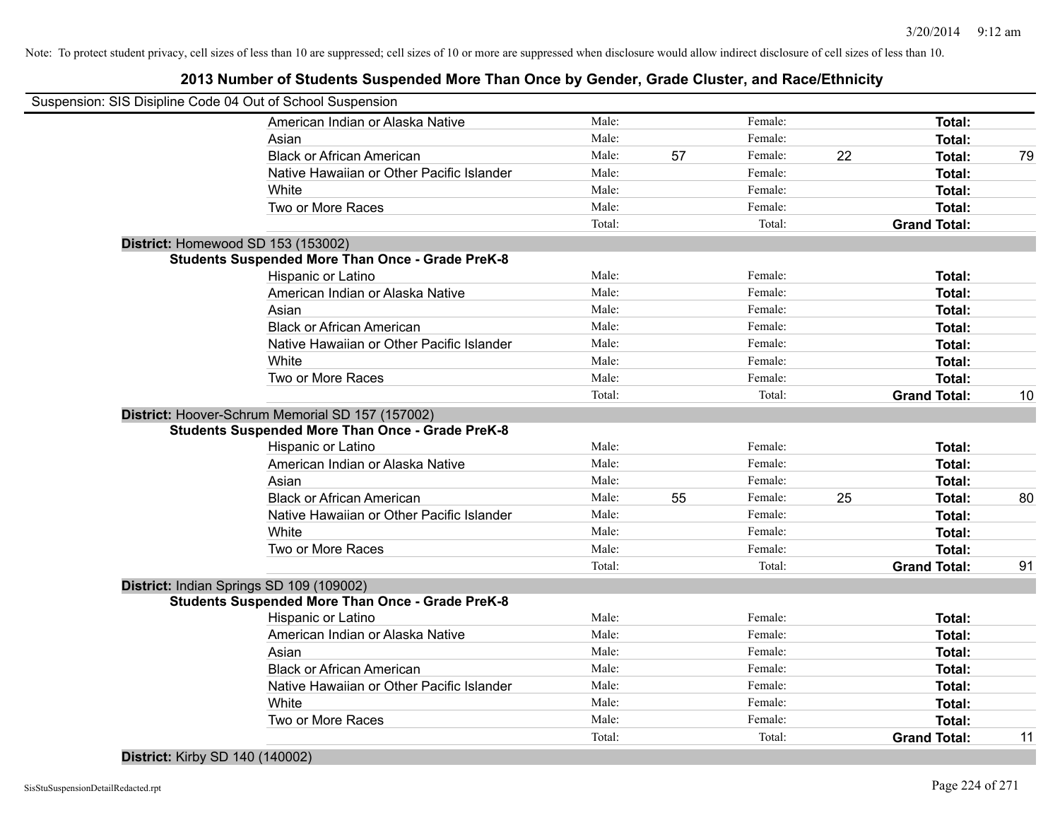Note: To protect student privacy, cell sizes of less than 10 are suppressed; cell sizes of 10 or more are suppressed when disclosure would allow indirect disclosure of cell sizes of less than 10.

## 2013 Number of Students Suspended More Than Once by Gender, Grade Cluster, and Race/Ethnicity

Suspension: SIS Disipline Code 04 Out of School Suspension

| | | | | | | |
|---|---|---|---|---|---|---|
| American Indian or Alaska Native | Male: | | Female: | | **Total:** | |
| Asian | Male: | | Female: | | **Total:** | |
| Black or African American | Male: | 57 | Female: | 22 | **Total:** | 79 |
| Native Hawaiian or Other Pacific Islander | Male: | | Female: | | **Total:** | |
| White | Male: | | Female: | | **Total:** | |
| Two or More Races | Male: | | Female: | | **Total:** | |
| | Total: | | Total: | | **Grand Total:** | |

**District:** Homewood SD 153 (153002)

**Students Suspended More Than Once - Grade PreK-8**

| | | | | | | |
|---|---|---|---|---|---|---|
| Hispanic or Latino | Male: | | Female: | | **Total:** | |
| American Indian or Alaska Native | Male: | | Female: | | **Total:** | |
| Asian | Male: | | Female: | | **Total:** | |
| Black or African American | Male: | | Female: | | **Total:** | |
| Native Hawaiian or Other Pacific Islander | Male: | | Female: | | **Total:** | |
| White | Male: | | Female: | | **Total:** | |
| Two or More Races | Male: | | Female: | | **Total:** | |
| | Total: | | Total: | | **Grand Total:** | 10 |

**District:** Hoover-Schrum Memorial SD 157 (157002)

**Students Suspended More Than Once - Grade PreK-8**

| | | | | | | |
|---|---|---|---|---|---|---|
| Hispanic or Latino | Male: | | Female: | | **Total:** | |
| American Indian or Alaska Native | Male: | | Female: | | **Total:** | |
| Asian | Male: | | Female: | | **Total:** | |
| Black or African American | Male: | 55 | Female: | 25 | **Total:** | 80 |
| Native Hawaiian or Other Pacific Islander | Male: | | Female: | | **Total:** | |
| White | Male: | | Female: | | **Total:** | |
| Two or More Races | Male: | | Female: | | **Total:** | |
| | Total: | | Total: | | **Grand Total:** | 91 |

**District:** Indian Springs SD 109 (109002)

**Students Suspended More Than Once - Grade PreK-8**

| | | | | | | |
|---|---|---|---|---|---|---|
| Hispanic or Latino | Male: | | Female: | | **Total:** | |
| American Indian or Alaska Native | Male: | | Female: | | **Total:** | |
| Asian | Male: | | Female: | | **Total:** | |
| Black or African American | Male: | | Female: | | **Total:** | |
| Native Hawaiian or Other Pacific Islander | Male: | | Female: | | **Total:** | |
| White | Male: | | Female: | | **Total:** | |
| Two or More Races | Male: | | Female: | | **Total:** | |
| | Total: | | Total: | | **Grand Total:** | 11 |

**District:** Kirby SD 140 (140002)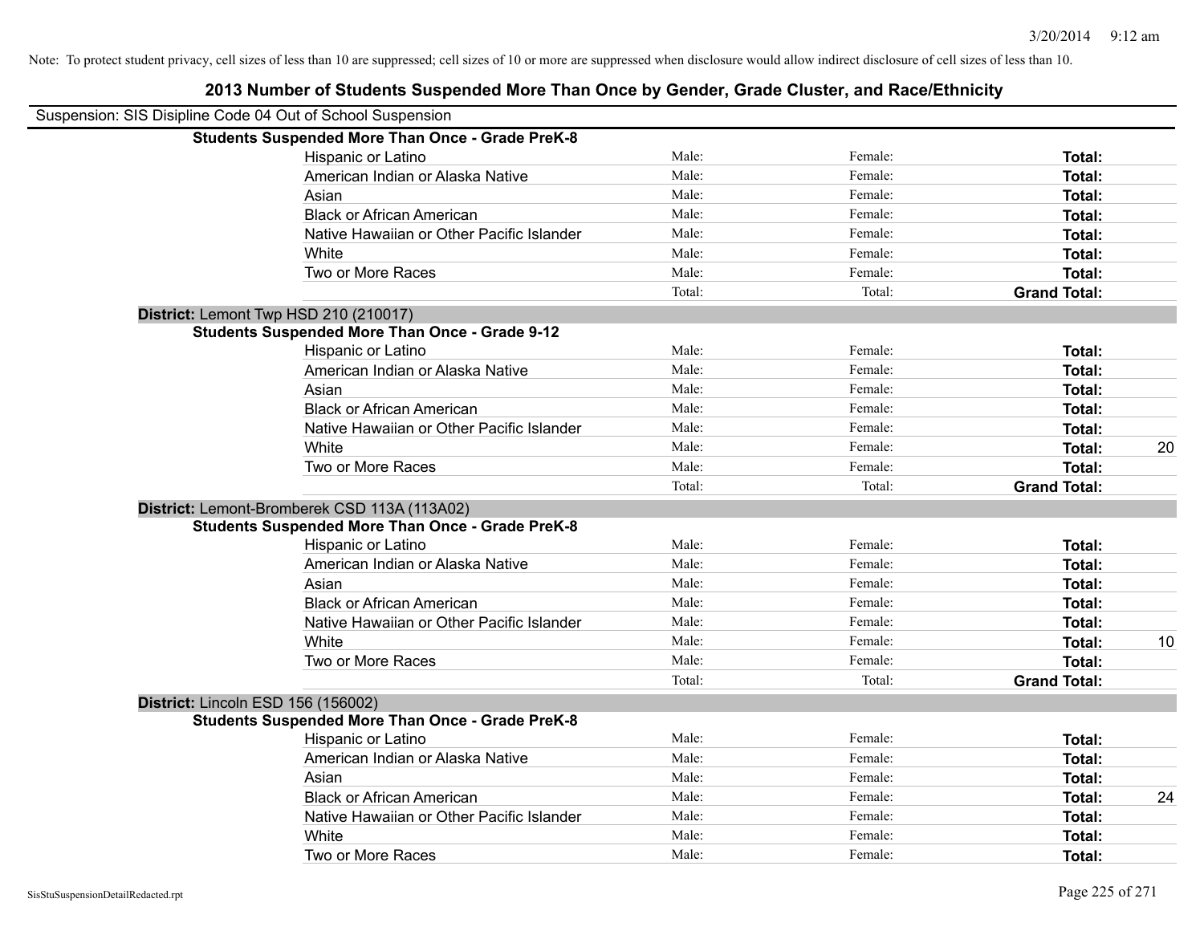Note: To protect student privacy, cell sizes of less than 10 are suppressed; cell sizes of 10 or more are suppressed when disclosure would allow indirect disclosure of cell sizes of less than 10.

# 2013 Number of Students Suspended More Than Once by Gender, Grade Cluster, and Race/Ethnicity

Suspension: SIS Disipline Code 04 Out of School Suspension

**Students Suspended More Than Once - Grade PreK-8**

| | | | | |
|---|---|---|---|---|
| Hispanic or Latino | Male: | Female: | **Total:** | |
| American Indian or Alaska Native | Male: | Female: | **Total:** | |
| Asian | Male: | Female: | **Total:** | |
| Black or African American | Male: | Female: | **Total:** | |
| Native Hawaiian or Other Pacific Islander | Male: | Female: | **Total:** | |
| White | Male: | Female: | **Total:** | |
| Two or More Races | Male: | Female: | **Total:** | |
| | Total: | Total: | **Grand Total:** | |

**District:** Lemont Twp HSD 210 (210017)

**Students Suspended More Than Once - Grade 9-12**

| | | | | |
|---|---|---|---|---|
| Hispanic or Latino | Male: | Female: | **Total:** | |
| American Indian or Alaska Native | Male: | Female: | **Total:** | |
| Asian | Male: | Female: | **Total:** | |
| Black or African American | Male: | Female: | **Total:** | |
| Native Hawaiian or Other Pacific Islander | Male: | Female: | **Total:** | |
| White | Male: | Female: | **Total:** | 20 |
| Two or More Races | Male: | Female: | **Total:** | |
| | Total: | Total: | **Grand Total:** | |

**District:** Lemont-Bromberek CSD 113A (113A02)

**Students Suspended More Than Once - Grade PreK-8**

| | | | | |
|---|---|---|---|---|
| Hispanic or Latino | Male: | Female: | **Total:** | |
| American Indian or Alaska Native | Male: | Female: | **Total:** | |
| Asian | Male: | Female: | **Total:** | |
| Black or African American | Male: | Female: | **Total:** | |
| Native Hawaiian or Other Pacific Islander | Male: | Female: | **Total:** | |
| White | Male: | Female: | **Total:** | 10 |
| Two or More Races | Male: | Female: | **Total:** | |
| | Total: | Total: | **Grand Total:** | |

**District:** Lincoln ESD 156 (156002)

**Students Suspended More Than Once - Grade PreK-8**

| | | | | |
|---|---|---|---|---|
| Hispanic or Latino | Male: | Female: | **Total:** | |
| American Indian or Alaska Native | Male: | Female: | **Total:** | |
| Asian | Male: | Female: | **Total:** | |
| Black or African American | Male: | Female: | **Total:** | 24 |
| Native Hawaiian or Other Pacific Islander | Male: | Female: | **Total:** | |
| White | Male: | Female: | **Total:** | |
| Two or More Races | Male: | Female: | **Total:** | |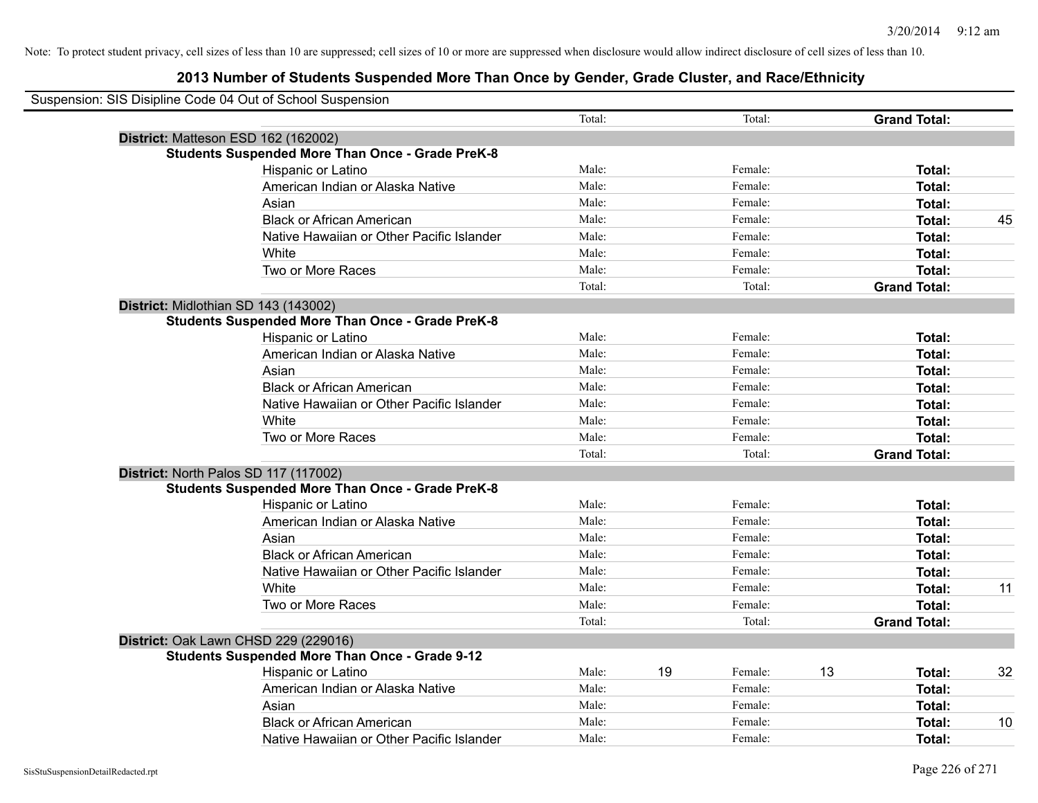Note: To protect student privacy, cell sizes of less than 10 are suppressed; cell sizes of 10 or more are suppressed when disclosure would allow indirect disclosure of cell sizes of less than 10.

## 2013 Number of Students Suspended More Than Once by Gender, Grade Cluster, and Race/Ethnicity

Suspension: SIS Disipline Code 04 Out of School Suspension

| | | | | | | | |
|---|---|---|---|---|---|---|---|
| | Total: | | Total: | | **Grand Total:** | |
| **District:** Matteson ESD 162 (162002) | | | | | | |
| **Students Suspended More Than Once - Grade PreK-8** | | | | | | |
| Hispanic or Latino | Male: | | Female: | | **Total:** | |
| American Indian or Alaska Native | Male: | | Female: | | **Total:** | |
| Asian | Male: | | Female: | | **Total:** | |
| Black or African American | Male: | | Female: | | **Total:** | 45 |
| Native Hawaiian or Other Pacific Islander | Male: | | Female: | | **Total:** | |
| White | Male: | | Female: | | **Total:** | |
| Two or More Races | Male: | | Female: | | **Total:** | |
| | Total: | | Total: | | **Grand Total:** | |
| **District:** Midlothian SD 143 (143002) | | | | | | |
| **Students Suspended More Than Once - Grade PreK-8** | | | | | | |
| Hispanic or Latino | Male: | | Female: | | **Total:** | |
| American Indian or Alaska Native | Male: | | Female: | | **Total:** | |
| Asian | Male: | | Female: | | **Total:** | |
| Black or African American | Male: | | Female: | | **Total:** | |
| Native Hawaiian or Other Pacific Islander | Male: | | Female: | | **Total:** | |
| White | Male: | | Female: | | **Total:** | |
| Two or More Races | Male: | | Female: | | **Total:** | |
| | Total: | | Total: | | **Grand Total:** | |
| **District:** North Palos SD 117 (117002) | | | | | | |
| **Students Suspended More Than Once - Grade PreK-8** | | | | | | |
| Hispanic or Latino | Male: | | Female: | | **Total:** | |
| American Indian or Alaska Native | Male: | | Female: | | **Total:** | |
| Asian | Male: | | Female: | | **Total:** | |
| Black or African American | Male: | | Female: | | **Total:** | |
| Native Hawaiian or Other Pacific Islander | Male: | | Female: | | **Total:** | |
| White | Male: | | Female: | | **Total:** | 11 |
| Two or More Races | Male: | | Female: | | **Total:** | |
| | Total: | | Total: | | **Grand Total:** | |
| **District:** Oak Lawn CHSD 229 (229016) | | | | | | |
| **Students Suspended More Than Once - Grade 9-12** | | | | | | |
| Hispanic or Latino | Male: | 19 | Female: | 13 | **Total:** | 32 |
| American Indian or Alaska Native | Male: | | Female: | | **Total:** | |
| Asian | Male: | | Female: | | **Total:** | |
| Black or African American | Male: | | Female: | | **Total:** | 10 |
| Native Hawaiian or Other Pacific Islander | Male: | | Female: | | **Total:** | |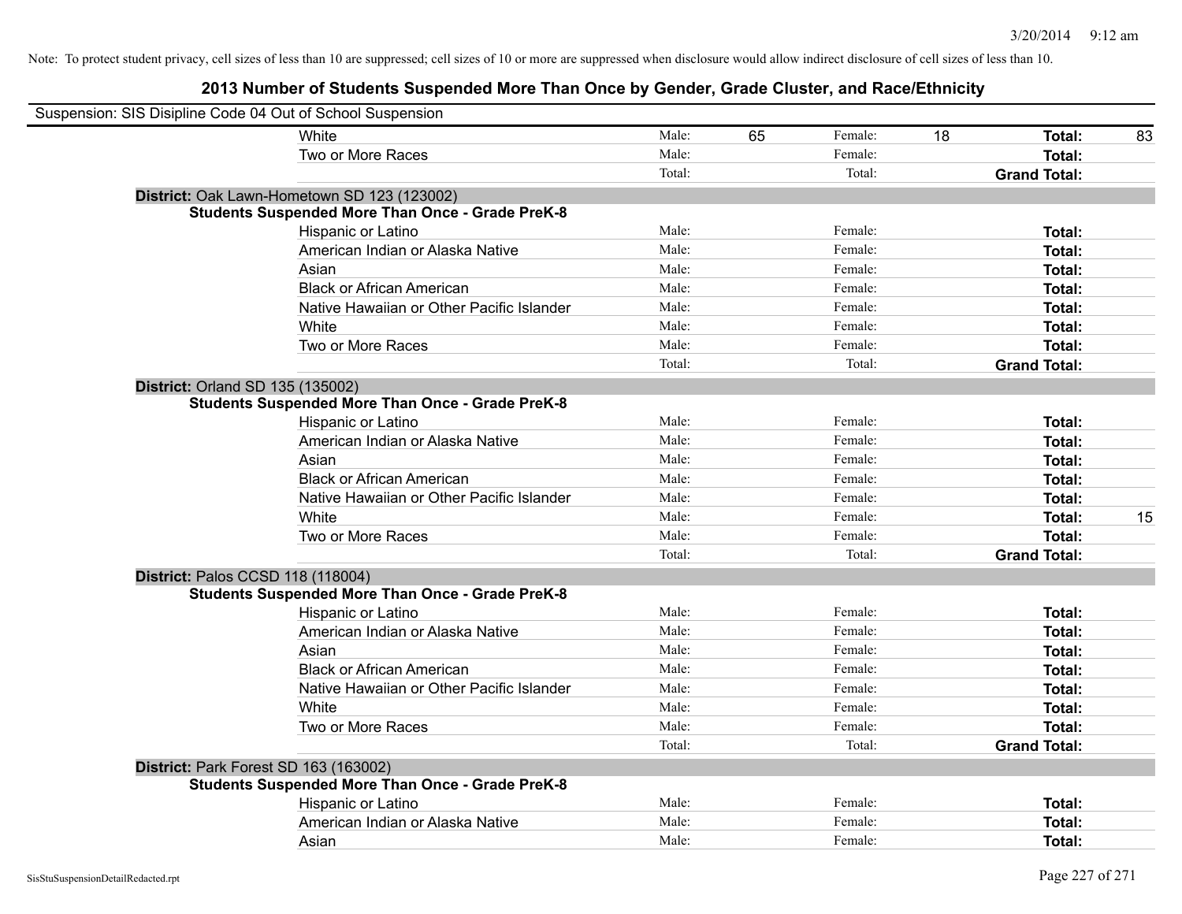Note: To protect student privacy, cell sizes of less than 10 are suppressed; cell sizes of 10 or more are suppressed when disclosure would allow indirect disclosure of cell sizes of less than 10.

## 2013 Number of Students Suspended More Than Once by Gender, Grade Cluster, and Race/Ethnicity

Suspension: SIS Disipline Code 04 Out of School Suspension

| | | | | | | |
|---|---|---|---|---|---|---|
| White | Male: | 65 | Female: | 18 | **Total:** | 83 |
| Two or More Races | Male: | | Female: | | **Total:** | |
| | Total: | | Total: | | **Grand Total:** | |

**District:** Oak Lawn-Hometown SD 123 (123002)

**Students Suspended More Than Once - Grade PreK-8**

| | | | | | | |
|---|---|---|---|---|---|---|
| Hispanic or Latino | Male: | | Female: | | **Total:** | |
| American Indian or Alaska Native | Male: | | Female: | | **Total:** | |
| Asian | Male: | | Female: | | **Total:** | |
| Black or African American | Male: | | Female: | | **Total:** | |
| Native Hawaiian or Other Pacific Islander | Male: | | Female: | | **Total:** | |
| White | Male: | | Female: | | **Total:** | |
| Two or More Races | Male: | | Female: | | **Total:** | |
| | Total: | | Total: | | **Grand Total:** | |

**District:** Orland SD 135 (135002)

**Students Suspended More Than Once - Grade PreK-8**

| | | | | | | |
|---|---|---|---|---|---|---|
| Hispanic or Latino | Male: | | Female: | | **Total:** | |
| American Indian or Alaska Native | Male: | | Female: | | **Total:** | |
| Asian | Male: | | Female: | | **Total:** | |
| Black or African American | Male: | | Female: | | **Total:** | |
| Native Hawaiian or Other Pacific Islander | Male: | | Female: | | **Total:** | |
| White | Male: | | Female: | | **Total:** | 15 |
| Two or More Races | Male: | | Female: | | **Total:** | |
| | Total: | | Total: | | **Grand Total:** | |

**District:** Palos CCSD 118 (118004)

**Students Suspended More Than Once - Grade PreK-8**

| | | | | | | |
|---|---|---|---|---|---|---|
| Hispanic or Latino | Male: | | Female: | | **Total:** | |
| American Indian or Alaska Native | Male: | | Female: | | **Total:** | |
| Asian | Male: | | Female: | | **Total:** | |
| Black or African American | Male: | | Female: | | **Total:** | |
| Native Hawaiian or Other Pacific Islander | Male: | | Female: | | **Total:** | |
| White | Male: | | Female: | | **Total:** | |
| Two or More Races | Male: | | Female: | | **Total:** | |
| | Total: | | Total: | | **Grand Total:** | |

**District:** Park Forest SD 163 (163002)

**Students Suspended More Than Once - Grade PreK-8**

| | | | | | | |
|---|---|---|---|---|---|---|
| Hispanic or Latino | Male: | | Female: | | **Total:** | |
| American Indian or Alaska Native | Male: | | Female: | | **Total:** | |
| Asian | Male: | | Female: | | **Total:** | |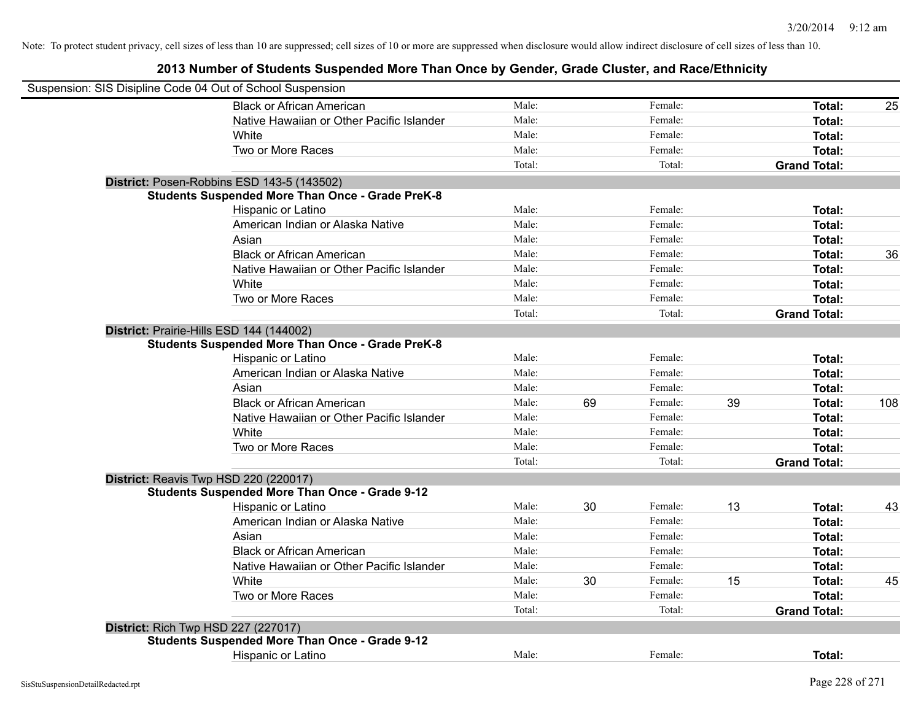Note: To protect student privacy, cell sizes of less than 10 are suppressed; cell sizes of 10 or more are suppressed when disclosure would allow indirect disclosure of cell sizes of less than 10.

## 2013 Number of Students Suspended More Than Once by Gender, Grade Cluster, and Race/Ethnicity

Suspension: SIS Disipline Code 04 Out of School Suspension

| | | | | | | |
|---|---|---|---|---|---|---|
| Black or African American | Male: | | Female: | | **Total:** | 25 |
| Native Hawaiian or Other Pacific Islander | Male: | | Female: | | **Total:** | |
| White | Male: | | Female: | | **Total:** | |
| Two or More Races | Male: | | Female: | | **Total:** | |
| | Total: | | Total: | | **Grand Total:** | |

**District:** Posen-Robbins ESD 143-5 (143502)

**Students Suspended More Than Once - Grade PreK-8**

| | | | | | | |
|---|---|---|---|---|---|---|
| Hispanic or Latino | Male: | | Female: | | **Total:** | |
| American Indian or Alaska Native | Male: | | Female: | | **Total:** | |
| Asian | Male: | | Female: | | **Total:** | |
| Black or African American | Male: | | Female: | | **Total:** | 36 |
| Native Hawaiian or Other Pacific Islander | Male: | | Female: | | **Total:** | |
| White | Male: | | Female: | | **Total:** | |
| Two or More Races | Male: | | Female: | | **Total:** | |
| | Total: | | Total: | | **Grand Total:** | |

**District:** Prairie-Hills ESD 144 (144002)

**Students Suspended More Than Once - Grade PreK-8**

| | | | | | | |
|---|---|---|---|---|---|---|
| Hispanic or Latino | Male: | | Female: | | **Total:** | |
| American Indian or Alaska Native | Male: | | Female: | | **Total:** | |
| Asian | Male: | | Female: | | **Total:** | |
| Black or African American | Male: | 69 | Female: | 39 | **Total:** | 108 |
| Native Hawaiian or Other Pacific Islander | Male: | | Female: | | **Total:** | |
| White | Male: | | Female: | | **Total:** | |
| Two or More Races | Male: | | Female: | | **Total:** | |
| | Total: | | Total: | | **Grand Total:** | |

**District:** Reavis Twp HSD 220 (220017)

**Students Suspended More Than Once - Grade 9-12**

| | | | | | | |
|---|---|---|---|---|---|---|
| Hispanic or Latino | Male: | 30 | Female: | 13 | **Total:** | 43 |
| American Indian or Alaska Native | Male: | | Female: | | **Total:** | |
| Asian | Male: | | Female: | | **Total:** | |
| Black or African American | Male: | | Female: | | **Total:** | |
| Native Hawaiian or Other Pacific Islander | Male: | | Female: | | **Total:** | |
| White | Male: | 30 | Female: | 15 | **Total:** | 45 |
| Two or More Races | Male: | | Female: | | **Total:** | |
| | Total: | | Total: | | **Grand Total:** | |

**District:** Rich Twp HSD 227 (227017)

**Students Suspended More Than Once - Grade 9-12**

| | | | | | | |
|---|---|---|---|---|---|---|
| Hispanic or Latino | Male: | | Female: | | **Total:** | |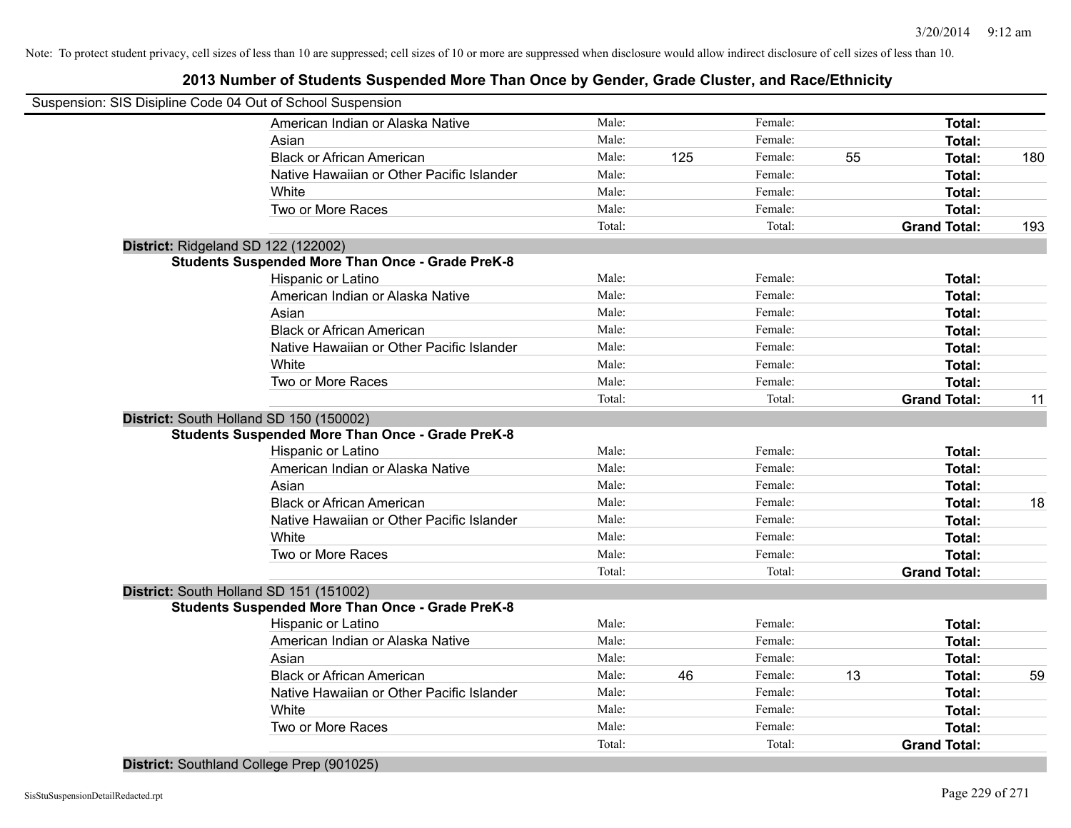Note: To protect student privacy, cell sizes of less than 10 are suppressed; cell sizes of 10 or more are suppressed when disclosure would allow indirect disclosure of cell sizes of less than 10.

## 2013 Number of Students Suspended More Than Once by Gender, Grade Cluster, and Race/Ethnicity

Suspension: SIS Disipline Code 04 Out of School Suspension

| | | | | | | |
|---|---|---|---|---|---|---|
| American Indian or Alaska Native | Male: | | Female: | | **Total:** | |
| Asian | Male: | | Female: | | **Total:** | |
| Black or African American | Male: | 125 | Female: | 55 | **Total:** | 180 |
| Native Hawaiian or Other Pacific Islander | Male: | | Female: | | **Total:** | |
| White | Male: | | Female: | | **Total:** | |
| Two or More Races | Male: | | Female: | | **Total:** | |
| | Total: | | Total: | | **Grand Total:** | 193 |

**District:** Ridgeland SD 122 (122002)

**Students Suspended More Than Once - Grade PreK-8**

| | | | | | | |
|---|---|---|---|---|---|---|
| Hispanic or Latino | Male: | | Female: | | **Total:** | |
| American Indian or Alaska Native | Male: | | Female: | | **Total:** | |
| Asian | Male: | | Female: | | **Total:** | |
| Black or African American | Male: | | Female: | | **Total:** | |
| Native Hawaiian or Other Pacific Islander | Male: | | Female: | | **Total:** | |
| White | Male: | | Female: | | **Total:** | |
| Two or More Races | Male: | | Female: | | **Total:** | |
| | Total: | | Total: | | **Grand Total:** | 11 |

**District:** South Holland SD 150 (150002)

**Students Suspended More Than Once - Grade PreK-8**

| | | | | | | |
|---|---|---|---|---|---|---|
| Hispanic or Latino | Male: | | Female: | | **Total:** | |
| American Indian or Alaska Native | Male: | | Female: | | **Total:** | |
| Asian | Male: | | Female: | | **Total:** | |
| Black or African American | Male: | | Female: | | **Total:** | 18 |
| Native Hawaiian or Other Pacific Islander | Male: | | Female: | | **Total:** | |
| White | Male: | | Female: | | **Total:** | |
| Two or More Races | Male: | | Female: | | **Total:** | |
| | Total: | | Total: | | **Grand Total:** | |

**District:** South Holland SD 151 (151002)

**Students Suspended More Than Once - Grade PreK-8**

| | | | | | | |
|---|---|---|---|---|---|---|
| Hispanic or Latino | Male: | | Female: | | **Total:** | |
| American Indian or Alaska Native | Male: | | Female: | | **Total:** | |
| Asian | Male: | | Female: | | **Total:** | |
| Black or African American | Male: | 46 | Female: | 13 | **Total:** | 59 |
| Native Hawaiian or Other Pacific Islander | Male: | | Female: | | **Total:** | |
| White | Male: | | Female: | | **Total:** | |
| Two or More Races | Male: | | Female: | | **Total:** | |
| | Total: | | Total: | | **Grand Total:** | |

**District:** Southland College Prep (901025)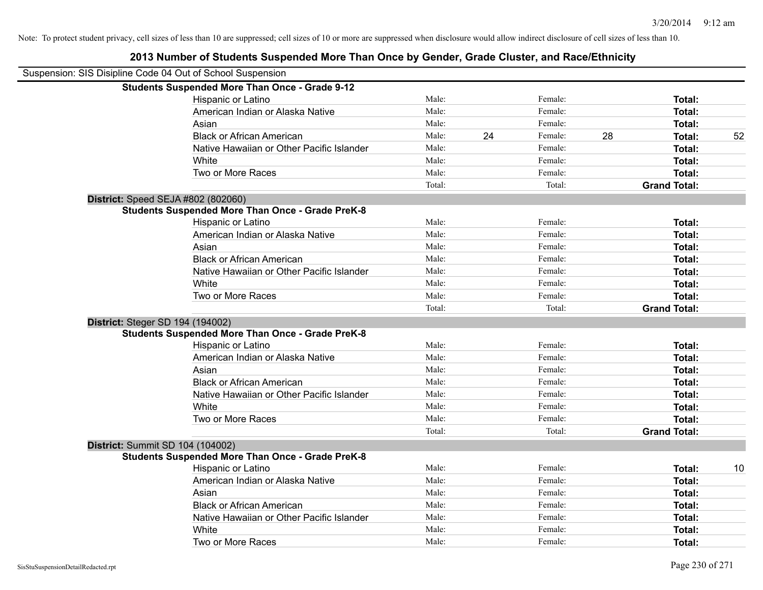Note: To protect student privacy, cell sizes of less than 10 are suppressed; cell sizes of 10 or more are suppressed when disclosure would allow indirect disclosure of cell sizes of less than 10.

## 2013 Number of Students Suspended More Than Once by Gender, Grade Cluster, and Race/Ethnicity

Suspension: SIS Disipline Code 04 Out of School Suspension

**Students Suspended More Than Once - Grade 9-12**

| | | | | | | |
|---|---|---|---|---|---|---|
| Hispanic or Latino | Male: | | Female: | | **Total:** | |
| American Indian or Alaska Native | Male: | | Female: | | **Total:** | |
| Asian | Male: | | Female: | | **Total:** | |
| Black or African American | Male: | 24 | Female: | 28 | **Total:** | 52 |
| Native Hawaiian or Other Pacific Islander | Male: | | Female: | | **Total:** | |
| White | Male: | | Female: | | **Total:** | |
| Two or More Races | Male: | | Female: | | **Total:** | |
| | Total: | | Total: | | **Grand Total:** | |

**District:** Speed SEJA #802 (802060)

**Students Suspended More Than Once - Grade PreK-8**

| | | | | | | |
|---|---|---|---|---|---|---|
| Hispanic or Latino | Male: | | Female: | | **Total:** | |
| American Indian or Alaska Native | Male: | | Female: | | **Total:** | |
| Asian | Male: | | Female: | | **Total:** | |
| Black or African American | Male: | | Female: | | **Total:** | |
| Native Hawaiian or Other Pacific Islander | Male: | | Female: | | **Total:** | |
| White | Male: | | Female: | | **Total:** | |
| Two or More Races | Male: | | Female: | | **Total:** | |
| | Total: | | Total: | | **Grand Total:** | |

**District:** Steger SD 194 (194002)

**Students Suspended More Than Once - Grade PreK-8**

| | | | | | | |
|---|---|---|---|---|---|---|
| Hispanic or Latino | Male: | | Female: | | **Total:** | |
| American Indian or Alaska Native | Male: | | Female: | | **Total:** | |
| Asian | Male: | | Female: | | **Total:** | |
| Black or African American | Male: | | Female: | | **Total:** | |
| Native Hawaiian or Other Pacific Islander | Male: | | Female: | | **Total:** | |
| White | Male: | | Female: | | **Total:** | |
| Two or More Races | Male: | | Female: | | **Total:** | |
| | Total: | | Total: | | **Grand Total:** | |

**District:** Summit SD 104 (104002)

**Students Suspended More Than Once - Grade PreK-8**

| | | | | | | |
|---|---|---|---|---|---|---|
| Hispanic or Latino | Male: | | Female: | | **Total:** | 10 |
| American Indian or Alaska Native | Male: | | Female: | | **Total:** | |
| Asian | Male: | | Female: | | **Total:** | |
| Black or African American | Male: | | Female: | | **Total:** | |
| Native Hawaiian or Other Pacific Islander | Male: | | Female: | | **Total:** | |
| White | Male: | | Female: | | **Total:** | |
| Two or More Races | Male: | | Female: | | **Total:** | |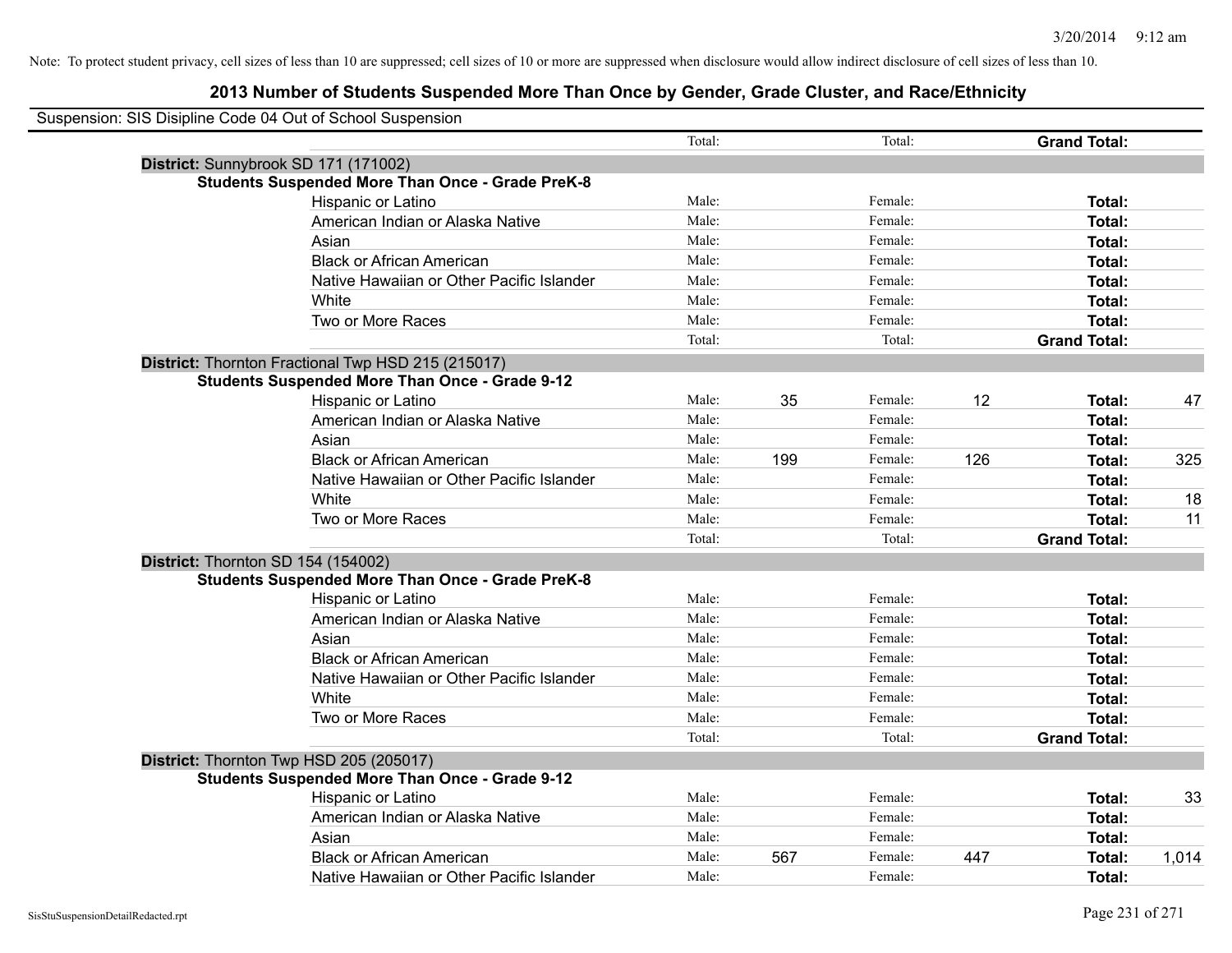Note: To protect student privacy, cell sizes of less than 10 are suppressed; cell sizes of 10 or more are suppressed when disclosure would allow indirect disclosure of cell sizes of less than 10.

# 2013 Number of Students Suspended More Than Once by Gender, Grade Cluster, and Race/Ethnicity

Suspension: SIS Disipline Code 04 Out of School Suspension

| | | | | | | |
|---|---|---|---|---|---|---|
| | Total: | | Total: | | **Grand Total:** | |
| **District:** Sunnybrook SD 171 (171002) | | | | | | |
| **Students Suspended More Than Once - Grade PreK-8** | | | | | | |
| Hispanic or Latino | Male: | | Female: | | **Total:** | |
| American Indian or Alaska Native | Male: | | Female: | | **Total:** | |
| Asian | Male: | | Female: | | **Total:** | |
| Black or African American | Male: | | Female: | | **Total:** | |
| Native Hawaiian or Other Pacific Islander | Male: | | Female: | | **Total:** | |
| White | Male: | | Female: | | **Total:** | |
| Two or More Races | Male: | | Female: | | **Total:** | |
| | Total: | | Total: | | **Grand Total:** | |
| **District:** Thornton Fractional Twp HSD 215 (215017) | | | | | | |
| **Students Suspended More Than Once - Grade 9-12** | | | | | | |
| Hispanic or Latino | Male: | 35 | Female: | 12 | **Total:** | 47 |
| American Indian or Alaska Native | Male: | | Female: | | **Total:** | |
| Asian | Male: | | Female: | | **Total:** | |
| Black or African American | Male: | 199 | Female: | 126 | **Total:** | 325 |
| Native Hawaiian or Other Pacific Islander | Male: | | Female: | | **Total:** | |
| White | Male: | | Female: | | **Total:** | 18 |
| Two or More Races | Male: | | Female: | | **Total:** | 11 |
| | Total: | | Total: | | **Grand Total:** | |
| **District:** Thornton SD 154 (154002) | | | | | | |
| **Students Suspended More Than Once - Grade PreK-8** | | | | | | |
| Hispanic or Latino | Male: | | Female: | | **Total:** | |
| American Indian or Alaska Native | Male: | | Female: | | **Total:** | |
| Asian | Male: | | Female: | | **Total:** | |
| Black or African American | Male: | | Female: | | **Total:** | |
| Native Hawaiian or Other Pacific Islander | Male: | | Female: | | **Total:** | |
| White | Male: | | Female: | | **Total:** | |
| Two or More Races | Male: | | Female: | | **Total:** | |
| | Total: | | Total: | | **Grand Total:** | |
| **District:** Thornton Twp HSD 205 (205017) | | | | | | |
| **Students Suspended More Than Once - Grade 9-12** | | | | | | |
| Hispanic or Latino | Male: | | Female: | | **Total:** | 33 |
| American Indian or Alaska Native | Male: | | Female: | | **Total:** | |
| Asian | Male: | | Female: | | **Total:** | |
| Black or African American | Male: | 567 | Female: | 447 | **Total:** | 1,014 |
| Native Hawaiian or Other Pacific Islander | Male: | | Female: | | **Total:** | |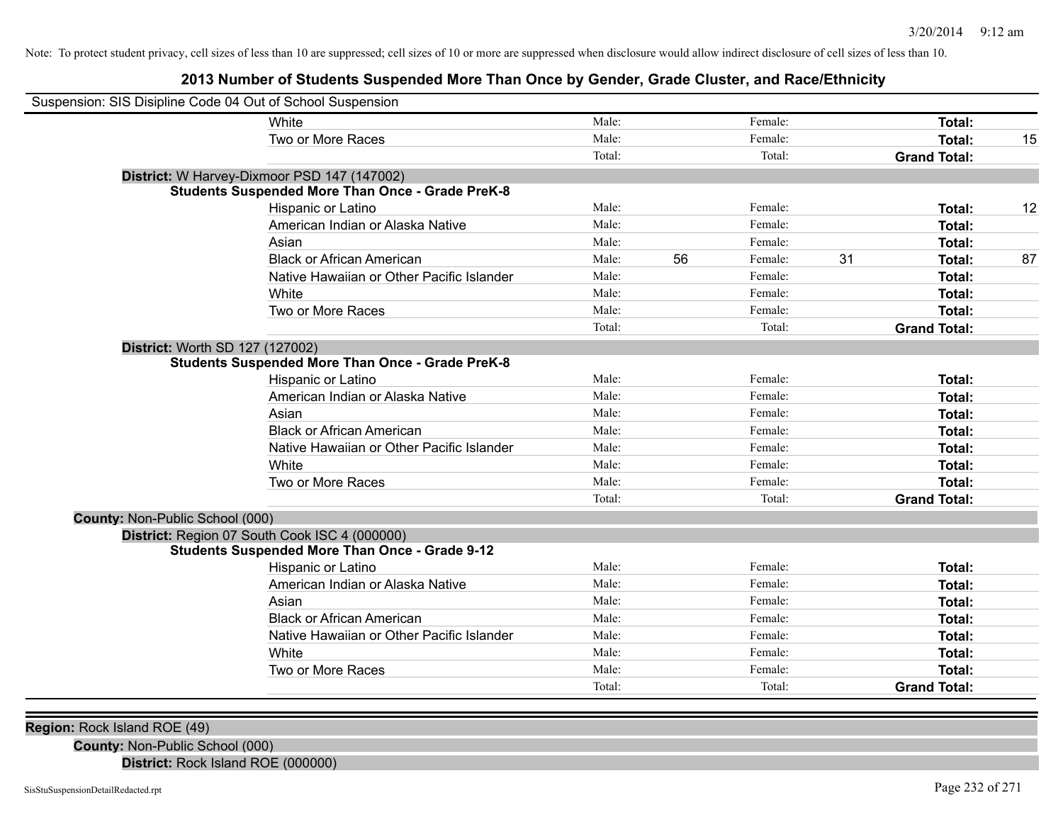Note: To protect student privacy, cell sizes of less than 10 are suppressed; cell sizes of 10 or more are suppressed when disclosure would allow indirect disclosure of cell sizes of less than 10.

## 2013 Number of Students Suspended More Than Once by Gender, Grade Cluster, and Race/Ethnicity

Suspension: SIS Disipline Code 04 Out of School Suspension

| | Male: | | Female: | | | |
|---|---|---|---|---|---|---|
| White | Male: | | Female: | | **Total:** | |
| Two or More Races | Male: | | Female: | | **Total:** | 15 |
| | Total: | | Total: | | **Grand Total:** | |

**District:** W Harvey-Dixmoor PSD 147 (147002)

**Students Suspended More Than Once - Grade PreK-8**

| | | | | | | |
|---|---|---|---|---|---|---|
| Hispanic or Latino | Male: | | Female: | | **Total:** | 12 |
| American Indian or Alaska Native | Male: | | Female: | | **Total:** | |
| Asian | Male: | | Female: | | **Total:** | |
| Black or African American | Male: | 56 | Female: | 31 | **Total:** | 87 |
| Native Hawaiian or Other Pacific Islander | Male: | | Female: | | **Total:** | |
| White | Male: | | Female: | | **Total:** | |
| Two or More Races | Male: | | Female: | | **Total:** | |
| | Total: | | Total: | | **Grand Total:** | |

**District:** Worth SD 127 (127002)

**Students Suspended More Than Once - Grade PreK-8**

| | | | | | | |
|---|---|---|---|---|---|---|
| Hispanic or Latino | Male: | | Female: | | **Total:** | |
| American Indian or Alaska Native | Male: | | Female: | | **Total:** | |
| Asian | Male: | | Female: | | **Total:** | |
| Black or African American | Male: | | Female: | | **Total:** | |
| Native Hawaiian or Other Pacific Islander | Male: | | Female: | | **Total:** | |
| White | Male: | | Female: | | **Total:** | |
| Two or More Races | Male: | | Female: | | **Total:** | |
| | Total: | | Total: | | **Grand Total:** | |

**County:** Non-Public School (000)

**District:** Region 07 South Cook ISC 4 (000000)

**Students Suspended More Than Once - Grade 9-12**

| | | | | | | |
|---|---|---|---|---|---|---|
| Hispanic or Latino | Male: | | Female: | | **Total:** | |
| American Indian or Alaska Native | Male: | | Female: | | **Total:** | |
| Asian | Male: | | Female: | | **Total:** | |
| Black or African American | Male: | | Female: | | **Total:** | |
| Native Hawaiian or Other Pacific Islander | Male: | | Female: | | **Total:** | |
| White | Male: | | Female: | | **Total:** | |
| Two or More Races | Male: | | Female: | | **Total:** | |
| | Total: | | Total: | | **Grand Total:** | |

**Region:** Rock Island ROE (49)

**County:** Non-Public School (000)

**District:** Rock Island ROE (000000)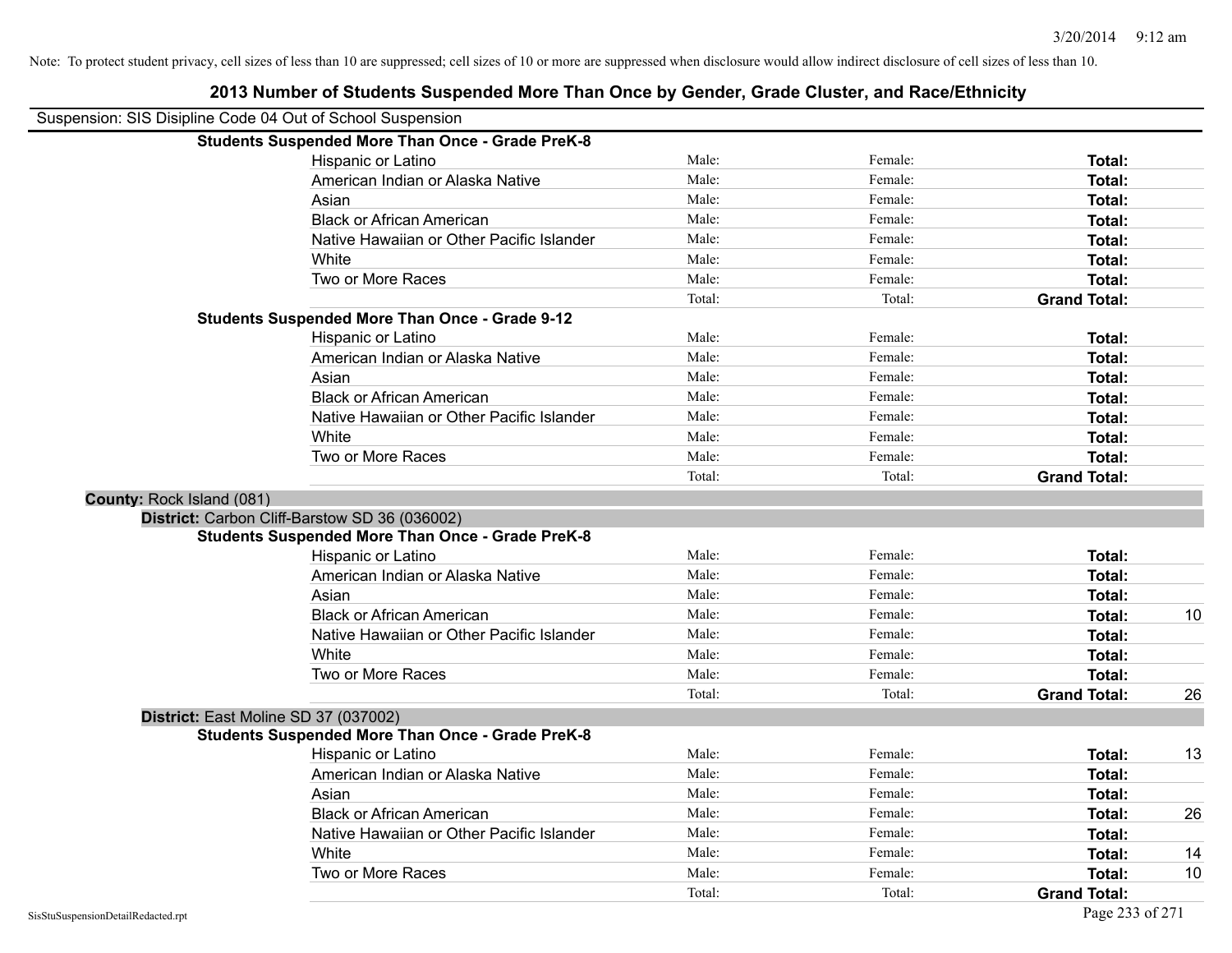Note: To protect student privacy, cell sizes of less than 10 are suppressed; cell sizes of 10 or more are suppressed when disclosure would allow indirect disclosure of cell sizes of less than 10.

# 2013 Number of Students Suspended More Than Once by Gender, Grade Cluster, and Race/Ethnicity

Suspension: SIS Disipline Code 04 Out of School Suspension

**Students Suspended More Than Once - Grade PreK-8**

| | | | | |
|---|---|---|---|---|
| Hispanic or Latino | Male: | Female: | **Total:** | |
| American Indian or Alaska Native | Male: | Female: | **Total:** | |
| Asian | Male: | Female: | **Total:** | |
| Black or African American | Male: | Female: | **Total:** | |
| Native Hawaiian or Other Pacific Islander | Male: | Female: | **Total:** | |
| White | Male: | Female: | **Total:** | |
| Two or More Races | Male: | Female: | **Total:** | |
| | Total: | Total: | **Grand Total:** | |

**Students Suspended More Than Once - Grade 9-12**

| | | | | |
|---|---|---|---|---|
| Hispanic or Latino | Male: | Female: | **Total:** | |
| American Indian or Alaska Native | Male: | Female: | **Total:** | |
| Asian | Male: | Female: | **Total:** | |
| Black or African American | Male: | Female: | **Total:** | |
| Native Hawaiian or Other Pacific Islander | Male: | Female: | **Total:** | |
| White | Male: | Female: | **Total:** | |
| Two or More Races | Male: | Female: | **Total:** | |
| | Total: | Total: | **Grand Total:** | |

**County:** Rock Island (081)

**District:** Carbon Cliff-Barstow SD 36 (036002)

**Students Suspended More Than Once - Grade PreK-8**

| | | | | |
|---|---|---|---|---|
| Hispanic or Latino | Male: | Female: | **Total:** | |
| American Indian or Alaska Native | Male: | Female: | **Total:** | |
| Asian | Male: | Female: | **Total:** | |
| Black or African American | Male: | Female: | **Total:** | 10 |
| Native Hawaiian or Other Pacific Islander | Male: | Female: | **Total:** | |
| White | Male: | Female: | **Total:** | |
| Two or More Races | Male: | Female: | **Total:** | |
| | Total: | Total: | **Grand Total:** | 26 |

**District:** East Moline SD 37 (037002)

**Students Suspended More Than Once - Grade PreK-8**

| | | | | |
|---|---|---|---|---|
| Hispanic or Latino | Male: | Female: | **Total:** | 13 |
| American Indian or Alaska Native | Male: | Female: | **Total:** | |
| Asian | Male: | Female: | **Total:** | |
| Black or African American | Male: | Female: | **Total:** | 26 |
| Native Hawaiian or Other Pacific Islander | Male: | Female: | **Total:** | |
| White | Male: | Female: | **Total:** | 14 |
| Two or More Races | Male: | Female: | **Total:** | 10 |
| | Total: | Total: | **Grand Total:** | |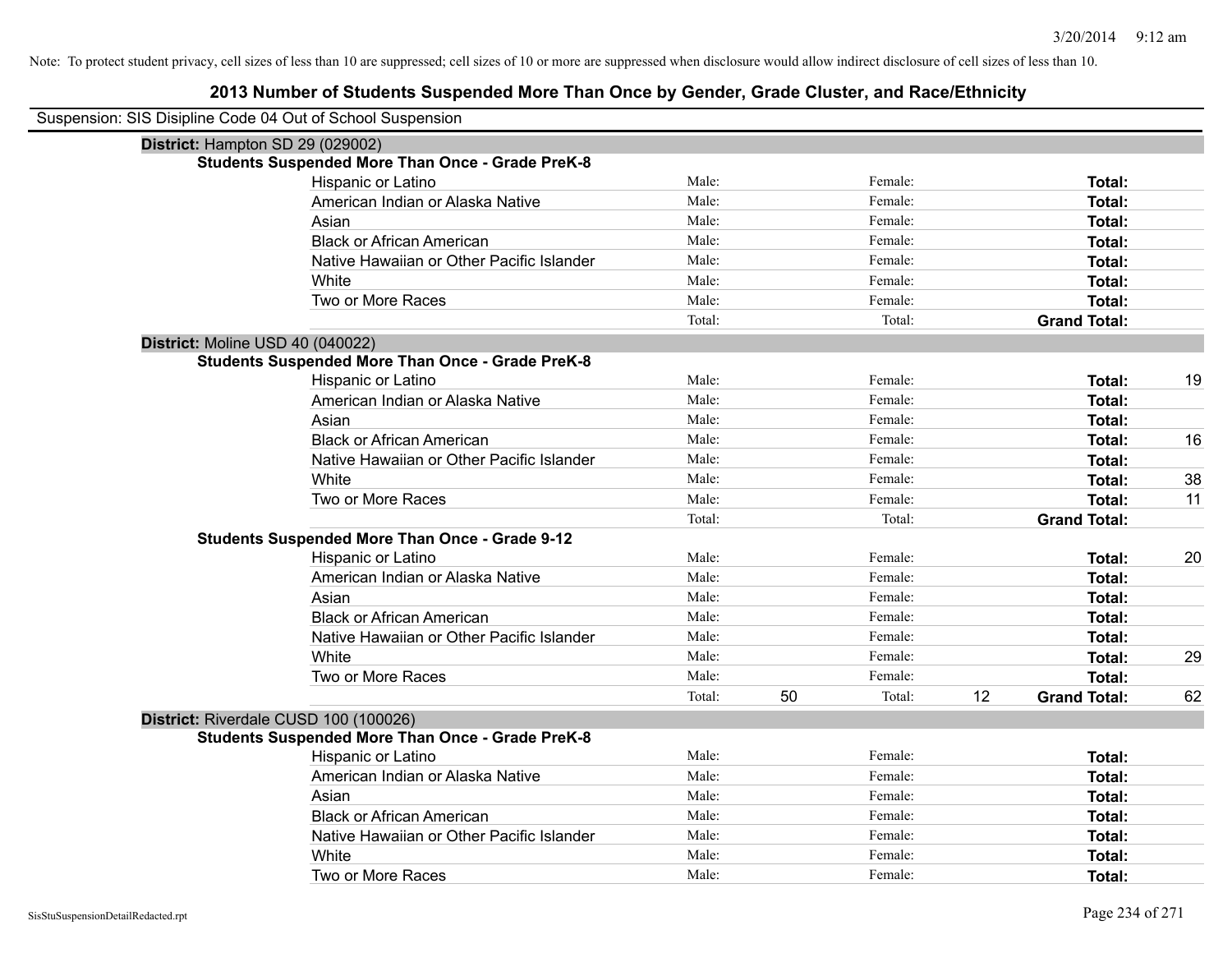Note: To protect student privacy, cell sizes of less than 10 are suppressed; cell sizes of 10 or more are suppressed when disclosure would allow indirect disclosure of cell sizes of less than 10.

# 2013 Number of Students Suspended More Than Once by Gender, Grade Cluster, and Race/Ethnicity

Suspension: SIS Disipline Code 04 Out of School Suspension

**District:** Hampton SD 29 (029002)

**Students Suspended More Than Once - Grade PreK-8**

| Race/Ethnicity | | Male | | Female | | Total |
|---|---|---|---|---|---|---|
| Hispanic or Latino | Male: | | Female: | | **Total:** | |
| American Indian or Alaska Native | Male: | | Female: | | **Total:** | |
| Asian | Male: | | Female: | | **Total:** | |
| Black or African American | Male: | | Female: | | **Total:** | |
| Native Hawaiian or Other Pacific Islander | Male: | | Female: | | **Total:** | |
| White | Male: | | Female: | | **Total:** | |
| Two or More Races | Male: | | Female: | | **Total:** | |
| | Total: | | Total: | | **Grand Total:** | |

**District:** Moline USD 40 (040022)

**Students Suspended More Than Once - Grade PreK-8**

| Race/Ethnicity | | Male | | Female | | Total |
|---|---|---|---|---|---|---|
| Hispanic or Latino | Male: | | Female: | | **Total:** | 19 |
| American Indian or Alaska Native | Male: | | Female: | | **Total:** | |
| Asian | Male: | | Female: | | **Total:** | |
| Black or African American | Male: | | Female: | | **Total:** | 16 |
| Native Hawaiian or Other Pacific Islander | Male: | | Female: | | **Total:** | |
| White | Male: | | Female: | | **Total:** | 38 |
| Two or More Races | Male: | | Female: | | **Total:** | 11 |
| | Total: | | Total: | | **Grand Total:** | |

**Students Suspended More Than Once - Grade 9-12**

| Race/Ethnicity | | Male | | Female | | Total |
|---|---|---|---|---|---|---|
| Hispanic or Latino | Male: | | Female: | | **Total:** | 20 |
| American Indian or Alaska Native | Male: | | Female: | | **Total:** | |
| Asian | Male: | | Female: | | **Total:** | |
| Black or African American | Male: | | Female: | | **Total:** | |
| Native Hawaiian or Other Pacific Islander | Male: | | Female: | | **Total:** | |
| White | Male: | | Female: | | **Total:** | 29 |
| Two or More Races | Male: | | Female: | | **Total:** | |
| | Total: | 50 | Total: | 12 | **Grand Total:** | 62 |

**District:** Riverdale CUSD 100 (100026)

**Students Suspended More Than Once - Grade PreK-8**

| Race/Ethnicity | | Male | | Female | | Total |
|---|---|---|---|---|---|---|
| Hispanic or Latino | Male: | | Female: | | **Total:** | |
| American Indian or Alaska Native | Male: | | Female: | | **Total:** | |
| Asian | Male: | | Female: | | **Total:** | |
| Black or African American | Male: | | Female: | | **Total:** | |
| Native Hawaiian or Other Pacific Islander | Male: | | Female: | | **Total:** | |
| White | Male: | | Female: | | **Total:** | |
| Two or More Races | Male: | | Female: | | **Total:** | |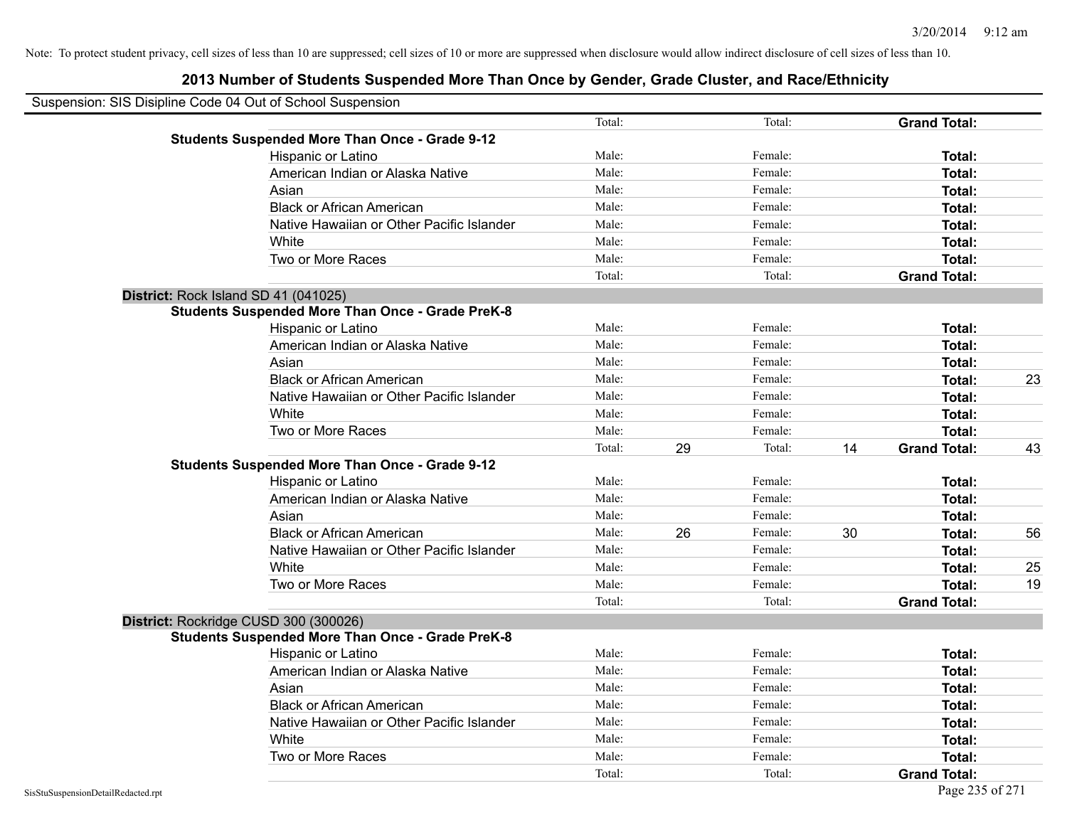Note: To protect student privacy, cell sizes of less than 10 are suppressed; cell sizes of 10 or more are suppressed when disclosure would allow indirect disclosure of cell sizes of less than 10.

# 2013 Number of Students Suspended More Than Once by Gender, Grade Cluster, and Race/Ethnicity

Suspension: SIS Disipline Code 04 Out of School Suspension

| | | | | | | |
|---|---|---|---|---|---|---|
| | Total: | | Total: | | **Grand Total:** | |
| **Students Suspended More Than Once - Grade 9-12** | | | | | | |
| Hispanic or Latino | Male: | | Female: | | **Total:** | |
| American Indian or Alaska Native | Male: | | Female: | | **Total:** | |
| Asian | Male: | | Female: | | **Total:** | |
| Black or African American | Male: | | Female: | | **Total:** | |
| Native Hawaiian or Other Pacific Islander | Male: | | Female: | | **Total:** | |
| White | Male: | | Female: | | **Total:** | |
| Two or More Races | Male: | | Female: | | **Total:** | |
| | Total: | | Total: | | **Grand Total:** | |
| **District:** Rock Island SD 41 (041025) | | | | | | |
| **Students Suspended More Than Once - Grade PreK-8** | | | | | | |
| Hispanic or Latino | Male: | | Female: | | **Total:** | |
| American Indian or Alaska Native | Male: | | Female: | | **Total:** | |
| Asian | Male: | | Female: | | **Total:** | |
| Black or African American | Male: | | Female: | | **Total:** | 23 |
| Native Hawaiian or Other Pacific Islander | Male: | | Female: | | **Total:** | |
| White | Male: | | Female: | | **Total:** | |
| Two or More Races | Male: | | Female: | | **Total:** | |
| | Total: | 29 | Total: | 14 | **Grand Total:** | 43 |
| **Students Suspended More Than Once - Grade 9-12** | | | | | | |
| Hispanic or Latino | Male: | | Female: | | **Total:** | |
| American Indian or Alaska Native | Male: | | Female: | | **Total:** | |
| Asian | Male: | | Female: | | **Total:** | |
| Black or African American | Male: | 26 | Female: | 30 | **Total:** | 56 |
| Native Hawaiian or Other Pacific Islander | Male: | | Female: | | **Total:** | |
| White | Male: | | Female: | | **Total:** | 25 |
| Two or More Races | Male: | | Female: | | **Total:** | 19 |
| | Total: | | Total: | | **Grand Total:** | |
| **District:** Rockridge CUSD 300 (300026) | | | | | | |
| **Students Suspended More Than Once - Grade PreK-8** | | | | | | |
| Hispanic or Latino | Male: | | Female: | | **Total:** | |
| American Indian or Alaska Native | Male: | | Female: | | **Total:** | |
| Asian | Male: | | Female: | | **Total:** | |
| Black or African American | Male: | | Female: | | **Total:** | |
| Native Hawaiian or Other Pacific Islander | Male: | | Female: | | **Total:** | |
| White | Male: | | Female: | | **Total:** | |
| Two or More Races | Male: | | Female: | | **Total:** | |
| | Total: | | Total: | | **Grand Total:** | |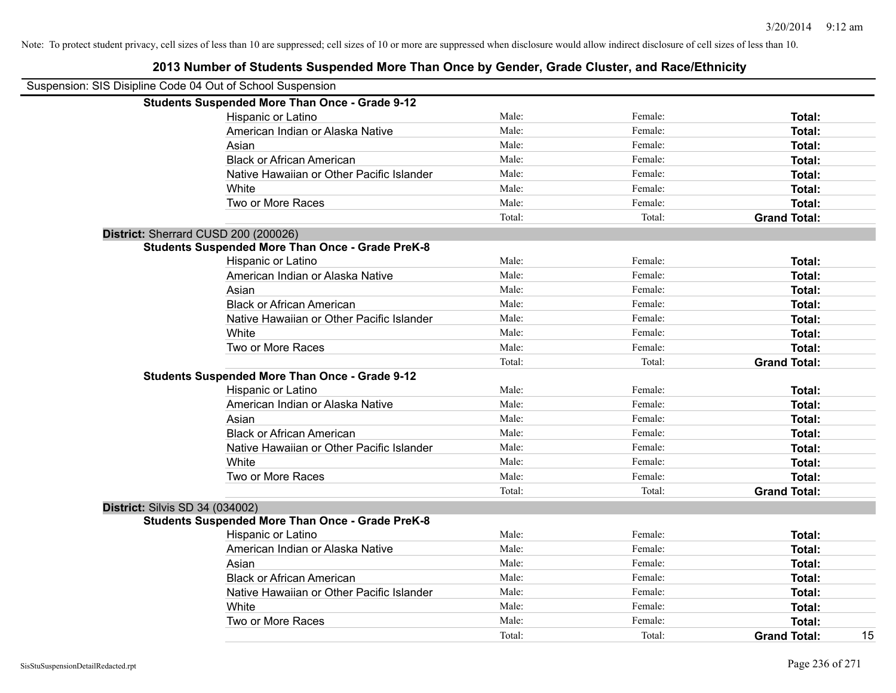Note: To protect student privacy, cell sizes of less than 10 are suppressed; cell sizes of 10 or more are suppressed when disclosure would allow indirect disclosure of cell sizes of less than 10.

# 2013 Number of Students Suspended More Than Once by Gender, Grade Cluster, and Race/Ethnicity

Suspension: SIS Disipline Code 04 Out of School Suspension

| | | | | |
|---|---|---|---|---|
| **Students Suspended More Than Once - Grade 9-12** | | | | |
| Hispanic or Latino | Male: | Female: | **Total:** | |
| American Indian or Alaska Native | Male: | Female: | **Total:** | |
| Asian | Male: | Female: | **Total:** | |
| Black or African American | Male: | Female: | **Total:** | |
| Native Hawaiian or Other Pacific Islander | Male: | Female: | **Total:** | |
| White | Male: | Female: | **Total:** | |
| Two or More Races | Male: | Female: | **Total:** | |
| | Total: | Total: | **Grand Total:** | |
| **District:** Sherrard CUSD 200 (200026) | | | | |
| **Students Suspended More Than Once - Grade PreK-8** | | | | |
| Hispanic or Latino | Male: | Female: | **Total:** | |
| American Indian or Alaska Native | Male: | Female: | **Total:** | |
| Asian | Male: | Female: | **Total:** | |
| Black or African American | Male: | Female: | **Total:** | |
| Native Hawaiian or Other Pacific Islander | Male: | Female: | **Total:** | |
| White | Male: | Female: | **Total:** | |
| Two or More Races | Male: | Female: | **Total:** | |
| | Total: | Total: | **Grand Total:** | |
| **Students Suspended More Than Once - Grade 9-12** | | | | |
| Hispanic or Latino | Male: | Female: | **Total:** | |
| American Indian or Alaska Native | Male: | Female: | **Total:** | |
| Asian | Male: | Female: | **Total:** | |
| Black or African American | Male: | Female: | **Total:** | |
| Native Hawaiian or Other Pacific Islander | Male: | Female: | **Total:** | |
| White | Male: | Female: | **Total:** | |
| Two or More Races | Male: | Female: | **Total:** | |
| | Total: | Total: | **Grand Total:** | |
| **District:** Silvis SD 34 (034002) | | | | |
| **Students Suspended More Than Once - Grade PreK-8** | | | | |
| Hispanic or Latino | Male: | Female: | **Total:** | |
| American Indian or Alaska Native | Male: | Female: | **Total:** | |
| Asian | Male: | Female: | **Total:** | |
| Black or African American | Male: | Female: | **Total:** | |
| Native Hawaiian or Other Pacific Islander | Male: | Female: | **Total:** | |
| White | Male: | Female: | **Total:** | |
| Two or More Races | Male: | Female: | **Total:** | |
| | Total: | Total: | **Grand Total:** | 15 |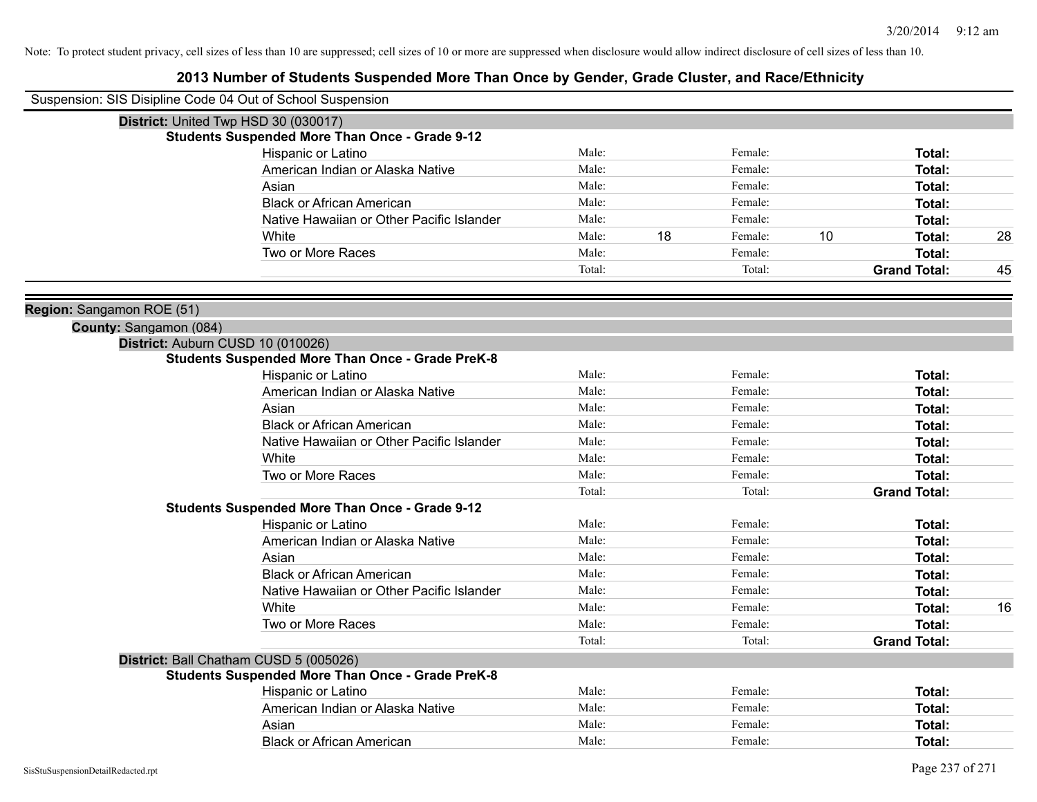Note: To protect student privacy, cell sizes of less than 10 are suppressed; cell sizes of 10 or more are suppressed when disclosure would allow indirect disclosure of cell sizes of less than 10.

## 2013 Number of Students Suspended More Than Once by Gender, Grade Cluster, and Race/Ethnicity

Suspension: SIS Disipline Code 04 Out of School Suspension

**District:** United Twp HSD 30 (030017)

**Students Suspended More Than Once - Grade 9-12**

| Race/Ethnicity | | | | | | |
|---|---|---|---|---|---|---|
| Hispanic or Latino | Male: | | Female: | | **Total:** | |
| American Indian or Alaska Native | Male: | | Female: | | **Total:** | |
| Asian | Male: | | Female: | | **Total:** | |
| Black or African American | Male: | | Female: | | **Total:** | |
| Native Hawaiian or Other Pacific Islander | Male: | | Female: | | **Total:** | |
| White | Male: | 18 | Female: | 10 | **Total:** | 28 |
| Two or More Races | Male: | | Female: | | **Total:** | |
| | Total: | | Total: | | **Grand Total:** | 45 |

**Region:** Sangamon ROE (51)

**County:** Sangamon (084)

**District:** Auburn CUSD 10 (010026)

**Students Suspended More Than Once - Grade PreK-8**

| Race/Ethnicity | | | | | | |
|---|---|---|---|---|---|---|
| Hispanic or Latino | Male: | | Female: | | **Total:** | |
| American Indian or Alaska Native | Male: | | Female: | | **Total:** | |
| Asian | Male: | | Female: | | **Total:** | |
| Black or African American | Male: | | Female: | | **Total:** | |
| Native Hawaiian or Other Pacific Islander | Male: | | Female: | | **Total:** | |
| White | Male: | | Female: | | **Total:** | |
| Two or More Races | Male: | | Female: | | **Total:** | |
| | Total: | | Total: | | **Grand Total:** | |

**Students Suspended More Than Once - Grade 9-12**

| Race/Ethnicity | | | | | | |
|---|---|---|---|---|---|---|
| Hispanic or Latino | Male: | | Female: | | **Total:** | |
| American Indian or Alaska Native | Male: | | Female: | | **Total:** | |
| Asian | Male: | | Female: | | **Total:** | |
| Black or African American | Male: | | Female: | | **Total:** | |
| Native Hawaiian or Other Pacific Islander | Male: | | Female: | | **Total:** | |
| White | Male: | | Female: | | **Total:** | 16 |
| Two or More Races | Male: | | Female: | | **Total:** | |
| | Total: | | Total: | | **Grand Total:** | |

**District:** Ball Chatham CUSD 5 (005026)

**Students Suspended More Than Once - Grade PreK-8**

| Race/Ethnicity | | | | | | |
|---|---|---|---|---|---|---|
| Hispanic or Latino | Male: | | Female: | | **Total:** | |
| American Indian or Alaska Native | Male: | | Female: | | **Total:** | |
| Asian | Male: | | Female: | | **Total:** | |
| Black or African American | Male: | | Female: | | **Total:** | |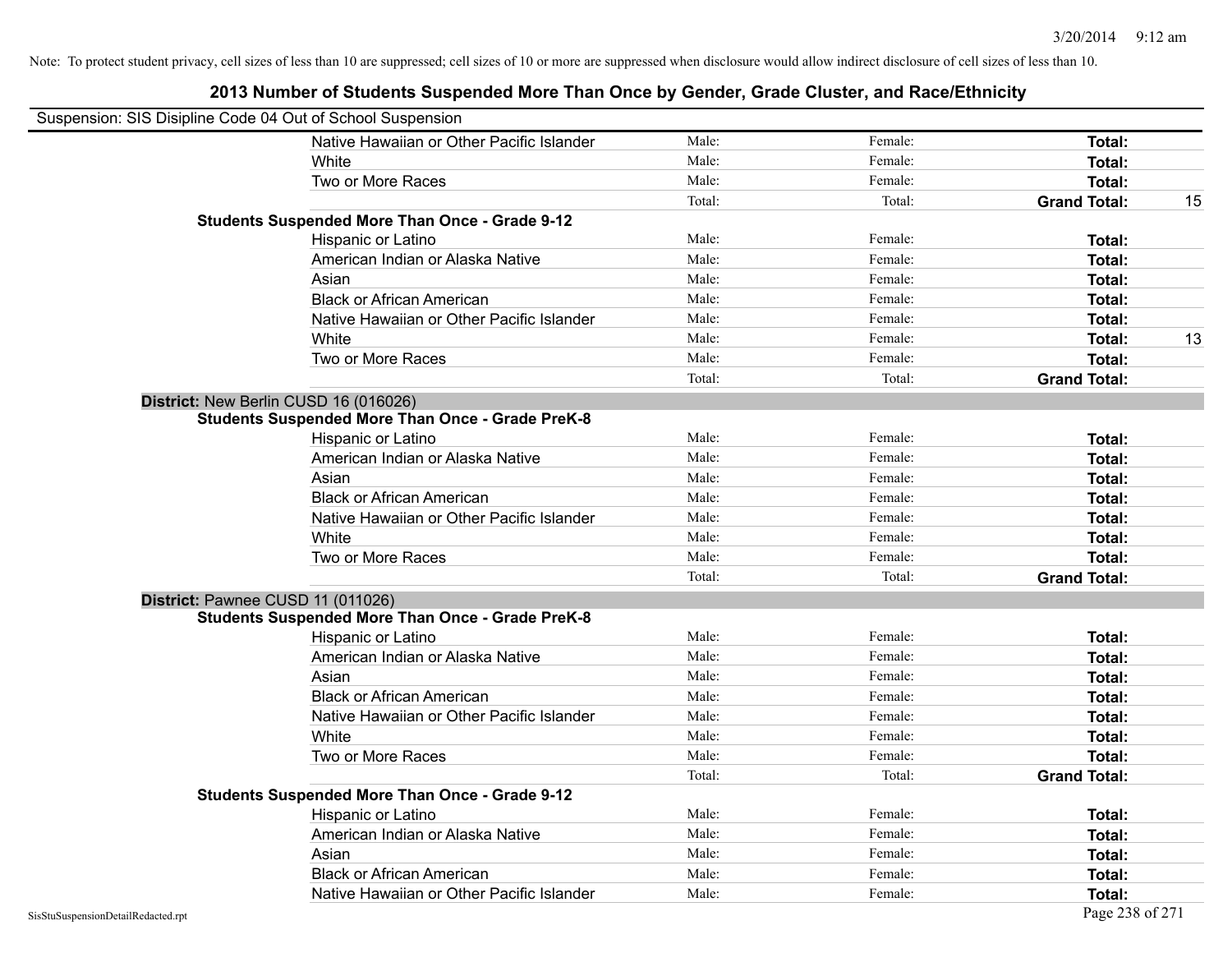Note: To protect student privacy, cell sizes of less than 10 are suppressed; cell sizes of 10 or more are suppressed when disclosure would allow indirect disclosure of cell sizes of less than 10.

## 2013 Number of Students Suspended More Than Once by Gender, Grade Cluster, and Race/Ethnicity

Suspension: SIS Disipline Code 04 Out of School Suspension

| | | | | |
|---|---|---|---|---|
| Native Hawaiian or Other Pacific Islander | Male: | Female: | **Total:** | |
| White | Male: | Female: | **Total:** | |
| Two or More Races | Male: | Female: | **Total:** | |
| | Total: | Total: | **Grand Total:** | 15 |

**Students Suspended More Than Once - Grade 9-12**

| | | | | |
|---|---|---|---|---|
| Hispanic or Latino | Male: | Female: | **Total:** | |
| American Indian or Alaska Native | Male: | Female: | **Total:** | |
| Asian | Male: | Female: | **Total:** | |
| Black or African American | Male: | Female: | **Total:** | |
| Native Hawaiian or Other Pacific Islander | Male: | Female: | **Total:** | |
| White | Male: | Female: | **Total:** | 13 |
| Two or More Races | Male: | Female: | **Total:** | |
| | Total: | Total: | **Grand Total:** | |

**District:** New Berlin CUSD 16 (016026)

**Students Suspended More Than Once - Grade PreK-8**

| | | | | |
|---|---|---|---|---|
| Hispanic or Latino | Male: | Female: | **Total:** | |
| American Indian or Alaska Native | Male: | Female: | **Total:** | |
| Asian | Male: | Female: | **Total:** | |
| Black or African American | Male: | Female: | **Total:** | |
| Native Hawaiian or Other Pacific Islander | Male: | Female: | **Total:** | |
| White | Male: | Female: | **Total:** | |
| Two or More Races | Male: | Female: | **Total:** | |
| | Total: | Total: | **Grand Total:** | |

**District:** Pawnee CUSD 11 (011026)

**Students Suspended More Than Once - Grade PreK-8**

| | | | | |
|---|---|---|---|---|
| Hispanic or Latino | Male: | Female: | **Total:** | |
| American Indian or Alaska Native | Male: | Female: | **Total:** | |
| Asian | Male: | Female: | **Total:** | |
| Black or African American | Male: | Female: | **Total:** | |
| Native Hawaiian or Other Pacific Islander | Male: | Female: | **Total:** | |
| White | Male: | Female: | **Total:** | |
| Two or More Races | Male: | Female: | **Total:** | |
| | Total: | Total: | **Grand Total:** | |

**Students Suspended More Than Once - Grade 9-12**

| | | | | |
|---|---|---|---|---|
| Hispanic or Latino | Male: | Female: | **Total:** | |
| American Indian or Alaska Native | Male: | Female: | **Total:** | |
| Asian | Male: | Female: | **Total:** | |
| Black or African American | Male: | Female: | **Total:** | |
| Native Hawaiian or Other Pacific Islander | Male: | Female: | **Total:** | |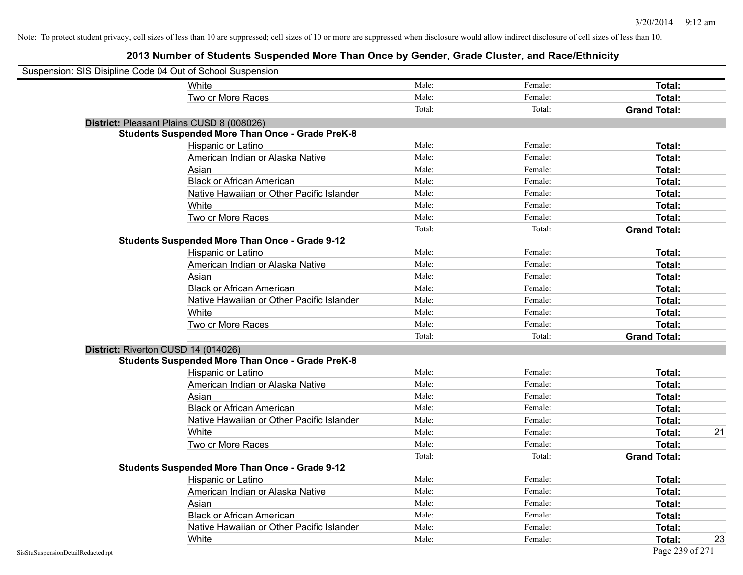Note: To protect student privacy, cell sizes of less than 10 are suppressed; cell sizes of 10 or more are suppressed when disclosure would allow indirect disclosure of cell sizes of less than 10.

# 2013 Number of Students Suspended More Than Once by Gender, Grade Cluster, and Race/Ethnicity

Suspension: SIS Disipline Code 04 Out of School Suspension

| | Male | Female | Total | |
|---|---|---|---|---|
| White | Male: | Female: | **Total:** | |
| Two or More Races | Male: | Female: | **Total:** | |
| | Total: | Total: | **Grand Total:** | |

**District:** Pleasant Plains CUSD 8 (008026)

**Students Suspended More Than Once - Grade PreK-8**

| | Male | Female | Total | |
|---|---|---|---|---|
| Hispanic or Latino | Male: | Female: | **Total:** | |
| American Indian or Alaska Native | Male: | Female: | **Total:** | |
| Asian | Male: | Female: | **Total:** | |
| Black or African American | Male: | Female: | **Total:** | |
| Native Hawaiian or Other Pacific Islander | Male: | Female: | **Total:** | |
| White | Male: | Female: | **Total:** | |
| Two or More Races | Male: | Female: | **Total:** | |
| | Total: | Total: | **Grand Total:** | |

**Students Suspended More Than Once - Grade 9-12**

| | Male | Female | Total | |
|---|---|---|---|---|
| Hispanic or Latino | Male: | Female: | **Total:** | |
| American Indian or Alaska Native | Male: | Female: | **Total:** | |
| Asian | Male: | Female: | **Total:** | |
| Black or African American | Male: | Female: | **Total:** | |
| Native Hawaiian or Other Pacific Islander | Male: | Female: | **Total:** | |
| White | Male: | Female: | **Total:** | |
| Two or More Races | Male: | Female: | **Total:** | |
| | Total: | Total: | **Grand Total:** | |

**District:** Riverton CUSD 14 (014026)

**Students Suspended More Than Once - Grade PreK-8**

| | Male | Female | Total | |
|---|---|---|---|---|
| Hispanic or Latino | Male: | Female: | **Total:** | |
| American Indian or Alaska Native | Male: | Female: | **Total:** | |
| Asian | Male: | Female: | **Total:** | |
| Black or African American | Male: | Female: | **Total:** | |
| Native Hawaiian or Other Pacific Islander | Male: | Female: | **Total:** | |
| White | Male: | Female: | **Total:** | 21 |
| Two or More Races | Male: | Female: | **Total:** | |
| | Total: | Total: | **Grand Total:** | |

**Students Suspended More Than Once - Grade 9-12**

| | Male | Female | Total | |
|---|---|---|---|---|
| Hispanic or Latino | Male: | Female: | **Total:** | |
| American Indian or Alaska Native | Male: | Female: | **Total:** | |
| Asian | Male: | Female: | **Total:** | |
| Black or African American | Male: | Female: | **Total:** | |
| Native Hawaiian or Other Pacific Islander | Male: | Female: | **Total:** | |
| White | Male: | Female: | **Total:** | 23 |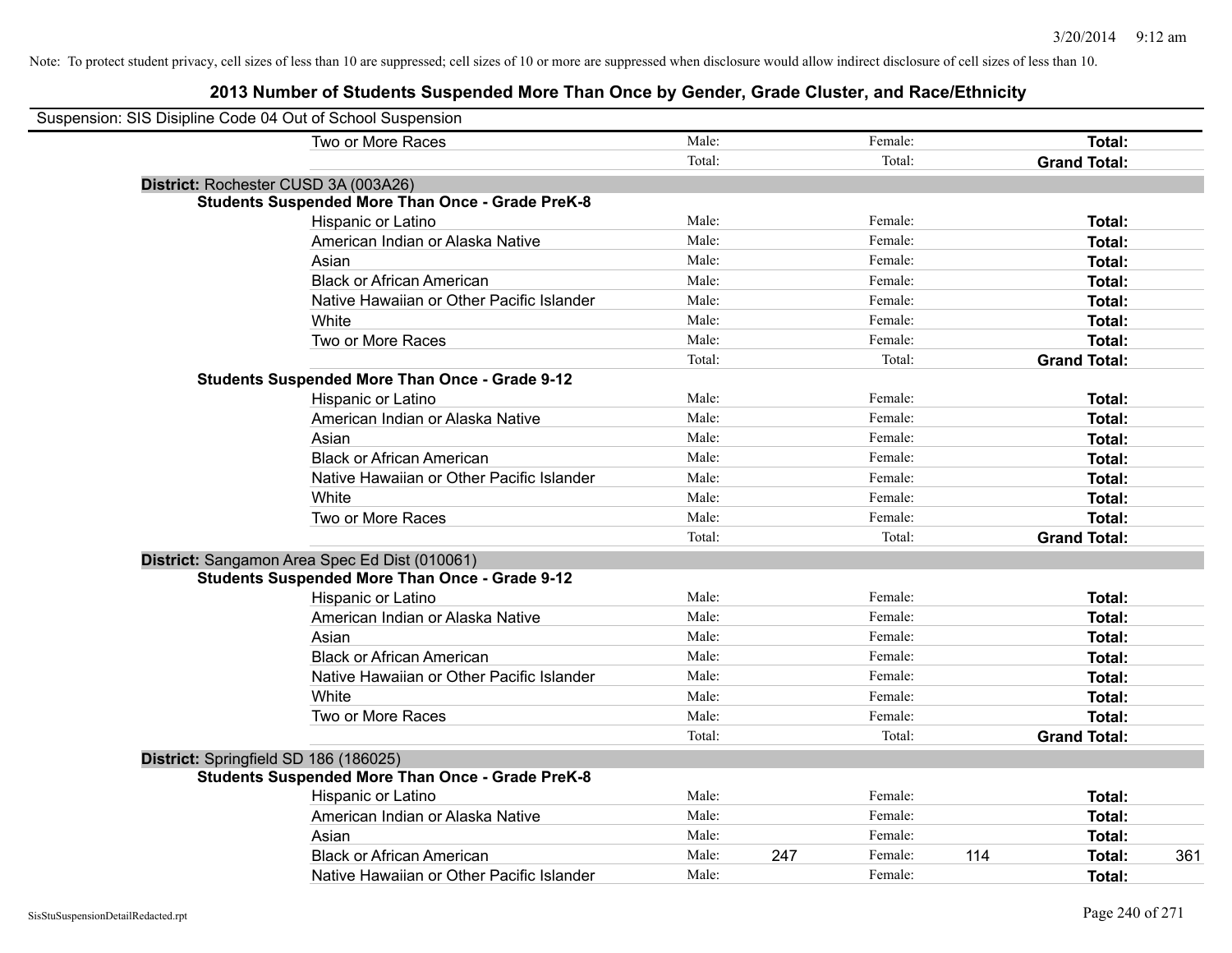Note: To protect student privacy, cell sizes of less than 10 are suppressed; cell sizes of 10 or more are suppressed when disclosure would allow indirect disclosure of cell sizes of less than 10.

## 2013 Number of Students Suspended More Than Once by Gender, Grade Cluster, and Race/Ethnicity

Suspension: SIS Disipline Code 04 Out of School Suspension

| | | | | | | |
|---|---|---|---|---|---|---|
| Two or More Races | Male: | | Female: | | **Total:** | |
| | Total: | | Total: | | **Grand Total:** | |

**District:** Rochester CUSD 3A (003A26)

**Students Suspended More Than Once - Grade PreK-8**

| | | | | | | |
|---|---|---|---|---|---|---|
| Hispanic or Latino | Male: | | Female: | | **Total:** | |
| American Indian or Alaska Native | Male: | | Female: | | **Total:** | |
| Asian | Male: | | Female: | | **Total:** | |
| Black or African American | Male: | | Female: | | **Total:** | |
| Native Hawaiian or Other Pacific Islander | Male: | | Female: | | **Total:** | |
| White | Male: | | Female: | | **Total:** | |
| Two or More Races | Male: | | Female: | | **Total:** | |
| | Total: | | Total: | | **Grand Total:** | |

**Students Suspended More Than Once - Grade 9-12**

| | | | | | | |
|---|---|---|---|---|---|---|
| Hispanic or Latino | Male: | | Female: | | **Total:** | |
| American Indian or Alaska Native | Male: | | Female: | | **Total:** | |
| Asian | Male: | | Female: | | **Total:** | |
| Black or African American | Male: | | Female: | | **Total:** | |
| Native Hawaiian or Other Pacific Islander | Male: | | Female: | | **Total:** | |
| White | Male: | | Female: | | **Total:** | |
| Two or More Races | Male: | | Female: | | **Total:** | |
| | Total: | | Total: | | **Grand Total:** | |

**District:** Sangamon Area Spec Ed Dist (010061)

**Students Suspended More Than Once - Grade 9-12**

| | | | | | | |
|---|---|---|---|---|---|---|
| Hispanic or Latino | Male: | | Female: | | **Total:** | |
| American Indian or Alaska Native | Male: | | Female: | | **Total:** | |
| Asian | Male: | | Female: | | **Total:** | |
| Black or African American | Male: | | Female: | | **Total:** | |
| Native Hawaiian or Other Pacific Islander | Male: | | Female: | | **Total:** | |
| White | Male: | | Female: | | **Total:** | |
| Two or More Races | Male: | | Female: | | **Total:** | |
| | Total: | | Total: | | **Grand Total:** | |

**District:** Springfield SD 186 (186025)

**Students Suspended More Than Once - Grade PreK-8**

| | | | | | | |
|---|---|---|---|---|---|---|
| Hispanic or Latino | Male: | | Female: | | **Total:** | |
| American Indian or Alaska Native | Male: | | Female: | | **Total:** | |
| Asian | Male: | | Female: | | **Total:** | |
| Black or African American | Male: | 247 | Female: | 114 | **Total:** | 361 |
| Native Hawaiian or Other Pacific Islander | Male: | | Female: | | **Total:** | |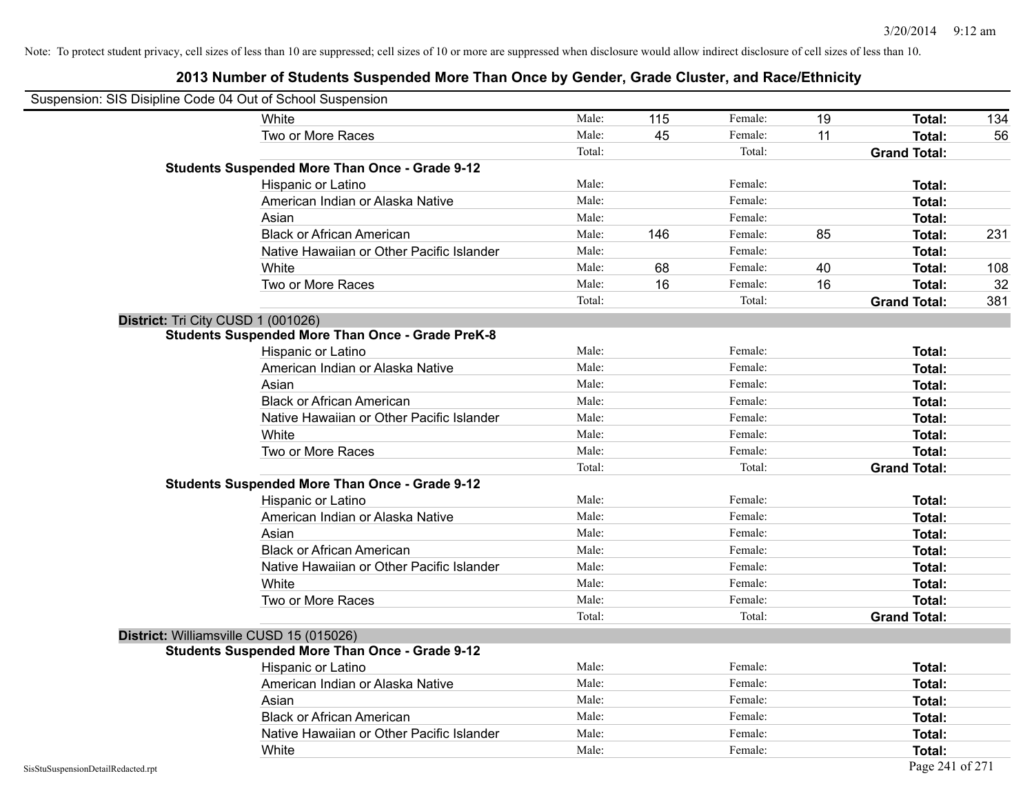Note: To protect student privacy, cell sizes of less than 10 are suppressed; cell sizes of 10 or more are suppressed when disclosure would allow indirect disclosure of cell sizes of less than 10.

# 2013 Number of Students Suspended More Than Once by Gender, Grade Cluster, and Race/Ethnicity

Suspension: SIS Disipline Code 04 Out of School Suspension

| | | | | | | |
|---|---|---|---|---|---|---|
| White | Male: | 115 | Female: | 19 | **Total:** | 134 |
| Two or More Races | Male: | 45 | Female: | 11 | **Total:** | 56 |
| | Total: | | Total: | | **Grand Total:** | |

**Students Suspended More Than Once - Grade 9-12**

| | | | | | | |
|---|---|---|---|---|---|---|
| Hispanic or Latino | Male: | | Female: | | **Total:** | |
| American Indian or Alaska Native | Male: | | Female: | | **Total:** | |
| Asian | Male: | | Female: | | **Total:** | |
| Black or African American | Male: | 146 | Female: | 85 | **Total:** | 231 |
| Native Hawaiian or Other Pacific Islander | Male: | | Female: | | **Total:** | |
| White | Male: | 68 | Female: | 40 | **Total:** | 108 |
| Two or More Races | Male: | 16 | Female: | 16 | **Total:** | 32 |
| | Total: | | Total: | | **Grand Total:** | 381 |

**District:** Tri City CUSD 1 (001026)

**Students Suspended More Than Once - Grade PreK-8**

| | | | | | | |
|---|---|---|---|---|---|---|
| Hispanic or Latino | Male: | | Female: | | **Total:** | |
| American Indian or Alaska Native | Male: | | Female: | | **Total:** | |
| Asian | Male: | | Female: | | **Total:** | |
| Black or African American | Male: | | Female: | | **Total:** | |
| Native Hawaiian or Other Pacific Islander | Male: | | Female: | | **Total:** | |
| White | Male: | | Female: | | **Total:** | |
| Two or More Races | Male: | | Female: | | **Total:** | |
| | Total: | | Total: | | **Grand Total:** | |

**Students Suspended More Than Once - Grade 9-12**

| | | | | | | |
|---|---|---|---|---|---|---|
| Hispanic or Latino | Male: | | Female: | | **Total:** | |
| American Indian or Alaska Native | Male: | | Female: | | **Total:** | |
| Asian | Male: | | Female: | | **Total:** | |
| Black or African American | Male: | | Female: | | **Total:** | |
| Native Hawaiian or Other Pacific Islander | Male: | | Female: | | **Total:** | |
| White | Male: | | Female: | | **Total:** | |
| Two or More Races | Male: | | Female: | | **Total:** | |
| | Total: | | Total: | | **Grand Total:** | |

**District:** Williamsville CUSD 15 (015026)

**Students Suspended More Than Once - Grade 9-12**

| | | | | | | |
|---|---|---|---|---|---|---|
| Hispanic or Latino | Male: | | Female: | | **Total:** | |
| American Indian or Alaska Native | Male: | | Female: | | **Total:** | |
| Asian | Male: | | Female: | | **Total:** | |
| Black or African American | Male: | | Female: | | **Total:** | |
| Native Hawaiian or Other Pacific Islander | Male: | | Female: | | **Total:** | |
| White | Male: | | Female: | | **Total:** | |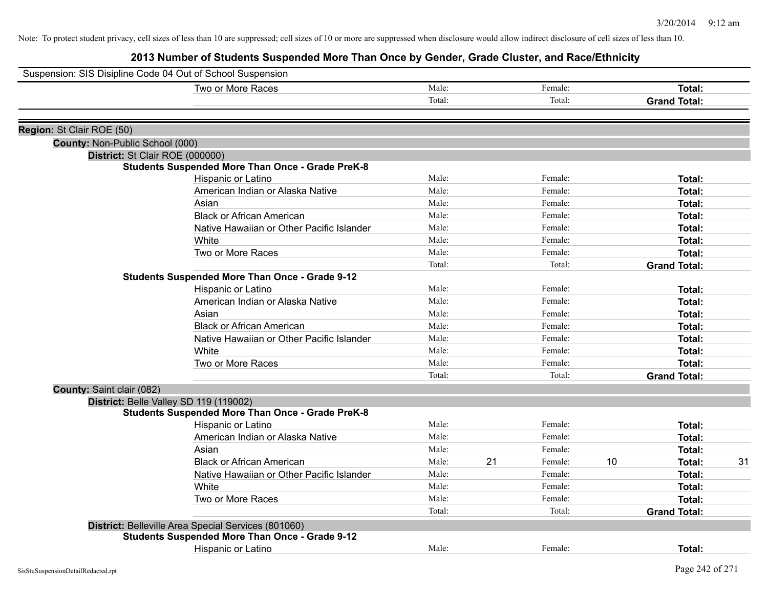Note: To protect student privacy, cell sizes of less than 10 are suppressed; cell sizes of 10 or more are suppressed when disclosure would allow indirect disclosure of cell sizes of less than 10.

# 2013 Number of Students Suspended More Than Once by Gender, Grade Cluster, and Race/Ethnicity

Suspension: SIS Disipline Code 04 Out of School Suspension

| | | | | | |
|---|---|---|---|---|---|
| Two or More Races | Male: | | Female: | | **Total:** |
| | Total: | | Total: | | **Grand Total:** |

**Region:** St Clair ROE (50)

**County:** Non-Public School (000)

**District:** St Clair ROE (000000)

**Students Suspended More Than Once - Grade PreK-8**

| | | | | | | |
|---|---|---|---|---|---|---|
| Hispanic or Latino | Male: | | Female: | | **Total:** | |
| American Indian or Alaska Native | Male: | | Female: | | **Total:** | |
| Asian | Male: | | Female: | | **Total:** | |
| Black or African American | Male: | | Female: | | **Total:** | |
| Native Hawaiian or Other Pacific Islander | Male: | | Female: | | **Total:** | |
| White | Male: | | Female: | | **Total:** | |
| Two or More Races | Male: | | Female: | | **Total:** | |
| | Total: | | Total: | | **Grand Total:** | |

**Students Suspended More Than Once - Grade 9-12**

| | | | | | | |
|---|---|---|---|---|---|---|
| Hispanic or Latino | Male: | | Female: | | **Total:** | |
| American Indian or Alaska Native | Male: | | Female: | | **Total:** | |
| Asian | Male: | | Female: | | **Total:** | |
| Black or African American | Male: | | Female: | | **Total:** | |
| Native Hawaiian or Other Pacific Islander | Male: | | Female: | | **Total:** | |
| White | Male: | | Female: | | **Total:** | |
| Two or More Races | Male: | | Female: | | **Total:** | |
| | Total: | | Total: | | **Grand Total:** | |

**County:** Saint clair (082)

**District:** Belle Valley SD 119 (119002)

**Students Suspended More Than Once - Grade PreK-8**

| | | | | | | |
|---|---|---|---|---|---|---|
| Hispanic or Latino | Male: | | Female: | | **Total:** | |
| American Indian or Alaska Native | Male: | | Female: | | **Total:** | |
| Asian | Male: | | Female: | | **Total:** | |
| Black or African American | Male: | 21 | Female: | 10 | **Total:** | 31 |
| Native Hawaiian or Other Pacific Islander | Male: | | Female: | | **Total:** | |
| White | Male: | | Female: | | **Total:** | |
| Two or More Races | Male: | | Female: | | **Total:** | |
| | Total: | | Total: | | **Grand Total:** | |

**District:** Belleville Area Special Services (801060)

**Students Suspended More Than Once - Grade 9-12**

| | | | | | | |
|---|---|---|---|---|---|---|
| Hispanic or Latino | Male: | | Female: | | **Total:** | |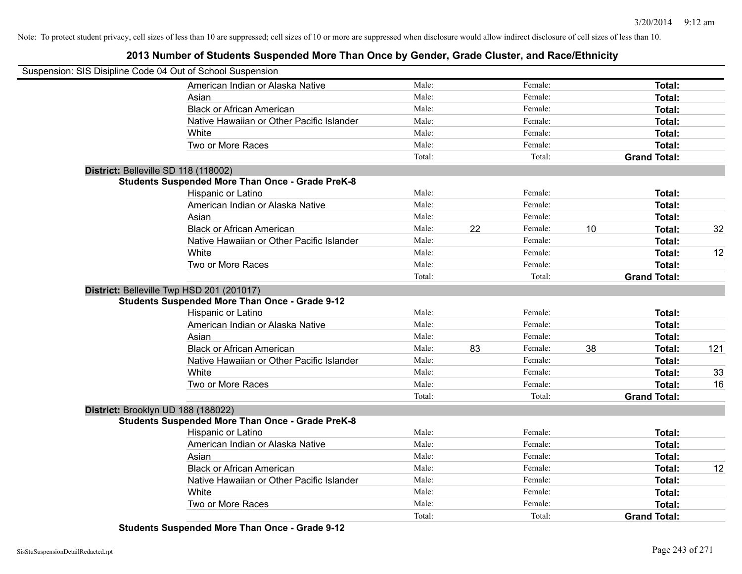Note: To protect student privacy, cell sizes of less than 10 are suppressed; cell sizes of 10 or more are suppressed when disclosure would allow indirect disclosure of cell sizes of less than 10.

## 2013 Number of Students Suspended More Than Once by Gender, Grade Cluster, and Race/Ethnicity

Suspension: SIS Disipline Code 04 Out of School Suspension

| Race/Ethnicity | | Male | | Female | | Total |
|---|---|---|---|---|---|---|
| American Indian or Alaska Native | Male: | | Female: | | Total: | |
| Asian | Male: | | Female: | | Total: | |
| Black or African American | Male: | | Female: | | Total: | |
| Native Hawaiian or Other Pacific Islander | Male: | | Female: | | Total: | |
| White | Male: | | Female: | | Total: | |
| Two or More Races | Male: | | Female: | | Total: | |
| | Total: | | Total: | | Grand Total: | |

**District:** Belleville SD 118 (118002)

**Students Suspended More Than Once - Grade PreK-8**

| Race/Ethnicity | | Male | | Female | | Total |
|---|---|---|---|---|---|---|
| Hispanic or Latino | Male: | | Female: | | Total: | |
| American Indian or Alaska Native | Male: | | Female: | | Total: | |
| Asian | Male: | | Female: | | Total: | |
| Black or African American | Male: | 22 | Female: | 10 | Total: | 32 |
| Native Hawaiian or Other Pacific Islander | Male: | | Female: | | Total: | |
| White | Male: | | Female: | | Total: | 12 |
| Two or More Races | Male: | | Female: | | Total: | |
| | Total: | | Total: | | Grand Total: | |

**District:** Belleville Twp HSD 201 (201017)

**Students Suspended More Than Once - Grade 9-12**

| Race/Ethnicity | | Male | | Female | | Total |
|---|---|---|---|---|---|---|
| Hispanic or Latino | Male: | | Female: | | Total: | |
| American Indian or Alaska Native | Male: | | Female: | | Total: | |
| Asian | Male: | | Female: | | Total: | |
| Black or African American | Male: | 83 | Female: | 38 | Total: | 121 |
| Native Hawaiian or Other Pacific Islander | Male: | | Female: | | Total: | |
| White | Male: | | Female: | | Total: | 33 |
| Two or More Races | Male: | | Female: | | Total: | 16 |
| | Total: | | Total: | | Grand Total: | |

**District:** Brooklyn UD 188 (188022)

**Students Suspended More Than Once - Grade PreK-8**

| Race/Ethnicity | | Male | | Female | | Total |
|---|---|---|---|---|---|---|
| Hispanic or Latino | Male: | | Female: | | Total: | |
| American Indian or Alaska Native | Male: | | Female: | | Total: | |
| Asian | Male: | | Female: | | Total: | |
| Black or African American | Male: | | Female: | | Total: | 12 |
| Native Hawaiian or Other Pacific Islander | Male: | | Female: | | Total: | |
| White | Male: | | Female: | | Total: | |
| Two or More Races | Male: | | Female: | | Total: | |
| | Total: | | Total: | | Grand Total: | |

**Students Suspended More Than Once - Grade 9-12**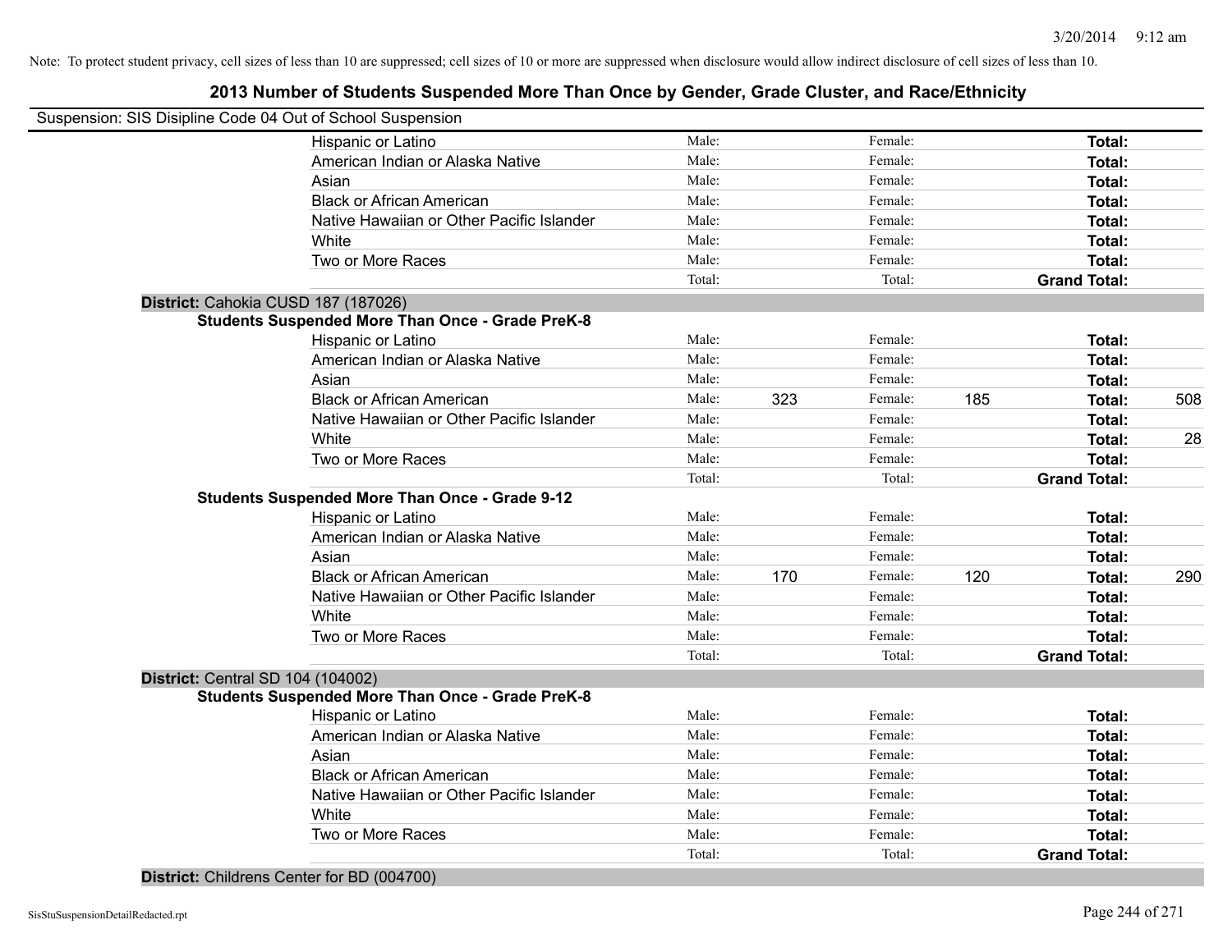Note: To protect student privacy, cell sizes of less than 10 are suppressed; cell sizes of 10 or more are suppressed when disclosure would allow indirect disclosure of cell sizes of less than 10.

## 2013 Number of Students Suspended More Than Once by Gender, Grade Cluster, and Race/Ethnicity

Suspension: SIS Disipline Code 04 Out of School Suspension

| | | | | | | |
|---|---|---|---|---|---|---|
| Hispanic or Latino | Male: | | Female: | | **Total:** | |
| American Indian or Alaska Native | Male: | | Female: | | **Total:** | |
| Asian | Male: | | Female: | | **Total:** | |
| Black or African American | Male: | | Female: | | **Total:** | |
| Native Hawaiian or Other Pacific Islander | Male: | | Female: | | **Total:** | |
| White | Male: | | Female: | | **Total:** | |
| Two or More Races | Male: | | Female: | | **Total:** | |
| | Total: | | Total: | | **Grand Total:** | |

**District:** Cahokia CUSD 187 (187026)

**Students Suspended More Than Once - Grade PreK-8**

| | | | | | | |
|---|---|---|---|---|---|---|
| Hispanic or Latino | Male: | | Female: | | **Total:** | |
| American Indian or Alaska Native | Male: | | Female: | | **Total:** | |
| Asian | Male: | | Female: | | **Total:** | |
| Black or African American | Male: | 323 | Female: | 185 | **Total:** | 508 |
| Native Hawaiian or Other Pacific Islander | Male: | | Female: | | **Total:** | |
| White | Male: | | Female: | | **Total:** | 28 |
| Two or More Races | Male: | | Female: | | **Total:** | |
| | Total: | | Total: | | **Grand Total:** | |

**Students Suspended More Than Once - Grade 9-12**

| | | | | | | |
|---|---|---|---|---|---|---|
| Hispanic or Latino | Male: | | Female: | | **Total:** | |
| American Indian or Alaska Native | Male: | | Female: | | **Total:** | |
| Asian | Male: | | Female: | | **Total:** | |
| Black or African American | Male: | 170 | Female: | 120 | **Total:** | 290 |
| Native Hawaiian or Other Pacific Islander | Male: | | Female: | | **Total:** | |
| White | Male: | | Female: | | **Total:** | |
| Two or More Races | Male: | | Female: | | **Total:** | |
| | Total: | | Total: | | **Grand Total:** | |

**District:** Central SD 104 (104002)

**Students Suspended More Than Once - Grade PreK-8**

| | | | | | | |
|---|---|---|---|---|---|---|
| Hispanic or Latino | Male: | | Female: | | **Total:** | |
| American Indian or Alaska Native | Male: | | Female: | | **Total:** | |
| Asian | Male: | | Female: | | **Total:** | |
| Black or African American | Male: | | Female: | | **Total:** | |
| Native Hawaiian or Other Pacific Islander | Male: | | Female: | | **Total:** | |
| White | Male: | | Female: | | **Total:** | |
| Two or More Races | Male: | | Female: | | **Total:** | |
| | Total: | | Total: | | **Grand Total:** | |

**District:** Childrens Center for BD (004700)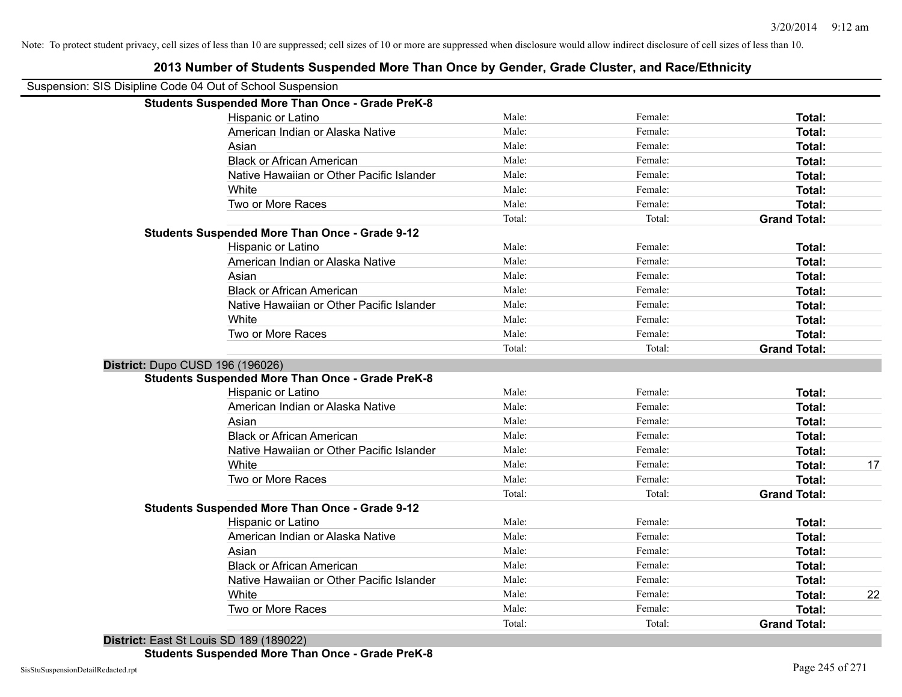Note: To protect student privacy, cell sizes of less than 10 are suppressed; cell sizes of 10 or more are suppressed when disclosure would allow indirect disclosure of cell sizes of less than 10.

# 2013 Number of Students Suspended More Than Once by Gender, Grade Cluster, and Race/Ethnicity

Suspension: SIS Disipline Code 04 Out of School Suspension

| | Male | Female | Total | |
|---|---|---|---|---|
| **Students Suspended More Than Once - Grade PreK-8** | | | | |
| Hispanic or Latino | Male: | Female: | **Total:** | |
| American Indian or Alaska Native | Male: | Female: | **Total:** | |
| Asian | Male: | Female: | **Total:** | |
| Black or African American | Male: | Female: | **Total:** | |
| Native Hawaiian or Other Pacific Islander | Male: | Female: | **Total:** | |
| White | Male: | Female: | **Total:** | |
| Two or More Races | Male: | Female: | **Total:** | |
| | Total: | Total: | **Grand Total:** | |
| **Students Suspended More Than Once - Grade 9-12** | | | | |
| Hispanic or Latino | Male: | Female: | **Total:** | |
| American Indian or Alaska Native | Male: | Female: | **Total:** | |
| Asian | Male: | Female: | **Total:** | |
| Black or African American | Male: | Female: | **Total:** | |
| Native Hawaiian or Other Pacific Islander | Male: | Female: | **Total:** | |
| White | Male: | Female: | **Total:** | |
| Two or More Races | Male: | Female: | **Total:** | |
| | Total: | Total: | **Grand Total:** | |
| **District:** Dupo CUSD 196 (196026) | | | | |
| **Students Suspended More Than Once - Grade PreK-8** | | | | |
| Hispanic or Latino | Male: | Female: | **Total:** | |
| American Indian or Alaska Native | Male: | Female: | **Total:** | |
| Asian | Male: | Female: | **Total:** | |
| Black or African American | Male: | Female: | **Total:** | |
| Native Hawaiian or Other Pacific Islander | Male: | Female: | **Total:** | |
| White | Male: | Female: | **Total:** | 17 |
| Two or More Races | Male: | Female: | **Total:** | |
| | Total: | Total: | **Grand Total:** | |
| **Students Suspended More Than Once - Grade 9-12** | | | | |
| Hispanic or Latino | Male: | Female: | **Total:** | |
| American Indian or Alaska Native | Male: | Female: | **Total:** | |
| Asian | Male: | Female: | **Total:** | |
| Black or African American | Male: | Female: | **Total:** | |
| Native Hawaiian or Other Pacific Islander | Male: | Female: | **Total:** | |
| White | Male: | Female: | **Total:** | 22 |
| Two or More Races | Male: | Female: | **Total:** | |
| | Total: | Total: | **Grand Total:** | |
| **District:** East St Louis SD 189 (189022) | | | | |
| **Students Suspended More Than Once - Grade PreK-8** | | | | |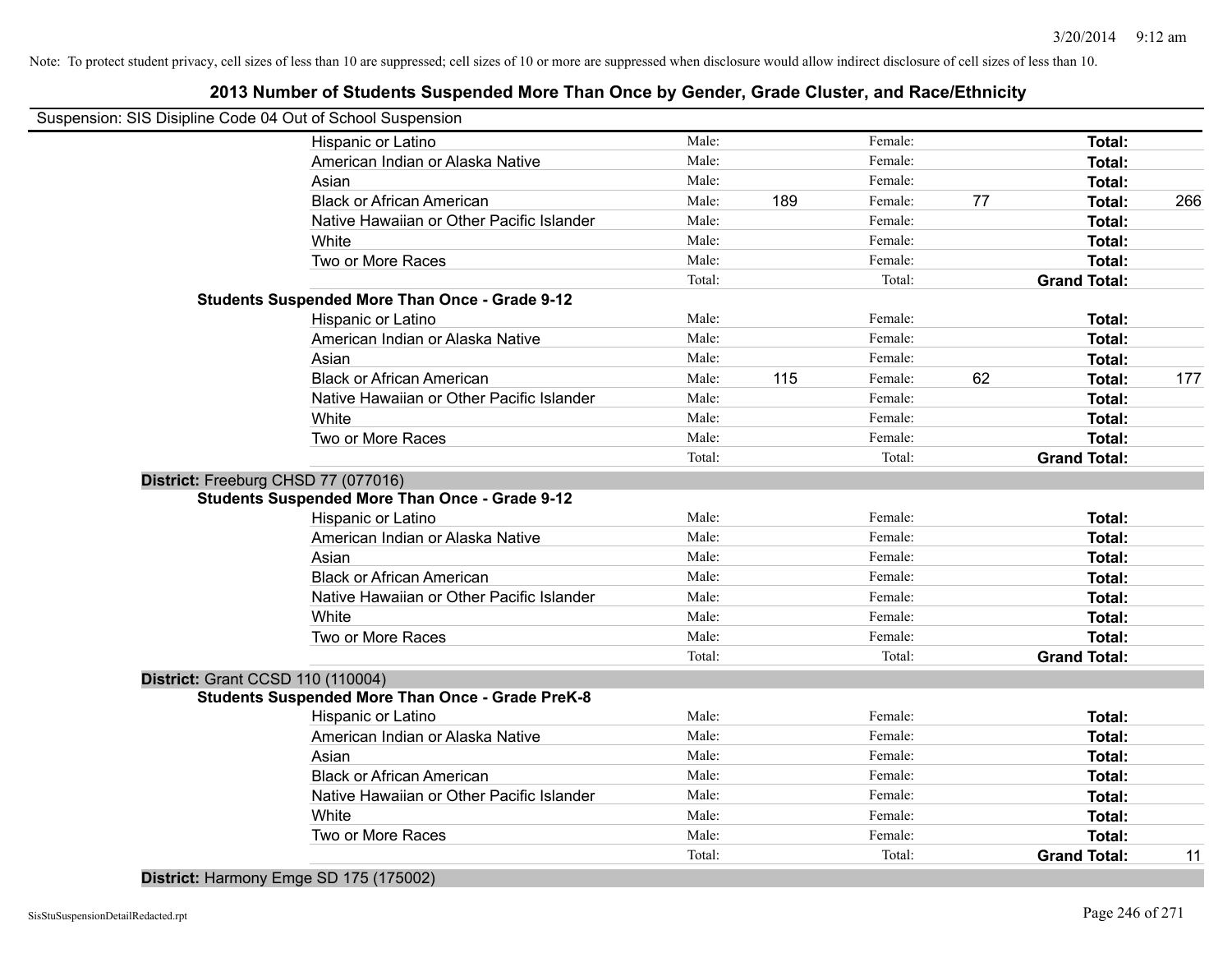Note: To protect student privacy, cell sizes of less than 10 are suppressed; cell sizes of 10 or more are suppressed when disclosure would allow indirect disclosure of cell sizes of less than 10.

## 2013 Number of Students Suspended More Than Once by Gender, Grade Cluster, and Race/Ethnicity

Suspension: SIS Disipline Code 04 Out of School Suspension

| | | | | | | |
|---|---|---|---|---|---|---|
| Hispanic or Latino | Male: | | Female: | | **Total:** | |
| American Indian or Alaska Native | Male: | | Female: | | **Total:** | |
| Asian | Male: | | Female: | | **Total:** | |
| Black or African American | Male: | 189 | Female: | 77 | **Total:** | 266 |
| Native Hawaiian or Other Pacific Islander | Male: | | Female: | | **Total:** | |
| White | Male: | | Female: | | **Total:** | |
| Two or More Races | Male: | | Female: | | **Total:** | |
| | Total: | | Total: | | **Grand Total:** | |

**Students Suspended More Than Once - Grade 9-12**

| | | | | | | |
|---|---|---|---|---|---|---|
| Hispanic or Latino | Male: | | Female: | | **Total:** | |
| American Indian or Alaska Native | Male: | | Female: | | **Total:** | |
| Asian | Male: | | Female: | | **Total:** | |
| Black or African American | Male: | 115 | Female: | 62 | **Total:** | 177 |
| Native Hawaiian or Other Pacific Islander | Male: | | Female: | | **Total:** | |
| White | Male: | | Female: | | **Total:** | |
| Two or More Races | Male: | | Female: | | **Total:** | |
| | Total: | | Total: | | **Grand Total:** | |

**District:** Freeburg CHSD 77 (077016)

**Students Suspended More Than Once - Grade 9-12**

| | | | | | | |
|---|---|---|---|---|---|---|
| Hispanic or Latino | Male: | | Female: | | **Total:** | |
| American Indian or Alaska Native | Male: | | Female: | | **Total:** | |
| Asian | Male: | | Female: | | **Total:** | |
| Black or African American | Male: | | Female: | | **Total:** | |
| Native Hawaiian or Other Pacific Islander | Male: | | Female: | | **Total:** | |
| White | Male: | | Female: | | **Total:** | |
| Two or More Races | Male: | | Female: | | **Total:** | |
| | Total: | | Total: | | **Grand Total:** | |

**District:** Grant CCSD 110 (110004)

**Students Suspended More Than Once - Grade PreK-8**

| | | | | | | |
|---|---|---|---|---|---|---|
| Hispanic or Latino | Male: | | Female: | | **Total:** | |
| American Indian or Alaska Native | Male: | | Female: | | **Total:** | |
| Asian | Male: | | Female: | | **Total:** | |
| Black or African American | Male: | | Female: | | **Total:** | |
| Native Hawaiian or Other Pacific Islander | Male: | | Female: | | **Total:** | |
| White | Male: | | Female: | | **Total:** | |
| Two or More Races | Male: | | Female: | | **Total:** | |
| | Total: | | Total: | | **Grand Total:** | 11 |

**District:** Harmony Emge SD 175 (175002)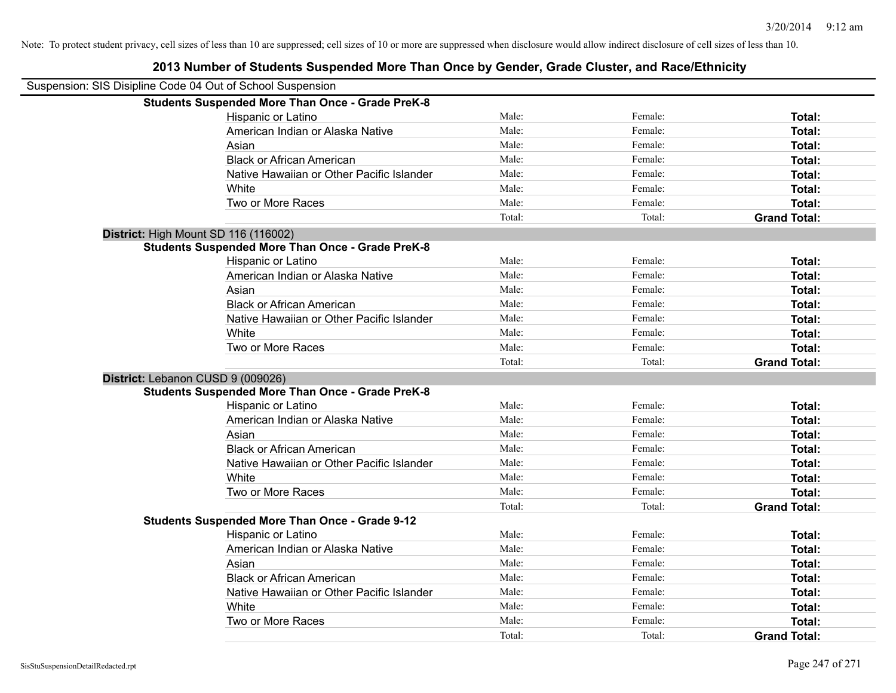Note: To protect student privacy, cell sizes of less than 10 are suppressed; cell sizes of 10 or more are suppressed when disclosure would allow indirect disclosure of cell sizes of less than 10.

# 2013 Number of Students Suspended More Than Once by Gender, Grade Cluster, and Race/Ethnicity

Suspension: SIS Disipline Code 04 Out of School Suspension

**Students Suspended More Than Once - Grade PreK-8**

| | | | |
|---|---|---|---|
| Hispanic or Latino | Male: | Female: | **Total:** |
| American Indian or Alaska Native | Male: | Female: | **Total:** |
| Asian | Male: | Female: | **Total:** |
| Black or African American | Male: | Female: | **Total:** |
| Native Hawaiian or Other Pacific Islander | Male: | Female: | **Total:** |
| White | Male: | Female: | **Total:** |
| Two or More Races | Male: | Female: | **Total:** |
| | Total: | Total: | **Grand Total:** |

**District:** High Mount SD 116 (116002)

**Students Suspended More Than Once - Grade PreK-8**

| | | | |
|---|---|---|---|
| Hispanic or Latino | Male: | Female: | **Total:** |
| American Indian or Alaska Native | Male: | Female: | **Total:** |
| Asian | Male: | Female: | **Total:** |
| Black or African American | Male: | Female: | **Total:** |
| Native Hawaiian or Other Pacific Islander | Male: | Female: | **Total:** |
| White | Male: | Female: | **Total:** |
| Two or More Races | Male: | Female: | **Total:** |
| | Total: | Total: | **Grand Total:** |

**District:** Lebanon CUSD 9 (009026)

**Students Suspended More Than Once - Grade PreK-8**

| | | | |
|---|---|---|---|
| Hispanic or Latino | Male: | Female: | **Total:** |
| American Indian or Alaska Native | Male: | Female: | **Total:** |
| Asian | Male: | Female: | **Total:** |
| Black or African American | Male: | Female: | **Total:** |
| Native Hawaiian or Other Pacific Islander | Male: | Female: | **Total:** |
| White | Male: | Female: | **Total:** |
| Two or More Races | Male: | Female: | **Total:** |
| | Total: | Total: | **Grand Total:** |

**Students Suspended More Than Once - Grade 9-12**

| | | | |
|---|---|---|---|
| Hispanic or Latino | Male: | Female: | **Total:** |
| American Indian or Alaska Native | Male: | Female: | **Total:** |
| Asian | Male: | Female: | **Total:** |
| Black or African American | Male: | Female: | **Total:** |
| Native Hawaiian or Other Pacific Islander | Male: | Female: | **Total:** |
| White | Male: | Female: | **Total:** |
| Two or More Races | Male: | Female: | **Total:** |
| | Total: | Total: | **Grand Total:** |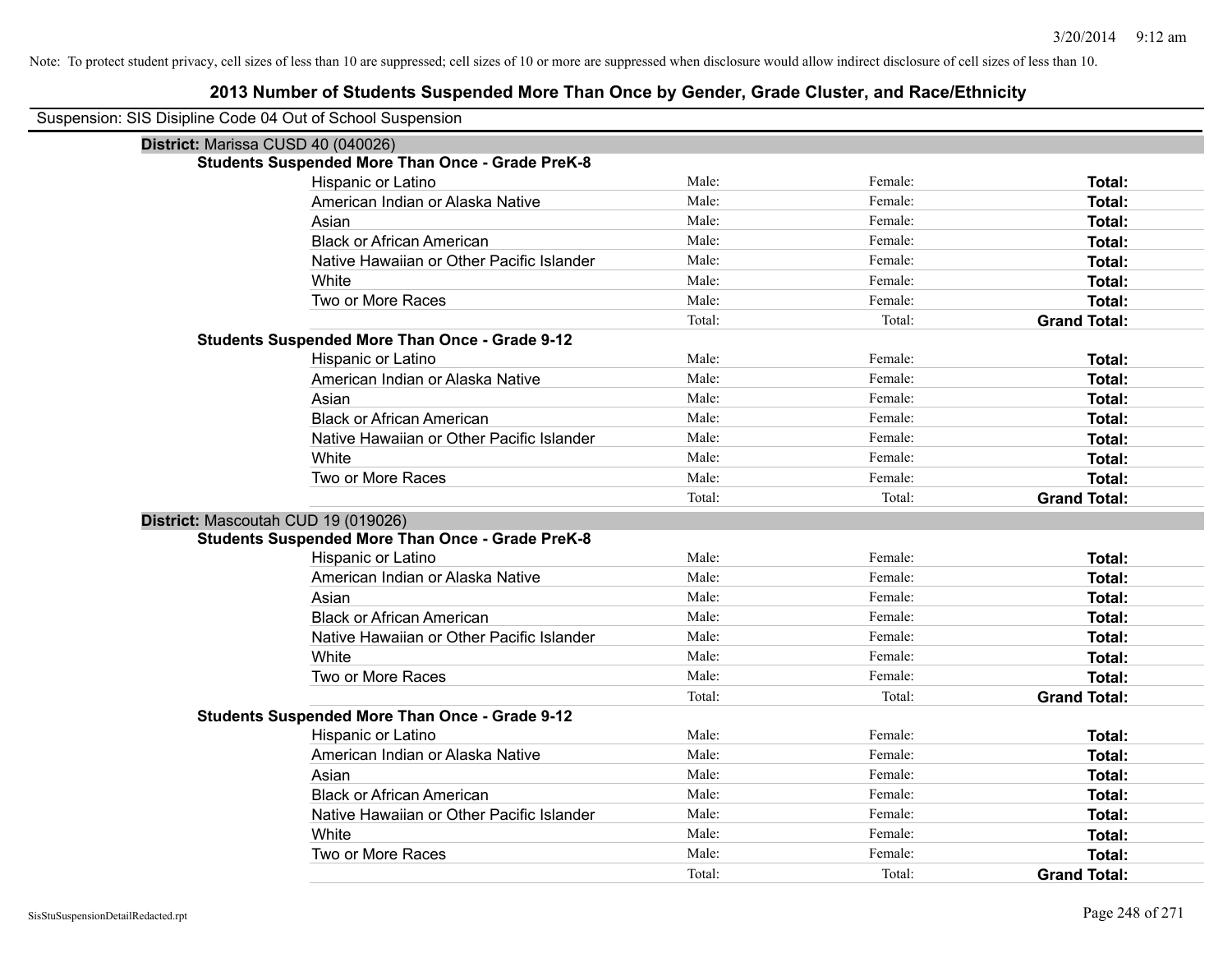Note: To protect student privacy, cell sizes of less than 10 are suppressed; cell sizes of 10 or more are suppressed when disclosure would allow indirect disclosure of cell sizes of less than 10.

# 2013 Number of Students Suspended More Than Once by Gender, Grade Cluster, and Race/Ethnicity

Suspension: SIS Disipline Code 04 Out of School Suspension

## District: Marissa CUSD 40 (040026)

### Students Suspended More Than Once - Grade PreK-8

| Race/Ethnicity | Male | Female | Total |
|---|---|---|---|
| Hispanic or Latino | Male: | Female: | **Total:** |
| American Indian or Alaska Native | Male: | Female: | **Total:** |
| Asian | Male: | Female: | **Total:** |
| Black or African American | Male: | Female: | **Total:** |
| Native Hawaiian or Other Pacific Islander | Male: | Female: | **Total:** |
| White | Male: | Female: | **Total:** |
| Two or More Races | Male: | Female: | **Total:** |
| | Total: | Total: | **Grand Total:** |

### Students Suspended More Than Once - Grade 9-12

| Race/Ethnicity | Male | Female | Total |
|---|---|---|---|
| Hispanic or Latino | Male: | Female: | **Total:** |
| American Indian or Alaska Native | Male: | Female: | **Total:** |
| Asian | Male: | Female: | **Total:** |
| Black or African American | Male: | Female: | **Total:** |
| Native Hawaiian or Other Pacific Islander | Male: | Female: | **Total:** |
| White | Male: | Female: | **Total:** |
| Two or More Races | Male: | Female: | **Total:** |
| | Total: | Total: | **Grand Total:** |

## District: Mascoutah CUD 19 (019026)

### Students Suspended More Than Once - Grade PreK-8

| Race/Ethnicity | Male | Female | Total |
|---|---|---|---|
| Hispanic or Latino | Male: | Female: | **Total:** |
| American Indian or Alaska Native | Male: | Female: | **Total:** |
| Asian | Male: | Female: | **Total:** |
| Black or African American | Male: | Female: | **Total:** |
| Native Hawaiian or Other Pacific Islander | Male: | Female: | **Total:** |
| White | Male: | Female: | **Total:** |
| Two or More Races | Male: | Female: | **Total:** |
| | Total: | Total: | **Grand Total:** |

### Students Suspended More Than Once - Grade 9-12

| Race/Ethnicity | Male | Female | Total |
|---|---|---|---|
| Hispanic or Latino | Male: | Female: | **Total:** |
| American Indian or Alaska Native | Male: | Female: | **Total:** |
| Asian | Male: | Female: | **Total:** |
| Black or African American | Male: | Female: | **Total:** |
| Native Hawaiian or Other Pacific Islander | Male: | Female: | **Total:** |
| White | Male: | Female: | **Total:** |
| Two or More Races | Male: | Female: | **Total:** |
| | Total: | Total: | **Grand Total:** |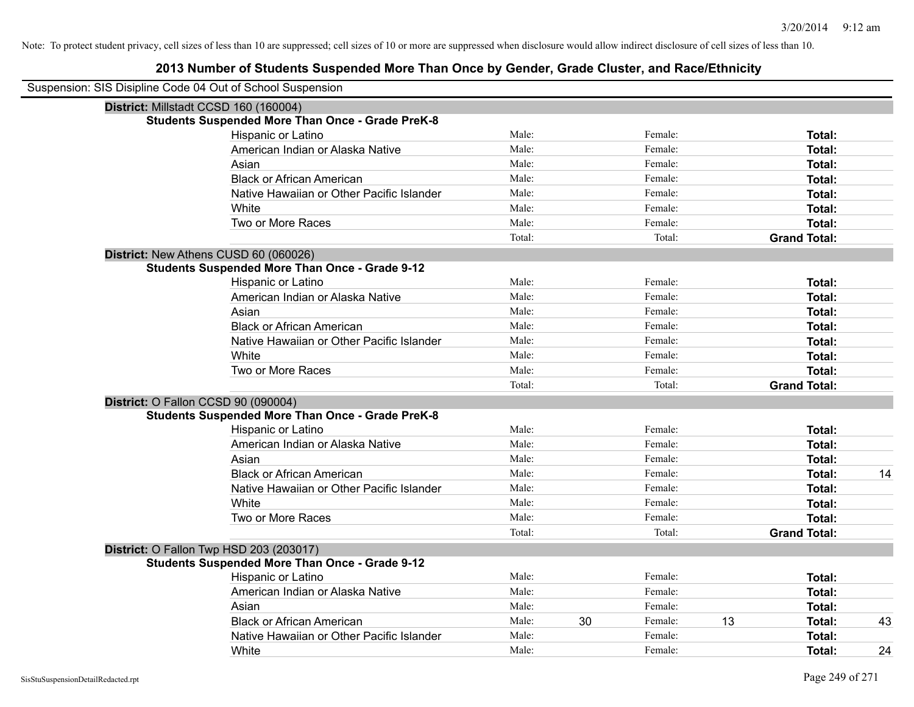Note: To protect student privacy, cell sizes of less than 10 are suppressed; cell sizes of 10 or more are suppressed when disclosure would allow indirect disclosure of cell sizes of less than 10.

# 2013 Number of Students Suspended More Than Once by Gender, Grade Cluster, and Race/Ethnicity

Suspension: SIS Disipline Code 04 Out of School Suspension

**District:** Millstadt CCSD 160 (160004)

**Students Suspended More Than Once - Grade PreK-8**

| | | | | | | |
|---|---|---|---|---|---|---|
| Hispanic or Latino | Male: | | Female: | | **Total:** | |
| American Indian or Alaska Native | Male: | | Female: | | **Total:** | |
| Asian | Male: | | Female: | | **Total:** | |
| Black or African American | Male: | | Female: | | **Total:** | |
| Native Hawaiian or Other Pacific Islander | Male: | | Female: | | **Total:** | |
| White | Male: | | Female: | | **Total:** | |
| Two or More Races | Male: | | Female: | | **Total:** | |
| | Total: | | Total: | | **Grand Total:** | |

**District:** New Athens CUSD 60 (060026)

**Students Suspended More Than Once - Grade 9-12**

| | | | | | | |
|---|---|---|---|---|---|---|
| Hispanic or Latino | Male: | | Female: | | **Total:** | |
| American Indian or Alaska Native | Male: | | Female: | | **Total:** | |
| Asian | Male: | | Female: | | **Total:** | |
| Black or African American | Male: | | Female: | | **Total:** | |
| Native Hawaiian or Other Pacific Islander | Male: | | Female: | | **Total:** | |
| White | Male: | | Female: | | **Total:** | |
| Two or More Races | Male: | | Female: | | **Total:** | |
| | Total: | | Total: | | **Grand Total:** | |

**District:** O Fallon CCSD 90 (090004)

**Students Suspended More Than Once - Grade PreK-8**

| | | | | | | |
|---|---|---|---|---|---|---|
| Hispanic or Latino | Male: | | Female: | | **Total:** | |
| American Indian or Alaska Native | Male: | | Female: | | **Total:** | |
| Asian | Male: | | Female: | | **Total:** | |
| Black or African American | Male: | | Female: | | **Total:** | 14 |
| Native Hawaiian or Other Pacific Islander | Male: | | Female: | | **Total:** | |
| White | Male: | | Female: | | **Total:** | |
| Two or More Races | Male: | | Female: | | **Total:** | |
| | Total: | | Total: | | **Grand Total:** | |

**District:** O Fallon Twp HSD 203 (203017)

**Students Suspended More Than Once - Grade 9-12**

| | | | | | | |
|---|---|---|---|---|---|---|
| Hispanic or Latino | Male: | | Female: | | **Total:** | |
| American Indian or Alaska Native | Male: | | Female: | | **Total:** | |
| Asian | Male: | | Female: | | **Total:** | |
| Black or African American | Male: | 30 | Female: | 13 | **Total:** | 43 |
| Native Hawaiian or Other Pacific Islander | Male: | | Female: | | **Total:** | |
| White | Male: | | Female: | | **Total:** | 24 |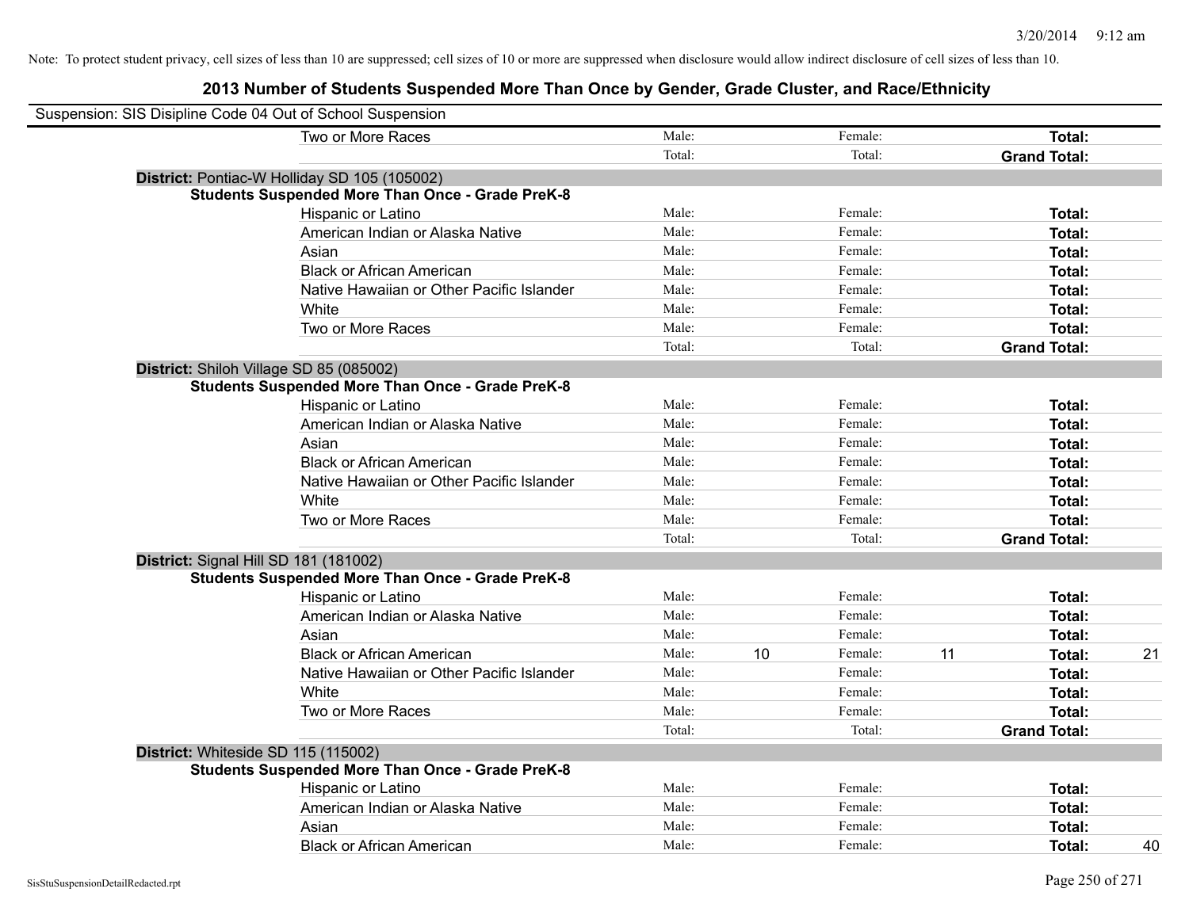Note: To protect student privacy, cell sizes of less than 10 are suppressed; cell sizes of 10 or more are suppressed when disclosure would allow indirect disclosure of cell sizes of less than 10.

# 2013 Number of Students Suspended More Than Once by Gender, Grade Cluster, and Race/Ethnicity

Suspension: SIS Disipline Code 04 Out of School Suspension

| | Male: | | Female: | | Total: | |
|---|---|---|---|---|---|---|
| Two or More Races | Male: | | Female: | | **Total:** | |
| | Total: | | Total: | | **Grand Total:** | |

**District:** Pontiac-W Holliday SD 105 (105002)

**Students Suspended More Than Once - Grade PreK-8**

| | | | | | | |
|---|---|---|---|---|---|---|
| Hispanic or Latino | Male: | | Female: | | **Total:** | |
| American Indian or Alaska Native | Male: | | Female: | | **Total:** | |
| Asian | Male: | | Female: | | **Total:** | |
| Black or African American | Male: | | Female: | | **Total:** | |
| Native Hawaiian or Other Pacific Islander | Male: | | Female: | | **Total:** | |
| White | Male: | | Female: | | **Total:** | |
| Two or More Races | Male: | | Female: | | **Total:** | |
| | Total: | | Total: | | **Grand Total:** | |

**District:** Shiloh Village SD 85 (085002)

**Students Suspended More Than Once - Grade PreK-8**

| | | | | | | |
|---|---|---|---|---|---|---|
| Hispanic or Latino | Male: | | Female: | | **Total:** | |
| American Indian or Alaska Native | Male: | | Female: | | **Total:** | |
| Asian | Male: | | Female: | | **Total:** | |
| Black or African American | Male: | | Female: | | **Total:** | |
| Native Hawaiian or Other Pacific Islander | Male: | | Female: | | **Total:** | |
| White | Male: | | Female: | | **Total:** | |
| Two or More Races | Male: | | Female: | | **Total:** | |
| | Total: | | Total: | | **Grand Total:** | |

**District:** Signal Hill SD 181 (181002)

**Students Suspended More Than Once - Grade PreK-8**

| | | | | | | |
|---|---|---|---|---|---|---|
| Hispanic or Latino | Male: | | Female: | | **Total:** | |
| American Indian or Alaska Native | Male: | | Female: | | **Total:** | |
| Asian | Male: | | Female: | | **Total:** | |
| Black or African American | Male: | 10 | Female: | 11 | **Total:** | 21 |
| Native Hawaiian or Other Pacific Islander | Male: | | Female: | | **Total:** | |
| White | Male: | | Female: | | **Total:** | |
| Two or More Races | Male: | | Female: | | **Total:** | |
| | Total: | | Total: | | **Grand Total:** | |

**District:** Whiteside SD 115 (115002)

**Students Suspended More Than Once - Grade PreK-8**

| | | | | | | |
|---|---|---|---|---|---|---|
| Hispanic or Latino | Male: | | Female: | | **Total:** | |
| American Indian or Alaska Native | Male: | | Female: | | **Total:** | |
| Asian | Male: | | Female: | | **Total:** | |
| Black or African American | Male: | | Female: | | **Total:** | 40 |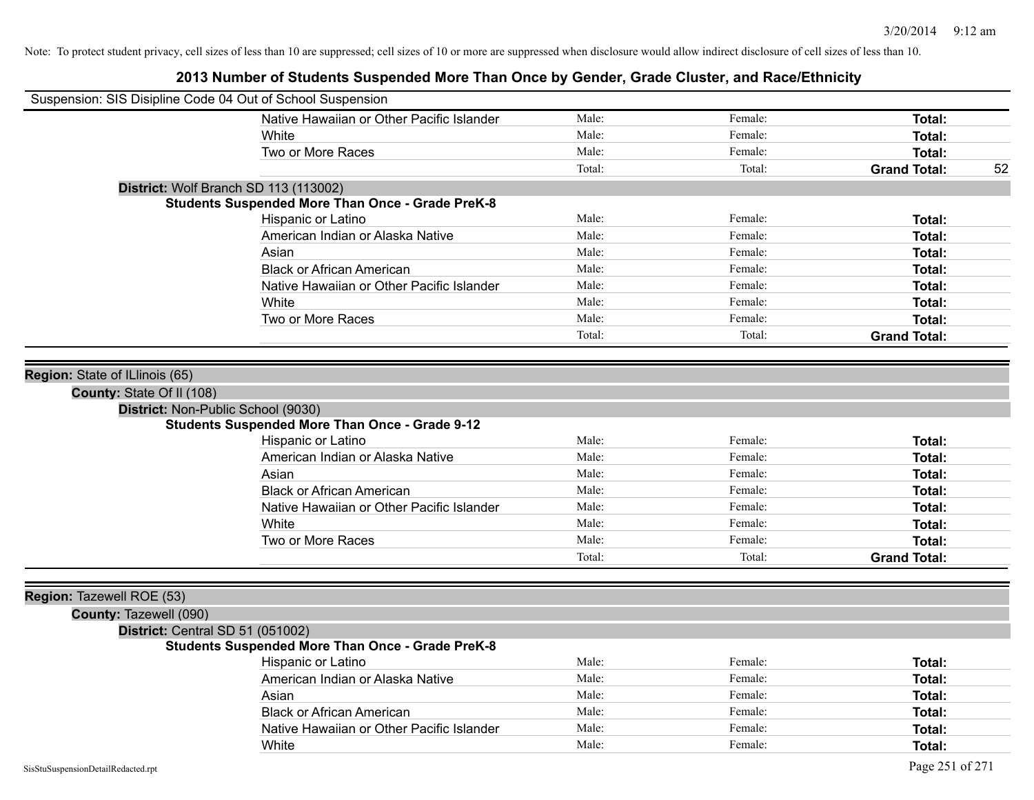Note: To protect student privacy, cell sizes of less than 10 are suppressed; cell sizes of 10 or more are suppressed when disclosure would allow indirect disclosure of cell sizes of less than 10.

# 2013 Number of Students Suspended More Than Once by Gender, Grade Cluster, and Race/Ethnicity

Suspension: SIS Disipline Code 04 Out of School Suspension

| | Male | Female | Total | |
|---|---|---|---|---|
| Native Hawaiian or Other Pacific Islander | Male: | Female: | **Total:** | |
| White | Male: | Female: | **Total:** | |
| Two or More Races | Male: | Female: | **Total:** | |
| | Total: | Total: | **Grand Total:** | 52 |

**District:** Wolf Branch SD 113 (113002)

**Students Suspended More Than Once - Grade PreK-8**

| | Male | Female | Total |
|---|---|---|---|
| Hispanic or Latino | Male: | Female: | **Total:** |
| American Indian or Alaska Native | Male: | Female: | **Total:** |
| Asian | Male: | Female: | **Total:** |
| Black or African American | Male: | Female: | **Total:** |
| Native Hawaiian or Other Pacific Islander | Male: | Female: | **Total:** |
| White | Male: | Female: | **Total:** |
| Two or More Races | Male: | Female: | **Total:** |
| | Total: | Total: | **Grand Total:** |

**Region:** State of ILlinois (65)

**County:** State Of Il (108)

**District:** Non-Public School (9030)

**Students Suspended More Than Once - Grade 9-12**

| | Male | Female | Total |
|---|---|---|---|
| Hispanic or Latino | Male: | Female: | **Total:** |
| American Indian or Alaska Native | Male: | Female: | **Total:** |
| Asian | Male: | Female: | **Total:** |
| Black or African American | Male: | Female: | **Total:** |
| Native Hawaiian or Other Pacific Islander | Male: | Female: | **Total:** |
| White | Male: | Female: | **Total:** |
| Two or More Races | Male: | Female: | **Total:** |
| | Total: | Total: | **Grand Total:** |

**Region:** Tazewell ROE (53)

**County:** Tazewell (090)

**District:** Central SD 51 (051002)

**Students Suspended More Than Once - Grade PreK-8**

| | Male | Female | Total |
|---|---|---|---|
| Hispanic or Latino | Male: | Female: | **Total:** |
| American Indian or Alaska Native | Male: | Female: | **Total:** |
| Asian | Male: | Female: | **Total:** |
| Black or African American | Male: | Female: | **Total:** |
| Native Hawaiian or Other Pacific Islander | Male: | Female: | **Total:** |
| White | Male: | Female: | **Total:** |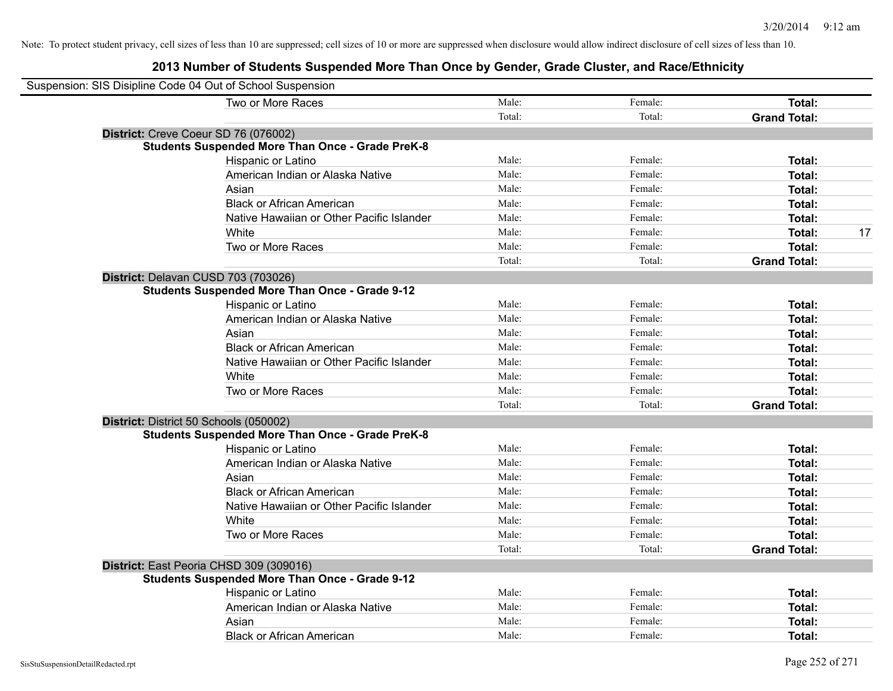Note: To protect student privacy, cell sizes of less than 10 are suppressed; cell sizes of 10 or more are suppressed when disclosure would allow indirect disclosure of cell sizes of less than 10.

# 2013 Number of Students Suspended More Than Once by Gender, Grade Cluster, and Race/Ethnicity

Suspension: SIS Disipline Code 04 Out of School Suspension

| | | | | |
|---|---|---|---|---|
| Two or More Races | Male: | Female: | **Total:** | |
| | Total: | Total: | **Grand Total:** | |

**District:** Creve Coeur SD 76 (076002)

**Students Suspended More Than Once - Grade PreK-8**

| | | | | |
|---|---|---|---|---|
| Hispanic or Latino | Male: | Female: | **Total:** | |
| American Indian or Alaska Native | Male: | Female: | **Total:** | |
| Asian | Male: | Female: | **Total:** | |
| Black or African American | Male: | Female: | **Total:** | |
| Native Hawaiian or Other Pacific Islander | Male: | Female: | **Total:** | |
| White | Male: | Female: | **Total:** | 17 |
| Two or More Races | Male: | Female: | **Total:** | |
| | Total: | Total: | **Grand Total:** | |

**District:** Delavan CUSD 703 (703026)

**Students Suspended More Than Once - Grade 9-12**

| | | | | |
|---|---|---|---|---|
| Hispanic or Latino | Male: | Female: | **Total:** | |
| American Indian or Alaska Native | Male: | Female: | **Total:** | |
| Asian | Male: | Female: | **Total:** | |
| Black or African American | Male: | Female: | **Total:** | |
| Native Hawaiian or Other Pacific Islander | Male: | Female: | **Total:** | |
| White | Male: | Female: | **Total:** | |
| Two or More Races | Male: | Female: | **Total:** | |
| | Total: | Total: | **Grand Total:** | |

**District:** District 50 Schools (050002)

**Students Suspended More Than Once - Grade PreK-8**

| | | | | |
|---|---|---|---|---|
| Hispanic or Latino | Male: | Female: | **Total:** | |
| American Indian or Alaska Native | Male: | Female: | **Total:** | |
| Asian | Male: | Female: | **Total:** | |
| Black or African American | Male: | Female: | **Total:** | |
| Native Hawaiian or Other Pacific Islander | Male: | Female: | **Total:** | |
| White | Male: | Female: | **Total:** | |
| Two or More Races | Male: | Female: | **Total:** | |
| | Total: | Total: | **Grand Total:** | |

**District:** East Peoria CHSD 309 (309016)

**Students Suspended More Than Once - Grade 9-12**

| | | | | |
|---|---|---|---|---|
| Hispanic or Latino | Male: | Female: | **Total:** | |
| American Indian or Alaska Native | Male: | Female: | **Total:** | |
| Asian | Male: | Female: | **Total:** | |
| Black or African American | Male: | Female: | **Total:** | |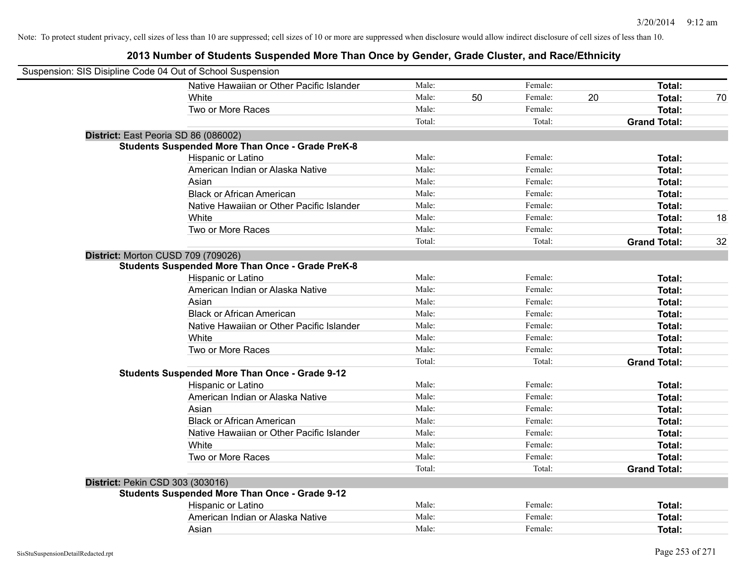Note: To protect student privacy, cell sizes of less than 10 are suppressed; cell sizes of 10 or more are suppressed when disclosure would allow indirect disclosure of cell sizes of less than 10.

# 2013 Number of Students Suspended More Than Once by Gender, Grade Cluster, and Race/Ethnicity

Suspension: SIS Disipline Code 04 Out of School Suspension

| | | | | | | |
|---|---|---|---|---|---|---|
| Native Hawaiian or Other Pacific Islander | Male: | | Female: | | **Total:** | |
| White | Male: | 50 | Female: | 20 | **Total:** | 70 |
| Two or More Races | Male: | | Female: | | **Total:** | |
| | Total: | | Total: | | **Grand Total:** | |

**District:** East Peoria SD 86 (086002)

**Students Suspended More Than Once - Grade PreK-8**

| | | | | | | |
|---|---|---|---|---|---|---|
| Hispanic or Latino | Male: | | Female: | | **Total:** | |
| American Indian or Alaska Native | Male: | | Female: | | **Total:** | |
| Asian | Male: | | Female: | | **Total:** | |
| Black or African American | Male: | | Female: | | **Total:** | |
| Native Hawaiian or Other Pacific Islander | Male: | | Female: | | **Total:** | |
| White | Male: | | Female: | | **Total:** | 18 |
| Two or More Races | Male: | | Female: | | **Total:** | |
| | Total: | | Total: | | **Grand Total:** | 32 |

**District:** Morton CUSD 709 (709026)

**Students Suspended More Than Once - Grade PreK-8**

| | | | | | | |
|---|---|---|---|---|---|---|
| Hispanic or Latino | Male: | | Female: | | **Total:** | |
| American Indian or Alaska Native | Male: | | Female: | | **Total:** | |
| Asian | Male: | | Female: | | **Total:** | |
| Black or African American | Male: | | Female: | | **Total:** | |
| Native Hawaiian or Other Pacific Islander | Male: | | Female: | | **Total:** | |
| White | Male: | | Female: | | **Total:** | |
| Two or More Races | Male: | | Female: | | **Total:** | |
| | Total: | | Total: | | **Grand Total:** | |

**Students Suspended More Than Once - Grade 9-12**

| | | | | | | |
|---|---|---|---|---|---|---|
| Hispanic or Latino | Male: | | Female: | | **Total:** | |
| American Indian or Alaska Native | Male: | | Female: | | **Total:** | |
| Asian | Male: | | Female: | | **Total:** | |
| Black or African American | Male: | | Female: | | **Total:** | |
| Native Hawaiian or Other Pacific Islander | Male: | | Female: | | **Total:** | |
| White | Male: | | Female: | | **Total:** | |
| Two or More Races | Male: | | Female: | | **Total:** | |
| | Total: | | Total: | | **Grand Total:** | |

**District:** Pekin CSD 303 (303016)

**Students Suspended More Than Once - Grade 9-12**

| | | | | | | |
|---|---|---|---|---|---|---|
| Hispanic or Latino | Male: | | Female: | | **Total:** | |
| American Indian or Alaska Native | Male: | | Female: | | **Total:** | |
| Asian | Male: | | Female: | | **Total:** | |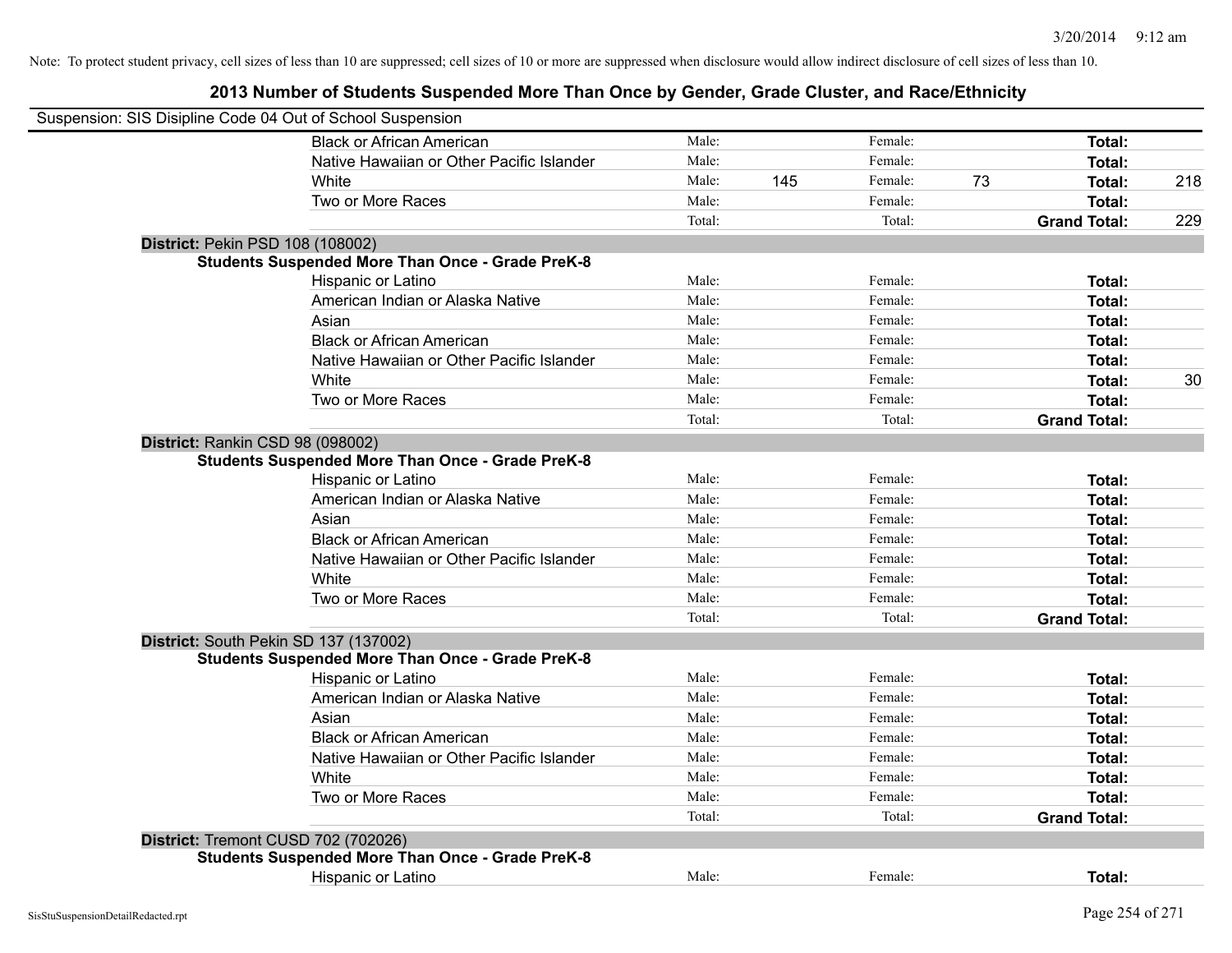Note: To protect student privacy, cell sizes of less than 10 are suppressed; cell sizes of 10 or more are suppressed when disclosure would allow indirect disclosure of cell sizes of less than 10.

## 2013 Number of Students Suspended More Than Once by Gender, Grade Cluster, and Race/Ethnicity

Suspension: SIS Disipline Code 04 Out of School Suspension

| | | | | | | |
|---|---|---|---|---|---|---|
| Black or African American | Male: | | Female: | | **Total:** | |
| Native Hawaiian or Other Pacific Islander | Male: | | Female: | | **Total:** | |
| White | Male: | 145 | Female: | 73 | **Total:** | 218 |
| Two or More Races | Male: | | Female: | | **Total:** | |
| | Total: | | Total: | | **Grand Total:** | 229 |

**District:** Pekin PSD 108 (108002)

**Students Suspended More Than Once - Grade PreK-8**

| | | | | | | |
|---|---|---|---|---|---|---|
| Hispanic or Latino | Male: | | Female: | | **Total:** | |
| American Indian or Alaska Native | Male: | | Female: | | **Total:** | |
| Asian | Male: | | Female: | | **Total:** | |
| Black or African American | Male: | | Female: | | **Total:** | |
| Native Hawaiian or Other Pacific Islander | Male: | | Female: | | **Total:** | |
| White | Male: | | Female: | | **Total:** | 30 |
| Two or More Races | Male: | | Female: | | **Total:** | |
| | Total: | | Total: | | **Grand Total:** | |

**District:** Rankin CSD 98 (098002)

**Students Suspended More Than Once - Grade PreK-8**

| | | | | | | |
|---|---|---|---|---|---|---|
| Hispanic or Latino | Male: | | Female: | | **Total:** | |
| American Indian or Alaska Native | Male: | | Female: | | **Total:** | |
| Asian | Male: | | Female: | | **Total:** | |
| Black or African American | Male: | | Female: | | **Total:** | |
| Native Hawaiian or Other Pacific Islander | Male: | | Female: | | **Total:** | |
| White | Male: | | Female: | | **Total:** | |
| Two or More Races | Male: | | Female: | | **Total:** | |
| | Total: | | Total: | | **Grand Total:** | |

**District:** South Pekin SD 137 (137002)

**Students Suspended More Than Once - Grade PreK-8**

| | | | | | | |
|---|---|---|---|---|---|---|
| Hispanic or Latino | Male: | | Female: | | **Total:** | |
| American Indian or Alaska Native | Male: | | Female: | | **Total:** | |
| Asian | Male: | | Female: | | **Total:** | |
| Black or African American | Male: | | Female: | | **Total:** | |
| Native Hawaiian or Other Pacific Islander | Male: | | Female: | | **Total:** | |
| White | Male: | | Female: | | **Total:** | |
| Two or More Races | Male: | | Female: | | **Total:** | |
| | Total: | | Total: | | **Grand Total:** | |

**District:** Tremont CUSD 702 (702026)

**Students Suspended More Than Once - Grade PreK-8**

| | | | | | | |
|---|---|---|---|---|---|---|
| Hispanic or Latino | Male: | | Female: | | **Total:** | |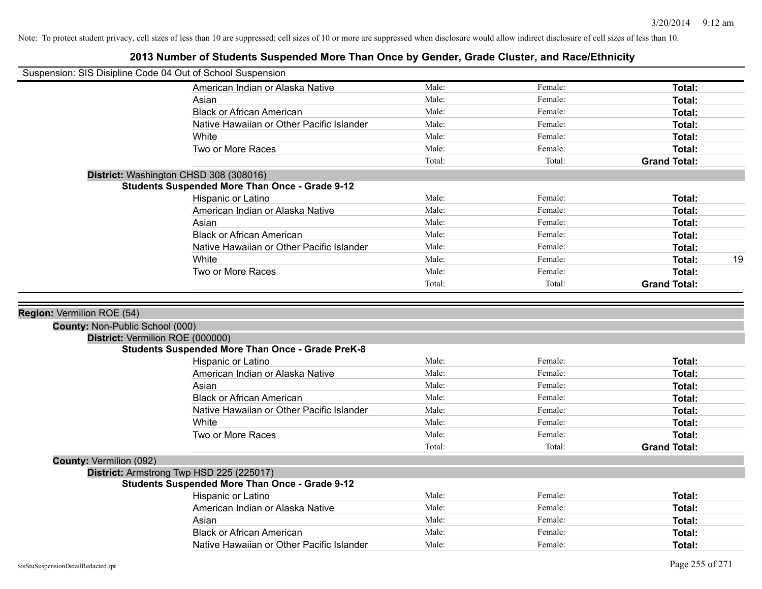Note: To protect student privacy, cell sizes of less than 10 are suppressed; cell sizes of 10 or more are suppressed when disclosure would allow indirect disclosure of cell sizes of less than 10.

# 2013 Number of Students Suspended More Than Once by Gender, Grade Cluster, and Race/Ethnicity

Suspension: SIS Disipline Code 04 Out of School Suspension

| | | | | |
|---|---|---|---|---|
| American Indian or Alaska Native | Male: | Female: | **Total:** | |
| Asian | Male: | Female: | **Total:** | |
| Black or African American | Male: | Female: | **Total:** | |
| Native Hawaiian or Other Pacific Islander | Male: | Female: | **Total:** | |
| White | Male: | Female: | **Total:** | |
| Two or More Races | Male: | Female: | **Total:** | |
| | Total: | Total: | **Grand Total:** | |

**District:** Washington CHSD 308 (308016)

**Students Suspended More Than Once - Grade 9-12**

| | | | | |
|---|---|---|---|---|
| Hispanic or Latino | Male: | Female: | **Total:** | |
| American Indian or Alaska Native | Male: | Female: | **Total:** | |
| Asian | Male: | Female: | **Total:** | |
| Black or African American | Male: | Female: | **Total:** | |
| Native Hawaiian or Other Pacific Islander | Male: | Female: | **Total:** | |
| White | Male: | Female: | **Total:** | 19 |
| Two or More Races | Male: | Female: | **Total:** | |
| | Total: | Total: | **Grand Total:** | |

**Region:** Vermilion ROE (54)

**County:** Non-Public School (000)

**District:** Vermilion ROE (000000)

**Students Suspended More Than Once - Grade PreK-8**

| | | | | |
|---|---|---|---|---|
| Hispanic or Latino | Male: | Female: | **Total:** | |
| American Indian or Alaska Native | Male: | Female: | **Total:** | |
| Asian | Male: | Female: | **Total:** | |
| Black or African American | Male: | Female: | **Total:** | |
| Native Hawaiian or Other Pacific Islander | Male: | Female: | **Total:** | |
| White | Male: | Female: | **Total:** | |
| Two or More Races | Male: | Female: | **Total:** | |
| | Total: | Total: | **Grand Total:** | |

**County:** Vermilion (092)

**District:** Armstrong Twp HSD 225 (225017)

**Students Suspended More Than Once - Grade 9-12**

| | | | | |
|---|---|---|---|---|
| Hispanic or Latino | Male: | Female: | **Total:** | |
| American Indian or Alaska Native | Male: | Female: | **Total:** | |
| Asian | Male: | Female: | **Total:** | |
| Black or African American | Male: | Female: | **Total:** | |
| Native Hawaiian or Other Pacific Islander | Male: | Female: | **Total:** | |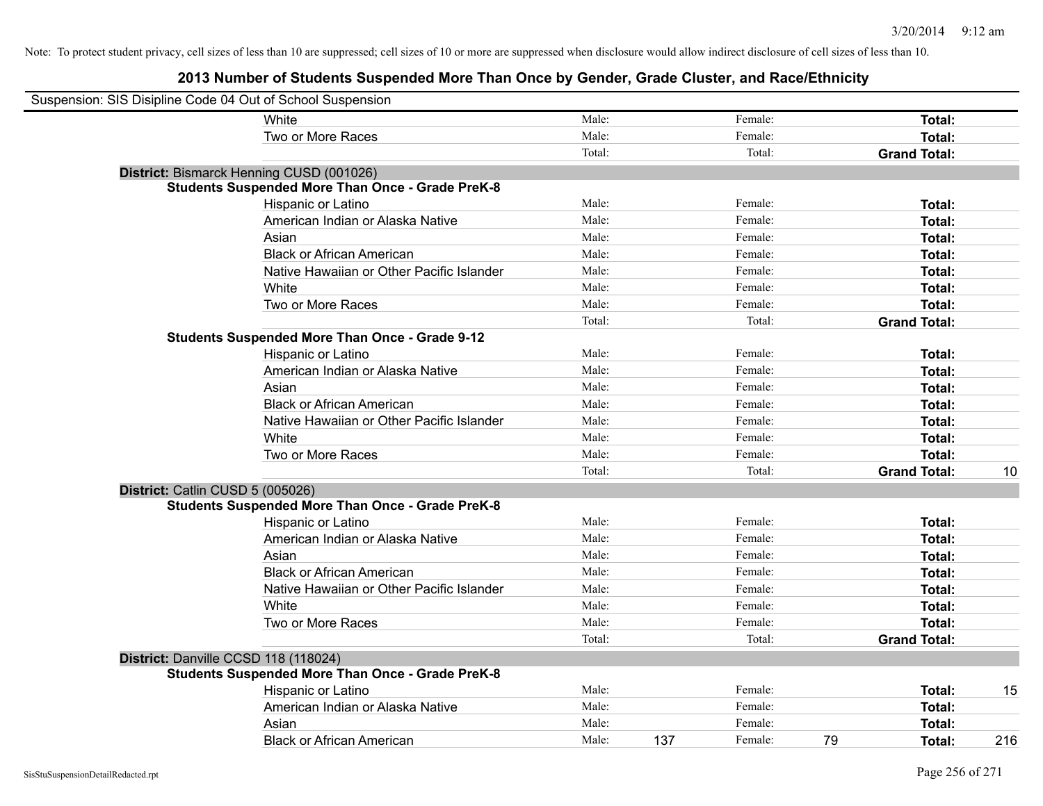Note: To protect student privacy, cell sizes of less than 10 are suppressed; cell sizes of 10 or more are suppressed when disclosure would allow indirect disclosure of cell sizes of less than 10.

## 2013 Number of Students Suspended More Than Once by Gender, Grade Cluster, and Race/Ethnicity

Suspension: SIS Disipline Code 04 Out of School Suspension

| | | | | | | |
|---|---|---|---|---|---|---|
| White | Male: | | Female: | | **Total:** | |
| Two or More Races | Male: | | Female: | | **Total:** | |
| | Total: | | Total: | | **Grand Total:** | |

**District:** Bismarck Henning CUSD (001026)

**Students Suspended More Than Once - Grade PreK-8**

| | | | | | | |
|---|---|---|---|---|---|---|
| Hispanic or Latino | Male: | | Female: | | **Total:** | |
| American Indian or Alaska Native | Male: | | Female: | | **Total:** | |
| Asian | Male: | | Female: | | **Total:** | |
| Black or African American | Male: | | Female: | | **Total:** | |
| Native Hawaiian or Other Pacific Islander | Male: | | Female: | | **Total:** | |
| White | Male: | | Female: | | **Total:** | |
| Two or More Races | Male: | | Female: | | **Total:** | |
| | Total: | | Total: | | **Grand Total:** | |

**Students Suspended More Than Once - Grade 9-12**

| | | | | | | |
|---|---|---|---|---|---|---|
| Hispanic or Latino | Male: | | Female: | | **Total:** | |
| American Indian or Alaska Native | Male: | | Female: | | **Total:** | |
| Asian | Male: | | Female: | | **Total:** | |
| Black or African American | Male: | | Female: | | **Total:** | |
| Native Hawaiian or Other Pacific Islander | Male: | | Female: | | **Total:** | |
| White | Male: | | Female: | | **Total:** | |
| Two or More Races | Male: | | Female: | | **Total:** | |
| | Total: | | Total: | | **Grand Total:** | 10 |

**District:** Catlin CUSD 5 (005026)

**Students Suspended More Than Once - Grade PreK-8**

| | | | | | | |
|---|---|---|---|---|---|---|
| Hispanic or Latino | Male: | | Female: | | **Total:** | |
| American Indian or Alaska Native | Male: | | Female: | | **Total:** | |
| Asian | Male: | | Female: | | **Total:** | |
| Black or African American | Male: | | Female: | | **Total:** | |
| Native Hawaiian or Other Pacific Islander | Male: | | Female: | | **Total:** | |
| White | Male: | | Female: | | **Total:** | |
| Two or More Races | Male: | | Female: | | **Total:** | |
| | Total: | | Total: | | **Grand Total:** | |

**District:** Danville CCSD 118 (118024)

**Students Suspended More Than Once - Grade PreK-8**

| | | | | | | |
|---|---|---|---|---|---|---|
| Hispanic or Latino | Male: | | Female: | | **Total:** | 15 |
| American Indian or Alaska Native | Male: | | Female: | | **Total:** | |
| Asian | Male: | | Female: | | **Total:** | |
| Black or African American | Male: | 137 | Female: | 79 | **Total:** | 216 |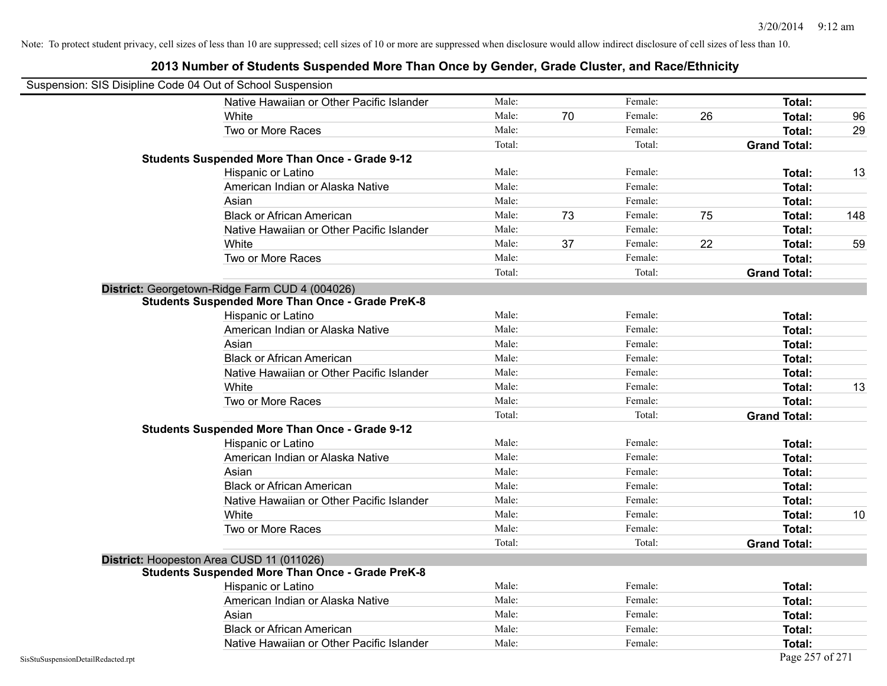Note: To protect student privacy, cell sizes of less than 10 are suppressed; cell sizes of 10 or more are suppressed when disclosure would allow indirect disclosure of cell sizes of less than 10.

# 2013 Number of Students Suspended More Than Once by Gender, Grade Cluster, and Race/Ethnicity

Suspension: SIS Disipline Code 04 Out of School Suspension

| | | | | | | |
|---|---|---|---|---|---|---|
| Native Hawaiian or Other Pacific Islander | Male: | | Female: | | **Total:** | |
| White | Male: | 70 | Female: | 26 | **Total:** | 96 |
| Two or More Races | Male: | | Female: | | **Total:** | 29 |
| | Total: | | Total: | | **Grand Total:** | |

**Students Suspended More Than Once - Grade 9-12**

| | | | | | | |
|---|---|---|---|---|---|---|
| Hispanic or Latino | Male: | | Female: | | **Total:** | 13 |
| American Indian or Alaska Native | Male: | | Female: | | **Total:** | |
| Asian | Male: | | Female: | | **Total:** | |
| Black or African American | Male: | 73 | Female: | 75 | **Total:** | 148 |
| Native Hawaiian or Other Pacific Islander | Male: | | Female: | | **Total:** | |
| White | Male: | 37 | Female: | 22 | **Total:** | 59 |
| Two or More Races | Male: | | Female: | | **Total:** | |
| | Total: | | Total: | | **Grand Total:** | |

**District:** Georgetown-Ridge Farm CUD 4 (004026)

**Students Suspended More Than Once - Grade PreK-8**

| | | | | | | |
|---|---|---|---|---|---|---|
| Hispanic or Latino | Male: | | Female: | | **Total:** | |
| American Indian or Alaska Native | Male: | | Female: | | **Total:** | |
| Asian | Male: | | Female: | | **Total:** | |
| Black or African American | Male: | | Female: | | **Total:** | |
| Native Hawaiian or Other Pacific Islander | Male: | | Female: | | **Total:** | |
| White | Male: | | Female: | | **Total:** | 13 |
| Two or More Races | Male: | | Female: | | **Total:** | |
| | Total: | | Total: | | **Grand Total:** | |

**Students Suspended More Than Once - Grade 9-12**

| | | | | | | |
|---|---|---|---|---|---|---|
| Hispanic or Latino | Male: | | Female: | | **Total:** | |
| American Indian or Alaska Native | Male: | | Female: | | **Total:** | |
| Asian | Male: | | Female: | | **Total:** | |
| Black or African American | Male: | | Female: | | **Total:** | |
| Native Hawaiian or Other Pacific Islander | Male: | | Female: | | **Total:** | |
| White | Male: | | Female: | | **Total:** | 10 |
| Two or More Races | Male: | | Female: | | **Total:** | |
| | Total: | | Total: | | **Grand Total:** | |

**District:** Hoopeston Area CUSD 11 (011026)

**Students Suspended More Than Once - Grade PreK-8**

| | | | | | | |
|---|---|---|---|---|---|---|
| Hispanic or Latino | Male: | | Female: | | **Total:** | |
| American Indian or Alaska Native | Male: | | Female: | | **Total:** | |
| Asian | Male: | | Female: | | **Total:** | |
| Black or African American | Male: | | Female: | | **Total:** | |
| Native Hawaiian or Other Pacific Islander | Male: | | Female: | | **Total:** | |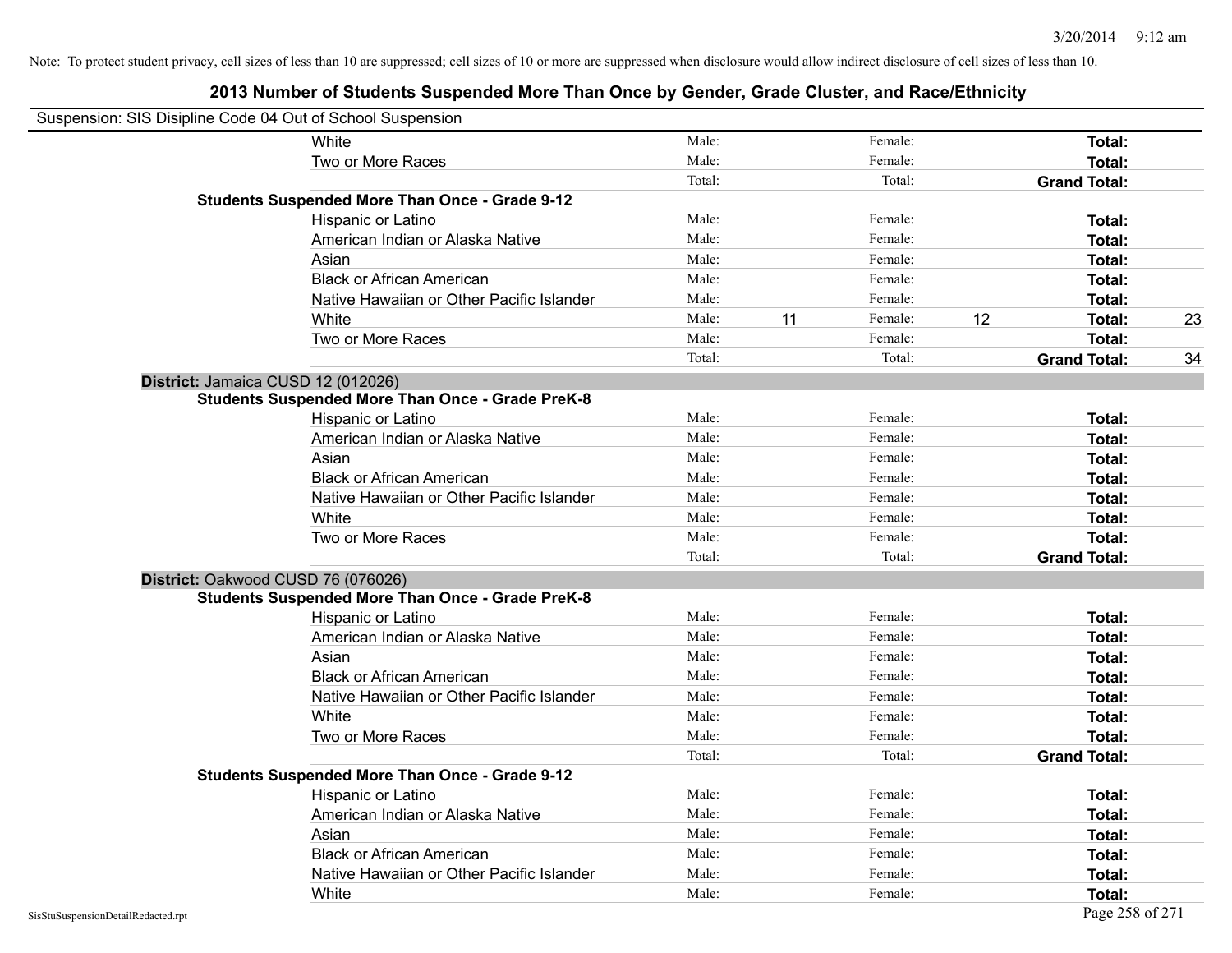Note: To protect student privacy, cell sizes of less than 10 are suppressed; cell sizes of 10 or more are suppressed when disclosure would allow indirect disclosure of cell sizes of less than 10.

## 2013 Number of Students Suspended More Than Once by Gender, Grade Cluster, and Race/Ethnicity

Suspension: SIS Disipline Code 04 Out of School Suspension

| | | | | | | |
|---|---|---|---|---|---|---|
| White | Male: | | Female: | | **Total:** | |
| Two or More Races | Male: | | Female: | | **Total:** | |
| | Total: | | Total: | | **Grand Total:** | |

**Students Suspended More Than Once - Grade 9-12**

| | | | | | | |
|---|---|---|---|---|---|---|
| Hispanic or Latino | Male: | | Female: | | **Total:** | |
| American Indian or Alaska Native | Male: | | Female: | | **Total:** | |
| Asian | Male: | | Female: | | **Total:** | |
| Black or African American | Male: | | Female: | | **Total:** | |
| Native Hawaiian or Other Pacific Islander | Male: | | Female: | | **Total:** | |
| White | Male: | 11 | Female: | 12 | **Total:** | 23 |
| Two or More Races | Male: | | Female: | | **Total:** | |
| | Total: | | Total: | | **Grand Total:** | 34 |

### District: Jamaica CUSD 12 (012026)

**Students Suspended More Than Once - Grade PreK-8**

| | | | | | | |
|---|---|---|---|---|---|---|
| Hispanic or Latino | Male: | | Female: | | **Total:** | |
| American Indian or Alaska Native | Male: | | Female: | | **Total:** | |
| Asian | Male: | | Female: | | **Total:** | |
| Black or African American | Male: | | Female: | | **Total:** | |
| Native Hawaiian or Other Pacific Islander | Male: | | Female: | | **Total:** | |
| White | Male: | | Female: | | **Total:** | |
| Two or More Races | Male: | | Female: | | **Total:** | |
| | Total: | | Total: | | **Grand Total:** | |

### District: Oakwood CUSD 76 (076026)

**Students Suspended More Than Once - Grade PreK-8**

| | | | | | | |
|---|---|---|---|---|---|---|
| Hispanic or Latino | Male: | | Female: | | **Total:** | |
| American Indian or Alaska Native | Male: | | Female: | | **Total:** | |
| Asian | Male: | | Female: | | **Total:** | |
| Black or African American | Male: | | Female: | | **Total:** | |
| Native Hawaiian or Other Pacific Islander | Male: | | Female: | | **Total:** | |
| White | Male: | | Female: | | **Total:** | |
| Two or More Races | Male: | | Female: | | **Total:** | |
| | Total: | | Total: | | **Grand Total:** | |

**Students Suspended More Than Once - Grade 9-12**

| | | | | | | |
|---|---|---|---|---|---|---|
| Hispanic or Latino | Male: | | Female: | | **Total:** | |
| American Indian or Alaska Native | Male: | | Female: | | **Total:** | |
| Asian | Male: | | Female: | | **Total:** | |
| Black or African American | Male: | | Female: | | **Total:** | |
| Native Hawaiian or Other Pacific Islander | Male: | | Female: | | **Total:** | |
| White | Male: | | Female: | | **Total:** | |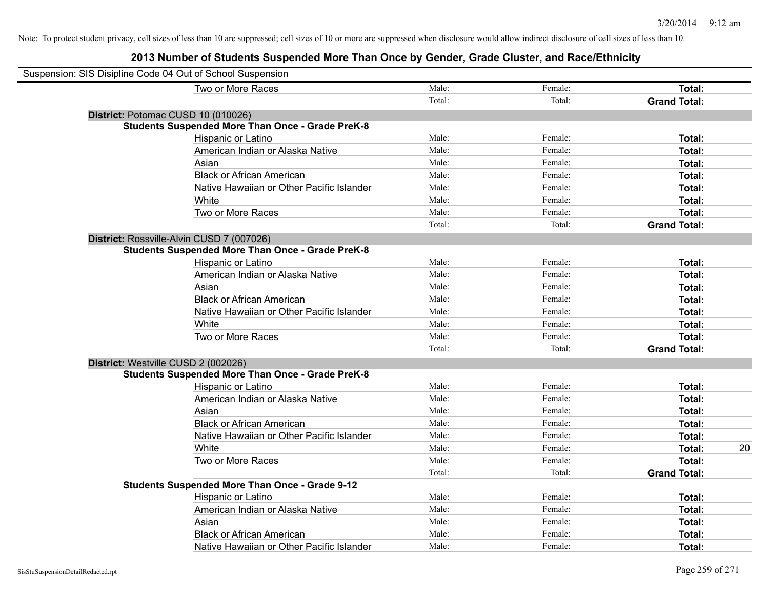Note: To protect student privacy, cell sizes of less than 10 are suppressed; cell sizes of 10 or more are suppressed when disclosure would allow indirect disclosure of cell sizes of less than 10.

# 2013 Number of Students Suspended More Than Once by Gender, Grade Cluster, and Race/Ethnicity

Suspension: SIS Disipline Code 04 Out of School Suspension

| | Male | Female | Total |
|---|---|---|---|
| Two or More Races | Male: | Female: | **Total:** |
| | Total: | Total: | **Grand Total:** |

**District:** Potomac CUSD 10 (010026)

**Students Suspended More Than Once - Grade PreK-8**

| | Male | Female | Total |
|---|---|---|---|
| Hispanic or Latino | Male: | Female: | **Total:** |
| American Indian or Alaska Native | Male: | Female: | **Total:** |
| Asian | Male: | Female: | **Total:** |
| Black or African American | Male: | Female: | **Total:** |
| Native Hawaiian or Other Pacific Islander | Male: | Female: | **Total:** |
| White | Male: | Female: | **Total:** |
| Two or More Races | Male: | Female: | **Total:** |
| | Total: | Total: | **Grand Total:** |

**District:** Rossville-Alvin CUSD 7 (007026)

**Students Suspended More Than Once - Grade PreK-8**

| | Male | Female | Total |
|---|---|---|---|
| Hispanic or Latino | Male: | Female: | **Total:** |
| American Indian or Alaska Native | Male: | Female: | **Total:** |
| Asian | Male: | Female: | **Total:** |
| Black or African American | Male: | Female: | **Total:** |
| Native Hawaiian or Other Pacific Islander | Male: | Female: | **Total:** |
| White | Male: | Female: | **Total:** |
| Two or More Races | Male: | Female: | **Total:** |
| | Total: | Total: | **Grand Total:** |

**District:** Westville CUSD 2 (002026)

**Students Suspended More Than Once - Grade PreK-8**

| | Male | Female | Total |
|---|---|---|---|
| Hispanic or Latino | Male: | Female: | **Total:** |
| American Indian or Alaska Native | Male: | Female: | **Total:** |
| Asian | Male: | Female: | **Total:** |
| Black or African American | Male: | Female: | **Total:** |
| Native Hawaiian or Other Pacific Islander | Male: | Female: | **Total:** |
| White | Male: | Female: | **Total:** 20 |
| Two or More Races | Male: | Female: | **Total:** |
| | Total: | Total: | **Grand Total:** |

**Students Suspended More Than Once - Grade 9-12**

| | Male | Female | Total |
|---|---|---|---|
| Hispanic or Latino | Male: | Female: | **Total:** |
| American Indian or Alaska Native | Male: | Female: | **Total:** |
| Asian | Male: | Female: | **Total:** |
| Black or African American | Male: | Female: | **Total:** |
| Native Hawaiian or Other Pacific Islander | Male: | Female: | **Total:** |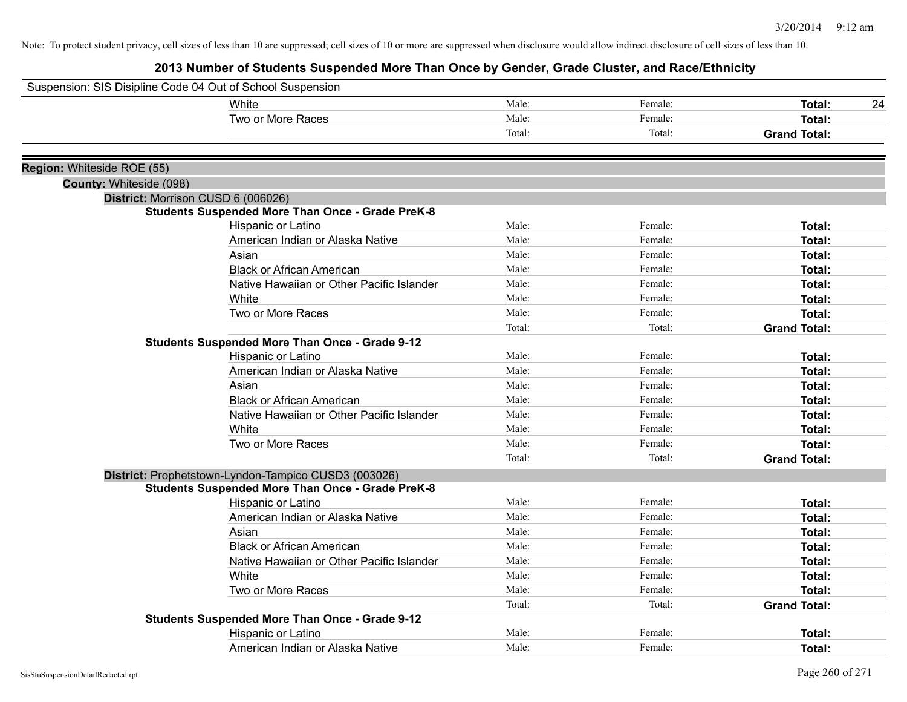Note: To protect student privacy, cell sizes of less than 10 are suppressed; cell sizes of 10 or more are suppressed when disclosure would allow indirect disclosure of cell sizes of less than 10.

# 2013 Number of Students Suspended More Than Once by Gender, Grade Cluster, and Race/Ethnicity

Suspension: SIS Disipline Code 04 Out of School Suspension

| | | | | |
|---|---|---|---|---|
| White | Male: | Female: | **Total:** | 24 |
| Two or More Races | Male: | Female: | **Total:** | |
| | Total: | Total: | **Grand Total:** | |

**Region:** Whiteside ROE (55)

**County:** Whiteside (098)

**District:** Morrison CUSD 6 (006026)

**Students Suspended More Than Once - Grade PreK-8**

| | | | | |
|---|---|---|---|---|
| Hispanic or Latino | Male: | Female: | **Total:** | |
| American Indian or Alaska Native | Male: | Female: | **Total:** | |
| Asian | Male: | Female: | **Total:** | |
| Black or African American | Male: | Female: | **Total:** | |
| Native Hawaiian or Other Pacific Islander | Male: | Female: | **Total:** | |
| White | Male: | Female: | **Total:** | |
| Two or More Races | Male: | Female: | **Total:** | |
| | Total: | Total: | **Grand Total:** | |

**Students Suspended More Than Once - Grade 9-12**

| | | | | |
|---|---|---|---|---|
| Hispanic or Latino | Male: | Female: | **Total:** | |
| American Indian or Alaska Native | Male: | Female: | **Total:** | |
| Asian | Male: | Female: | **Total:** | |
| Black or African American | Male: | Female: | **Total:** | |
| Native Hawaiian or Other Pacific Islander | Male: | Female: | **Total:** | |
| White | Male: | Female: | **Total:** | |
| Two or More Races | Male: | Female: | **Total:** | |
| | Total: | Total: | **Grand Total:** | |

**District:** Prophetstown-Lyndon-Tampico CUSD3 (003026)

**Students Suspended More Than Once - Grade PreK-8**

| | | | | |
|---|---|---|---|---|
| Hispanic or Latino | Male: | Female: | **Total:** | |
| American Indian or Alaska Native | Male: | Female: | **Total:** | |
| Asian | Male: | Female: | **Total:** | |
| Black or African American | Male: | Female: | **Total:** | |
| Native Hawaiian or Other Pacific Islander | Male: | Female: | **Total:** | |
| White | Male: | Female: | **Total:** | |
| Two or More Races | Male: | Female: | **Total:** | |
| | Total: | Total: | **Grand Total:** | |

**Students Suspended More Than Once - Grade 9-12**

| | | | | |
|---|---|---|---|---|
| Hispanic or Latino | Male: | Female: | **Total:** | |
| American Indian or Alaska Native | Male: | Female: | **Total:** | |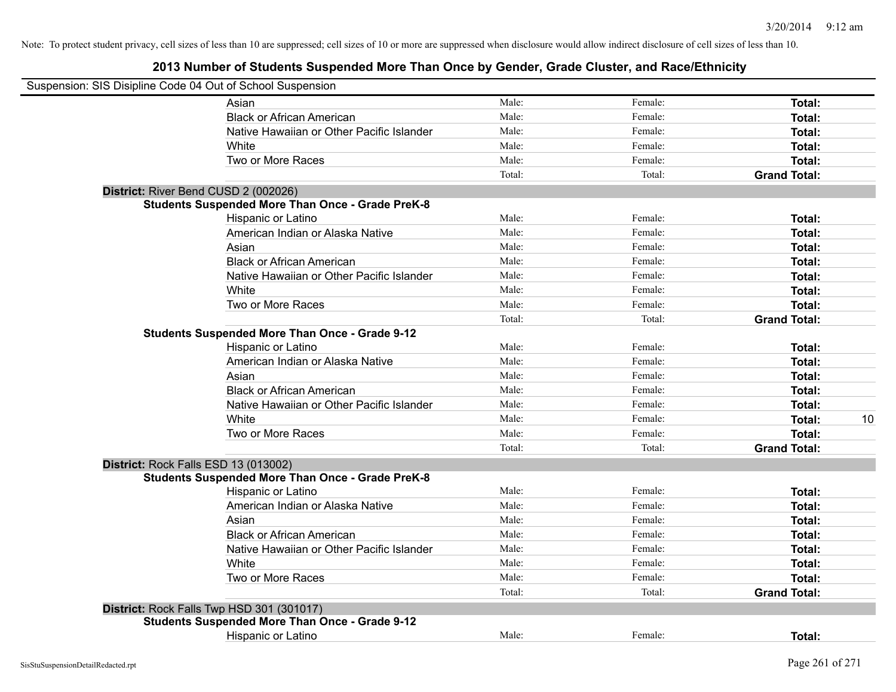Note: To protect student privacy, cell sizes of less than 10 are suppressed; cell sizes of 10 or more are suppressed when disclosure would allow indirect disclosure of cell sizes of less than 10.

# 2013 Number of Students Suspended More Than Once by Gender, Grade Cluster, and Race/Ethnicity

Suspension: SIS Disipline Code 04 Out of School Suspension

| | | | | |
|---|---|---|---|---|
| Asian | Male: | Female: | **Total:** | |
| Black or African American | Male: | Female: | **Total:** | |
| Native Hawaiian or Other Pacific Islander | Male: | Female: | **Total:** | |
| White | Male: | Female: | **Total:** | |
| Two or More Races | Male: | Female: | **Total:** | |
| | Total: | Total: | **Grand Total:** | |

**District:** River Bend CUSD 2 (002026)

**Students Suspended More Than Once - Grade PreK-8**

| | | | | |
|---|---|---|---|---|
| Hispanic or Latino | Male: | Female: | **Total:** | |
| American Indian or Alaska Native | Male: | Female: | **Total:** | |
| Asian | Male: | Female: | **Total:** | |
| Black or African American | Male: | Female: | **Total:** | |
| Native Hawaiian or Other Pacific Islander | Male: | Female: | **Total:** | |
| White | Male: | Female: | **Total:** | |
| Two or More Races | Male: | Female: | **Total:** | |
| | Total: | Total: | **Grand Total:** | |

**Students Suspended More Than Once - Grade 9-12**

| | | | | |
|---|---|---|---|---|
| Hispanic or Latino | Male: | Female: | **Total:** | |
| American Indian or Alaska Native | Male: | Female: | **Total:** | |
| Asian | Male: | Female: | **Total:** | |
| Black or African American | Male: | Female: | **Total:** | |
| Native Hawaiian or Other Pacific Islander | Male: | Female: | **Total:** | |
| White | Male: | Female: | **Total:** | 10 |
| Two or More Races | Male: | Female: | **Total:** | |
| | Total: | Total: | **Grand Total:** | |

**District:** Rock Falls ESD 13 (013002)

**Students Suspended More Than Once - Grade PreK-8**

| | | | | |
|---|---|---|---|---|
| Hispanic or Latino | Male: | Female: | **Total:** | |
| American Indian or Alaska Native | Male: | Female: | **Total:** | |
| Asian | Male: | Female: | **Total:** | |
| Black or African American | Male: | Female: | **Total:** | |
| Native Hawaiian or Other Pacific Islander | Male: | Female: | **Total:** | |
| White | Male: | Female: | **Total:** | |
| Two or More Races | Male: | Female: | **Total:** | |
| | Total: | Total: | **Grand Total:** | |

**District:** Rock Falls Twp HSD 301 (301017)

**Students Suspended More Than Once - Grade 9-12**

| | | | | |
|---|---|---|---|---|
| Hispanic or Latino | Male: | Female: | **Total:** | |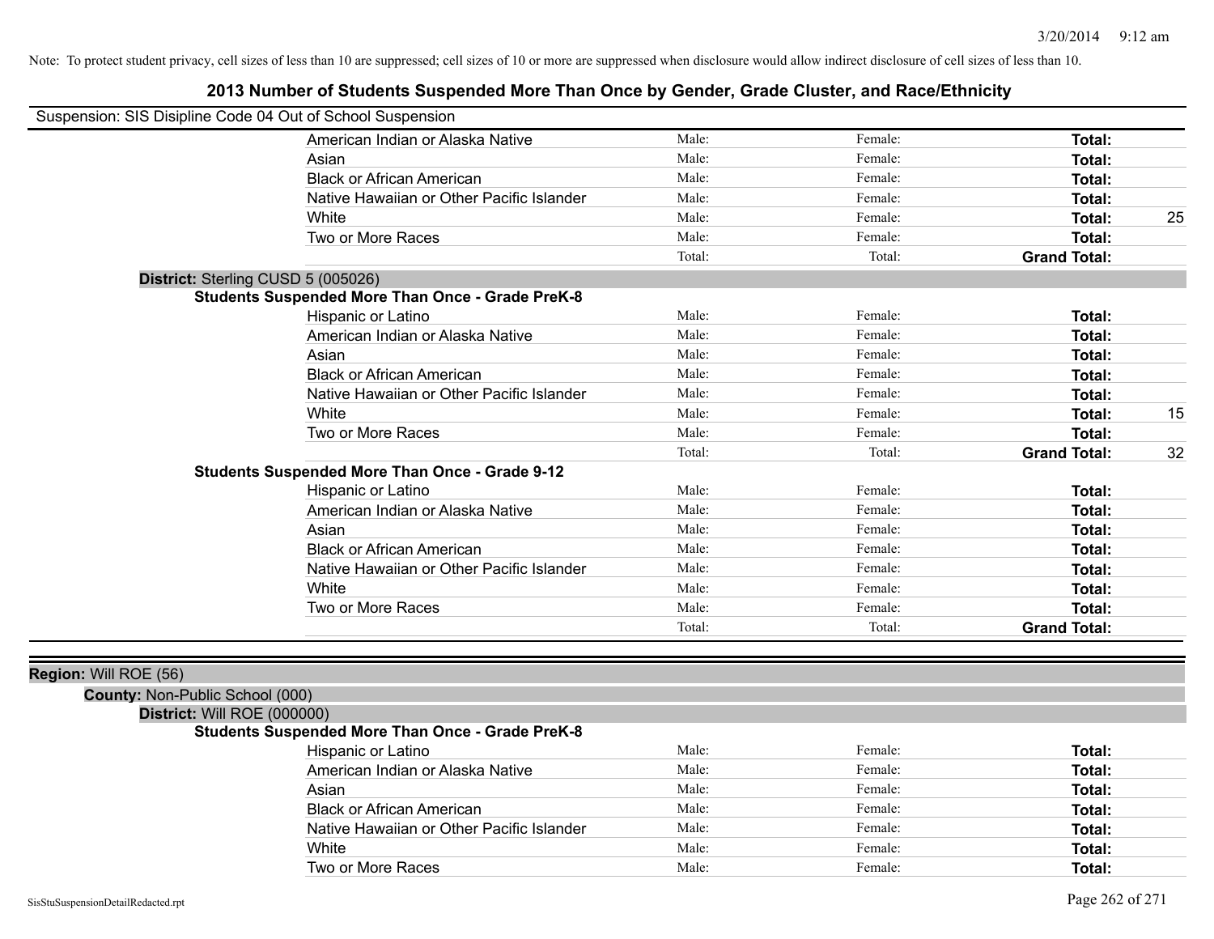Note: To protect student privacy, cell sizes of less than 10 are suppressed; cell sizes of 10 or more are suppressed when disclosure would allow indirect disclosure of cell sizes of less than 10.

# 2013 Number of Students Suspended More Than Once by Gender, Grade Cluster, and Race/Ethnicity

Suspension: SIS Disipline Code 04 Out of School Suspension

| | | | | |
|---|---|---|---|---|
| American Indian or Alaska Native | Male: | Female: | **Total:** | |
| Asian | Male: | Female: | **Total:** | |
| Black or African American | Male: | Female: | **Total:** | |
| Native Hawaiian or Other Pacific Islander | Male: | Female: | **Total:** | |
| White | Male: | Female: | **Total:** | 25 |
| Two or More Races | Male: | Female: | **Total:** | |
| | Total: | Total: | **Grand Total:** | |

**District:** Sterling CUSD 5 (005026)

**Students Suspended More Than Once - Grade PreK-8**

| | | | | |
|---|---|---|---|---|
| Hispanic or Latino | Male: | Female: | **Total:** | |
| American Indian or Alaska Native | Male: | Female: | **Total:** | |
| Asian | Male: | Female: | **Total:** | |
| Black or African American | Male: | Female: | **Total:** | |
| Native Hawaiian or Other Pacific Islander | Male: | Female: | **Total:** | |
| White | Male: | Female: | **Total:** | 15 |
| Two or More Races | Male: | Female: | **Total:** | |
| | Total: | Total: | **Grand Total:** | 32 |

**Students Suspended More Than Once - Grade 9-12**

| | | | | |
|---|---|---|---|---|
| Hispanic or Latino | Male: | Female: | **Total:** | |
| American Indian or Alaska Native | Male: | Female: | **Total:** | |
| Asian | Male: | Female: | **Total:** | |
| Black or African American | Male: | Female: | **Total:** | |
| Native Hawaiian or Other Pacific Islander | Male: | Female: | **Total:** | |
| White | Male: | Female: | **Total:** | |
| Two or More Races | Male: | Female: | **Total:** | |
| | Total: | Total: | **Grand Total:** | |

**Region:** Will ROE (56)

**County:** Non-Public School (000)

**District:** Will ROE (000000)

**Students Suspended More Than Once - Grade PreK-8**

| | | | | |
|---|---|---|---|---|
| Hispanic or Latino | Male: | Female: | **Total:** | |
| American Indian or Alaska Native | Male: | Female: | **Total:** | |
| Asian | Male: | Female: | **Total:** | |
| Black or African American | Male: | Female: | **Total:** | |
| Native Hawaiian or Other Pacific Islander | Male: | Female: | **Total:** | |
| White | Male: | Female: | **Total:** | |
| Two or More Races | Male: | Female: | **Total:** | |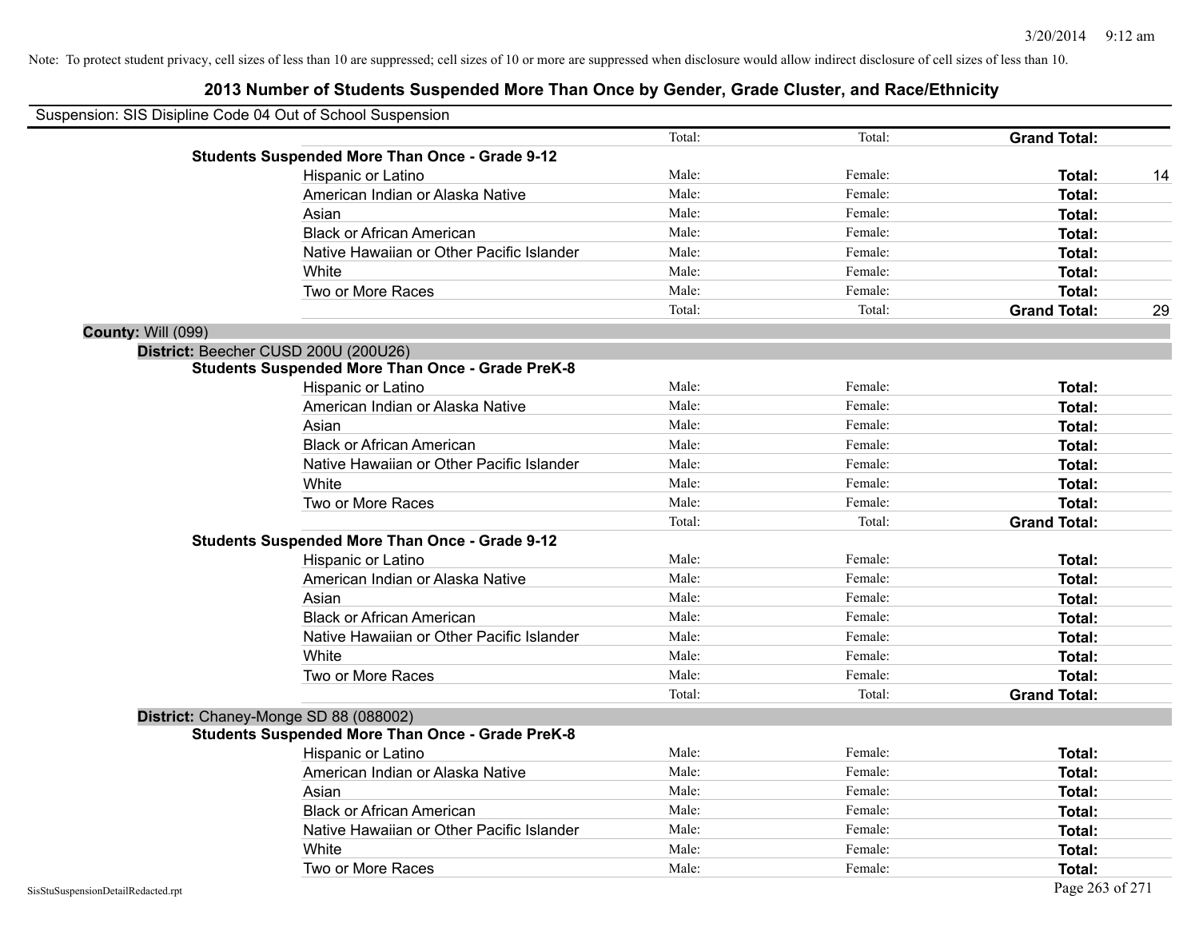Note: To protect student privacy, cell sizes of less than 10 are suppressed; cell sizes of 10 or more are suppressed when disclosure would allow indirect disclosure of cell sizes of less than 10.

# 2013 Number of Students Suspended More Than Once by Gender, Grade Cluster, and Race/Ethnicity

Suspension: SIS Disipline Code 04 Out of School Suspension

| | | Total: | Total: | **Grand Total:** | |
|---|---|---|---|---|---|
| **Students Suspended More Than Once - Grade 9-12** | | | | | |
| | Hispanic or Latino | Male: | Female: | **Total:** | 14 |
| | American Indian or Alaska Native | Male: | Female: | **Total:** | |
| | Asian | Male: | Female: | **Total:** | |
| | Black or African American | Male: | Female: | **Total:** | |
| | Native Hawaiian or Other Pacific Islander | Male: | Female: | **Total:** | |
| | White | Male: | Female: | **Total:** | |
| | Two or More Races | Male: | Female: | **Total:** | |
| | | Total: | Total: | **Grand Total:** | 29 |

**County:** Will (099)

**District:** Beecher CUSD 200U (200U26)

| | | | | | |
|---|---|---|---|---|---|
| **Students Suspended More Than Once - Grade PreK-8** | | | | | |
| | Hispanic or Latino | Male: | Female: | **Total:** | |
| | American Indian or Alaska Native | Male: | Female: | **Total:** | |
| | Asian | Male: | Female: | **Total:** | |
| | Black or African American | Male: | Female: | **Total:** | |
| | Native Hawaiian or Other Pacific Islander | Male: | Female: | **Total:** | |
| | White | Male: | Female: | **Total:** | |
| | Two or More Races | Male: | Female: | **Total:** | |
| | | Total: | Total: | **Grand Total:** | |
| **Students Suspended More Than Once - Grade 9-12** | | | | | |
| | Hispanic or Latino | Male: | Female: | **Total:** | |
| | American Indian or Alaska Native | Male: | Female: | **Total:** | |
| | Asian | Male: | Female: | **Total:** | |
| | Black or African American | Male: | Female: | **Total:** | |
| | Native Hawaiian or Other Pacific Islander | Male: | Female: | **Total:** | |
| | White | Male: | Female: | **Total:** | |
| | Two or More Races | Male: | Female: | **Total:** | |
| | | Total: | Total: | **Grand Total:** | |

**District:** Chaney-Monge SD 88 (088002)

| | | | | | |
|---|---|---|---|---|---|
| **Students Suspended More Than Once - Grade PreK-8** | | | | | |
| | Hispanic or Latino | Male: | Female: | **Total:** | |
| | American Indian or Alaska Native | Male: | Female: | **Total:** | |
| | Asian | Male: | Female: | **Total:** | |
| | Black or African American | Male: | Female: | **Total:** | |
| | Native Hawaiian or Other Pacific Islander | Male: | Female: | **Total:** | |
| | White | Male: | Female: | **Total:** | |
| | Two or More Races | Male: | Female: | **Total:** | |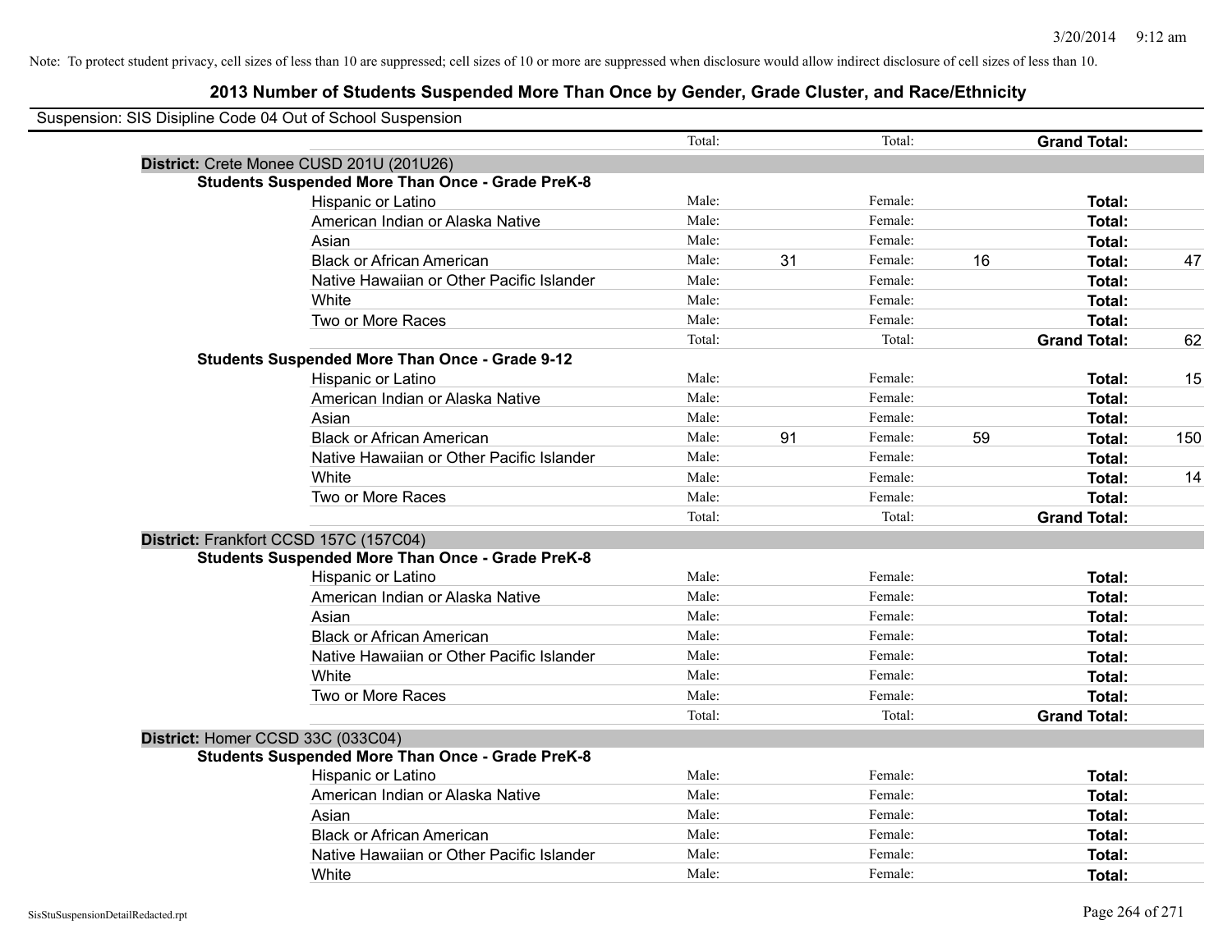Note: To protect student privacy, cell sizes of less than 10 are suppressed; cell sizes of 10 or more are suppressed when disclosure would allow indirect disclosure of cell sizes of less than 10.

## 2013 Number of Students Suspended More Than Once by Gender, Grade Cluster, and Race/Ethnicity

Suspension: SIS Disipline Code 04 Out of School Suspension

| | | | | | | |
|---|---|---|---|---|---|---|
| | Total: | | Total: | | **Grand Total:** | |
| **District:** Crete Monee CUSD 201U (201U26) | | | | | | |
| **Students Suspended More Than Once - Grade PreK-8** | | | | | | |
| Hispanic or Latino | Male: | | Female: | | **Total:** | |
| American Indian or Alaska Native | Male: | | Female: | | **Total:** | |
| Asian | Male: | | Female: | | **Total:** | |
| Black or African American | Male: | 31 | Female: | 16 | **Total:** | 47 |
| Native Hawaiian or Other Pacific Islander | Male: | | Female: | | **Total:** | |
| White | Male: | | Female: | | **Total:** | |
| Two or More Races | Male: | | Female: | | **Total:** | |
| | Total: | | Total: | | **Grand Total:** | 62 |
| **Students Suspended More Than Once - Grade 9-12** | | | | | | |
| Hispanic or Latino | Male: | | Female: | | **Total:** | 15 |
| American Indian or Alaska Native | Male: | | Female: | | **Total:** | |
| Asian | Male: | | Female: | | **Total:** | |
| Black or African American | Male: | 91 | Female: | 59 | **Total:** | 150 |
| Native Hawaiian or Other Pacific Islander | Male: | | Female: | | **Total:** | |
| White | Male: | | Female: | | **Total:** | 14 |
| Two or More Races | Male: | | Female: | | **Total:** | |
| | Total: | | Total: | | **Grand Total:** | |
| **District:** Frankfort CCSD 157C (157C04) | | | | | | |
| **Students Suspended More Than Once - Grade PreK-8** | | | | | | |
| Hispanic or Latino | Male: | | Female: | | **Total:** | |
| American Indian or Alaska Native | Male: | | Female: | | **Total:** | |
| Asian | Male: | | Female: | | **Total:** | |
| Black or African American | Male: | | Female: | | **Total:** | |
| Native Hawaiian or Other Pacific Islander | Male: | | Female: | | **Total:** | |
| White | Male: | | Female: | | **Total:** | |
| Two or More Races | Male: | | Female: | | **Total:** | |
| | Total: | | Total: | | **Grand Total:** | |
| **District:** Homer CCSD 33C (033C04) | | | | | | |
| **Students Suspended More Than Once - Grade PreK-8** | | | | | | |
| Hispanic or Latino | Male: | | Female: | | **Total:** | |
| American Indian or Alaska Native | Male: | | Female: | | **Total:** | |
| Asian | Male: | | Female: | | **Total:** | |
| Black or African American | Male: | | Female: | | **Total:** | |
| Native Hawaiian or Other Pacific Islander | Male: | | Female: | | **Total:** | |
| White | Male: | | Female: | | **Total:** | |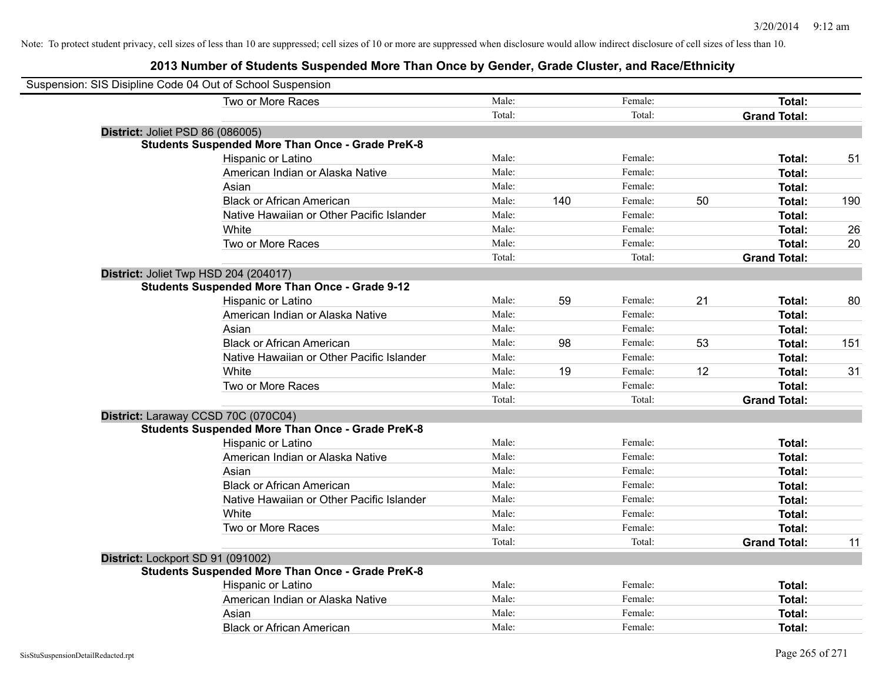Note: To protect student privacy, cell sizes of less than 10 are suppressed; cell sizes of 10 or more are suppressed when disclosure would allow indirect disclosure of cell sizes of less than 10.

## 2013 Number of Students Suspended More Than Once by Gender, Grade Cluster, and Race/Ethnicity

Suspension: SIS Disipline Code 04 Out of School Suspension

| | | | | | | |
|---|---|---|---|---|---|---|
| Two or More Races | Male: | | Female: | | **Total:** | |
| | Total: | | Total: | | **Grand Total:** | |

**District:** Joliet PSD 86 (086005)

**Students Suspended More Than Once - Grade PreK-8**

| | | | | | | |
|---|---|---|---|---|---|---|
| Hispanic or Latino | Male: | | Female: | | **Total:** | 51 |
| American Indian or Alaska Native | Male: | | Female: | | **Total:** | |
| Asian | Male: | | Female: | | **Total:** | |
| Black or African American | Male: | 140 | Female: | 50 | **Total:** | 190 |
| Native Hawaiian or Other Pacific Islander | Male: | | Female: | | **Total:** | |
| White | Male: | | Female: | | **Total:** | 26 |
| Two or More Races | Male: | | Female: | | **Total:** | 20 |
| | Total: | | Total: | | **Grand Total:** | |

**District:** Joliet Twp HSD 204 (204017)

**Students Suspended More Than Once - Grade 9-12**

| | | | | | | |
|---|---|---|---|---|---|---|
| Hispanic or Latino | Male: | 59 | Female: | 21 | **Total:** | 80 |
| American Indian or Alaska Native | Male: | | Female: | | **Total:** | |
| Asian | Male: | | Female: | | **Total:** | |
| Black or African American | Male: | 98 | Female: | 53 | **Total:** | 151 |
| Native Hawaiian or Other Pacific Islander | Male: | | Female: | | **Total:** | |
| White | Male: | 19 | Female: | 12 | **Total:** | 31 |
| Two or More Races | Male: | | Female: | | **Total:** | |
| | Total: | | Total: | | **Grand Total:** | |

**District:** Laraway CCSD 70C (070C04)

**Students Suspended More Than Once - Grade PreK-8**

| | | | | | | |
|---|---|---|---|---|---|---|
| Hispanic or Latino | Male: | | Female: | | **Total:** | |
| American Indian or Alaska Native | Male: | | Female: | | **Total:** | |
| Asian | Male: | | Female: | | **Total:** | |
| Black or African American | Male: | | Female: | | **Total:** | |
| Native Hawaiian or Other Pacific Islander | Male: | | Female: | | **Total:** | |
| White | Male: | | Female: | | **Total:** | |
| Two or More Races | Male: | | Female: | | **Total:** | |
| | Total: | | Total: | | **Grand Total:** | 11 |

**District:** Lockport SD 91 (091002)

**Students Suspended More Than Once - Grade PreK-8**

| | | | | | | |
|---|---|---|---|---|---|---|
| Hispanic or Latino | Male: | | Female: | | **Total:** | |
| American Indian or Alaska Native | Male: | | Female: | | **Total:** | |
| Asian | Male: | | Female: | | **Total:** | |
| Black or African American | Male: | | Female: | | **Total:** | |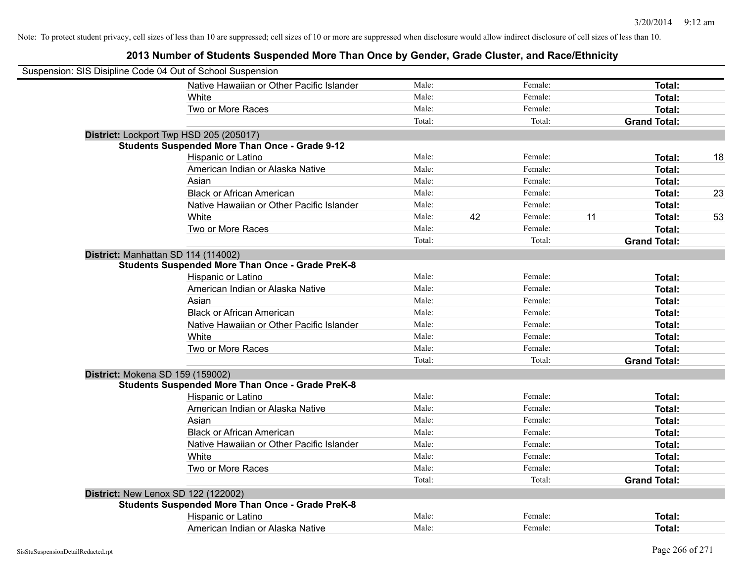Note: To protect student privacy, cell sizes of less than 10 are suppressed; cell sizes of 10 or more are suppressed when disclosure would allow indirect disclosure of cell sizes of less than 10.

## 2013 Number of Students Suspended More Than Once by Gender, Grade Cluster, and Race/Ethnicity

Suspension: SIS Disipline Code 04 Out of School Suspension

| | | | | | | |
|---|---|---|---|---|---|---|
| Native Hawaiian or Other Pacific Islander | Male: | | Female: | | **Total:** | |
| White | Male: | | Female: | | **Total:** | |
| Two or More Races | Male: | | Female: | | **Total:** | |
| | Total: | | Total: | | **Grand Total:** | |

**District:** Lockport Twp HSD 205 (205017)

**Students Suspended More Than Once - Grade 9-12**

| | | | | | | |
|---|---|---|---|---|---|---|
| Hispanic or Latino | Male: | | Female: | | **Total:** | 18 |
| American Indian or Alaska Native | Male: | | Female: | | **Total:** | |
| Asian | Male: | | Female: | | **Total:** | |
| Black or African American | Male: | | Female: | | **Total:** | 23 |
| Native Hawaiian or Other Pacific Islander | Male: | | Female: | | **Total:** | |
| White | Male: | 42 | Female: | 11 | **Total:** | 53 |
| Two or More Races | Male: | | Female: | | **Total:** | |
| | Total: | | Total: | | **Grand Total:** | |

**District:** Manhattan SD 114 (114002)

**Students Suspended More Than Once - Grade PreK-8**

| | | | | | | |
|---|---|---|---|---|---|---|
| Hispanic or Latino | Male: | | Female: | | **Total:** | |
| American Indian or Alaska Native | Male: | | Female: | | **Total:** | |
| Asian | Male: | | Female: | | **Total:** | |
| Black or African American | Male: | | Female: | | **Total:** | |
| Native Hawaiian or Other Pacific Islander | Male: | | Female: | | **Total:** | |
| White | Male: | | Female: | | **Total:** | |
| Two or More Races | Male: | | Female: | | **Total:** | |
| | Total: | | Total: | | **Grand Total:** | |

**District:** Mokena SD 159 (159002)

**Students Suspended More Than Once - Grade PreK-8**

| | | | | | | |
|---|---|---|---|---|---|---|
| Hispanic or Latino | Male: | | Female: | | **Total:** | |
| American Indian or Alaska Native | Male: | | Female: | | **Total:** | |
| Asian | Male: | | Female: | | **Total:** | |
| Black or African American | Male: | | Female: | | **Total:** | |
| Native Hawaiian or Other Pacific Islander | Male: | | Female: | | **Total:** | |
| White | Male: | | Female: | | **Total:** | |
| Two or More Races | Male: | | Female: | | **Total:** | |
| | Total: | | Total: | | **Grand Total:** | |

**District:** New Lenox SD 122 (122002)

**Students Suspended More Than Once - Grade PreK-8**

| | | | | | | |
|---|---|---|---|---|---|---|
| Hispanic or Latino | Male: | | Female: | | **Total:** | |
| American Indian or Alaska Native | Male: | | Female: | | **Total:** | |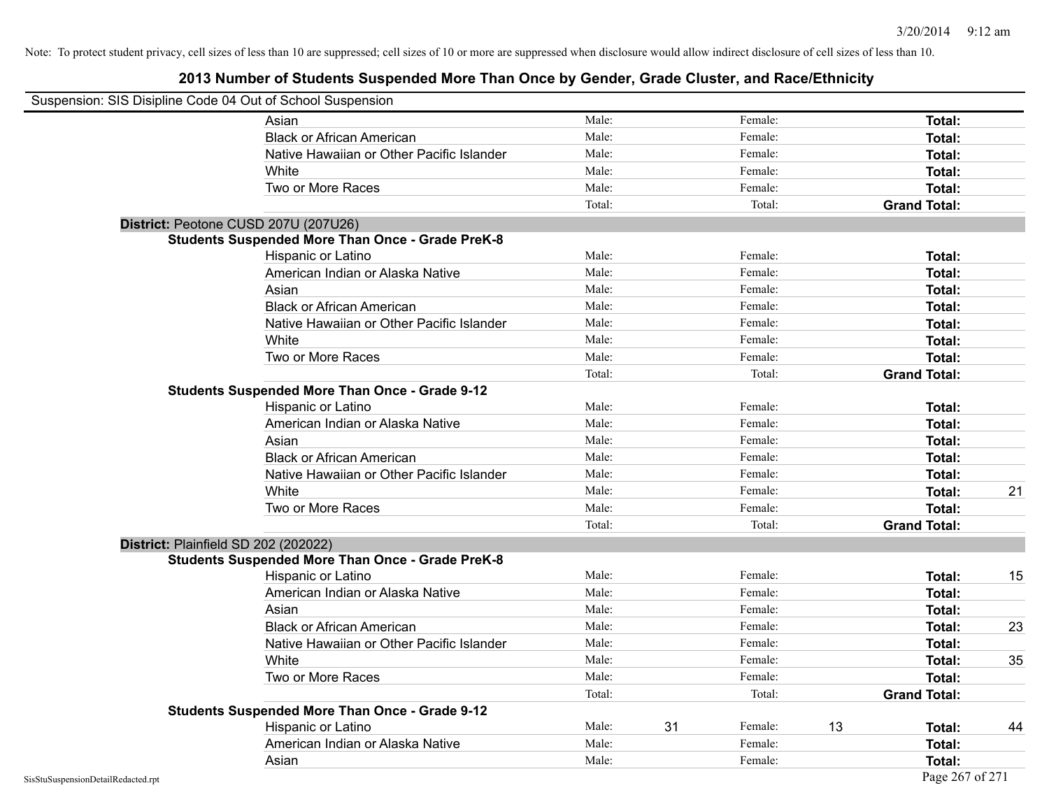Note: To protect student privacy, cell sizes of less than 10 are suppressed; cell sizes of 10 or more are suppressed when disclosure would allow indirect disclosure of cell sizes of less than 10.

## 2013 Number of Students Suspended More Than Once by Gender, Grade Cluster, and Race/Ethnicity

Suspension: SIS Disipline Code 04 Out of School Suspension

| | | | | | | |
|---|---|---|---|---|---|---|
| Asian | Male: | | Female: | | **Total:** | |
| Black or African American | Male: | | Female: | | **Total:** | |
| Native Hawaiian or Other Pacific Islander | Male: | | Female: | | **Total:** | |
| White | Male: | | Female: | | **Total:** | |
| Two or More Races | Male: | | Female: | | **Total:** | |
| | Total: | | Total: | | **Grand Total:** | |

**District:** Peotone CUSD 207U (207U26)

**Students Suspended More Than Once - Grade PreK-8**

| | | | | | | |
|---|---|---|---|---|---|---|
| Hispanic or Latino | Male: | | Female: | | **Total:** | |
| American Indian or Alaska Native | Male: | | Female: | | **Total:** | |
| Asian | Male: | | Female: | | **Total:** | |
| Black or African American | Male: | | Female: | | **Total:** | |
| Native Hawaiian or Other Pacific Islander | Male: | | Female: | | **Total:** | |
| White | Male: | | Female: | | **Total:** | |
| Two or More Races | Male: | | Female: | | **Total:** | |
| | Total: | | Total: | | **Grand Total:** | |

**Students Suspended More Than Once - Grade 9-12**

| | | | | | | |
|---|---|---|---|---|---|---|
| Hispanic or Latino | Male: | | Female: | | **Total:** | |
| American Indian or Alaska Native | Male: | | Female: | | **Total:** | |
| Asian | Male: | | Female: | | **Total:** | |
| Black or African American | Male: | | Female: | | **Total:** | |
| Native Hawaiian or Other Pacific Islander | Male: | | Female: | | **Total:** | |
| White | Male: | | Female: | | **Total:** | 21 |
| Two or More Races | Male: | | Female: | | **Total:** | |
| | Total: | | Total: | | **Grand Total:** | |

**District:** Plainfield SD 202 (202022)

**Students Suspended More Than Once - Grade PreK-8**

| | | | | | | |
|---|---|---|---|---|---|---|
| Hispanic or Latino | Male: | | Female: | | **Total:** | 15 |
| American Indian or Alaska Native | Male: | | Female: | | **Total:** | |
| Asian | Male: | | Female: | | **Total:** | |
| Black or African American | Male: | | Female: | | **Total:** | 23 |
| Native Hawaiian or Other Pacific Islander | Male: | | Female: | | **Total:** | |
| White | Male: | | Female: | | **Total:** | 35 |
| Two or More Races | Male: | | Female: | | **Total:** | |
| | Total: | | Total: | | **Grand Total:** | |

**Students Suspended More Than Once - Grade 9-12**

| | | | | | | |
|---|---|---|---|---|---|---|
| Hispanic or Latino | Male: | 31 | Female: | 13 | **Total:** | 44 |
| American Indian or Alaska Native | Male: | | Female: | | **Total:** | |
| Asian | Male: | | Female: | | **Total:** | |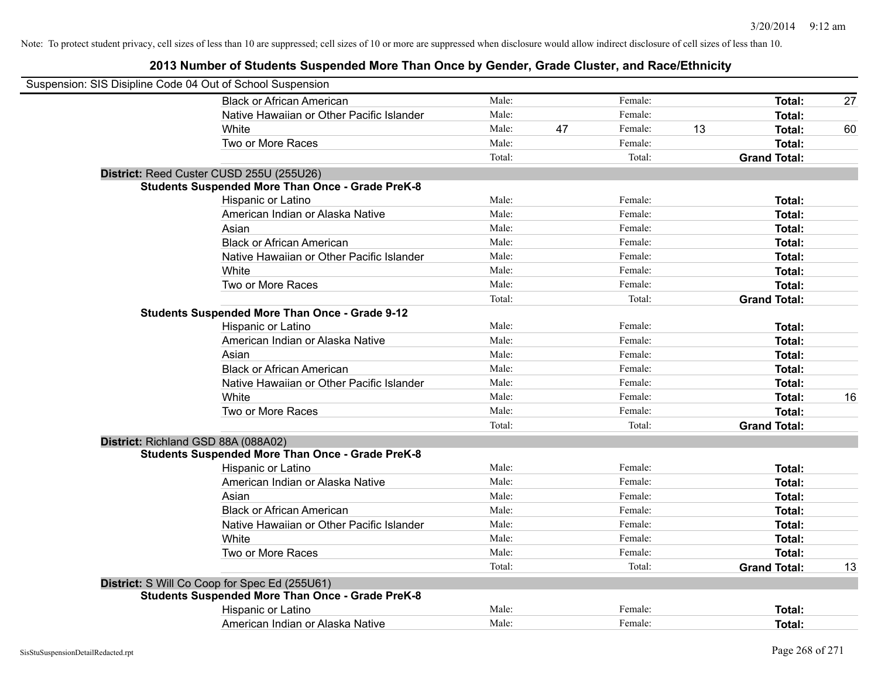Note: To protect student privacy, cell sizes of less than 10 are suppressed; cell sizes of 10 or more are suppressed when disclosure would allow indirect disclosure of cell sizes of less than 10.

## 2013 Number of Students Suspended More Than Once by Gender, Grade Cluster, and Race/Ethnicity

Suspension: SIS Disipline Code 04 Out of School Suspension

| | | | | | | |
|---|---|---|---|---|---|---|
| Black or African American | Male: | | Female: | | **Total:** | 27 |
| Native Hawaiian or Other Pacific Islander | Male: | | Female: | | **Total:** | |
| White | Male: | 47 | Female: | 13 | **Total:** | 60 |
| Two or More Races | Male: | | Female: | | **Total:** | |
| | Total: | | Total: | | **Grand Total:** | |

**District:** Reed Custer CUSD 255U (255U26)

**Students Suspended More Than Once - Grade PreK-8**

| | | | | | | |
|---|---|---|---|---|---|---|
| Hispanic or Latino | Male: | | Female: | | **Total:** | |
| American Indian or Alaska Native | Male: | | Female: | | **Total:** | |
| Asian | Male: | | Female: | | **Total:** | |
| Black or African American | Male: | | Female: | | **Total:** | |
| Native Hawaiian or Other Pacific Islander | Male: | | Female: | | **Total:** | |
| White | Male: | | Female: | | **Total:** | |
| Two or More Races | Male: | | Female: | | **Total:** | |
| | Total: | | Total: | | **Grand Total:** | |

**Students Suspended More Than Once - Grade 9-12**

| | | | | | | |
|---|---|---|---|---|---|---|
| Hispanic or Latino | Male: | | Female: | | **Total:** | |
| American Indian or Alaska Native | Male: | | Female: | | **Total:** | |
| Asian | Male: | | Female: | | **Total:** | |
| Black or African American | Male: | | Female: | | **Total:** | |
| Native Hawaiian or Other Pacific Islander | Male: | | Female: | | **Total:** | |
| White | Male: | | Female: | | **Total:** | 16 |
| Two or More Races | Male: | | Female: | | **Total:** | |
| | Total: | | Total: | | **Grand Total:** | |

**District:** Richland GSD 88A (088A02)

**Students Suspended More Than Once - Grade PreK-8**

| | | | | | | |
|---|---|---|---|---|---|---|
| Hispanic or Latino | Male: | | Female: | | **Total:** | |
| American Indian or Alaska Native | Male: | | Female: | | **Total:** | |
| Asian | Male: | | Female: | | **Total:** | |
| Black or African American | Male: | | Female: | | **Total:** | |
| Native Hawaiian or Other Pacific Islander | Male: | | Female: | | **Total:** | |
| White | Male: | | Female: | | **Total:** | |
| Two or More Races | Male: | | Female: | | **Total:** | |
| | Total: | | Total: | | **Grand Total:** | 13 |

**District:** S Will Co Coop for Spec Ed (255U61)

**Students Suspended More Than Once - Grade PreK-8**

| | | | | | | |
|---|---|---|---|---|---|---|
| Hispanic or Latino | Male: | | Female: | | **Total:** | |
| American Indian or Alaska Native | Male: | | Female: | | **Total:** | |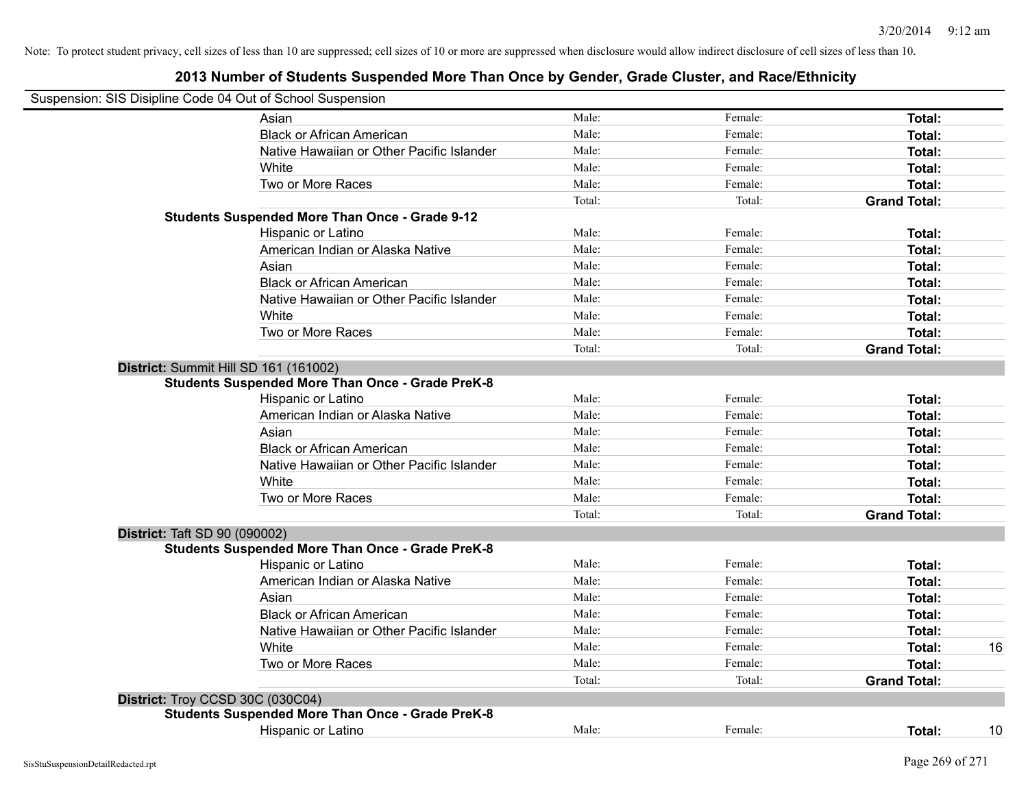Note: To protect student privacy, cell sizes of less than 10 are suppressed; cell sizes of 10 or more are suppressed when disclosure would allow indirect disclosure of cell sizes of less than 10.

## 2013 Number of Students Suspended More Than Once by Gender, Grade Cluster, and Race/Ethnicity

Suspension: SIS Disipline Code 04 Out of School Suspension

| | | | | |
|---|---|---|---|---|
| Asian | Male: | Female: | **Total:** | |
| Black or African American | Male: | Female: | **Total:** | |
| Native Hawaiian or Other Pacific Islander | Male: | Female: | **Total:** | |
| White | Male: | Female: | **Total:** | |
| Two or More Races | Male: | Female: | **Total:** | |
| | Total: | Total: | **Grand Total:** | |

**Students Suspended More Than Once - Grade 9-12**

| | | | | |
|---|---|---|---|---|
| Hispanic or Latino | Male: | Female: | **Total:** | |
| American Indian or Alaska Native | Male: | Female: | **Total:** | |
| Asian | Male: | Female: | **Total:** | |
| Black or African American | Male: | Female: | **Total:** | |
| Native Hawaiian or Other Pacific Islander | Male: | Female: | **Total:** | |
| White | Male: | Female: | **Total:** | |
| Two or More Races | Male: | Female: | **Total:** | |
| | Total: | Total: | **Grand Total:** | |

**District:** Summit Hill SD 161 (161002)

**Students Suspended More Than Once - Grade PreK-8**

| | | | | |
|---|---|---|---|---|
| Hispanic or Latino | Male: | Female: | **Total:** | |
| American Indian or Alaska Native | Male: | Female: | **Total:** | |
| Asian | Male: | Female: | **Total:** | |
| Black or African American | Male: | Female: | **Total:** | |
| Native Hawaiian or Other Pacific Islander | Male: | Female: | **Total:** | |
| White | Male: | Female: | **Total:** | |
| Two or More Races | Male: | Female: | **Total:** | |
| | Total: | Total: | **Grand Total:** | |

**District:** Taft SD 90 (090002)

**Students Suspended More Than Once - Grade PreK-8**

| | | | | |
|---|---|---|---|---|
| Hispanic or Latino | Male: | Female: | **Total:** | |
| American Indian or Alaska Native | Male: | Female: | **Total:** | |
| Asian | Male: | Female: | **Total:** | |
| Black or African American | Male: | Female: | **Total:** | |
| Native Hawaiian or Other Pacific Islander | Male: | Female: | **Total:** | |
| White | Male: | Female: | **Total:** | 16 |
| Two or More Races | Male: | Female: | **Total:** | |
| | Total: | Total: | **Grand Total:** | |

**District:** Troy CCSD 30C (030C04)

**Students Suspended More Than Once - Grade PreK-8**

| | | | | |
|---|---|---|---|---|
| Hispanic or Latino | Male: | Female: | **Total:** | 10 |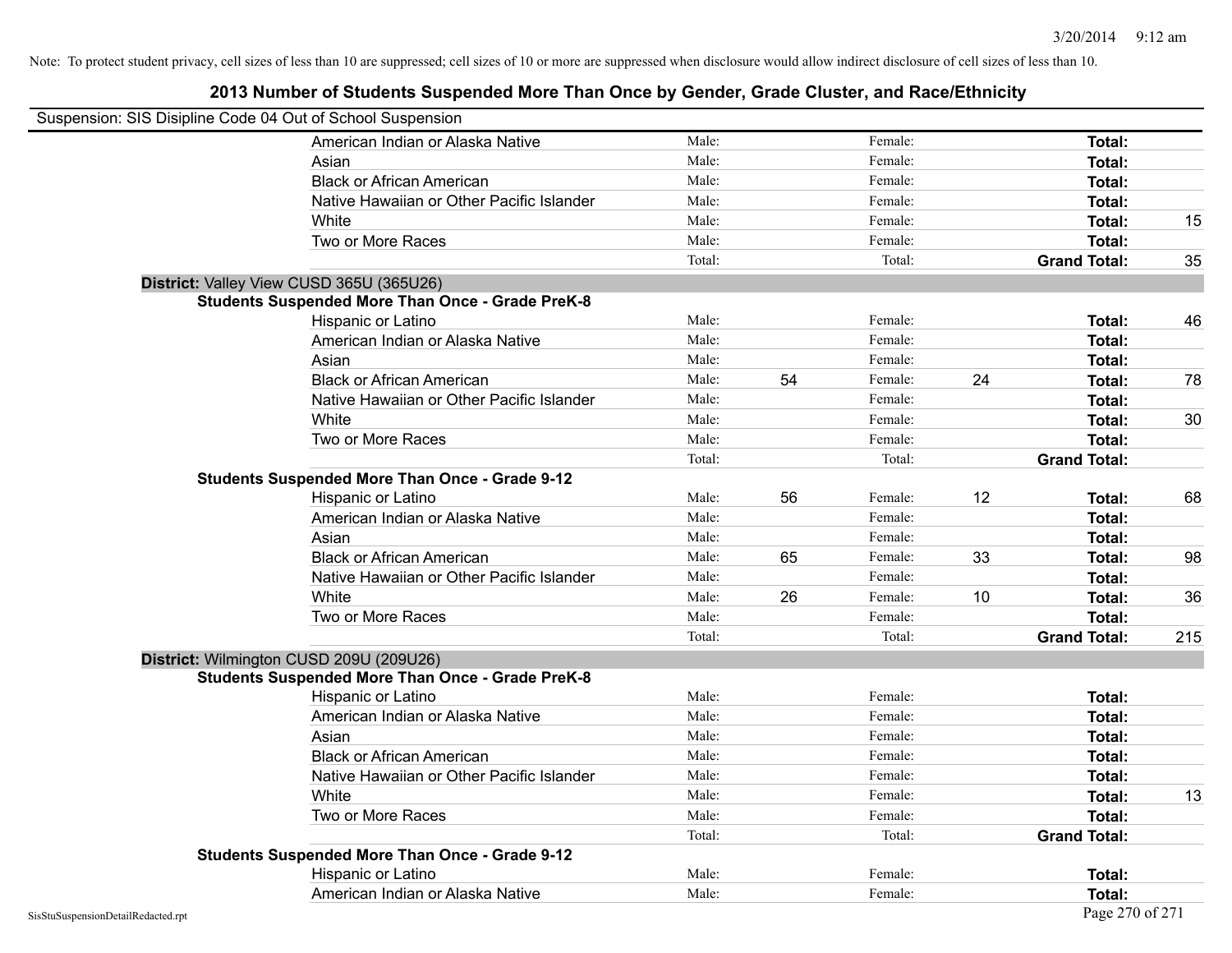Note: To protect student privacy, cell sizes of less than 10 are suppressed; cell sizes of 10 or more are suppressed when disclosure would allow indirect disclosure of cell sizes of less than 10.

## 2013 Number of Students Suspended More Than Once by Gender, Grade Cluster, and Race/Ethnicity

Suspension: SIS Disipline Code 04 Out of School Suspension

| | Male: | | Female: | | | |
|---|---|---|---|---|---|---|
| American Indian or Alaska Native | Male: | | Female: | | **Total:** | |
| Asian | Male: | | Female: | | **Total:** | |
| Black or African American | Male: | | Female: | | **Total:** | |
| Native Hawaiian or Other Pacific Islander | Male: | | Female: | | **Total:** | |
| White | Male: | | Female: | | **Total:** | 15 |
| Two or More Races | Male: | | Female: | | **Total:** | |
| | Total: | | Total: | | **Grand Total:** | 35 |

**District:** Valley View CUSD 365U (365U26)

**Students Suspended More Than Once - Grade PreK-8**

| | | | | | | |
|---|---|---|---|---|---|---|
| Hispanic or Latino | Male: | | Female: | | **Total:** | 46 |
| American Indian or Alaska Native | Male: | | Female: | | **Total:** | |
| Asian | Male: | | Female: | | **Total:** | |
| Black or African American | Male: | 54 | Female: | 24 | **Total:** | 78 |
| Native Hawaiian or Other Pacific Islander | Male: | | Female: | | **Total:** | |
| White | Male: | | Female: | | **Total:** | 30 |
| Two or More Races | Male: | | Female: | | **Total:** | |
| | Total: | | Total: | | **Grand Total:** | |

**Students Suspended More Than Once - Grade 9-12**

| | | | | | | |
|---|---|---|---|---|---|---|
| Hispanic or Latino | Male: | 56 | Female: | 12 | **Total:** | 68 |
| American Indian or Alaska Native | Male: | | Female: | | **Total:** | |
| Asian | Male: | | Female: | | **Total:** | |
| Black or African American | Male: | 65 | Female: | 33 | **Total:** | 98 |
| Native Hawaiian or Other Pacific Islander | Male: | | Female: | | **Total:** | |
| White | Male: | 26 | Female: | 10 | **Total:** | 36 |
| Two or More Races | Male: | | Female: | | **Total:** | |
| | Total: | | Total: | | **Grand Total:** | 215 |

**District:** Wilmington CUSD 209U (209U26)

**Students Suspended More Than Once - Grade PreK-8**

| | | | | | | |
|---|---|---|---|---|---|---|
| Hispanic or Latino | Male: | | Female: | | **Total:** | |
| American Indian or Alaska Native | Male: | | Female: | | **Total:** | |
| Asian | Male: | | Female: | | **Total:** | |
| Black or African American | Male: | | Female: | | **Total:** | |
| Native Hawaiian or Other Pacific Islander | Male: | | Female: | | **Total:** | |
| White | Male: | | Female: | | **Total:** | 13 |
| Two or More Races | Male: | | Female: | | **Total:** | |
| | Total: | | Total: | | **Grand Total:** | |

**Students Suspended More Than Once - Grade 9-12**

| | | | | | | |
|---|---|---|---|---|---|---|
| Hispanic or Latino | Male: | | Female: | | **Total:** | |
| American Indian or Alaska Native | Male: | | Female: | | **Total:** | |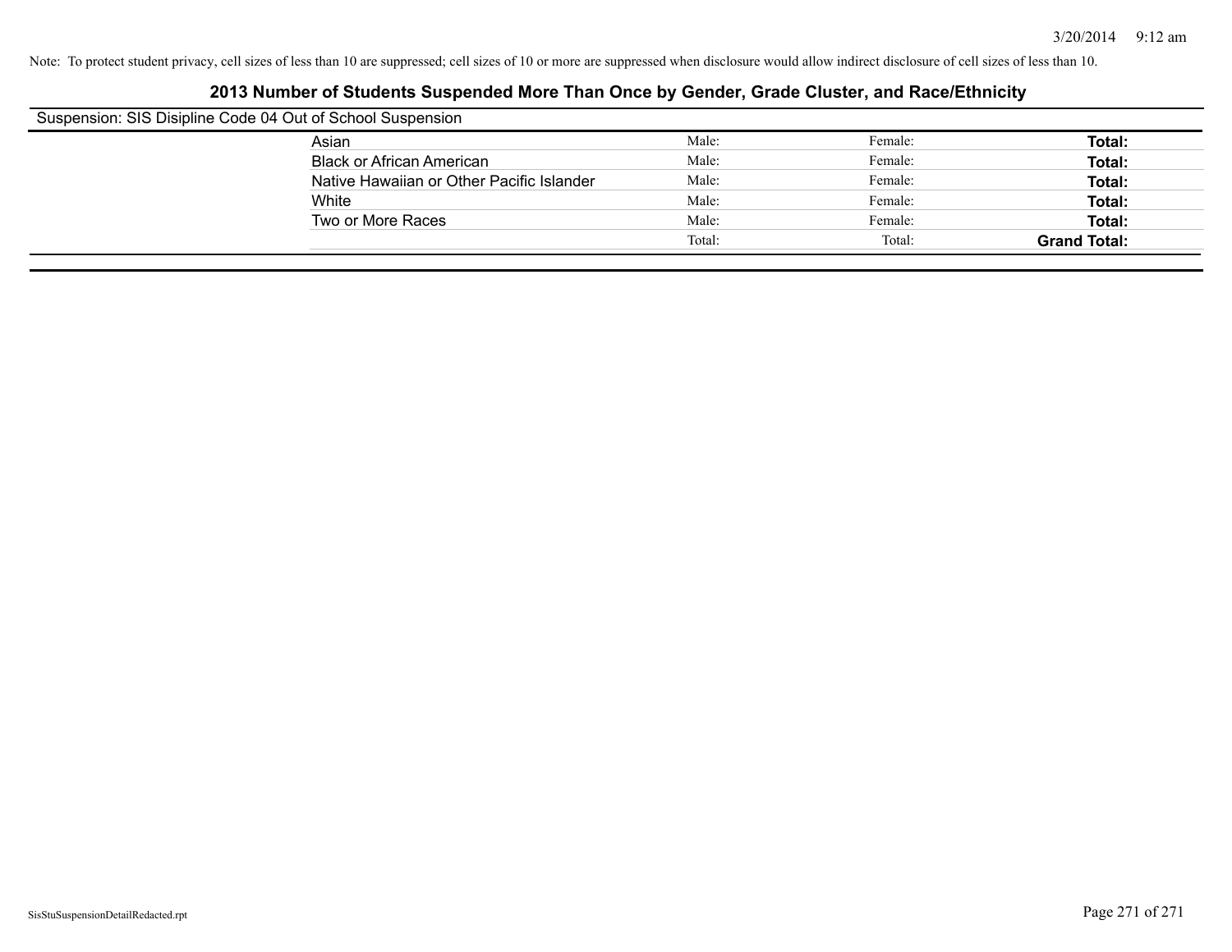Note: To protect student privacy, cell sizes of less than 10 are suppressed; cell sizes of 10 or more are suppressed when disclosure would allow indirect disclosure of cell sizes of less than 10.

## 2013 Number of Students Suspended More Than Once by Gender, Grade Cluster, and Race/Ethnicity

Suspension: SIS Disipline Code 04 Out of School Suspension

| | | | | |
|---|---|---|---|---|
| | Asian | Male: | Female: | **Total:** |
| | Black or African American | Male: | Female: | **Total:** |
| | Native Hawaiian or Other Pacific Islander | Male: | Female: | **Total:** |
| | White | Male: | Female: | **Total:** |
| | Two or More Races | Male: | Female: | **Total:** |
| | | Total: | Total: | **Grand Total:** |

SisStuSuspensionDetailRedacted.rpt